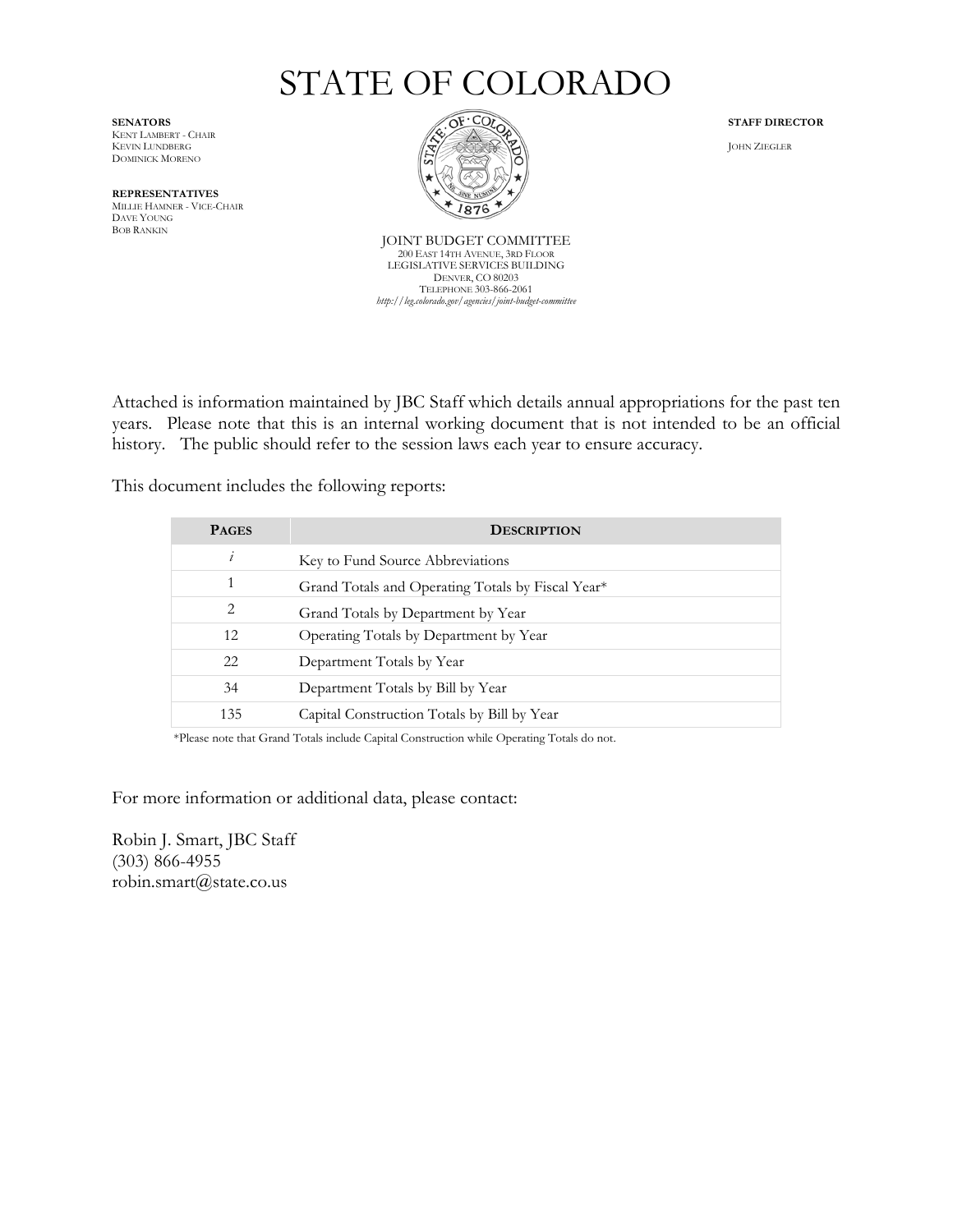# STATE OF COLORADO

**SENATORS**
KENT LAMBERT - CHAIR
KEVIN LUNDBERG
DOMINICK MORENO

**REPRESENTATIVES**
MILLIE HAMNER - VICE-CHAIR
DAVE YOUNG
BOB RANKIN

**STAFF DIRECTOR**
JOHN ZIEGLER

JOINT BUDGET COMMITTEE
200 EAST 14TH AVENUE, 3RD FLOOR
LEGISLATIVE SERVICES BUILDING
DENVER, CO 80203
TELEPHONE 303-866-2061
*http://leg.colorado.gov/agencies/joint-budget-committee*

Attached is information maintained by JBC Staff which details annual appropriations for the past ten years. Please note that this is an internal working document that is not intended to be an official history. The public should refer to the session laws each year to ensure accuracy.

This document includes the following reports:

| PAGES | DESCRIPTION |
| --- | --- |
| *i* | Key to Fund Source Abbreviations |
| 1 | Grand Totals and Operating Totals by Fiscal Year* |
| 2 | Grand Totals by Department by Year |
| 12 | Operating Totals by Department by Year |
| 22 | Department Totals by Year |
| 34 | Department Totals by Bill by Year |
| 135 | Capital Construction Totals by Bill by Year |

*Please note that Grand Totals include Capital Construction while Operating Totals do not.

For more information or additional data, please contact:

Robin J. Smart, JBC Staff
(303) 866-4955
robin.smart@state.co.us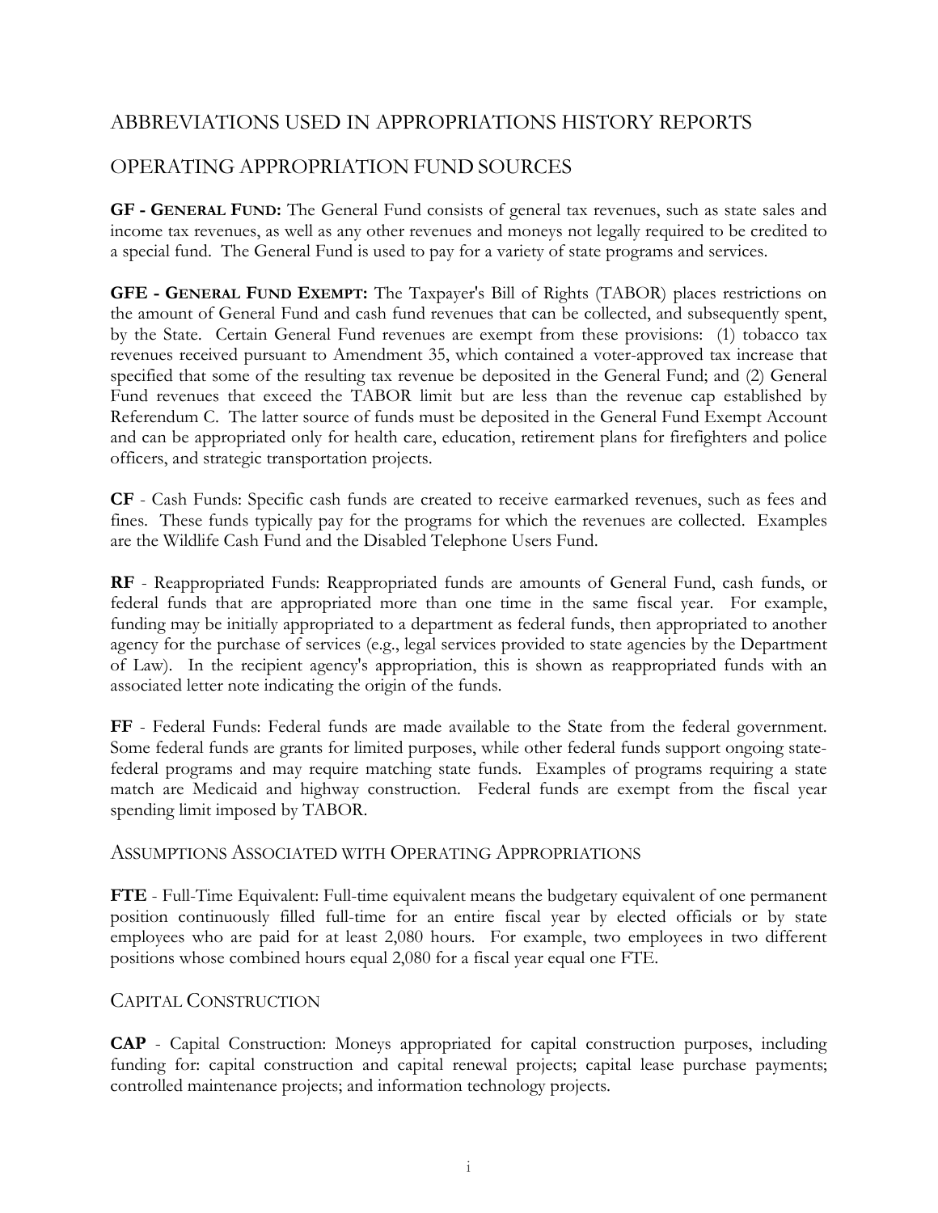# ABBREVIATIONS USED IN APPROPRIATIONS HISTORY REPORTS

## OPERATING APPROPRIATION FUND SOURCES

**GF - GENERAL FUND:** The General Fund consists of general tax revenues, such as state sales and income tax revenues, as well as any other revenues and moneys not legally required to be credited to a special fund. The General Fund is used to pay for a variety of state programs and services.

**GFE - GENERAL FUND EXEMPT:** The Taxpayer's Bill of Rights (TABOR) places restrictions on the amount of General Fund and cash fund revenues that can be collected, and subsequently spent, by the State. Certain General Fund revenues are exempt from these provisions: (1) tobacco tax revenues received pursuant to Amendment 35, which contained a voter-approved tax increase that specified that some of the resulting tax revenue be deposited in the General Fund; and (2) General Fund revenues that exceed the TABOR limit but are less than the revenue cap established by Referendum C. The latter source of funds must be deposited in the General Fund Exempt Account and can be appropriated only for health care, education, retirement plans for firefighters and police officers, and strategic transportation projects.

**CF** - Cash Funds: Specific cash funds are created to receive earmarked revenues, such as fees and fines. These funds typically pay for the programs for which the revenues are collected. Examples are the Wildlife Cash Fund and the Disabled Telephone Users Fund.

**RF** - Reappropriated Funds: Reappropriated funds are amounts of General Fund, cash funds, or federal funds that are appropriated more than one time in the same fiscal year. For example, funding may be initially appropriated to a department as federal funds, then appropriated to another agency for the purchase of services (e.g., legal services provided to state agencies by the Department of Law). In the recipient agency's appropriation, this is shown as reappropriated funds with an associated letter note indicating the origin of the funds.

**FF** - Federal Funds: Federal funds are made available to the State from the federal government. Some federal funds are grants for limited purposes, while other federal funds support ongoing state-federal programs and may require matching state funds. Examples of programs requiring a state match are Medicaid and highway construction. Federal funds are exempt from the fiscal year spending limit imposed by TABOR.

### ASSUMPTIONS ASSOCIATED WITH OPERATING APPROPRIATIONS

**FTE** - Full-Time Equivalent: Full-time equivalent means the budgetary equivalent of one permanent position continuously filled full-time for an entire fiscal year by elected officials or by state employees who are paid for at least 2,080 hours. For example, two employees in two different positions whose combined hours equal 2,080 for a fiscal year equal one FTE.

### CAPITAL CONSTRUCTION

**CAP** - Capital Construction: Moneys appropriated for capital construction purposes, including funding for: capital construction and capital renewal projects; capital lease purchase payments; controlled maintenance projects; and information technology projects.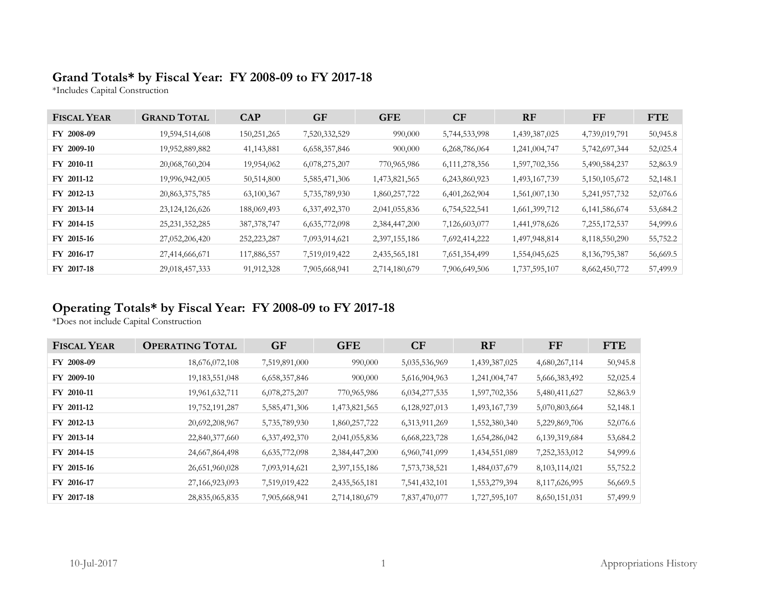## Grand Totals* by Fiscal Year: FY 2008-09 to FY 2017-18

*Includes Capital Construction

| Fiscal Year | Grand Total | CAP | GF | GFE | CF | RF | FF | FTE |
|---|---|---|---|---|---|---|---|---|
| FY 2008-09 | 19,594,514,608 | 150,251,265 | 7,520,332,529 | 990,000 | 5,744,533,998 | 1,439,387,025 | 4,739,019,791 | 50,945.8 |
| FY 2009-10 | 19,952,889,882 | 41,143,881 | 6,658,357,846 | 900,000 | 6,268,786,064 | 1,241,004,747 | 5,742,697,344 | 52,025.4 |
| FY 2010-11 | 20,068,760,204 | 19,954,062 | 6,078,275,207 | 770,965,986 | 6,111,278,356 | 1,597,702,356 | 5,490,584,237 | 52,863.9 |
| FY 2011-12 | 19,996,942,005 | 50,514,800 | 5,585,471,306 | 1,473,821,565 | 6,243,860,923 | 1,493,167,739 | 5,150,105,672 | 52,148.1 |
| FY 2012-13 | 20,863,375,785 | 63,100,367 | 5,735,789,930 | 1,860,257,722 | 6,401,262,904 | 1,561,007,130 | 5,241,957,732 | 52,076.6 |
| FY 2013-14 | 23,124,126,626 | 188,069,493 | 6,337,492,370 | 2,041,055,836 | 6,754,522,541 | 1,661,399,712 | 6,141,586,674 | 53,684.2 |
| FY 2014-15 | 25,231,352,285 | 387,378,747 | 6,635,772,098 | 2,384,447,200 | 7,126,603,077 | 1,441,978,626 | 7,255,172,537 | 54,999.6 |
| FY 2015-16 | 27,052,206,420 | 252,223,287 | 7,093,914,621 | 2,397,155,186 | 7,692,414,222 | 1,497,948,814 | 8,118,550,290 | 55,752.2 |
| FY 2016-17 | 27,414,666,671 | 117,886,557 | 7,519,019,422 | 2,435,565,181 | 7,651,354,499 | 1,554,045,625 | 8,136,795,387 | 56,669.5 |
| FY 2017-18 | 29,018,457,333 | 91,912,328 | 7,905,668,941 | 2,714,180,679 | 7,906,649,506 | 1,737,595,107 | 8,662,450,772 | 57,499.9 |

## Operating Totals* by Fiscal Year: FY 2008-09 to FY 2017-18

*Does not include Capital Construction

| Fiscal Year | Operating Total | GF | GFE | CF | RF | FF | FTE |
|---|---|---|---|---|---|---|---|
| FY 2008-09 | 18,676,072,108 | 7,519,891,000 | 990,000 | 5,035,536,969 | 1,439,387,025 | 4,680,267,114 | 50,945.8 |
| FY 2009-10 | 19,183,551,048 | 6,658,357,846 | 900,000 | 5,616,904,963 | 1,241,004,747 | 5,666,383,492 | 52,025.4 |
| FY 2010-11 | 19,961,632,711 | 6,078,275,207 | 770,965,986 | 6,034,277,535 | 1,597,702,356 | 5,480,411,627 | 52,863.9 |
| FY 2011-12 | 19,752,191,287 | 5,585,471,306 | 1,473,821,565 | 6,128,927,013 | 1,493,167,739 | 5,070,803,664 | 52,148.1 |
| FY 2012-13 | 20,692,208,967 | 5,735,789,930 | 1,860,257,722 | 6,313,911,269 | 1,552,380,340 | 5,229,869,706 | 52,076.6 |
| FY 2013-14 | 22,840,377,660 | 6,337,492,370 | 2,041,055,836 | 6,668,223,728 | 1,654,286,042 | 6,139,319,684 | 53,684.2 |
| FY 2014-15 | 24,667,864,498 | 6,635,772,098 | 2,384,447,200 | 6,960,741,099 | 1,434,551,089 | 7,252,353,012 | 54,999.6 |
| FY 2015-16 | 26,651,960,028 | 7,093,914,621 | 2,397,155,186 | 7,573,738,521 | 1,484,037,679 | 8,103,114,021 | 55,752.2 |
| FY 2016-17 | 27,166,923,093 | 7,519,019,422 | 2,435,565,181 | 7,541,432,101 | 1,553,279,394 | 8,117,626,995 | 56,669.5 |
| FY 2017-18 | 28,835,065,835 | 7,905,668,941 | 2,714,180,679 | 7,837,470,077 | 1,727,595,107 | 8,650,151,031 | 57,499.9 |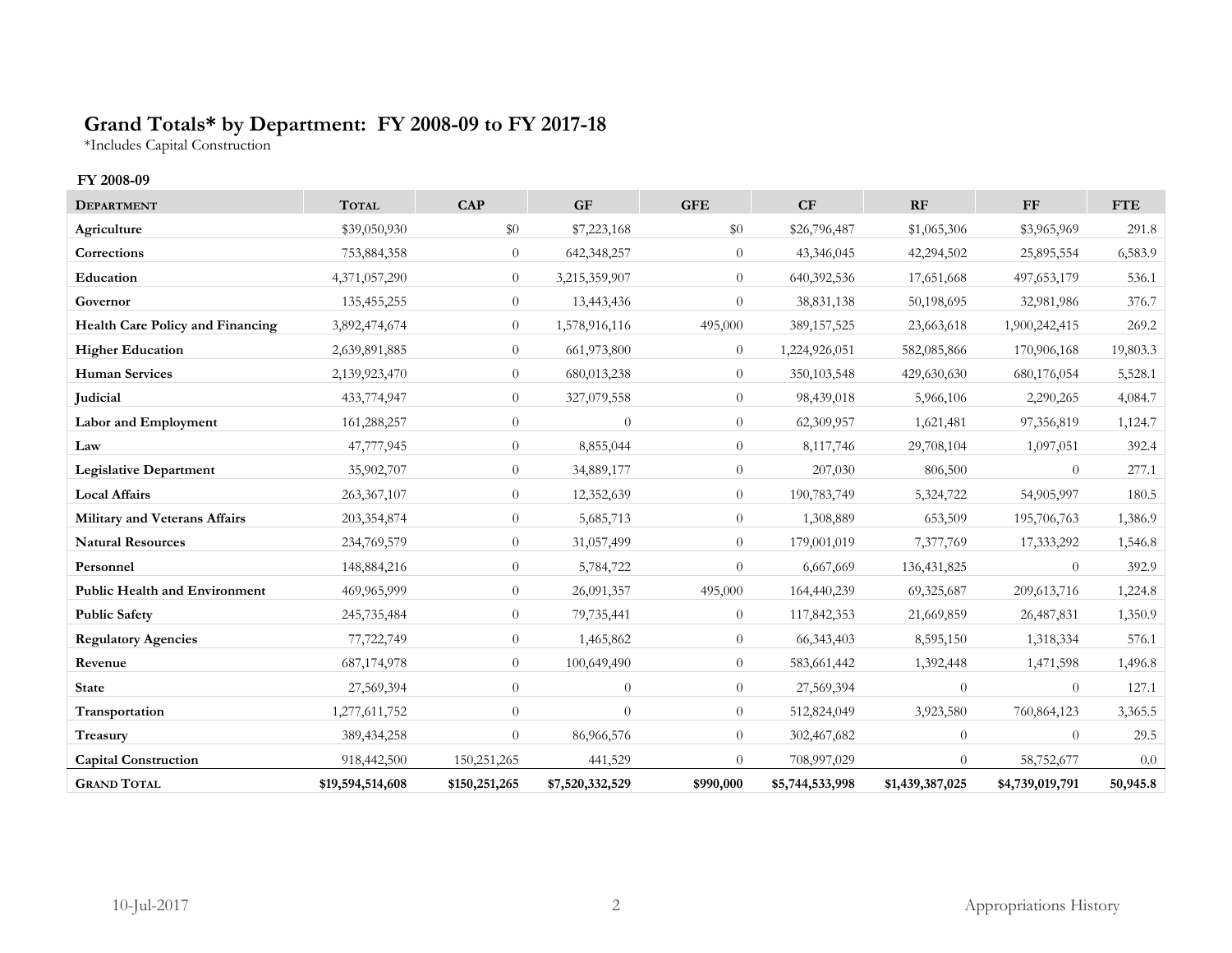# Grand Totals* by Department: FY 2008-09 to FY 2017-18

*Includes Capital Construction

**FY 2008-09**

| Department | Total | CAP | GF | GFE | CF | RF | FF | FTE |
|---|---|---|---|---|---|---|---|---|
| **Agriculture** | $39,050,930 | $0 | $7,223,168 | $0 | $26,796,487 | $1,065,306 | $3,965,969 | 291.8 |
| **Corrections** | 753,884,358 | 0 | 642,348,257 | 0 | 43,346,045 | 42,294,502 | 25,895,554 | 6,583.9 |
| **Education** | 4,371,057,290 | 0 | 3,215,359,907 | 0 | 640,392,536 | 17,651,668 | 497,653,179 | 536.1 |
| **Governor** | 135,455,255 | 0 | 13,443,436 | 0 | 38,831,138 | 50,198,695 | 32,981,986 | 376.7 |
| **Health Care Policy and Financing** | 3,892,474,674 | 0 | 1,578,916,116 | 495,000 | 389,157,525 | 23,663,618 | 1,900,242,415 | 269.2 |
| **Higher Education** | 2,639,891,885 | 0 | 661,973,800 | 0 | 1,224,926,051 | 582,085,866 | 170,906,168 | 19,803.3 |
| **Human Services** | 2,139,923,470 | 0 | 680,013,238 | 0 | 350,103,548 | 429,630,630 | 680,176,054 | 5,528.1 |
| **Judicial** | 433,774,947 | 0 | 327,079,558 | 0 | 98,439,018 | 5,966,106 | 2,290,265 | 4,084.7 |
| **Labor and Employment** | 161,288,257 | 0 | 0 | 0 | 62,309,957 | 1,621,481 | 97,356,819 | 1,124.7 |
| **Law** | 47,777,945 | 0 | 8,855,044 | 0 | 8,117,746 | 29,708,104 | 1,097,051 | 392.4 |
| **Legislative Department** | 35,902,707 | 0 | 34,889,177 | 0 | 207,030 | 806,500 | 0 | 277.1 |
| **Local Affairs** | 263,367,107 | 0 | 12,352,639 | 0 | 190,783,749 | 5,324,722 | 54,905,997 | 180.5 |
| **Military and Veterans Affairs** | 203,354,874 | 0 | 5,685,713 | 0 | 1,308,889 | 653,509 | 195,706,763 | 1,386.9 |
| **Natural Resources** | 234,769,579 | 0 | 31,057,499 | 0 | 179,001,019 | 7,377,769 | 17,333,292 | 1,546.8 |
| **Personnel** | 148,884,216 | 0 | 5,784,722 | 0 | 6,667,669 | 136,431,825 | 0 | 392.9 |
| **Public Health and Environment** | 469,965,999 | 0 | 26,091,357 | 495,000 | 164,440,239 | 69,325,687 | 209,613,716 | 1,224.8 |
| **Public Safety** | 245,735,484 | 0 | 79,735,441 | 0 | 117,842,353 | 21,669,859 | 26,487,831 | 1,350.9 |
| **Regulatory Agencies** | 77,722,749 | 0 | 1,465,862 | 0 | 66,343,403 | 8,595,150 | 1,318,334 | 576.1 |
| **Revenue** | 687,174,978 | 0 | 100,649,490 | 0 | 583,661,442 | 1,392,448 | 1,471,598 | 1,496.8 |
| **State** | 27,569,394 | 0 | 0 | 0 | 27,569,394 | 0 | 0 | 127.1 |
| **Transportation** | 1,277,611,752 | 0 | 0 | 0 | 512,824,049 | 3,923,580 | 760,864,123 | 3,365.5 |
| **Treasury** | 389,434,258 | 0 | 86,966,576 | 0 | 302,467,682 | 0 | 0 | 29.5 |
| **Capital Construction** | 918,442,500 | 150,251,265 | 441,529 | 0 | 708,997,029 | 0 | 58,752,677 | 0.0 |
| **Grand Total** | **$19,594,514,608** | **$150,251,265** | **$7,520,332,529** | **$990,000** | **$5,744,533,998** | **$1,439,387,025** | **$4,739,019,791** | **50,945.8** |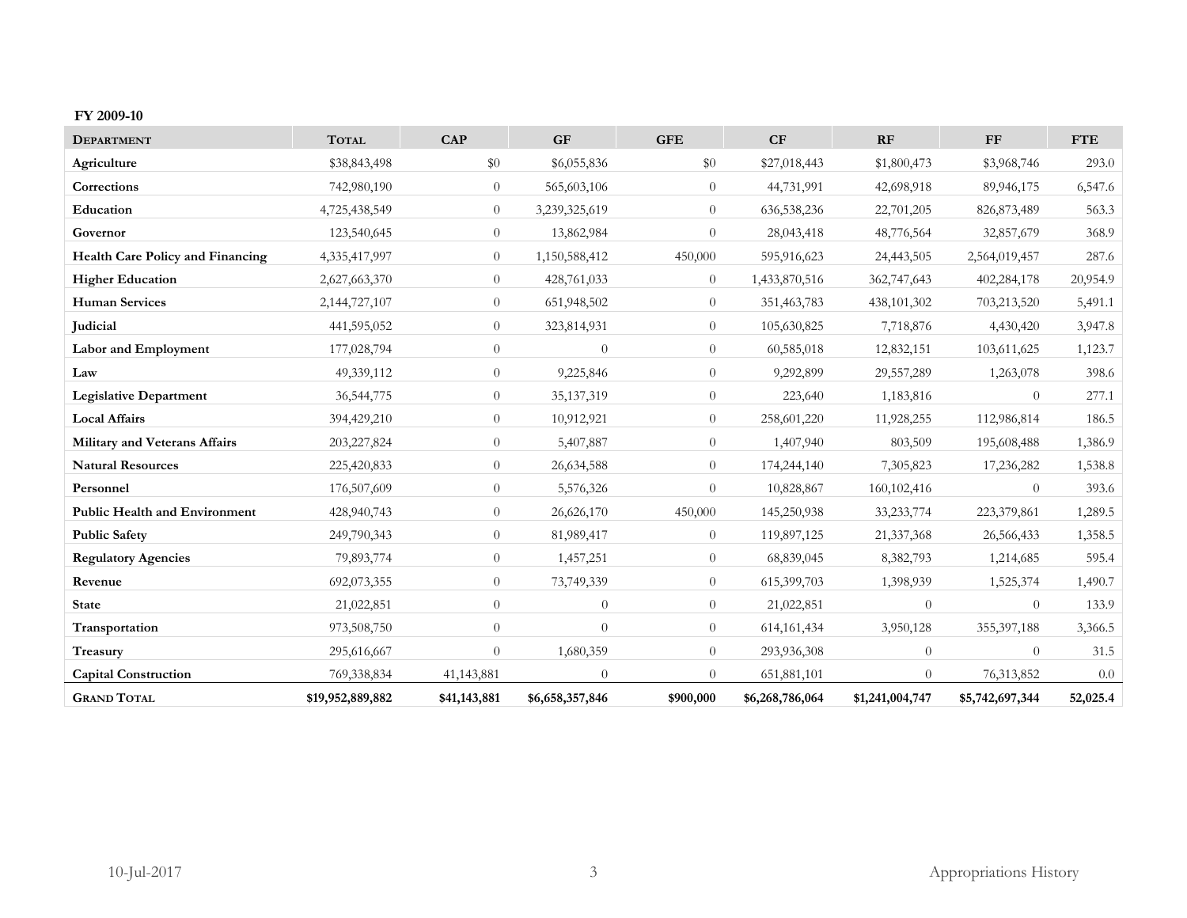**FY 2009-10**

| Department | Total | CAP | GF | GFE | CF | RF | FF | FTE |
|---|---|---|---|---|---|---|---|---|
| **Agriculture** | $38,843,498 | $0 | $6,055,836 | $0 | $27,018,443 | $1,800,473 | $3,968,746 | 293.0 |
| **Corrections** | 742,980,190 | 0 | 565,603,106 | 0 | 44,731,991 | 42,698,918 | 89,946,175 | 6,547.6 |
| **Education** | 4,725,438,549 | 0 | 3,239,325,619 | 0 | 636,538,236 | 22,701,205 | 826,873,489 | 563.3 |
| **Governor** | 123,540,645 | 0 | 13,862,984 | 0 | 28,043,418 | 48,776,564 | 32,857,679 | 368.9 |
| **Health Care Policy and Financing** | 4,335,417,997 | 0 | 1,150,588,412 | 450,000 | 595,916,623 | 24,443,505 | 2,564,019,457 | 287.6 |
| **Higher Education** | 2,627,663,370 | 0 | 428,761,033 | 0 | 1,433,870,516 | 362,747,643 | 402,284,178 | 20,954.9 |
| **Human Services** | 2,144,727,107 | 0 | 651,948,502 | 0 | 351,463,783 | 438,101,302 | 703,213,520 | 5,491.1 |
| **Judicial** | 441,595,052 | 0 | 323,814,931 | 0 | 105,630,825 | 7,718,876 | 4,430,420 | 3,947.8 |
| **Labor and Employment** | 177,028,794 | 0 | 0 | 0 | 60,585,018 | 12,832,151 | 103,611,625 | 1,123.7 |
| **Law** | 49,339,112 | 0 | 9,225,846 | 0 | 9,292,899 | 29,557,289 | 1,263,078 | 398.6 |
| **Legislative Department** | 36,544,775 | 0 | 35,137,319 | 0 | 223,640 | 1,183,816 | 0 | 277.1 |
| **Local Affairs** | 394,429,210 | 0 | 10,912,921 | 0 | 258,601,220 | 11,928,255 | 112,986,814 | 186.5 |
| **Military and Veterans Affairs** | 203,227,824 | 0 | 5,407,887 | 0 | 1,407,940 | 803,509 | 195,608,488 | 1,386.9 |
| **Natural Resources** | 225,420,833 | 0 | 26,634,588 | 0 | 174,244,140 | 7,305,823 | 17,236,282 | 1,538.8 |
| **Personnel** | 176,507,609 | 0 | 5,576,326 | 0 | 10,828,867 | 160,102,416 | 0 | 393.6 |
| **Public Health and Environment** | 428,940,743 | 0 | 26,626,170 | 450,000 | 145,250,938 | 33,233,774 | 223,379,861 | 1,289.5 |
| **Public Safety** | 249,790,343 | 0 | 81,989,417 | 0 | 119,897,125 | 21,337,368 | 26,566,433 | 1,358.5 |
| **Regulatory Agencies** | 79,893,774 | 0 | 1,457,251 | 0 | 68,839,045 | 8,382,793 | 1,214,685 | 595.4 |
| **Revenue** | 692,073,355 | 0 | 73,749,339 | 0 | 615,399,703 | 1,398,939 | 1,525,374 | 1,490.7 |
| **State** | 21,022,851 | 0 | 0 | 0 | 21,022,851 | 0 | 0 | 133.9 |
| **Transportation** | 973,508,750 | 0 | 0 | 0 | 614,161,434 | 3,950,128 | 355,397,188 | 3,366.5 |
| **Treasury** | 295,616,667 | 0 | 1,680,359 | 0 | 293,936,308 | 0 | 0 | 31.5 |
| **Capital Construction** | 769,338,834 | 41,143,881 | 0 | 0 | 651,881,101 | 0 | 76,313,852 | 0.0 |
| **Grand Total** | **$19,952,889,882** | **$41,143,881** | **$6,658,357,846** | **$900,000** | **$6,268,786,064** | **$1,241,004,747** | **$5,742,697,344** | **52,025.4** |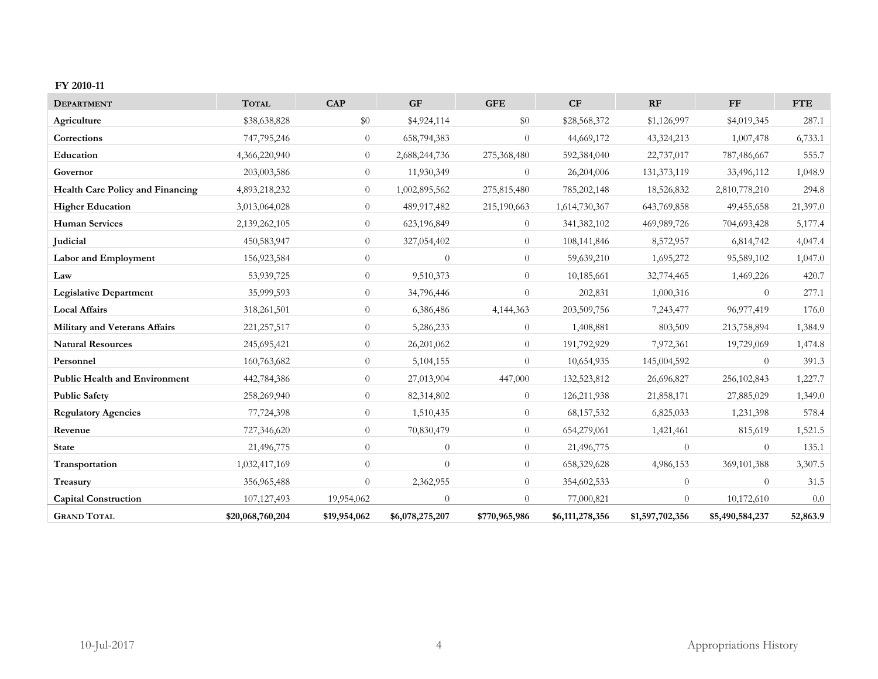**FY 2010-11**

| Department | Total | CAP | GF | GFE | CF | RF | FF | FTE |
|---|---|---|---|---|---|---|---|---|
| **Agriculture** | $38,638,828 | $0 | $4,924,114 | $0 | $28,568,372 | $1,126,997 | $4,019,345 | 287.1 |
| **Corrections** | 747,795,246 | 0 | 658,794,383 | 0 | 44,669,172 | 43,324,213 | 1,007,478 | 6,733.1 |
| **Education** | 4,366,220,940 | 0 | 2,688,244,736 | 275,368,480 | 592,384,040 | 22,737,017 | 787,486,667 | 555.7 |
| **Governor** | 203,003,586 | 0 | 11,930,349 | 0 | 26,204,006 | 131,373,119 | 33,496,112 | 1,048.9 |
| **Health Care Policy and Financing** | 4,893,218,232 | 0 | 1,002,895,562 | 275,815,480 | 785,202,148 | 18,526,832 | 2,810,778,210 | 294.8 |
| **Higher Education** | 3,013,064,028 | 0 | 489,917,482 | 215,190,663 | 1,614,730,367 | 643,769,858 | 49,455,658 | 21,397.0 |
| **Human Services** | 2,139,262,105 | 0 | 623,196,849 | 0 | 341,382,102 | 469,989,726 | 704,693,428 | 5,177.4 |
| **Judicial** | 450,583,947 | 0 | 327,054,402 | 0 | 108,141,846 | 8,572,957 | 6,814,742 | 4,047.4 |
| **Labor and Employment** | 156,923,584 | 0 | 0 | 0 | 59,639,210 | 1,695,272 | 95,589,102 | 1,047.0 |
| **Law** | 53,939,725 | 0 | 9,510,373 | 0 | 10,185,661 | 32,774,465 | 1,469,226 | 420.7 |
| **Legislative Department** | 35,999,593 | 0 | 34,796,446 | 0 | 202,831 | 1,000,316 | 0 | 277.1 |
| **Local Affairs** | 318,261,501 | 0 | 6,386,486 | 4,144,363 | 203,509,756 | 7,243,477 | 96,977,419 | 176.0 |
| **Military and Veterans Affairs** | 221,257,517 | 0 | 5,286,233 | 0 | 1,408,881 | 803,509 | 213,758,894 | 1,384.9 |
| **Natural Resources** | 245,695,421 | 0 | 26,201,062 | 0 | 191,792,929 | 7,972,361 | 19,729,069 | 1,474.8 |
| **Personnel** | 160,763,682 | 0 | 5,104,155 | 0 | 10,654,935 | 145,004,592 | 0 | 391.3 |
| **Public Health and Environment** | 442,784,386 | 0 | 27,013,904 | 447,000 | 132,523,812 | 26,696,827 | 256,102,843 | 1,227.7 |
| **Public Safety** | 258,269,940 | 0 | 82,314,802 | 0 | 126,211,938 | 21,858,171 | 27,885,029 | 1,349.0 |
| **Regulatory Agencies** | 77,724,398 | 0 | 1,510,435 | 0 | 68,157,532 | 6,825,033 | 1,231,398 | 578.4 |
| **Revenue** | 727,346,620 | 0 | 70,830,479 | 0 | 654,279,061 | 1,421,461 | 815,619 | 1,521.5 |
| **State** | 21,496,775 | 0 | 0 | 0 | 21,496,775 | 0 | 0 | 135.1 |
| **Transportation** | 1,032,417,169 | 0 | 0 | 0 | 658,329,628 | 4,986,153 | 369,101,388 | 3,307.5 |
| **Treasury** | 356,965,488 | 0 | 2,362,955 | 0 | 354,602,533 | 0 | 0 | 31.5 |
| **Capital Construction** | 107,127,493 | 19,954,062 | 0 | 0 | 77,000,821 | 0 | 10,172,610 | 0.0 |
| **Grand Total** | **$20,068,760,204** | **$19,954,062** | **$6,078,275,207** | **$770,965,986** | **$6,111,278,356** | **$1,597,702,356** | **$5,490,584,237** | **52,863.9** |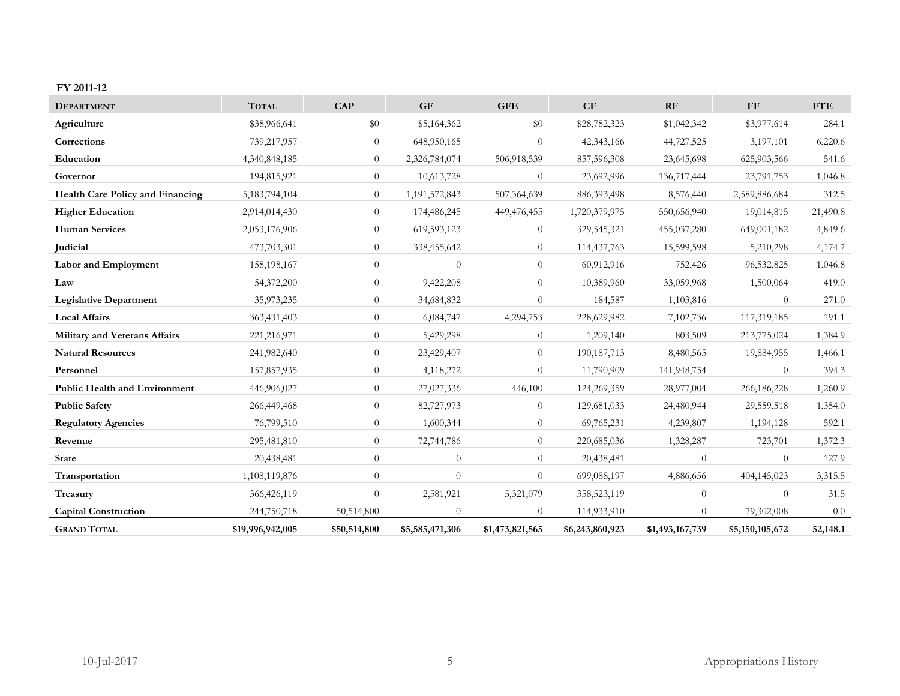**FY 2011-12**

| Department | Total | CAP | GF | GFE | CF | RF | FF | FTE |
|---|---|---|---|---|---|---|---|---|
| **Agriculture** | $38,966,641 | $0 | $5,164,362 | $0 | $28,782,323 | $1,042,342 | $3,977,614 | 284.1 |
| **Corrections** | 739,217,957 | 0 | 648,950,165 | 0 | 42,343,166 | 44,727,525 | 3,197,101 | 6,220.6 |
| **Education** | 4,340,848,185 | 0 | 2,326,784,074 | 506,918,539 | 857,596,308 | 23,645,698 | 625,903,566 | 541.6 |
| **Governor** | 194,815,921 | 0 | 10,613,728 | 0 | 23,692,996 | 136,717,444 | 23,791,753 | 1,046.8 |
| **Health Care Policy and Financing** | 5,183,794,104 | 0 | 1,191,572,843 | 507,364,639 | 886,393,498 | 8,576,440 | 2,589,886,684 | 312.5 |
| **Higher Education** | 2,914,014,430 | 0 | 174,486,245 | 449,476,455 | 1,720,379,975 | 550,656,940 | 19,014,815 | 21,490.8 |
| **Human Services** | 2,053,176,906 | 0 | 619,593,123 | 0 | 329,545,321 | 455,037,280 | 649,001,182 | 4,849.6 |
| **Judicial** | 473,703,301 | 0 | 338,455,642 | 0 | 114,437,763 | 15,599,598 | 5,210,298 | 4,174.7 |
| **Labor and Employment** | 158,198,167 | 0 | 0 | 0 | 60,912,916 | 752,426 | 96,532,825 | 1,046.8 |
| **Law** | 54,372,200 | 0 | 9,422,208 | 0 | 10,389,960 | 33,059,968 | 1,500,064 | 419.0 |
| **Legislative Department** | 35,973,235 | 0 | 34,684,832 | 0 | 184,587 | 1,103,816 | 0 | 271.0 |
| **Local Affairs** | 363,431,403 | 0 | 6,084,747 | 4,294,753 | 228,629,982 | 7,102,736 | 117,319,185 | 191.1 |
| **Military and Veterans Affairs** | 221,216,971 | 0 | 5,429,298 | 0 | 1,209,140 | 803,509 | 213,775,024 | 1,384.9 |
| **Natural Resources** | 241,982,640 | 0 | 23,429,407 | 0 | 190,187,713 | 8,480,565 | 19,884,955 | 1,466.1 |
| **Personnel** | 157,857,935 | 0 | 4,118,272 | 0 | 11,790,909 | 141,948,754 | 0 | 394.3 |
| **Public Health and Environment** | 446,906,027 | 0 | 27,027,336 | 446,100 | 124,269,359 | 28,977,004 | 266,186,228 | 1,260.9 |
| **Public Safety** | 266,449,468 | 0 | 82,727,973 | 0 | 129,681,033 | 24,480,944 | 29,559,518 | 1,354.0 |
| **Regulatory Agencies** | 76,799,510 | 0 | 1,600,344 | 0 | 69,765,231 | 4,239,807 | 1,194,128 | 592.1 |
| **Revenue** | 295,481,810 | 0 | 72,744,786 | 0 | 220,685,036 | 1,328,287 | 723,701 | 1,372.3 |
| **State** | 20,438,481 | 0 | 0 | 0 | 20,438,481 | 0 | 0 | 127.9 |
| **Transportation** | 1,108,119,876 | 0 | 0 | 0 | 699,088,197 | 4,886,656 | 404,145,023 | 3,315.5 |
| **Treasury** | 366,426,119 | 0 | 2,581,921 | 5,321,079 | 358,523,119 | 0 | 0 | 31.5 |
| **Capital Construction** | 244,750,718 | 50,514,800 | 0 | 0 | 114,933,910 | 0 | 79,302,008 | 0.0 |
| **Grand Total** | **$19,996,942,005** | **$50,514,800** | **$5,585,471,306** | **$1,473,821,565** | **$6,243,860,923** | **$1,493,167,739** | **$5,150,105,672** | **52,148.1** |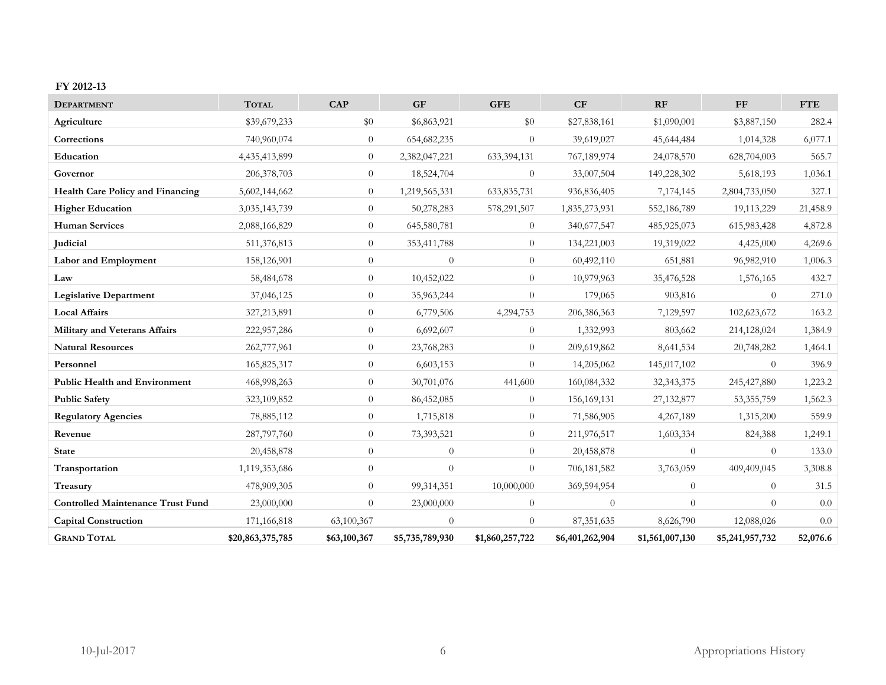**FY 2012-13**

| Department | Total | CAP | GF | GFE | CF | RF | FF | FTE |
|---|---|---|---|---|---|---|---|---|
| **Agriculture** | $39,679,233 | $0 | $6,863,921 | $0 | $27,838,161 | $1,090,001 | $3,887,150 | 282.4 |
| **Corrections** | 740,960,074 | 0 | 654,682,235 | 0 | 39,619,027 | 45,644,484 | 1,014,328 | 6,077.1 |
| **Education** | 4,435,413,899 | 0 | 2,382,047,221 | 633,394,131 | 767,189,974 | 24,078,570 | 628,704,003 | 565.7 |
| **Governor** | 206,378,703 | 0 | 18,524,704 | 0 | 33,007,504 | 149,228,302 | 5,618,193 | 1,036.1 |
| **Health Care Policy and Financing** | 5,602,144,662 | 0 | 1,219,565,331 | 633,835,731 | 936,836,405 | 7,174,145 | 2,804,733,050 | 327.1 |
| **Higher Education** | 3,035,143,739 | 0 | 50,278,283 | 578,291,507 | 1,835,273,931 | 552,186,789 | 19,113,229 | 21,458.9 |
| **Human Services** | 2,088,166,829 | 0 | 645,580,781 | 0 | 340,677,547 | 485,925,073 | 615,983,428 | 4,872.8 |
| **Judicial** | 511,376,813 | 0 | 353,411,788 | 0 | 134,221,003 | 19,319,022 | 4,425,000 | 4,269.6 |
| **Labor and Employment** | 158,126,901 | 0 | 0 | 0 | 60,492,110 | 651,881 | 96,982,910 | 1,006.3 |
| **Law** | 58,484,678 | 0 | 10,452,022 | 0 | 10,979,963 | 35,476,528 | 1,576,165 | 432.7 |
| **Legislative Department** | 37,046,125 | 0 | 35,963,244 | 0 | 179,065 | 903,816 | 0 | 271.0 |
| **Local Affairs** | 327,213,891 | 0 | 6,779,506 | 4,294,753 | 206,386,363 | 7,129,597 | 102,623,672 | 163.2 |
| **Military and Veterans Affairs** | 222,957,286 | 0 | 6,692,607 | 0 | 1,332,993 | 803,662 | 214,128,024 | 1,384.9 |
| **Natural Resources** | 262,777,961 | 0 | 23,768,283 | 0 | 209,619,862 | 8,641,534 | 20,748,282 | 1,464.1 |
| **Personnel** | 165,825,317 | 0 | 6,603,153 | 0 | 14,205,062 | 145,017,102 | 0 | 396.9 |
| **Public Health and Environment** | 468,998,263 | 0 | 30,701,076 | 441,600 | 160,084,332 | 32,343,375 | 245,427,880 | 1,223.2 |
| **Public Safety** | 323,109,852 | 0 | 86,452,085 | 0 | 156,169,131 | 27,132,877 | 53,355,759 | 1,562.3 |
| **Regulatory Agencies** | 78,885,112 | 0 | 1,715,818 | 0 | 71,586,905 | 4,267,189 | 1,315,200 | 559.9 |
| **Revenue** | 287,797,760 | 0 | 73,393,521 | 0 | 211,976,517 | 1,603,334 | 824,388 | 1,249.1 |
| **State** | 20,458,878 | 0 | 0 | 0 | 20,458,878 | 0 | 0 | 133.0 |
| **Transportation** | 1,119,353,686 | 0 | 0 | 0 | 706,181,582 | 3,763,059 | 409,409,045 | 3,308.8 |
| **Treasury** | 478,909,305 | 0 | 99,314,351 | 10,000,000 | 369,594,954 | 0 | 0 | 31.5 |
| **Controlled Maintenance Trust Fund** | 23,000,000 | 0 | 23,000,000 | 0 | 0 | 0 | 0 | 0.0 |
| **Capital Construction** | 171,166,818 | 63,100,367 | 0 | 0 | 87,351,635 | 8,626,790 | 12,088,026 | 0.0 |
| **Grand Total** | **$20,863,375,785** | **$63,100,367** | **$5,735,789,930** | **$1,860,257,722** | **$6,401,262,904** | **$1,561,007,130** | **$5,241,957,732** | **52,076.6** |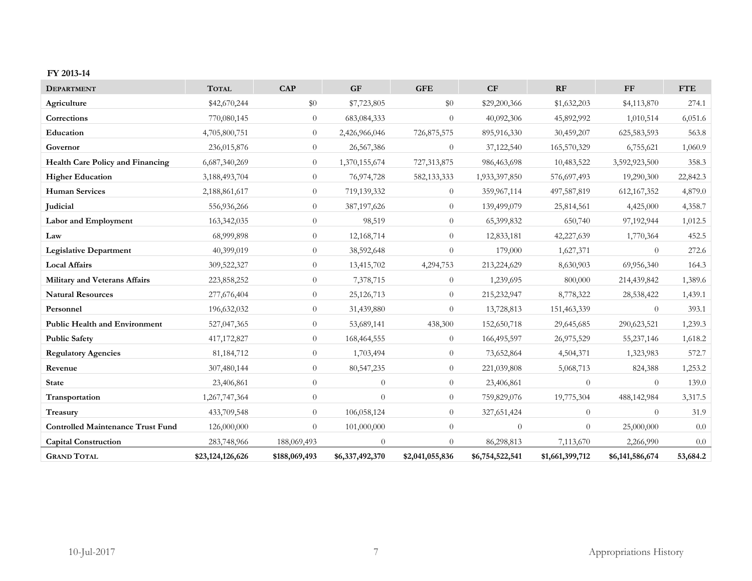**FY 2013-14**

| DEPARTMENT | TOTAL | CAP | GF | GFE | CF | RF | FF | FTE |
|---|---|---|---|---|---|---|---|---|
| **Agriculture** | $42,670,244 | $0 | $7,723,805 | $0 | $29,200,366 | $1,632,203 | $4,113,870 | 274.1 |
| **Corrections** | 770,080,145 | 0 | 683,084,333 | 0 | 40,092,306 | 45,892,992 | 1,010,514 | 6,051.6 |
| **Education** | 4,705,800,751 | 0 | 2,426,966,046 | 726,875,575 | 895,916,330 | 30,459,207 | 625,583,593 | 563.8 |
| **Governor** | 236,015,876 | 0 | 26,567,386 | 0 | 37,122,540 | 165,570,329 | 6,755,621 | 1,060.9 |
| **Health Care Policy and Financing** | 6,687,340,269 | 0 | 1,370,155,674 | 727,313,875 | 986,463,698 | 10,483,522 | 3,592,923,500 | 358.3 |
| **Higher Education** | 3,188,493,704 | 0 | 76,974,728 | 582,133,333 | 1,933,397,850 | 576,697,493 | 19,290,300 | 22,842.3 |
| **Human Services** | 2,188,861,617 | 0 | 719,139,332 | 0 | 359,967,114 | 497,587,819 | 612,167,352 | 4,879.0 |
| **Judicial** | 556,936,266 | 0 | 387,197,626 | 0 | 139,499,079 | 25,814,561 | 4,425,000 | 4,358.7 |
| **Labor and Employment** | 163,342,035 | 0 | 98,519 | 0 | 65,399,832 | 650,740 | 97,192,944 | 1,012.5 |
| **Law** | 68,999,898 | 0 | 12,168,714 | 0 | 12,833,181 | 42,227,639 | 1,770,364 | 452.5 |
| **Legislative Department** | 40,399,019 | 0 | 38,592,648 | 0 | 179,000 | 1,627,371 | 0 | 272.6 |
| **Local Affairs** | 309,522,327 | 0 | 13,415,702 | 4,294,753 | 213,224,629 | 8,630,903 | 69,956,340 | 164.3 |
| **Military and Veterans Affairs** | 223,858,252 | 0 | 7,378,715 | 0 | 1,239,695 | 800,000 | 214,439,842 | 1,389.6 |
| **Natural Resources** | 277,676,404 | 0 | 25,126,713 | 0 | 215,232,947 | 8,778,322 | 28,538,422 | 1,439.1 |
| **Personnel** | 196,632,032 | 0 | 31,439,880 | 0 | 13,728,813 | 151,463,339 | 0 | 393.1 |
| **Public Health and Environment** | 527,047,365 | 0 | 53,689,141 | 438,300 | 152,650,718 | 29,645,685 | 290,623,521 | 1,239.3 |
| **Public Safety** | 417,172,827 | 0 | 168,464,555 | 0 | 166,495,597 | 26,975,529 | 55,237,146 | 1,618.2 |
| **Regulatory Agencies** | 81,184,712 | 0 | 1,703,494 | 0 | 73,652,864 | 4,504,371 | 1,323,983 | 572.7 |
| **Revenue** | 307,480,144 | 0 | 80,547,235 | 0 | 221,039,808 | 5,068,713 | 824,388 | 1,253.2 |
| **State** | 23,406,861 | 0 | 0 | 0 | 23,406,861 | 0 | 0 | 139.0 |
| **Transportation** | 1,267,747,364 | 0 | 0 | 0 | 759,829,076 | 19,775,304 | 488,142,984 | 3,317.5 |
| **Treasury** | 433,709,548 | 0 | 106,058,124 | 0 | 327,651,424 | 0 | 0 | 31.9 |
| **Controlled Maintenance Trust Fund** | 126,000,000 | 0 | 101,000,000 | 0 | 0 | 0 | 25,000,000 | 0.0 |
| **Capital Construction** | 283,748,966 | 188,069,493 | 0 | 0 | 86,298,813 | 7,113,670 | 2,266,990 | 0.0 |
| **GRAND TOTAL** | **$23,124,126,626** | **$188,069,493** | **$6,337,492,370** | **$2,041,055,836** | **$6,754,522,541** | **$1,661,399,712** | **$6,141,586,674** | **53,684.2** |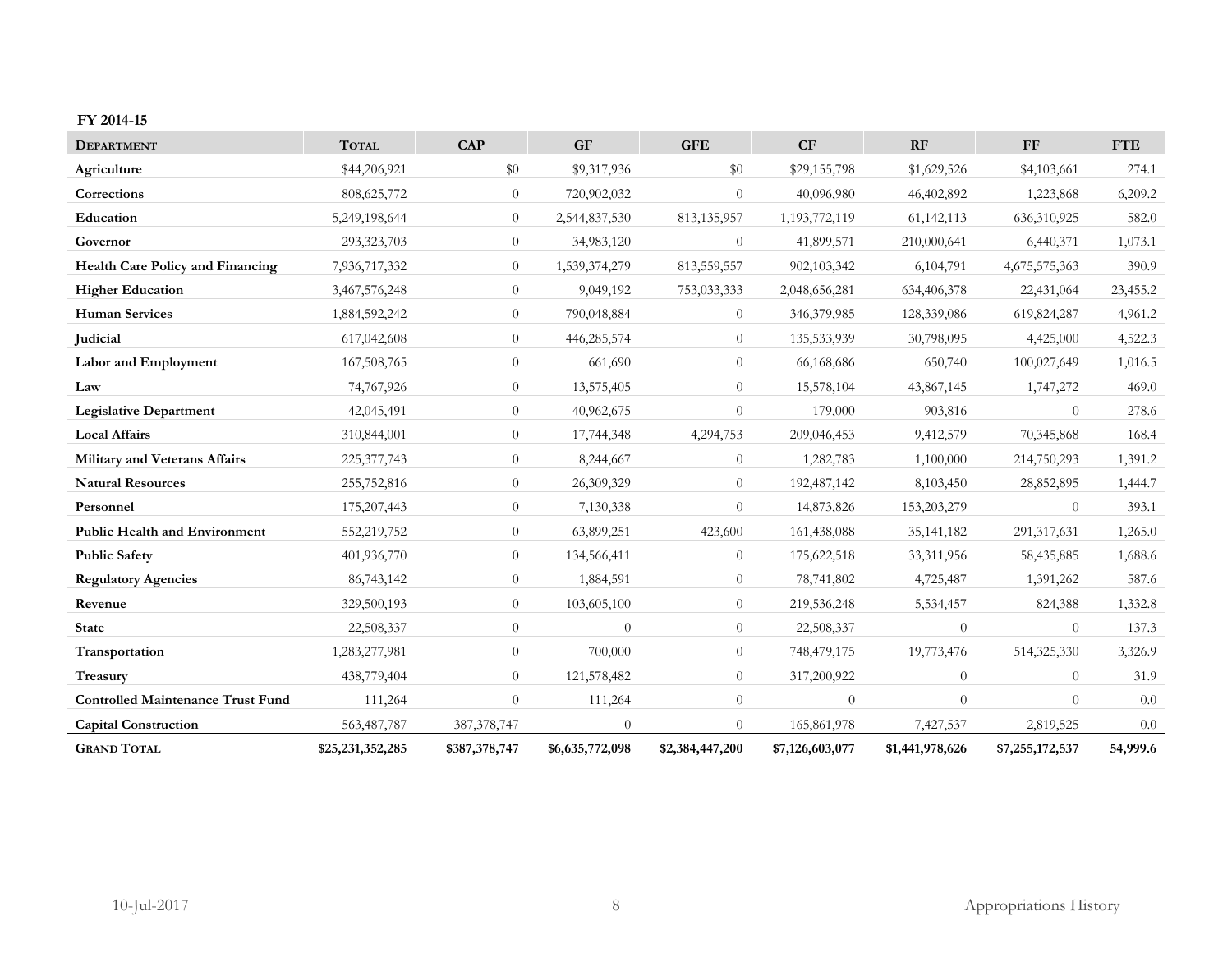**FY 2014-15**

| Department | Total | CAP | GF | GFE | CF | RF | FF | FTE |
|---|---|---|---|---|---|---|---|---|
| **Agriculture** | $44,206,921 | $0 | $9,317,936 | $0 | $29,155,798 | $1,629,526 | $4,103,661 | 274.1 |
| **Corrections** | 808,625,772 | 0 | 720,902,032 | 0 | 40,096,980 | 46,402,892 | 1,223,868 | 6,209.2 |
| **Education** | 5,249,198,644 | 0 | 2,544,837,530 | 813,135,957 | 1,193,772,119 | 61,142,113 | 636,310,925 | 582.0 |
| **Governor** | 293,323,703 | 0 | 34,983,120 | 0 | 41,899,571 | 210,000,641 | 6,440,371 | 1,073.1 |
| **Health Care Policy and Financing** | 7,936,717,332 | 0 | 1,539,374,279 | 813,559,557 | 902,103,342 | 6,104,791 | 4,675,575,363 | 390.9 |
| **Higher Education** | 3,467,576,248 | 0 | 9,049,192 | 753,033,333 | 2,048,656,281 | 634,406,378 | 22,431,064 | 23,455.2 |
| **Human Services** | 1,884,592,242 | 0 | 790,048,884 | 0 | 346,379,985 | 128,339,086 | 619,824,287 | 4,961.2 |
| **Judicial** | 617,042,608 | 0 | 446,285,574 | 0 | 135,533,939 | 30,798,095 | 4,425,000 | 4,522.3 |
| **Labor and Employment** | 167,508,765 | 0 | 661,690 | 0 | 66,168,686 | 650,740 | 100,027,649 | 1,016.5 |
| **Law** | 74,767,926 | 0 | 13,575,405 | 0 | 15,578,104 | 43,867,145 | 1,747,272 | 469.0 |
| **Legislative Department** | 42,045,491 | 0 | 40,962,675 | 0 | 179,000 | 903,816 | 0 | 278.6 |
| **Local Affairs** | 310,844,001 | 0 | 17,744,348 | 4,294,753 | 209,046,453 | 9,412,579 | 70,345,868 | 168.4 |
| **Military and Veterans Affairs** | 225,377,743 | 0 | 8,244,667 | 0 | 1,282,783 | 1,100,000 | 214,750,293 | 1,391.2 |
| **Natural Resources** | 255,752,816 | 0 | 26,309,329 | 0 | 192,487,142 | 8,103,450 | 28,852,895 | 1,444.7 |
| **Personnel** | 175,207,443 | 0 | 7,130,338 | 0 | 14,873,826 | 153,203,279 | 0 | 393.1 |
| **Public Health and Environment** | 552,219,752 | 0 | 63,899,251 | 423,600 | 161,438,088 | 35,141,182 | 291,317,631 | 1,265.0 |
| **Public Safety** | 401,936,770 | 0 | 134,566,411 | 0 | 175,622,518 | 33,311,956 | 58,435,885 | 1,688.6 |
| **Regulatory Agencies** | 86,743,142 | 0 | 1,884,591 | 0 | 78,741,802 | 4,725,487 | 1,391,262 | 587.6 |
| **Revenue** | 329,500,193 | 0 | 103,605,100 | 0 | 219,536,248 | 5,534,457 | 824,388 | 1,332.8 |
| **State** | 22,508,337 | 0 | 0 | 0 | 22,508,337 | 0 | 0 | 137.3 |
| **Transportation** | 1,283,277,981 | 0 | 700,000 | 0 | 748,479,175 | 19,773,476 | 514,325,330 | 3,326.9 |
| **Treasury** | 438,779,404 | 0 | 121,578,482 | 0 | 317,200,922 | 0 | 0 | 31.9 |
| **Controlled Maintenance Trust Fund** | 111,264 | 0 | 111,264 | 0 | 0 | 0 | 0 | 0.0 |
| **Capital Construction** | 563,487,787 | 387,378,747 | 0 | 0 | 165,861,978 | 7,427,537 | 2,819,525 | 0.0 |
| **Grand Total** | **$25,231,352,285** | **$387,378,747** | **$6,635,772,098** | **$2,384,447,200** | **$7,126,603,077** | **$1,441,978,626** | **$7,255,172,537** | **54,999.6** |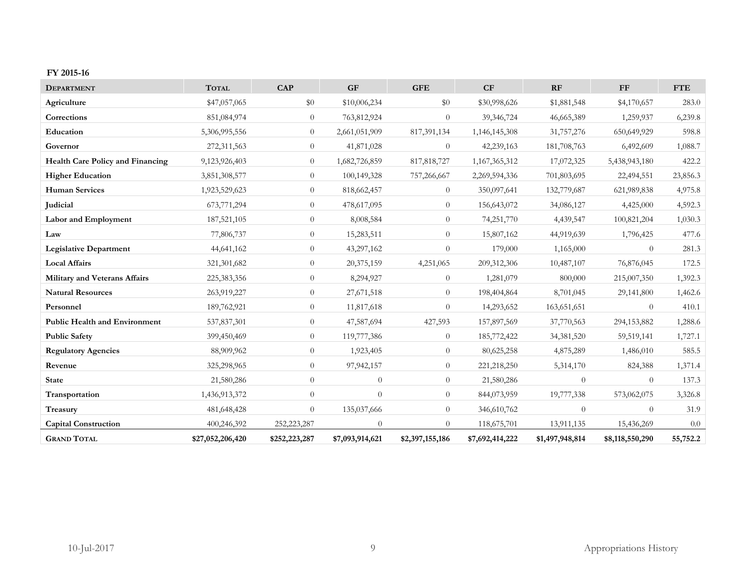**FY 2015-16**

| Department | Total | CAP | GF | GFE | CF | RF | FF | FTE |
|---|---|---|---|---|---|---|---|---|
| **Agriculture** | $47,057,065 | $0 | $10,006,234 | $0 | $30,998,626 | $1,881,548 | $4,170,657 | 283.0 |
| **Corrections** | 851,084,974 | 0 | 763,812,924 | 0 | 39,346,724 | 46,665,389 | 1,259,937 | 6,239.8 |
| **Education** | 5,306,995,556 | 0 | 2,661,051,909 | 817,391,134 | 1,146,145,308 | 31,757,276 | 650,649,929 | 598.8 |
| **Governor** | 272,311,563 | 0 | 41,871,028 | 0 | 42,239,163 | 181,708,763 | 6,492,609 | 1,088.7 |
| **Health Care Policy and Financing** | 9,123,926,403 | 0 | 1,682,726,859 | 817,818,727 | 1,167,365,312 | 17,072,325 | 5,438,943,180 | 422.2 |
| **Higher Education** | 3,851,308,577 | 0 | 100,149,328 | 757,266,667 | 2,269,594,336 | 701,803,695 | 22,494,551 | 23,856.3 |
| **Human Services** | 1,923,529,623 | 0 | 818,662,457 | 0 | 350,097,641 | 132,779,687 | 621,989,838 | 4,975.8 |
| **Judicial** | 673,771,294 | 0 | 478,617,095 | 0 | 156,643,072 | 34,086,127 | 4,425,000 | 4,592.3 |
| **Labor and Employment** | 187,521,105 | 0 | 8,008,584 | 0 | 74,251,770 | 4,439,547 | 100,821,204 | 1,030.3 |
| **Law** | 77,806,737 | 0 | 15,283,511 | 0 | 15,807,162 | 44,919,639 | 1,796,425 | 477.6 |
| **Legislative Department** | 44,641,162 | 0 | 43,297,162 | 0 | 179,000 | 1,165,000 | 0 | 281.3 |
| **Local Affairs** | 321,301,682 | 0 | 20,375,159 | 4,251,065 | 209,312,306 | 10,487,107 | 76,876,045 | 172.5 |
| **Military and Veterans Affairs** | 225,383,356 | 0 | 8,294,927 | 0 | 1,281,079 | 800,000 | 215,007,350 | 1,392.3 |
| **Natural Resources** | 263,919,227 | 0 | 27,671,518 | 0 | 198,404,864 | 8,701,045 | 29,141,800 | 1,462.6 |
| **Personnel** | 189,762,921 | 0 | 11,817,618 | 0 | 14,293,652 | 163,651,651 | 0 | 410.1 |
| **Public Health and Environment** | 537,837,301 | 0 | 47,587,694 | 427,593 | 157,897,569 | 37,770,563 | 294,153,882 | 1,288.6 |
| **Public Safety** | 399,450,469 | 0 | 119,777,386 | 0 | 185,772,422 | 34,381,520 | 59,519,141 | 1,727.1 |
| **Regulatory Agencies** | 88,909,962 | 0 | 1,923,405 | 0 | 80,625,258 | 4,875,289 | 1,486,010 | 585.5 |
| **Revenue** | 325,298,965 | 0 | 97,942,157 | 0 | 221,218,250 | 5,314,170 | 824,388 | 1,371.4 |
| **State** | 21,580,286 | 0 | 0 | 0 | 21,580,286 | 0 | 0 | 137.3 |
| **Transportation** | 1,436,913,372 | 0 | 0 | 0 | 844,073,959 | 19,777,338 | 573,062,075 | 3,326.8 |
| **Treasury** | 481,648,428 | 0 | 135,037,666 | 0 | 346,610,762 | 0 | 0 | 31.9 |
| **Capital Construction** | 400,246,392 | 252,223,287 | 0 | 0 | 118,675,701 | 13,911,135 | 15,436,269 | 0.0 |
| **Grand Total** | **$27,052,206,420** | **$252,223,287** | **$7,093,914,621** | **$2,397,155,186** | **$7,692,414,222** | **$1,497,948,814** | **$8,118,550,290** | **55,752.2** |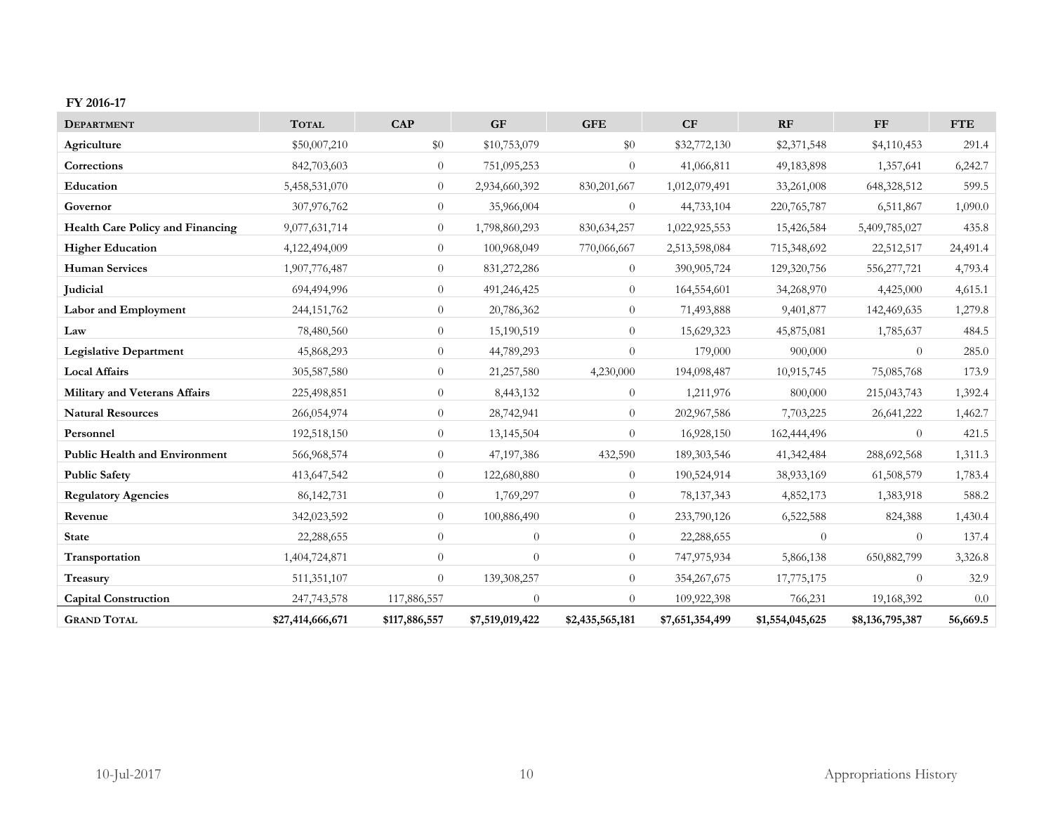**FY 2016-17**

| Department | Total | CAP | GF | GFE | CF | RF | FF | FTE |
|---|---|---|---|---|---|---|---|---|
| **Agriculture** | $50,007,210 | $0 | $10,753,079 | $0 | $32,772,130 | $2,371,548 | $4,110,453 | 291.4 |
| **Corrections** | 842,703,603 | 0 | 751,095,253 | 0 | 41,066,811 | 49,183,898 | 1,357,641 | 6,242.7 |
| **Education** | 5,458,531,070 | 0 | 2,934,660,392 | 830,201,667 | 1,012,079,491 | 33,261,008 | 648,328,512 | 599.5 |
| **Governor** | 307,976,762 | 0 | 35,966,004 | 0 | 44,733,104 | 220,765,787 | 6,511,867 | 1,090.0 |
| **Health Care Policy and Financing** | 9,077,631,714 | 0 | 1,798,860,293 | 830,634,257 | 1,022,925,553 | 15,426,584 | 5,409,785,027 | 435.8 |
| **Higher Education** | 4,122,494,009 | 0 | 100,968,049 | 770,066,667 | 2,513,598,084 | 715,348,692 | 22,512,517 | 24,491.4 |
| **Human Services** | 1,907,776,487 | 0 | 831,272,286 | 0 | 390,905,724 | 129,320,756 | 556,277,721 | 4,793.4 |
| **Judicial** | 694,494,996 | 0 | 491,246,425 | 0 | 164,554,601 | 34,268,970 | 4,425,000 | 4,615.1 |
| **Labor and Employment** | 244,151,762 | 0 | 20,786,362 | 0 | 71,493,888 | 9,401,877 | 142,469,635 | 1,279.8 |
| **Law** | 78,480,560 | 0 | 15,190,519 | 0 | 15,629,323 | 45,875,081 | 1,785,637 | 484.5 |
| **Legislative Department** | 45,868,293 | 0 | 44,789,293 | 0 | 179,000 | 900,000 | 0 | 285.0 |
| **Local Affairs** | 305,587,580 | 0 | 21,257,580 | 4,230,000 | 194,098,487 | 10,915,745 | 75,085,768 | 173.9 |
| **Military and Veterans Affairs** | 225,498,851 | 0 | 8,443,132 | 0 | 1,211,976 | 800,000 | 215,043,743 | 1,392.4 |
| **Natural Resources** | 266,054,974 | 0 | 28,742,941 | 0 | 202,967,586 | 7,703,225 | 26,641,222 | 1,462.7 |
| **Personnel** | 192,518,150 | 0 | 13,145,504 | 0 | 16,928,150 | 162,444,496 | 0 | 421.5 |
| **Public Health and Environment** | 566,968,574 | 0 | 47,197,386 | 432,590 | 189,303,546 | 41,342,484 | 288,692,568 | 1,311.3 |
| **Public Safety** | 413,647,542 | 0 | 122,680,880 | 0 | 190,524,914 | 38,933,169 | 61,508,579 | 1,783.4 |
| **Regulatory Agencies** | 86,142,731 | 0 | 1,769,297 | 0 | 78,137,343 | 4,852,173 | 1,383,918 | 588.2 |
| **Revenue** | 342,023,592 | 0 | 100,886,490 | 0 | 233,790,126 | 6,522,588 | 824,388 | 1,430.4 |
| **State** | 22,288,655 | 0 | 0 | 0 | 22,288,655 | 0 | 0 | 137.4 |
| **Transportation** | 1,404,724,871 | 0 | 0 | 0 | 747,975,934 | 5,866,138 | 650,882,799 | 3,326.8 |
| **Treasury** | 511,351,107 | 0 | 139,308,257 | 0 | 354,267,675 | 17,775,175 | 0 | 32.9 |
| **Capital Construction** | 247,743,578 | 117,886,557 | 0 | 0 | 109,922,398 | 766,231 | 19,168,392 | 0.0 |
| **Grand Total** | **$27,414,666,671** | **$117,886,557** | **$7,519,019,422** | **$2,435,565,181** | **$7,651,354,499** | **$1,554,045,625** | **$8,136,795,387** | **56,669.5** |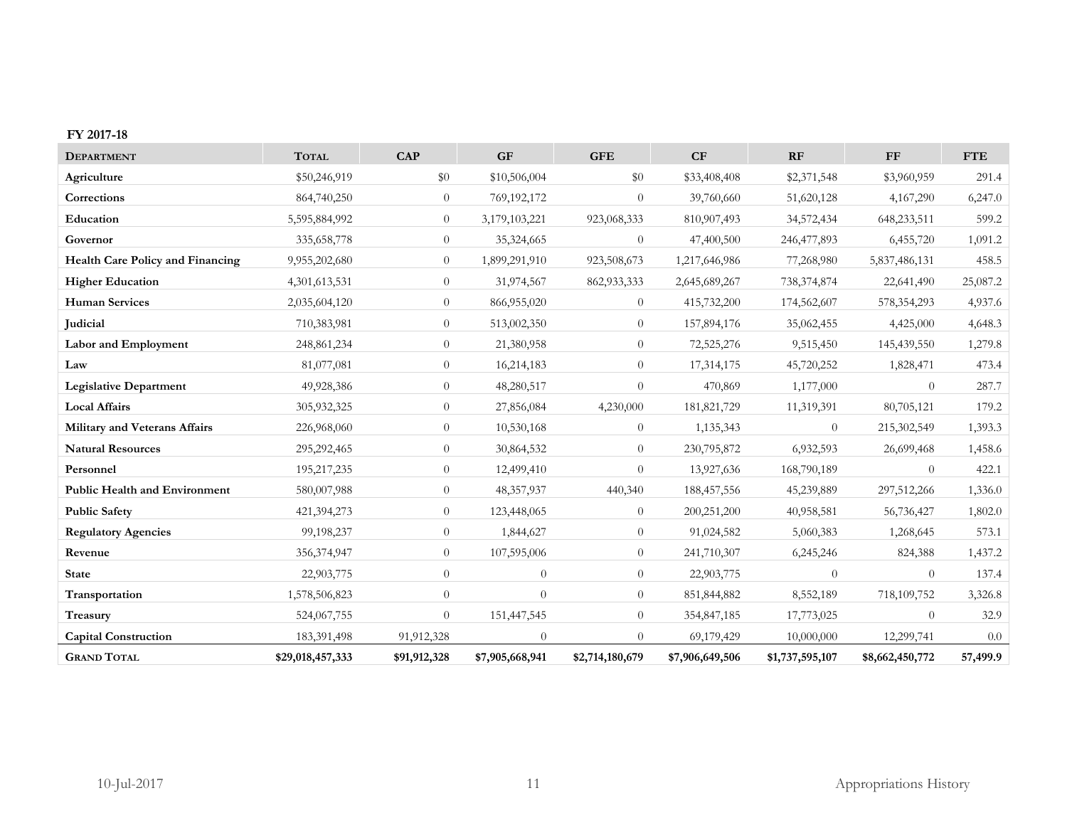**FY 2017-18**

| Department | Total | CAP | GF | GFE | CF | RF | FF | FTE |
|---|---|---|---|---|---|---|---|---|
| **Agriculture** | $50,246,919 | $0 | $10,506,004 | $0 | $33,408,408 | $2,371,548 | $3,960,959 | 291.4 |
| **Corrections** | 864,740,250 | 0 | 769,192,172 | 0 | 39,760,660 | 51,620,128 | 4,167,290 | 6,247.0 |
| **Education** | 5,595,884,992 | 0 | 3,179,103,221 | 923,068,333 | 810,907,493 | 34,572,434 | 648,233,511 | 599.2 |
| **Governor** | 335,658,778 | 0 | 35,324,665 | 0 | 47,400,500 | 246,477,893 | 6,455,720 | 1,091.2 |
| **Health Care Policy and Financing** | 9,955,202,680 | 0 | 1,899,291,910 | 923,508,673 | 1,217,646,986 | 77,268,980 | 5,837,486,131 | 458.5 |
| **Higher Education** | 4,301,613,531 | 0 | 31,974,567 | 862,933,333 | 2,645,689,267 | 738,374,874 | 22,641,490 | 25,087.2 |
| **Human Services** | 2,035,604,120 | 0 | 866,955,020 | 0 | 415,732,200 | 174,562,607 | 578,354,293 | 4,937.6 |
| **Judicial** | 710,383,981 | 0 | 513,002,350 | 0 | 157,894,176 | 35,062,455 | 4,425,000 | 4,648.3 |
| **Labor and Employment** | 248,861,234 | 0 | 21,380,958 | 0 | 72,525,276 | 9,515,450 | 145,439,550 | 1,279.8 |
| **Law** | 81,077,081 | 0 | 16,214,183 | 0 | 17,314,175 | 45,720,252 | 1,828,471 | 473.4 |
| **Legislative Department** | 49,928,386 | 0 | 48,280,517 | 0 | 470,869 | 1,177,000 | 0 | 287.7 |
| **Local Affairs** | 305,932,325 | 0 | 27,856,084 | 4,230,000 | 181,821,729 | 11,319,391 | 80,705,121 | 179.2 |
| **Military and Veterans Affairs** | 226,968,060 | 0 | 10,530,168 | 0 | 1,135,343 | 0 | 215,302,549 | 1,393.3 |
| **Natural Resources** | 295,292,465 | 0 | 30,864,532 | 0 | 230,795,872 | 6,932,593 | 26,699,468 | 1,458.6 |
| **Personnel** | 195,217,235 | 0 | 12,499,410 | 0 | 13,927,636 | 168,790,189 | 0 | 422.1 |
| **Public Health and Environment** | 580,007,988 | 0 | 48,357,937 | 440,340 | 188,457,556 | 45,239,889 | 297,512,266 | 1,336.0 |
| **Public Safety** | 421,394,273 | 0 | 123,448,065 | 0 | 200,251,200 | 40,958,581 | 56,736,427 | 1,802.0 |
| **Regulatory Agencies** | 99,198,237 | 0 | 1,844,627 | 0 | 91,024,582 | 5,060,383 | 1,268,645 | 573.1 |
| **Revenue** | 356,374,947 | 0 | 107,595,006 | 0 | 241,710,307 | 6,245,246 | 824,388 | 1,437.2 |
| **State** | 22,903,775 | 0 | 0 | 0 | 22,903,775 | 0 | 0 | 137.4 |
| **Transportation** | 1,578,506,823 | 0 | 0 | 0 | 851,844,882 | 8,552,189 | 718,109,752 | 3,326.8 |
| **Treasury** | 524,067,755 | 0 | 151,447,545 | 0 | 354,847,185 | 17,773,025 | 0 | 32.9 |
| **Capital Construction** | 183,391,498 | 91,912,328 | 0 | 0 | 69,179,429 | 10,000,000 | 12,299,741 | 0.0 |
| **Grand Total** | **$29,018,457,333** | **$91,912,328** | **$7,905,668,941** | **$2,714,180,679** | **$7,906,649,506** | **$1,737,595,107** | **$8,662,450,772** | **57,499.9** |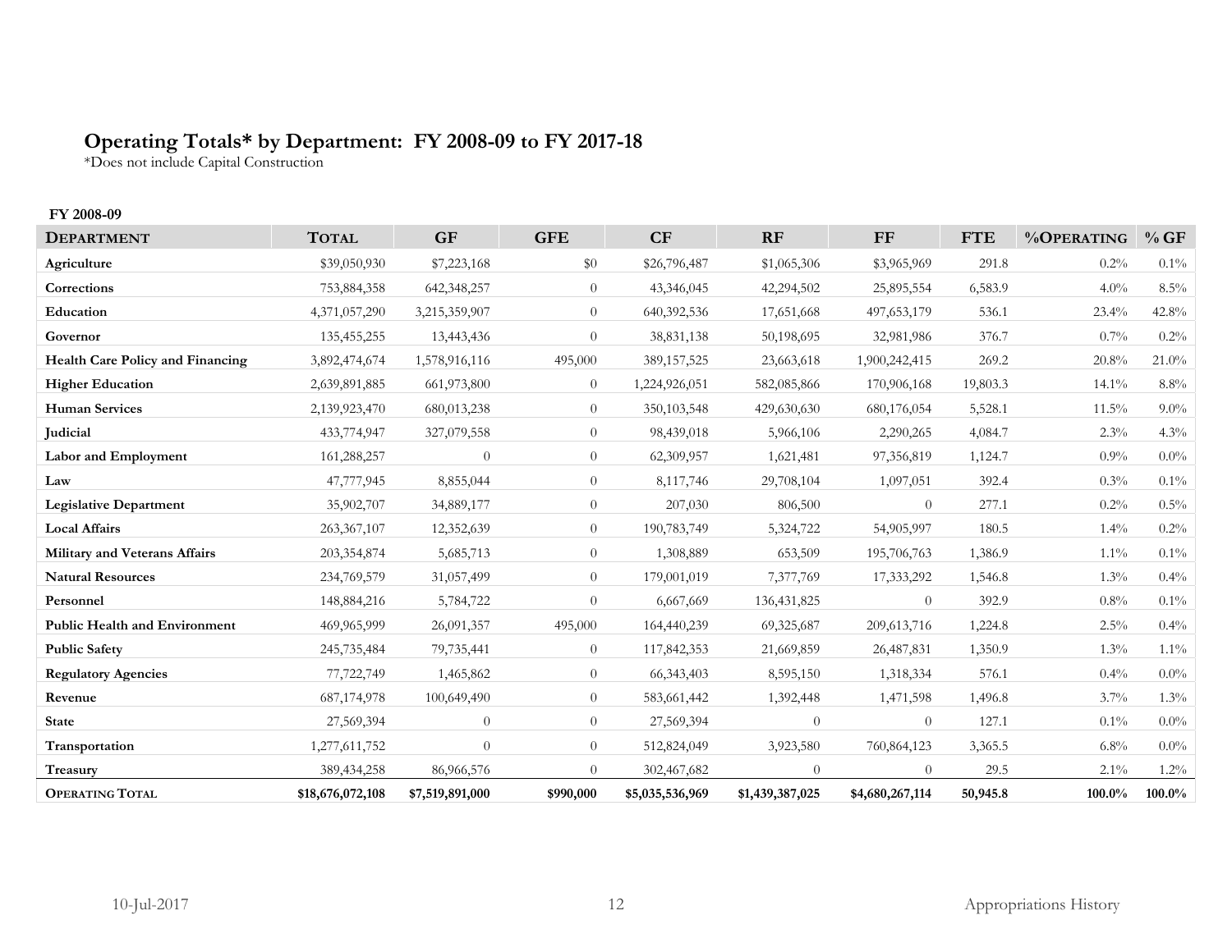## Operating Totals* by Department: FY 2008-09 to FY 2017-18

*Does not include Capital Construction

### FY 2008-09

| Department | Total | GF | GFE | CF | RF | FF | FTE | %Operating | % GF |
|---|---|---|---|---|---|---|---|---|---|
| **Agriculture** | $39,050,930 | $7,223,168 | $0 | $26,796,487 | $1,065,306 | $3,965,969 | 291.8 | 0.2% | 0.1% |
| **Corrections** | 753,884,358 | 642,348,257 | 0 | 43,346,045 | 42,294,502 | 25,895,554 | 6,583.9 | 4.0% | 8.5% |
| **Education** | 4,371,057,290 | 3,215,359,907 | 0 | 640,392,536 | 17,651,668 | 497,653,179 | 536.1 | 23.4% | 42.8% |
| **Governor** | 135,455,255 | 13,443,436 | 0 | 38,831,138 | 50,198,695 | 32,981,986 | 376.7 | 0.7% | 0.2% |
| **Health Care Policy and Financing** | 3,892,474,674 | 1,578,916,116 | 495,000 | 389,157,525 | 23,663,618 | 1,900,242,415 | 269.2 | 20.8% | 21.0% |
| **Higher Education** | 2,639,891,885 | 661,973,800 | 0 | 1,224,926,051 | 582,085,866 | 170,906,168 | 19,803.3 | 14.1% | 8.8% |
| **Human Services** | 2,139,923,470 | 680,013,238 | 0 | 350,103,548 | 429,630,630 | 680,176,054 | 5,528.1 | 11.5% | 9.0% |
| **Judicial** | 433,774,947 | 327,079,558 | 0 | 98,439,018 | 5,966,106 | 2,290,265 | 4,084.7 | 2.3% | 4.3% |
| **Labor and Employment** | 161,288,257 | 0 | 0 | 62,309,957 | 1,621,481 | 97,356,819 | 1,124.7 | 0.9% | 0.0% |
| **Law** | 47,777,945 | 8,855,044 | 0 | 8,117,746 | 29,708,104 | 1,097,051 | 392.4 | 0.3% | 0.1% |
| **Legislative Department** | 35,902,707 | 34,889,177 | 0 | 207,030 | 806,500 | 0 | 277.1 | 0.2% | 0.5% |
| **Local Affairs** | 263,367,107 | 12,352,639 | 0 | 190,783,749 | 5,324,722 | 54,905,997 | 180.5 | 1.4% | 0.2% |
| **Military and Veterans Affairs** | 203,354,874 | 5,685,713 | 0 | 1,308,889 | 653,509 | 195,706,763 | 1,386.9 | 1.1% | 0.1% |
| **Natural Resources** | 234,769,579 | 31,057,499 | 0 | 179,001,019 | 7,377,769 | 17,333,292 | 1,546.8 | 1.3% | 0.4% |
| **Personnel** | 148,884,216 | 5,784,722 | 0 | 6,667,669 | 136,431,825 | 0 | 392.9 | 0.8% | 0.1% |
| **Public Health and Environment** | 469,965,999 | 26,091,357 | 495,000 | 164,440,239 | 69,325,687 | 209,613,716 | 1,224.8 | 2.5% | 0.4% |
| **Public Safety** | 245,735,484 | 79,735,441 | 0 | 117,842,353 | 21,669,859 | 26,487,831 | 1,350.9 | 1.3% | 1.1% |
| **Regulatory Agencies** | 77,722,749 | 1,465,862 | 0 | 66,343,403 | 8,595,150 | 1,318,334 | 576.1 | 0.4% | 0.0% |
| **Revenue** | 687,174,978 | 100,649,490 | 0 | 583,661,442 | 1,392,448 | 1,471,598 | 1,496.8 | 3.7% | 1.3% |
| **State** | 27,569,394 | 0 | 0 | 27,569,394 | 0 | 0 | 127.1 | 0.1% | 0.0% |
| **Transportation** | 1,277,611,752 | 0 | 0 | 512,824,049 | 3,923,580 | 760,864,123 | 3,365.5 | 6.8% | 0.0% |
| **Treasury** | 389,434,258 | 86,966,576 | 0 | 302,467,682 | 0 | 0 | 29.5 | 2.1% | 1.2% |
| **Operating Total** | **$18,676,072,108** | **$7,519,891,000** | **$990,000** | **$5,035,536,969** | **$1,439,387,025** | **$4,680,267,114** | **50,945.8** | **100.0%** | **100.0%** |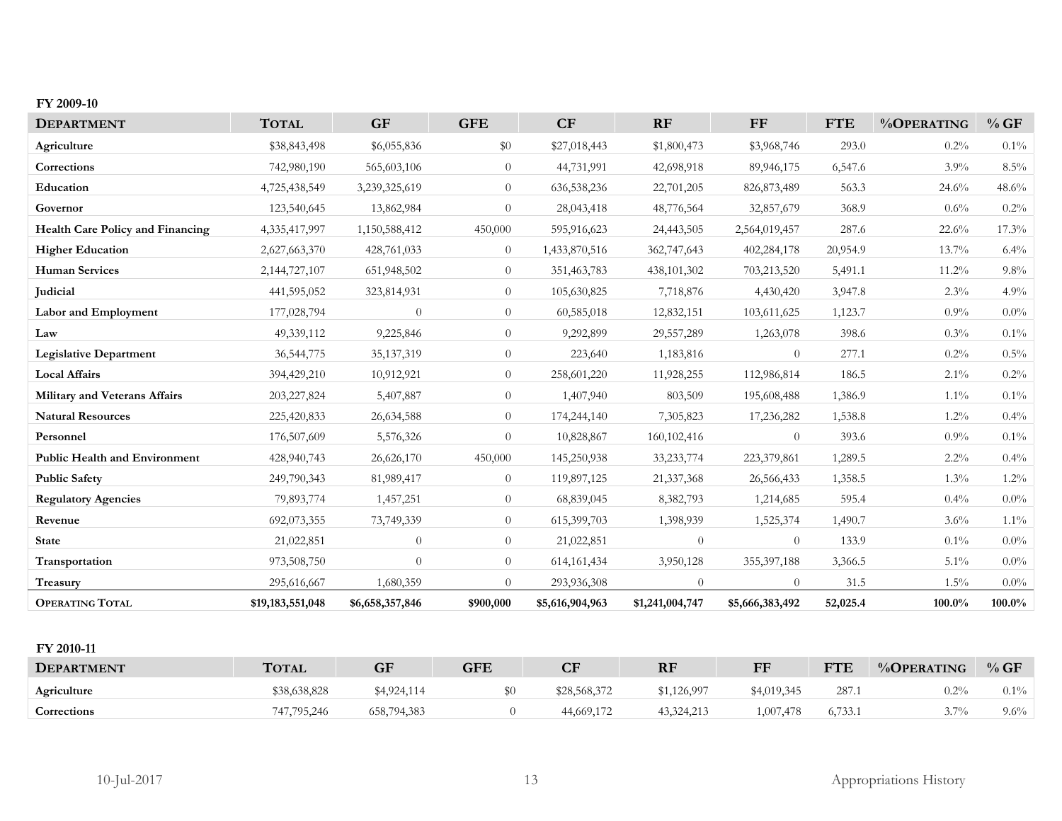**FY 2009-10**

| Department | Total | GF | GFE | CF | RF | FF | FTE | %Operating | % GF |
|---|---|---|---|---|---|---|---|---|---|
| **Agriculture** | $38,843,498 | $6,055,836 | $0 | $27,018,443 | $1,800,473 | $3,968,746 | 293.0 | 0.2% | 0.1% |
| **Corrections** | 742,980,190 | 565,603,106 | 0 | 44,731,991 | 42,698,918 | 89,946,175 | 6,547.6 | 3.9% | 8.5% |
| **Education** | 4,725,438,549 | 3,239,325,619 | 0 | 636,538,236 | 22,701,205 | 826,873,489 | 563.3 | 24.6% | 48.6% |
| **Governor** | 123,540,645 | 13,862,984 | 0 | 28,043,418 | 48,776,564 | 32,857,679 | 368.9 | 0.6% | 0.2% |
| **Health Care Policy and Financing** | 4,335,417,997 | 1,150,588,412 | 450,000 | 595,916,623 | 24,443,505 | 2,564,019,457 | 287.6 | 22.6% | 17.3% |
| **Higher Education** | 2,627,663,370 | 428,761,033 | 0 | 1,433,870,516 | 362,747,643 | 402,284,178 | 20,954.9 | 13.7% | 6.4% |
| **Human Services** | 2,144,727,107 | 651,948,502 | 0 | 351,463,783 | 438,101,302 | 703,213,520 | 5,491.1 | 11.2% | 9.8% |
| **Judicial** | 441,595,052 | 323,814,931 | 0 | 105,630,825 | 7,718,876 | 4,430,420 | 3,947.8 | 2.3% | 4.9% |
| **Labor and Employment** | 177,028,794 | 0 | 0 | 60,585,018 | 12,832,151 | 103,611,625 | 1,123.7 | 0.9% | 0.0% |
| **Law** | 49,339,112 | 9,225,846 | 0 | 9,292,899 | 29,557,289 | 1,263,078 | 398.6 | 0.3% | 0.1% |
| **Legislative Department** | 36,544,775 | 35,137,319 | 0 | 223,640 | 1,183,816 | 0 | 277.1 | 0.2% | 0.5% |
| **Local Affairs** | 394,429,210 | 10,912,921 | 0 | 258,601,220 | 11,928,255 | 112,986,814 | 186.5 | 2.1% | 0.2% |
| **Military and Veterans Affairs** | 203,227,824 | 5,407,887 | 0 | 1,407,940 | 803,509 | 195,608,488 | 1,386.9 | 1.1% | 0.1% |
| **Natural Resources** | 225,420,833 | 26,634,588 | 0 | 174,244,140 | 7,305,823 | 17,236,282 | 1,538.8 | 1.2% | 0.4% |
| **Personnel** | 176,507,609 | 5,576,326 | 0 | 10,828,867 | 160,102,416 | 0 | 393.6 | 0.9% | 0.1% |
| **Public Health and Environment** | 428,940,743 | 26,626,170 | 450,000 | 145,250,938 | 33,233,774 | 223,379,861 | 1,289.5 | 2.2% | 0.4% |
| **Public Safety** | 249,790,343 | 81,989,417 | 0 | 119,897,125 | 21,337,368 | 26,566,433 | 1,358.5 | 1.3% | 1.2% |
| **Regulatory Agencies** | 79,893,774 | 1,457,251 | 0 | 68,839,045 | 8,382,793 | 1,214,685 | 595.4 | 0.4% | 0.0% |
| **Revenue** | 692,073,355 | 73,749,339 | 0 | 615,399,703 | 1,398,939 | 1,525,374 | 1,490.7 | 3.6% | 1.1% |
| **State** | 21,022,851 | 0 | 0 | 21,022,851 | 0 | 0 | 133.9 | 0.1% | 0.0% |
| **Transportation** | 973,508,750 | 0 | 0 | 614,161,434 | 3,950,128 | 355,397,188 | 3,366.5 | 5.1% | 0.0% |
| **Treasury** | 295,616,667 | 1,680,359 | 0 | 293,936,308 | 0 | 0 | 31.5 | 1.5% | 0.0% |
| **Operating Total** | **$19,183,551,048** | **$6,658,357,846** | **$900,000** | **$5,616,904,963** | **$1,241,004,747** | **$5,666,383,492** | **52,025.4** | **100.0%** | **100.0%** |

**FY 2010-11**

| Department | Total | GF | GFE | CF | RF | FF | FTE | %Operating | % GF |
|---|---|---|---|---|---|---|---|---|---|
| **Agriculture** | $38,638,828 | $4,924,114 | $0 | $28,568,372 | $1,126,997 | $4,019,345 | 287.1 | 0.2% | 0.1% |
| **Corrections** | 747,795,246 | 658,794,383 | 0 | 44,669,172 | 43,324,213 | 1,007,478 | 6,733.1 | 3.7% | 9.6% |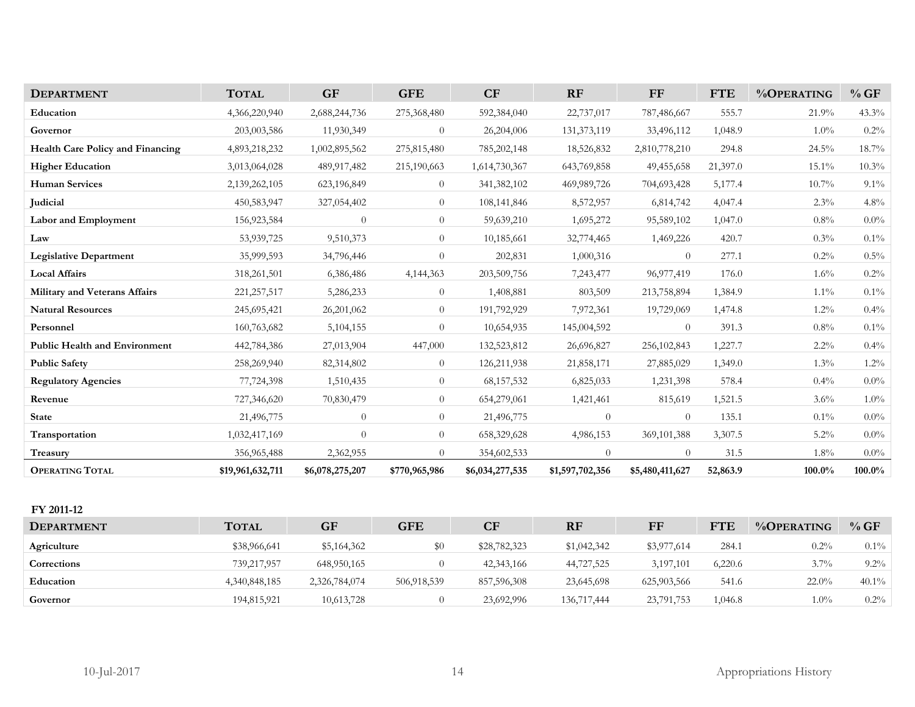| **Department** | **Total** | **GF** | **GFE** | **CF** | **RF** | **FF** | **FTE** | **%Operating** | **% GF** |
|---|---|---|---|---|---|---|---|---|---|
| **Education** | 4,366,220,940 | 2,688,244,736 | 275,368,480 | 592,384,040 | 22,737,017 | 787,486,667 | 555.7 | 21.9% | 43.3% |
| **Governor** | 203,003,586 | 11,930,349 | 0 | 26,204,006 | 131,373,119 | 33,496,112 | 1,048.9 | 1.0% | 0.2% |
| **Health Care Policy and Financing** | 4,893,218,232 | 1,002,895,562 | 275,815,480 | 785,202,148 | 18,526,832 | 2,810,778,210 | 294.8 | 24.5% | 18.7% |
| **Higher Education** | 3,013,064,028 | 489,917,482 | 215,190,663 | 1,614,730,367 | 643,769,858 | 49,455,658 | 21,397.0 | 15.1% | 10.3% |
| **Human Services** | 2,139,262,105 | 623,196,849 | 0 | 341,382,102 | 469,989,726 | 704,693,428 | 5,177.4 | 10.7% | 9.1% |
| **Judicial** | 450,583,947 | 327,054,402 | 0 | 108,141,846 | 8,572,957 | 6,814,742 | 4,047.4 | 2.3% | 4.8% |
| **Labor and Employment** | 156,923,584 | 0 | 0 | 59,639,210 | 1,695,272 | 95,589,102 | 1,047.0 | 0.8% | 0.0% |
| **Law** | 53,939,725 | 9,510,373 | 0 | 10,185,661 | 32,774,465 | 1,469,226 | 420.7 | 0.3% | 0.1% |
| **Legislative Department** | 35,999,593 | 34,796,446 | 0 | 202,831 | 1,000,316 | 0 | 277.1 | 0.2% | 0.5% |
| **Local Affairs** | 318,261,501 | 6,386,486 | 4,144,363 | 203,509,756 | 7,243,477 | 96,977,419 | 176.0 | 1.6% | 0.2% |
| **Military and Veterans Affairs** | 221,257,517 | 5,286,233 | 0 | 1,408,881 | 803,509 | 213,758,894 | 1,384.9 | 1.1% | 0.1% |
| **Natural Resources** | 245,695,421 | 26,201,062 | 0 | 191,792,929 | 7,972,361 | 19,729,069 | 1,474.8 | 1.2% | 0.4% |
| **Personnel** | 160,763,682 | 5,104,155 | 0 | 10,654,935 | 145,004,592 | 0 | 391.3 | 0.8% | 0.1% |
| **Public Health and Environment** | 442,784,386 | 27,013,904 | 447,000 | 132,523,812 | 26,696,827 | 256,102,843 | 1,227.7 | 2.2% | 0.4% |
| **Public Safety** | 258,269,940 | 82,314,802 | 0 | 126,211,938 | 21,858,171 | 27,885,029 | 1,349.0 | 1.3% | 1.2% |
| **Regulatory Agencies** | 77,724,398 | 1,510,435 | 0 | 68,157,532 | 6,825,033 | 1,231,398 | 578.4 | 0.4% | 0.0% |
| **Revenue** | 727,346,620 | 70,830,479 | 0 | 654,279,061 | 1,421,461 | 815,619 | 1,521.5 | 3.6% | 1.0% |
| **State** | 21,496,775 | 0 | 0 | 21,496,775 | 0 | 0 | 135.1 | 0.1% | 0.0% |
| **Transportation** | 1,032,417,169 | 0 | 0 | 658,329,628 | 4,986,153 | 369,101,388 | 3,307.5 | 5.2% | 0.0% |
| **Treasury** | 356,965,488 | 2,362,955 | 0 | 354,602,533 | 0 | 0 | 31.5 | 1.8% | 0.0% |
| **Operating Total** | **$19,961,632,711** | **$6,078,275,207** | **$770,965,986** | **$6,034,277,535** | **$1,597,702,356** | **$5,480,411,627** | **52,863.9** | **100.0%** | **100.0%** |

**FY 2011-12**

| **Department** | **Total** | **GF** | **GFE** | **CF** | **RF** | **FF** | **FTE** | **%Operating** | **% GF** |
|---|---|---|---|---|---|---|---|---|---|
| **Agriculture** | $38,966,641 | $5,164,362 | $0 | $28,782,323 | $1,042,342 | $3,977,614 | 284.1 | 0.2% | 0.1% |
| **Corrections** | 739,217,957 | 648,950,165 | 0 | 42,343,166 | 44,727,525 | 3,197,101 | 6,220.6 | 3.7% | 9.2% |
| **Education** | 4,340,848,185 | 2,326,784,074 | 506,918,539 | 857,596,308 | 23,645,698 | 625,903,566 | 541.6 | 22.0% | 40.1% |
| **Governor** | 194,815,921 | 10,613,728 | 0 | 23,692,996 | 136,717,444 | 23,791,753 | 1,046.8 | 1.0% | 0.2% |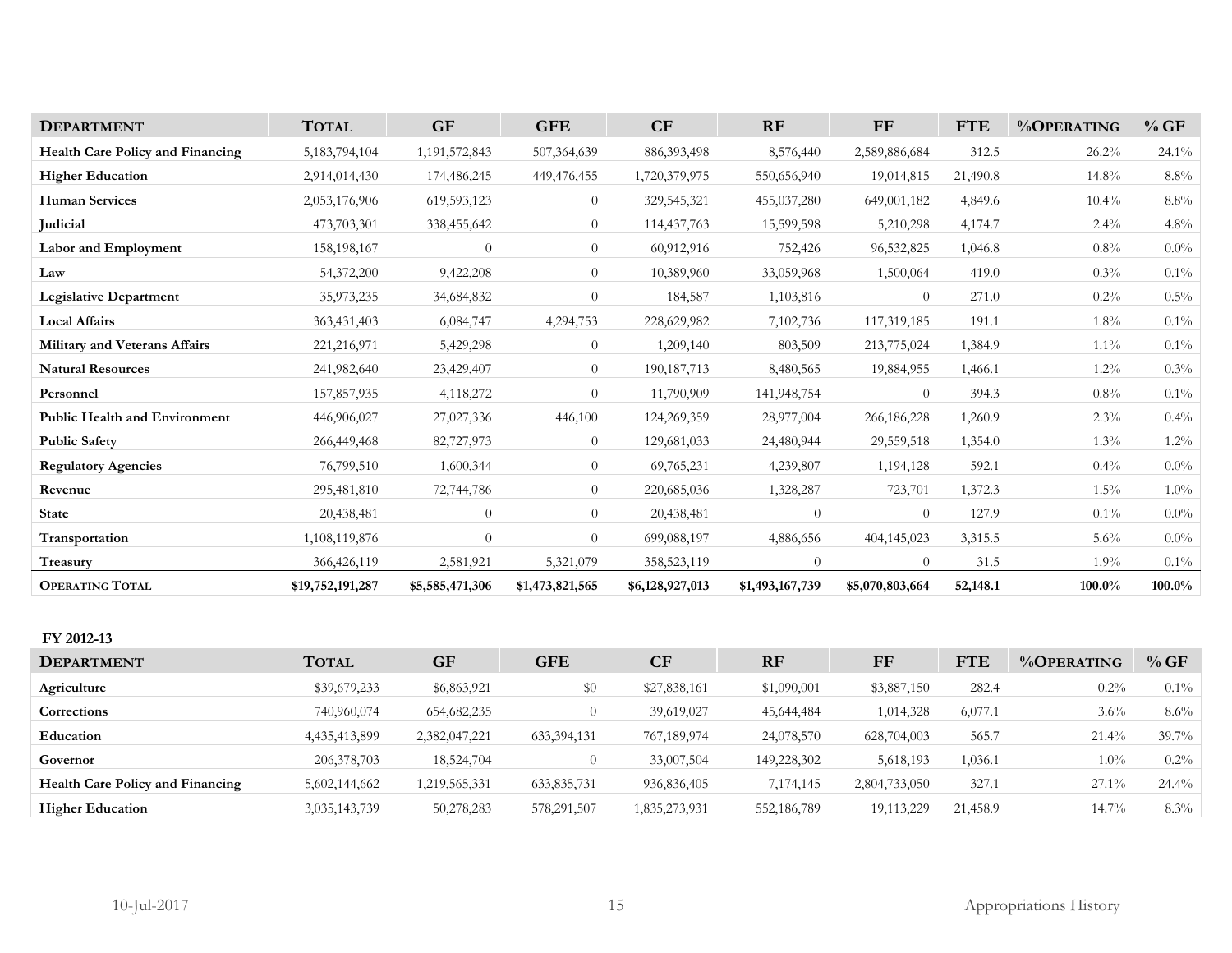| DEPARTMENT | TOTAL | GF | GFE | CF | RF | FF | FTE | %OPERATING | % GF |
|---|---|---|---|---|---|---|---|---|---|
| **Health Care Policy and Financing** | 5,183,794,104 | 1,191,572,843 | 507,364,639 | 886,393,498 | 8,576,440 | 2,589,886,684 | 312.5 | 26.2% | 24.1% |
| **Higher Education** | 2,914,014,430 | 174,486,245 | 449,476,455 | 1,720,379,975 | 550,656,940 | 19,014,815 | 21,490.8 | 14.8% | 8.8% |
| **Human Services** | 2,053,176,906 | 619,593,123 | 0 | 329,545,321 | 455,037,280 | 649,001,182 | 4,849.6 | 10.4% | 8.8% |
| **Judicial** | 473,703,301 | 338,455,642 | 0 | 114,437,763 | 15,599,598 | 5,210,298 | 4,174.7 | 2.4% | 4.8% |
| **Labor and Employment** | 158,198,167 | 0 | 0 | 60,912,916 | 752,426 | 96,532,825 | 1,046.8 | 0.8% | 0.0% |
| **Law** | 54,372,200 | 9,422,208 | 0 | 10,389,960 | 33,059,968 | 1,500,064 | 419.0 | 0.3% | 0.1% |
| **Legislative Department** | 35,973,235 | 34,684,832 | 0 | 184,587 | 1,103,816 | 0 | 271.0 | 0.2% | 0.5% |
| **Local Affairs** | 363,431,403 | 6,084,747 | 4,294,753 | 228,629,982 | 7,102,736 | 117,319,185 | 191.1 | 1.8% | 0.1% |
| **Military and Veterans Affairs** | 221,216,971 | 5,429,298 | 0 | 1,209,140 | 803,509 | 213,775,024 | 1,384.9 | 1.1% | 0.1% |
| **Natural Resources** | 241,982,640 | 23,429,407 | 0 | 190,187,713 | 8,480,565 | 19,884,955 | 1,466.1 | 1.2% | 0.3% |
| **Personnel** | 157,857,935 | 4,118,272 | 0 | 11,790,909 | 141,948,754 | 0 | 394.3 | 0.8% | 0.1% |
| **Public Health and Environment** | 446,906,027 | 27,027,336 | 446,100 | 124,269,359 | 28,977,004 | 266,186,228 | 1,260.9 | 2.3% | 0.4% |
| **Public Safety** | 266,449,468 | 82,727,973 | 0 | 129,681,033 | 24,480,944 | 29,559,518 | 1,354.0 | 1.3% | 1.2% |
| **Regulatory Agencies** | 76,799,510 | 1,600,344 | 0 | 69,765,231 | 4,239,807 | 1,194,128 | 592.1 | 0.4% | 0.0% |
| **Revenue** | 295,481,810 | 72,744,786 | 0 | 220,685,036 | 1,328,287 | 723,701 | 1,372.3 | 1.5% | 1.0% |
| **State** | 20,438,481 | 0 | 0 | 20,438,481 | 0 | 0 | 127.9 | 0.1% | 0.0% |
| **Transportation** | 1,108,119,876 | 0 | 0 | 699,088,197 | 4,886,656 | 404,145,023 | 3,315.5 | 5.6% | 0.0% |
| **Treasury** | 366,426,119 | 2,581,921 | 5,321,079 | 358,523,119 | 0 | 0 | 31.5 | 1.9% | 0.1% |
| **OPERATING TOTAL** | **$19,752,191,287** | **$5,585,471,306** | **$1,473,821,565** | **$6,128,927,013** | **$1,493,167,739** | **$5,070,803,664** | **52,148.1** | **100.0%** | **100.0%** |

**FY 2012-13**

| DEPARTMENT | TOTAL | GF | GFE | CF | RF | FF | FTE | %OPERATING | % GF |
|---|---|---|---|---|---|---|---|---|---|
| **Agriculture** | $39,679,233 | $6,863,921 | $0 | $27,838,161 | $1,090,001 | $3,887,150 | 282.4 | 0.2% | 0.1% |
| **Corrections** | 740,960,074 | 654,682,235 | 0 | 39,619,027 | 45,644,484 | 1,014,328 | 6,077.1 | 3.6% | 8.6% |
| **Education** | 4,435,413,899 | 2,382,047,221 | 633,394,131 | 767,189,974 | 24,078,570 | 628,704,003 | 565.7 | 21.4% | 39.7% |
| **Governor** | 206,378,703 | 18,524,704 | 0 | 33,007,504 | 149,228,302 | 5,618,193 | 1,036.1 | 1.0% | 0.2% |
| **Health Care Policy and Financing** | 5,602,144,662 | 1,219,565,331 | 633,835,731 | 936,836,405 | 7,174,145 | 2,804,733,050 | 327.1 | 27.1% | 24.4% |
| **Higher Education** | 3,035,143,739 | 50,278,283 | 578,291,507 | 1,835,273,931 | 552,186,789 | 19,113,229 | 21,458.9 | 14.7% | 8.3% |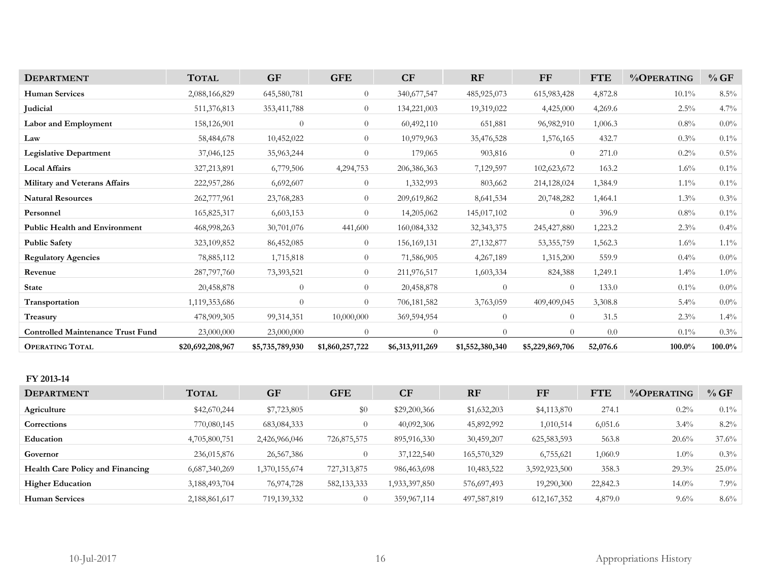| DEPARTMENT | TOTAL | GF | GFE | CF | RF | FF | FTE | %OPERATING | % GF |
|---|---|---|---|---|---|---|---|---|---|
| **Human Services** | 2,088,166,829 | 645,580,781 | 0 | 340,677,547 | 485,925,073 | 615,983,428 | 4,872.8 | 10.1% | 8.5% |
| **Judicial** | 511,376,813 | 353,411,788 | 0 | 134,221,003 | 19,319,022 | 4,425,000 | 4,269.6 | 2.5% | 4.7% |
| **Labor and Employment** | 158,126,901 | 0 | 0 | 60,492,110 | 651,881 | 96,982,910 | 1,006.3 | 0.8% | 0.0% |
| **Law** | 58,484,678 | 10,452,022 | 0 | 10,979,963 | 35,476,528 | 1,576,165 | 432.7 | 0.3% | 0.1% |
| **Legislative Department** | 37,046,125 | 35,963,244 | 0 | 179,065 | 903,816 | 0 | 271.0 | 0.2% | 0.5% |
| **Local Affairs** | 327,213,891 | 6,779,506 | 4,294,753 | 206,386,363 | 7,129,597 | 102,623,672 | 163.2 | 1.6% | 0.1% |
| **Military and Veterans Affairs** | 222,957,286 | 6,692,607 | 0 | 1,332,993 | 803,662 | 214,128,024 | 1,384.9 | 1.1% | 0.1% |
| **Natural Resources** | 262,777,961 | 23,768,283 | 0 | 209,619,862 | 8,641,534 | 20,748,282 | 1,464.1 | 1.3% | 0.3% |
| **Personnel** | 165,825,317 | 6,603,153 | 0 | 14,205,062 | 145,017,102 | 0 | 396.9 | 0.8% | 0.1% |
| **Public Health and Environment** | 468,998,263 | 30,701,076 | 441,600 | 160,084,332 | 32,343,375 | 245,427,880 | 1,223.2 | 2.3% | 0.4% |
| **Public Safety** | 323,109,852 | 86,452,085 | 0 | 156,169,131 | 27,132,877 | 53,355,759 | 1,562.3 | 1.6% | 1.1% |
| **Regulatory Agencies** | 78,885,112 | 1,715,818 | 0 | 71,586,905 | 4,267,189 | 1,315,200 | 559.9 | 0.4% | 0.0% |
| **Revenue** | 287,797,760 | 73,393,521 | 0 | 211,976,517 | 1,603,334 | 824,388 | 1,249.1 | 1.4% | 1.0% |
| **State** | 20,458,878 | 0 | 0 | 20,458,878 | 0 | 0 | 133.0 | 0.1% | 0.0% |
| **Transportation** | 1,119,353,686 | 0 | 0 | 706,181,582 | 3,763,059 | 409,409,045 | 3,308.8 | 5.4% | 0.0% |
| **Treasury** | 478,909,305 | 99,314,351 | 10,000,000 | 369,594,954 | 0 | 0 | 31.5 | 2.3% | 1.4% |
| **Controlled Maintenance Trust Fund** | 23,000,000 | 23,000,000 | 0 | 0 | 0 | 0 | 0.0 | 0.1% | 0.3% |
| **OPERATING TOTAL** | **$20,692,208,967** | **$5,735,789,930** | **$1,860,257,722** | **$6,313,911,269** | **$1,552,380,340** | **$5,229,869,706** | **52,076.6** | **100.0%** | **100.0%** |

**FY 2013-14**

| DEPARTMENT | TOTAL | GF | GFE | CF | RF | FF | FTE | %OPERATING | % GF |
|---|---|---|---|---|---|---|---|---|---|
| **Agriculture** | $42,670,244 | $7,723,805 | $0 | $29,200,366 | $1,632,203 | $4,113,870 | 274.1 | 0.2% | 0.1% |
| **Corrections** | 770,080,145 | 683,084,333 | 0 | 40,092,306 | 45,892,992 | 1,010,514 | 6,051.6 | 3.4% | 8.2% |
| **Education** | 4,705,800,751 | 2,426,966,046 | 726,875,575 | 895,916,330 | 30,459,207 | 625,583,593 | 563.8 | 20.6% | 37.6% |
| **Governor** | 236,015,876 | 26,567,386 | 0 | 37,122,540 | 165,570,329 | 6,755,621 | 1,060.9 | 1.0% | 0.3% |
| **Health Care Policy and Financing** | 6,687,340,269 | 1,370,155,674 | 727,313,875 | 986,463,698 | 10,483,522 | 3,592,923,500 | 358.3 | 29.3% | 25.0% |
| **Higher Education** | 3,188,493,704 | 76,974,728 | 582,133,333 | 1,933,397,850 | 576,697,493 | 19,290,300 | 22,842.3 | 14.0% | 7.9% |
| **Human Services** | 2,188,861,617 | 719,139,332 | 0 | 359,967,114 | 497,587,819 | 612,167,352 | 4,879.0 | 9.6% | 8.6% |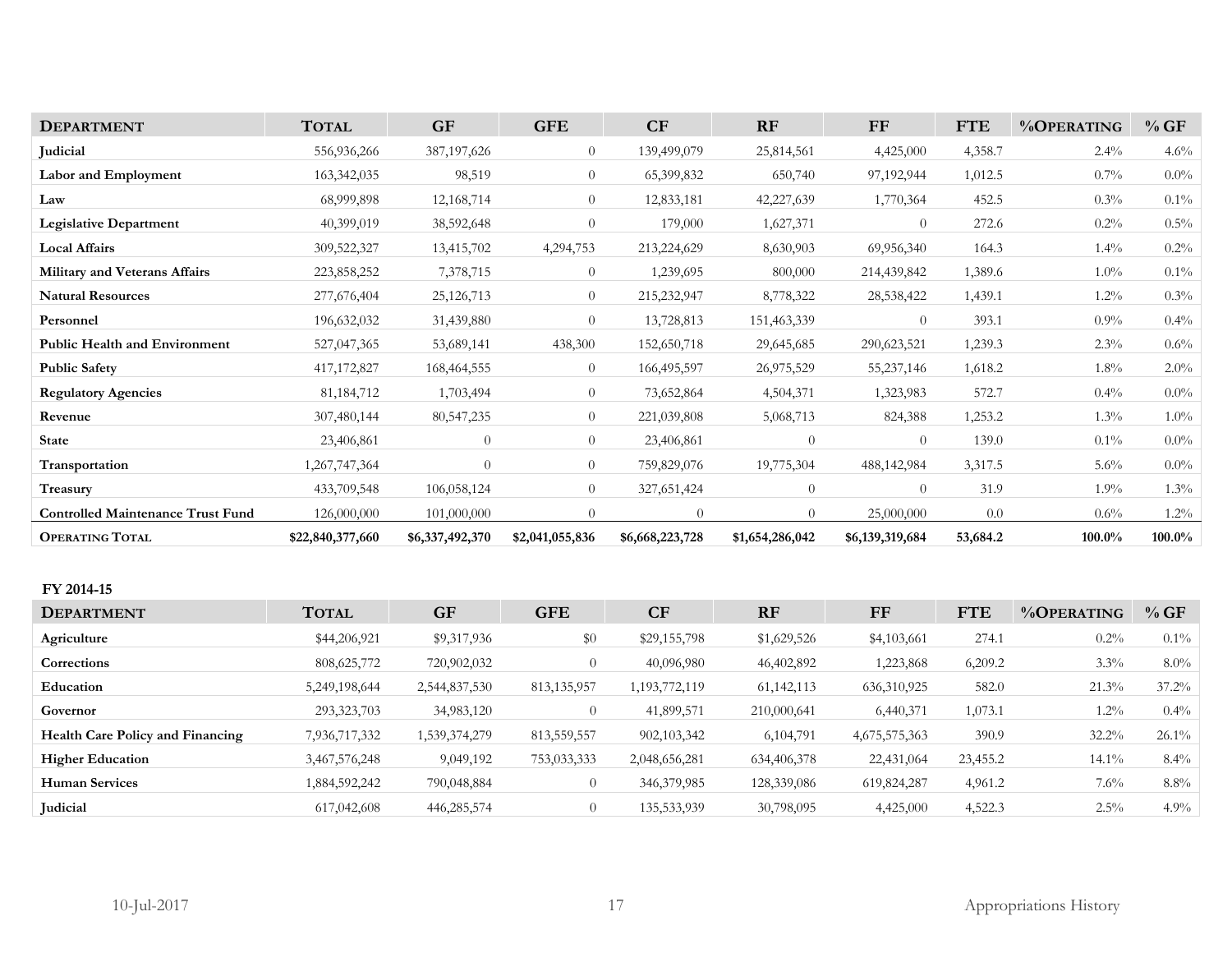| Department | Total | GF | GFE | CF | RF | FF | FTE | %Operating | % GF |
|---|---|---|---|---|---|---|---|---|---|
| **Judicial** | 556,936,266 | 387,197,626 | 0 | 139,499,079 | 25,814,561 | 4,425,000 | 4,358.7 | 2.4% | 4.6% |
| **Labor and Employment** | 163,342,035 | 98,519 | 0 | 65,399,832 | 650,740 | 97,192,944 | 1,012.5 | 0.7% | 0.0% |
| **Law** | 68,999,898 | 12,168,714 | 0 | 12,833,181 | 42,227,639 | 1,770,364 | 452.5 | 0.3% | 0.1% |
| **Legislative Department** | 40,399,019 | 38,592,648 | 0 | 179,000 | 1,627,371 | 0 | 272.6 | 0.2% | 0.5% |
| **Local Affairs** | 309,522,327 | 13,415,702 | 4,294,753 | 213,224,629 | 8,630,903 | 69,956,340 | 164.3 | 1.4% | 0.2% |
| **Military and Veterans Affairs** | 223,858,252 | 7,378,715 | 0 | 1,239,695 | 800,000 | 214,439,842 | 1,389.6 | 1.0% | 0.1% |
| **Natural Resources** | 277,676,404 | 25,126,713 | 0 | 215,232,947 | 8,778,322 | 28,538,422 | 1,439.1 | 1.2% | 0.3% |
| **Personnel** | 196,632,032 | 31,439,880 | 0 | 13,728,813 | 151,463,339 | 0 | 393.1 | 0.9% | 0.4% |
| **Public Health and Environment** | 527,047,365 | 53,689,141 | 438,300 | 152,650,718 | 29,645,685 | 290,623,521 | 1,239.3 | 2.3% | 0.6% |
| **Public Safety** | 417,172,827 | 168,464,555 | 0 | 166,495,597 | 26,975,529 | 55,237,146 | 1,618.2 | 1.8% | 2.0% |
| **Regulatory Agencies** | 81,184,712 | 1,703,494 | 0 | 73,652,864 | 4,504,371 | 1,323,983 | 572.7 | 0.4% | 0.0% |
| **Revenue** | 307,480,144 | 80,547,235 | 0 | 221,039,808 | 5,068,713 | 824,388 | 1,253.2 | 1.3% | 1.0% |
| **State** | 23,406,861 | 0 | 0 | 23,406,861 | 0 | 0 | 139.0 | 0.1% | 0.0% |
| **Transportation** | 1,267,747,364 | 0 | 0 | 759,829,076 | 19,775,304 | 488,142,984 | 3,317.5 | 5.6% | 0.0% |
| **Treasury** | 433,709,548 | 106,058,124 | 0 | 327,651,424 | 0 | 0 | 31.9 | 1.9% | 1.3% |
| **Controlled Maintenance Trust Fund** | 126,000,000 | 101,000,000 | 0 | 0 | 0 | 25,000,000 | 0.0 | 0.6% | 1.2% |
| **Operating Total** | **$22,840,377,660** | **$6,337,492,370** | **$2,041,055,836** | **$6,668,223,728** | **$1,654,286,042** | **$6,139,319,684** | **53,684.2** | **100.0%** | **100.0%** |

**FY 2014-15**

| Department | Total | GF | GFE | CF | RF | FF | FTE | %Operating | % GF |
|---|---|---|---|---|---|---|---|---|---|
| **Agriculture** | $44,206,921 | $9,317,936 | $0 | $29,155,798 | $1,629,526 | $4,103,661 | 274.1 | 0.2% | 0.1% |
| **Corrections** | 808,625,772 | 720,902,032 | 0 | 40,096,980 | 46,402,892 | 1,223,868 | 6,209.2 | 3.3% | 8.0% |
| **Education** | 5,249,198,644 | 2,544,837,530 | 813,135,957 | 1,193,772,119 | 61,142,113 | 636,310,925 | 582.0 | 21.3% | 37.2% |
| **Governor** | 293,323,703 | 34,983,120 | 0 | 41,899,571 | 210,000,641 | 6,440,371 | 1,073.1 | 1.2% | 0.4% |
| **Health Care Policy and Financing** | 7,936,717,332 | 1,539,374,279 | 813,559,557 | 902,103,342 | 6,104,791 | 4,675,575,363 | 390.9 | 32.2% | 26.1% |
| **Higher Education** | 3,467,576,248 | 9,049,192 | 753,033,333 | 2,048,656,281 | 634,406,378 | 22,431,064 | 23,455.2 | 14.1% | 8.4% |
| **Human Services** | 1,884,592,242 | 790,048,884 | 0 | 346,379,985 | 128,339,086 | 619,824,287 | 4,961.2 | 7.6% | 8.8% |
| **Judicial** | 617,042,608 | 446,285,574 | 0 | 135,533,939 | 30,798,095 | 4,425,000 | 4,522.3 | 2.5% | 4.9% |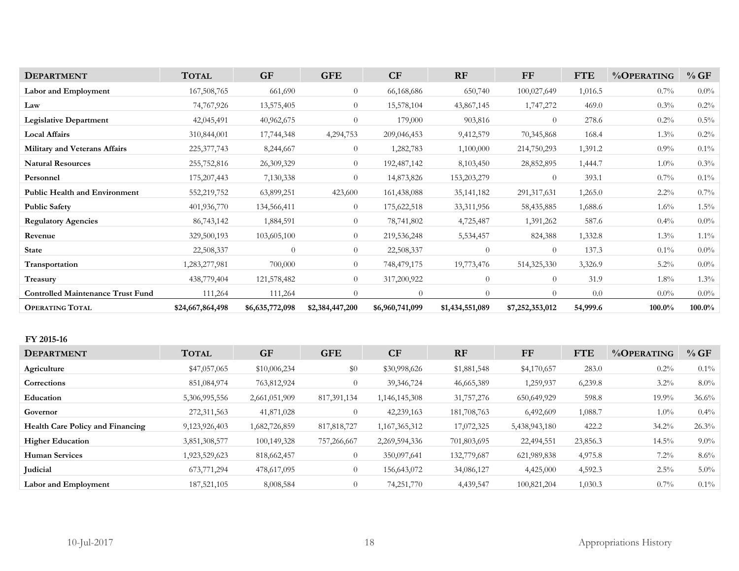| DEPARTMENT | TOTAL | GF | GFE | CF | RF | FF | FTE | %OPERATING | % GF |
|---|---|---|---|---|---|---|---|---|---|
| Labor and Employment | 167,508,765 | 661,690 | 0 | 66,168,686 | 650,740 | 100,027,649 | 1,016.5 | 0.7% | 0.0% |
| Law | 74,767,926 | 13,575,405 | 0 | 15,578,104 | 43,867,145 | 1,747,272 | 469.0 | 0.3% | 0.2% |
| Legislative Department | 42,045,491 | 40,962,675 | 0 | 179,000 | 903,816 | 0 | 278.6 | 0.2% | 0.5% |
| Local Affairs | 310,844,001 | 17,744,348 | 4,294,753 | 209,046,453 | 9,412,579 | 70,345,868 | 168.4 | 1.3% | 0.2% |
| Military and Veterans Affairs | 225,377,743 | 8,244,667 | 0 | 1,282,783 | 1,100,000 | 214,750,293 | 1,391.2 | 0.9% | 0.1% |
| Natural Resources | 255,752,816 | 26,309,329 | 0 | 192,487,142 | 8,103,450 | 28,852,895 | 1,444.7 | 1.0% | 0.3% |
| Personnel | 175,207,443 | 7,130,338 | 0 | 14,873,826 | 153,203,279 | 0 | 393.1 | 0.7% | 0.1% |
| Public Health and Environment | 552,219,752 | 63,899,251 | 423,600 | 161,438,088 | 35,141,182 | 291,317,631 | 1,265.0 | 2.2% | 0.7% |
| Public Safety | 401,936,770 | 134,566,411 | 0 | 175,622,518 | 33,311,956 | 58,435,885 | 1,688.6 | 1.6% | 1.5% |
| Regulatory Agencies | 86,743,142 | 1,884,591 | 0 | 78,741,802 | 4,725,487 | 1,391,262 | 587.6 | 0.4% | 0.0% |
| Revenue | 329,500,193 | 103,605,100 | 0 | 219,536,248 | 5,534,457 | 824,388 | 1,332.8 | 1.3% | 1.1% |
| State | 22,508,337 | 0 | 0 | 22,508,337 | 0 | 0 | 137.3 | 0.1% | 0.0% |
| Transportation | 1,283,277,981 | 700,000 | 0 | 748,479,175 | 19,773,476 | 514,325,330 | 3,326.9 | 5.2% | 0.0% |
| Treasury | 438,779,404 | 121,578,482 | 0 | 317,200,922 | 0 | 0 | 31.9 | 1.8% | 1.3% |
| Controlled Maintenance Trust Fund | 111,264 | 111,264 | 0 | 0 | 0 | 0 | 0.0 | 0.0% | 0.0% |
| **OPERATING TOTAL** | **$24,667,864,498** | **$6,635,772,098** | **$2,384,447,200** | **$6,960,741,099** | **$1,434,551,089** | **$7,252,353,012** | **54,999.6** | **100.0%** | **100.0%** |

**FY 2015-16**

| DEPARTMENT | TOTAL | GF | GFE | CF | RF | FF | FTE | %OPERATING | % GF |
|---|---|---|---|---|---|---|---|---|---|
| Agriculture | $47,057,065 | $10,006,234 | $0 | $30,998,626 | $1,881,548 | $4,170,657 | 283.0 | 0.2% | 0.1% |
| Corrections | 851,084,974 | 763,812,924 | 0 | 39,346,724 | 46,665,389 | 1,259,937 | 6,239.8 | 3.2% | 8.0% |
| Education | 5,306,995,556 | 2,661,051,909 | 817,391,134 | 1,146,145,308 | 31,757,276 | 650,649,929 | 598.8 | 19.9% | 36.6% |
| Governor | 272,311,563 | 41,871,028 | 0 | 42,239,163 | 181,708,763 | 6,492,609 | 1,088.7 | 1.0% | 0.4% |
| Health Care Policy and Financing | 9,123,926,403 | 1,682,726,859 | 817,818,727 | 1,167,365,312 | 17,072,325 | 5,438,943,180 | 422.2 | 34.2% | 26.3% |
| Higher Education | 3,851,308,577 | 100,149,328 | 757,266,667 | 2,269,594,336 | 701,803,695 | 22,494,551 | 23,856.3 | 14.5% | 9.0% |
| Human Services | 1,923,529,623 | 818,662,457 | 0 | 350,097,641 | 132,779,687 | 621,989,838 | 4,975.8 | 7.2% | 8.6% |
| Judicial | 673,771,294 | 478,617,095 | 0 | 156,643,072 | 34,086,127 | 4,425,000 | 4,592.3 | 2.5% | 5.0% |
| Labor and Employment | 187,521,105 | 8,008,584 | 0 | 74,251,770 | 4,439,547 | 100,821,204 | 1,030.3 | 0.7% | 0.1% |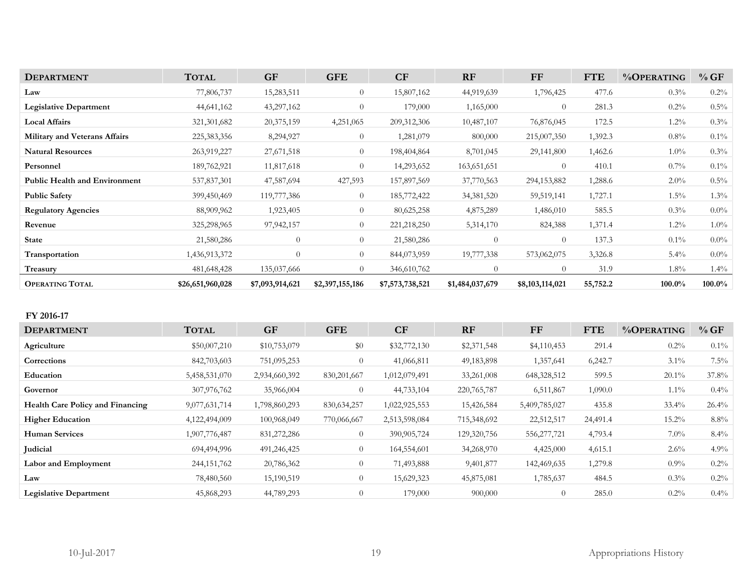| **DEPARTMENT** | **TOTAL** | **GF** | **GFE** | **CF** | **RF** | **FF** | **FTE** | **%OPERATING** | **% GF** |
|---|---|---|---|---|---|---|---|---|---|
| **Law** | 77,806,737 | 15,283,511 | 0 | 15,807,162 | 44,919,639 | 1,796,425 | 477.6 | 0.3% | 0.2% |
| **Legislative Department** | 44,641,162 | 43,297,162 | 0 | 179,000 | 1,165,000 | 0 | 281.3 | 0.2% | 0.5% |
| **Local Affairs** | 321,301,682 | 20,375,159 | 4,251,065 | 209,312,306 | 10,487,107 | 76,876,045 | 172.5 | 1.2% | 0.3% |
| **Military and Veterans Affairs** | 225,383,356 | 8,294,927 | 0 | 1,281,079 | 800,000 | 215,007,350 | 1,392.3 | 0.8% | 0.1% |
| **Natural Resources** | 263,919,227 | 27,671,518 | 0 | 198,404,864 | 8,701,045 | 29,141,800 | 1,462.6 | 1.0% | 0.3% |
| **Personnel** | 189,762,921 | 11,817,618 | 0 | 14,293,652 | 163,651,651 | 0 | 410.1 | 0.7% | 0.1% |
| **Public Health and Environment** | 537,837,301 | 47,587,694 | 427,593 | 157,897,569 | 37,770,563 | 294,153,882 | 1,288.6 | 2.0% | 0.5% |
| **Public Safety** | 399,450,469 | 119,777,386 | 0 | 185,772,422 | 34,381,520 | 59,519,141 | 1,727.1 | 1.5% | 1.3% |
| **Regulatory Agencies** | 88,909,962 | 1,923,405 | 0 | 80,625,258 | 4,875,289 | 1,486,010 | 585.5 | 0.3% | 0.0% |
| **Revenue** | 325,298,965 | 97,942,157 | 0 | 221,218,250 | 5,314,170 | 824,388 | 1,371.4 | 1.2% | 1.0% |
| **State** | 21,580,286 | 0 | 0 | 21,580,286 | 0 | 0 | 137.3 | 0.1% | 0.0% |
| **Transportation** | 1,436,913,372 | 0 | 0 | 844,073,959 | 19,777,338 | 573,062,075 | 3,326.8 | 5.4% | 0.0% |
| **Treasury** | 481,648,428 | 135,037,666 | 0 | 346,610,762 | 0 | 0 | 31.9 | 1.8% | 1.4% |
| **OPERATING TOTAL** | **$26,651,960,028** | **$7,093,914,621** | **$2,397,155,186** | **$7,573,738,521** | **$1,484,037,679** | **$8,103,114,021** | **55,752.2** | **100.0%** | **100.0%** |

**FY 2016-17**

| **DEPARTMENT** | **TOTAL** | **GF** | **GFE** | **CF** | **RF** | **FF** | **FTE** | **%OPERATING** | **% GF** |
|---|---|---|---|---|---|---|---|---|---|
| **Agriculture** | $50,007,210 | $10,753,079 | $0 | $32,772,130 | $2,371,548 | $4,110,453 | 291.4 | 0.2% | 0.1% |
| **Corrections** | 842,703,603 | 751,095,253 | 0 | 41,066,811 | 49,183,898 | 1,357,641 | 6,242.7 | 3.1% | 7.5% |
| **Education** | 5,458,531,070 | 2,934,660,392 | 830,201,667 | 1,012,079,491 | 33,261,008 | 648,328,512 | 599.5 | 20.1% | 37.8% |
| **Governor** | 307,976,762 | 35,966,004 | 0 | 44,733,104 | 220,765,787 | 6,511,867 | 1,090.0 | 1.1% | 0.4% |
| **Health Care Policy and Financing** | 9,077,631,714 | 1,798,860,293 | 830,634,257 | 1,022,925,553 | 15,426,584 | 5,409,785,027 | 435.8 | 33.4% | 26.4% |
| **Higher Education** | 4,122,494,009 | 100,968,049 | 770,066,667 | 2,513,598,084 | 715,348,692 | 22,512,517 | 24,491.4 | 15.2% | 8.8% |
| **Human Services** | 1,907,776,487 | 831,272,286 | 0 | 390,905,724 | 129,320,756 | 556,277,721 | 4,793.4 | 7.0% | 8.4% |
| **Judicial** | 694,494,996 | 491,246,425 | 0 | 164,554,601 | 34,268,970 | 4,425,000 | 4,615.1 | 2.6% | 4.9% |
| **Labor and Employment** | 244,151,762 | 20,786,362 | 0 | 71,493,888 | 9,401,877 | 142,469,635 | 1,279.8 | 0.9% | 0.2% |
| **Law** | 78,480,560 | 15,190,519 | 0 | 15,629,323 | 45,875,081 | 1,785,637 | 484.5 | 0.3% | 0.2% |
| **Legislative Department** | 45,868,293 | 44,789,293 | 0 | 179,000 | 900,000 | 0 | 285.0 | 0.2% | 0.4% |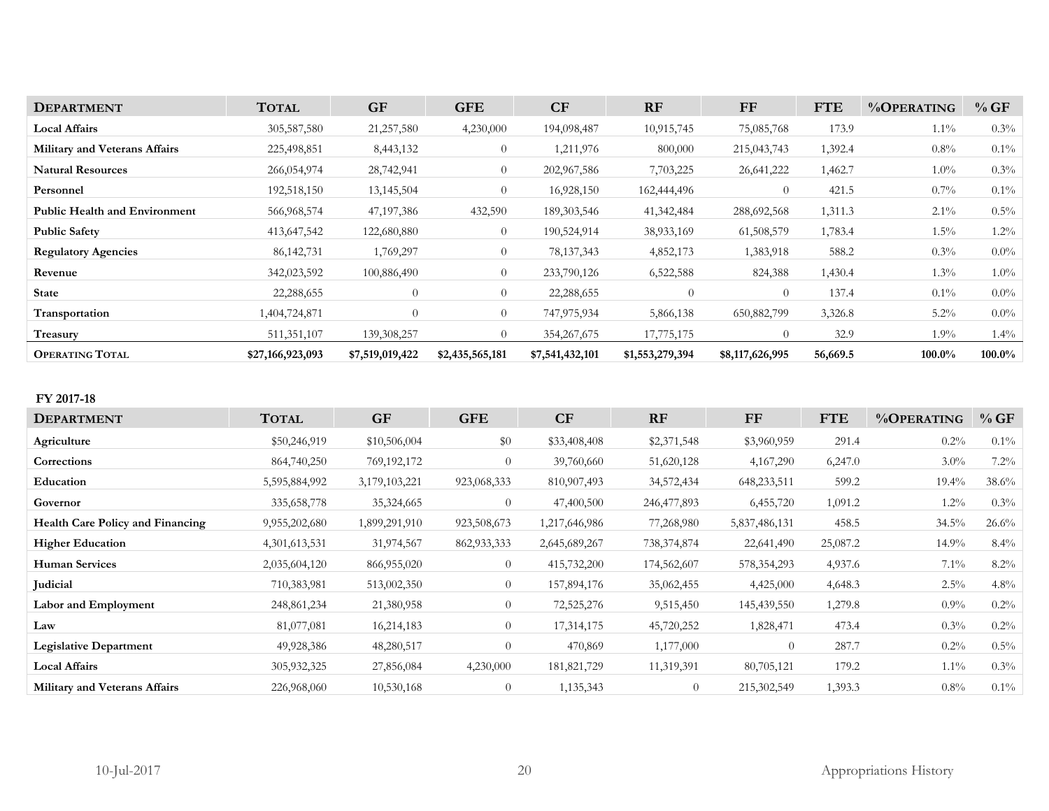| Department | Total | GF | GFE | CF | RF | FF | FTE | %Operating | % GF |
|---|---|---|---|---|---|---|---|---|---|
| **Local Affairs** | 305,587,580 | 21,257,580 | 4,230,000 | 194,098,487 | 10,915,745 | 75,085,768 | 173.9 | 1.1% | 0.3% |
| **Military and Veterans Affairs** | 225,498,851 | 8,443,132 | 0 | 1,211,976 | 800,000 | 215,043,743 | 1,392.4 | 0.8% | 0.1% |
| **Natural Resources** | 266,054,974 | 28,742,941 | 0 | 202,967,586 | 7,703,225 | 26,641,222 | 1,462.7 | 1.0% | 0.3% |
| **Personnel** | 192,518,150 | 13,145,504 | 0 | 16,928,150 | 162,444,496 | 0 | 421.5 | 0.7% | 0.1% |
| **Public Health and Environment** | 566,968,574 | 47,197,386 | 432,590 | 189,303,546 | 41,342,484 | 288,692,568 | 1,311.3 | 2.1% | 0.5% |
| **Public Safety** | 413,647,542 | 122,680,880 | 0 | 190,524,914 | 38,933,169 | 61,508,579 | 1,783.4 | 1.5% | 1.2% |
| **Regulatory Agencies** | 86,142,731 | 1,769,297 | 0 | 78,137,343 | 4,852,173 | 1,383,918 | 588.2 | 0.3% | 0.0% |
| **Revenue** | 342,023,592 | 100,886,490 | 0 | 233,790,126 | 6,522,588 | 824,388 | 1,430.4 | 1.3% | 1.0% |
| **State** | 22,288,655 | 0 | 0 | 22,288,655 | 0 | 0 | 137.4 | 0.1% | 0.0% |
| **Transportation** | 1,404,724,871 | 0 | 0 | 747,975,934 | 5,866,138 | 650,882,799 | 3,326.8 | 5.2% | 0.0% |
| **Treasury** | 511,351,107 | 139,308,257 | 0 | 354,267,675 | 17,775,175 | 0 | 32.9 | 1.9% | 1.4% |
| **Operating Total** | **$27,166,923,093** | **$7,519,019,422** | **$2,435,565,181** | **$7,541,432,101** | **$1,553,279,394** | **$8,117,626,995** | **56,669.5** | **100.0%** | **100.0%** |

**FY 2017-18**

| Department | Total | GF | GFE | CF | RF | FF | FTE | %Operating | % GF |
|---|---|---|---|---|---|---|---|---|---|
| **Agriculture** | $50,246,919 | $10,506,004 | $0 | $33,408,408 | $2,371,548 | $3,960,959 | 291.4 | 0.2% | 0.1% |
| **Corrections** | 864,740,250 | 769,192,172 | 0 | 39,760,660 | 51,620,128 | 4,167,290 | 6,247.0 | 3.0% | 7.2% |
| **Education** | 5,595,884,992 | 3,179,103,221 | 923,068,333 | 810,907,493 | 34,572,434 | 648,233,511 | 599.2 | 19.4% | 38.6% |
| **Governor** | 335,658,778 | 35,324,665 | 0 | 47,400,500 | 246,477,893 | 6,455,720 | 1,091.2 | 1.2% | 0.3% |
| **Health Care Policy and Financing** | 9,955,202,680 | 1,899,291,910 | 923,508,673 | 1,217,646,986 | 77,268,980 | 5,837,486,131 | 458.5 | 34.5% | 26.6% |
| **Higher Education** | 4,301,613,531 | 31,974,567 | 862,933,333 | 2,645,689,267 | 738,374,874 | 22,641,490 | 25,087.2 | 14.9% | 8.4% |
| **Human Services** | 2,035,604,120 | 866,955,020 | 0 | 415,732,200 | 174,562,607 | 578,354,293 | 4,937.6 | 7.1% | 8.2% |
| **Judicial** | 710,383,981 | 513,002,350 | 0 | 157,894,176 | 35,062,455 | 4,425,000 | 4,648.3 | 2.5% | 4.8% |
| **Labor and Employment** | 248,861,234 | 21,380,958 | 0 | 72,525,276 | 9,515,450 | 145,439,550 | 1,279.8 | 0.9% | 0.2% |
| **Law** | 81,077,081 | 16,214,183 | 0 | 17,314,175 | 45,720,252 | 1,828,471 | 473.4 | 0.3% | 0.2% |
| **Legislative Department** | 49,928,386 | 48,280,517 | 0 | 470,869 | 1,177,000 | 0 | 287.7 | 0.2% | 0.5% |
| **Local Affairs** | 305,932,325 | 27,856,084 | 4,230,000 | 181,821,729 | 11,319,391 | 80,705,121 | 179.2 | 1.1% | 0.3% |
| **Military and Veterans Affairs** | 226,968,060 | 10,530,168 | 0 | 1,135,343 | 0 | 215,302,549 | 1,393.3 | 0.8% | 0.1% |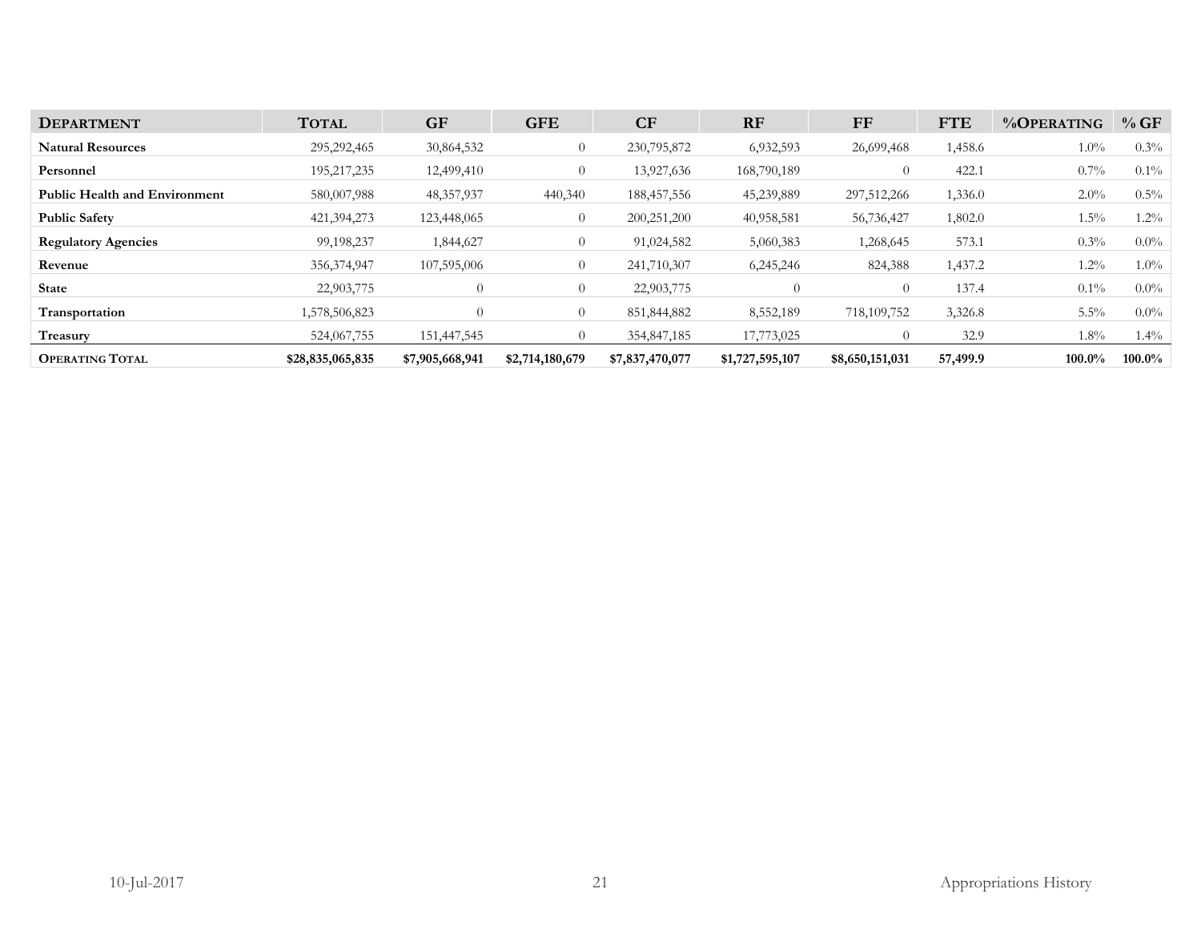| DEPARTMENT | TOTAL | GF | GFE | CF | RF | FF | FTE | %OPERATING | % GF |
|---|---|---|---|---|---|---|---|---|---|
| **Natural Resources** | 295,292,465 | 30,864,532 | 0 | 230,795,872 | 6,932,593 | 26,699,468 | 1,458.6 | 1.0% | 0.3% |
| **Personnel** | 195,217,235 | 12,499,410 | 0 | 13,927,636 | 168,790,189 | 0 | 422.1 | 0.7% | 0.1% |
| **Public Health and Environment** | 580,007,988 | 48,357,937 | 440,340 | 188,457,556 | 45,239,889 | 297,512,266 | 1,336.0 | 2.0% | 0.5% |
| **Public Safety** | 421,394,273 | 123,448,065 | 0 | 200,251,200 | 40,958,581 | 56,736,427 | 1,802.0 | 1.5% | 1.2% |
| **Regulatory Agencies** | 99,198,237 | 1,844,627 | 0 | 91,024,582 | 5,060,383 | 1,268,645 | 573.1 | 0.3% | 0.0% |
| **Revenue** | 356,374,947 | 107,595,006 | 0 | 241,710,307 | 6,245,246 | 824,388 | 1,437.2 | 1.2% | 1.0% |
| **State** | 22,903,775 | 0 | 0 | 22,903,775 | 0 | 0 | 137.4 | 0.1% | 0.0% |
| **Transportation** | 1,578,506,823 | 0 | 0 | 851,844,882 | 8,552,189 | 718,109,752 | 3,326.8 | 5.5% | 0.0% |
| **Treasury** | 524,067,755 | 151,447,545 | 0 | 354,847,185 | 17,773,025 | 0 | 32.9 | 1.8% | 1.4% |
| **OPERATING TOTAL** | **$28,835,065,835** | **$7,905,668,941** | **$2,714,180,679** | **$7,837,470,077** | **$1,727,595,107** | **$8,650,151,031** | **57,499.9** | **100.0%** | **100.0%** |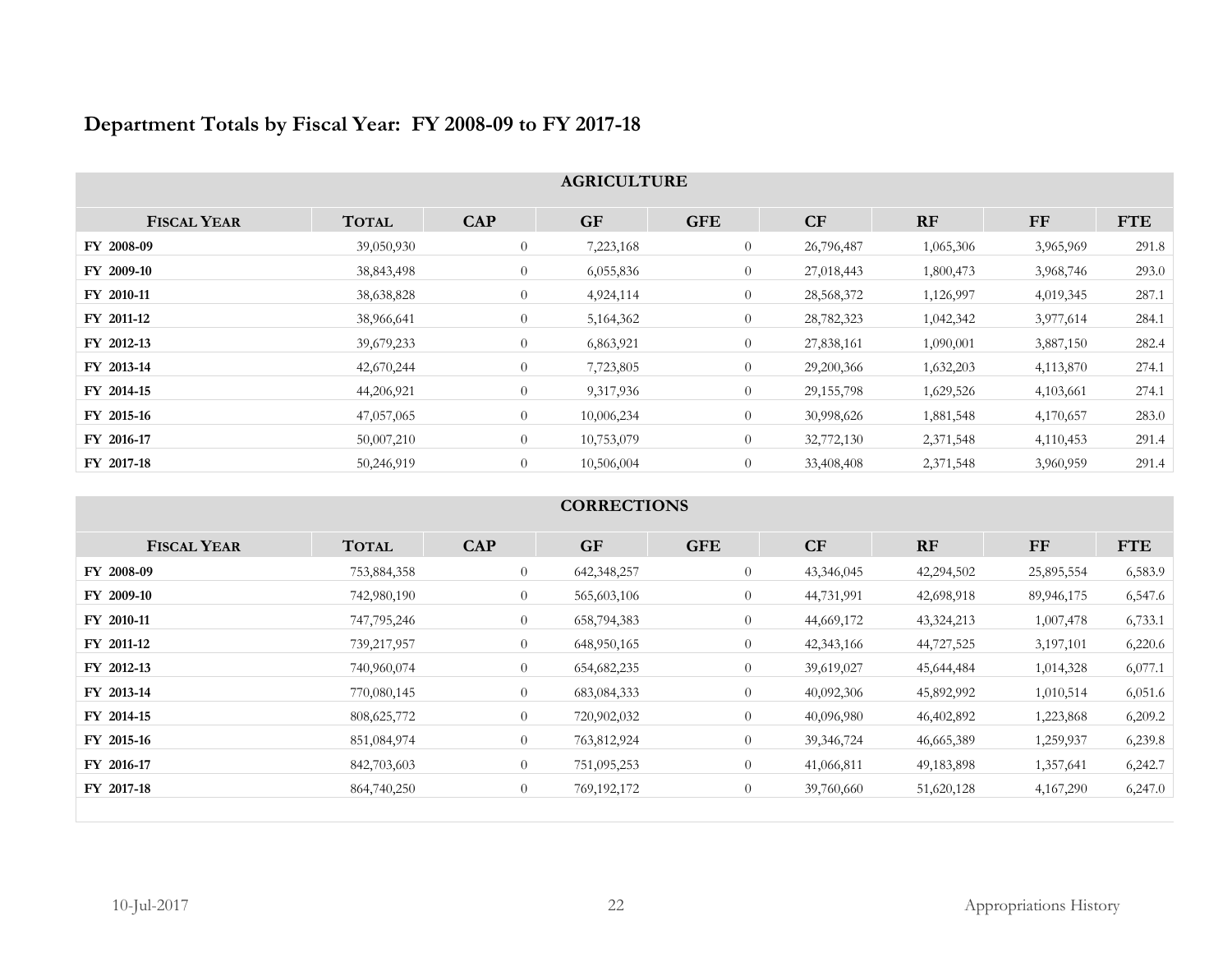## Department Totals by Fiscal Year: FY 2008-09 to FY 2017-18

### AGRICULTURE

| FISCAL YEAR | TOTAL | CAP | GF | GFE | CF | RF | FF | FTE |
|---|---|---|---|---|---|---|---|---|
| FY 2008-09 | 39,050,930 | 0 | 7,223,168 | 0 | 26,796,487 | 1,065,306 | 3,965,969 | 291.8 |
| FY 2009-10 | 38,843,498 | 0 | 6,055,836 | 0 | 27,018,443 | 1,800,473 | 3,968,746 | 293.0 |
| FY 2010-11 | 38,638,828 | 0 | 4,924,114 | 0 | 28,568,372 | 1,126,997 | 4,019,345 | 287.1 |
| FY 2011-12 | 38,966,641 | 0 | 5,164,362 | 0 | 28,782,323 | 1,042,342 | 3,977,614 | 284.1 |
| FY 2012-13 | 39,679,233 | 0 | 6,863,921 | 0 | 27,838,161 | 1,090,001 | 3,887,150 | 282.4 |
| FY 2013-14 | 42,670,244 | 0 | 7,723,805 | 0 | 29,200,366 | 1,632,203 | 4,113,870 | 274.1 |
| FY 2014-15 | 44,206,921 | 0 | 9,317,936 | 0 | 29,155,798 | 1,629,526 | 4,103,661 | 274.1 |
| FY 2015-16 | 47,057,065 | 0 | 10,006,234 | 0 | 30,998,626 | 1,881,548 | 4,170,657 | 283.0 |
| FY 2016-17 | 50,007,210 | 0 | 10,753,079 | 0 | 32,772,130 | 2,371,548 | 4,110,453 | 291.4 |
| FY 2017-18 | 50,246,919 | 0 | 10,506,004 | 0 | 33,408,408 | 2,371,548 | 3,960,959 | 291.4 |

### CORRECTIONS

| FISCAL YEAR | TOTAL | CAP | GF | GFE | CF | RF | FF | FTE |
|---|---|---|---|---|---|---|---|---|
| FY 2008-09 | 753,884,358 | 0 | 642,348,257 | 0 | 43,346,045 | 42,294,502 | 25,895,554 | 6,583.9 |
| FY 2009-10 | 742,980,190 | 0 | 565,603,106 | 0 | 44,731,991 | 42,698,918 | 89,946,175 | 6,547.6 |
| FY 2010-11 | 747,795,246 | 0 | 658,794,383 | 0 | 44,669,172 | 43,324,213 | 1,007,478 | 6,733.1 |
| FY 2011-12 | 739,217,957 | 0 | 648,950,165 | 0 | 42,343,166 | 44,727,525 | 3,197,101 | 6,220.6 |
| FY 2012-13 | 740,960,074 | 0 | 654,682,235 | 0 | 39,619,027 | 45,644,484 | 1,014,328 | 6,077.1 |
| FY 2013-14 | 770,080,145 | 0 | 683,084,333 | 0 | 40,092,306 | 45,892,992 | 1,010,514 | 6,051.6 |
| FY 2014-15 | 808,625,772 | 0 | 720,902,032 | 0 | 40,096,980 | 46,402,892 | 1,223,868 | 6,209.2 |
| FY 2015-16 | 851,084,974 | 0 | 763,812,924 | 0 | 39,346,724 | 46,665,389 | 1,259,937 | 6,239.8 |
| FY 2016-17 | 842,703,603 | 0 | 751,095,253 | 0 | 41,066,811 | 49,183,898 | 1,357,641 | 6,242.7 |
| FY 2017-18 | 864,740,250 | 0 | 769,192,172 | 0 | 39,760,660 | 51,620,128 | 4,167,290 | 6,247.0 |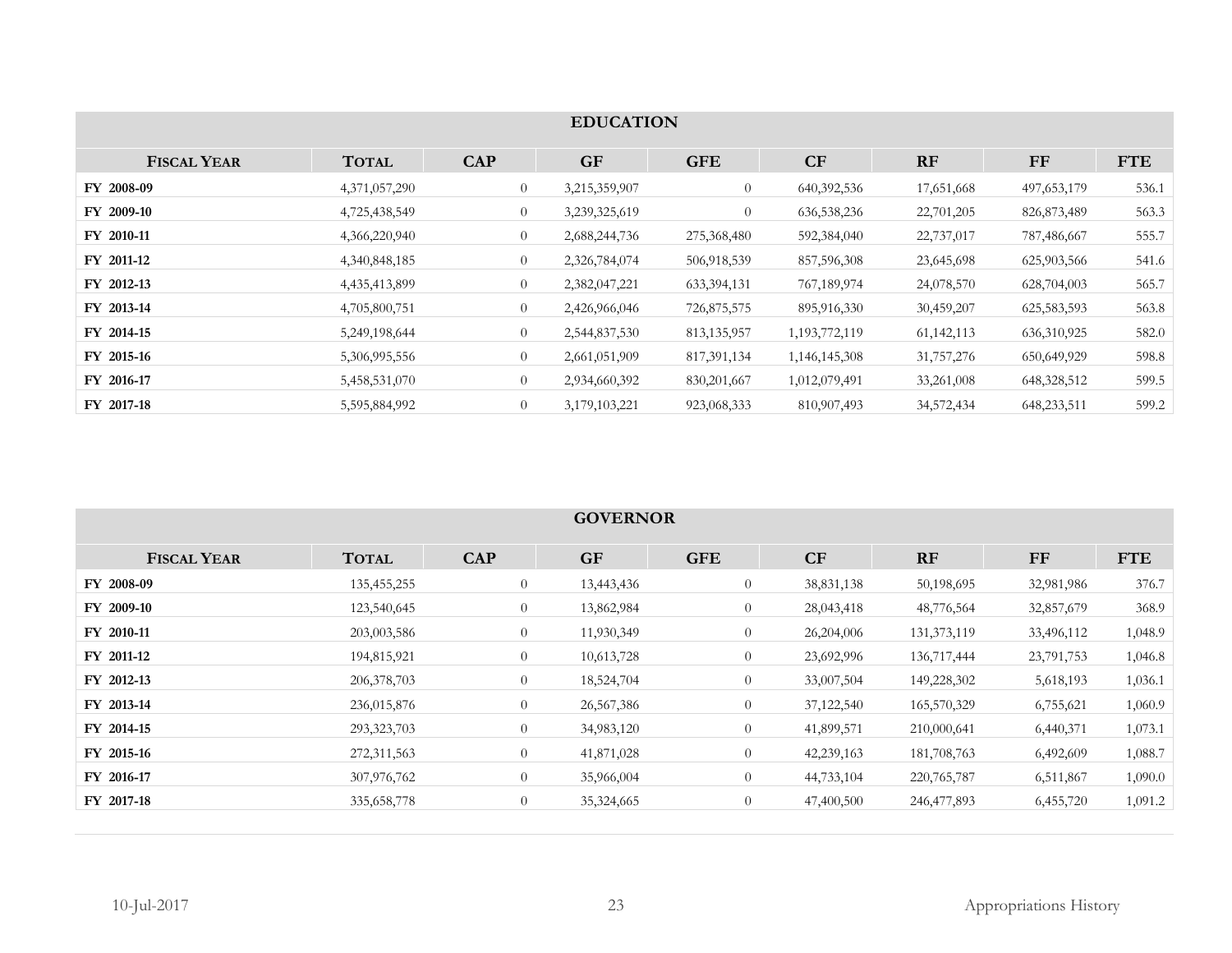## EDUCATION

| Fiscal Year | Total | CAP | GF | GFE | CF | RF | FF | FTE |
|---|---|---|---|---|---|---|---|---|
| FY 2008-09 | 4,371,057,290 | 0 | 3,215,359,907 | 0 | 640,392,536 | 17,651,668 | 497,653,179 | 536.1 |
| FY 2009-10 | 4,725,438,549 | 0 | 3,239,325,619 | 0 | 636,538,236 | 22,701,205 | 826,873,489 | 563.3 |
| FY 2010-11 | 4,366,220,940 | 0 | 2,688,244,736 | 275,368,480 | 592,384,040 | 22,737,017 | 787,486,667 | 555.7 |
| FY 2011-12 | 4,340,848,185 | 0 | 2,326,784,074 | 506,918,539 | 857,596,308 | 23,645,698 | 625,903,566 | 541.6 |
| FY 2012-13 | 4,435,413,899 | 0 | 2,382,047,221 | 633,394,131 | 767,189,974 | 24,078,570 | 628,704,003 | 565.7 |
| FY 2013-14 | 4,705,800,751 | 0 | 2,426,966,046 | 726,875,575 | 895,916,330 | 30,459,207 | 625,583,593 | 563.8 |
| FY 2014-15 | 5,249,198,644 | 0 | 2,544,837,530 | 813,135,957 | 1,193,772,119 | 61,142,113 | 636,310,925 | 582.0 |
| FY 2015-16 | 5,306,995,556 | 0 | 2,661,051,909 | 817,391,134 | 1,146,145,308 | 31,757,276 | 650,649,929 | 598.8 |
| FY 2016-17 | 5,458,531,070 | 0 | 2,934,660,392 | 830,201,667 | 1,012,079,491 | 33,261,008 | 648,328,512 | 599.5 |
| FY 2017-18 | 5,595,884,992 | 0 | 3,179,103,221 | 923,068,333 | 810,907,493 | 34,572,434 | 648,233,511 | 599.2 |

## GOVERNOR

| Fiscal Year | Total | CAP | GF | GFE | CF | RF | FF | FTE |
|---|---|---|---|---|---|---|---|---|
| FY 2008-09 | 135,455,255 | 0 | 13,443,436 | 0 | 38,831,138 | 50,198,695 | 32,981,986 | 376.7 |
| FY 2009-10 | 123,540,645 | 0 | 13,862,984 | 0 | 28,043,418 | 48,776,564 | 32,857,679 | 368.9 |
| FY 2010-11 | 203,003,586 | 0 | 11,930,349 | 0 | 26,204,006 | 131,373,119 | 33,496,112 | 1,048.9 |
| FY 2011-12 | 194,815,921 | 0 | 10,613,728 | 0 | 23,692,996 | 136,717,444 | 23,791,753 | 1,046.8 |
| FY 2012-13 | 206,378,703 | 0 | 18,524,704 | 0 | 33,007,504 | 149,228,302 | 5,618,193 | 1,036.1 |
| FY 2013-14 | 236,015,876 | 0 | 26,567,386 | 0 | 37,122,540 | 165,570,329 | 6,755,621 | 1,060.9 |
| FY 2014-15 | 293,323,703 | 0 | 34,983,120 | 0 | 41,899,571 | 210,000,641 | 6,440,371 | 1,073.1 |
| FY 2015-16 | 272,311,563 | 0 | 41,871,028 | 0 | 42,239,163 | 181,708,763 | 6,492,609 | 1,088.7 |
| FY 2016-17 | 307,976,762 | 0 | 35,966,004 | 0 | 44,733,104 | 220,765,787 | 6,511,867 | 1,090.0 |
| FY 2017-18 | 335,658,778 | 0 | 35,324,665 | 0 | 47,400,500 | 246,477,893 | 6,455,720 | 1,091.2 |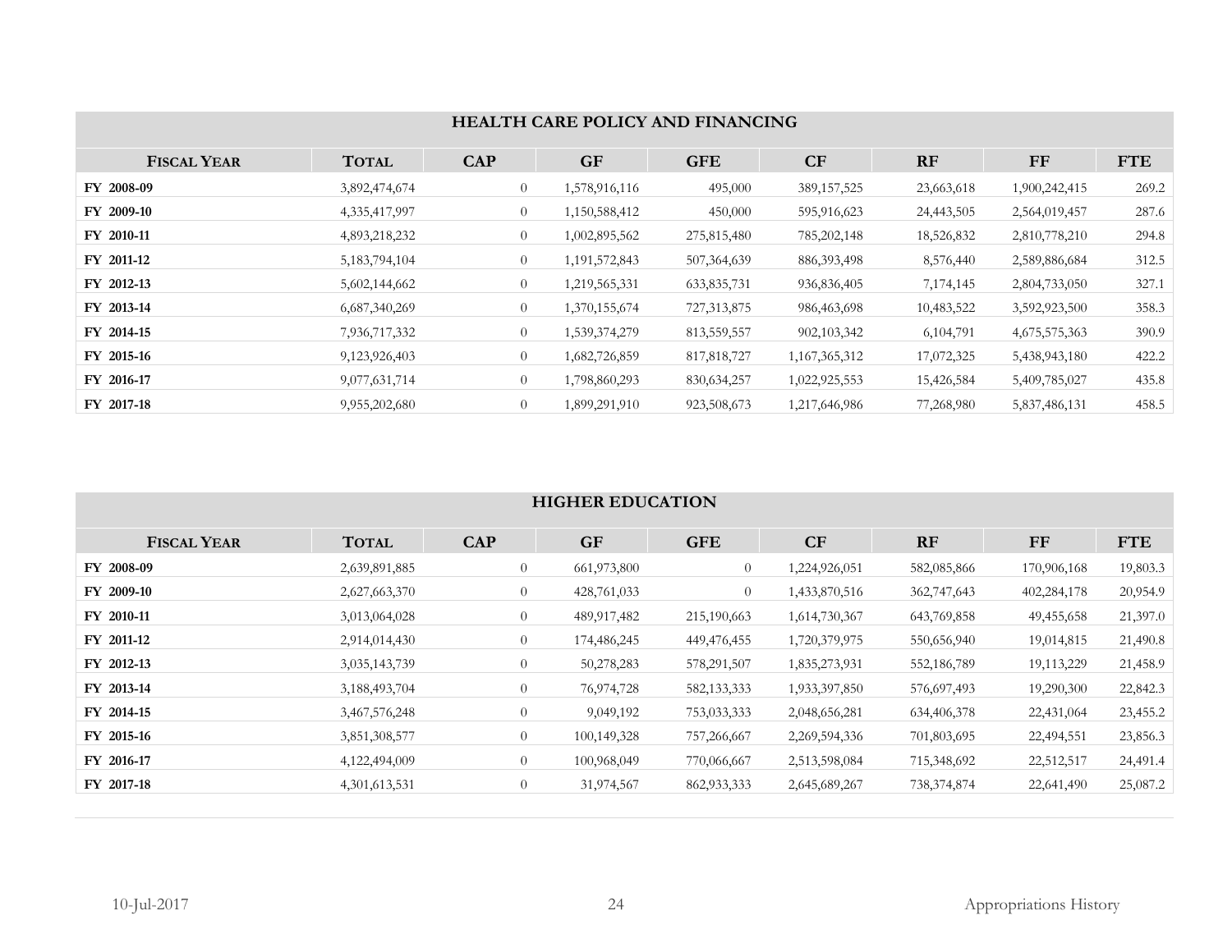## HEALTH CARE POLICY AND FINANCING

| Fiscal Year | Total | CAP | GF | GFE | CF | RF | FF | FTE |
|---|---|---|---|---|---|---|---|---|
| FY 2008-09 | 3,892,474,674 | 0 | 1,578,916,116 | 495,000 | 389,157,525 | 23,663,618 | 1,900,242,415 | 269.2 |
| FY 2009-10 | 4,335,417,997 | 0 | 1,150,588,412 | 450,000 | 595,916,623 | 24,443,505 | 2,564,019,457 | 287.6 |
| FY 2010-11 | 4,893,218,232 | 0 | 1,002,895,562 | 275,815,480 | 785,202,148 | 18,526,832 | 2,810,778,210 | 294.8 |
| FY 2011-12 | 5,183,794,104 | 0 | 1,191,572,843 | 507,364,639 | 886,393,498 | 8,576,440 | 2,589,886,684 | 312.5 |
| FY 2012-13 | 5,602,144,662 | 0 | 1,219,565,331 | 633,835,731 | 936,836,405 | 7,174,145 | 2,804,733,050 | 327.1 |
| FY 2013-14 | 6,687,340,269 | 0 | 1,370,155,674 | 727,313,875 | 986,463,698 | 10,483,522 | 3,592,923,500 | 358.3 |
| FY 2014-15 | 7,936,717,332 | 0 | 1,539,374,279 | 813,559,557 | 902,103,342 | 6,104,791 | 4,675,575,363 | 390.9 |
| FY 2015-16 | 9,123,926,403 | 0 | 1,682,726,859 | 817,818,727 | 1,167,365,312 | 17,072,325 | 5,438,943,180 | 422.2 |
| FY 2016-17 | 9,077,631,714 | 0 | 1,798,860,293 | 830,634,257 | 1,022,925,553 | 15,426,584 | 5,409,785,027 | 435.8 |
| FY 2017-18 | 9,955,202,680 | 0 | 1,899,291,910 | 923,508,673 | 1,217,646,986 | 77,268,980 | 5,837,486,131 | 458.5 |

## HIGHER EDUCATION

| Fiscal Year | Total | CAP | GF | GFE | CF | RF | FF | FTE |
|---|---|---|---|---|---|---|---|---|
| FY 2008-09 | 2,639,891,885 | 0 | 661,973,800 | 0 | 1,224,926,051 | 582,085,866 | 170,906,168 | 19,803.3 |
| FY 2009-10 | 2,627,663,370 | 0 | 428,761,033 | 0 | 1,433,870,516 | 362,747,643 | 402,284,178 | 20,954.9 |
| FY 2010-11 | 3,013,064,028 | 0 | 489,917,482 | 215,190,663 | 1,614,730,367 | 643,769,858 | 49,455,658 | 21,397.0 |
| FY 2011-12 | 2,914,014,430 | 0 | 174,486,245 | 449,476,455 | 1,720,379,975 | 550,656,940 | 19,014,815 | 21,490.8 |
| FY 2012-13 | 3,035,143,739 | 0 | 50,278,283 | 578,291,507 | 1,835,273,931 | 552,186,789 | 19,113,229 | 21,458.9 |
| FY 2013-14 | 3,188,493,704 | 0 | 76,974,728 | 582,133,333 | 1,933,397,850 | 576,697,493 | 19,290,300 | 22,842.3 |
| FY 2014-15 | 3,467,576,248 | 0 | 9,049,192 | 753,033,333 | 2,048,656,281 | 634,406,378 | 22,431,064 | 23,455.2 |
| FY 2015-16 | 3,851,308,577 | 0 | 100,149,328 | 757,266,667 | 2,269,594,336 | 701,803,695 | 22,494,551 | 23,856.3 |
| FY 2016-17 | 4,122,494,009 | 0 | 100,968,049 | 770,066,667 | 2,513,598,084 | 715,348,692 | 22,512,517 | 24,491.4 |
| FY 2017-18 | 4,301,613,531 | 0 | 31,974,567 | 862,933,333 | 2,645,689,267 | 738,374,874 | 22,641,490 | 25,087.2 |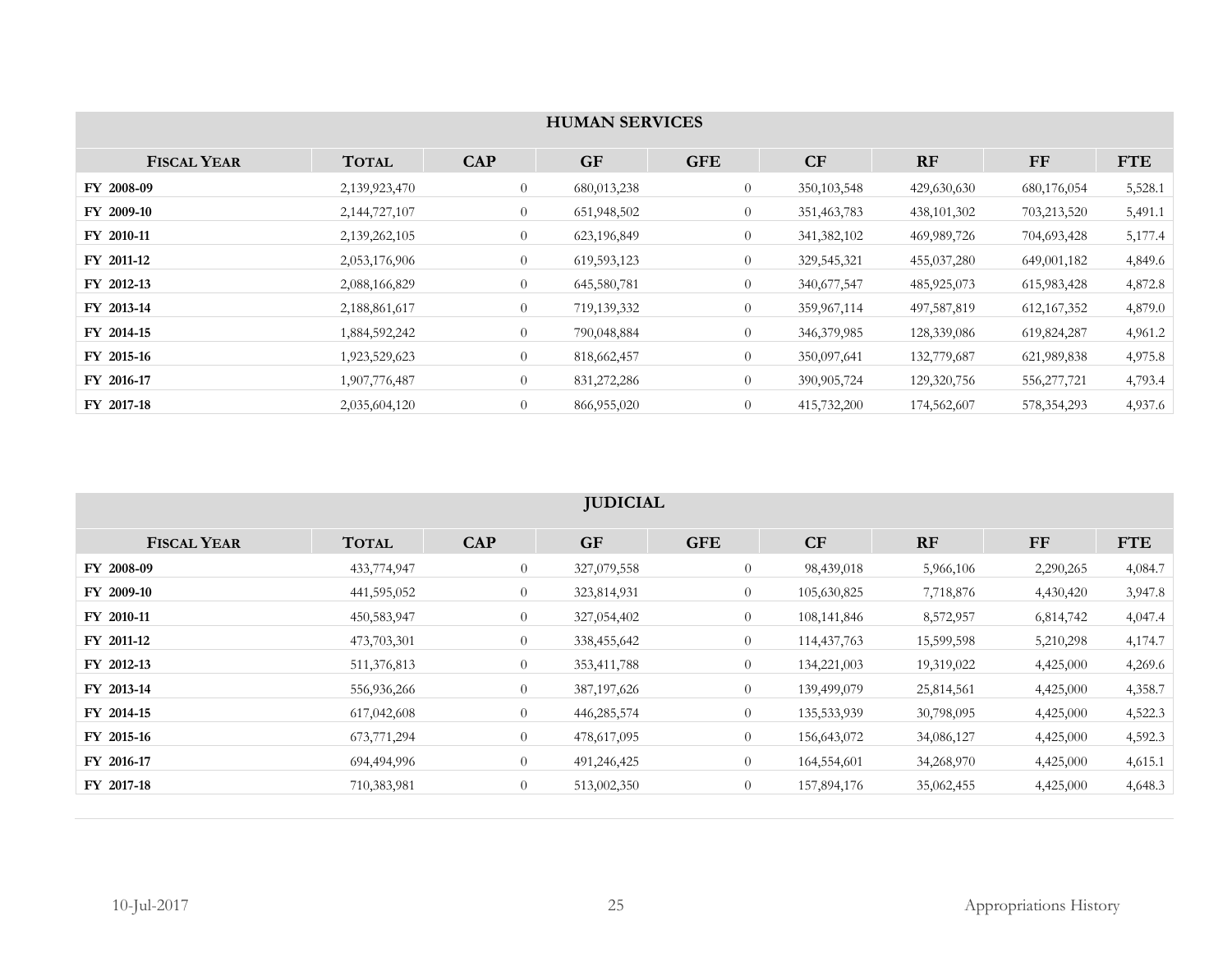## HUMAN SERVICES

| Fiscal Year | Total | CAP | GF | GFE | CF | RF | FF | FTE |
|---|---|---|---|---|---|---|---|---|
| **FY 2008-09** | 2,139,923,470 | 0 | 680,013,238 | 0 | 350,103,548 | 429,630,630 | 680,176,054 | 5,528.1 |
| **FY 2009-10** | 2,144,727,107 | 0 | 651,948,502 | 0 | 351,463,783 | 438,101,302 | 703,213,520 | 5,491.1 |
| **FY 2010-11** | 2,139,262,105 | 0 | 623,196,849 | 0 | 341,382,102 | 469,989,726 | 704,693,428 | 5,177.4 |
| **FY 2011-12** | 2,053,176,906 | 0 | 619,593,123 | 0 | 329,545,321 | 455,037,280 | 649,001,182 | 4,849.6 |
| **FY 2012-13** | 2,088,166,829 | 0 | 645,580,781 | 0 | 340,677,547 | 485,925,073 | 615,983,428 | 4,872.8 |
| **FY 2013-14** | 2,188,861,617 | 0 | 719,139,332 | 0 | 359,967,114 | 497,587,819 | 612,167,352 | 4,879.0 |
| **FY 2014-15** | 1,884,592,242 | 0 | 790,048,884 | 0 | 346,379,985 | 128,339,086 | 619,824,287 | 4,961.2 |
| **FY 2015-16** | 1,923,529,623 | 0 | 818,662,457 | 0 | 350,097,641 | 132,779,687 | 621,989,838 | 4,975.8 |
| **FY 2016-17** | 1,907,776,487 | 0 | 831,272,286 | 0 | 390,905,724 | 129,320,756 | 556,277,721 | 4,793.4 |
| **FY 2017-18** | 2,035,604,120 | 0 | 866,955,020 | 0 | 415,732,200 | 174,562,607 | 578,354,293 | 4,937.6 |

## JUDICIAL

| Fiscal Year | Total | CAP | GF | GFE | CF | RF | FF | FTE |
|---|---|---|---|---|---|---|---|---|
| **FY 2008-09** | 433,774,947 | 0 | 327,079,558 | 0 | 98,439,018 | 5,966,106 | 2,290,265 | 4,084.7 |
| **FY 2009-10** | 441,595,052 | 0 | 323,814,931 | 0 | 105,630,825 | 7,718,876 | 4,430,420 | 3,947.8 |
| **FY 2010-11** | 450,583,947 | 0 | 327,054,402 | 0 | 108,141,846 | 8,572,957 | 6,814,742 | 4,047.4 |
| **FY 2011-12** | 473,703,301 | 0 | 338,455,642 | 0 | 114,437,763 | 15,599,598 | 5,210,298 | 4,174.7 |
| **FY 2012-13** | 511,376,813 | 0 | 353,411,788 | 0 | 134,221,003 | 19,319,022 | 4,425,000 | 4,269.6 |
| **FY 2013-14** | 556,936,266 | 0 | 387,197,626 | 0 | 139,499,079 | 25,814,561 | 4,425,000 | 4,358.7 |
| **FY 2014-15** | 617,042,608 | 0 | 446,285,574 | 0 | 135,533,939 | 30,798,095 | 4,425,000 | 4,522.3 |
| **FY 2015-16** | 673,771,294 | 0 | 478,617,095 | 0 | 156,643,072 | 34,086,127 | 4,425,000 | 4,592.3 |
| **FY 2016-17** | 694,494,996 | 0 | 491,246,425 | 0 | 164,554,601 | 34,268,970 | 4,425,000 | 4,615.1 |
| **FY 2017-18** | 710,383,981 | 0 | 513,002,350 | 0 | 157,894,176 | 35,062,455 | 4,425,000 | 4,648.3 |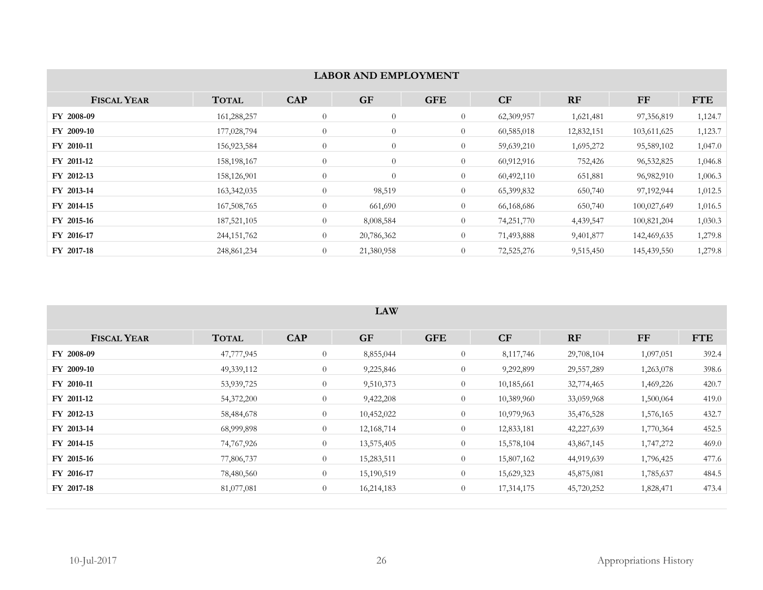## LABOR AND EMPLOYMENT

| Fiscal Year | Total | CAP | GF | GFE | CF | RF | FF | FTE |
|---|---|---|---|---|---|---|---|---|
| FY 2008-09 | 161,288,257 | 0 | 0 | 0 | 62,309,957 | 1,621,481 | 97,356,819 | 1,124.7 |
| FY 2009-10 | 177,028,794 | 0 | 0 | 0 | 60,585,018 | 12,832,151 | 103,611,625 | 1,123.7 |
| FY 2010-11 | 156,923,584 | 0 | 0 | 0 | 59,639,210 | 1,695,272 | 95,589,102 | 1,047.0 |
| FY 2011-12 | 158,198,167 | 0 | 0 | 0 | 60,912,916 | 752,426 | 96,532,825 | 1,046.8 |
| FY 2012-13 | 158,126,901 | 0 | 0 | 0 | 60,492,110 | 651,881 | 96,982,910 | 1,006.3 |
| FY 2013-14 | 163,342,035 | 0 | 98,519 | 0 | 65,399,832 | 650,740 | 97,192,944 | 1,012.5 |
| FY 2014-15 | 167,508,765 | 0 | 661,690 | 0 | 66,168,686 | 650,740 | 100,027,649 | 1,016.5 |
| FY 2015-16 | 187,521,105 | 0 | 8,008,584 | 0 | 74,251,770 | 4,439,547 | 100,821,204 | 1,030.3 |
| FY 2016-17 | 244,151,762 | 0 | 20,786,362 | 0 | 71,493,888 | 9,401,877 | 142,469,635 | 1,279.8 |
| FY 2017-18 | 248,861,234 | 0 | 21,380,958 | 0 | 72,525,276 | 9,515,450 | 145,439,550 | 1,279.8 |

## LAW

| Fiscal Year | Total | CAP | GF | GFE | CF | RF | FF | FTE |
|---|---|---|---|---|---|---|---|---|
| FY 2008-09 | 47,777,945 | 0 | 8,855,044 | 0 | 8,117,746 | 29,708,104 | 1,097,051 | 392.4 |
| FY 2009-10 | 49,339,112 | 0 | 9,225,846 | 0 | 9,292,899 | 29,557,289 | 1,263,078 | 398.6 |
| FY 2010-11 | 53,939,725 | 0 | 9,510,373 | 0 | 10,185,661 | 32,774,465 | 1,469,226 | 420.7 |
| FY 2011-12 | 54,372,200 | 0 | 9,422,208 | 0 | 10,389,960 | 33,059,968 | 1,500,064 | 419.0 |
| FY 2012-13 | 58,484,678 | 0 | 10,452,022 | 0 | 10,979,963 | 35,476,528 | 1,576,165 | 432.7 |
| FY 2013-14 | 68,999,898 | 0 | 12,168,714 | 0 | 12,833,181 | 42,227,639 | 1,770,364 | 452.5 |
| FY 2014-15 | 74,767,926 | 0 | 13,575,405 | 0 | 15,578,104 | 43,867,145 | 1,747,272 | 469.0 |
| FY 2015-16 | 77,806,737 | 0 | 15,283,511 | 0 | 15,807,162 | 44,919,639 | 1,796,425 | 477.6 |
| FY 2016-17 | 78,480,560 | 0 | 15,190,519 | 0 | 15,629,323 | 45,875,081 | 1,785,637 | 484.5 |
| FY 2017-18 | 81,077,081 | 0 | 16,214,183 | 0 | 17,314,175 | 45,720,252 | 1,828,471 | 473.4 |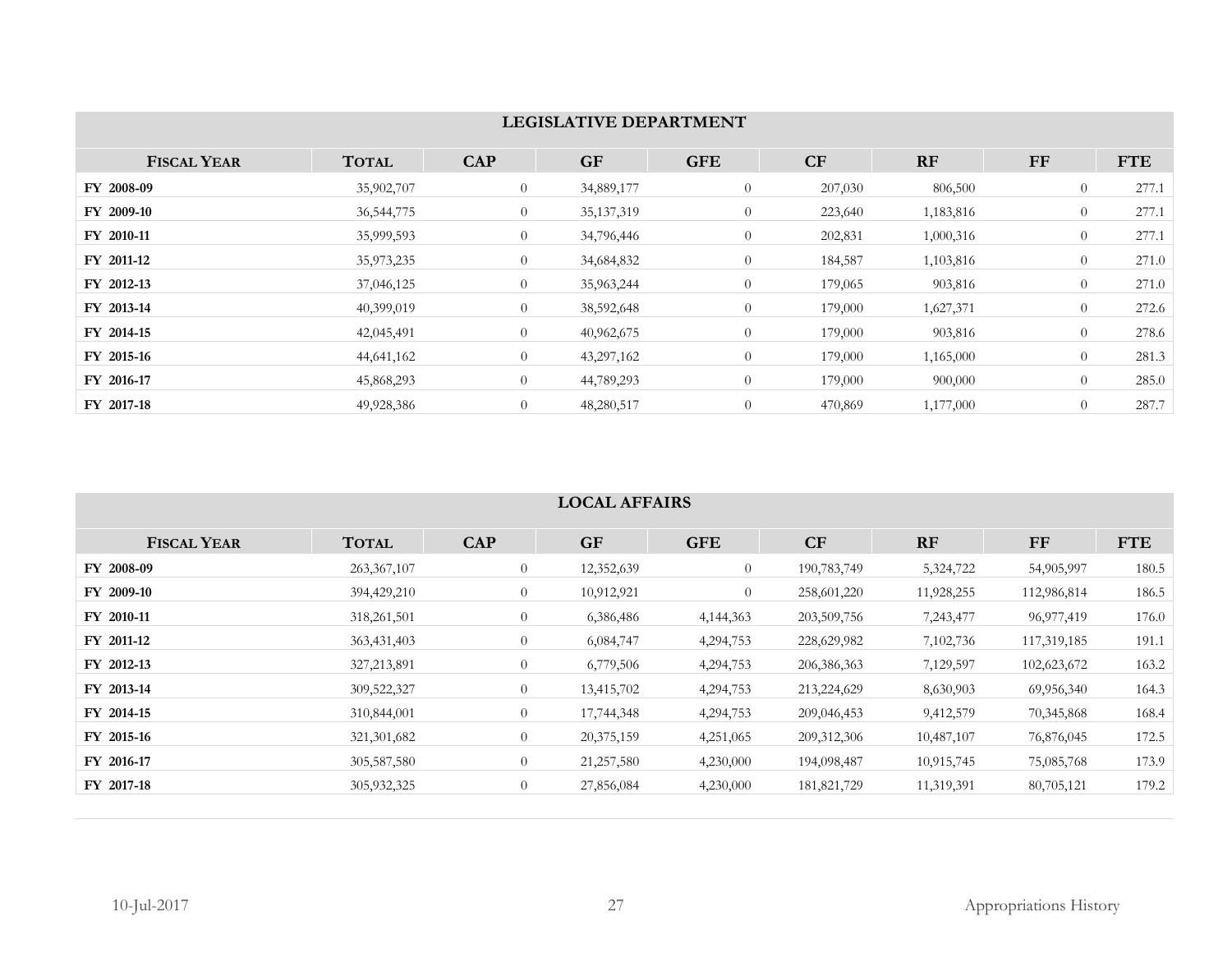## LEGISLATIVE DEPARTMENT

| Fiscal Year | Total | CAP | GF | GFE | CF | RF | FF | FTE |
|---|---|---|---|---|---|---|---|---|
| FY 2008-09 | 35,902,707 | 0 | 34,889,177 | 0 | 207,030 | 806,500 | 0 | 277.1 |
| FY 2009-10 | 36,544,775 | 0 | 35,137,319 | 0 | 223,640 | 1,183,816 | 0 | 277.1 |
| FY 2010-11 | 35,999,593 | 0 | 34,796,446 | 0 | 202,831 | 1,000,316 | 0 | 277.1 |
| FY 2011-12 | 35,973,235 | 0 | 34,684,832 | 0 | 184,587 | 1,103,816 | 0 | 271.0 |
| FY 2012-13 | 37,046,125 | 0 | 35,963,244 | 0 | 179,065 | 903,816 | 0 | 271.0 |
| FY 2013-14 | 40,399,019 | 0 | 38,592,648 | 0 | 179,000 | 1,627,371 | 0 | 272.6 |
| FY 2014-15 | 42,045,491 | 0 | 40,962,675 | 0 | 179,000 | 903,816 | 0 | 278.6 |
| FY 2015-16 | 44,641,162 | 0 | 43,297,162 | 0 | 179,000 | 1,165,000 | 0 | 281.3 |
| FY 2016-17 | 45,868,293 | 0 | 44,789,293 | 0 | 179,000 | 900,000 | 0 | 285.0 |
| FY 2017-18 | 49,928,386 | 0 | 48,280,517 | 0 | 470,869 | 1,177,000 | 0 | 287.7 |

## LOCAL AFFAIRS

| Fiscal Year | Total | CAP | GF | GFE | CF | RF | FF | FTE |
|---|---|---|---|---|---|---|---|---|
| FY 2008-09 | 263,367,107 | 0 | 12,352,639 | 0 | 190,783,749 | 5,324,722 | 54,905,997 | 180.5 |
| FY 2009-10 | 394,429,210 | 0 | 10,912,921 | 0 | 258,601,220 | 11,928,255 | 112,986,814 | 186.5 |
| FY 2010-11 | 318,261,501 | 0 | 6,386,486 | 4,144,363 | 203,509,756 | 7,243,477 | 96,977,419 | 176.0 |
| FY 2011-12 | 363,431,403 | 0 | 6,084,747 | 4,294,753 | 228,629,982 | 7,102,736 | 117,319,185 | 191.1 |
| FY 2012-13 | 327,213,891 | 0 | 6,779,506 | 4,294,753 | 206,386,363 | 7,129,597 | 102,623,672 | 163.2 |
| FY 2013-14 | 309,522,327 | 0 | 13,415,702 | 4,294,753 | 213,224,629 | 8,630,903 | 69,956,340 | 164.3 |
| FY 2014-15 | 310,844,001 | 0 | 17,744,348 | 4,294,753 | 209,046,453 | 9,412,579 | 70,345,868 | 168.4 |
| FY 2015-16 | 321,301,682 | 0 | 20,375,159 | 4,251,065 | 209,312,306 | 10,487,107 | 76,876,045 | 172.5 |
| FY 2016-17 | 305,587,580 | 0 | 21,257,580 | 4,230,000 | 194,098,487 | 10,915,745 | 75,085,768 | 173.9 |
| FY 2017-18 | 305,932,325 | 0 | 27,856,084 | 4,230,000 | 181,821,729 | 11,319,391 | 80,705,121 | 179.2 |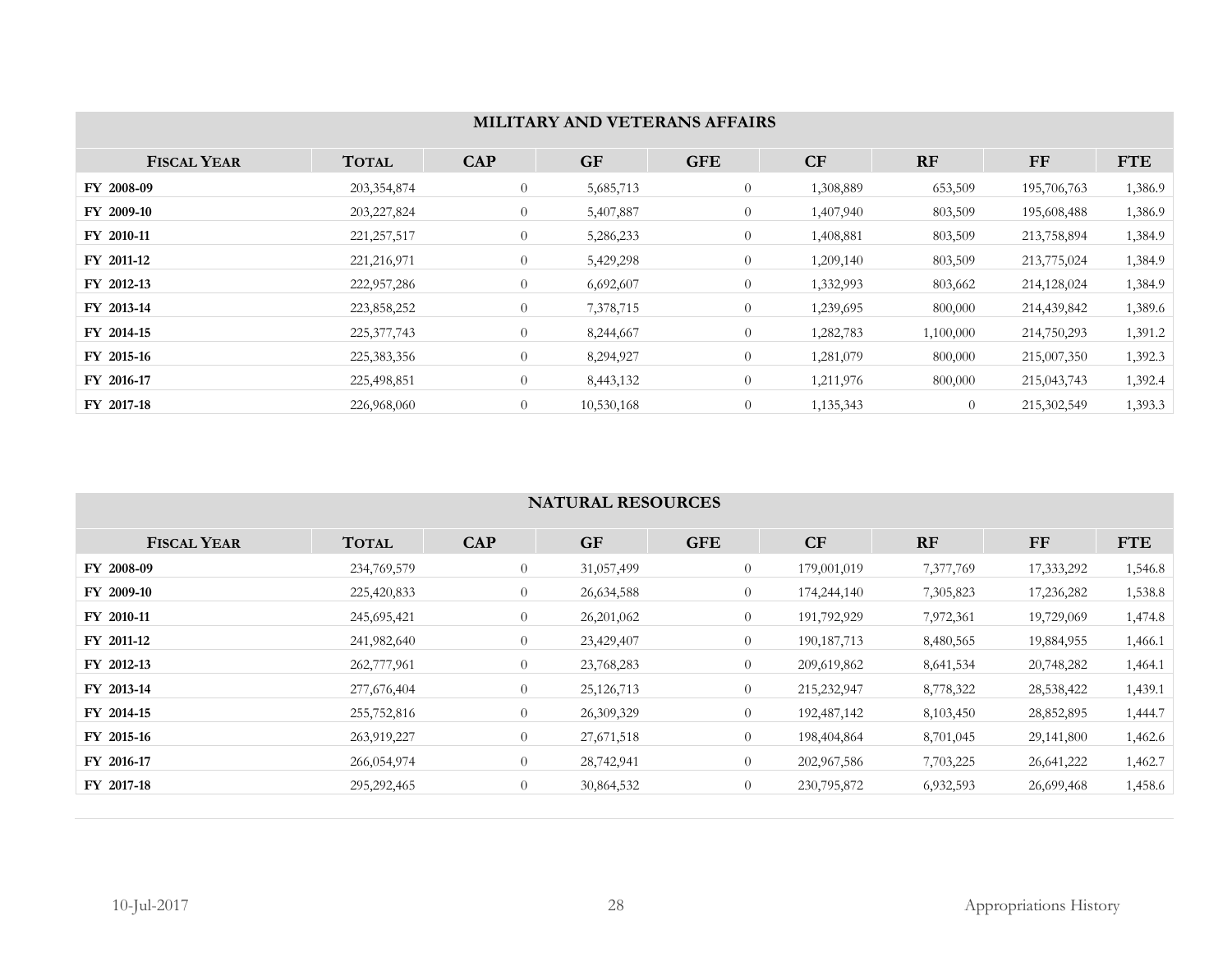## MILITARY AND VETERANS AFFAIRS

| FISCAL YEAR | TOTAL | CAP | GF | GFE | CF | RF | FF | FTE |
|---|---|---|---|---|---|---|---|---|
| FY 2008-09 | 203,354,874 | 0 | 5,685,713 | 0 | 1,308,889 | 653,509 | 195,706,763 | 1,386.9 |
| FY 2009-10 | 203,227,824 | 0 | 5,407,887 | 0 | 1,407,940 | 803,509 | 195,608,488 | 1,386.9 |
| FY 2010-11 | 221,257,517 | 0 | 5,286,233 | 0 | 1,408,881 | 803,509 | 213,758,894 | 1,384.9 |
| FY 2011-12 | 221,216,971 | 0 | 5,429,298 | 0 | 1,209,140 | 803,509 | 213,775,024 | 1,384.9 |
| FY 2012-13 | 222,957,286 | 0 | 6,692,607 | 0 | 1,332,993 | 803,662 | 214,128,024 | 1,384.9 |
| FY 2013-14 | 223,858,252 | 0 | 7,378,715 | 0 | 1,239,695 | 800,000 | 214,439,842 | 1,389.6 |
| FY 2014-15 | 225,377,743 | 0 | 8,244,667 | 0 | 1,282,783 | 1,100,000 | 214,750,293 | 1,391.2 |
| FY 2015-16 | 225,383,356 | 0 | 8,294,927 | 0 | 1,281,079 | 800,000 | 215,007,350 | 1,392.3 |
| FY 2016-17 | 225,498,851 | 0 | 8,443,132 | 0 | 1,211,976 | 800,000 | 215,043,743 | 1,392.4 |
| FY 2017-18 | 226,968,060 | 0 | 10,530,168 | 0 | 1,135,343 | 0 | 215,302,549 | 1,393.3 |

## NATURAL RESOURCES

| FISCAL YEAR | TOTAL | CAP | GF | GFE | CF | RF | FF | FTE |
|---|---|---|---|---|---|---|---|---|
| FY 2008-09 | 234,769,579 | 0 | 31,057,499 | 0 | 179,001,019 | 7,377,769 | 17,333,292 | 1,546.8 |
| FY 2009-10 | 225,420,833 | 0 | 26,634,588 | 0 | 174,244,140 | 7,305,823 | 17,236,282 | 1,538.8 |
| FY 2010-11 | 245,695,421 | 0 | 26,201,062 | 0 | 191,792,929 | 7,972,361 | 19,729,069 | 1,474.8 |
| FY 2011-12 | 241,982,640 | 0 | 23,429,407 | 0 | 190,187,713 | 8,480,565 | 19,884,955 | 1,466.1 |
| FY 2012-13 | 262,777,961 | 0 | 23,768,283 | 0 | 209,619,862 | 8,641,534 | 20,748,282 | 1,464.1 |
| FY 2013-14 | 277,676,404 | 0 | 25,126,713 | 0 | 215,232,947 | 8,778,322 | 28,538,422 | 1,439.1 |
| FY 2014-15 | 255,752,816 | 0 | 26,309,329 | 0 | 192,487,142 | 8,103,450 | 28,852,895 | 1,444.7 |
| FY 2015-16 | 263,919,227 | 0 | 27,671,518 | 0 | 198,404,864 | 8,701,045 | 29,141,800 | 1,462.6 |
| FY 2016-17 | 266,054,974 | 0 | 28,742,941 | 0 | 202,967,586 | 7,703,225 | 26,641,222 | 1,462.7 |
| FY 2017-18 | 295,292,465 | 0 | 30,864,532 | 0 | 230,795,872 | 6,932,593 | 26,699,468 | 1,458.6 |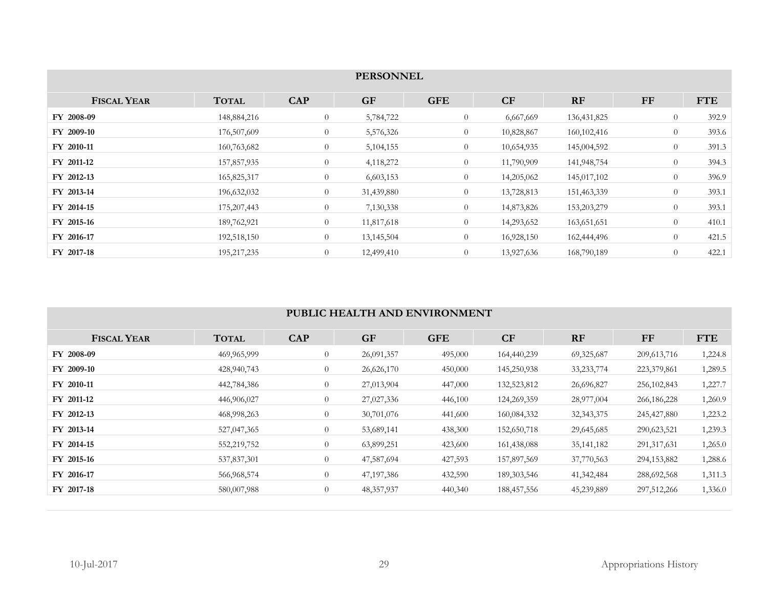## PERSONNEL

| FISCAL YEAR | TOTAL | CAP | GF | GFE | CF | RF | FF | FTE |
|---|---|---|---|---|---|---|---|---|
| FY 2008-09 | 148,884,216 | 0 | 5,784,722 | 0 | 6,667,669 | 136,431,825 | 0 | 392.9 |
| FY 2009-10 | 176,507,609 | 0 | 5,576,326 | 0 | 10,828,867 | 160,102,416 | 0 | 393.6 |
| FY 2010-11 | 160,763,682 | 0 | 5,104,155 | 0 | 10,654,935 | 145,004,592 | 0 | 391.3 |
| FY 2011-12 | 157,857,935 | 0 | 4,118,272 | 0 | 11,790,909 | 141,948,754 | 0 | 394.3 |
| FY 2012-13 | 165,825,317 | 0 | 6,603,153 | 0 | 14,205,062 | 145,017,102 | 0 | 396.9 |
| FY 2013-14 | 196,632,032 | 0 | 31,439,880 | 0 | 13,728,813 | 151,463,339 | 0 | 393.1 |
| FY 2014-15 | 175,207,443 | 0 | 7,130,338 | 0 | 14,873,826 | 153,203,279 | 0 | 393.1 |
| FY 2015-16 | 189,762,921 | 0 | 11,817,618 | 0 | 14,293,652 | 163,651,651 | 0 | 410.1 |
| FY 2016-17 | 192,518,150 | 0 | 13,145,504 | 0 | 16,928,150 | 162,444,496 | 0 | 421.5 |
| FY 2017-18 | 195,217,235 | 0 | 12,499,410 | 0 | 13,927,636 | 168,790,189 | 0 | 422.1 |

## PUBLIC HEALTH AND ENVIRONMENT

| FISCAL YEAR | TOTAL | CAP | GF | GFE | CF | RF | FF | FTE |
|---|---|---|---|---|---|---|---|---|
| FY 2008-09 | 469,965,999 | 0 | 26,091,357 | 495,000 | 164,440,239 | 69,325,687 | 209,613,716 | 1,224.8 |
| FY 2009-10 | 428,940,743 | 0 | 26,626,170 | 450,000 | 145,250,938 | 33,233,774 | 223,379,861 | 1,289.5 |
| FY 2010-11 | 442,784,386 | 0 | 27,013,904 | 447,000 | 132,523,812 | 26,696,827 | 256,102,843 | 1,227.7 |
| FY 2011-12 | 446,906,027 | 0 | 27,027,336 | 446,100 | 124,269,359 | 28,977,004 | 266,186,228 | 1,260.9 |
| FY 2012-13 | 468,998,263 | 0 | 30,701,076 | 441,600 | 160,084,332 | 32,343,375 | 245,427,880 | 1,223.2 |
| FY 2013-14 | 527,047,365 | 0 | 53,689,141 | 438,300 | 152,650,718 | 29,645,685 | 290,623,521 | 1,239.3 |
| FY 2014-15 | 552,219,752 | 0 | 63,899,251 | 423,600 | 161,438,088 | 35,141,182 | 291,317,631 | 1,265.0 |
| FY 2015-16 | 537,837,301 | 0 | 47,587,694 | 427,593 | 157,897,569 | 37,770,563 | 294,153,882 | 1,288.6 |
| FY 2016-17 | 566,968,574 | 0 | 47,197,386 | 432,590 | 189,303,546 | 41,342,484 | 288,692,568 | 1,311.3 |
| FY 2017-18 | 580,007,988 | 0 | 48,357,937 | 440,340 | 188,457,556 | 45,239,889 | 297,512,266 | 1,336.0 |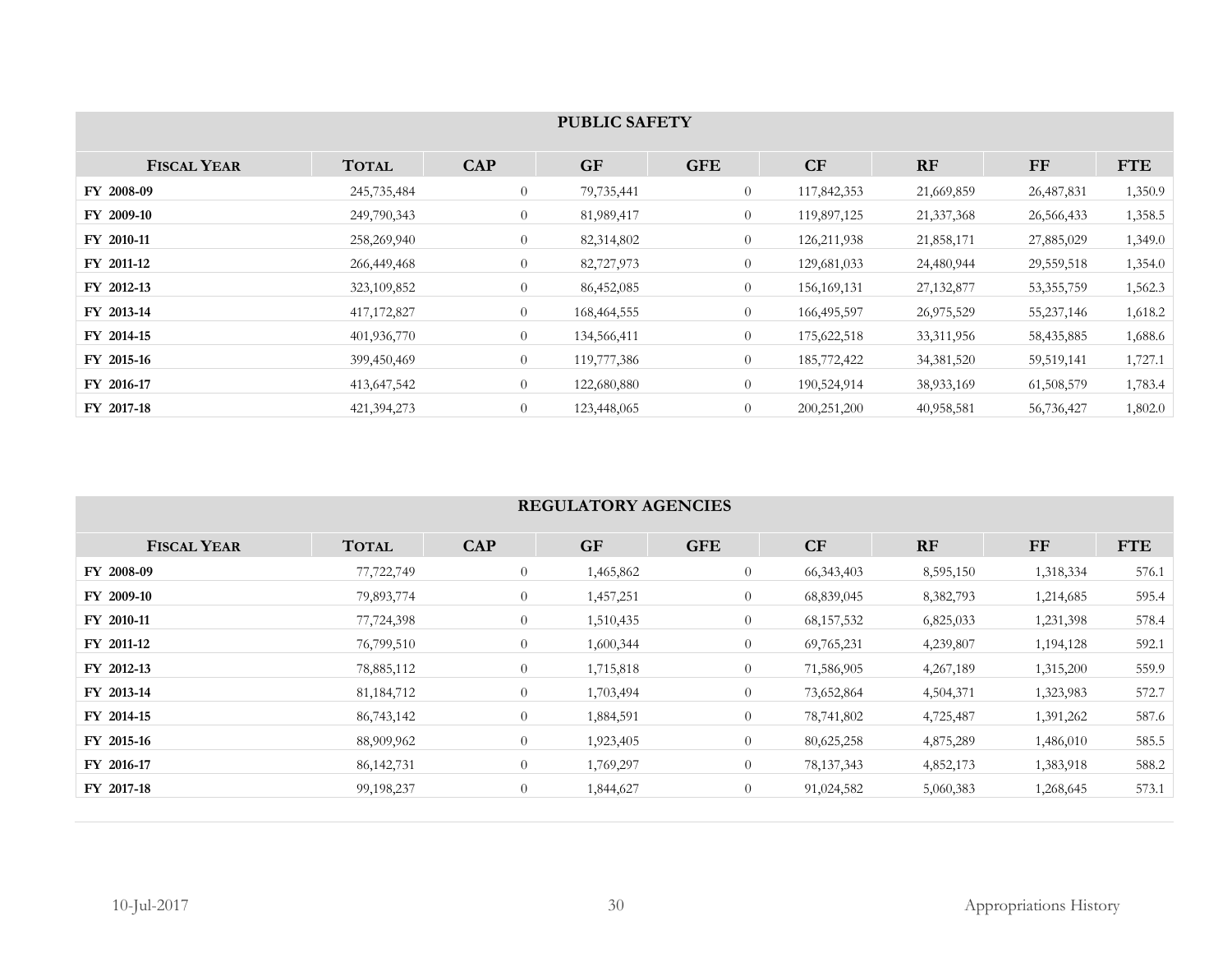## PUBLIC SAFETY

| Fiscal Year | Total | CAP | GF | GFE | CF | RF | FF | FTE |
|---|---|---|---|---|---|---|---|---|
| FY 2008-09 | 245,735,484 | 0 | 79,735,441 | 0 | 117,842,353 | 21,669,859 | 26,487,831 | 1,350.9 |
| FY 2009-10 | 249,790,343 | 0 | 81,989,417 | 0 | 119,897,125 | 21,337,368 | 26,566,433 | 1,358.5 |
| FY 2010-11 | 258,269,940 | 0 | 82,314,802 | 0 | 126,211,938 | 21,858,171 | 27,885,029 | 1,349.0 |
| FY 2011-12 | 266,449,468 | 0 | 82,727,973 | 0 | 129,681,033 | 24,480,944 | 29,559,518 | 1,354.0 |
| FY 2012-13 | 323,109,852 | 0 | 86,452,085 | 0 | 156,169,131 | 27,132,877 | 53,355,759 | 1,562.3 |
| FY 2013-14 | 417,172,827 | 0 | 168,464,555 | 0 | 166,495,597 | 26,975,529 | 55,237,146 | 1,618.2 |
| FY 2014-15 | 401,936,770 | 0 | 134,566,411 | 0 | 175,622,518 | 33,311,956 | 58,435,885 | 1,688.6 |
| FY 2015-16 | 399,450,469 | 0 | 119,777,386 | 0 | 185,772,422 | 34,381,520 | 59,519,141 | 1,727.1 |
| FY 2016-17 | 413,647,542 | 0 | 122,680,880 | 0 | 190,524,914 | 38,933,169 | 61,508,579 | 1,783.4 |
| FY 2017-18 | 421,394,273 | 0 | 123,448,065 | 0 | 200,251,200 | 40,958,581 | 56,736,427 | 1,802.0 |

## REGULATORY AGENCIES

| Fiscal Year | Total | CAP | GF | GFE | CF | RF | FF | FTE |
|---|---|---|---|---|---|---|---|---|
| FY 2008-09 | 77,722,749 | 0 | 1,465,862 | 0 | 66,343,403 | 8,595,150 | 1,318,334 | 576.1 |
| FY 2009-10 | 79,893,774 | 0 | 1,457,251 | 0 | 68,839,045 | 8,382,793 | 1,214,685 | 595.4 |
| FY 2010-11 | 77,724,398 | 0 | 1,510,435 | 0 | 68,157,532 | 6,825,033 | 1,231,398 | 578.4 |
| FY 2011-12 | 76,799,510 | 0 | 1,600,344 | 0 | 69,765,231 | 4,239,807 | 1,194,128 | 592.1 |
| FY 2012-13 | 78,885,112 | 0 | 1,715,818 | 0 | 71,586,905 | 4,267,189 | 1,315,200 | 559.9 |
| FY 2013-14 | 81,184,712 | 0 | 1,703,494 | 0 | 73,652,864 | 4,504,371 | 1,323,983 | 572.7 |
| FY 2014-15 | 86,743,142 | 0 | 1,884,591 | 0 | 78,741,802 | 4,725,487 | 1,391,262 | 587.6 |
| FY 2015-16 | 88,909,962 | 0 | 1,923,405 | 0 | 80,625,258 | 4,875,289 | 1,486,010 | 585.5 |
| FY 2016-17 | 86,142,731 | 0 | 1,769,297 | 0 | 78,137,343 | 4,852,173 | 1,383,918 | 588.2 |
| FY 2017-18 | 99,198,237 | 0 | 1,844,627 | 0 | 91,024,582 | 5,060,383 | 1,268,645 | 573.1 |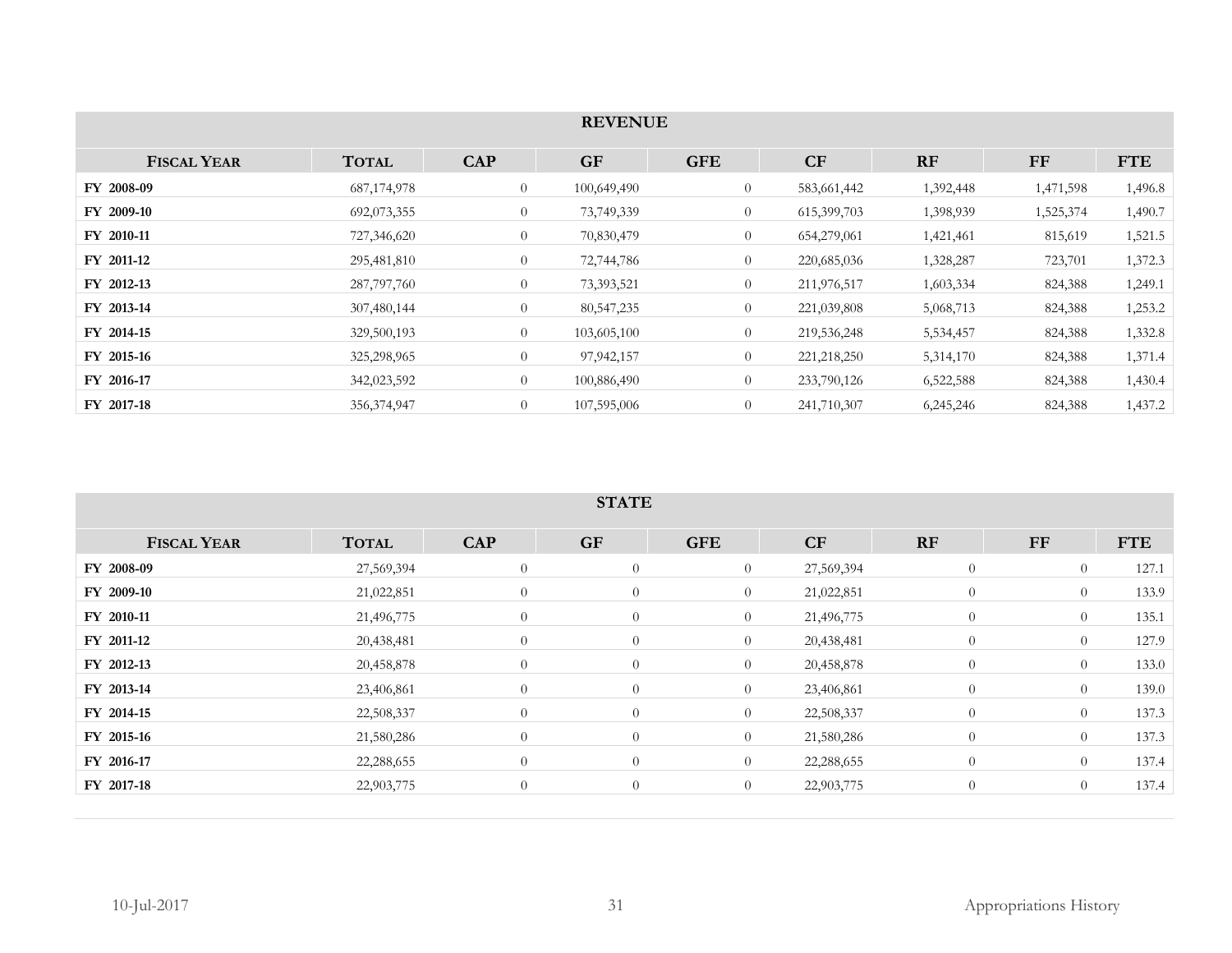| REVENUE | | | | | | | | |
|---|---|---|---|---|---|---|---|---|
| **Fiscal Year** | **Total** | **CAP** | **GF** | **GFE** | **CF** | **RF** | **FF** | **FTE** |
| **FY 2008-09** | 687,174,978 | 0 | 100,649,490 | 0 | 583,661,442 | 1,392,448 | 1,471,598 | 1,496.8 |
| **FY 2009-10** | 692,073,355 | 0 | 73,749,339 | 0 | 615,399,703 | 1,398,939 | 1,525,374 | 1,490.7 |
| **FY 2010-11** | 727,346,620 | 0 | 70,830,479 | 0 | 654,279,061 | 1,421,461 | 815,619 | 1,521.5 |
| **FY 2011-12** | 295,481,810 | 0 | 72,744,786 | 0 | 220,685,036 | 1,328,287 | 723,701 | 1,372.3 |
| **FY 2012-13** | 287,797,760 | 0 | 73,393,521 | 0 | 211,976,517 | 1,603,334 | 824,388 | 1,249.1 |
| **FY 2013-14** | 307,480,144 | 0 | 80,547,235 | 0 | 221,039,808 | 5,068,713 | 824,388 | 1,253.2 |
| **FY 2014-15** | 329,500,193 | 0 | 103,605,100 | 0 | 219,536,248 | 5,534,457 | 824,388 | 1,332.8 |
| **FY 2015-16** | 325,298,965 | 0 | 97,942,157 | 0 | 221,218,250 | 5,314,170 | 824,388 | 1,371.4 |
| **FY 2016-17** | 342,023,592 | 0 | 100,886,490 | 0 | 233,790,126 | 6,522,588 | 824,388 | 1,430.4 |
| **FY 2017-18** | 356,374,947 | 0 | 107,595,006 | 0 | 241,710,307 | 6,245,246 | 824,388 | 1,437.2 |

| STATE | | | | | | | | |
|---|---|---|---|---|---|---|---|---|
| **Fiscal Year** | **Total** | **CAP** | **GF** | **GFE** | **CF** | **RF** | **FF** | **FTE** |
| **FY 2008-09** | 27,569,394 | 0 | 0 | 0 | 27,569,394 | 0 | 0 | 127.1 |
| **FY 2009-10** | 21,022,851 | 0 | 0 | 0 | 21,022,851 | 0 | 0 | 133.9 |
| **FY 2010-11** | 21,496,775 | 0 | 0 | 0 | 21,496,775 | 0 | 0 | 135.1 |
| **FY 2011-12** | 20,438,481 | 0 | 0 | 0 | 20,438,481 | 0 | 0 | 127.9 |
| **FY 2012-13** | 20,458,878 | 0 | 0 | 0 | 20,458,878 | 0 | 0 | 133.0 |
| **FY 2013-14** | 23,406,861 | 0 | 0 | 0 | 23,406,861 | 0 | 0 | 139.0 |
| **FY 2014-15** | 22,508,337 | 0 | 0 | 0 | 22,508,337 | 0 | 0 | 137.3 |
| **FY 2015-16** | 21,580,286 | 0 | 0 | 0 | 21,580,286 | 0 | 0 | 137.3 |
| **FY 2016-17** | 22,288,655 | 0 | 0 | 0 | 22,288,655 | 0 | 0 | 137.4 |
| **FY 2017-18** | 22,903,775 | 0 | 0 | 0 | 22,903,775 | 0 | 0 | 137.4 |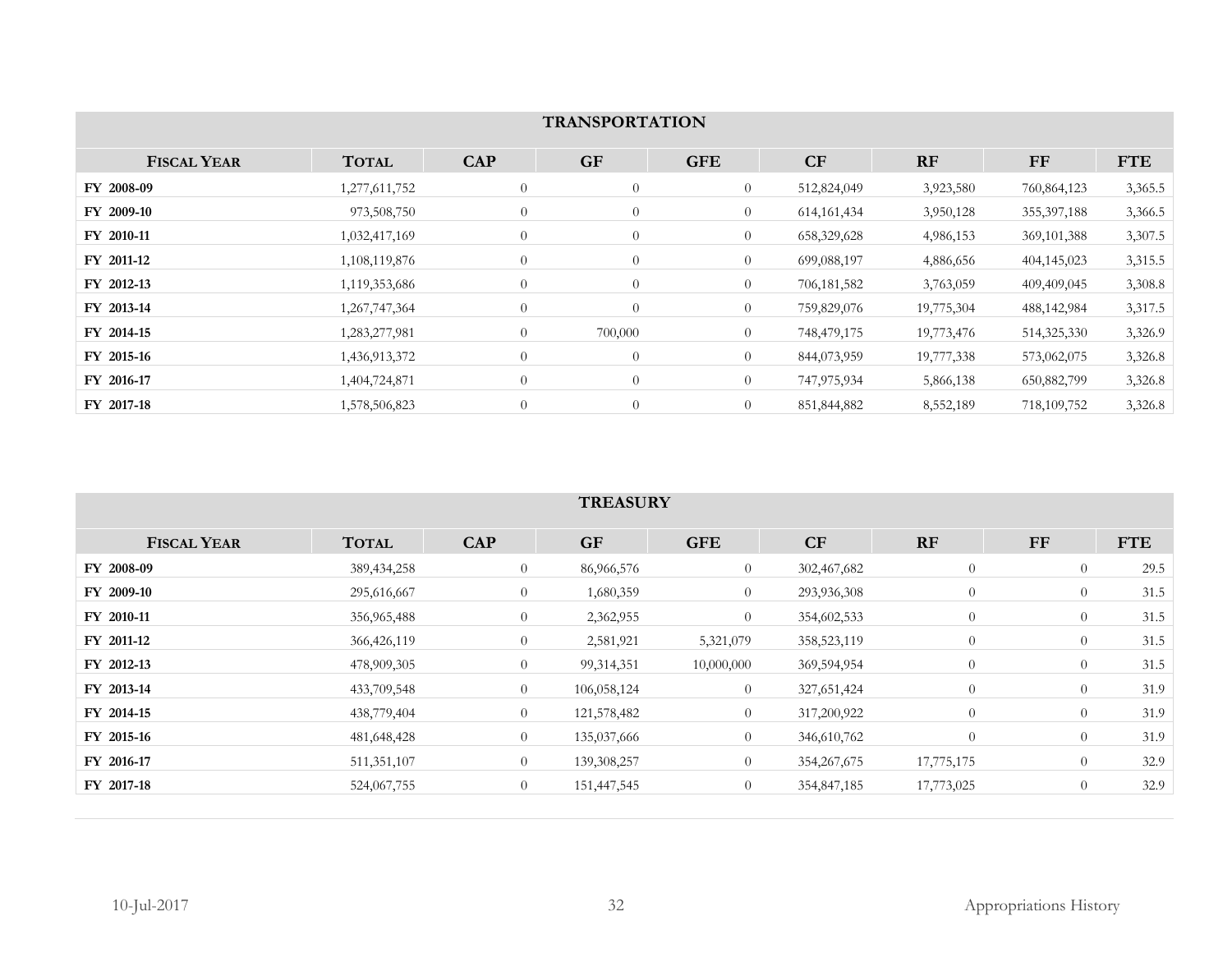## TRANSPORTATION

| Fiscal Year | Total | CAP | GF | GFE | CF | RF | FF | FTE |
|---|---|---|---|---|---|---|---|---|
| FY 2008-09 | 1,277,611,752 | 0 | 0 | 0 | 512,824,049 | 3,923,580 | 760,864,123 | 3,365.5 |
| FY 2009-10 | 973,508,750 | 0 | 0 | 0 | 614,161,434 | 3,950,128 | 355,397,188 | 3,366.5 |
| FY 2010-11 | 1,032,417,169 | 0 | 0 | 0 | 658,329,628 | 4,986,153 | 369,101,388 | 3,307.5 |
| FY 2011-12 | 1,108,119,876 | 0 | 0 | 0 | 699,088,197 | 4,886,656 | 404,145,023 | 3,315.5 |
| FY 2012-13 | 1,119,353,686 | 0 | 0 | 0 | 706,181,582 | 3,763,059 | 409,409,045 | 3,308.8 |
| FY 2013-14 | 1,267,747,364 | 0 | 0 | 0 | 759,829,076 | 19,775,304 | 488,142,984 | 3,317.5 |
| FY 2014-15 | 1,283,277,981 | 0 | 700,000 | 0 | 748,479,175 | 19,773,476 | 514,325,330 | 3,326.9 |
| FY 2015-16 | 1,436,913,372 | 0 | 0 | 0 | 844,073,959 | 19,777,338 | 573,062,075 | 3,326.8 |
| FY 2016-17 | 1,404,724,871 | 0 | 0 | 0 | 747,975,934 | 5,866,138 | 650,882,799 | 3,326.8 |
| FY 2017-18 | 1,578,506,823 | 0 | 0 | 0 | 851,844,882 | 8,552,189 | 718,109,752 | 3,326.8 |

## TREASURY

| Fiscal Year | Total | CAP | GF | GFE | CF | RF | FF | FTE |
|---|---|---|---|---|---|---|---|---|
| FY 2008-09 | 389,434,258 | 0 | 86,966,576 | 0 | 302,467,682 | 0 | 0 | 29.5 |
| FY 2009-10 | 295,616,667 | 0 | 1,680,359 | 0 | 293,936,308 | 0 | 0 | 31.5 |
| FY 2010-11 | 356,965,488 | 0 | 2,362,955 | 0 | 354,602,533 | 0 | 0 | 31.5 |
| FY 2011-12 | 366,426,119 | 0 | 2,581,921 | 5,321,079 | 358,523,119 | 0 | 0 | 31.5 |
| FY 2012-13 | 478,909,305 | 0 | 99,314,351 | 10,000,000 | 369,594,954 | 0 | 0 | 31.5 |
| FY 2013-14 | 433,709,548 | 0 | 106,058,124 | 0 | 327,651,424 | 0 | 0 | 31.9 |
| FY 2014-15 | 438,779,404 | 0 | 121,578,482 | 0 | 317,200,922 | 0 | 0 | 31.9 |
| FY 2015-16 | 481,648,428 | 0 | 135,037,666 | 0 | 346,610,762 | 0 | 0 | 31.9 |
| FY 2016-17 | 511,351,107 | 0 | 139,308,257 | 0 | 354,267,675 | 17,775,175 | 0 | 32.9 |
| FY 2017-18 | 524,067,755 | 0 | 151,447,545 | 0 | 354,847,185 | 17,773,025 | 0 | 32.9 |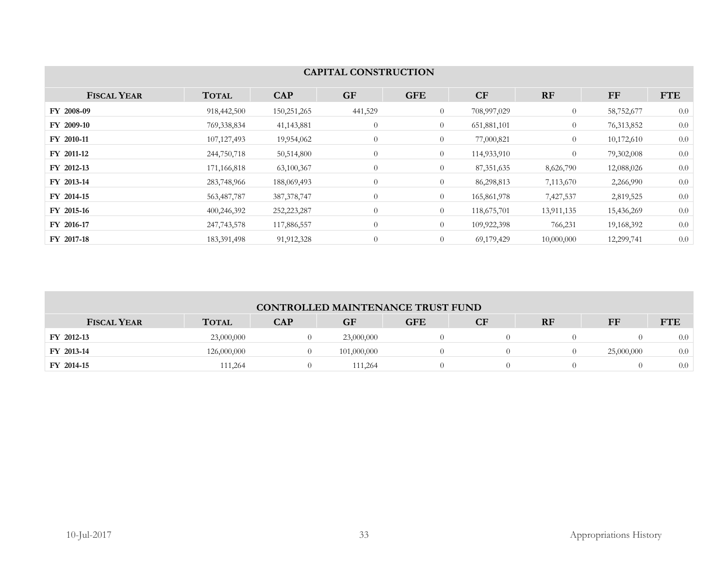| CAPITAL CONSTRUCTION | | | | | | | | |
|---|---|---|---|---|---|---|---|---|
| **Fiscal Year** | **Total** | **CAP** | **GF** | **GFE** | **CF** | **RF** | **FF** | **FTE** |
| **FY 2008-09** | 918,442,500 | 150,251,265 | 441,529 | 0 | 708,997,029 | 0 | 58,752,677 | 0.0 |
| **FY 2009-10** | 769,338,834 | 41,143,881 | 0 | 0 | 651,881,101 | 0 | 76,313,852 | 0.0 |
| **FY 2010-11** | 107,127,493 | 19,954,062 | 0 | 0 | 77,000,821 | 0 | 10,172,610 | 0.0 |
| **FY 2011-12** | 244,750,718 | 50,514,800 | 0 | 0 | 114,933,910 | 0 | 79,302,008 | 0.0 |
| **FY 2012-13** | 171,166,818 | 63,100,367 | 0 | 0 | 87,351,635 | 8,626,790 | 12,088,026 | 0.0 |
| **FY 2013-14** | 283,748,966 | 188,069,493 | 0 | 0 | 86,298,813 | 7,113,670 | 2,266,990 | 0.0 |
| **FY 2014-15** | 563,487,787 | 387,378,747 | 0 | 0 | 165,861,978 | 7,427,537 | 2,819,525 | 0.0 |
| **FY 2015-16** | 400,246,392 | 252,223,287 | 0 | 0 | 118,675,701 | 13,911,135 | 15,436,269 | 0.0 |
| **FY 2016-17** | 247,743,578 | 117,886,557 | 0 | 0 | 109,922,398 | 766,231 | 19,168,392 | 0.0 |
| **FY 2017-18** | 183,391,498 | 91,912,328 | 0 | 0 | 69,179,429 | 10,000,000 | 12,299,741 | 0.0 |

| CONTROLLED MAINTENANCE TRUST FUND | | | | | | | | |
|---|---|---|---|---|---|---|---|---|
| **Fiscal Year** | **Total** | **CAP** | **GF** | **GFE** | **CF** | **RF** | **FF** | **FTE** |
| **FY 2012-13** | 23,000,000 | 0 | 23,000,000 | 0 | 0 | 0 | 0 | 0.0 |
| **FY 2013-14** | 126,000,000 | 0 | 101,000,000 | 0 | 0 | 0 | 25,000,000 | 0.0 |
| **FY 2014-15** | 111,264 | 0 | 111,264 | 0 | 0 | 0 | 0 | 0.0 |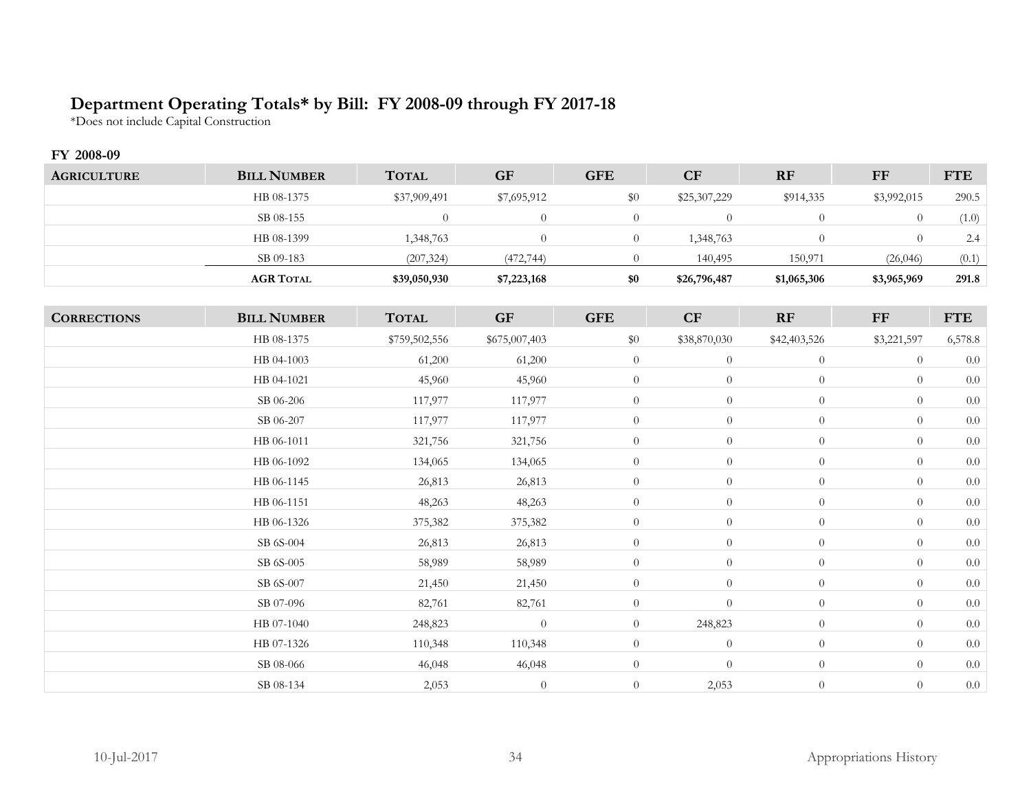## Department Operating Totals* by Bill: FY 2008-09 through FY 2017-18

*Does not include Capital Construction

### FY 2008-09

| AGRICULTURE | BILL NUMBER | TOTAL | GF | GFE | CF | RF | FF | FTE |
|---|---|---|---|---|---|---|---|---|
| | HB 08-1375 | $37,909,491 | $7,695,912 | $0 | $25,307,229 | $914,335 | $3,992,015 | 290.5 |
| | SB 08-155 | 0 | 0 | 0 | 0 | 0 | 0 | (1.0) |
| | HB 08-1399 | 1,348,763 | 0 | 0 | 1,348,763 | 0 | 0 | 2.4 |
| | SB 09-183 | (207,324) | (472,744) | 0 | 140,495 | 150,971 | (26,046) | (0.1) |
| | **AGR TOTAL** | **$39,050,930** | **$7,223,168** | **$0** | **$26,796,487** | **$1,065,306** | **$3,965,969** | **291.8** |

| CORRECTIONS | BILL NUMBER | TOTAL | GF | GFE | CF | RF | FF | FTE |
|---|---|---|---|---|---|---|---|---|
| | HB 08-1375 | $759,502,556 | $675,007,403 | $0 | $38,870,030 | $42,403,526 | $3,221,597 | 6,578.8 |
| | HB 04-1003 | 61,200 | 61,200 | 0 | 0 | 0 | 0 | 0.0 |
| | HB 04-1021 | 45,960 | 45,960 | 0 | 0 | 0 | 0 | 0.0 |
| | SB 06-206 | 117,977 | 117,977 | 0 | 0 | 0 | 0 | 0.0 |
| | SB 06-207 | 117,977 | 117,977 | 0 | 0 | 0 | 0 | 0.0 |
| | HB 06-1011 | 321,756 | 321,756 | 0 | 0 | 0 | 0 | 0.0 |
| | HB 06-1092 | 134,065 | 134,065 | 0 | 0 | 0 | 0 | 0.0 |
| | HB 06-1145 | 26,813 | 26,813 | 0 | 0 | 0 | 0 | 0.0 |
| | HB 06-1151 | 48,263 | 48,263 | 0 | 0 | 0 | 0 | 0.0 |
| | HB 06-1326 | 375,382 | 375,382 | 0 | 0 | 0 | 0 | 0.0 |
| | SB 6S-004 | 26,813 | 26,813 | 0 | 0 | 0 | 0 | 0.0 |
| | SB 6S-005 | 58,989 | 58,989 | 0 | 0 | 0 | 0 | 0.0 |
| | SB 6S-007 | 21,450 | 21,450 | 0 | 0 | 0 | 0 | 0.0 |
| | SB 07-096 | 82,761 | 82,761 | 0 | 0 | 0 | 0 | 0.0 |
| | HB 07-1040 | 248,823 | 0 | 0 | 248,823 | 0 | 0 | 0.0 |
| | HB 07-1326 | 110,348 | 110,348 | 0 | 0 | 0 | 0 | 0.0 |
| | SB 08-066 | 46,048 | 46,048 | 0 | 0 | 0 | 0 | 0.0 |
| | SB 08-134 | 2,053 | 0 | 0 | 2,053 | 0 | 0 | 0.0 |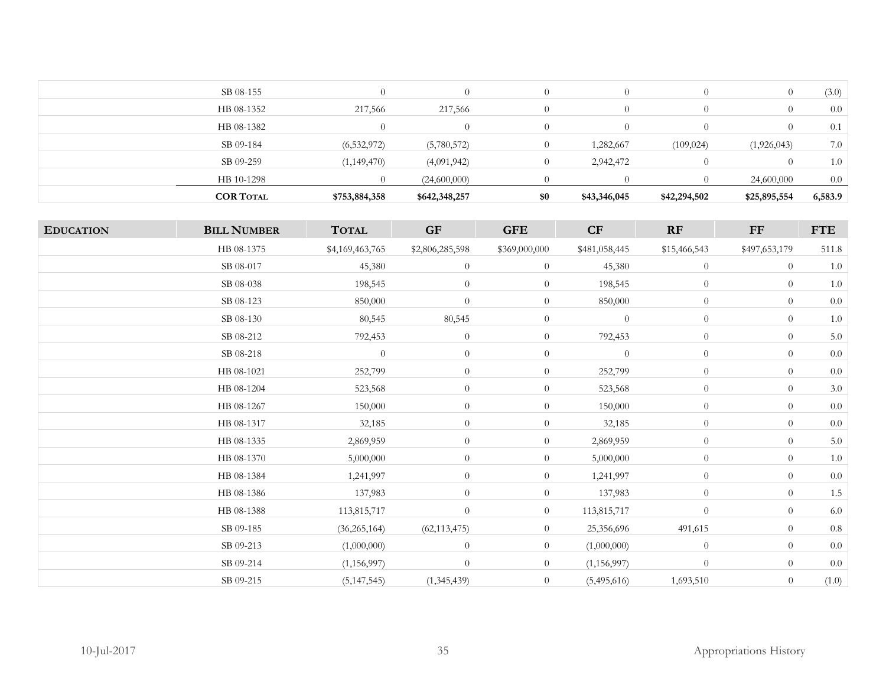| | Bill Number | Total | GF | GFE | CF | RF | FF | FTE |
|---|---|---|---|---|---|---|---|---|
| | SB 08-155 | 0 | 0 | 0 | 0 | 0 | 0 | (3.0) |
| | HB 08-1352 | 217,566 | 217,566 | 0 | 0 | 0 | 0 | 0.0 |
| | HB 08-1382 | 0 | 0 | 0 | 0 | 0 | 0 | 0.1 |
| | SB 09-184 | (6,532,972) | (5,780,572) | 0 | 1,282,667 | (109,024) | (1,926,043) | 7.0 |
| | SB 09-259 | (1,149,470) | (4,091,942) | 0 | 2,942,472 | 0 | 0 | 1.0 |
| | HB 10-1298 | 0 | (24,600,000) | 0 | 0 | 0 | 24,600,000 | 0.0 |
| | **COR Total** | **$753,884,358** | **$642,348,257** | **$0** | **$43,346,045** | **$42,294,502** | **$25,895,554** | **6,583.9** |

| Education | Bill Number | Total | GF | GFE | CF | RF | FF | FTE |
|---|---|---|---|---|---|---|---|---|
| | HB 08-1375 | $4,169,463,765 | $2,806,285,598 | $369,000,000 | $481,058,445 | $15,466,543 | $497,653,179 | 511.8 |
| | SB 08-017 | 45,380 | 0 | 0 | 45,380 | 0 | 0 | 1.0 |
| | SB 08-038 | 198,545 | 0 | 0 | 198,545 | 0 | 0 | 1.0 |
| | SB 08-123 | 850,000 | 0 | 0 | 850,000 | 0 | 0 | 0.0 |
| | SB 08-130 | 80,545 | 80,545 | 0 | 0 | 0 | 0 | 1.0 |
| | SB 08-212 | 792,453 | 0 | 0 | 792,453 | 0 | 0 | 5.0 |
| | SB 08-218 | 0 | 0 | 0 | 0 | 0 | 0 | 0.0 |
| | HB 08-1021 | 252,799 | 0 | 0 | 252,799 | 0 | 0 | 0.0 |
| | HB 08-1204 | 523,568 | 0 | 0 | 523,568 | 0 | 0 | 3.0 |
| | HB 08-1267 | 150,000 | 0 | 0 | 150,000 | 0 | 0 | 0.0 |
| | HB 08-1317 | 32,185 | 0 | 0 | 32,185 | 0 | 0 | 0.0 |
| | HB 08-1335 | 2,869,959 | 0 | 0 | 2,869,959 | 0 | 0 | 5.0 |
| | HB 08-1370 | 5,000,000 | 0 | 0 | 5,000,000 | 0 | 0 | 1.0 |
| | HB 08-1384 | 1,241,997 | 0 | 0 | 1,241,997 | 0 | 0 | 0.0 |
| | HB 08-1386 | 137,983 | 0 | 0 | 137,983 | 0 | 0 | 1.5 |
| | HB 08-1388 | 113,815,717 | 0 | 0 | 113,815,717 | 0 | 0 | 6.0 |
| | SB 09-185 | (36,265,164) | (62,113,475) | 0 | 25,356,696 | 491,615 | 0 | 0.8 |
| | SB 09-213 | (1,000,000) | 0 | 0 | (1,000,000) | 0 | 0 | 0.0 |
| | SB 09-214 | (1,156,997) | 0 | 0 | (1,156,997) | 0 | 0 | 0.0 |
| | SB 09-215 | (5,147,545) | (1,345,439) | 0 | (5,495,616) | 1,693,510 | 0 | (1.0) |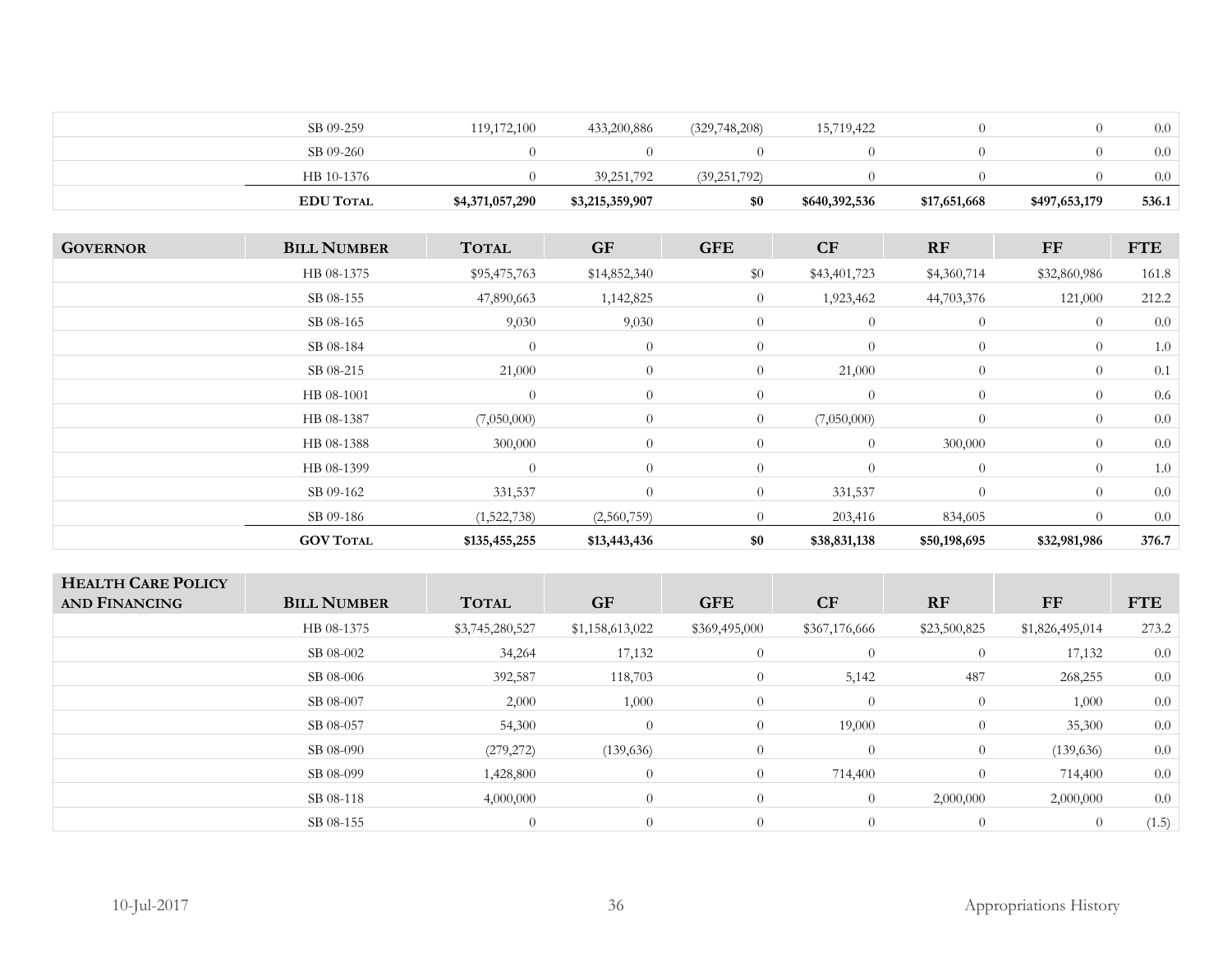| | | | | | | | | |
|---|---|---|---|---|---|---|---|---|
| | SB 09-259 | 119,172,100 | 433,200,886 | (329,748,208) | 15,719,422 | 0 | 0 | 0.0 |
| | SB 09-260 | 0 | 0 | 0 | 0 | 0 | 0 | 0.0 |
| | HB 10-1376 | 0 | 39,251,792 | (39,251,792) | 0 | 0 | 0 | 0.0 |
| | **EDU Total** | **$4,371,057,290** | **$3,215,359,907** | **$0** | **$640,392,536** | **$17,651,668** | **$497,653,179** | **536.1** |

| **Governor** | **Bill Number** | **Total** | **GF** | **GFE** | **CF** | **RF** | **FF** | **FTE** |
|---|---|---|---|---|---|---|---|---|
| | HB 08-1375 | $95,475,763 | $14,852,340 | $0 | $43,401,723 | $4,360,714 | $32,860,986 | 161.8 |
| | SB 08-155 | 47,890,663 | 1,142,825 | 0 | 1,923,462 | 44,703,376 | 121,000 | 212.2 |
| | SB 08-165 | 9,030 | 9,030 | 0 | 0 | 0 | 0 | 0.0 |
| | SB 08-184 | 0 | 0 | 0 | 0 | 0 | 0 | 1.0 |
| | SB 08-215 | 21,000 | 0 | 0 | 21,000 | 0 | 0 | 0.1 |
| | HB 08-1001 | 0 | 0 | 0 | 0 | 0 | 0 | 0.6 |
| | HB 08-1387 | (7,050,000) | 0 | 0 | (7,050,000) | 0 | 0 | 0.0 |
| | HB 08-1388 | 300,000 | 0 | 0 | 0 | 300,000 | 0 | 0.0 |
| | HB 08-1399 | 0 | 0 | 0 | 0 | 0 | 0 | 1.0 |
| | SB 09-162 | 331,537 | 0 | 0 | 331,537 | 0 | 0 | 0.0 |
| | SB 09-186 | (1,522,738) | (2,560,759) | 0 | 203,416 | 834,605 | 0 | 0.0 |
| | **GOV Total** | **$135,455,255** | **$13,443,436** | **$0** | **$38,831,138** | **$50,198,695** | **$32,981,986** | **376.7** |

| **Health Care Policy and Financing** | **Bill Number** | **Total** | **GF** | **GFE** | **CF** | **RF** | **FF** | **FTE** |
|---|---|---|---|---|---|---|---|---|
| | HB 08-1375 | $3,745,280,527 | $1,158,613,022 | $369,495,000 | $367,176,666 | $23,500,825 | $1,826,495,014 | 273.2 |
| | SB 08-002 | 34,264 | 17,132 | 0 | 0 | 0 | 17,132 | 0.0 |
| | SB 08-006 | 392,587 | 118,703 | 0 | 5,142 | 487 | 268,255 | 0.0 |
| | SB 08-007 | 2,000 | 1,000 | 0 | 0 | 0 | 1,000 | 0.0 |
| | SB 08-057 | 54,300 | 0 | 0 | 19,000 | 0 | 35,300 | 0.0 |
| | SB 08-090 | (279,272) | (139,636) | 0 | 0 | 0 | (139,636) | 0.0 |
| | SB 08-099 | 1,428,800 | 0 | 0 | 714,400 | 0 | 714,400 | 0.0 |
| | SB 08-118 | 4,000,000 | 0 | 0 | 0 | 2,000,000 | 2,000,000 | 0.0 |
| | SB 08-155 | 0 | 0 | 0 | 0 | 0 | 0 | (1.5) |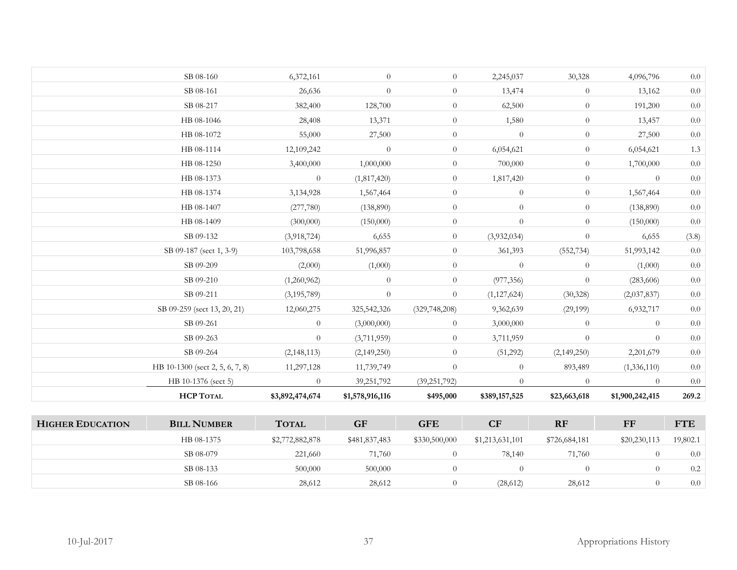| | SB 08-160 | 6,372,161 | 0 | 0 | 2,245,037 | 30,328 | 4,096,796 | 0.0 |
|---|---|---|---|---|---|---|---|---|
| | SB 08-161 | 26,636 | 0 | 0 | 13,474 | 0 | 13,162 | 0.0 |
| | SB 08-217 | 382,400 | 128,700 | 0 | 62,500 | 0 | 191,200 | 0.0 |
| | HB 08-1046 | 28,408 | 13,371 | 0 | 1,580 | 0 | 13,457 | 0.0 |
| | HB 08-1072 | 55,000 | 27,500 | 0 | 0 | 0 | 27,500 | 0.0 |
| | HB 08-1114 | 12,109,242 | 0 | 0 | 6,054,621 | 0 | 6,054,621 | 1.3 |
| | HB 08-1250 | 3,400,000 | 1,000,000 | 0 | 700,000 | 0 | 1,700,000 | 0.0 |
| | HB 08-1373 | 0 | (1,817,420) | 0 | 1,817,420 | 0 | 0 | 0.0 |
| | HB 08-1374 | 3,134,928 | 1,567,464 | 0 | 0 | 0 | 1,567,464 | 0.0 |
| | HB 08-1407 | (277,780) | (138,890) | 0 | 0 | 0 | (138,890) | 0.0 |
| | HB 08-1409 | (300,000) | (150,000) | 0 | 0 | 0 | (150,000) | 0.0 |
| | SB 09-132 | (3,918,724) | 6,655 | 0 | (3,932,034) | 0 | 6,655 | (3.8) |
| | SB 09-187 (sect 1, 3-9) | 103,798,658 | 51,996,857 | 0 | 361,393 | (552,734) | 51,993,142 | 0.0 |
| | SB 09-209 | (2,000) | (1,000) | 0 | 0 | 0 | (1,000) | 0.0 |
| | SB 09-210 | (1,260,962) | 0 | 0 | (977,356) | 0 | (283,606) | 0.0 |
| | SB 09-211 | (3,195,789) | 0 | 0 | (1,127,624) | (30,328) | (2,037,837) | 0.0 |
| | SB 09-259 (sect 13, 20, 21) | 12,060,275 | 325,542,326 | (329,748,208) | 9,362,639 | (29,199) | 6,932,717 | 0.0 |
| | SB 09-261 | 0 | (3,000,000) | 0 | 3,000,000 | 0 | 0 | 0.0 |
| | SB 09-263 | 0 | (3,711,959) | 0 | 3,711,959 | 0 | 0 | 0.0 |
| | SB 09-264 | (2,148,113) | (2,149,250) | 0 | (51,292) | (2,149,250) | 2,201,679 | 0.0 |
| | HB 10-1300 (sect 2, 5, 6, 7, 8) | 11,297,128 | 11,739,749 | 0 | 0 | 893,489 | (1,336,110) | 0.0 |
| | HB 10-1376 (sect 5) | 0 | 39,251,792 | (39,251,792) | 0 | 0 | 0 | 0.0 |
| | **HCP TOTAL** | **$3,892,474,674** | **$1,578,916,116** | **$495,000** | **$389,157,525** | **$23,663,618** | **$1,900,242,415** | **269.2** |

| **HIGHER EDUCATION** | **BILL NUMBER** | **TOTAL** | **GF** | **GFE** | **CF** | **RF** | **FF** | **FTE** |
|---|---|---|---|---|---|---|---|---|
| | HB 08-1375 | $2,772,882,878 | $481,837,483 | $330,500,000 | $1,213,631,101 | $726,684,181 | $20,230,113 | 19,802.1 |
| | SB 08-079 | 221,660 | 71,760 | 0 | 78,140 | 71,760 | 0 | 0.0 |
| | SB 08-133 | 500,000 | 500,000 | 0 | 0 | 0 | 0 | 0.2 |
| | SB 08-166 | 28,612 | 28,612 | 0 | (28,612) | 28,612 | 0 | 0.0 |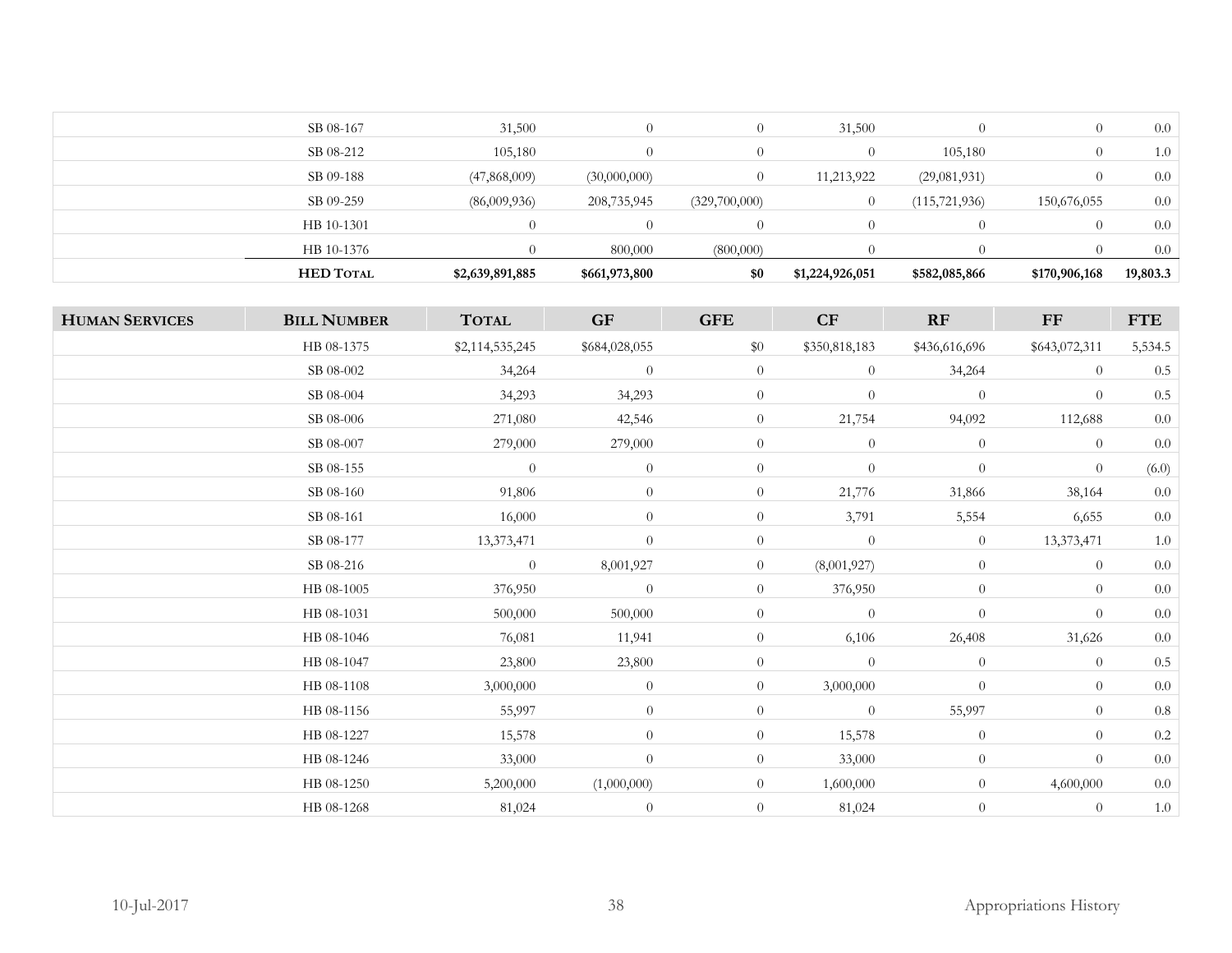| | | | | | | | | |
|---|---|---|---|---|---|---|---|---|
| | SB 08-167 | 31,500 | 0 | 0 | 31,500 | 0 | 0 | 0.0 |
| | SB 08-212 | 105,180 | 0 | 0 | 0 | 105,180 | 0 | 1.0 |
| | SB 09-188 | (47,868,009) | (30,000,000) | 0 | 11,213,922 | (29,081,931) | 0 | 0.0 |
| | SB 09-259 | (86,009,936) | 208,735,945 | (329,700,000) | 0 | (115,721,936) | 150,676,055 | 0.0 |
| | HB 10-1301 | 0 | 0 | 0 | 0 | 0 | 0 | 0.0 |
| | HB 10-1376 | 0 | 800,000 | (800,000) | 0 | 0 | 0 | 0.0 |
| | **HED Total** | **$2,639,891,885** | **$661,973,800** | **$0** | **$1,224,926,051** | **$582,085,866** | **$170,906,168** | **19,803.3** |

| **Human Services** | **Bill Number** | **Total** | **GF** | **GFE** | **CF** | **RF** | **FF** | **FTE** |
|---|---|---|---|---|---|---|---|---|
| | HB 08-1375 | $2,114,535,245 | $684,028,055 | $0 | $350,818,183 | $436,616,696 | $643,072,311 | 5,534.5 |
| | SB 08-002 | 34,264 | 0 | 0 | 0 | 34,264 | 0 | 0.5 |
| | SB 08-004 | 34,293 | 34,293 | 0 | 0 | 0 | 0 | 0.5 |
| | SB 08-006 | 271,080 | 42,546 | 0 | 21,754 | 94,092 | 112,688 | 0.0 |
| | SB 08-007 | 279,000 | 279,000 | 0 | 0 | 0 | 0 | 0.0 |
| | SB 08-155 | 0 | 0 | 0 | 0 | 0 | 0 | (6.0) |
| | SB 08-160 | 91,806 | 0 | 0 | 21,776 | 31,866 | 38,164 | 0.0 |
| | SB 08-161 | 16,000 | 0 | 0 | 3,791 | 5,554 | 6,655 | 0.0 |
| | SB 08-177 | 13,373,471 | 0 | 0 | 0 | 0 | 13,373,471 | 1.0 |
| | SB 08-216 | 0 | 8,001,927 | 0 | (8,001,927) | 0 | 0 | 0.0 |
| | HB 08-1005 | 376,950 | 0 | 0 | 376,950 | 0 | 0 | 0.0 |
| | HB 08-1031 | 500,000 | 500,000 | 0 | 0 | 0 | 0 | 0.0 |
| | HB 08-1046 | 76,081 | 11,941 | 0 | 6,106 | 26,408 | 31,626 | 0.0 |
| | HB 08-1047 | 23,800 | 23,800 | 0 | 0 | 0 | 0 | 0.5 |
| | HB 08-1108 | 3,000,000 | 0 | 0 | 3,000,000 | 0 | 0 | 0.0 |
| | HB 08-1156 | 55,997 | 0 | 0 | 0 | 55,997 | 0 | 0.8 |
| | HB 08-1227 | 15,578 | 0 | 0 | 15,578 | 0 | 0 | 0.2 |
| | HB 08-1246 | 33,000 | 0 | 0 | 33,000 | 0 | 0 | 0.0 |
| | HB 08-1250 | 5,200,000 | (1,000,000) | 0 | 1,600,000 | 0 | 4,600,000 | 0.0 |
| | HB 08-1268 | 81,024 | 0 | 0 | 81,024 | 0 | 0 | 1.0 |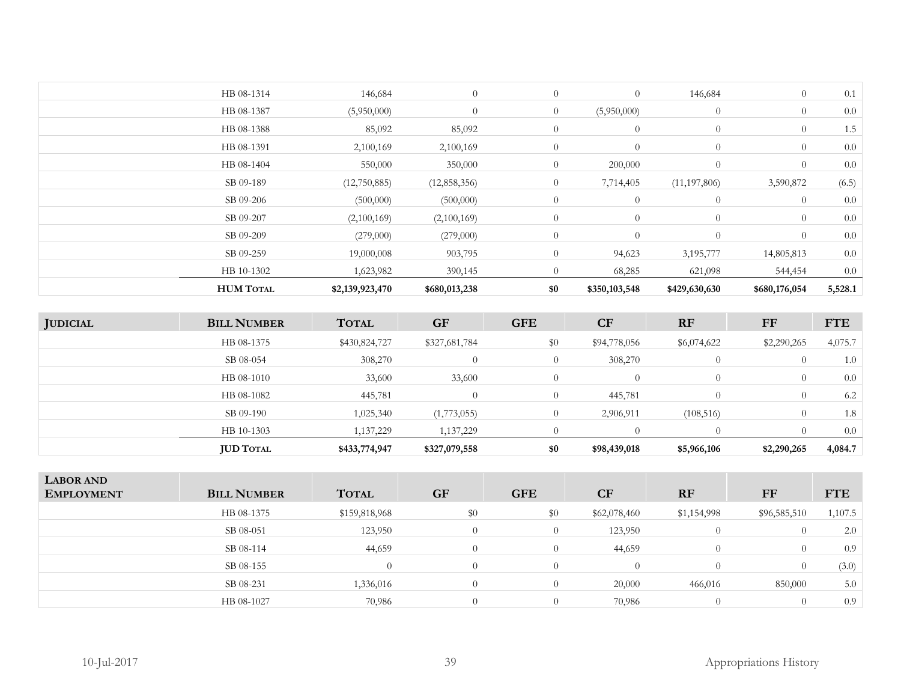| | Bill Number | Total | GF | GFE | CF | RF | FF | FTE |
|---|---|---|---|---|---|---|---|---|
| | HB 08-1314 | 146,684 | 0 | 0 | 0 | 146,684 | 0 | 0.1 |
| | HB 08-1387 | (5,950,000) | 0 | 0 | (5,950,000) | 0 | 0 | 0.0 |
| | HB 08-1388 | 85,092 | 85,092 | 0 | 0 | 0 | 0 | 1.5 |
| | HB 08-1391 | 2,100,169 | 2,100,169 | 0 | 0 | 0 | 0 | 0.0 |
| | HB 08-1404 | 550,000 | 350,000 | 0 | 200,000 | 0 | 0 | 0.0 |
| | SB 09-189 | (12,750,885) | (12,858,356) | 0 | 7,714,405 | (11,197,806) | 3,590,872 | (6.5) |
| | SB 09-206 | (500,000) | (500,000) | 0 | 0 | 0 | 0 | 0.0 |
| | SB 09-207 | (2,100,169) | (2,100,169) | 0 | 0 | 0 | 0 | 0.0 |
| | SB 09-209 | (279,000) | (279,000) | 0 | 0 | 0 | 0 | 0.0 |
| | SB 09-259 | 19,000,008 | 903,795 | 0 | 94,623 | 3,195,777 | 14,805,813 | 0.0 |
| | HB 10-1302 | 1,623,982 | 390,145 | 0 | 68,285 | 621,098 | 544,454 | 0.0 |
| | **HUM Total** | **$2,139,923,470** | **$680,013,238** | **$0** | **$350,103,548** | **$429,630,630** | **$680,176,054** | **5,528.1** |

| **Judicial** | **Bill Number** | **Total** | **GF** | **GFE** | **CF** | **RF** | **FF** | **FTE** |
|---|---|---|---|---|---|---|---|---|
| | HB 08-1375 | $430,824,727 | $327,681,784 | $0 | $94,778,056 | $6,074,622 | $2,290,265 | 4,075.7 |
| | SB 08-054 | 308,270 | 0 | 0 | 308,270 | 0 | 0 | 1.0 |
| | HB 08-1010 | 33,600 | 33,600 | 0 | 0 | 0 | 0 | 0.0 |
| | HB 08-1082 | 445,781 | 0 | 0 | 445,781 | 0 | 0 | 6.2 |
| | SB 09-190 | 1,025,340 | (1,773,055) | 0 | 2,906,911 | (108,516) | 0 | 1.8 |
| | HB 10-1303 | 1,137,229 | 1,137,229 | 0 | 0 | 0 | 0 | 0.0 |
| | **JUD Total** | **$433,774,947** | **$327,079,558** | **$0** | **$98,439,018** | **$5,966,106** | **$2,290,265** | **4,084.7** |

| **Labor and Employment** | **Bill Number** | **Total** | **GF** | **GFE** | **CF** | **RF** | **FF** | **FTE** |
|---|---|---|---|---|---|---|---|---|
| | HB 08-1375 | $159,818,968 | $0 | $0 | $62,078,460 | $1,154,998 | $96,585,510 | 1,107.5 |
| | SB 08-051 | 123,950 | 0 | 0 | 123,950 | 0 | 0 | 2.0 |
| | SB 08-114 | 44,659 | 0 | 0 | 44,659 | 0 | 0 | 0.9 |
| | SB 08-155 | 0 | 0 | 0 | 0 | 0 | 0 | (3.0) |
| | SB 08-231 | 1,336,016 | 0 | 0 | 20,000 | 466,016 | 850,000 | 5.0 |
| | HB 08-1027 | 70,986 | 0 | 0 | 70,986 | 0 | 0 | 0.9 |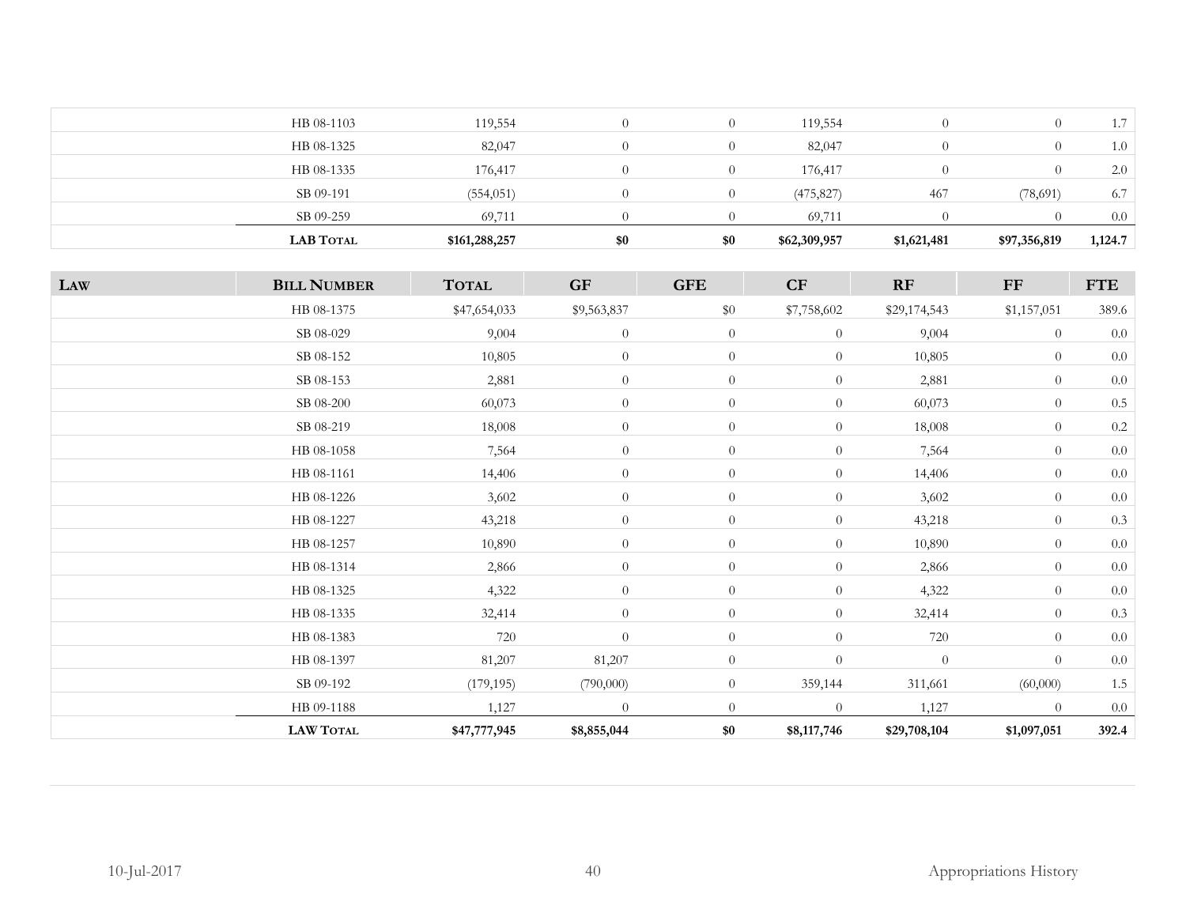|  | HB 08-1103 | 119,554 | 0 | 0 | 119,554 | 0 | 0 | 1.7 |
|---|---|---|---|---|---|---|---|---|
|  | HB 08-1325 | 82,047 | 0 | 0 | 82,047 | 0 | 0 | 1.0 |
|  | HB 08-1335 | 176,417 | 0 | 0 | 176,417 | 0 | 0 | 2.0 |
|  | SB 09-191 | (554,051) | 0 | 0 | (475,827) | 467 | (78,691) | 6.7 |
|  | SB 09-259 | 69,711 | 0 | 0 | 69,711 | 0 | 0 | 0.0 |
|  | **LAB TOTAL** | **$161,288,257** | **$0** | **$0** | **$62,309,957** | **$1,621,481** | **$97,356,819** | **1,124.7** |

| LAW | BILL NUMBER | TOTAL | GF | GFE | CF | RF | FF | FTE |
|---|---|---|---|---|---|---|---|---|
|  | HB 08-1375 | $47,654,033 | $9,563,837 | $0 | $7,758,602 | $29,174,543 | $1,157,051 | 389.6 |
|  | SB 08-029 | 9,004 | 0 | 0 | 0 | 9,004 | 0 | 0.0 |
|  | SB 08-152 | 10,805 | 0 | 0 | 0 | 10,805 | 0 | 0.0 |
|  | SB 08-153 | 2,881 | 0 | 0 | 0 | 2,881 | 0 | 0.0 |
|  | SB 08-200 | 60,073 | 0 | 0 | 0 | 60,073 | 0 | 0.5 |
|  | SB 08-219 | 18,008 | 0 | 0 | 0 | 18,008 | 0 | 0.2 |
|  | HB 08-1058 | 7,564 | 0 | 0 | 0 | 7,564 | 0 | 0.0 |
|  | HB 08-1161 | 14,406 | 0 | 0 | 0 | 14,406 | 0 | 0.0 |
|  | HB 08-1226 | 3,602 | 0 | 0 | 0 | 3,602 | 0 | 0.0 |
|  | HB 08-1227 | 43,218 | 0 | 0 | 0 | 43,218 | 0 | 0.3 |
|  | HB 08-1257 | 10,890 | 0 | 0 | 0 | 10,890 | 0 | 0.0 |
|  | HB 08-1314 | 2,866 | 0 | 0 | 0 | 2,866 | 0 | 0.0 |
|  | HB 08-1325 | 4,322 | 0 | 0 | 0 | 4,322 | 0 | 0.0 |
|  | HB 08-1335 | 32,414 | 0 | 0 | 0 | 32,414 | 0 | 0.3 |
|  | HB 08-1383 | 720 | 0 | 0 | 0 | 720 | 0 | 0.0 |
|  | HB 08-1397 | 81,207 | 81,207 | 0 | 0 | 0 | 0 | 0.0 |
|  | SB 09-192 | (179,195) | (790,000) | 0 | 359,144 | 311,661 | (60,000) | 1.5 |
|  | HB 09-1188 | 1,127 | 0 | 0 | 0 | 1,127 | 0 | 0.0 |
|  | **LAW TOTAL** | **$47,777,945** | **$8,855,044** | **$0** | **$8,117,746** | **$29,708,104** | **$1,097,051** | **392.4** |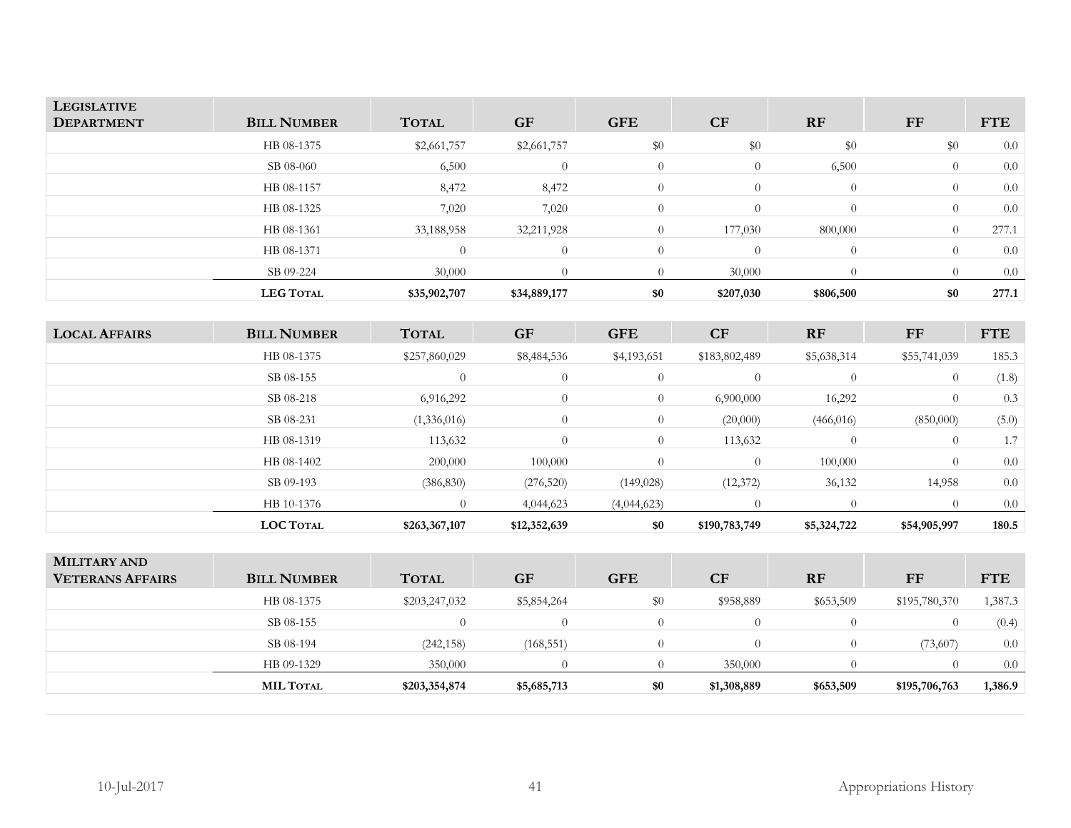| LEGISLATIVE DEPARTMENT | BILL NUMBER | TOTAL | GF | GFE | CF | RF | FF | FTE |
|---|---|---|---|---|---|---|---|---|
| | HB 08-1375 | $2,661,757 | $2,661,757 | $0 | $0 | $0 | $0 | 0.0 |
| | SB 08-060 | 6,500 | 0 | 0 | 0 | 6,500 | 0 | 0.0 |
| | HB 08-1157 | 8,472 | 8,472 | 0 | 0 | 0 | 0 | 0.0 |
| | HB 08-1325 | 7,020 | 7,020 | 0 | 0 | 0 | 0 | 0.0 |
| | HB 08-1361 | 33,188,958 | 32,211,928 | 0 | 177,030 | 800,000 | 0 | 277.1 |
| | HB 08-1371 | 0 | 0 | 0 | 0 | 0 | 0 | 0.0 |
| | SB 09-224 | 30,000 | 0 | 0 | 30,000 | 0 | 0 | 0.0 |
| | **LEG TOTAL** | **$35,902,707** | **$34,889,177** | **$0** | **$207,030** | **$806,500** | **$0** | **277.1** |

| LOCAL AFFAIRS | BILL NUMBER | TOTAL | GF | GFE | CF | RF | FF | FTE |
|---|---|---|---|---|---|---|---|---|
| | HB 08-1375 | $257,860,029 | $8,484,536 | $4,193,651 | $183,802,489 | $5,638,314 | $55,741,039 | 185.3 |
| | SB 08-155 | 0 | 0 | 0 | 0 | 0 | 0 | (1.8) |
| | SB 08-218 | 6,916,292 | 0 | 0 | 6,900,000 | 16,292 | 0 | 0.3 |
| | SB 08-231 | (1,336,016) | 0 | 0 | (20,000) | (466,016) | (850,000) | (5.0) |
| | HB 08-1319 | 113,632 | 0 | 0 | 113,632 | 0 | 0 | 1.7 |
| | HB 08-1402 | 200,000 | 100,000 | 0 | 0 | 100,000 | 0 | 0.0 |
| | SB 09-193 | (386,830) | (276,520) | (149,028) | (12,372) | 36,132 | 14,958 | 0.0 |
| | HB 10-1376 | 0 | 4,044,623 | (4,044,623) | 0 | 0 | 0 | 0.0 |
| | **LOC TOTAL** | **$263,367,107** | **$12,352,639** | **$0** | **$190,783,749** | **$5,324,722** | **$54,905,997** | **180.5** |

| MILITARY AND VETERANS AFFAIRS | BILL NUMBER | TOTAL | GF | GFE | CF | RF | FF | FTE |
|---|---|---|---|---|---|---|---|---|
| | HB 08-1375 | $203,247,032 | $5,854,264 | $0 | $958,889 | $653,509 | $195,780,370 | 1,387.3 |
| | SB 08-155 | 0 | 0 | 0 | 0 | 0 | 0 | (0.4) |
| | SB 08-194 | (242,158) | (168,551) | 0 | 0 | 0 | (73,607) | 0.0 |
| | HB 09-1329 | 350,000 | 0 | 0 | 350,000 | 0 | 0 | 0.0 |
| | **MIL TOTAL** | **$203,354,874** | **$5,685,713** | **$0** | **$1,308,889** | **$653,509** | **$195,706,763** | **1,386.9** |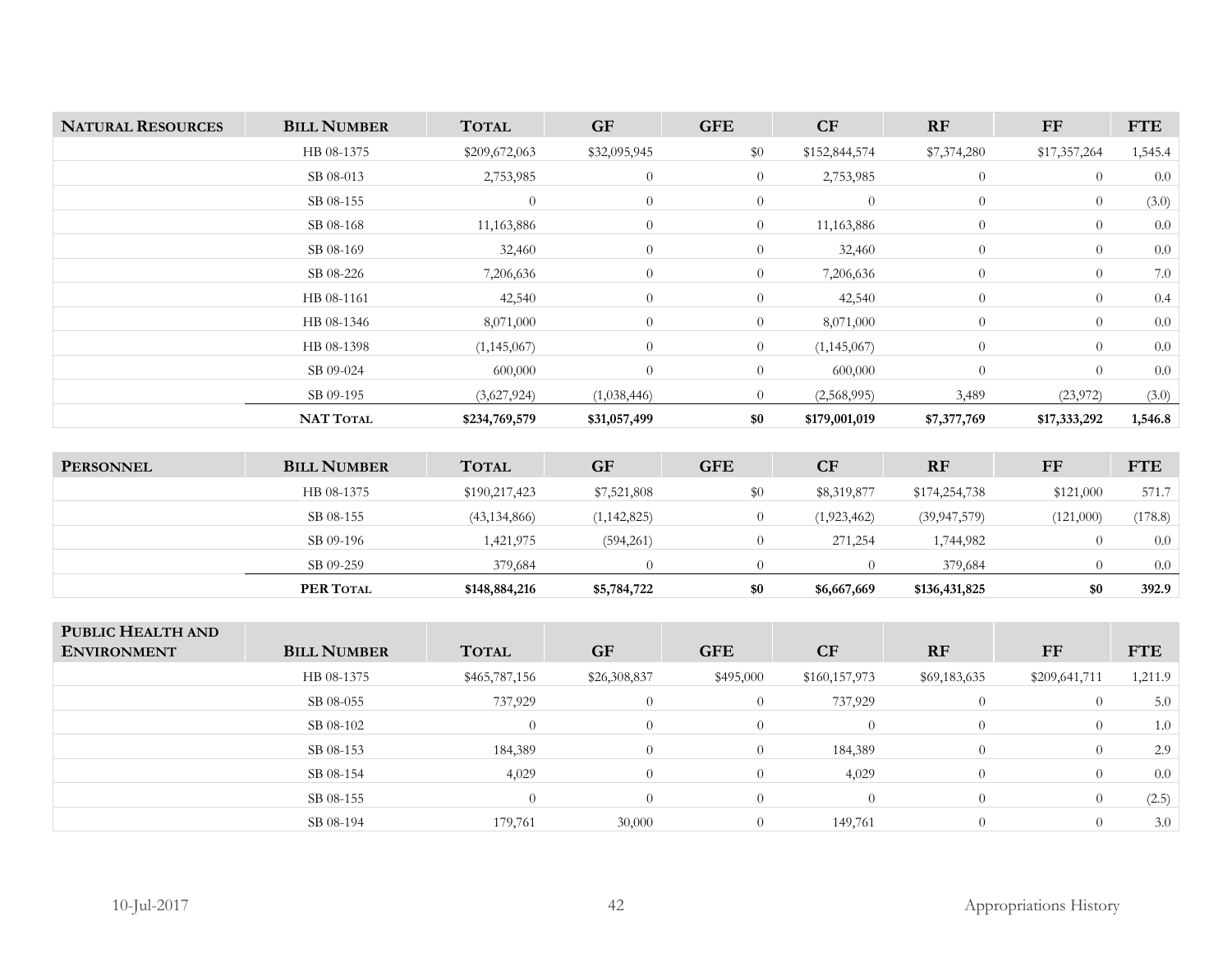| NATURAL RESOURCES | BILL NUMBER | TOTAL | GF | GFE | CF | RF | FF | FTE |
|---|---|---|---|---|---|---|---|---|
| | HB 08-1375 | $209,672,063 | $32,095,945 | $0 | $152,844,574 | $7,374,280 | $17,357,264 | 1,545.4 |
| | SB 08-013 | 2,753,985 | 0 | 0 | 2,753,985 | 0 | 0 | 0.0 |
| | SB 08-155 | 0 | 0 | 0 | 0 | 0 | 0 | (3.0) |
| | SB 08-168 | 11,163,886 | 0 | 0 | 11,163,886 | 0 | 0 | 0.0 |
| | SB 08-169 | 32,460 | 0 | 0 | 32,460 | 0 | 0 | 0.0 |
| | SB 08-226 | 7,206,636 | 0 | 0 | 7,206,636 | 0 | 0 | 7.0 |
| | HB 08-1161 | 42,540 | 0 | 0 | 42,540 | 0 | 0 | 0.4 |
| | HB 08-1346 | 8,071,000 | 0 | 0 | 8,071,000 | 0 | 0 | 0.0 |
| | HB 08-1398 | (1,145,067) | 0 | 0 | (1,145,067) | 0 | 0 | 0.0 |
| | SB 09-024 | 600,000 | 0 | 0 | 600,000 | 0 | 0 | 0.0 |
| | SB 09-195 | (3,627,924) | (1,038,446) | 0 | (2,568,995) | 3,489 | (23,972) | (3.0) |
| | **NAT TOTAL** | **$234,769,579** | **$31,057,499** | **$0** | **$179,001,019** | **$7,377,769** | **$17,333,292** | **1,546.8** |

| PERSONNEL | BILL NUMBER | TOTAL | GF | GFE | CF | RF | FF | FTE |
|---|---|---|---|---|---|---|---|---|
| | HB 08-1375 | $190,217,423 | $7,521,808 | $0 | $8,319,877 | $174,254,738 | $121,000 | 571.7 |
| | SB 08-155 | (43,134,866) | (1,142,825) | 0 | (1,923,462) | (39,947,579) | (121,000) | (178.8) |
| | SB 09-196 | 1,421,975 | (594,261) | 0 | 271,254 | 1,744,982 | 0 | 0.0 |
| | SB 09-259 | 379,684 | 0 | 0 | 0 | 379,684 | 0 | 0.0 |
| | **PER TOTAL** | **$148,884,216** | **$5,784,722** | **$0** | **$6,667,669** | **$136,431,825** | **$0** | **392.9** |

| PUBLIC HEALTH AND ENVIRONMENT | BILL NUMBER | TOTAL | GF | GFE | CF | RF | FF | FTE |
|---|---|---|---|---|---|---|---|---|
| | HB 08-1375 | $465,787,156 | $26,308,837 | $495,000 | $160,157,973 | $69,183,635 | $209,641,711 | 1,211.9 |
| | SB 08-055 | 737,929 | 0 | 0 | 737,929 | 0 | 0 | 5.0 |
| | SB 08-102 | 0 | 0 | 0 | 0 | 0 | 0 | 1.0 |
| | SB 08-153 | 184,389 | 0 | 0 | 184,389 | 0 | 0 | 2.9 |
| | SB 08-154 | 4,029 | 0 | 0 | 4,029 | 0 | 0 | 0.0 |
| | SB 08-155 | 0 | 0 | 0 | 0 | 0 | 0 | (2.5) |
| | SB 08-194 | 179,761 | 30,000 | 0 | 149,761 | 0 | 0 | 3.0 |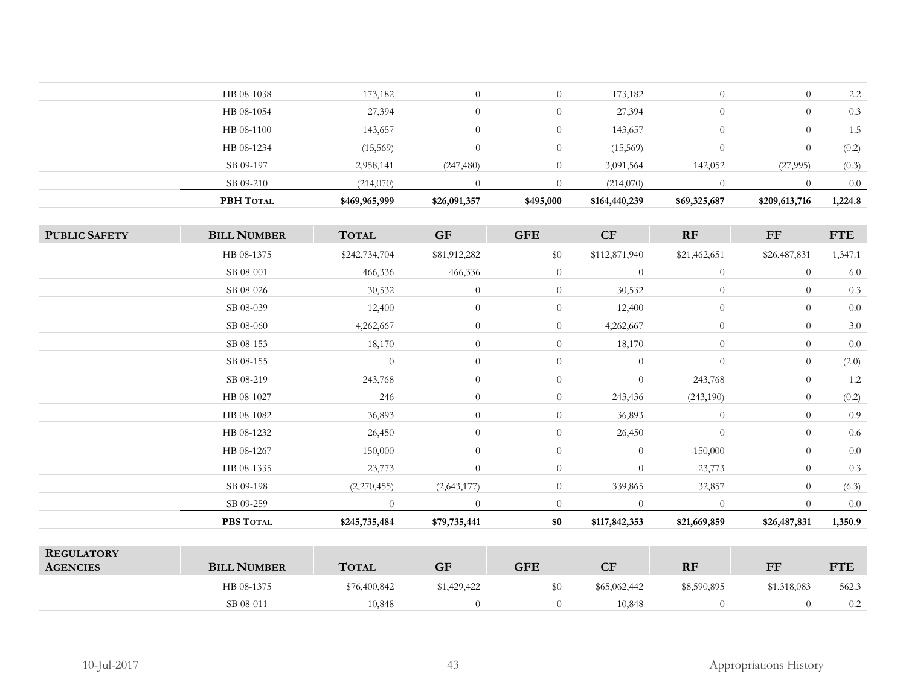| | HB 08-1038 | 173,182 | 0 | 0 | 173,182 | 0 | 0 | 2.2 |
|---|---|---|---|---|---|---|---|---|
| | HB 08-1054 | 27,394 | 0 | 0 | 27,394 | 0 | 0 | 0.3 |
| | HB 08-1100 | 143,657 | 0 | 0 | 143,657 | 0 | 0 | 1.5 |
| | HB 08-1234 | (15,569) | 0 | 0 | (15,569) | 0 | 0 | (0.2) |
| | SB 09-197 | 2,958,141 | (247,480) | 0 | 3,091,564 | 142,052 | (27,995) | (0.3) |
| | SB 09-210 | (214,070) | 0 | 0 | (214,070) | 0 | 0 | 0.0 |
| | **PBH TOTAL** | **$469,965,999** | **$26,091,357** | **$495,000** | **$164,440,239** | **$69,325,687** | **$209,613,716** | **1,224.8** |

| PUBLIC SAFETY | BILL NUMBER | TOTAL | GF | GFE | CF | RF | FF | FTE |
|---|---|---|---|---|---|---|---|---|
| | HB 08-1375 | $242,734,704 | $81,912,282 | $0 | $112,871,940 | $21,462,651 | $26,487,831 | 1,347.1 |
| | SB 08-001 | 466,336 | 466,336 | 0 | 0 | 0 | 0 | 6.0 |
| | SB 08-026 | 30,532 | 0 | 0 | 30,532 | 0 | 0 | 0.3 |
| | SB 08-039 | 12,400 | 0 | 0 | 12,400 | 0 | 0 | 0.0 |
| | SB 08-060 | 4,262,667 | 0 | 0 | 4,262,667 | 0 | 0 | 3.0 |
| | SB 08-153 | 18,170 | 0 | 0 | 18,170 | 0 | 0 | 0.0 |
| | SB 08-155 | 0 | 0 | 0 | 0 | 0 | 0 | (2.0) |
| | SB 08-219 | 243,768 | 0 | 0 | 0 | 243,768 | 0 | 1.2 |
| | HB 08-1027 | 246 | 0 | 0 | 243,436 | (243,190) | 0 | (0.2) |
| | HB 08-1082 | 36,893 | 0 | 0 | 36,893 | 0 | 0 | 0.9 |
| | HB 08-1232 | 26,450 | 0 | 0 | 26,450 | 0 | 0 | 0.6 |
| | HB 08-1267 | 150,000 | 0 | 0 | 0 | 150,000 | 0 | 0.0 |
| | HB 08-1335 | 23,773 | 0 | 0 | 0 | 23,773 | 0 | 0.3 |
| | SB 09-198 | (2,270,455) | (2,643,177) | 0 | 339,865 | 32,857 | 0 | (6.3) |
| | SB 09-259 | 0 | 0 | 0 | 0 | 0 | 0 | 0.0 |
| | **PBS TOTAL** | **$245,735,484** | **$79,735,441** | **$0** | **$117,842,353** | **$21,669,859** | **$26,487,831** | **1,350.9** |

| REGULATORY AGENCIES | BILL NUMBER | TOTAL | GF | GFE | CF | RF | FF | FTE |
|---|---|---|---|---|---|---|---|---|
| | HB 08-1375 | $76,400,842 | $1,429,422 | $0 | $65,062,442 | $8,590,895 | $1,318,083 | 562.3 |
| | SB 08-011 | 10,848 | 0 | 0 | 10,848 | 0 | 0 | 0.2 |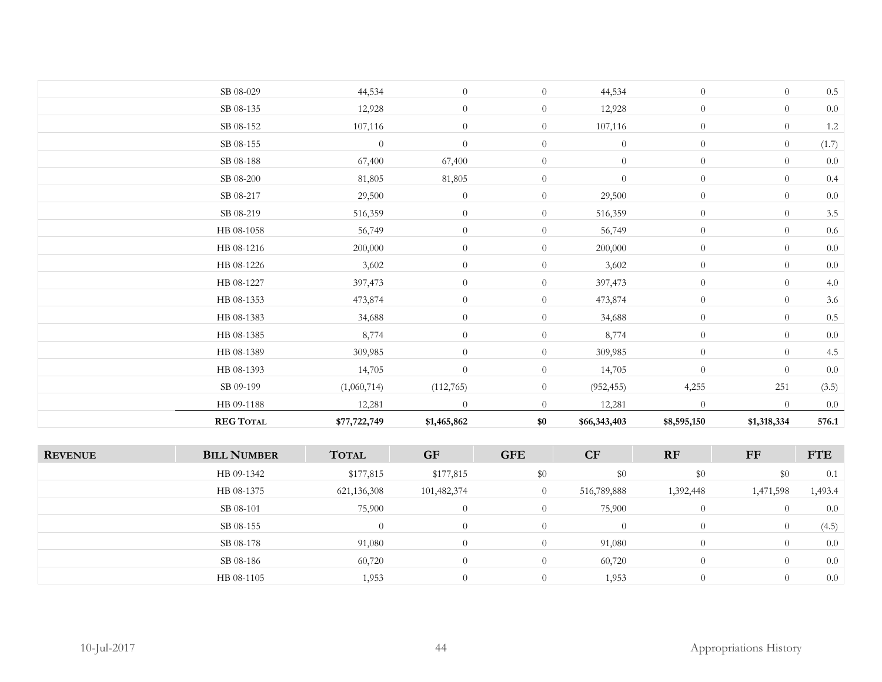|  | SB 08-029 | 44,534 | 0 | 0 | 44,534 | 0 | 0 | 0.5 |
|---|---|---|---|---|---|---|---|---|
|  | SB 08-135 | 12,928 | 0 | 0 | 12,928 | 0 | 0 | 0.0 |
|  | SB 08-152 | 107,116 | 0 | 0 | 107,116 | 0 | 0 | 1.2 |
|  | SB 08-155 | 0 | 0 | 0 | 0 | 0 | 0 | (1.7) |
|  | SB 08-188 | 67,400 | 67,400 | 0 | 0 | 0 | 0 | 0.0 |
|  | SB 08-200 | 81,805 | 81,805 | 0 | 0 | 0 | 0 | 0.4 |
|  | SB 08-217 | 29,500 | 0 | 0 | 29,500 | 0 | 0 | 0.0 |
|  | SB 08-219 | 516,359 | 0 | 0 | 516,359 | 0 | 0 | 3.5 |
|  | HB 08-1058 | 56,749 | 0 | 0 | 56,749 | 0 | 0 | 0.6 |
|  | HB 08-1216 | 200,000 | 0 | 0 | 200,000 | 0 | 0 | 0.0 |
|  | HB 08-1226 | 3,602 | 0 | 0 | 3,602 | 0 | 0 | 0.0 |
|  | HB 08-1227 | 397,473 | 0 | 0 | 397,473 | 0 | 0 | 4.0 |
|  | HB 08-1353 | 473,874 | 0 | 0 | 473,874 | 0 | 0 | 3.6 |
|  | HB 08-1383 | 34,688 | 0 | 0 | 34,688 | 0 | 0 | 0.5 |
|  | HB 08-1385 | 8,774 | 0 | 0 | 8,774 | 0 | 0 | 0.0 |
|  | HB 08-1389 | 309,985 | 0 | 0 | 309,985 | 0 | 0 | 4.5 |
|  | HB 08-1393 | 14,705 | 0 | 0 | 14,705 | 0 | 0 | 0.0 |
|  | SB 09-199 | (1,060,714) | (112,765) | 0 | (952,455) | 4,255 | 251 | (3.5) |
|  | HB 09-1188 | 12,281 | 0 | 0 | 12,281 | 0 | 0 | 0.0 |
|  | **REG TOTAL** | **$77,722,749** | **$1,465,862** | **$0** | **$66,343,403** | **$8,595,150** | **$1,318,334** | **576.1** |

| **REVENUE** | **BILL NUMBER** | **TOTAL** | **GF** | **GFE** | **CF** | **RF** | **FF** | **FTE** |
|---|---|---|---|---|---|---|---|---|
|  | HB 09-1342 | $177,815 | $177,815 | $0 | $0 | $0 | $0 | 0.1 |
|  | HB 08-1375 | 621,136,308 | 101,482,374 | 0 | 516,789,888 | 1,392,448 | 1,471,598 | 1,493.4 |
|  | SB 08-101 | 75,900 | 0 | 0 | 75,900 | 0 | 0 | 0.0 |
|  | SB 08-155 | 0 | 0 | 0 | 0 | 0 | 0 | (4.5) |
|  | SB 08-178 | 91,080 | 0 | 0 | 91,080 | 0 | 0 | 0.0 |
|  | SB 08-186 | 60,720 | 0 | 0 | 60,720 | 0 | 0 | 0.0 |
|  | HB 08-1105 | 1,953 | 0 | 0 | 1,953 | 0 | 0 | 0.0 |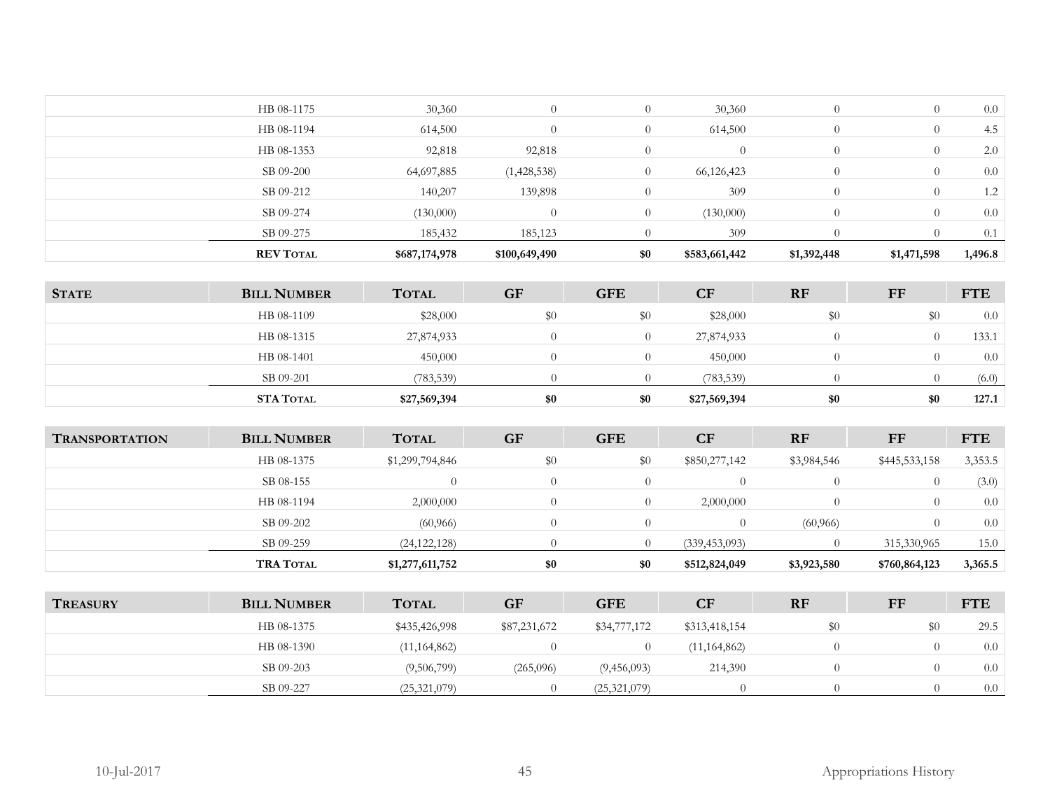| | Bill Number | Total | GF | GFE | CF | RF | FF | FTE |
|---|---|---|---|---|---|---|---|---|
| | HB 08-1175 | 30,360 | 0 | 0 | 30,360 | 0 | 0 | 0.0 |
| | HB 08-1194 | 614,500 | 0 | 0 | 614,500 | 0 | 0 | 4.5 |
| | HB 08-1353 | 92,818 | 92,818 | 0 | 0 | 0 | 0 | 2.0 |
| | SB 09-200 | 64,697,885 | (1,428,538) | 0 | 66,126,423 | 0 | 0 | 0.0 |
| | SB 09-212 | 140,207 | 139,898 | 0 | 309 | 0 | 0 | 1.2 |
| | SB 09-274 | (130,000) | 0 | 0 | (130,000) | 0 | 0 | 0.0 |
| | SB 09-275 | 185,432 | 185,123 | 0 | 309 | 0 | 0 | 0.1 |
| | **REV Total** | **$687,174,978** | **$100,649,490** | **$0** | **$583,661,442** | **$1,392,448** | **$1,471,598** | **1,496.8** |

| State | Bill Number | Total | GF | GFE | CF | RF | FF | FTE |
|---|---|---|---|---|---|---|---|---|
| | HB 08-1109 | $28,000 | $0 | $0 | $28,000 | $0 | $0 | 0.0 |
| | HB 08-1315 | 27,874,933 | 0 | 0 | 27,874,933 | 0 | 0 | 133.1 |
| | HB 08-1401 | 450,000 | 0 | 0 | 450,000 | 0 | 0 | 0.0 |
| | SB 09-201 | (783,539) | 0 | 0 | (783,539) | 0 | 0 | (6.0) |
| | **STA Total** | **$27,569,394** | **$0** | **$0** | **$27,569,394** | **$0** | **$0** | **127.1** |

| Transportation | Bill Number | Total | GF | GFE | CF | RF | FF | FTE |
|---|---|---|---|---|---|---|---|---|
| | HB 08-1375 | $1,299,794,846 | $0 | $0 | $850,277,142 | $3,984,546 | $445,533,158 | 3,353.5 |
| | SB 08-155 | 0 | 0 | 0 | 0 | 0 | 0 | (3.0) |
| | HB 08-1194 | 2,000,000 | 0 | 0 | 2,000,000 | 0 | 0 | 0.0 |
| | SB 09-202 | (60,966) | 0 | 0 | 0 | (60,966) | 0 | 0.0 |
| | SB 09-259 | (24,122,128) | 0 | 0 | (339,453,093) | 0 | 315,330,965 | 15.0 |
| | **TRA Total** | **$1,277,611,752** | **$0** | **$0** | **$512,824,049** | **$3,923,580** | **$760,864,123** | **3,365.5** |

| Treasury | Bill Number | Total | GF | GFE | CF | RF | FF | FTE |
|---|---|---|---|---|---|---|---|---|
| | HB 08-1375 | $435,426,998 | $87,231,672 | $34,777,172 | $313,418,154 | $0 | $0 | 29.5 |
| | HB 08-1390 | (11,164,862) | 0 | 0 | (11,164,862) | 0 | 0 | 0.0 |
| | SB 09-203 | (9,506,799) | (265,096) | (9,456,093) | 214,390 | 0 | 0 | 0.0 |
| | SB 09-227 | (25,321,079) | 0 | (25,321,079) | 0 | 0 | 0 | 0.0 |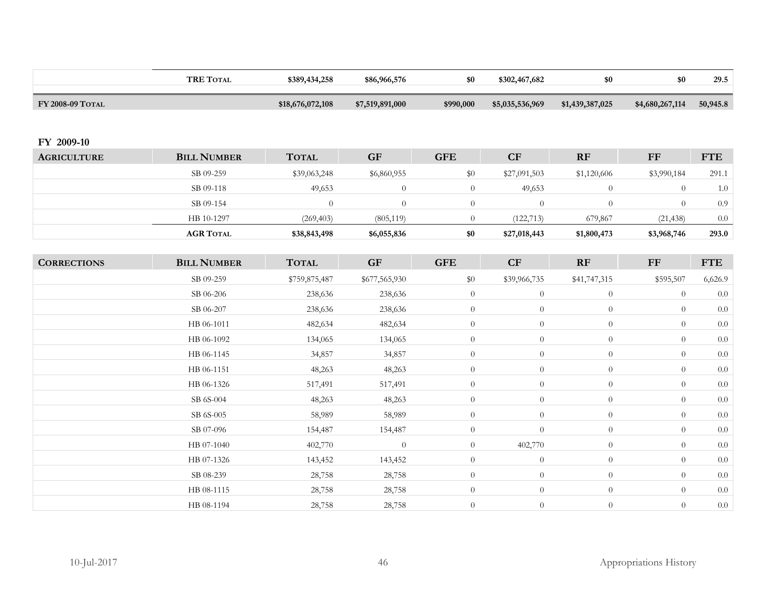| | | | | | | | | |
|---|---|---|---|---|---|---|---|---|
| | **TRE Total** | **$389,434,258** | **$86,966,576** | **$0** | **$302,467,682** | **$0** | **$0** | **29.5** |
| **FY 2008-09 Total** | | **$18,676,072,108** | **$7,519,891,000** | **$990,000** | **$5,035,536,969** | **$1,439,387,025** | **$4,680,267,114** | **50,945.8** |

## FY 2009-10

| Agriculture | Bill Number | Total | GF | GFE | CF | RF | FF | FTE |
|---|---|---|---|---|---|---|---|---|
| | SB 09-259 | $39,063,248 | $6,860,955 | $0 | $27,091,503 | $1,120,606 | $3,990,184 | 291.1 |
| | SB 09-118 | 49,653 | 0 | 0 | 49,653 | 0 | 0 | 1.0 |
| | SB 09-154 | 0 | 0 | 0 | 0 | 0 | 0 | 0.9 |
| | HB 10-1297 | (269,403) | (805,119) | 0 | (122,713) | 679,867 | (21,438) | 0.0 |
| | **AGR Total** | **$38,843,498** | **$6,055,836** | **$0** | **$27,018,443** | **$1,800,473** | **$3,968,746** | **293.0** |

| Corrections | Bill Number | Total | GF | GFE | CF | RF | FF | FTE |
|---|---|---|---|---|---|---|---|---|
| | SB 09-259 | $759,875,487 | $677,565,930 | $0 | $39,966,735 | $41,747,315 | $595,507 | 6,626.9 |
| | SB 06-206 | 238,636 | 238,636 | 0 | 0 | 0 | 0 | 0.0 |
| | SB 06-207 | 238,636 | 238,636 | 0 | 0 | 0 | 0 | 0.0 |
| | HB 06-1011 | 482,634 | 482,634 | 0 | 0 | 0 | 0 | 0.0 |
| | HB 06-1092 | 134,065 | 134,065 | 0 | 0 | 0 | 0 | 0.0 |
| | HB 06-1145 | 34,857 | 34,857 | 0 | 0 | 0 | 0 | 0.0 |
| | HB 06-1151 | 48,263 | 48,263 | 0 | 0 | 0 | 0 | 0.0 |
| | HB 06-1326 | 517,491 | 517,491 | 0 | 0 | 0 | 0 | 0.0 |
| | SB 6S-004 | 48,263 | 48,263 | 0 | 0 | 0 | 0 | 0.0 |
| | SB 6S-005 | 58,989 | 58,989 | 0 | 0 | 0 | 0 | 0.0 |
| | SB 07-096 | 154,487 | 154,487 | 0 | 0 | 0 | 0 | 0.0 |
| | HB 07-1040 | 402,770 | 0 | 0 | 402,770 | 0 | 0 | 0.0 |
| | HB 07-1326 | 143,452 | 143,452 | 0 | 0 | 0 | 0 | 0.0 |
| | SB 08-239 | 28,758 | 28,758 | 0 | 0 | 0 | 0 | 0.0 |
| | HB 08-1115 | 28,758 | 28,758 | 0 | 0 | 0 | 0 | 0.0 |
| | HB 08-1194 | 28,758 | 28,758 | 0 | 0 | 0 | 0 | 0.0 |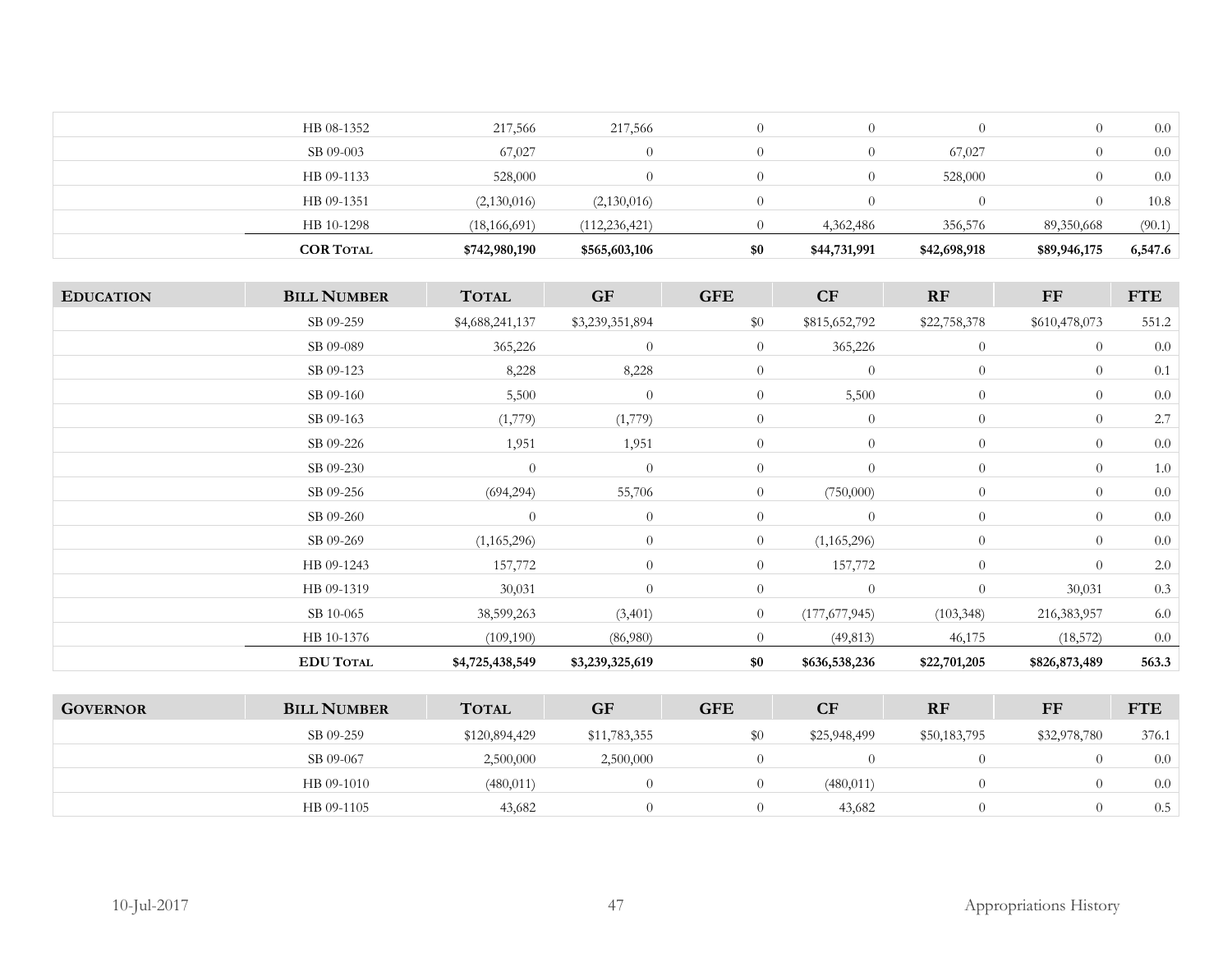| | HB 08-1352 | 217,566 | 217,566 | 0 | 0 | 0 | 0 | 0.0 |
|---|---|---|---|---|---|---|---|---|
| | SB 09-003 | 67,027 | 0 | 0 | 0 | 67,027 | 0 | 0.0 |
| | HB 09-1133 | 528,000 | 0 | 0 | 0 | 528,000 | 0 | 0.0 |
| | HB 09-1351 | (2,130,016) | (2,130,016) | 0 | 0 | 0 | 0 | 10.8 |
| | HB 10-1298 | (18,166,691) | (112,236,421) | 0 | 4,362,486 | 356,576 | 89,350,668 | (90.1) |
| | **COR TOTAL** | **$742,980,190** | **$565,603,106** | **$0** | **$44,731,991** | **$42,698,918** | **$89,946,175** | **6,547.6** |

| EDUCATION | BILL NUMBER | TOTAL | GF | GFE | CF | RF | FF | FTE |
|---|---|---|---|---|---|---|---|---|
| | SB 09-259 | $4,688,241,137 | $3,239,351,894 | $0 | $815,652,792 | $22,758,378 | $610,478,073 | 551.2 |
| | SB 09-089 | 365,226 | 0 | 0 | 365,226 | 0 | 0 | 0.0 |
| | SB 09-123 | 8,228 | 8,228 | 0 | 0 | 0 | 0 | 0.1 |
| | SB 09-160 | 5,500 | 0 | 0 | 5,500 | 0 | 0 | 0.0 |
| | SB 09-163 | (1,779) | (1,779) | 0 | 0 | 0 | 0 | 2.7 |
| | SB 09-226 | 1,951 | 1,951 | 0 | 0 | 0 | 0 | 0.0 |
| | SB 09-230 | 0 | 0 | 0 | 0 | 0 | 0 | 1.0 |
| | SB 09-256 | (694,294) | 55,706 | 0 | (750,000) | 0 | 0 | 0.0 |
| | SB 09-260 | 0 | 0 | 0 | 0 | 0 | 0 | 0.0 |
| | SB 09-269 | (1,165,296) | 0 | 0 | (1,165,296) | 0 | 0 | 0.0 |
| | HB 09-1243 | 157,772 | 0 | 0 | 157,772 | 0 | 0 | 2.0 |
| | HB 09-1319 | 30,031 | 0 | 0 | 0 | 0 | 30,031 | 0.3 |
| | SB 10-065 | 38,599,263 | (3,401) | 0 | (177,677,945) | (103,348) | 216,383,957 | 6.0 |
| | HB 10-1376 | (109,190) | (86,980) | 0 | (49,813) | 46,175 | (18,572) | 0.0 |
| | **EDU TOTAL** | **$4,725,438,549** | **$3,239,325,619** | **$0** | **$636,538,236** | **$22,701,205** | **$826,873,489** | **563.3** |

| GOVERNOR | BILL NUMBER | TOTAL | GF | GFE | CF | RF | FF | FTE |
|---|---|---|---|---|---|---|---|---|
| | SB 09-259 | $120,894,429 | $11,783,355 | $0 | $25,948,499 | $50,183,795 | $32,978,780 | 376.1 |
| | SB 09-067 | 2,500,000 | 2,500,000 | 0 | 0 | 0 | 0 | 0.0 |
| | HB 09-1010 | (480,011) | 0 | 0 | (480,011) | 0 | 0 | 0.0 |
| | HB 09-1105 | 43,682 | 0 | 0 | 43,682 | 0 | 0 | 0.5 |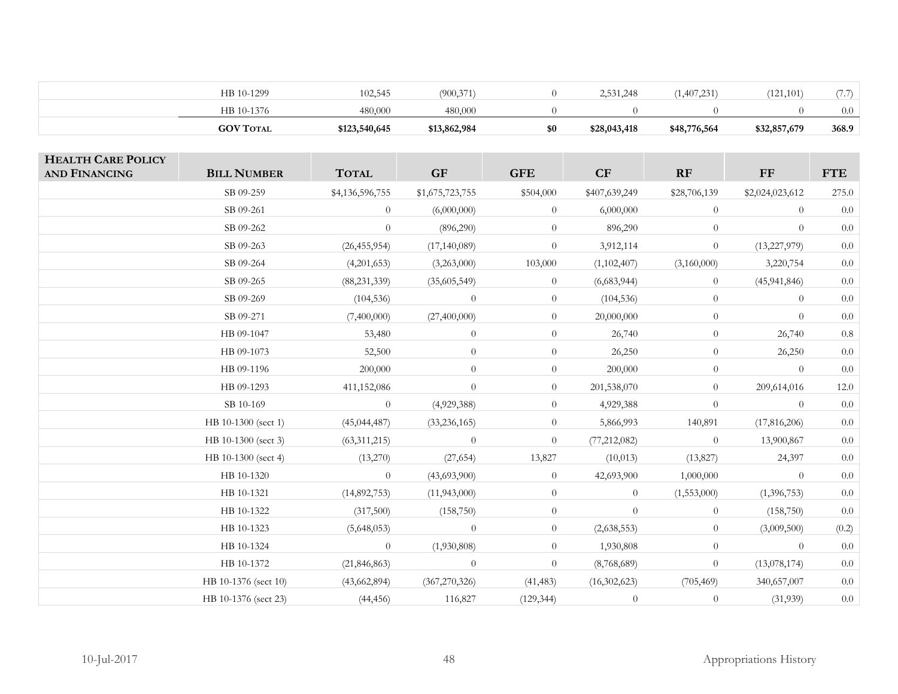| | Bill Number | Total | GF | GFE | CF | RF | FF | FTE |
|---|---|---|---|---|---|---|---|---|
| | HB 10-1299 | 102,545 | (900,371) | 0 | 2,531,248 | (1,407,231) | (121,101) | (7.7) |
| | HB 10-1376 | 480,000 | 480,000 | 0 | 0 | 0 | 0 | 0.0 |
| | **GOV Total** | **$123,540,645** | **$13,862,984** | **$0** | **$28,043,418** | **$48,776,564** | **$32,857,679** | **368.9** |

| **Health Care Policy and Financing** | **Bill Number** | **Total** | **GF** | **GFE** | **CF** | **RF** | **FF** | **FTE** |
|---|---|---|---|---|---|---|---|---|
| | SB 09-259 | $4,136,596,755 | $1,675,723,755 | $504,000 | $407,639,249 | $28,706,139 | $2,024,023,612 | 275.0 |
| | SB 09-261 | 0 | (6,000,000) | 0 | 6,000,000 | 0 | 0 | 0.0 |
| | SB 09-262 | 0 | (896,290) | 0 | 896,290 | 0 | 0 | 0.0 |
| | SB 09-263 | (26,455,954) | (17,140,089) | 0 | 3,912,114 | 0 | (13,227,979) | 0.0 |
| | SB 09-264 | (4,201,653) | (3,263,000) | 103,000 | (1,102,407) | (3,160,000) | 3,220,754 | 0.0 |
| | SB 09-265 | (88,231,339) | (35,605,549) | 0 | (6,683,944) | 0 | (45,941,846) | 0.0 |
| | SB 09-269 | (104,536) | 0 | 0 | (104,536) | 0 | 0 | 0.0 |
| | SB 09-271 | (7,400,000) | (27,400,000) | 0 | 20,000,000 | 0 | 0 | 0.0 |
| | HB 09-1047 | 53,480 | 0 | 0 | 26,740 | 0 | 26,740 | 0.8 |
| | HB 09-1073 | 52,500 | 0 | 0 | 26,250 | 0 | 26,250 | 0.0 |
| | HB 09-1196 | 200,000 | 0 | 0 | 200,000 | 0 | 0 | 0.0 |
| | HB 09-1293 | 411,152,086 | 0 | 0 | 201,538,070 | 0 | 209,614,016 | 12.0 |
| | SB 10-169 | 0 | (4,929,388) | 0 | 4,929,388 | 0 | 0 | 0.0 |
| | HB 10-1300 (sect 1) | (45,044,487) | (33,236,165) | 0 | 5,866,993 | 140,891 | (17,816,206) | 0.0 |
| | HB 10-1300 (sect 3) | (63,311,215) | 0 | 0 | (77,212,082) | 0 | 13,900,867 | 0.0 |
| | HB 10-1300 (sect 4) | (13,270) | (27,654) | 13,827 | (10,013) | (13,827) | 24,397 | 0.0 |
| | HB 10-1320 | 0 | (43,693,900) | 0 | 42,693,900 | 1,000,000 | 0 | 0.0 |
| | HB 10-1321 | (14,892,753) | (11,943,000) | 0 | 0 | (1,553,000) | (1,396,753) | 0.0 |
| | HB 10-1322 | (317,500) | (158,750) | 0 | 0 | 0 | (158,750) | 0.0 |
| | HB 10-1323 | (5,648,053) | 0 | 0 | (2,638,553) | 0 | (3,009,500) | (0.2) |
| | HB 10-1324 | 0 | (1,930,808) | 0 | 1,930,808 | 0 | 0 | 0.0 |
| | HB 10-1372 | (21,846,863) | 0 | 0 | (8,768,689) | 0 | (13,078,174) | 0.0 |
| | HB 10-1376 (sect 10) | (43,662,894) | (367,270,326) | (41,483) | (16,302,623) | (705,469) | 340,657,007 | 0.0 |
| | HB 10-1376 (sect 23) | (44,456) | 116,827 | (129,344) | 0 | 0 | (31,939) | 0.0 |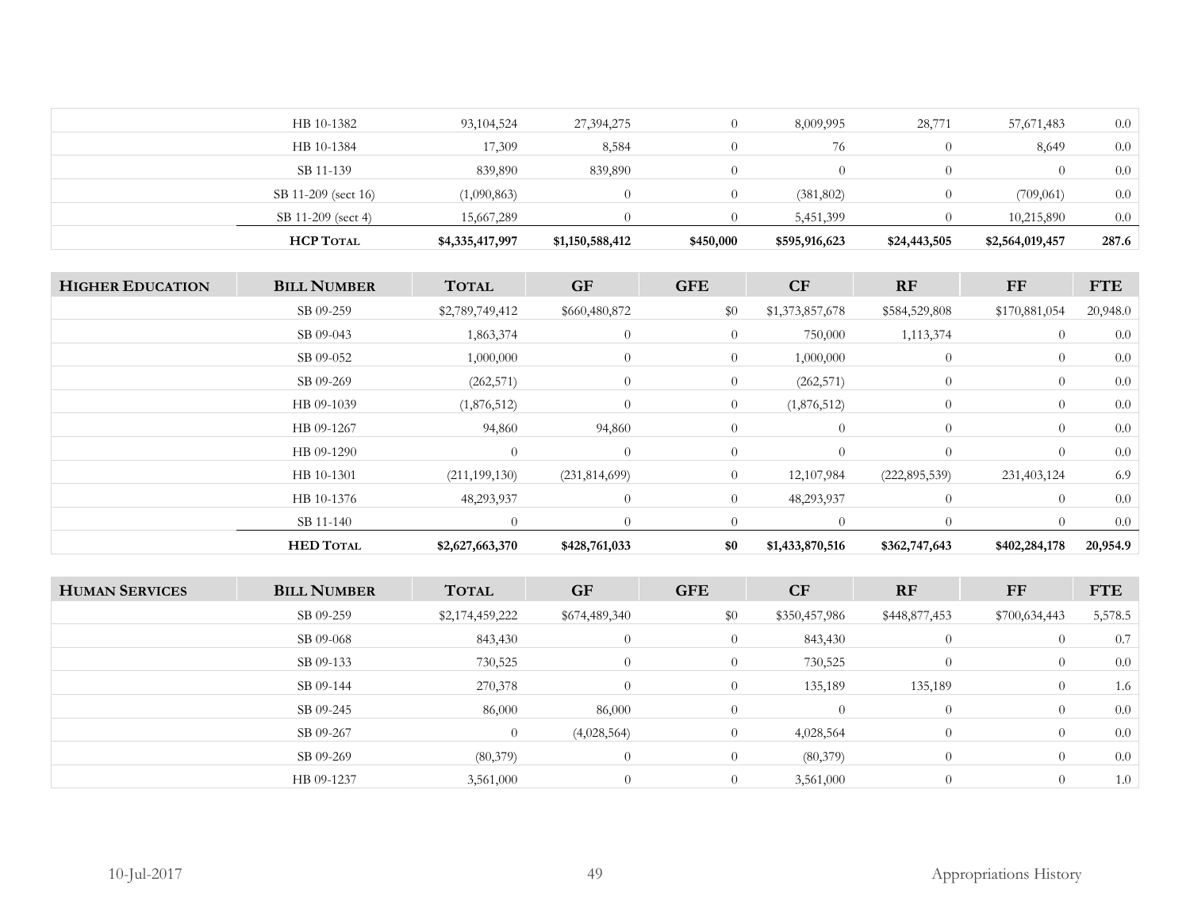| | | | | | | | | |
|---|---|---|---|---|---|---|---|---|
| | HB 10-1382 | 93,104,524 | 27,394,275 | 0 | 8,009,995 | 28,771 | 57,671,483 | 0.0 |
| | HB 10-1384 | 17,309 | 8,584 | 0 | 76 | 0 | 8,649 | 0.0 |
| | SB 11-139 | 839,890 | 839,890 | 0 | 0 | 0 | 0 | 0.0 |
| | SB 11-209 (sect 16) | (1,090,863) | 0 | 0 | (381,802) | 0 | (709,061) | 0.0 |
| | SB 11-209 (sect 4) | 15,667,289 | 0 | 0 | 5,451,399 | 0 | 10,215,890 | 0.0 |
| | **HCP TOTAL** | **$4,335,417,997** | **$1,150,588,412** | **$450,000** | **$595,916,623** | **$24,443,505** | **$2,564,019,457** | **287.6** |

| HIGHER EDUCATION | BILL NUMBER | TOTAL | GF | GFE | CF | RF | FF | FTE |
|---|---|---|---|---|---|---|---|---|
| | SB 09-259 | $2,789,749,412 | $660,480,872 | $0 | $1,373,857,678 | $584,529,808 | $170,881,054 | 20,948.0 |
| | SB 09-043 | 1,863,374 | 0 | 0 | 750,000 | 1,113,374 | 0 | 0.0 |
| | SB 09-052 | 1,000,000 | 0 | 0 | 1,000,000 | 0 | 0 | 0.0 |
| | SB 09-269 | (262,571) | 0 | 0 | (262,571) | 0 | 0 | 0.0 |
| | HB 09-1039 | (1,876,512) | 0 | 0 | (1,876,512) | 0 | 0 | 0.0 |
| | HB 09-1267 | 94,860 | 94,860 | 0 | 0 | 0 | 0 | 0.0 |
| | HB 09-1290 | 0 | 0 | 0 | 0 | 0 | 0 | 0.0 |
| | HB 10-1301 | (211,199,130) | (231,814,699) | 0 | 12,107,984 | (222,895,539) | 231,403,124 | 6.9 |
| | HB 10-1376 | 48,293,937 | 0 | 0 | 48,293,937 | 0 | 0 | 0.0 |
| | SB 11-140 | 0 | 0 | 0 | 0 | 0 | 0 | 0.0 |
| | **HED TOTAL** | **$2,627,663,370** | **$428,761,033** | **$0** | **$1,433,870,516** | **$362,747,643** | **$402,284,178** | **20,954.9** |

| HUMAN SERVICES | BILL NUMBER | TOTAL | GF | GFE | CF | RF | FF | FTE |
|---|---|---|---|---|---|---|---|---|
| | SB 09-259 | $2,174,459,222 | $674,489,340 | $0 | $350,457,986 | $448,877,453 | $700,634,443 | 5,578.5 |
| | SB 09-068 | 843,430 | 0 | 0 | 843,430 | 0 | 0 | 0.7 |
| | SB 09-133 | 730,525 | 0 | 0 | 730,525 | 0 | 0 | 0.0 |
| | SB 09-144 | 270,378 | 0 | 0 | 135,189 | 135,189 | 0 | 1.6 |
| | SB 09-245 | 86,000 | 86,000 | 0 | 0 | 0 | 0 | 0.0 |
| | SB 09-267 | 0 | (4,028,564) | 0 | 4,028,564 | 0 | 0 | 0.0 |
| | SB 09-269 | (80,379) | 0 | 0 | (80,379) | 0 | 0 | 0.0 |
| | HB 09-1237 | 3,561,000 | 0 | 0 | 3,561,000 | 0 | 0 | 1.0 |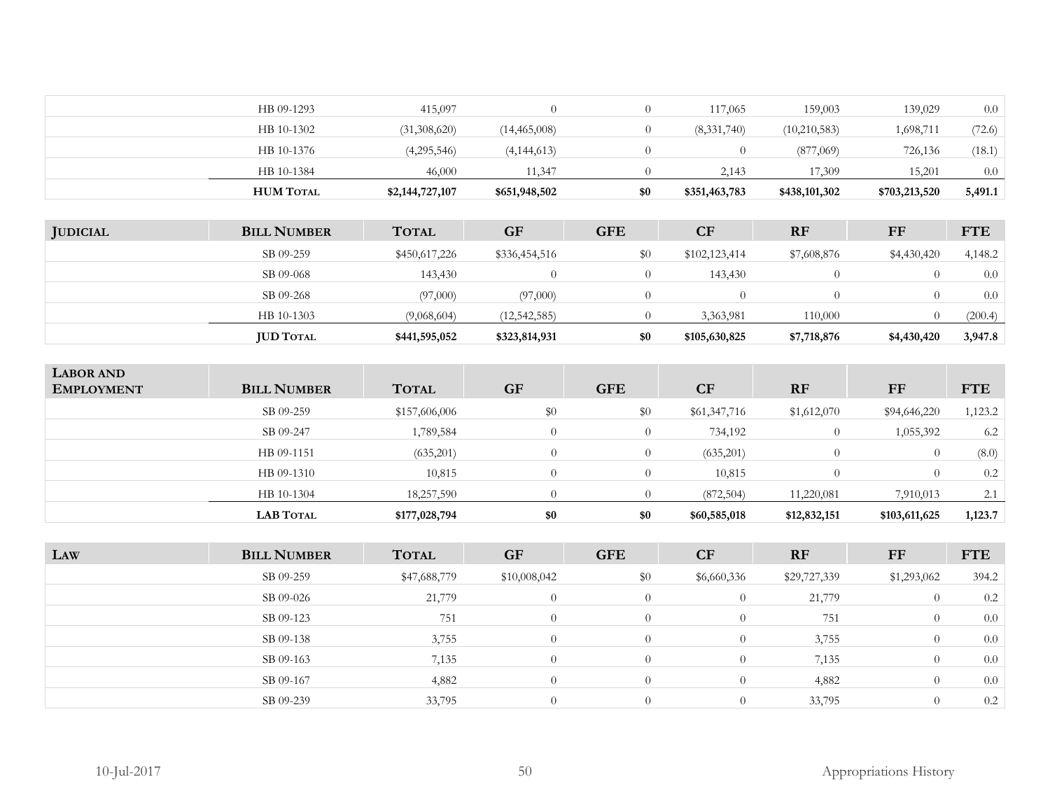| | Bill Number | Total | GF | GFE | CF | RF | FF | FTE |
|---|---|---|---|---|---|---|---|---|
| | HB 09-1293 | 415,097 | 0 | 0 | 117,065 | 159,003 | 139,029 | 0.0 |
| | HB 10-1302 | (31,308,620) | (14,465,008) | 0 | (8,331,740) | (10,210,583) | 1,698,711 | (72.6) |
| | HB 10-1376 | (4,295,546) | (4,144,613) | 0 | 0 | (877,069) | 726,136 | (18.1) |
| | HB 10-1384 | 46,000 | 11,347 | 0 | 2,143 | 17,309 | 15,201 | 0.0 |
| | **HUM Total** | **$2,144,727,107** | **$651,948,502** | **$0** | **$351,463,783** | **$438,101,302** | **$703,213,520** | **5,491.1** |

| Judicial | Bill Number | Total | GF | GFE | CF | RF | FF | FTE |
|---|---|---|---|---|---|---|---|---|
| | SB 09-259 | $450,617,226 | $336,454,516 | $0 | $102,123,414 | $7,608,876 | $4,430,420 | 4,148.2 |
| | SB 09-068 | 143,430 | 0 | 0 | 143,430 | 0 | 0 | 0.0 |
| | SB 09-268 | (97,000) | (97,000) | 0 | 0 | 0 | 0 | 0.0 |
| | HB 10-1303 | (9,068,604) | (12,542,585) | 0 | 3,363,981 | 110,000 | 0 | (200.4) |
| | **JUD Total** | **$441,595,052** | **$323,814,931** | **$0** | **$105,630,825** | **$7,718,876** | **$4,430,420** | **3,947.8** |

| Labor and Employment | Bill Number | Total | GF | GFE | CF | RF | FF | FTE |
|---|---|---|---|---|---|---|---|---|
| | SB 09-259 | $157,606,006 | $0 | $0 | $61,347,716 | $1,612,070 | $94,646,220 | 1,123.2 |
| | SB 09-247 | 1,789,584 | 0 | 0 | 734,192 | 0 | 1,055,392 | 6.2 |
| | HB 09-1151 | (635,201) | 0 | 0 | (635,201) | 0 | 0 | (8.0) |
| | HB 09-1310 | 10,815 | 0 | 0 | 10,815 | 0 | 0 | 0.2 |
| | HB 10-1304 | 18,257,590 | 0 | 0 | (872,504) | 11,220,081 | 7,910,013 | 2.1 |
| | **LAB Total** | **$177,028,794** | **$0** | **$0** | **$60,585,018** | **$12,832,151** | **$103,611,625** | **1,123.7** |

| Law | Bill Number | Total | GF | GFE | CF | RF | FF | FTE |
|---|---|---|---|---|---|---|---|---|
| | SB 09-259 | $47,688,779 | $10,008,042 | $0 | $6,660,336 | $29,727,339 | $1,293,062 | 394.2 |
| | SB 09-026 | 21,779 | 0 | 0 | 0 | 21,779 | 0 | 0.2 |
| | SB 09-123 | 751 | 0 | 0 | 0 | 751 | 0 | 0.0 |
| | SB 09-138 | 3,755 | 0 | 0 | 0 | 3,755 | 0 | 0.0 |
| | SB 09-163 | 7,135 | 0 | 0 | 0 | 7,135 | 0 | 0.0 |
| | SB 09-167 | 4,882 | 0 | 0 | 0 | 4,882 | 0 | 0.0 |
| | SB 09-239 | 33,795 | 0 | 0 | 0 | 33,795 | 0 | 0.2 |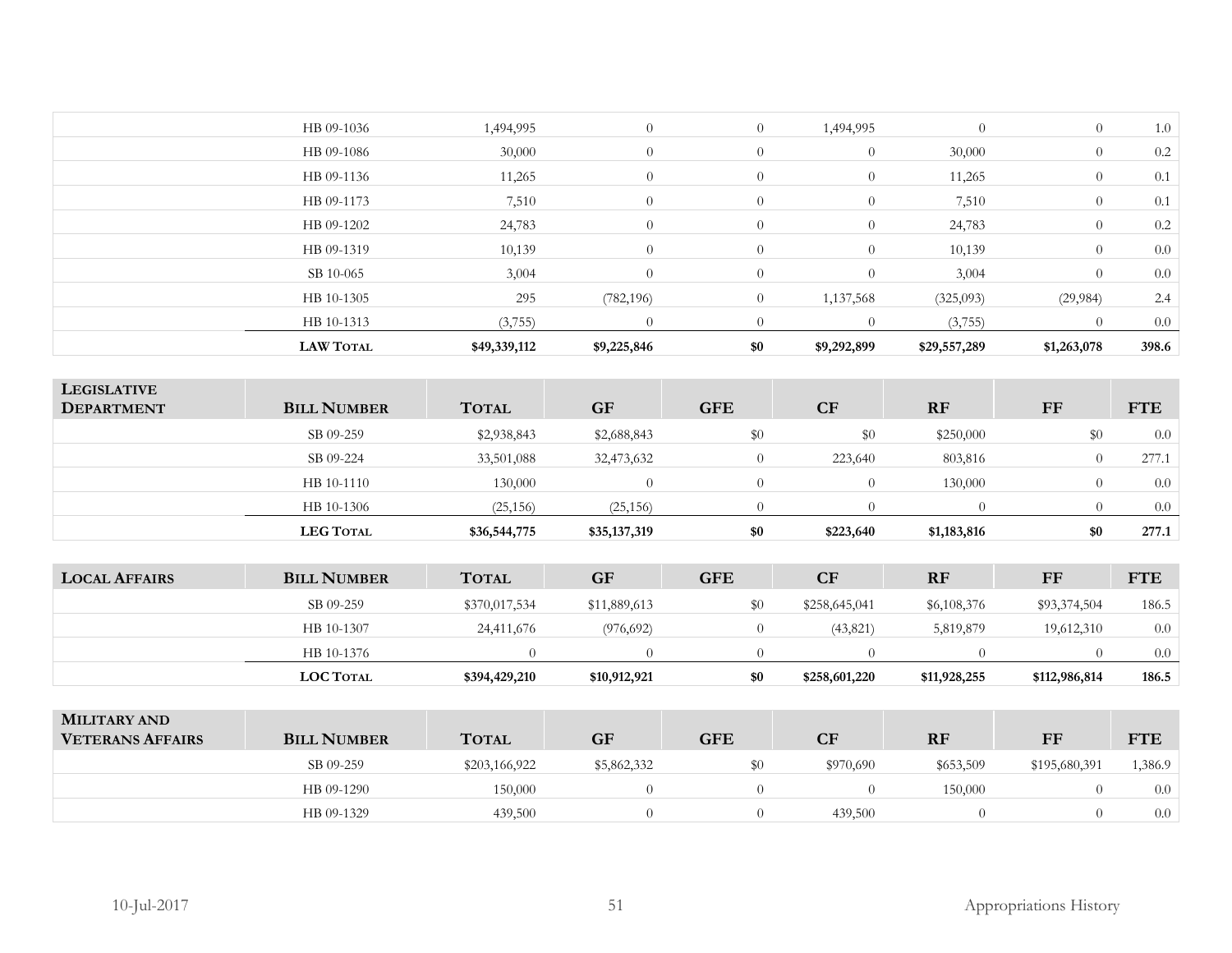| | Bill Number | Total | GF | GFE | CF | RF | FF | FTE |
|---|---|---|---|---|---|---|---|---|
| | HB 09-1036 | 1,494,995 | 0 | 0 | 1,494,995 | 0 | 0 | 1.0 |
| | HB 09-1086 | 30,000 | 0 | 0 | 0 | 30,000 | 0 | 0.2 |
| | HB 09-1136 | 11,265 | 0 | 0 | 0 | 11,265 | 0 | 0.1 |
| | HB 09-1173 | 7,510 | 0 | 0 | 0 | 7,510 | 0 | 0.1 |
| | HB 09-1202 | 24,783 | 0 | 0 | 0 | 24,783 | 0 | 0.2 |
| | HB 09-1319 | 10,139 | 0 | 0 | 0 | 10,139 | 0 | 0.0 |
| | SB 10-065 | 3,004 | 0 | 0 | 0 | 3,004 | 0 | 0.0 |
| | HB 10-1305 | 295 | (782,196) | 0 | 1,137,568 | (325,093) | (29,984) | 2.4 |
| | HB 10-1313 | (3,755) | 0 | 0 | 0 | (3,755) | 0 | 0.0 |
| | **LAW Total** | **$49,339,112** | **$9,225,846** | **$0** | **$9,292,899** | **$29,557,289** | **$1,263,078** | **398.6** |

| Legislative Department | Bill Number | Total | GF | GFE | CF | RF | FF | FTE |
|---|---|---|---|---|---|---|---|---|
| | SB 09-259 | $2,938,843 | $2,688,843 | $0 | $0 | $250,000 | $0 | 0.0 |
| | SB 09-224 | 33,501,088 | 32,473,632 | 0 | 223,640 | 803,816 | 0 | 277.1 |
| | HB 10-1110 | 130,000 | 0 | 0 | 0 | 130,000 | 0 | 0.0 |
| | HB 10-1306 | (25,156) | (25,156) | 0 | 0 | 0 | 0 | 0.0 |
| | **LEG Total** | **$36,544,775** | **$35,137,319** | **$0** | **$223,640** | **$1,183,816** | **$0** | **277.1** |

| Local Affairs | Bill Number | Total | GF | GFE | CF | RF | FF | FTE |
|---|---|---|---|---|---|---|---|---|
| | SB 09-259 | $370,017,534 | $11,889,613 | $0 | $258,645,041 | $6,108,376 | $93,374,504 | 186.5 |
| | HB 10-1307 | 24,411,676 | (976,692) | 0 | (43,821) | 5,819,879 | 19,612,310 | 0.0 |
| | HB 10-1376 | 0 | 0 | 0 | 0 | 0 | 0 | 0.0 |
| | **LOC Total** | **$394,429,210** | **$10,912,921** | **$0** | **$258,601,220** | **$11,928,255** | **$112,986,814** | **186.5** |

| Military and Veterans Affairs | Bill Number | Total | GF | GFE | CF | RF | FF | FTE |
|---|---|---|---|---|---|---|---|---|
| | SB 09-259 | $203,166,922 | $5,862,332 | $0 | $970,690 | $653,509 | $195,680,391 | 1,386.9 |
| | HB 09-1290 | 150,000 | 0 | 0 | 0 | 150,000 | 0 | 0.0 |
| | HB 09-1329 | 439,500 | 0 | 0 | 439,500 | 0 | 0 | 0.0 |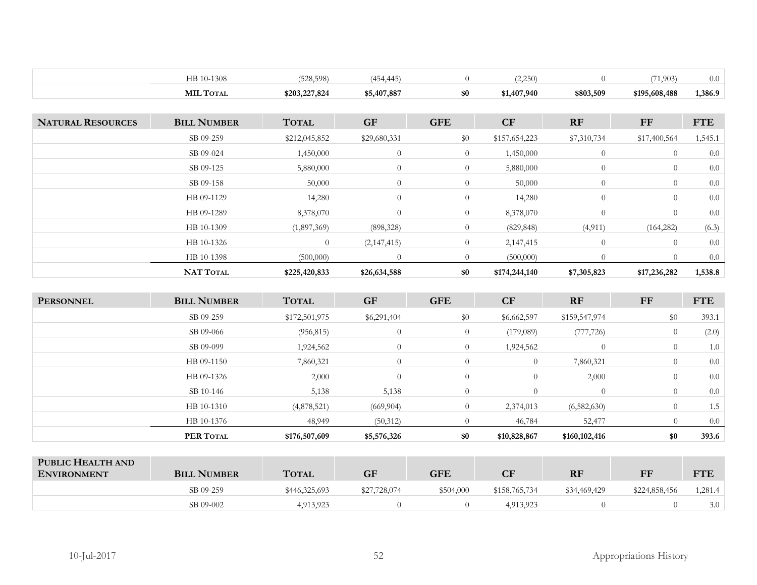| | | | | | | | | |
|---|---|---|---|---|---|---|---|---|
| | HB 10-1308 | (528,598) | (454,445) | 0 | (2,250) | 0 | (71,903) | 0.0 |
| | **MIL TOTAL** | **$203,227,824** | **$5,407,887** | **$0** | **$1,407,940** | **$803,509** | **$195,608,488** | **1,386.9** |

| NATURAL RESOURCES | BILL NUMBER | TOTAL | GF | GFE | CF | RF | FF | FTE |
|---|---|---|---|---|---|---|---|---|
| | SB 09-259 | $212,045,852 | $29,680,331 | $0 | $157,654,223 | $7,310,734 | $17,400,564 | 1,545.1 |
| | SB 09-024 | 1,450,000 | 0 | 0 | 1,450,000 | 0 | 0 | 0.0 |
| | SB 09-125 | 5,880,000 | 0 | 0 | 5,880,000 | 0 | 0 | 0.0 |
| | SB 09-158 | 50,000 | 0 | 0 | 50,000 | 0 | 0 | 0.0 |
| | HB 09-1129 | 14,280 | 0 | 0 | 14,280 | 0 | 0 | 0.0 |
| | HB 09-1289 | 8,378,070 | 0 | 0 | 8,378,070 | 0 | 0 | 0.0 |
| | HB 10-1309 | (1,897,369) | (898,328) | 0 | (829,848) | (4,911) | (164,282) | (6.3) |
| | HB 10-1326 | 0 | (2,147,415) | 0 | 2,147,415 | 0 | 0 | 0.0 |
| | HB 10-1398 | (500,000) | 0 | 0 | (500,000) | 0 | 0 | 0.0 |
| | **NAT TOTAL** | **$225,420,833** | **$26,634,588** | **$0** | **$174,244,140** | **$7,305,823** | **$17,236,282** | **1,538.8** |

| PERSONNEL | BILL NUMBER | TOTAL | GF | GFE | CF | RF | FF | FTE |
|---|---|---|---|---|---|---|---|---|
| | SB 09-259 | $172,501,975 | $6,291,404 | $0 | $6,662,597 | $159,547,974 | $0 | 393.1 |
| | SB 09-066 | (956,815) | 0 | 0 | (179,089) | (777,726) | 0 | (2.0) |
| | SB 09-099 | 1,924,562 | 0 | 0 | 1,924,562 | 0 | 0 | 1.0 |
| | HB 09-1150 | 7,860,321 | 0 | 0 | 0 | 7,860,321 | 0 | 0.0 |
| | HB 09-1326 | 2,000 | 0 | 0 | 0 | 2,000 | 0 | 0.0 |
| | SB 10-146 | 5,138 | 5,138 | 0 | 0 | 0 | 0 | 0.0 |
| | HB 10-1310 | (4,878,521) | (669,904) | 0 | 2,374,013 | (6,582,630) | 0 | 1.5 |
| | HB 10-1376 | 48,949 | (50,312) | 0 | 46,784 | 52,477 | 0 | 0.0 |
| | **PER TOTAL** | **$176,507,609** | **$5,576,326** | **$0** | **$10,828,867** | **$160,102,416** | **$0** | **393.6** |

| PUBLIC HEALTH AND ENVIRONMENT | BILL NUMBER | TOTAL | GF | GFE | CF | RF | FF | FTE |
|---|---|---|---|---|---|---|---|---|
| | SB 09-259 | $446,325,693 | $27,728,074 | $504,000 | $158,765,734 | $34,469,429 | $224,858,456 | 1,281.4 |
| | SB 09-002 | 4,913,923 | 0 | 0 | 4,913,923 | 0 | 0 | 3.0 |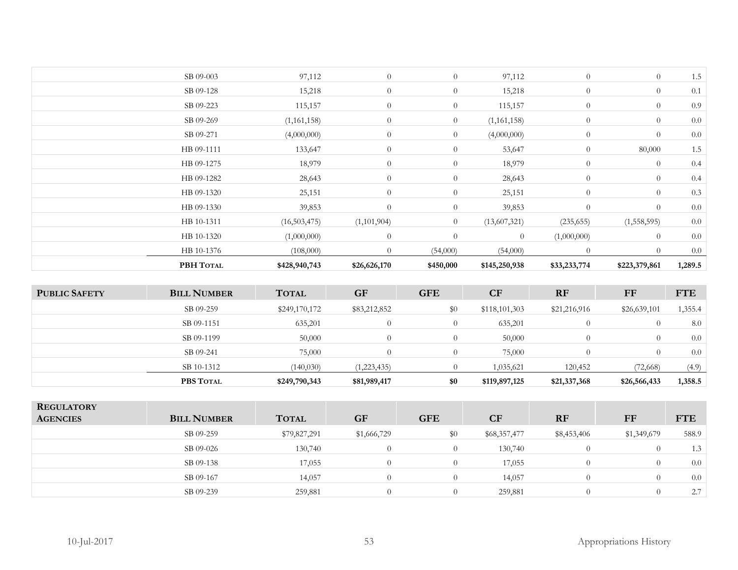| | SB 09-003 | 97,112 | 0 | 0 | 97,112 | 0 | 0 | 1.5 |
|---|---|---|---|---|---|---|---|---|
| | SB 09-128 | 15,218 | 0 | 0 | 15,218 | 0 | 0 | 0.1 |
| | SB 09-223 | 115,157 | 0 | 0 | 115,157 | 0 | 0 | 0.9 |
| | SB 09-269 | (1,161,158) | 0 | 0 | (1,161,158) | 0 | 0 | 0.0 |
| | SB 09-271 | (4,000,000) | 0 | 0 | (4,000,000) | 0 | 0 | 0.0 |
| | HB 09-1111 | 133,647 | 0 | 0 | 53,647 | 0 | 80,000 | 1.5 |
| | HB 09-1275 | 18,979 | 0 | 0 | 18,979 | 0 | 0 | 0.4 |
| | HB 09-1282 | 28,643 | 0 | 0 | 28,643 | 0 | 0 | 0.4 |
| | HB 09-1320 | 25,151 | 0 | 0 | 25,151 | 0 | 0 | 0.3 |
| | HB 09-1330 | 39,853 | 0 | 0 | 39,853 | 0 | 0 | 0.0 |
| | HB 10-1311 | (16,503,475) | (1,101,904) | 0 | (13,607,321) | (235,655) | (1,558,595) | 0.0 |
| | HB 10-1320 | (1,000,000) | 0 | 0 | 0 | (1,000,000) | 0 | 0.0 |
| | HB 10-1376 | (108,000) | 0 | (54,000) | (54,000) | 0 | 0 | 0.0 |
| | **PBH TOTAL** | **$428,940,743** | **$26,626,170** | **$450,000** | **$145,250,938** | **$33,233,774** | **$223,379,861** | **1,289.5** |

| PUBLIC SAFETY | BILL NUMBER | TOTAL | GF | GFE | CF | RF | FF | FTE |
|---|---|---|---|---|---|---|---|---|
| | SB 09-259 | $249,170,172 | $83,212,852 | $0 | $118,101,303 | $21,216,916 | $26,639,101 | 1,355.4 |
| | SB 09-1151 | 635,201 | 0 | 0 | 635,201 | 0 | 0 | 8.0 |
| | SB 09-1199 | 50,000 | 0 | 0 | 50,000 | 0 | 0 | 0.0 |
| | SB 09-241 | 75,000 | 0 | 0 | 75,000 | 0 | 0 | 0.0 |
| | SB 10-1312 | (140,030) | (1,223,435) | 0 | 1,035,621 | 120,452 | (72,668) | (4.9) |
| | **PBS TOTAL** | **$249,790,343** | **$81,989,417** | **$0** | **$119,897,125** | **$21,337,368** | **$26,566,433** | **1,358.5** |

| REGULATORY AGENCIES | BILL NUMBER | TOTAL | GF | GFE | CF | RF | FF | FTE |
|---|---|---|---|---|---|---|---|---|
| | SB 09-259 | $79,827,291 | $1,666,729 | $0 | $68,357,477 | $8,453,406 | $1,349,679 | 588.9 |
| | SB 09-026 | 130,740 | 0 | 0 | 130,740 | 0 | 0 | 1.3 |
| | SB 09-138 | 17,055 | 0 | 0 | 17,055 | 0 | 0 | 0.0 |
| | SB 09-167 | 14,057 | 0 | 0 | 14,057 | 0 | 0 | 0.0 |
| | SB 09-239 | 259,881 | 0 | 0 | 259,881 | 0 | 0 | 2.7 |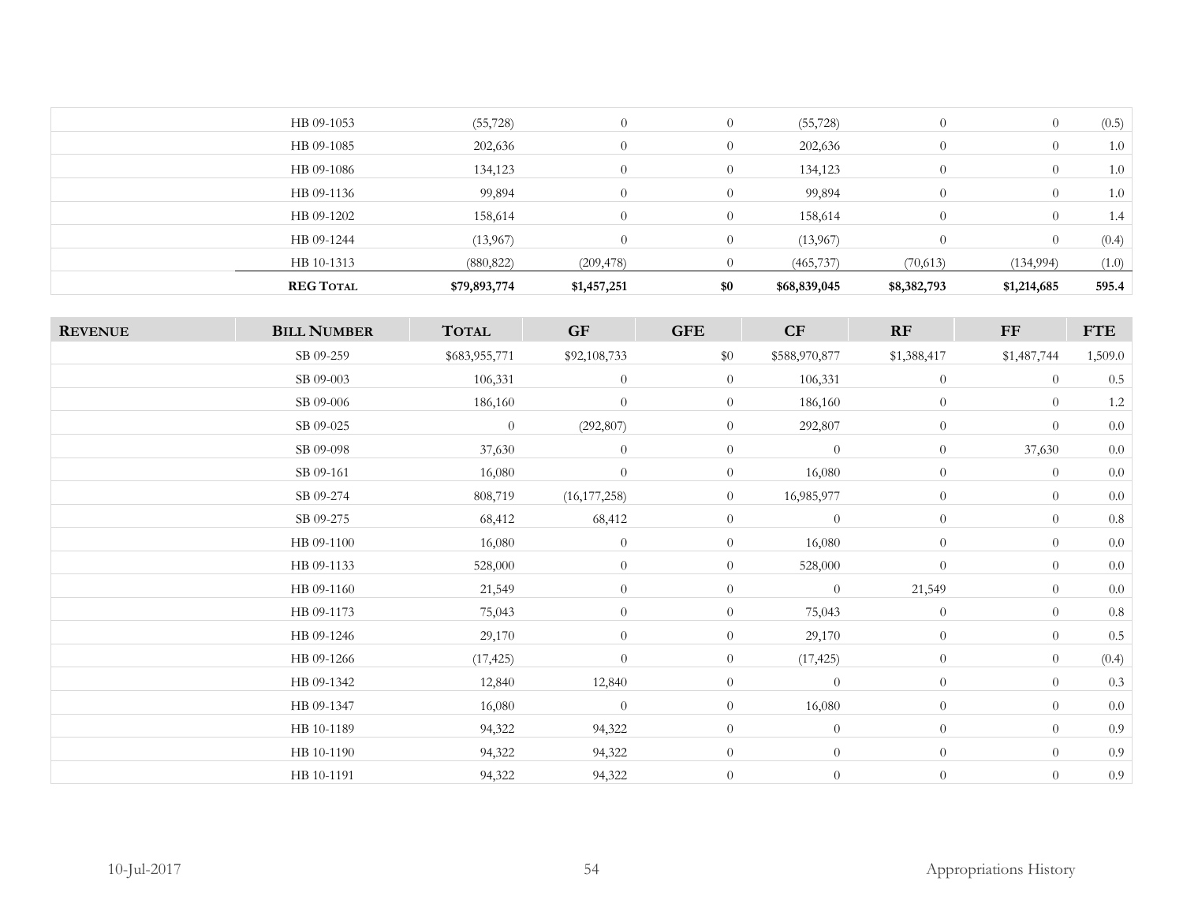| | | | | | | | | |
|---|---|---|---|---|---|---|---|---|
| | HB 09-1053 | (55,728) | 0 | 0 | (55,728) | 0 | 0 | (0.5) |
| | HB 09-1085 | 202,636 | 0 | 0 | 202,636 | 0 | 0 | 1.0 |
| | HB 09-1086 | 134,123 | 0 | 0 | 134,123 | 0 | 0 | 1.0 |
| | HB 09-1136 | 99,894 | 0 | 0 | 99,894 | 0 | 0 | 1.0 |
| | HB 09-1202 | 158,614 | 0 | 0 | 158,614 | 0 | 0 | 1.4 |
| | HB 09-1244 | (13,967) | 0 | 0 | (13,967) | 0 | 0 | (0.4) |
| | HB 10-1313 | (880,822) | (209,478) | 0 | (465,737) | (70,613) | (134,994) | (1.0) |
| | **REG Total** | **$79,893,774** | **$1,457,251** | **$0** | **$68,839,045** | **$8,382,793** | **$1,214,685** | **595.4** |

| Revenue | Bill Number | Total | GF | GFE | CF | RF | FF | FTE |
|---|---|---|---|---|---|---|---|---|
| | SB 09-259 | $683,955,771 | $92,108,733 | $0 | $588,970,877 | $1,388,417 | $1,487,744 | 1,509.0 |
| | SB 09-003 | 106,331 | 0 | 0 | 106,331 | 0 | 0 | 0.5 |
| | SB 09-006 | 186,160 | 0 | 0 | 186,160 | 0 | 0 | 1.2 |
| | SB 09-025 | 0 | (292,807) | 0 | 292,807 | 0 | 0 | 0.0 |
| | SB 09-098 | 37,630 | 0 | 0 | 0 | 0 | 37,630 | 0.0 |
| | SB 09-161 | 16,080 | 0 | 0 | 16,080 | 0 | 0 | 0.0 |
| | SB 09-274 | 808,719 | (16,177,258) | 0 | 16,985,977 | 0 | 0 | 0.0 |
| | SB 09-275 | 68,412 | 68,412 | 0 | 0 | 0 | 0 | 0.8 |
| | HB 09-1100 | 16,080 | 0 | 0 | 16,080 | 0 | 0 | 0.0 |
| | HB 09-1133 | 528,000 | 0 | 0 | 528,000 | 0 | 0 | 0.0 |
| | HB 09-1160 | 21,549 | 0 | 0 | 0 | 21,549 | 0 | 0.0 |
| | HB 09-1173 | 75,043 | 0 | 0 | 75,043 | 0 | 0 | 0.8 |
| | HB 09-1246 | 29,170 | 0 | 0 | 29,170 | 0 | 0 | 0.5 |
| | HB 09-1266 | (17,425) | 0 | 0 | (17,425) | 0 | 0 | (0.4) |
| | HB 09-1342 | 12,840 | 12,840 | 0 | 0 | 0 | 0 | 0.3 |
| | HB 09-1347 | 16,080 | 0 | 0 | 16,080 | 0 | 0 | 0.0 |
| | HB 10-1189 | 94,322 | 94,322 | 0 | 0 | 0 | 0 | 0.9 |
| | HB 10-1190 | 94,322 | 94,322 | 0 | 0 | 0 | 0 | 0.9 |
| | HB 10-1191 | 94,322 | 94,322 | 0 | 0 | 0 | 0 | 0.9 |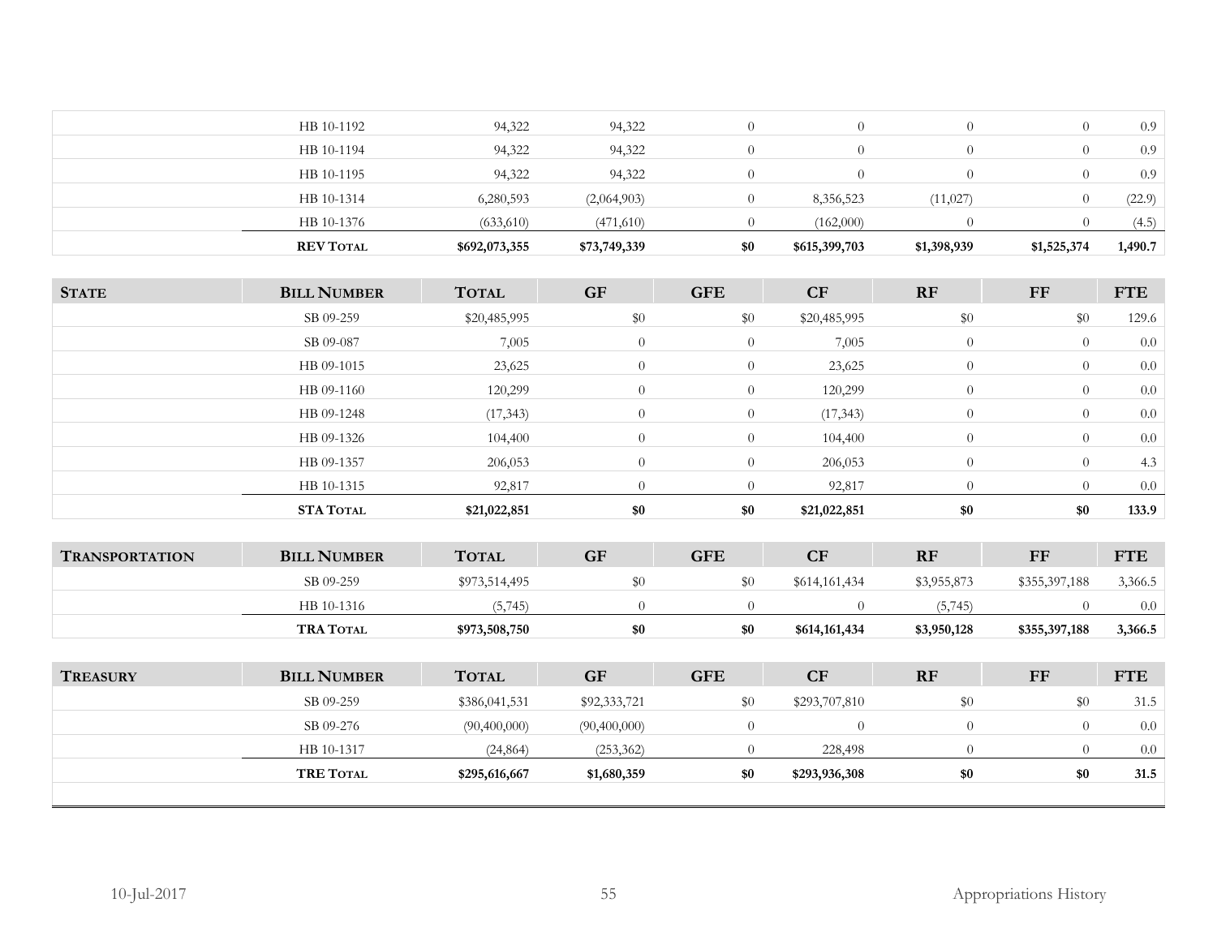| | | | | | | | | |
|---|---|---|---|---|---|---|---|---|
| | HB 10-1192 | 94,322 | 94,322 | 0 | 0 | 0 | 0 | 0.9 |
| | HB 10-1194 | 94,322 | 94,322 | 0 | 0 | 0 | 0 | 0.9 |
| | HB 10-1195 | 94,322 | 94,322 | 0 | 0 | 0 | 0 | 0.9 |
| | HB 10-1314 | 6,280,593 | (2,064,903) | 0 | 8,356,523 | (11,027) | 0 | (22.9) |
| | HB 10-1376 | (633,610) | (471,610) | 0 | (162,000) | 0 | 0 | (4.5) |
| | **REV TOTAL** | **$692,073,355** | **$73,749,339** | **$0** | **$615,399,703** | **$1,398,939** | **$1,525,374** | **1,490.7** |

| STATE | BILL NUMBER | TOTAL | GF | GFE | CF | RF | FF | FTE |
|---|---|---|---|---|---|---|---|---|
| | SB 09-259 | $20,485,995 | $0 | $0 | $20,485,995 | $0 | $0 | 129.6 |
| | SB 09-087 | 7,005 | 0 | 0 | 7,005 | 0 | 0 | 0.0 |
| | HB 09-1015 | 23,625 | 0 | 0 | 23,625 | 0 | 0 | 0.0 |
| | HB 09-1160 | 120,299 | 0 | 0 | 120,299 | 0 | 0 | 0.0 |
| | HB 09-1248 | (17,343) | 0 | 0 | (17,343) | 0 | 0 | 0.0 |
| | HB 09-1326 | 104,400 | 0 | 0 | 104,400 | 0 | 0 | 0.0 |
| | HB 09-1357 | 206,053 | 0 | 0 | 206,053 | 0 | 0 | 4.3 |
| | HB 10-1315 | 92,817 | 0 | 0 | 92,817 | 0 | 0 | 0.0 |
| | **STA TOTAL** | **$21,022,851** | **$0** | **$0** | **$21,022,851** | **$0** | **$0** | **133.9** |

| TRANSPORTATION | BILL NUMBER | TOTAL | GF | GFE | CF | RF | FF | FTE |
|---|---|---|---|---|---|---|---|---|
| | SB 09-259 | $973,514,495 | $0 | $0 | $614,161,434 | $3,955,873 | $355,397,188 | 3,366.5 |
| | HB 10-1316 | (5,745) | 0 | 0 | 0 | (5,745) | 0 | 0.0 |
| | **TRA TOTAL** | **$973,508,750** | **$0** | **$0** | **$614,161,434** | **$3,950,128** | **$355,397,188** | **3,366.5** |

| TREASURY | BILL NUMBER | TOTAL | GF | GFE | CF | RF | FF | FTE |
|---|---|---|---|---|---|---|---|---|
| | SB 09-259 | $386,041,531 | $92,333,721 | $0 | $293,707,810 | $0 | $0 | 31.5 |
| | SB 09-276 | (90,400,000) | (90,400,000) | 0 | 0 | 0 | 0 | 0.0 |
| | HB 10-1317 | (24,864) | (253,362) | 0 | 228,498 | 0 | 0 | 0.0 |
| | **TRE TOTAL** | **$295,616,667** | **$1,680,359** | **$0** | **$293,936,308** | **$0** | **$0** | **31.5** |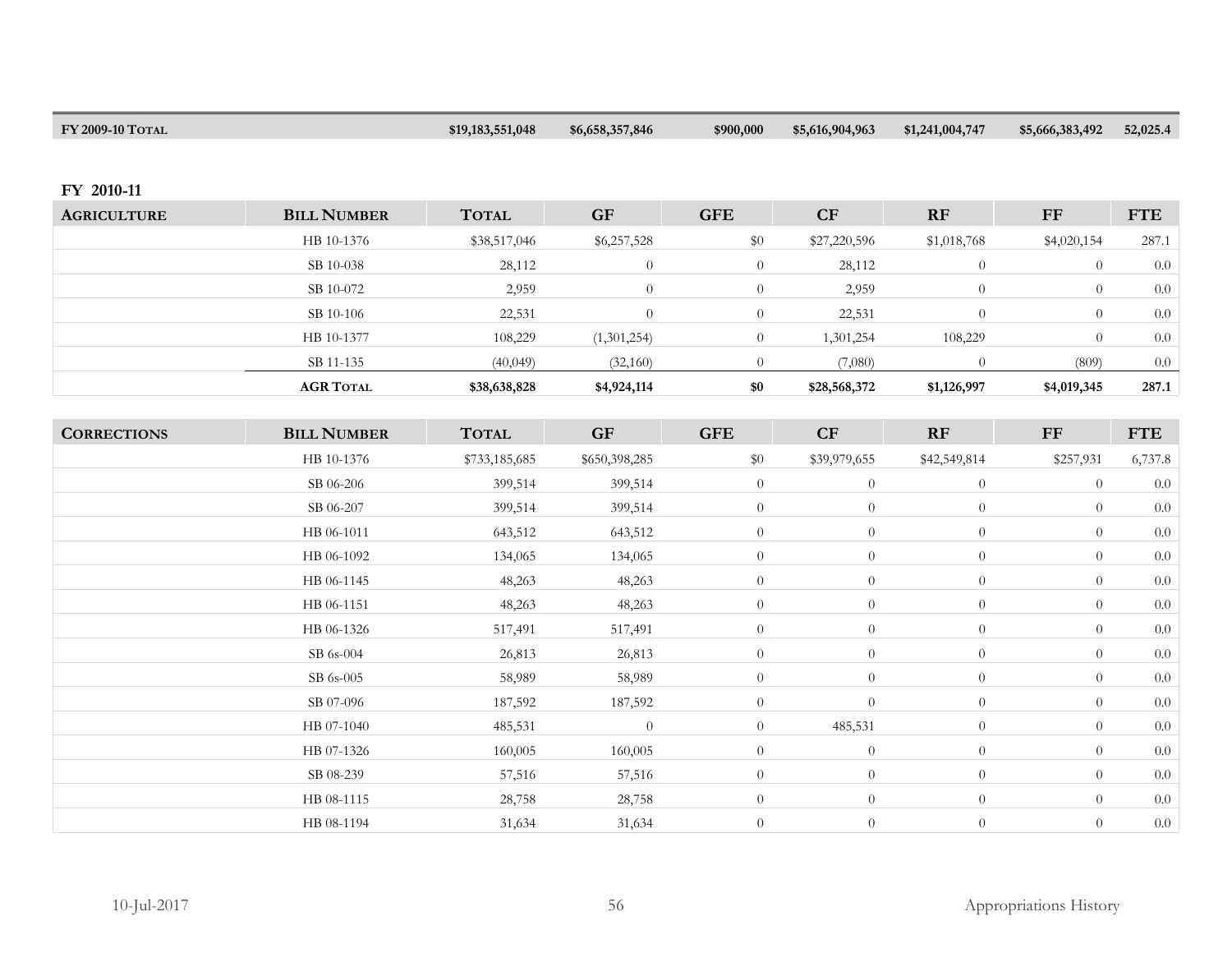| FY 2009-10 Total | | $19,183,551,048 | $6,658,357,846 | $900,000 | $5,616,904,963 | $1,241,004,747 | $5,666,383,492 | 52,025.4 |
|---|---|---|---|---|---|---|---|---|

## FY 2010-11

| Agriculture | Bill Number | Total | GF | GFE | CF | RF | FF | FTE |
|---|---|---|---|---|---|---|---|---|
| | HB 10-1376 | $38,517,046 | $6,257,528 | $0 | $27,220,596 | $1,018,768 | $4,020,154 | 287.1 |
| | SB 10-038 | 28,112 | 0 | 0 | 28,112 | 0 | 0 | 0.0 |
| | SB 10-072 | 2,959 | 0 | 0 | 2,959 | 0 | 0 | 0.0 |
| | SB 10-106 | 22,531 | 0 | 0 | 22,531 | 0 | 0 | 0.0 |
| | HB 10-1377 | 108,229 | (1,301,254) | 0 | 1,301,254 | 108,229 | 0 | 0.0 |
| | SB 11-135 | (40,049) | (32,160) | 0 | (7,080) | 0 | (809) | 0.0 |
| | **AGR Total** | **$38,638,828** | **$4,924,114** | **$0** | **$28,568,372** | **$1,126,997** | **$4,019,345** | **287.1** |

| Corrections | Bill Number | Total | GF | GFE | CF | RF | FF | FTE |
|---|---|---|---|---|---|---|---|---|
| | HB 10-1376 | $733,185,685 | $650,398,285 | $0 | $39,979,655 | $42,549,814 | $257,931 | 6,737.8 |
| | SB 06-206 | 399,514 | 399,514 | 0 | 0 | 0 | 0 | 0.0 |
| | SB 06-207 | 399,514 | 399,514 | 0 | 0 | 0 | 0 | 0.0 |
| | HB 06-1011 | 643,512 | 643,512 | 0 | 0 | 0 | 0 | 0.0 |
| | HB 06-1092 | 134,065 | 134,065 | 0 | 0 | 0 | 0 | 0.0 |
| | HB 06-1145 | 48,263 | 48,263 | 0 | 0 | 0 | 0 | 0.0 |
| | HB 06-1151 | 48,263 | 48,263 | 0 | 0 | 0 | 0 | 0.0 |
| | HB 06-1326 | 517,491 | 517,491 | 0 | 0 | 0 | 0 | 0.0 |
| | SB 6s-004 | 26,813 | 26,813 | 0 | 0 | 0 | 0 | 0.0 |
| | SB 6s-005 | 58,989 | 58,989 | 0 | 0 | 0 | 0 | 0.0 |
| | SB 07-096 | 187,592 | 187,592 | 0 | 0 | 0 | 0 | 0.0 |
| | HB 07-1040 | 485,531 | 0 | 0 | 485,531 | 0 | 0 | 0.0 |
| | HB 07-1326 | 160,005 | 160,005 | 0 | 0 | 0 | 0 | 0.0 |
| | SB 08-239 | 57,516 | 57,516 | 0 | 0 | 0 | 0 | 0.0 |
| | HB 08-1115 | 28,758 | 28,758 | 0 | 0 | 0 | 0 | 0.0 |
| | HB 08-1194 | 31,634 | 31,634 | 0 | 0 | 0 | 0 | 0.0 |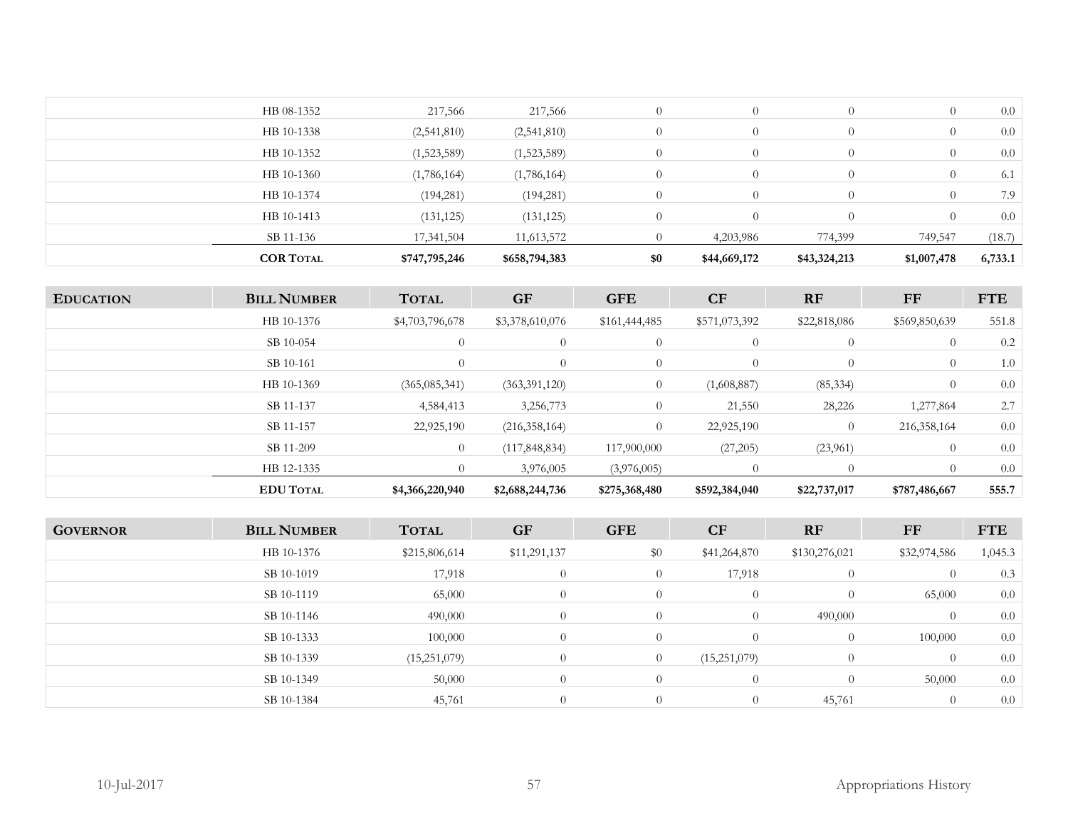| | | | | | | | | |
|---|---|---|---|---|---|---|---|---|
| | HB 08-1352 | 217,566 | 217,566 | 0 | 0 | 0 | 0 | 0.0 |
| | HB 10-1338 | (2,541,810) | (2,541,810) | 0 | 0 | 0 | 0 | 0.0 |
| | HB 10-1352 | (1,523,589) | (1,523,589) | 0 | 0 | 0 | 0 | 0.0 |
| | HB 10-1360 | (1,786,164) | (1,786,164) | 0 | 0 | 0 | 0 | 6.1 |
| | HB 10-1374 | (194,281) | (194,281) | 0 | 0 | 0 | 0 | 7.9 |
| | HB 10-1413 | (131,125) | (131,125) | 0 | 0 | 0 | 0 | 0.0 |
| | SB 11-136 | 17,341,504 | 11,613,572 | 0 | 4,203,986 | 774,399 | 749,547 | (18.7) |
| | **COR TOTAL** | **$747,795,246** | **$658,794,383** | **$0** | **$44,669,172** | **$43,324,213** | **$1,007,478** | **6,733.1** |

| EDUCATION | BILL NUMBER | TOTAL | GF | GFE | CF | RF | FF | FTE |
|---|---|---|---|---|---|---|---|---|
| | HB 10-1376 | $4,703,796,678 | $3,378,610,076 | $161,444,485 | $571,073,392 | $22,818,086 | $569,850,639 | 551.8 |
| | SB 10-054 | 0 | 0 | 0 | 0 | 0 | 0 | 0.2 |
| | SB 10-161 | 0 | 0 | 0 | 0 | 0 | 0 | 1.0 |
| | HB 10-1369 | (365,085,341) | (363,391,120) | 0 | (1,608,887) | (85,334) | 0 | 0.0 |
| | SB 11-137 | 4,584,413 | 3,256,773 | 0 | 21,550 | 28,226 | 1,277,864 | 2.7 |
| | SB 11-157 | 22,925,190 | (216,358,164) | 0 | 22,925,190 | 0 | 216,358,164 | 0.0 |
| | SB 11-209 | 0 | (117,848,834) | 117,900,000 | (27,205) | (23,961) | 0 | 0.0 |
| | HB 12-1335 | 0 | 3,976,005 | (3,976,005) | 0 | 0 | 0 | 0.0 |
| | **EDU TOTAL** | **$4,366,220,940** | **$2,688,244,736** | **$275,368,480** | **$592,384,040** | **$22,737,017** | **$787,486,667** | **555.7** |

| GOVERNOR | BILL NUMBER | TOTAL | GF | GFE | CF | RF | FF | FTE |
|---|---|---|---|---|---|---|---|---|
| | HB 10-1376 | $215,806,614 | $11,291,137 | $0 | $41,264,870 | $130,276,021 | $32,974,586 | 1,045.3 |
| | SB 10-1019 | 17,918 | 0 | 0 | 17,918 | 0 | 0 | 0.3 |
| | SB 10-1119 | 65,000 | 0 | 0 | 0 | 0 | 65,000 | 0.0 |
| | SB 10-1146 | 490,000 | 0 | 0 | 0 | 490,000 | 0 | 0.0 |
| | SB 10-1333 | 100,000 | 0 | 0 | 0 | 0 | 100,000 | 0.0 |
| | SB 10-1339 | (15,251,079) | 0 | 0 | (15,251,079) | 0 | 0 | 0.0 |
| | SB 10-1349 | 50,000 | 0 | 0 | 0 | 0 | 50,000 | 0.0 |
| | SB 10-1384 | 45,761 | 0 | 0 | 0 | 45,761 | 0 | 0.0 |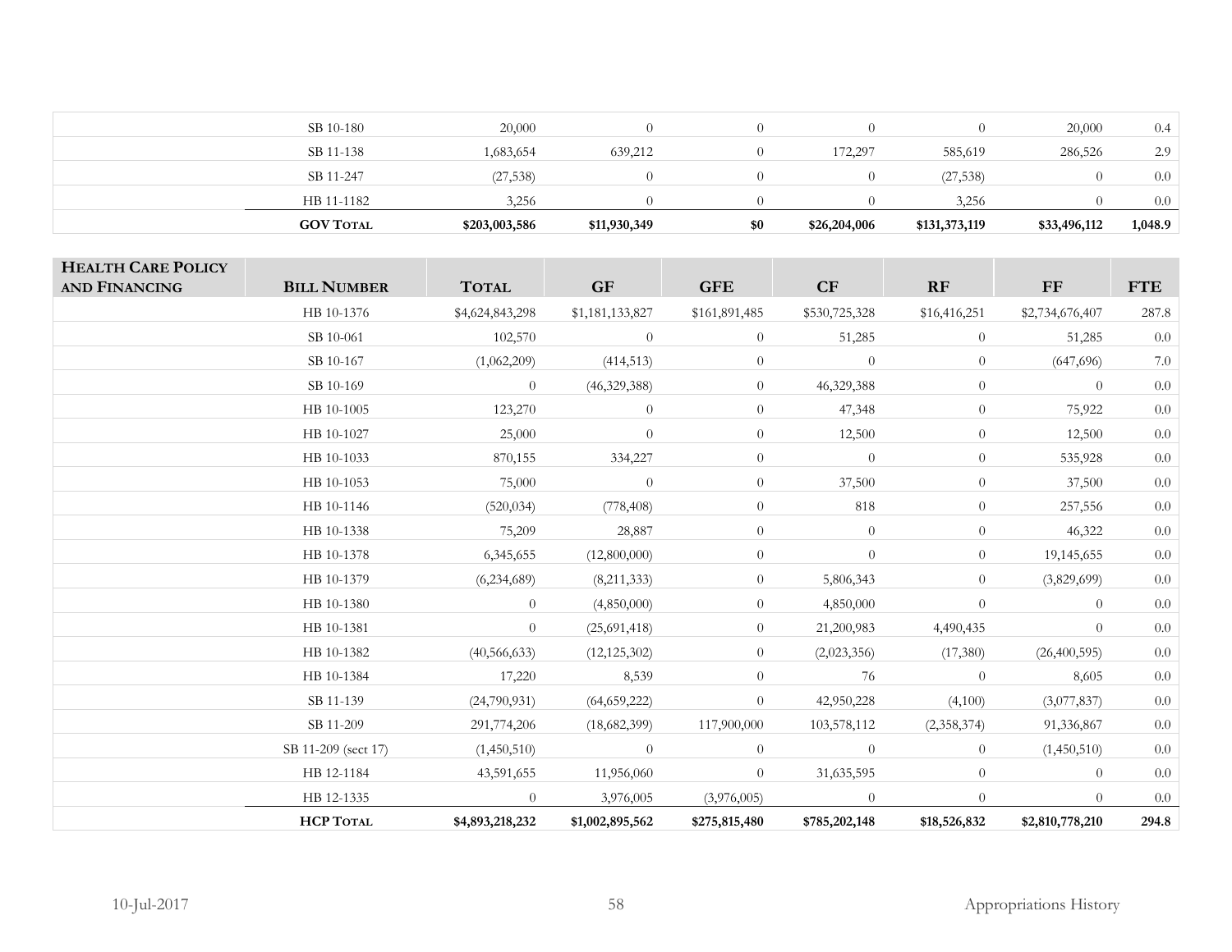| | SB 10-180 | 20,000 | 0 | 0 | 0 | 0 | 20,000 | 0.4 |
|---|---|---|---|---|---|---|---|---|
| | SB 11-138 | 1,683,654 | 639,212 | 0 | 172,297 | 585,619 | 286,526 | 2.9 |
| | SB 11-247 | (27,538) | 0 | 0 | 0 | (27,538) | 0 | 0.0 |
| | HB 11-1182 | 3,256 | 0 | 0 | 0 | 3,256 | 0 | 0.0 |
| | **GOV TOTAL** | **$203,003,586** | **$11,930,349** | **$0** | **$26,204,006** | **$131,373,119** | **$33,496,112** | **1,048.9** |

| **HEALTH CARE POLICY AND FINANCING** | **BILL NUMBER** | **TOTAL** | **GF** | **GFE** | **CF** | **RF** | **FF** | **FTE** |
|---|---|---|---|---|---|---|---|---|
| | HB 10-1376 | $4,624,843,298 | $1,181,133,827 | $161,891,485 | $530,725,328 | $16,416,251 | $2,734,676,407 | 287.8 |
| | SB 10-061 | 102,570 | 0 | 0 | 51,285 | 0 | 51,285 | 0.0 |
| | SB 10-167 | (1,062,209) | (414,513) | 0 | 0 | 0 | (647,696) | 7.0 |
| | SB 10-169 | 0 | (46,329,388) | 0 | 46,329,388 | 0 | 0 | 0.0 |
| | HB 10-1005 | 123,270 | 0 | 0 | 47,348 | 0 | 75,922 | 0.0 |
| | HB 10-1027 | 25,000 | 0 | 0 | 12,500 | 0 | 12,500 | 0.0 |
| | HB 10-1033 | 870,155 | 334,227 | 0 | 0 | 0 | 535,928 | 0.0 |
| | HB 10-1053 | 75,000 | 0 | 0 | 37,500 | 0 | 37,500 | 0.0 |
| | HB 10-1146 | (520,034) | (778,408) | 0 | 818 | 0 | 257,556 | 0.0 |
| | HB 10-1338 | 75,209 | 28,887 | 0 | 0 | 0 | 46,322 | 0.0 |
| | HB 10-1378 | 6,345,655 | (12,800,000) | 0 | 0 | 0 | 19,145,655 | 0.0 |
| | HB 10-1379 | (6,234,689) | (8,211,333) | 0 | 5,806,343 | 0 | (3,829,699) | 0.0 |
| | HB 10-1380 | 0 | (4,850,000) | 0 | 4,850,000 | 0 | 0 | 0.0 |
| | HB 10-1381 | 0 | (25,691,418) | 0 | 21,200,983 | 4,490,435 | 0 | 0.0 |
| | HB 10-1382 | (40,566,633) | (12,125,302) | 0 | (2,023,356) | (17,380) | (26,400,595) | 0.0 |
| | HB 10-1384 | 17,220 | 8,539 | 0 | 76 | 0 | 8,605 | 0.0 |
| | SB 11-139 | (24,790,931) | (64,659,222) | 0 | 42,950,228 | (4,100) | (3,077,837) | 0.0 |
| | SB 11-209 | 291,774,206 | (18,682,399) | 117,900,000 | 103,578,112 | (2,358,374) | 91,336,867 | 0.0 |
| | SB 11-209 (sect 17) | (1,450,510) | 0 | 0 | 0 | 0 | (1,450,510) | 0.0 |
| | HB 12-1184 | 43,591,655 | 11,956,060 | 0 | 31,635,595 | 0 | 0 | 0.0 |
| | HB 12-1335 | 0 | 3,976,005 | (3,976,005) | 0 | 0 | 0 | 0.0 |
| | **HCP TOTAL** | **$4,893,218,232** | **$1,002,895,562** | **$275,815,480** | **$785,202,148** | **$18,526,832** | **$2,810,778,210** | **294.8** |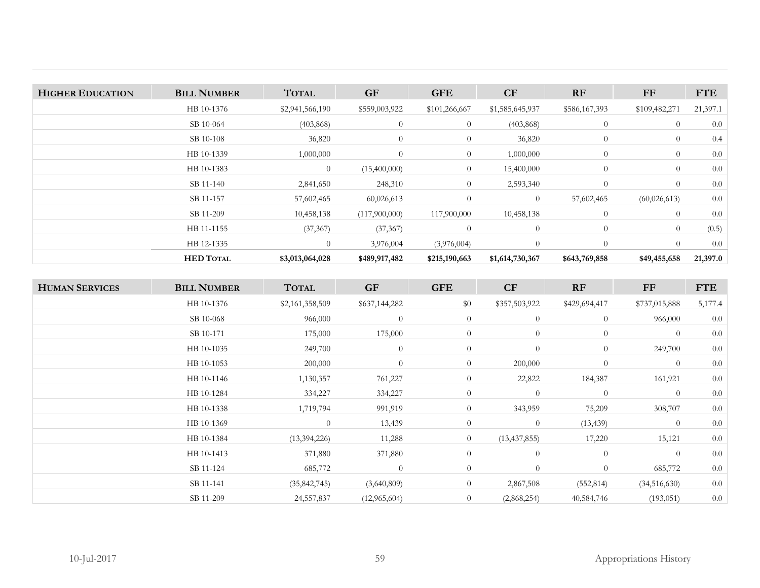| HIGHER EDUCATION | BILL NUMBER | TOTAL | GF | GFE | CF | RF | FF | FTE |
|---|---|---|---|---|---|---|---|---|
| | HB 10-1376 | $2,941,566,190 | $559,003,922 | $101,266,667 | $1,585,645,937 | $586,167,393 | $109,482,271 | 21,397.1 |
| | SB 10-064 | (403,868) | 0 | 0 | (403,868) | 0 | 0 | 0.0 |
| | SB 10-108 | 36,820 | 0 | 0 | 36,820 | 0 | 0 | 0.4 |
| | HB 10-1339 | 1,000,000 | 0 | 0 | 1,000,000 | 0 | 0 | 0.0 |
| | HB 10-1383 | 0 | (15,400,000) | 0 | 15,400,000 | 0 | 0 | 0.0 |
| | SB 11-140 | 2,841,650 | 248,310 | 0 | 2,593,340 | 0 | 0 | 0.0 |
| | SB 11-157 | 57,602,465 | 60,026,613 | 0 | 0 | 57,602,465 | (60,026,613) | 0.0 |
| | SB 11-209 | 10,458,138 | (117,900,000) | 117,900,000 | 10,458,138 | 0 | 0 | 0.0 |
| | HB 11-1155 | (37,367) | (37,367) | 0 | 0 | 0 | 0 | (0.5) |
| | HB 12-1335 | 0 | 3,976,004 | (3,976,004) | 0 | 0 | 0 | 0.0 |
| | **HED TOTAL** | **$3,013,064,028** | **$489,917,482** | **$215,190,663** | **$1,614,730,367** | **$643,769,858** | **$49,455,658** | **21,397.0** |

| HUMAN SERVICES | BILL NUMBER | TOTAL | GF | GFE | CF | RF | FF | FTE |
|---|---|---|---|---|---|---|---|---|
| | HB 10-1376 | $2,161,358,509 | $637,144,282 | $0 | $357,503,922 | $429,694,417 | $737,015,888 | 5,177.4 |
| | SB 10-068 | 966,000 | 0 | 0 | 0 | 0 | 966,000 | 0.0 |
| | SB 10-171 | 175,000 | 175,000 | 0 | 0 | 0 | 0 | 0.0 |
| | HB 10-1035 | 249,700 | 0 | 0 | 0 | 0 | 249,700 | 0.0 |
| | HB 10-1053 | 200,000 | 0 | 0 | 200,000 | 0 | 0 | 0.0 |
| | HB 10-1146 | 1,130,357 | 761,227 | 0 | 22,822 | 184,387 | 161,921 | 0.0 |
| | HB 10-1284 | 334,227 | 334,227 | 0 | 0 | 0 | 0 | 0.0 |
| | HB 10-1338 | 1,719,794 | 991,919 | 0 | 343,959 | 75,209 | 308,707 | 0.0 |
| | HB 10-1369 | 0 | 13,439 | 0 | 0 | (13,439) | 0 | 0.0 |
| | HB 10-1384 | (13,394,226) | 11,288 | 0 | (13,437,855) | 17,220 | 15,121 | 0.0 |
| | HB 10-1413 | 371,880 | 371,880 | 0 | 0 | 0 | 0 | 0.0 |
| | SB 11-124 | 685,772 | 0 | 0 | 0 | 0 | 685,772 | 0.0 |
| | SB 11-141 | (35,842,745) | (3,640,809) | 0 | 2,867,508 | (552,814) | (34,516,630) | 0.0 |
| | SB 11-209 | 24,557,837 | (12,965,604) | 0 | (2,868,254) | 40,584,746 | (193,051) | 0.0 |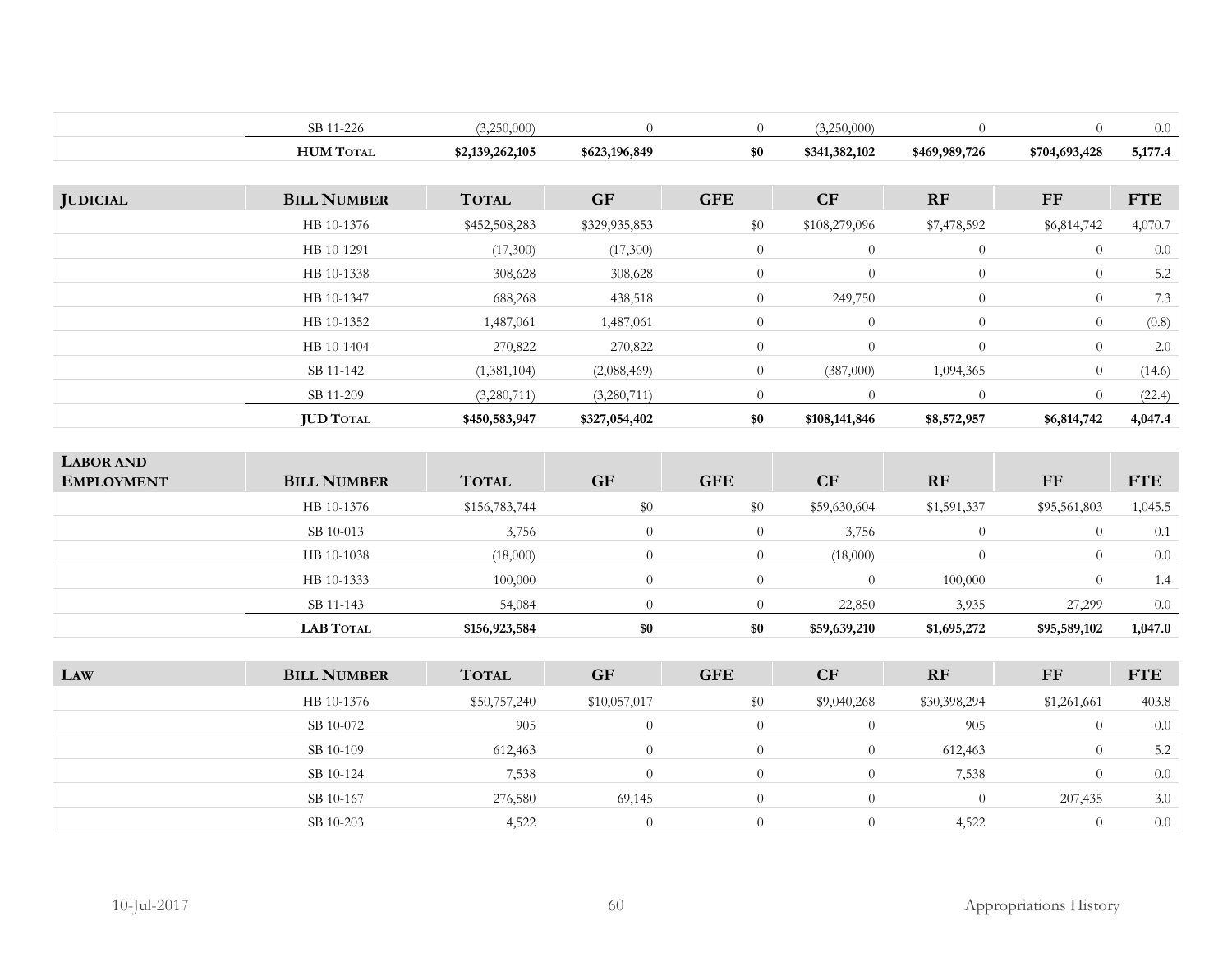| | | | | | | | | |
|---|---|---|---|---|---|---|---|---|
| | SB 11-226 | (3,250,000) | 0 | 0 | (3,250,000) | 0 | 0 | 0.0 |
| | **HUM TOTAL** | **$2,139,262,105** | **$623,196,849** | **$0** | **$341,382,102** | **$469,989,726** | **$704,693,428** | **5,177.4** |

| JUDICIAL | BILL NUMBER | TOTAL | GF | GFE | CF | RF | FF | FTE |
|---|---|---|---|---|---|---|---|---|
| | HB 10-1376 | $452,508,283 | $329,935,853 | $0 | $108,279,096 | $7,478,592 | $6,814,742 | 4,070.7 |
| | HB 10-1291 | (17,300) | (17,300) | 0 | 0 | 0 | 0 | 0.0 |
| | HB 10-1338 | 308,628 | 308,628 | 0 | 0 | 0 | 0 | 5.2 |
| | HB 10-1347 | 688,268 | 438,518 | 0 | 249,750 | 0 | 0 | 7.3 |
| | HB 10-1352 | 1,487,061 | 1,487,061 | 0 | 0 | 0 | 0 | (0.8) |
| | HB 10-1404 | 270,822 | 270,822 | 0 | 0 | 0 | 0 | 2.0 |
| | SB 11-142 | (1,381,104) | (2,088,469) | 0 | (387,000) | 1,094,365 | 0 | (14.6) |
| | SB 11-209 | (3,280,711) | (3,280,711) | 0 | 0 | 0 | 0 | (22.4) |
| | **JUD TOTAL** | **$450,583,947** | **$327,054,402** | **$0** | **$108,141,846** | **$8,572,957** | **$6,814,742** | **4,047.4** |

| LABOR AND EMPLOYMENT | BILL NUMBER | TOTAL | GF | GFE | CF | RF | FF | FTE |
|---|---|---|---|---|---|---|---|---|
| | HB 10-1376 | $156,783,744 | $0 | $0 | $59,630,604 | $1,591,337 | $95,561,803 | 1,045.5 |
| | SB 10-013 | 3,756 | 0 | 0 | 3,756 | 0 | 0 | 0.1 |
| | HB 10-1038 | (18,000) | 0 | 0 | (18,000) | 0 | 0 | 0.0 |
| | HB 10-1333 | 100,000 | 0 | 0 | 0 | 100,000 | 0 | 1.4 |
| | SB 11-143 | 54,084 | 0 | 0 | 22,850 | 3,935 | 27,299 | 0.0 |
| | **LAB TOTAL** | **$156,923,584** | **$0** | **$0** | **$59,639,210** | **$1,695,272** | **$95,589,102** | **1,047.0** |

| LAW | BILL NUMBER | TOTAL | GF | GFE | CF | RF | FF | FTE |
|---|---|---|---|---|---|---|---|---|
| | HB 10-1376 | $50,757,240 | $10,057,017 | $0 | $9,040,268 | $30,398,294 | $1,261,661 | 403.8 |
| | SB 10-072 | 905 | 0 | 0 | 0 | 905 | 0 | 0.0 |
| | SB 10-109 | 612,463 | 0 | 0 | 0 | 612,463 | 0 | 5.2 |
| | SB 10-124 | 7,538 | 0 | 0 | 0 | 7,538 | 0 | 0.0 |
| | SB 10-167 | 276,580 | 69,145 | 0 | 0 | 0 | 207,435 | 3.0 |
| | SB 10-203 | 4,522 | 0 | 0 | 0 | 4,522 | 0 | 0.0 |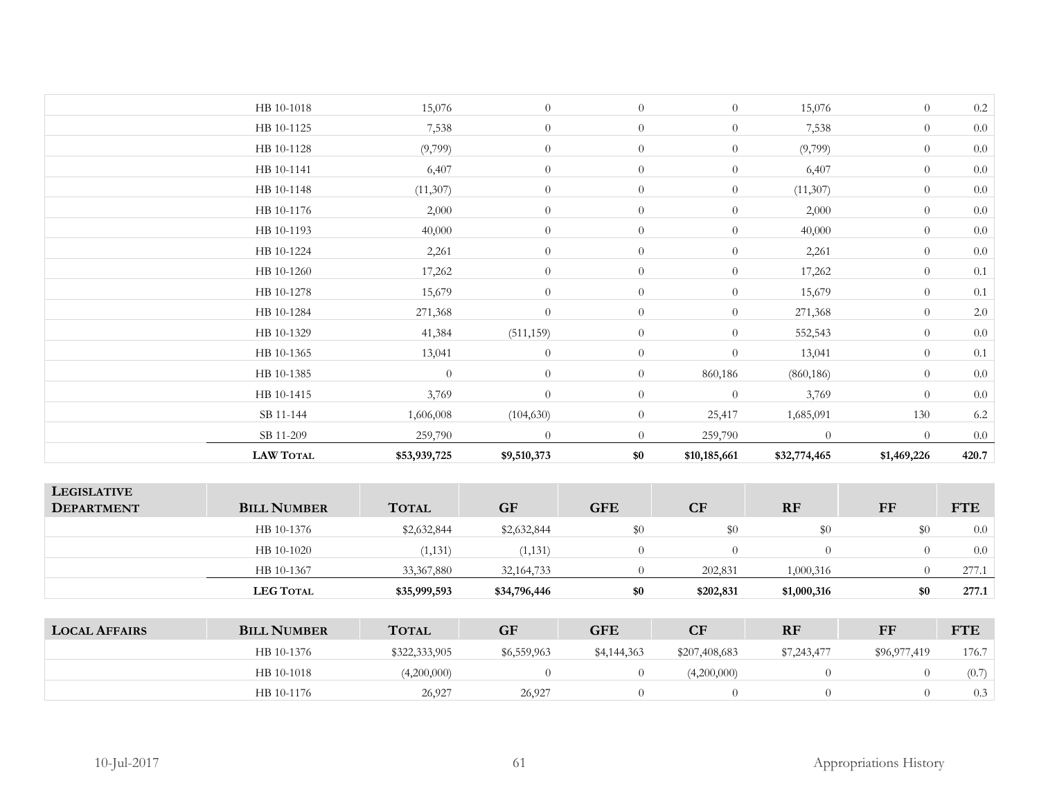| | | | | | | | | |
|---|---|---|---|---|---|---|---|---|
| | HB 10-1018 | 15,076 | 0 | 0 | 0 | 15,076 | 0 | 0.2 |
| | HB 10-1125 | 7,538 | 0 | 0 | 0 | 7,538 | 0 | 0.0 |
| | HB 10-1128 | (9,799) | 0 | 0 | 0 | (9,799) | 0 | 0.0 |
| | HB 10-1141 | 6,407 | 0 | 0 | 0 | 6,407 | 0 | 0.0 |
| | HB 10-1148 | (11,307) | 0 | 0 | 0 | (11,307) | 0 | 0.0 |
| | HB 10-1176 | 2,000 | 0 | 0 | 0 | 2,000 | 0 | 0.0 |
| | HB 10-1193 | 40,000 | 0 | 0 | 0 | 40,000 | 0 | 0.0 |
| | HB 10-1224 | 2,261 | 0 | 0 | 0 | 2,261 | 0 | 0.0 |
| | HB 10-1260 | 17,262 | 0 | 0 | 0 | 17,262 | 0 | 0.1 |
| | HB 10-1278 | 15,679 | 0 | 0 | 0 | 15,679 | 0 | 0.1 |
| | HB 10-1284 | 271,368 | 0 | 0 | 0 | 271,368 | 0 | 2.0 |
| | HB 10-1329 | 41,384 | (511,159) | 0 | 0 | 552,543 | 0 | 0.0 |
| | HB 10-1365 | 13,041 | 0 | 0 | 0 | 13,041 | 0 | 0.1 |
| | HB 10-1385 | 0 | 0 | 0 | 860,186 | (860,186) | 0 | 0.0 |
| | HB 10-1415 | 3,769 | 0 | 0 | 0 | 3,769 | 0 | 0.0 |
| | SB 11-144 | 1,606,008 | (104,630) | 0 | 25,417 | 1,685,091 | 130 | 6.2 |
| | SB 11-209 | 259,790 | 0 | 0 | 259,790 | 0 | 0 | 0.0 |
| | **LAW TOTAL** | **$53,939,725** | **$9,510,373** | **$0** | **$10,185,661** | **$32,774,465** | **$1,469,226** | **420.7** |

| LEGISLATIVE DEPARTMENT | BILL NUMBER | TOTAL | GF | GFE | CF | RF | FF | FTE |
|---|---|---|---|---|---|---|---|---|
| | HB 10-1376 | $2,632,844 | $2,632,844 | $0 | $0 | $0 | $0 | 0.0 |
| | HB 10-1020 | (1,131) | (1,131) | 0 | 0 | 0 | 0 | 0.0 |
| | HB 10-1367 | 33,367,880 | 32,164,733 | 0 | 202,831 | 1,000,316 | 0 | 277.1 |
| | **LEG TOTAL** | **$35,999,593** | **$34,796,446** | **$0** | **$202,831** | **$1,000,316** | **$0** | **277.1** |

| LOCAL AFFAIRS | BILL NUMBER | TOTAL | GF | GFE | CF | RF | FF | FTE |
|---|---|---|---|---|---|---|---|---|
| | HB 10-1376 | $322,333,905 | $6,559,963 | $4,144,363 | $207,408,683 | $7,243,477 | $96,977,419 | 176.7 |
| | HB 10-1018 | (4,200,000) | 0 | 0 | (4,200,000) | 0 | 0 | (0.7) |
| | HB 10-1176 | 26,927 | 26,927 | 0 | 0 | 0 | 0 | 0.3 |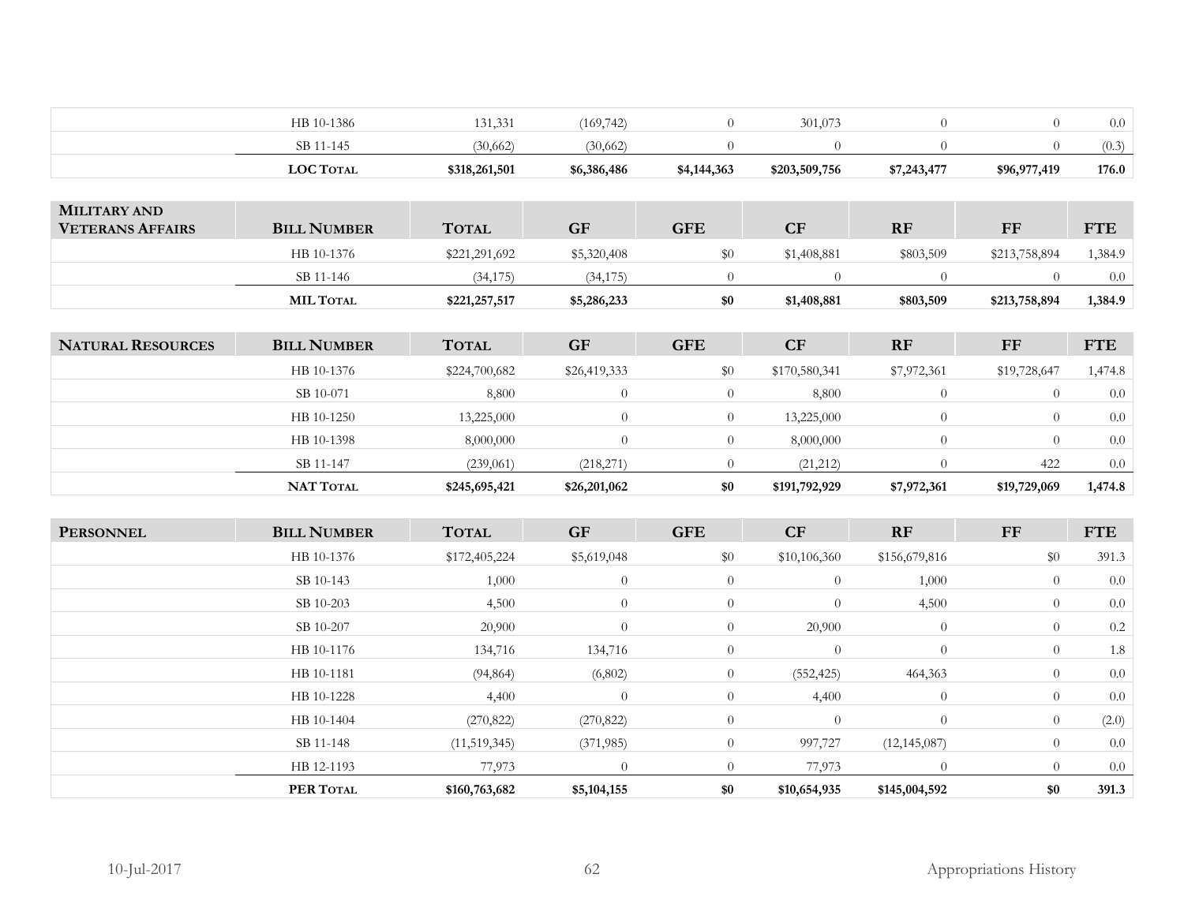| | HB 10-1386 | 131,331 | (169,742) | 0 | 301,073 | 0 | 0 | 0.0 |
|---|---|---|---|---|---|---|---|---|
| | SB 11-145 | (30,662) | (30,662) | 0 | 0 | 0 | 0 | (0.3) |
| | **LOC Total** | **$318,261,501** | **$6,386,486** | **$4,144,363** | **$203,509,756** | **$7,243,477** | **$96,977,419** | **176.0** |

| **Military and Veterans Affairs** | **Bill Number** | **Total** | **GF** | **GFE** | **CF** | **RF** | **FF** | **FTE** |
|---|---|---|---|---|---|---|---|---|
| | HB 10-1376 | $221,291,692 | $5,320,408 | $0 | $1,408,881 | $803,509 | $213,758,894 | 1,384.9 |
| | SB 11-146 | (34,175) | (34,175) | 0 | 0 | 0 | 0 | 0.0 |
| | **MIL Total** | **$221,257,517** | **$5,286,233** | **$0** | **$1,408,881** | **$803,509** | **$213,758,894** | **1,384.9** |

| **Natural Resources** | **Bill Number** | **Total** | **GF** | **GFE** | **CF** | **RF** | **FF** | **FTE** |
|---|---|---|---|---|---|---|---|---|
| | HB 10-1376 | $224,700,682 | $26,419,333 | $0 | $170,580,341 | $7,972,361 | $19,728,647 | 1,474.8 |
| | SB 10-071 | 8,800 | 0 | 0 | 8,800 | 0 | 0 | 0.0 |
| | HB 10-1250 | 13,225,000 | 0 | 0 | 13,225,000 | 0 | 0 | 0.0 |
| | HB 10-1398 | 8,000,000 | 0 | 0 | 8,000,000 | 0 | 0 | 0.0 |
| | SB 11-147 | (239,061) | (218,271) | 0 | (21,212) | 0 | 422 | 0.0 |
| | **NAT Total** | **$245,695,421** | **$26,201,062** | **$0** | **$191,792,929** | **$7,972,361** | **$19,729,069** | **1,474.8** |

| **Personnel** | **Bill Number** | **Total** | **GF** | **GFE** | **CF** | **RF** | **FF** | **FTE** |
|---|---|---|---|---|---|---|---|---|
| | HB 10-1376 | $172,405,224 | $5,619,048 | $0 | $10,106,360 | $156,679,816 | $0 | 391.3 |
| | SB 10-143 | 1,000 | 0 | 0 | 0 | 1,000 | 0 | 0.0 |
| | SB 10-203 | 4,500 | 0 | 0 | 0 | 4,500 | 0 | 0.0 |
| | SB 10-207 | 20,900 | 0 | 0 | 20,900 | 0 | 0 | 0.2 |
| | HB 10-1176 | 134,716 | 134,716 | 0 | 0 | 0 | 0 | 1.8 |
| | HB 10-1181 | (94,864) | (6,802) | 0 | (552,425) | 464,363 | 0 | 0.0 |
| | HB 10-1228 | 4,400 | 0 | 0 | 4,400 | 0 | 0 | 0.0 |
| | HB 10-1404 | (270,822) | (270,822) | 0 | 0 | 0 | 0 | (2.0) |
| | SB 11-148 | (11,519,345) | (371,985) | 0 | 997,727 | (12,145,087) | 0 | 0.0 |
| | HB 12-1193 | 77,973 | 0 | 0 | 77,973 | 0 | 0 | 0.0 |
| | **PER Total** | **$160,763,682** | **$5,104,155** | **$0** | **$10,654,935** | **$145,004,592** | **$0** | **391.3** |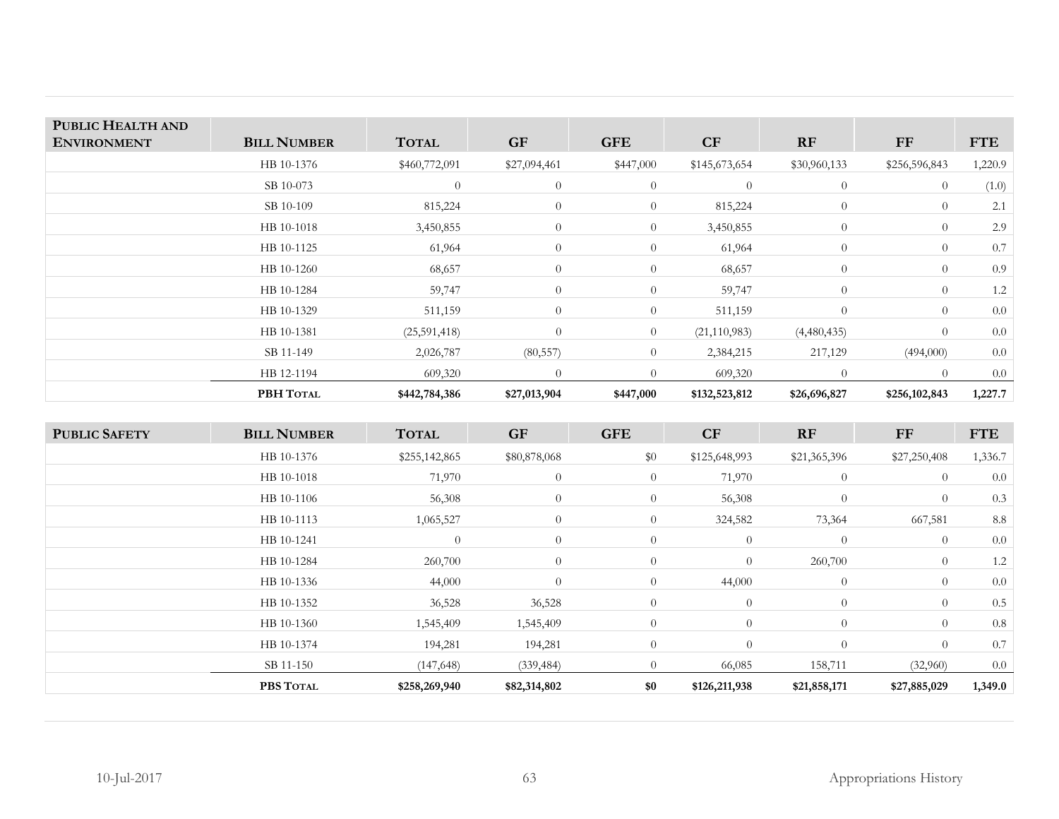| PUBLIC HEALTH AND ENVIRONMENT | BILL NUMBER | TOTAL | GF | GFE | CF | RF | FF | FTE |
|---|---|---|---|---|---|---|---|---|
| | HB 10-1376 | $460,772,091 | $27,094,461 | $447,000 | $145,673,654 | $30,960,133 | $256,596,843 | 1,220.9 |
| | SB 10-073 | 0 | 0 | 0 | 0 | 0 | 0 | (1.0) |
| | SB 10-109 | 815,224 | 0 | 0 | 815,224 | 0 | 0 | 2.1 |
| | HB 10-1018 | 3,450,855 | 0 | 0 | 3,450,855 | 0 | 0 | 2.9 |
| | HB 10-1125 | 61,964 | 0 | 0 | 61,964 | 0 | 0 | 0.7 |
| | HB 10-1260 | 68,657 | 0 | 0 | 68,657 | 0 | 0 | 0.9 |
| | HB 10-1284 | 59,747 | 0 | 0 | 59,747 | 0 | 0 | 1.2 |
| | HB 10-1329 | 511,159 | 0 | 0 | 511,159 | 0 | 0 | 0.0 |
| | HB 10-1381 | (25,591,418) | 0 | 0 | (21,110,983) | (4,480,435) | 0 | 0.0 |
| | SB 11-149 | 2,026,787 | (80,557) | 0 | 2,384,215 | 217,129 | (494,000) | 0.0 |
| | HB 12-1194 | 609,320 | 0 | 0 | 609,320 | 0 | 0 | 0.0 |
| | **PBH TOTAL** | **$442,784,386** | **$27,013,904** | **$447,000** | **$132,523,812** | **$26,696,827** | **$256,102,843** | **1,227.7** |

| PUBLIC SAFETY | BILL NUMBER | TOTAL | GF | GFE | CF | RF | FF | FTE |
|---|---|---|---|---|---|---|---|---|
| | HB 10-1376 | $255,142,865 | $80,878,068 | $0 | $125,648,993 | $21,365,396 | $27,250,408 | 1,336.7 |
| | HB 10-1018 | 71,970 | 0 | 0 | 71,970 | 0 | 0 | 0.0 |
| | HB 10-1106 | 56,308 | 0 | 0 | 56,308 | 0 | 0 | 0.3 |
| | HB 10-1113 | 1,065,527 | 0 | 0 | 324,582 | 73,364 | 667,581 | 8.8 |
| | HB 10-1241 | 0 | 0 | 0 | 0 | 0 | 0 | 0.0 |
| | HB 10-1284 | 260,700 | 0 | 0 | 0 | 260,700 | 0 | 1.2 |
| | HB 10-1336 | 44,000 | 0 | 0 | 44,000 | 0 | 0 | 0.0 |
| | HB 10-1352 | 36,528 | 36,528 | 0 | 0 | 0 | 0 | 0.5 |
| | HB 10-1360 | 1,545,409 | 1,545,409 | 0 | 0 | 0 | 0 | 0.8 |
| | HB 10-1374 | 194,281 | 194,281 | 0 | 0 | 0 | 0 | 0.7 |
| | SB 11-150 | (147,648) | (339,484) | 0 | 66,085 | 158,711 | (32,960) | 0.0 |
| | **PBS TOTAL** | **$258,269,940** | **$82,314,802** | **$0** | **$126,211,938** | **$21,858,171** | **$27,885,029** | **1,349.0** |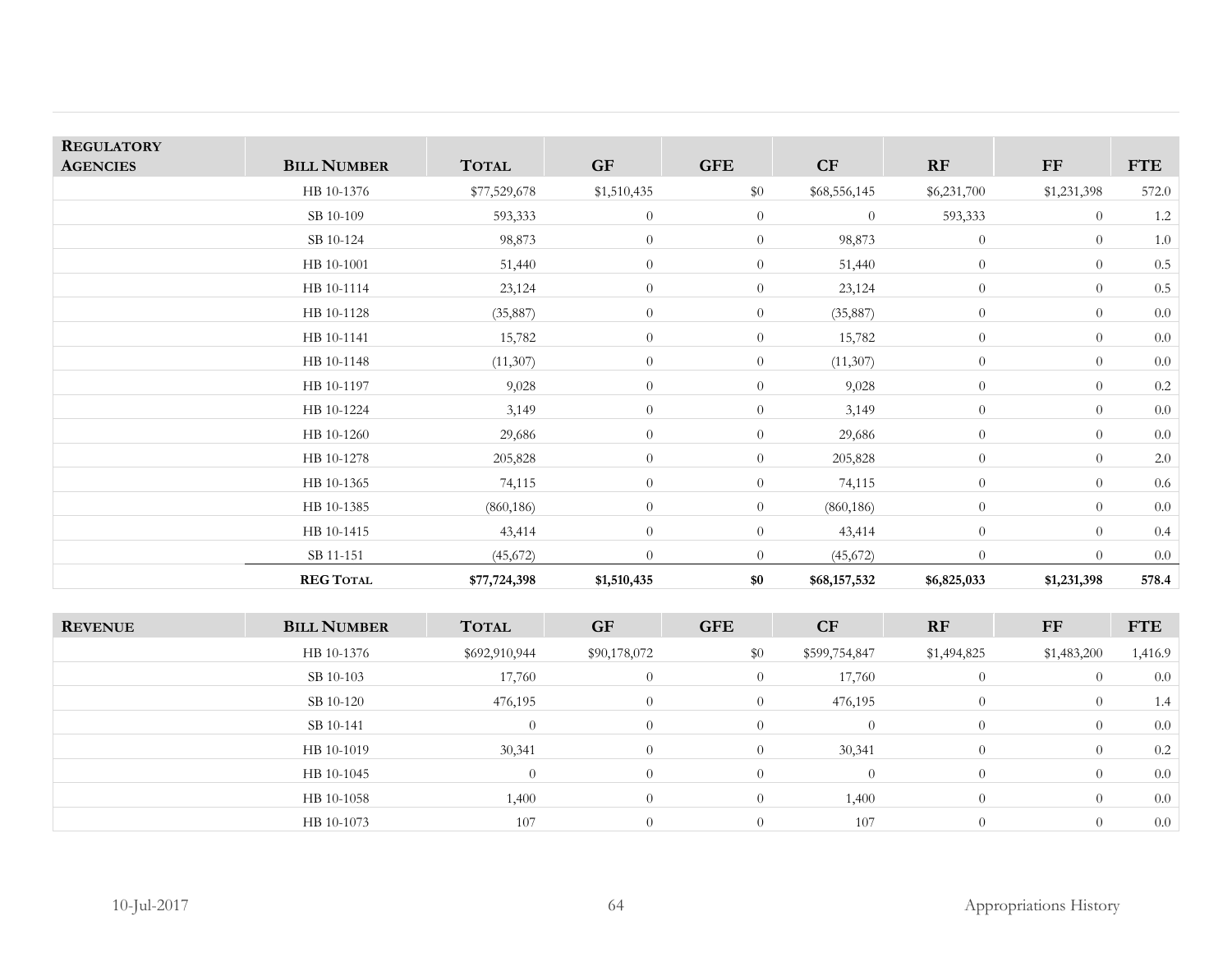| REGULATORY AGENCIES | BILL NUMBER | TOTAL | GF | GFE | CF | RF | FF | FTE |
|---|---|---|---|---|---|---|---|---|
| | HB 10-1376 | $77,529,678 | $1,510,435 | $0 | $68,556,145 | $6,231,700 | $1,231,398 | 572.0 |
| | SB 10-109 | 593,333 | 0 | 0 | 0 | 593,333 | 0 | 1.2 |
| | SB 10-124 | 98,873 | 0 | 0 | 98,873 | 0 | 0 | 1.0 |
| | HB 10-1001 | 51,440 | 0 | 0 | 51,440 | 0 | 0 | 0.5 |
| | HB 10-1114 | 23,124 | 0 | 0 | 23,124 | 0 | 0 | 0.5 |
| | HB 10-1128 | (35,887) | 0 | 0 | (35,887) | 0 | 0 | 0.0 |
| | HB 10-1141 | 15,782 | 0 | 0 | 15,782 | 0 | 0 | 0.0 |
| | HB 10-1148 | (11,307) | 0 | 0 | (11,307) | 0 | 0 | 0.0 |
| | HB 10-1197 | 9,028 | 0 | 0 | 9,028 | 0 | 0 | 0.2 |
| | HB 10-1224 | 3,149 | 0 | 0 | 3,149 | 0 | 0 | 0.0 |
| | HB 10-1260 | 29,686 | 0 | 0 | 29,686 | 0 | 0 | 0.0 |
| | HB 10-1278 | 205,828 | 0 | 0 | 205,828 | 0 | 0 | 2.0 |
| | HB 10-1365 | 74,115 | 0 | 0 | 74,115 | 0 | 0 | 0.6 |
| | HB 10-1385 | (860,186) | 0 | 0 | (860,186) | 0 | 0 | 0.0 |
| | HB 10-1415 | 43,414 | 0 | 0 | 43,414 | 0 | 0 | 0.4 |
| | SB 11-151 | (45,672) | 0 | 0 | (45,672) | 0 | 0 | 0.0 |
| | **REG TOTAL** | **$77,724,398** | **$1,510,435** | **$0** | **$68,157,532** | **$6,825,033** | **$1,231,398** | **578.4** |

| REVENUE | BILL NUMBER | TOTAL | GF | GFE | CF | RF | FF | FTE |
|---|---|---|---|---|---|---|---|---|
| | HB 10-1376 | $692,910,944 | $90,178,072 | $0 | $599,754,847 | $1,494,825 | $1,483,200 | 1,416.9 |
| | SB 10-103 | 17,760 | 0 | 0 | 17,760 | 0 | 0 | 0.0 |
| | SB 10-120 | 476,195 | 0 | 0 | 476,195 | 0 | 0 | 1.4 |
| | SB 10-141 | 0 | 0 | 0 | 0 | 0 | 0 | 0.0 |
| | HB 10-1019 | 30,341 | 0 | 0 | 30,341 | 0 | 0 | 0.2 |
| | HB 10-1045 | 0 | 0 | 0 | 0 | 0 | 0 | 0.0 |
| | HB 10-1058 | 1,400 | 0 | 0 | 1,400 | 0 | 0 | 0.0 |
| | HB 10-1073 | 107 | 0 | 0 | 107 | 0 | 0 | 0.0 |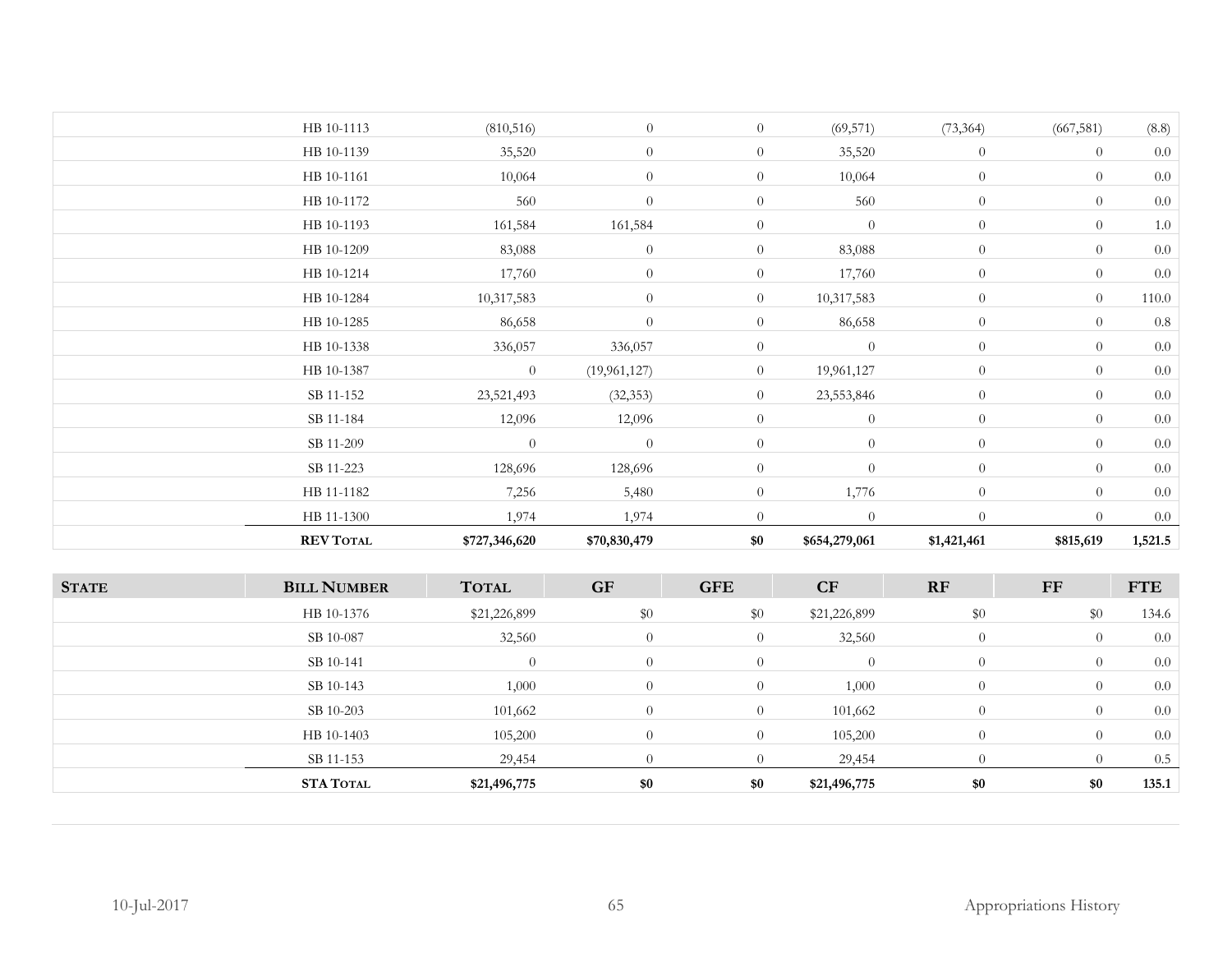| | | | | | | | | |
|---|---|---|---|---|---|---|---|---|
| | HB 10-1113 | (810,516) | 0 | 0 | (69,571) | (73,364) | (667,581) | (8.8) |
| | HB 10-1139 | 35,520 | 0 | 0 | 35,520 | 0 | 0 | 0.0 |
| | HB 10-1161 | 10,064 | 0 | 0 | 10,064 | 0 | 0 | 0.0 |
| | HB 10-1172 | 560 | 0 | 0 | 560 | 0 | 0 | 0.0 |
| | HB 10-1193 | 161,584 | 161,584 | 0 | 0 | 0 | 0 | 1.0 |
| | HB 10-1209 | 83,088 | 0 | 0 | 83,088 | 0 | 0 | 0.0 |
| | HB 10-1214 | 17,760 | 0 | 0 | 17,760 | 0 | 0 | 0.0 |
| | HB 10-1284 | 10,317,583 | 0 | 0 | 10,317,583 | 0 | 0 | 110.0 |
| | HB 10-1285 | 86,658 | 0 | 0 | 86,658 | 0 | 0 | 0.8 |
| | HB 10-1338 | 336,057 | 336,057 | 0 | 0 | 0 | 0 | 0.0 |
| | HB 10-1387 | 0 | (19,961,127) | 0 | 19,961,127 | 0 | 0 | 0.0 |
| | SB 11-152 | 23,521,493 | (32,353) | 0 | 23,553,846 | 0 | 0 | 0.0 |
| | SB 11-184 | 12,096 | 12,096 | 0 | 0 | 0 | 0 | 0.0 |
| | SB 11-209 | 0 | 0 | 0 | 0 | 0 | 0 | 0.0 |
| | SB 11-223 | 128,696 | 128,696 | 0 | 0 | 0 | 0 | 0.0 |
| | HB 11-1182 | 7,256 | 5,480 | 0 | 1,776 | 0 | 0 | 0.0 |
| | HB 11-1300 | 1,974 | 1,974 | 0 | 0 | 0 | 0 | 0.0 |
| | **REV TOTAL** | **$727,346,620** | **$70,830,479** | **$0** | **$654,279,061** | **$1,421,461** | **$815,619** | **1,521.5** |

| STATE | BILL NUMBER | TOTAL | GF | GFE | CF | RF | FF | FTE |
|---|---|---|---|---|---|---|---|---|
| | HB 10-1376 | $21,226,899 | $0 | $0 | $21,226,899 | $0 | $0 | 134.6 |
| | SB 10-087 | 32,560 | 0 | 0 | 32,560 | 0 | 0 | 0.0 |
| | SB 10-141 | 0 | 0 | 0 | 0 | 0 | 0 | 0.0 |
| | SB 10-143 | 1,000 | 0 | 0 | 1,000 | 0 | 0 | 0.0 |
| | SB 10-203 | 101,662 | 0 | 0 | 101,662 | 0 | 0 | 0.0 |
| | HB 10-1403 | 105,200 | 0 | 0 | 105,200 | 0 | 0 | 0.0 |
| | SB 11-153 | 29,454 | 0 | 0 | 29,454 | 0 | 0 | 0.5 |
| | **STA TOTAL** | **$21,496,775** | **$0** | **$0** | **$21,496,775** | **$0** | **$0** | **135.1** |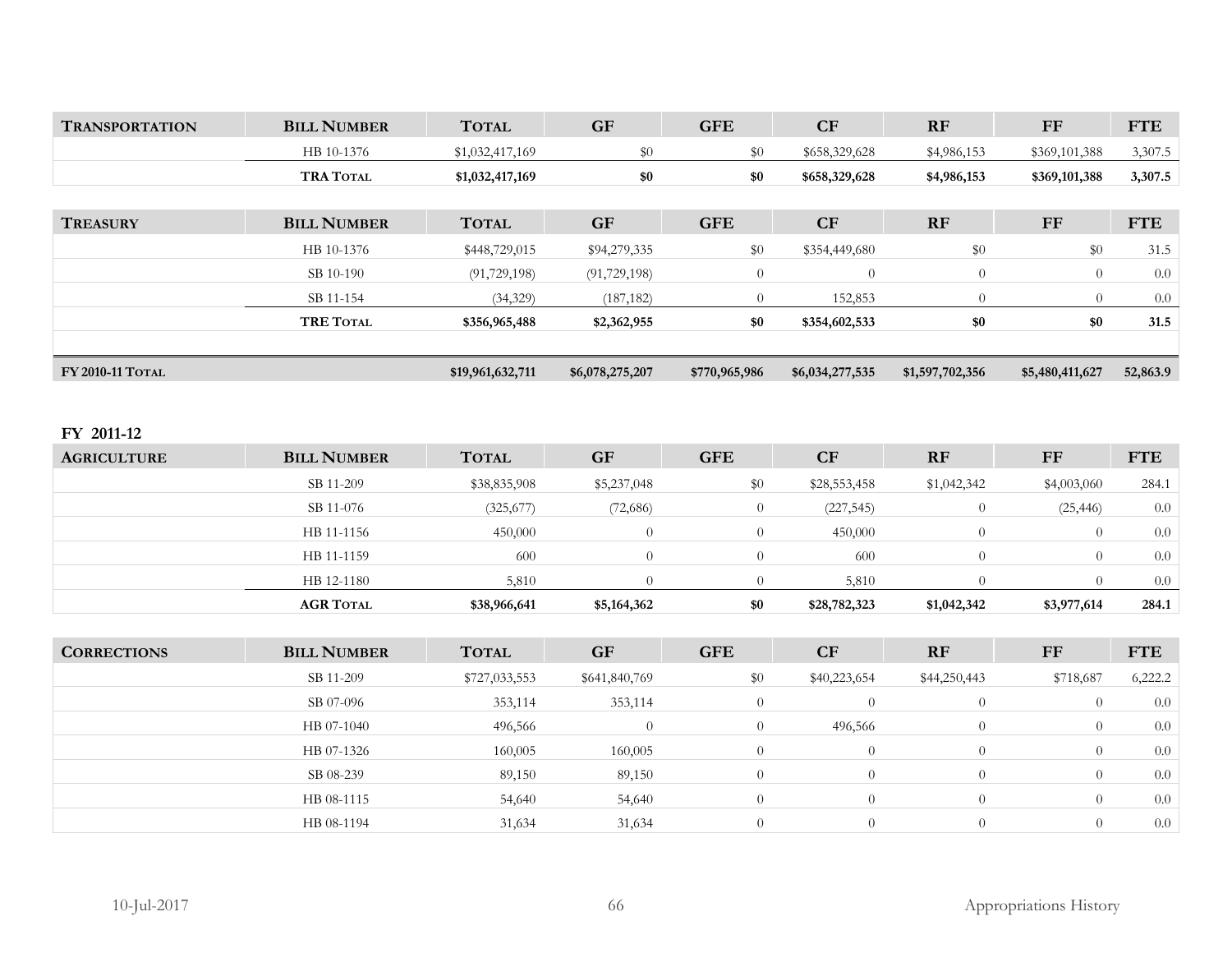| TRANSPORTATION | BILL NUMBER | TOTAL | GF | GFE | CF | RF | FF | FTE |
|---|---|---|---|---|---|---|---|---|
| | HB 10-1376 | $1,032,417,169 | $0 | $0 | $658,329,628 | $4,986,153 | $369,101,388 | 3,307.5 |
| | **TRA TOTAL** | **$1,032,417,169** | **$0** | **$0** | **$658,329,628** | **$4,986,153** | **$369,101,388** | **3,307.5** |

| TREASURY | BILL NUMBER | TOTAL | GF | GFE | CF | RF | FF | FTE |
|---|---|---|---|---|---|---|---|---|
| | HB 10-1376 | $448,729,015 | $94,279,335 | $0 | $354,449,680 | $0 | $0 | 31.5 |
| | SB 10-190 | (91,729,198) | (91,729,198) | 0 | 0 | 0 | 0 | 0.0 |
| | SB 11-154 | (34,329) | (187,182) | 0 | 152,853 | 0 | 0 | 0.0 |
| | **TRE TOTAL** | **$356,965,488** | **$2,362,955** | **$0** | **$354,602,533** | **$0** | **$0** | **31.5** |

| FY 2010-11 TOTAL | | TOTAL | GF | GFE | CF | RF | FF | FTE |
|---|---|---|---|---|---|---|---|---|
| **FY 2010-11 TOTAL** | | **$19,961,632,711** | **$6,078,275,207** | **$770,965,986** | **$6,034,277,535** | **$1,597,702,356** | **$5,480,411,627** | **52,863.9** |

## FY 2011-12

| AGRICULTURE | BILL NUMBER | TOTAL | GF | GFE | CF | RF | FF | FTE |
|---|---|---|---|---|---|---|---|---|
| | SB 11-209 | $38,835,908 | $5,237,048 | $0 | $28,553,458 | $1,042,342 | $4,003,060 | 284.1 |
| | SB 11-076 | (325,677) | (72,686) | 0 | (227,545) | 0 | (25,446) | 0.0 |
| | HB 11-1156 | 450,000 | 0 | 0 | 450,000 | 0 | 0 | 0.0 |
| | HB 11-1159 | 600 | 0 | 0 | 600 | 0 | 0 | 0.0 |
| | HB 12-1180 | 5,810 | 0 | 0 | 5,810 | 0 | 0 | 0.0 |
| | **AGR TOTAL** | **$38,966,641** | **$5,164,362** | **$0** | **$28,782,323** | **$1,042,342** | **$3,977,614** | **284.1** |

| CORRECTIONS | BILL NUMBER | TOTAL | GF | GFE | CF | RF | FF | FTE |
|---|---|---|---|---|---|---|---|---|
| | SB 11-209 | $727,033,553 | $641,840,769 | $0 | $40,223,654 | $44,250,443 | $718,687 | 6,222.2 |
| | SB 07-096 | 353,114 | 353,114 | 0 | 0 | 0 | 0 | 0.0 |
| | HB 07-1040 | 496,566 | 0 | 0 | 496,566 | 0 | 0 | 0.0 |
| | HB 07-1326 | 160,005 | 160,005 | 0 | 0 | 0 | 0 | 0.0 |
| | SB 08-239 | 89,150 | 89,150 | 0 | 0 | 0 | 0 | 0.0 |
| | HB 08-1115 | 54,640 | 54,640 | 0 | 0 | 0 | 0 | 0.0 |
| | HB 08-1194 | 31,634 | 31,634 | 0 | 0 | 0 | 0 | 0.0 |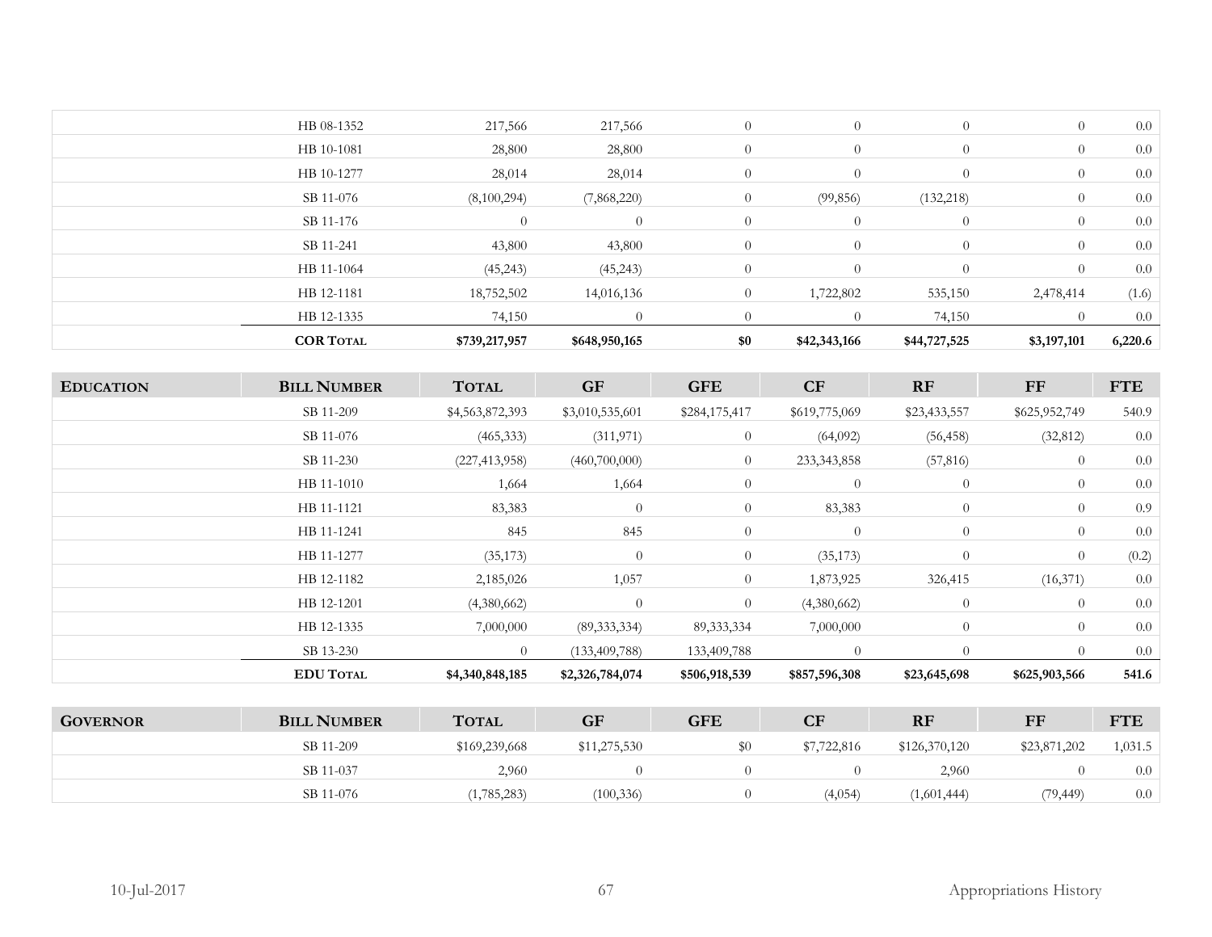| | | | | | | | | |
|---|---|---|---|---|---|---|---|---|
| | HB 08-1352 | 217,566 | 217,566 | 0 | 0 | 0 | 0 | 0.0 |
| | HB 10-1081 | 28,800 | 28,800 | 0 | 0 | 0 | 0 | 0.0 |
| | HB 10-1277 | 28,014 | 28,014 | 0 | 0 | 0 | 0 | 0.0 |
| | SB 11-076 | (8,100,294) | (7,868,220) | 0 | (99,856) | (132,218) | 0 | 0.0 |
| | SB 11-176 | 0 | 0 | 0 | 0 | 0 | 0 | 0.0 |
| | SB 11-241 | 43,800 | 43,800 | 0 | 0 | 0 | 0 | 0.0 |
| | HB 11-1064 | (45,243) | (45,243) | 0 | 0 | 0 | 0 | 0.0 |
| | HB 12-1181 | 18,752,502 | 14,016,136 | 0 | 1,722,802 | 535,150 | 2,478,414 | (1.6) |
| | HB 12-1335 | 74,150 | 0 | 0 | 0 | 74,150 | 0 | 0.0 |
| | **COR TOTAL** | **$739,217,957** | **$648,950,165** | **$0** | **$42,343,166** | **$44,727,525** | **$3,197,101** | **6,220.6** |

| EDUCATION | BILL NUMBER | TOTAL | GF | GFE | CF | RF | FF | FTE |
|---|---|---|---|---|---|---|---|---|
| | SB 11-209 | $4,563,872,393 | $3,010,535,601 | $284,175,417 | $619,775,069 | $23,433,557 | $625,952,749 | 540.9 |
| | SB 11-076 | (465,333) | (311,971) | 0 | (64,092) | (56,458) | (32,812) | 0.0 |
| | SB 11-230 | (227,413,958) | (460,700,000) | 0 | 233,343,858 | (57,816) | 0 | 0.0 |
| | HB 11-1010 | 1,664 | 1,664 | 0 | 0 | 0 | 0 | 0.0 |
| | HB 11-1121 | 83,383 | 0 | 0 | 83,383 | 0 | 0 | 0.9 |
| | HB 11-1241 | 845 | 845 | 0 | 0 | 0 | 0 | 0.0 |
| | HB 11-1277 | (35,173) | 0 | 0 | (35,173) | 0 | 0 | (0.2) |
| | HB 12-1182 | 2,185,026 | 1,057 | 0 | 1,873,925 | 326,415 | (16,371) | 0.0 |
| | HB 12-1201 | (4,380,662) | 0 | 0 | (4,380,662) | 0 | 0 | 0.0 |
| | HB 12-1335 | 7,000,000 | (89,333,334) | 89,333,334 | 7,000,000 | 0 | 0 | 0.0 |
| | SB 13-230 | 0 | (133,409,788) | 133,409,788 | 0 | 0 | 0 | 0.0 |
| | **EDU TOTAL** | **$4,340,848,185** | **$2,326,784,074** | **$506,918,539** | **$857,596,308** | **$23,645,698** | **$625,903,566** | **541.6** |

| GOVERNOR | BILL NUMBER | TOTAL | GF | GFE | CF | RF | FF | FTE |
|---|---|---|---|---|---|---|---|---|
| | SB 11-209 | $169,239,668 | $11,275,530 | $0 | $7,722,816 | $126,370,120 | $23,871,202 | 1,031.5 |
| | SB 11-037 | 2,960 | 0 | 0 | 0 | 2,960 | 0 | 0.0 |
| | SB 11-076 | (1,785,283) | (100,336) | 0 | (4,054) | (1,601,444) | (79,449) | 0.0 |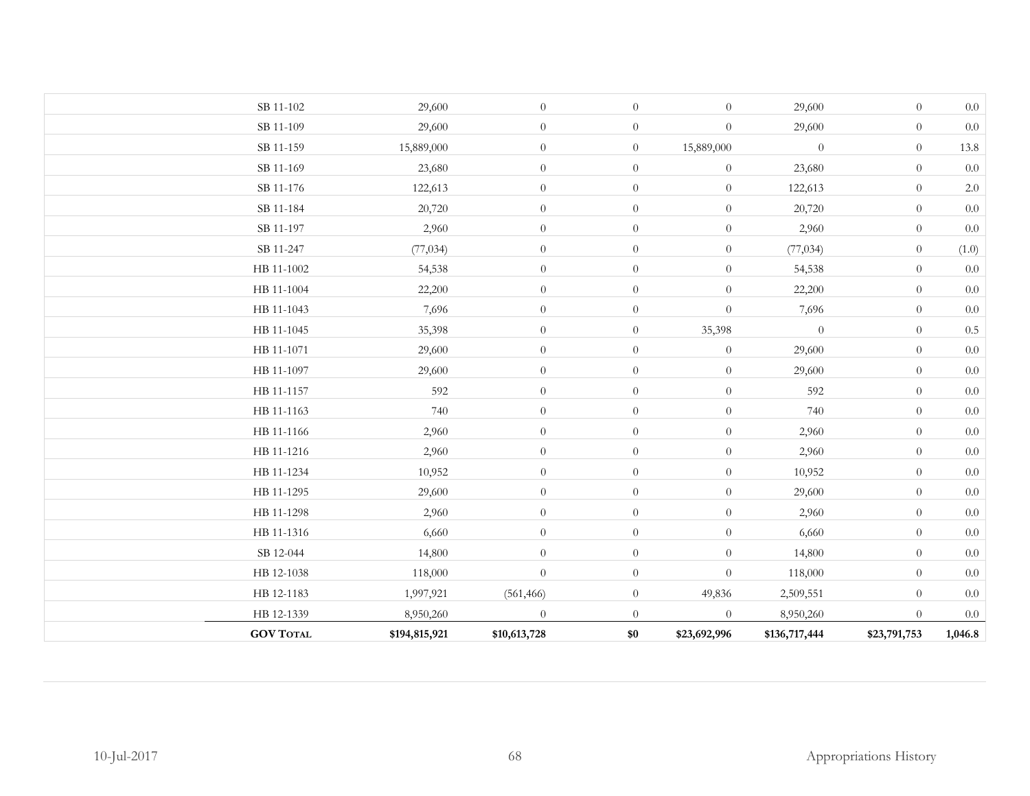| | | | | | | | |
|---|---|---|---|---|---|---|---|
| SB 11-102 | 29,600 | 0 | 0 | 0 | 29,600 | 0 | 0.0 |
| SB 11-109 | 29,600 | 0 | 0 | 0 | 29,600 | 0 | 0.0 |
| SB 11-159 | 15,889,000 | 0 | 0 | 15,889,000 | 0 | 0 | 13.8 |
| SB 11-169 | 23,680 | 0 | 0 | 0 | 23,680 | 0 | 0.0 |
| SB 11-176 | 122,613 | 0 | 0 | 0 | 122,613 | 0 | 2.0 |
| SB 11-184 | 20,720 | 0 | 0 | 0 | 20,720 | 0 | 0.0 |
| SB 11-197 | 2,960 | 0 | 0 | 0 | 2,960 | 0 | 0.0 |
| SB 11-247 | (77,034) | 0 | 0 | 0 | (77,034) | 0 | (1.0) |
| HB 11-1002 | 54,538 | 0 | 0 | 0 | 54,538 | 0 | 0.0 |
| HB 11-1004 | 22,200 | 0 | 0 | 0 | 22,200 | 0 | 0.0 |
| HB 11-1043 | 7,696 | 0 | 0 | 0 | 7,696 | 0 | 0.0 |
| HB 11-1045 | 35,398 | 0 | 0 | 35,398 | 0 | 0 | 0.5 |
| HB 11-1071 | 29,600 | 0 | 0 | 0 | 29,600 | 0 | 0.0 |
| HB 11-1097 | 29,600 | 0 | 0 | 0 | 29,600 | 0 | 0.0 |
| HB 11-1157 | 592 | 0 | 0 | 0 | 592 | 0 | 0.0 |
| HB 11-1163 | 740 | 0 | 0 | 0 | 740 | 0 | 0.0 |
| HB 11-1166 | 2,960 | 0 | 0 | 0 | 2,960 | 0 | 0.0 |
| HB 11-1216 | 2,960 | 0 | 0 | 0 | 2,960 | 0 | 0.0 |
| HB 11-1234 | 10,952 | 0 | 0 | 0 | 10,952 | 0 | 0.0 |
| HB 11-1295 | 29,600 | 0 | 0 | 0 | 29,600 | 0 | 0.0 |
| HB 11-1298 | 2,960 | 0 | 0 | 0 | 2,960 | 0 | 0.0 |
| HB 11-1316 | 6,660 | 0 | 0 | 0 | 6,660 | 0 | 0.0 |
| SB 12-044 | 14,800 | 0 | 0 | 0 | 14,800 | 0 | 0.0 |
| HB 12-1038 | 118,000 | 0 | 0 | 0 | 118,000 | 0 | 0.0 |
| HB 12-1183 | 1,997,921 | (561,466) | 0 | 49,836 | 2,509,551 | 0 | 0.0 |
| HB 12-1339 | 8,950,260 | 0 | 0 | 0 | 8,950,260 | 0 | 0.0 |
| **GOV TOTAL** | **$194,815,921** | **$10,613,728** | **$0** | **$23,692,996** | **$136,717,444** | **$23,791,753** | **1,046.8** |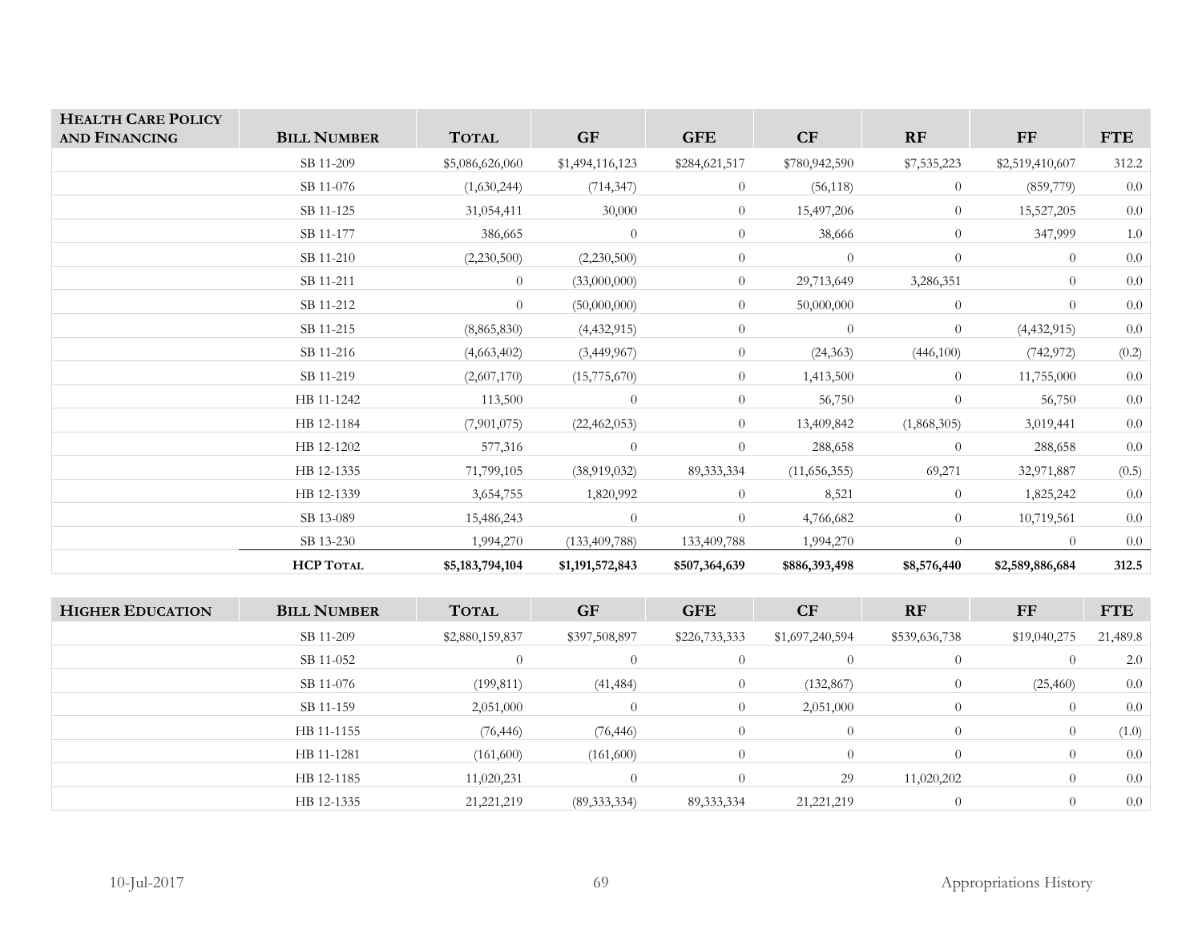| HEALTH CARE POLICY AND FINANCING | BILL NUMBER | TOTAL | GF | GFE | CF | RF | FF | FTE |
|---|---|---|---|---|---|---|---|---|
| | SB 11-209 | $5,086,626,060 | $1,494,116,123 | $284,621,517 | $780,942,590 | $7,535,223 | $2,519,410,607 | 312.2 |
| | SB 11-076 | (1,630,244) | (714,347) | 0 | (56,118) | 0 | (859,779) | 0.0 |
| | SB 11-125 | 31,054,411 | 30,000 | 0 | 15,497,206 | 0 | 15,527,205 | 0.0 |
| | SB 11-177 | 386,665 | 0 | 0 | 38,666 | 0 | 347,999 | 1.0 |
| | SB 11-210 | (2,230,500) | (2,230,500) | 0 | 0 | 0 | 0 | 0.0 |
| | SB 11-211 | 0 | (33,000,000) | 0 | 29,713,649 | 3,286,351 | 0 | 0.0 |
| | SB 11-212 | 0 | (50,000,000) | 0 | 50,000,000 | 0 | 0 | 0.0 |
| | SB 11-215 | (8,865,830) | (4,432,915) | 0 | 0 | 0 | (4,432,915) | 0.0 |
| | SB 11-216 | (4,663,402) | (3,449,967) | 0 | (24,363) | (446,100) | (742,972) | (0.2) |
| | SB 11-219 | (2,607,170) | (15,775,670) | 0 | 1,413,500 | 0 | 11,755,000 | 0.0 |
| | HB 11-1242 | 113,500 | 0 | 0 | 56,750 | 0 | 56,750 | 0.0 |
| | HB 12-1184 | (7,901,075) | (22,462,053) | 0 | 13,409,842 | (1,868,305) | 3,019,441 | 0.0 |
| | HB 12-1202 | 577,316 | 0 | 0 | 288,658 | 0 | 288,658 | 0.0 |
| | HB 12-1335 | 71,799,105 | (38,919,032) | 89,333,334 | (11,656,355) | 69,271 | 32,971,887 | (0.5) |
| | HB 12-1339 | 3,654,755 | 1,820,992 | 0 | 8,521 | 0 | 1,825,242 | 0.0 |
| | SB 13-089 | 15,486,243 | 0 | 0 | 4,766,682 | 0 | 10,719,561 | 0.0 |
| | SB 13-230 | 1,994,270 | (133,409,788) | 133,409,788 | 1,994,270 | 0 | 0 | 0.0 |
| | **HCP TOTAL** | **$5,183,794,104** | **$1,191,572,843** | **$507,364,639** | **$886,393,498** | **$8,576,440** | **$2,589,886,684** | **312.5** |

| HIGHER EDUCATION | BILL NUMBER | TOTAL | GF | GFE | CF | RF | FF | FTE |
|---|---|---|---|---|---|---|---|---|
| | SB 11-209 | $2,880,159,837 | $397,508,897 | $226,733,333 | $1,697,240,594 | $539,636,738 | $19,040,275 | 21,489.8 |
| | SB 11-052 | 0 | 0 | 0 | 0 | 0 | 0 | 2.0 |
| | SB 11-076 | (199,811) | (41,484) | 0 | (132,867) | 0 | (25,460) | 0.0 |
| | SB 11-159 | 2,051,000 | 0 | 0 | 2,051,000 | 0 | 0 | 0.0 |
| | HB 11-1155 | (76,446) | (76,446) | 0 | 0 | 0 | 0 | (1.0) |
| | HB 11-1281 | (161,600) | (161,600) | 0 | 0 | 0 | 0 | 0.0 |
| | HB 12-1185 | 11,020,231 | 0 | 0 | 29 | 11,020,202 | 0 | 0.0 |
| | HB 12-1335 | 21,221,219 | (89,333,334) | 89,333,334 | 21,221,219 | 0 | 0 | 0.0 |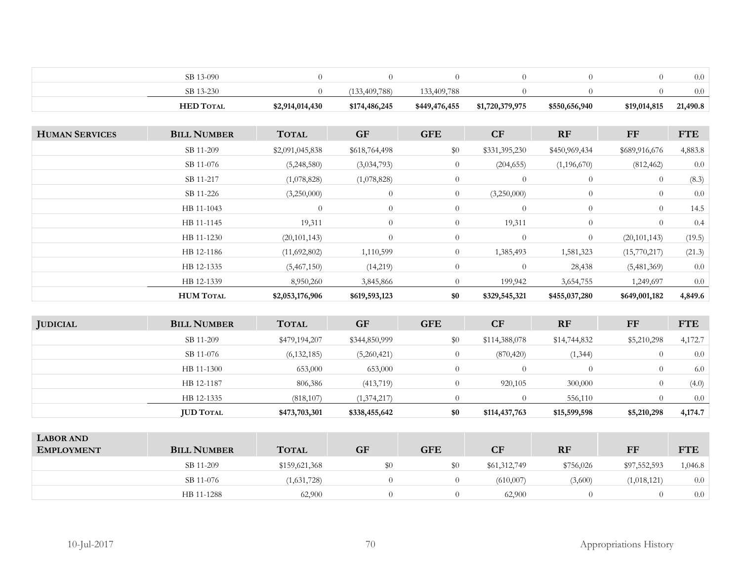| | | | | | | | | |
|---|---|---|---|---|---|---|---|---|
| | SB 13-090 | 0 | 0 | 0 | 0 | 0 | 0 | 0.0 |
| | SB 13-230 | 0 | (133,409,788) | 133,409,788 | 0 | 0 | 0 | 0.0 |
| | **HED Total** | **$2,914,014,430** | **$174,486,245** | **$449,476,455** | **$1,720,379,975** | **$550,656,940** | **$19,014,815** | **21,490.8** |

| Human Services | Bill Number | Total | GF | GFE | CF | RF | FF | FTE |
|---|---|---|---|---|---|---|---|---|
| | SB 11-209 | $2,091,045,838 | $618,764,498 | $0 | $331,395,230 | $450,969,434 | $689,916,676 | 4,883.8 |
| | SB 11-076 | (5,248,580) | (3,034,793) | 0 | (204,655) | (1,196,670) | (812,462) | 0.0 |
| | SB 11-217 | (1,078,828) | (1,078,828) | 0 | 0 | 0 | 0 | (8.3) |
| | SB 11-226 | (3,250,000) | 0 | 0 | (3,250,000) | 0 | 0 | 0.0 |
| | HB 11-1043 | 0 | 0 | 0 | 0 | 0 | 0 | 14.5 |
| | HB 11-1145 | 19,311 | 0 | 0 | 19,311 | 0 | 0 | 0.4 |
| | HB 11-1230 | (20,101,143) | 0 | 0 | 0 | 0 | (20,101,143) | (19.5) |
| | HB 12-1186 | (11,692,802) | 1,110,599 | 0 | 1,385,493 | 1,581,323 | (15,770,217) | (21.3) |
| | HB 12-1335 | (5,467,150) | (14,219) | 0 | 0 | 28,438 | (5,481,369) | 0.0 |
| | HB 12-1339 | 8,950,260 | 3,845,866 | 0 | 199,942 | 3,654,755 | 1,249,697 | 0.0 |
| | **HUM Total** | **$2,053,176,906** | **$619,593,123** | **$0** | **$329,545,321** | **$455,037,280** | **$649,001,182** | **4,849.6** |

| Judicial | Bill Number | Total | GF | GFE | CF | RF | FF | FTE |
|---|---|---|---|---|---|---|---|---|
| | SB 11-209 | $479,194,207 | $344,850,999 | $0 | $114,388,078 | $14,744,832 | $5,210,298 | 4,172.7 |
| | SB 11-076 | (6,132,185) | (5,260,421) | 0 | (870,420) | (1,344) | 0 | 0.0 |
| | HB 11-1300 | 653,000 | 653,000 | 0 | 0 | 0 | 0 | 6.0 |
| | HB 12-1187 | 806,386 | (413,719) | 0 | 920,105 | 300,000 | 0 | (4.0) |
| | HB 12-1335 | (818,107) | (1,374,217) | 0 | 0 | 556,110 | 0 | 0.0 |
| | **JUD Total** | **$473,703,301** | **$338,455,642** | **$0** | **$114,437,763** | **$15,599,598** | **$5,210,298** | **4,174.7** |

| Labor and Employment | Bill Number | Total | GF | GFE | CF | RF | FF | FTE |
|---|---|---|---|---|---|---|---|---|
| | SB 11-209 | $159,621,368 | $0 | $0 | $61,312,749 | $756,026 | $97,552,593 | 1,046.8 |
| | SB 11-076 | (1,631,728) | 0 | 0 | (610,007) | (3,600) | (1,018,121) | 0.0 |
| | HB 11-1288 | 62,900 | 0 | 0 | 62,900 | 0 | 0 | 0.0 |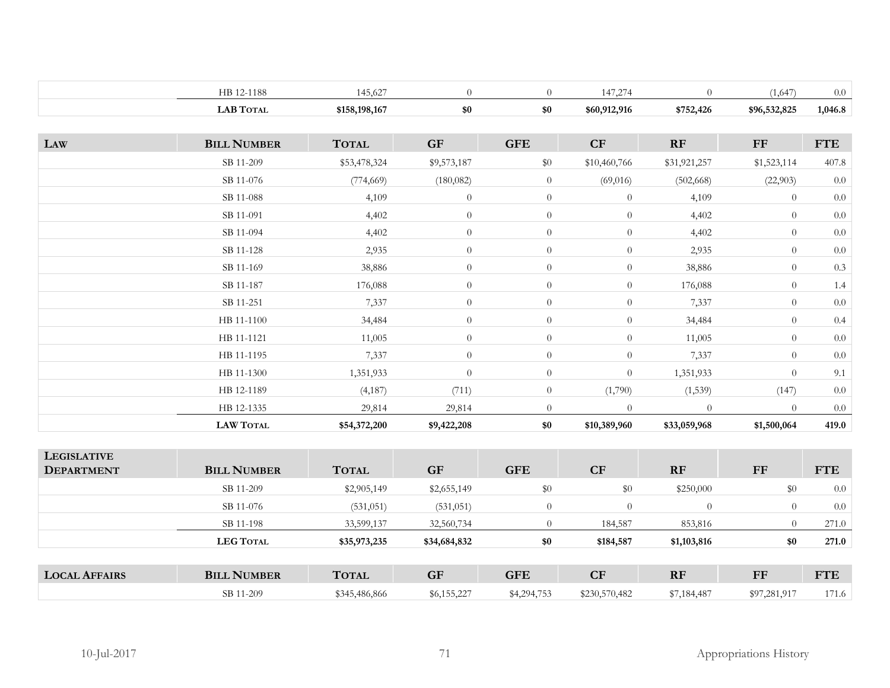|  | HB 12-1188 | 145,627 | 0 | 0 | 147,274 | 0 | (1,647) | 0.0 |
|---|---|---|---|---|---|---|---|---|
|  | **LAB TOTAL** | **$158,198,167** | **$0** | **$0** | **$60,912,916** | **$752,426** | **$96,532,825** | **1,046.8** |

| LAW | BILL NUMBER | TOTAL | GF | GFE | CF | RF | FF | FTE |
|---|---|---|---|---|---|---|---|---|
|  | SB 11-209 | $53,478,324 | $9,573,187 | $0 | $10,460,766 | $31,921,257 | $1,523,114 | 407.8 |
|  | SB 11-076 | (774,669) | (180,082) | 0 | (69,016) | (502,668) | (22,903) | 0.0 |
|  | SB 11-088 | 4,109 | 0 | 0 | 0 | 4,109 | 0 | 0.0 |
|  | SB 11-091 | 4,402 | 0 | 0 | 0 | 4,402 | 0 | 0.0 |
|  | SB 11-094 | 4,402 | 0 | 0 | 0 | 4,402 | 0 | 0.0 |
|  | SB 11-128 | 2,935 | 0 | 0 | 0 | 2,935 | 0 | 0.0 |
|  | SB 11-169 | 38,886 | 0 | 0 | 0 | 38,886 | 0 | 0.3 |
|  | SB 11-187 | 176,088 | 0 | 0 | 0 | 176,088 | 0 | 1.4 |
|  | SB 11-251 | 7,337 | 0 | 0 | 0 | 7,337 | 0 | 0.0 |
|  | HB 11-1100 | 34,484 | 0 | 0 | 0 | 34,484 | 0 | 0.4 |
|  | HB 11-1121 | 11,005 | 0 | 0 | 0 | 11,005 | 0 | 0.0 |
|  | HB 11-1195 | 7,337 | 0 | 0 | 0 | 7,337 | 0 | 0.0 |
|  | HB 11-1300 | 1,351,933 | 0 | 0 | 0 | 1,351,933 | 0 | 9.1 |
|  | HB 12-1189 | (4,187) | (711) | 0 | (1,790) | (1,539) | (147) | 0.0 |
|  | HB 12-1335 | 29,814 | 29,814 | 0 | 0 | 0 | 0 | 0.0 |
|  | **LAW TOTAL** | **$54,372,200** | **$9,422,208** | **$0** | **$10,389,960** | **$33,059,968** | **$1,500,064** | **419.0** |

| LEGISLATIVE DEPARTMENT | BILL NUMBER | TOTAL | GF | GFE | CF | RF | FF | FTE |
|---|---|---|---|---|---|---|---|---|
|  | SB 11-209 | $2,905,149 | $2,655,149 | $0 | $0 | $250,000 | $0 | 0.0 |
|  | SB 11-076 | (531,051) | (531,051) | 0 | 0 | 0 | 0 | 0.0 |
|  | SB 11-198 | 33,599,137 | 32,560,734 | 0 | 184,587 | 853,816 | 0 | 271.0 |
|  | **LEG TOTAL** | **$35,973,235** | **$34,684,832** | **$0** | **$184,587** | **$1,103,816** | **$0** | **271.0** |

| LOCAL AFFAIRS | BILL NUMBER | TOTAL | GF | GFE | CF | RF | FF | FTE |
|---|---|---|---|---|---|---|---|---|
|  | SB 11-209 | $345,486,866 | $6,155,227 | $4,294,753 | $230,570,482 | $7,184,487 | $97,281,917 | 171.6 |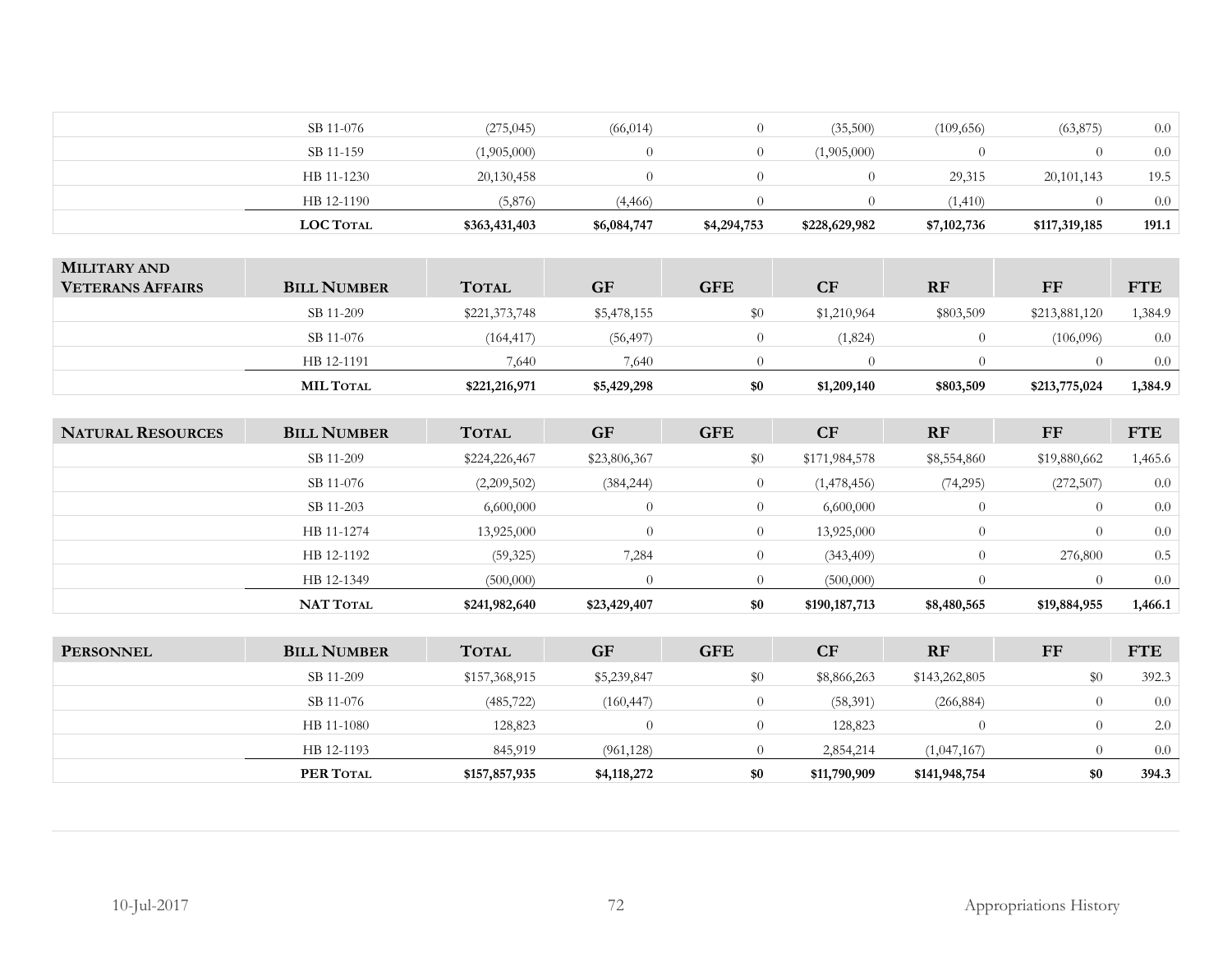| | Bill Number | Total | GF | GFE | CF | RF | FF | FTE |
|---|---|---|---|---|---|---|---|---|
| | SB 11-076 | (275,045) | (66,014) | 0 | (35,500) | (109,656) | (63,875) | 0.0 |
| | SB 11-159 | (1,905,000) | 0 | 0 | (1,905,000) | 0 | 0 | 0.0 |
| | HB 11-1230 | 20,130,458 | 0 | 0 | 0 | 29,315 | 20,101,143 | 19.5 |
| | HB 12-1190 | (5,876) | (4,466) | 0 | 0 | (1,410) | 0 | 0.0 |
| | **LOC Total** | **$363,431,403** | **$6,084,747** | **$4,294,753** | **$228,629,982** | **$7,102,736** | **$117,319,185** | **191.1** |

| **Military and Veterans Affairs** | **Bill Number** | **Total** | **GF** | **GFE** | **CF** | **RF** | **FF** | **FTE** |
|---|---|---|---|---|---|---|---|---|
| | SB 11-209 | $221,373,748 | $5,478,155 | $0 | $1,210,964 | $803,509 | $213,881,120 | 1,384.9 |
| | SB 11-076 | (164,417) | (56,497) | 0 | (1,824) | 0 | (106,096) | 0.0 |
| | HB 12-1191 | 7,640 | 7,640 | 0 | 0 | 0 | 0 | 0.0 |
| | **MIL Total** | **$221,216,971** | **$5,429,298** | **$0** | **$1,209,140** | **$803,509** | **$213,775,024** | **1,384.9** |

| **Natural Resources** | **Bill Number** | **Total** | **GF** | **GFE** | **CF** | **RF** | **FF** | **FTE** |
|---|---|---|---|---|---|---|---|---|
| | SB 11-209 | $224,226,467 | $23,806,367 | $0 | $171,984,578 | $8,554,860 | $19,880,662 | 1,465.6 |
| | SB 11-076 | (2,209,502) | (384,244) | 0 | (1,478,456) | (74,295) | (272,507) | 0.0 |
| | SB 11-203 | 6,600,000 | 0 | 0 | 6,600,000 | 0 | 0 | 0.0 |
| | HB 11-1274 | 13,925,000 | 0 | 0 | 13,925,000 | 0 | 0 | 0.0 |
| | HB 12-1192 | (59,325) | 7,284 | 0 | (343,409) | 0 | 276,800 | 0.5 |
| | HB 12-1349 | (500,000) | 0 | 0 | (500,000) | 0 | 0 | 0.0 |
| | **NAT Total** | **$241,982,640** | **$23,429,407** | **$0** | **$190,187,713** | **$8,480,565** | **$19,884,955** | **1,466.1** |

| **Personnel** | **Bill Number** | **Total** | **GF** | **GFE** | **CF** | **RF** | **FF** | **FTE** |
|---|---|---|---|---|---|---|---|---|
| | SB 11-209 | $157,368,915 | $5,239,847 | $0 | $8,866,263 | $143,262,805 | $0 | 392.3 |
| | SB 11-076 | (485,722) | (160,447) | 0 | (58,391) | (266,884) | 0 | 0.0 |
| | HB 11-1080 | 128,823 | 0 | 0 | 128,823 | 0 | 0 | 2.0 |
| | HB 12-1193 | 845,919 | (961,128) | 0 | 2,854,214 | (1,047,167) | 0 | 0.0 |
| | **PER Total** | **$157,857,935** | **$4,118,272** | **$0** | **$11,790,909** | **$141,948,754** | **$0** | **394.3** |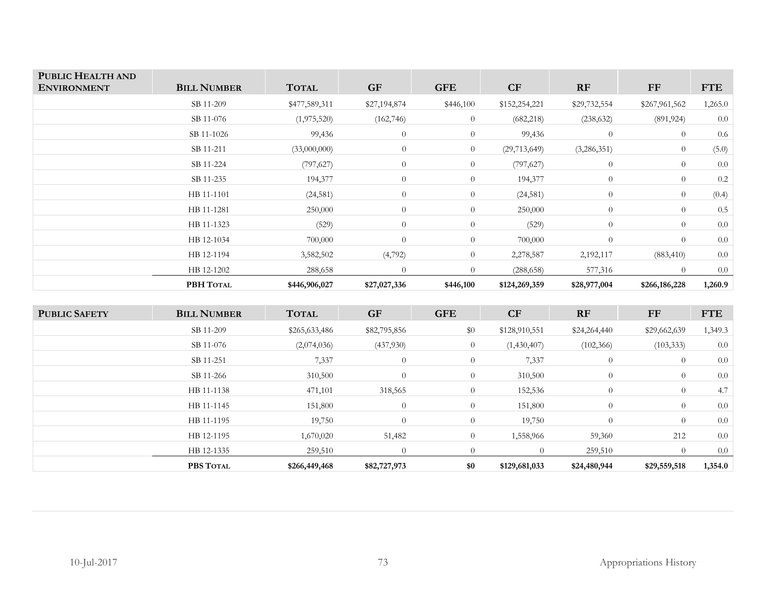| PUBLIC HEALTH AND ENVIRONMENT | BILL NUMBER | TOTAL | GF | GFE | CF | RF | FF | FTE |
|---|---|---|---|---|---|---|---|---|
| | SB 11-209 | $477,589,311 | $27,194,874 | $446,100 | $152,254,221 | $29,732,554 | $267,961,562 | 1,265.0 |
| | SB 11-076 | (1,975,520) | (162,746) | 0 | (682,218) | (238,632) | (891,924) | 0.0 |
| | SB 11-1026 | 99,436 | 0 | 0 | 99,436 | 0 | 0 | 0.6 |
| | SB 11-211 | (33,000,000) | 0 | 0 | (29,713,649) | (3,286,351) | 0 | (5.0) |
| | SB 11-224 | (797,627) | 0 | 0 | (797,627) | 0 | 0 | 0.0 |
| | SB 11-235 | 194,377 | 0 | 0 | 194,377 | 0 | 0 | 0.2 |
| | HB 11-1101 | (24,581) | 0 | 0 | (24,581) | 0 | 0 | (0.4) |
| | HB 11-1281 | 250,000 | 0 | 0 | 250,000 | 0 | 0 | 0.5 |
| | HB 11-1323 | (529) | 0 | 0 | (529) | 0 | 0 | 0.0 |
| | HB 12-1034 | 700,000 | 0 | 0 | 700,000 | 0 | 0 | 0.0 |
| | HB 12-1194 | 3,582,502 | (4,792) | 0 | 2,278,587 | 2,192,117 | (883,410) | 0.0 |
| | HB 12-1202 | 288,658 | 0 | 0 | (288,658) | 577,316 | 0 | 0.0 |
| | **PBH TOTAL** | **$446,906,027** | **$27,027,336** | **$446,100** | **$124,269,359** | **$28,977,004** | **$266,186,228** | **1,260.9** |

| PUBLIC SAFETY | BILL NUMBER | TOTAL | GF | GFE | CF | RF | FF | FTE |
|---|---|---|---|---|---|---|---|---|
| | SB 11-209 | $265,633,486 | $82,795,856 | $0 | $128,910,551 | $24,264,440 | $29,662,639 | 1,349.3 |
| | SB 11-076 | (2,074,036) | (437,930) | 0 | (1,430,407) | (102,366) | (103,333) | 0.0 |
| | SB 11-251 | 7,337 | 0 | 0 | 7,337 | 0 | 0 | 0.0 |
| | SB 11-266 | 310,500 | 0 | 0 | 310,500 | 0 | 0 | 0.0 |
| | HB 11-1138 | 471,101 | 318,565 | 0 | 152,536 | 0 | 0 | 4.7 |
| | HB 11-1145 | 151,800 | 0 | 0 | 151,800 | 0 | 0 | 0.0 |
| | HB 11-1195 | 19,750 | 0 | 0 | 19,750 | 0 | 0 | 0.0 |
| | HB 12-1195 | 1,670,020 | 51,482 | 0 | 1,558,966 | 59,360 | 212 | 0.0 |
| | HB 12-1335 | 259,510 | 0 | 0 | 0 | 259,510 | 0 | 0.0 |
| | **PBS TOTAL** | **$266,449,468** | **$82,727,973** | **$0** | **$129,681,033** | **$24,480,944** | **$29,559,518** | **1,354.0** |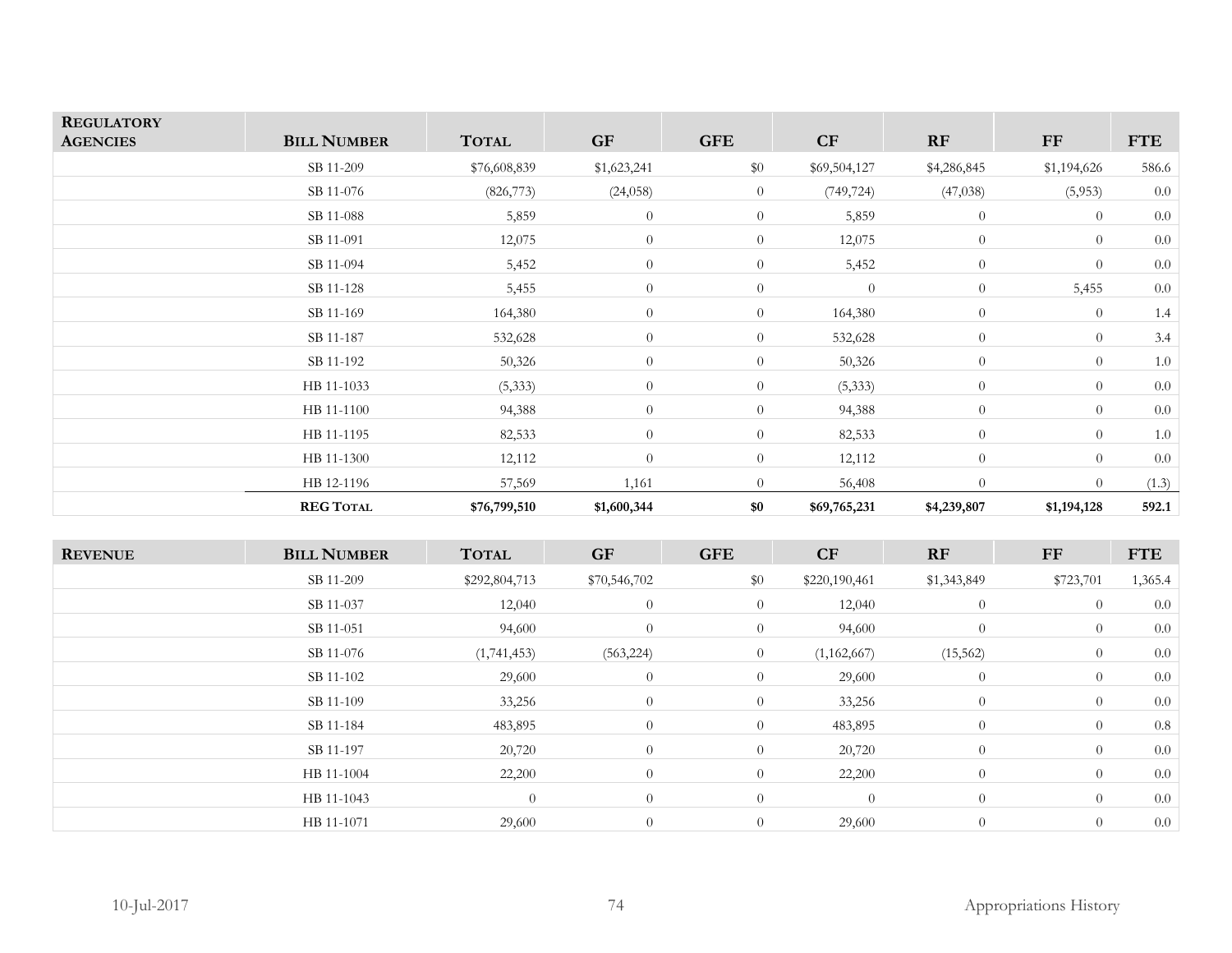| REGULATORY AGENCIES | BILL NUMBER | TOTAL | GF | GFE | CF | RF | FF | FTE |
|---|---|---|---|---|---|---|---|---|
| | SB 11-209 | $76,608,839 | $1,623,241 | $0 | $69,504,127 | $4,286,845 | $1,194,626 | 586.6 |
| | SB 11-076 | (826,773) | (24,058) | 0 | (749,724) | (47,038) | (5,953) | 0.0 |
| | SB 11-088 | 5,859 | 0 | 0 | 5,859 | 0 | 0 | 0.0 |
| | SB 11-091 | 12,075 | 0 | 0 | 12,075 | 0 | 0 | 0.0 |
| | SB 11-094 | 5,452 | 0 | 0 | 5,452 | 0 | 0 | 0.0 |
| | SB 11-128 | 5,455 | 0 | 0 | 0 | 0 | 5,455 | 0.0 |
| | SB 11-169 | 164,380 | 0 | 0 | 164,380 | 0 | 0 | 1.4 |
| | SB 11-187 | 532,628 | 0 | 0 | 532,628 | 0 | 0 | 3.4 |
| | SB 11-192 | 50,326 | 0 | 0 | 50,326 | 0 | 0 | 1.0 |
| | HB 11-1033 | (5,333) | 0 | 0 | (5,333) | 0 | 0 | 0.0 |
| | HB 11-1100 | 94,388 | 0 | 0 | 94,388 | 0 | 0 | 0.0 |
| | HB 11-1195 | 82,533 | 0 | 0 | 82,533 | 0 | 0 | 1.0 |
| | HB 11-1300 | 12,112 | 0 | 0 | 12,112 | 0 | 0 | 0.0 |
| | HB 12-1196 | 57,569 | 1,161 | 0 | 56,408 | 0 | 0 | (1.3) |
| | **REG TOTAL** | **$76,799,510** | **$1,600,344** | **$0** | **$69,765,231** | **$4,239,807** | **$1,194,128** | **592.1** |

| REVENUE | BILL NUMBER | TOTAL | GF | GFE | CF | RF | FF | FTE |
|---|---|---|---|---|---|---|---|---|
| | SB 11-209 | $292,804,713 | $70,546,702 | $0 | $220,190,461 | $1,343,849 | $723,701 | 1,365.4 |
| | SB 11-037 | 12,040 | 0 | 0 | 12,040 | 0 | 0 | 0.0 |
| | SB 11-051 | 94,600 | 0 | 0 | 94,600 | 0 | 0 | 0.0 |
| | SB 11-076 | (1,741,453) | (563,224) | 0 | (1,162,667) | (15,562) | 0 | 0.0 |
| | SB 11-102 | 29,600 | 0 | 0 | 29,600 | 0 | 0 | 0.0 |
| | SB 11-109 | 33,256 | 0 | 0 | 33,256 | 0 | 0 | 0.0 |
| | SB 11-184 | 483,895 | 0 | 0 | 483,895 | 0 | 0 | 0.8 |
| | SB 11-197 | 20,720 | 0 | 0 | 20,720 | 0 | 0 | 0.0 |
| | HB 11-1004 | 22,200 | 0 | 0 | 22,200 | 0 | 0 | 0.0 |
| | HB 11-1043 | 0 | 0 | 0 | 0 | 0 | 0 | 0.0 |
| | HB 11-1071 | 29,600 | 0 | 0 | 29,600 | 0 | 0 | 0.0 |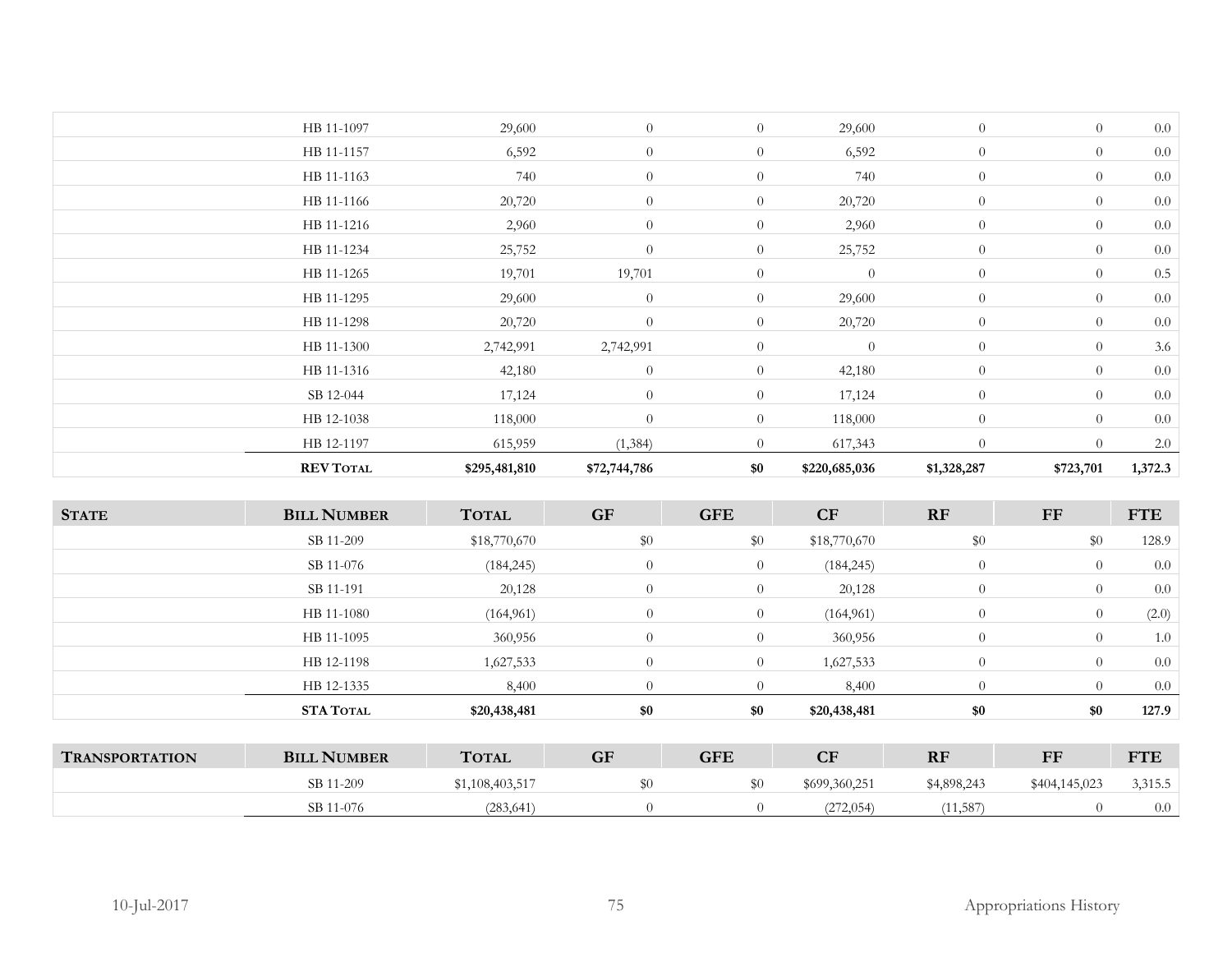| | | | | | | | | |
|---|---|---|---|---|---|---|---|---|
| | HB 11-1097 | 29,600 | 0 | 0 | 29,600 | 0 | 0 | 0.0 |
| | HB 11-1157 | 6,592 | 0 | 0 | 6,592 | 0 | 0 | 0.0 |
| | HB 11-1163 | 740 | 0 | 0 | 740 | 0 | 0 | 0.0 |
| | HB 11-1166 | 20,720 | 0 | 0 | 20,720 | 0 | 0 | 0.0 |
| | HB 11-1216 | 2,960 | 0 | 0 | 2,960 | 0 | 0 | 0.0 |
| | HB 11-1234 | 25,752 | 0 | 0 | 25,752 | 0 | 0 | 0.0 |
| | HB 11-1265 | 19,701 | 19,701 | 0 | 0 | 0 | 0 | 0.5 |
| | HB 11-1295 | 29,600 | 0 | 0 | 29,600 | 0 | 0 | 0.0 |
| | HB 11-1298 | 20,720 | 0 | 0 | 20,720 | 0 | 0 | 0.0 |
| | HB 11-1300 | 2,742,991 | 2,742,991 | 0 | 0 | 0 | 0 | 3.6 |
| | HB 11-1316 | 42,180 | 0 | 0 | 42,180 | 0 | 0 | 0.0 |
| | SB 12-044 | 17,124 | 0 | 0 | 17,124 | 0 | 0 | 0.0 |
| | HB 12-1038 | 118,000 | 0 | 0 | 118,000 | 0 | 0 | 0.0 |
| | HB 12-1197 | 615,959 | (1,384) | 0 | 617,343 | 0 | 0 | 2.0 |
| | **REV TOTAL** | **$295,481,810** | **$72,744,786** | **$0** | **$220,685,036** | **$1,328,287** | **$723,701** | **1,372.3** |

| **STATE** | **BILL NUMBER** | **TOTAL** | **GF** | **GFE** | **CF** | **RF** | **FF** | **FTE** |
|---|---|---|---|---|---|---|---|---|
| | SB 11-209 | $18,770,670 | $0 | $0 | $18,770,670 | $0 | $0 | 128.9 |
| | SB 11-076 | (184,245) | 0 | 0 | (184,245) | 0 | 0 | 0.0 |
| | SB 11-191 | 20,128 | 0 | 0 | 20,128 | 0 | 0 | 0.0 |
| | HB 11-1080 | (164,961) | 0 | 0 | (164,961) | 0 | 0 | (2.0) |
| | HB 11-1095 | 360,956 | 0 | 0 | 360,956 | 0 | 0 | 1.0 |
| | HB 12-1198 | 1,627,533 | 0 | 0 | 1,627,533 | 0 | 0 | 0.0 |
| | HB 12-1335 | 8,400 | 0 | 0 | 8,400 | 0 | 0 | 0.0 |
| | **STA TOTAL** | **$20,438,481** | **$0** | **$0** | **$20,438,481** | **$0** | **$0** | **127.9** |

| **TRANSPORTATION** | **BILL NUMBER** | **TOTAL** | **GF** | **GFE** | **CF** | **RF** | **FF** | **FTE** |
|---|---|---|---|---|---|---|---|---|
| | SB 11-209 | $1,108,403,517 | $0 | $0 | $699,360,251 | $4,898,243 | $404,145,023 | 3,315.5 |
| | SB 11-076 | (283,641) | 0 | 0 | (272,054) | (11,587) | 0 | 0.0 |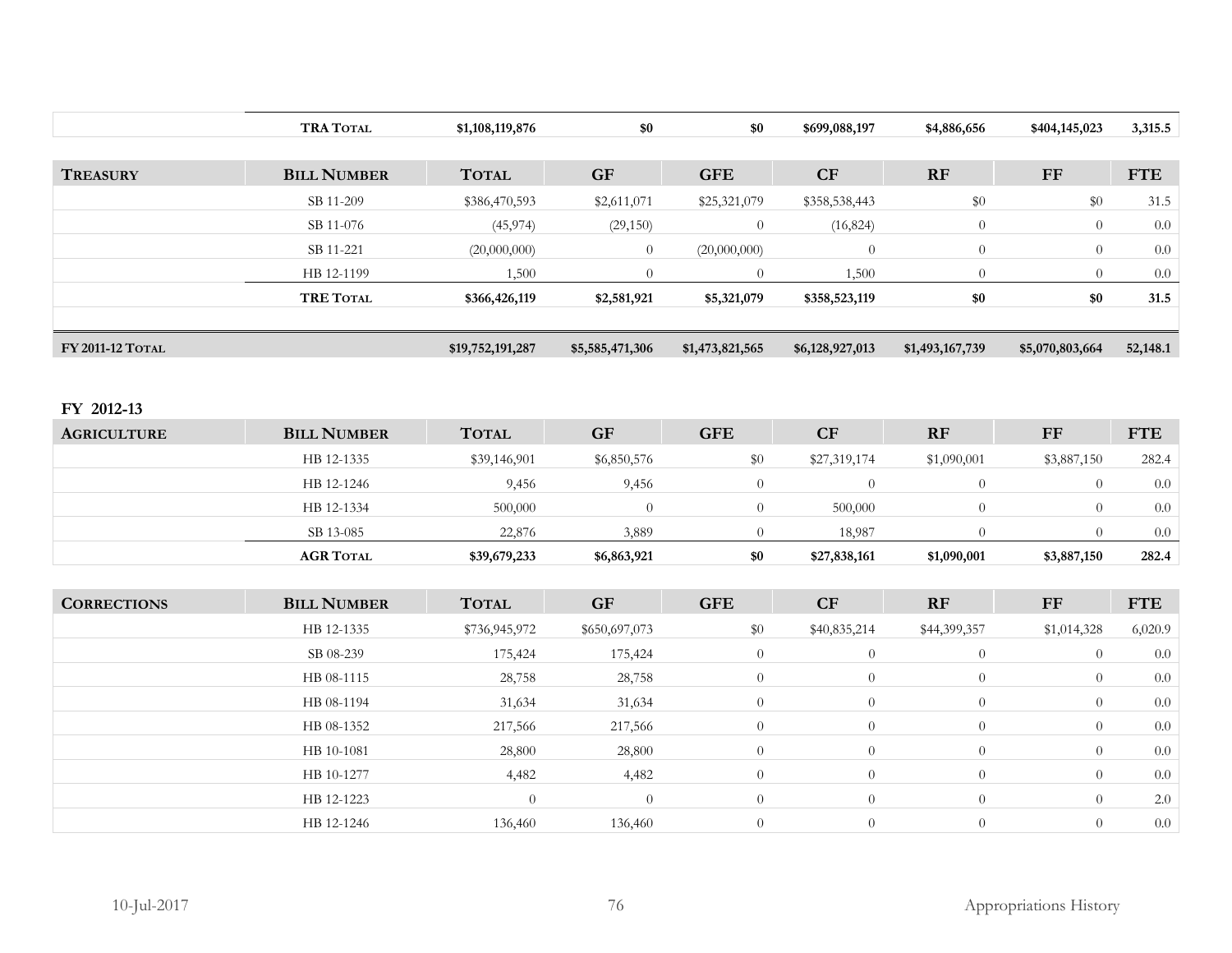| | TRA Total | $1,108,119,876 | $0 | $0 | $699,088,197 | $4,886,656 | $404,145,023 | 3,315.5 |
|---|---|---|---|---|---|---|---|---|

| Treasury | Bill Number | Total | GF | GFE | CF | RF | FF | FTE |
|---|---|---|---|---|---|---|---|---|
| | SB 11-209 | $386,470,593 | $2,611,071 | $25,321,079 | $358,538,443 | $0 | $0 | 31.5 |
| | SB 11-076 | (45,974) | (29,150) | 0 | (16,824) | 0 | 0 | 0.0 |
| | SB 11-221 | (20,000,000) | 0 | (20,000,000) | 0 | 0 | 0 | 0.0 |
| | HB 12-1199 | 1,500 | 0 | 0 | 1,500 | 0 | 0 | 0.0 |
| | TRE Total | $366,426,119 | $2,581,921 | $5,321,079 | $358,523,119 | $0 | $0 | 31.5 |

| FY 2011-12 Total | | $19,752,191,287 | $5,585,471,306 | $1,473,821,565 | $6,128,927,013 | $1,493,167,739 | $5,070,803,664 | 52,148.1 |
|---|---|---|---|---|---|---|---|---|

## FY 2012-13

| Agriculture | Bill Number | Total | GF | GFE | CF | RF | FF | FTE |
|---|---|---|---|---|---|---|---|---|
| | HB 12-1335 | $39,146,901 | $6,850,576 | $0 | $27,319,174 | $1,090,001 | $3,887,150 | 282.4 |
| | HB 12-1246 | 9,456 | 9,456 | 0 | 0 | 0 | 0 | 0.0 |
| | HB 12-1334 | 500,000 | 0 | 0 | 500,000 | 0 | 0 | 0.0 |
| | SB 13-085 | 22,876 | 3,889 | 0 | 18,987 | 0 | 0 | 0.0 |
| | AGR Total | $39,679,233 | $6,863,921 | $0 | $27,838,161 | $1,090,001 | $3,887,150 | 282.4 |

| Corrections | Bill Number | Total | GF | GFE | CF | RF | FF | FTE |
|---|---|---|---|---|---|---|---|---|
| | HB 12-1335 | $736,945,972 | $650,697,073 | $0 | $40,835,214 | $44,399,357 | $1,014,328 | 6,020.9 |
| | SB 08-239 | 175,424 | 175,424 | 0 | 0 | 0 | 0 | 0.0 |
| | HB 08-1115 | 28,758 | 28,758 | 0 | 0 | 0 | 0 | 0.0 |
| | HB 08-1194 | 31,634 | 31,634 | 0 | 0 | 0 | 0 | 0.0 |
| | HB 08-1352 | 217,566 | 217,566 | 0 | 0 | 0 | 0 | 0.0 |
| | HB 10-1081 | 28,800 | 28,800 | 0 | 0 | 0 | 0 | 0.0 |
| | HB 10-1277 | 4,482 | 4,482 | 0 | 0 | 0 | 0 | 0.0 |
| | HB 12-1223 | 0 | 0 | 0 | 0 | 0 | 0 | 2.0 |
| | HB 12-1246 | 136,460 | 136,460 | 0 | 0 | 0 | 0 | 0.0 |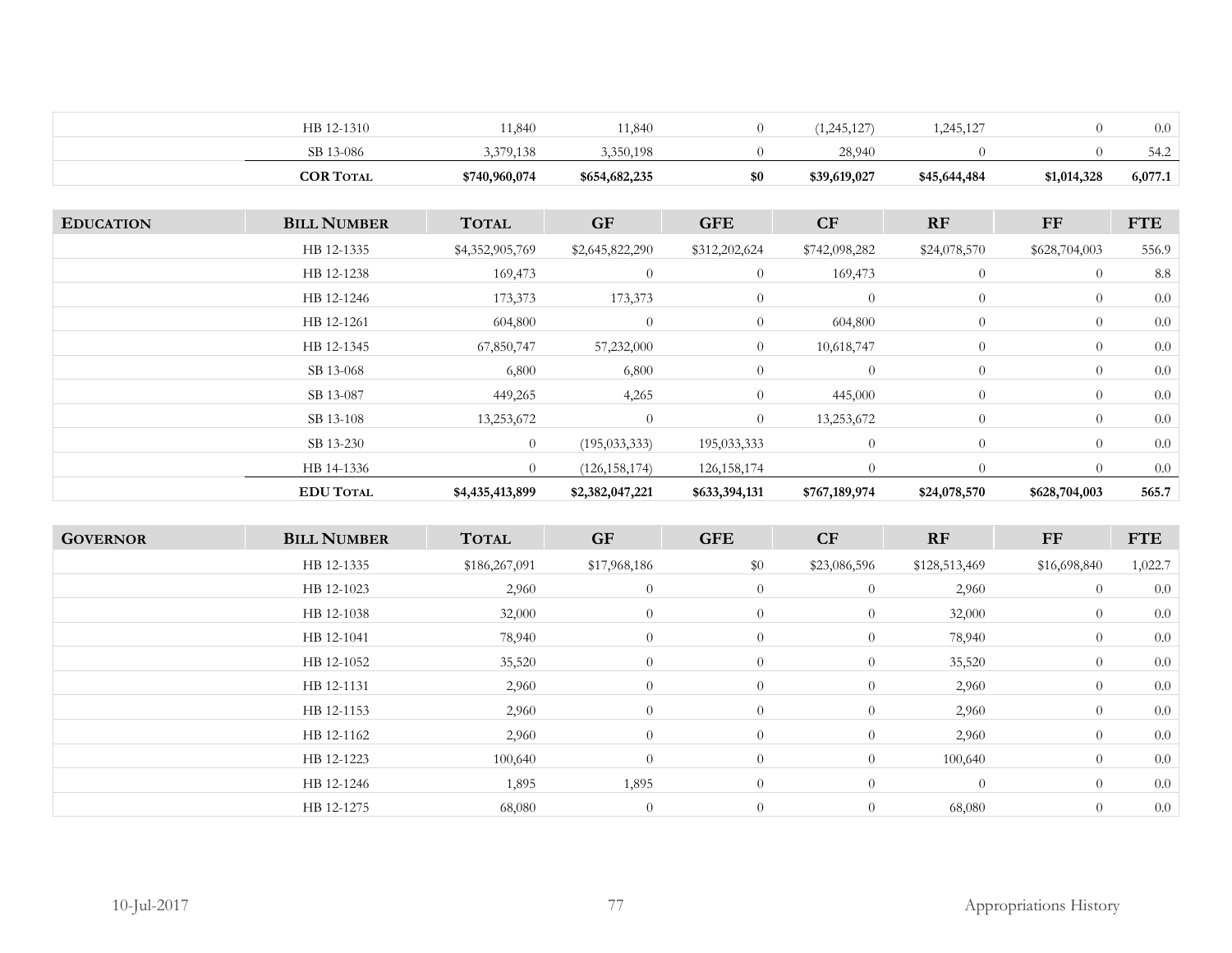| | HB 12-1310 | 11,840 | 11,840 | 0 | (1,245,127) | 1,245,127 | 0 | 0.0 |
|---|---|---|---|---|---|---|---|---|
| | SB 13-086 | 3,379,138 | 3,350,198 | 0 | 28,940 | 0 | 0 | 54.2 |
| | **COR Total** | **$740,960,074** | **$654,682,235** | **$0** | **$39,619,027** | **$45,644,484** | **$1,014,328** | **6,077.1** |

| **Education** | **Bill Number** | **Total** | **GF** | **GFE** | **CF** | **RF** | **FF** | **FTE** |
|---|---|---|---|---|---|---|---|---|
| | HB 12-1335 | $4,352,905,769 | $2,645,822,290 | $312,202,624 | $742,098,282 | $24,078,570 | $628,704,003 | 556.9 |
| | HB 12-1238 | 169,473 | 0 | 0 | 169,473 | 0 | 0 | 8.8 |
| | HB 12-1246 | 173,373 | 173,373 | 0 | 0 | 0 | 0 | 0.0 |
| | HB 12-1261 | 604,800 | 0 | 0 | 604,800 | 0 | 0 | 0.0 |
| | HB 12-1345 | 67,850,747 | 57,232,000 | 0 | 10,618,747 | 0 | 0 | 0.0 |
| | SB 13-068 | 6,800 | 6,800 | 0 | 0 | 0 | 0 | 0.0 |
| | SB 13-087 | 449,265 | 4,265 | 0 | 445,000 | 0 | 0 | 0.0 |
| | SB 13-108 | 13,253,672 | 0 | 0 | 13,253,672 | 0 | 0 | 0.0 |
| | SB 13-230 | 0 | (195,033,333) | 195,033,333 | 0 | 0 | 0 | 0.0 |
| | HB 14-1336 | 0 | (126,158,174) | 126,158,174 | 0 | 0 | 0 | 0.0 |
| | **EDU Total** | **$4,435,413,899** | **$2,382,047,221** | **$633,394,131** | **$767,189,974** | **$24,078,570** | **$628,704,003** | **565.7** |

| **Governor** | **Bill Number** | **Total** | **GF** | **GFE** | **CF** | **RF** | **FF** | **FTE** |
|---|---|---|---|---|---|---|---|---|
| | HB 12-1335 | $186,267,091 | $17,968,186 | $0 | $23,086,596 | $128,513,469 | $16,698,840 | 1,022.7 |
| | HB 12-1023 | 2,960 | 0 | 0 | 0 | 2,960 | 0 | 0.0 |
| | HB 12-1038 | 32,000 | 0 | 0 | 0 | 32,000 | 0 | 0.0 |
| | HB 12-1041 | 78,940 | 0 | 0 | 0 | 78,940 | 0 | 0.0 |
| | HB 12-1052 | 35,520 | 0 | 0 | 0 | 35,520 | 0 | 0.0 |
| | HB 12-1131 | 2,960 | 0 | 0 | 0 | 2,960 | 0 | 0.0 |
| | HB 12-1153 | 2,960 | 0 | 0 | 0 | 2,960 | 0 | 0.0 |
| | HB 12-1162 | 2,960 | 0 | 0 | 0 | 2,960 | 0 | 0.0 |
| | HB 12-1223 | 100,640 | 0 | 0 | 0 | 100,640 | 0 | 0.0 |
| | HB 12-1246 | 1,895 | 1,895 | 0 | 0 | 0 | 0 | 0.0 |
| | HB 12-1275 | 68,080 | 0 | 0 | 0 | 68,080 | 0 | 0.0 |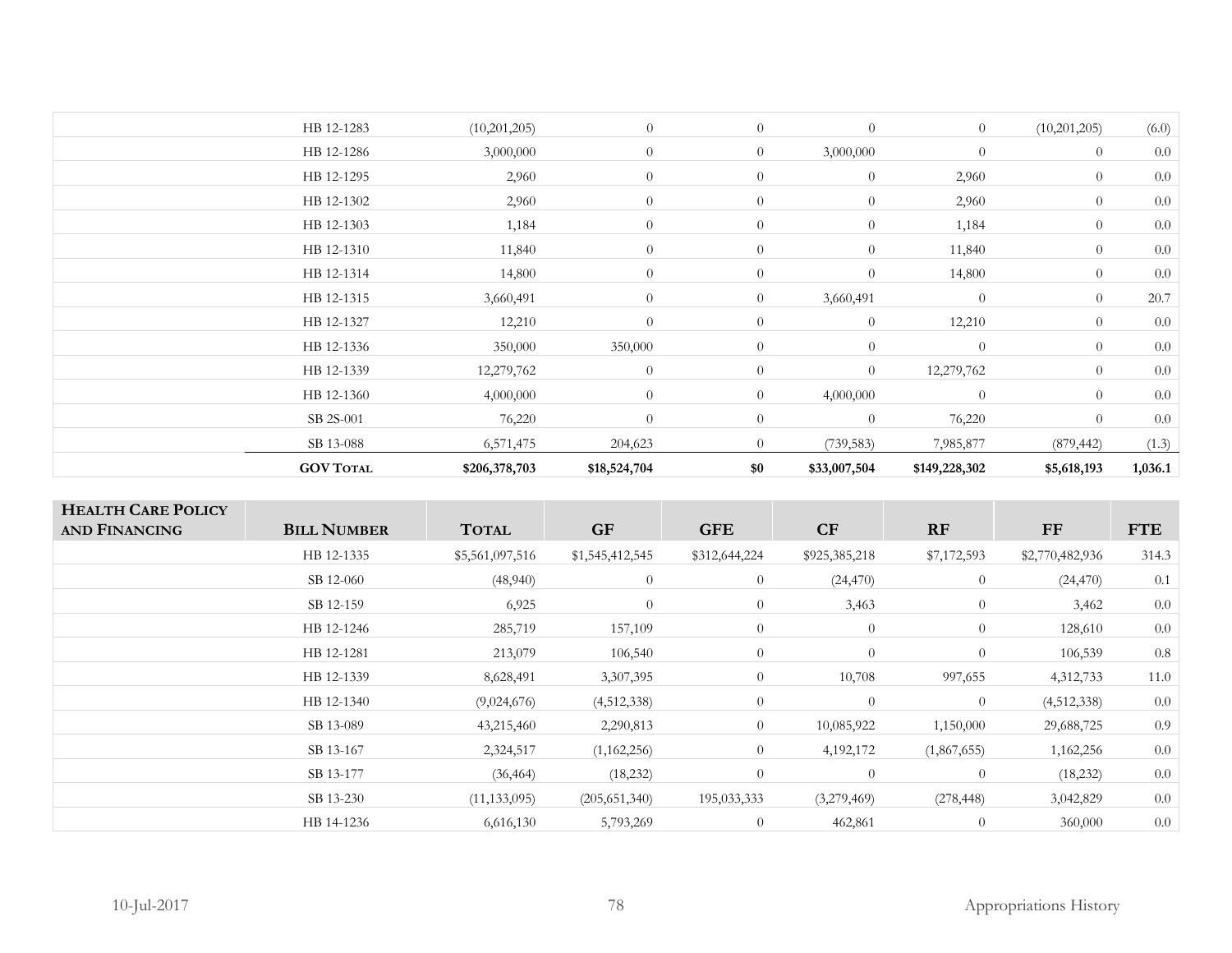| | | | | | | | | |
|---|---|---|---|---|---|---|---|---|
| | HB 12-1283 | (10,201,205) | 0 | 0 | 0 | 0 | (10,201,205) | (6.0) |
| | HB 12-1286 | 3,000,000 | 0 | 0 | 3,000,000 | 0 | 0 | 0.0 |
| | HB 12-1295 | 2,960 | 0 | 0 | 0 | 2,960 | 0 | 0.0 |
| | HB 12-1302 | 2,960 | 0 | 0 | 0 | 2,960 | 0 | 0.0 |
| | HB 12-1303 | 1,184 | 0 | 0 | 0 | 1,184 | 0 | 0.0 |
| | HB 12-1310 | 11,840 | 0 | 0 | 0 | 11,840 | 0 | 0.0 |
| | HB 12-1314 | 14,800 | 0 | 0 | 0 | 14,800 | 0 | 0.0 |
| | HB 12-1315 | 3,660,491 | 0 | 0 | 3,660,491 | 0 | 0 | 20.7 |
| | HB 12-1327 | 12,210 | 0 | 0 | 0 | 12,210 | 0 | 0.0 |
| | HB 12-1336 | 350,000 | 350,000 | 0 | 0 | 0 | 0 | 0.0 |
| | HB 12-1339 | 12,279,762 | 0 | 0 | 0 | 12,279,762 | 0 | 0.0 |
| | HB 12-1360 | 4,000,000 | 0 | 0 | 4,000,000 | 0 | 0 | 0.0 |
| | SB 2S-001 | 76,220 | 0 | 0 | 0 | 76,220 | 0 | 0.0 |
| | SB 13-088 | 6,571,475 | 204,623 | 0 | (739,583) | 7,985,877 | (879,442) | (1.3) |
| | **GOV TOTAL** | **$206,378,703** | **$18,524,704** | **$0** | **$33,007,504** | **$149,228,302** | **$5,618,193** | **1,036.1** |

| **HEALTH CARE POLICY AND FINANCING** | **BILL NUMBER** | **TOTAL** | **GF** | **GFE** | **CF** | **RF** | **FF** | **FTE** |
|---|---|---|---|---|---|---|---|---|
| | HB 12-1335 | $5,561,097,516 | $1,545,412,545 | $312,644,224 | $925,385,218 | $7,172,593 | $2,770,482,936 | 314.3 |
| | SB 12-060 | (48,940) | 0 | 0 | (24,470) | 0 | (24,470) | 0.1 |
| | SB 12-159 | 6,925 | 0 | 0 | 3,463 | 0 | 3,462 | 0.0 |
| | HB 12-1246 | 285,719 | 157,109 | 0 | 0 | 0 | 128,610 | 0.0 |
| | HB 12-1281 | 213,079 | 106,540 | 0 | 0 | 0 | 106,539 | 0.8 |
| | HB 12-1339 | 8,628,491 | 3,307,395 | 0 | 10,708 | 997,655 | 4,312,733 | 11.0 |
| | HB 12-1340 | (9,024,676) | (4,512,338) | 0 | 0 | 0 | (4,512,338) | 0.0 |
| | SB 13-089 | 43,215,460 | 2,290,813 | 0 | 10,085,922 | 1,150,000 | 29,688,725 | 0.9 |
| | SB 13-167 | 2,324,517 | (1,162,256) | 0 | 4,192,172 | (1,867,655) | 1,162,256 | 0.0 |
| | SB 13-177 | (36,464) | (18,232) | 0 | 0 | 0 | (18,232) | 0.0 |
| | SB 13-230 | (11,133,095) | (205,651,340) | 195,033,333 | (3,279,469) | (278,448) | 3,042,829 | 0.0 |
| | HB 14-1236 | 6,616,130 | 5,793,269 | 0 | 462,861 | 0 | 360,000 | 0.0 |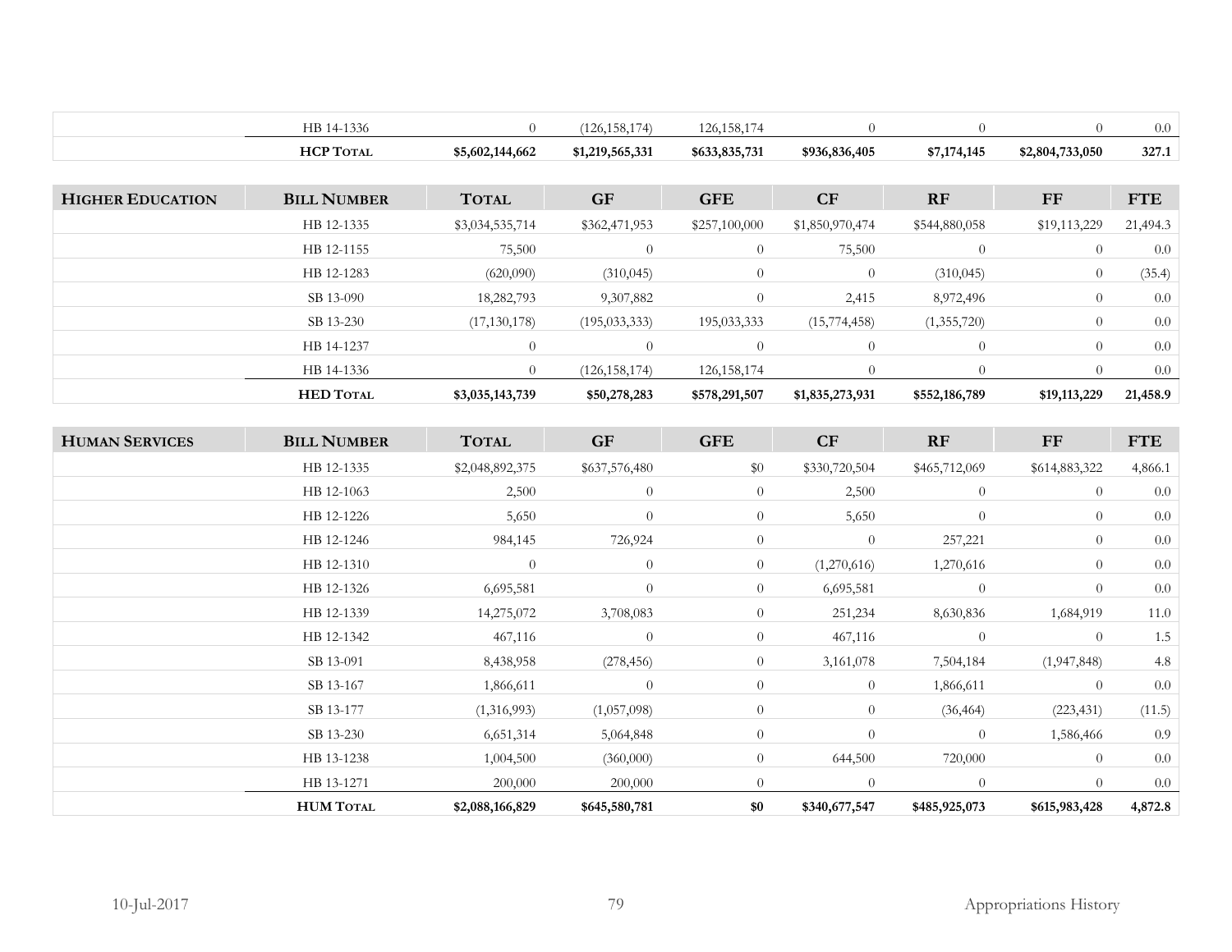|  | HB 14-1336 | 0 | (126,158,174) | 126,158,174 | 0 | 0 | 0 | 0.0 |
|---|---|---|---|---|---|---|---|---|
|  | **HCP Total** | **$5,602,144,662** | **$1,219,565,331** | **$633,835,731** | **$936,836,405** | **$7,174,145** | **$2,804,733,050** | **327.1** |

| **Higher Education** | **Bill Number** | **Total** | **GF** | **GFE** | **CF** | **RF** | **FF** | **FTE** |
|---|---|---|---|---|---|---|---|---|
|  | HB 12-1335 | $3,034,535,714 | $362,471,953 | $257,100,000 | $1,850,970,474 | $544,880,058 | $19,113,229 | 21,494.3 |
|  | HB 12-1155 | 75,500 | 0 | 0 | 75,500 | 0 | 0 | 0.0 |
|  | HB 12-1283 | (620,090) | (310,045) | 0 | 0 | (310,045) | 0 | (35.4) |
|  | SB 13-090 | 18,282,793 | 9,307,882 | 0 | 2,415 | 8,972,496 | 0 | 0.0 |
|  | SB 13-230 | (17,130,178) | (195,033,333) | 195,033,333 | (15,774,458) | (1,355,720) | 0 | 0.0 |
|  | HB 14-1237 | 0 | 0 | 0 | 0 | 0 | 0 | 0.0 |
|  | HB 14-1336 | 0 | (126,158,174) | 126,158,174 | 0 | 0 | 0 | 0.0 |
|  | **HED Total** | **$3,035,143,739** | **$50,278,283** | **$578,291,507** | **$1,835,273,931** | **$552,186,789** | **$19,113,229** | **21,458.9** |

| **Human Services** | **Bill Number** | **Total** | **GF** | **GFE** | **CF** | **RF** | **FF** | **FTE** |
|---|---|---|---|---|---|---|---|---|
|  | HB 12-1335 | $2,048,892,375 | $637,576,480 | $0 | $330,720,504 | $465,712,069 | $614,883,322 | 4,866.1 |
|  | HB 12-1063 | 2,500 | 0 | 0 | 2,500 | 0 | 0 | 0.0 |
|  | HB 12-1226 | 5,650 | 0 | 0 | 5,650 | 0 | 0 | 0.0 |
|  | HB 12-1246 | 984,145 | 726,924 | 0 | 0 | 257,221 | 0 | 0.0 |
|  | HB 12-1310 | 0 | 0 | 0 | (1,270,616) | 1,270,616 | 0 | 0.0 |
|  | HB 12-1326 | 6,695,581 | 0 | 0 | 6,695,581 | 0 | 0 | 0.0 |
|  | HB 12-1339 | 14,275,072 | 3,708,083 | 0 | 251,234 | 8,630,836 | 1,684,919 | 11.0 |
|  | HB 12-1342 | 467,116 | 0 | 0 | 467,116 | 0 | 0 | 1.5 |
|  | SB 13-091 | 8,438,958 | (278,456) | 0 | 3,161,078 | 7,504,184 | (1,947,848) | 4.8 |
|  | SB 13-167 | 1,866,611 | 0 | 0 | 0 | 1,866,611 | 0 | 0.0 |
|  | SB 13-177 | (1,316,993) | (1,057,098) | 0 | 0 | (36,464) | (223,431) | (11.5) |
|  | SB 13-230 | 6,651,314 | 5,064,848 | 0 | 0 | 0 | 1,586,466 | 0.9 |
|  | HB 13-1238 | 1,004,500 | (360,000) | 0 | 644,500 | 720,000 | 0 | 0.0 |
|  | HB 13-1271 | 200,000 | 200,000 | 0 | 0 | 0 | 0 | 0.0 |
|  | **HUM Total** | **$2,088,166,829** | **$645,580,781** | **$0** | **$340,677,547** | **$485,925,073** | **$615,983,428** | **4,872.8** |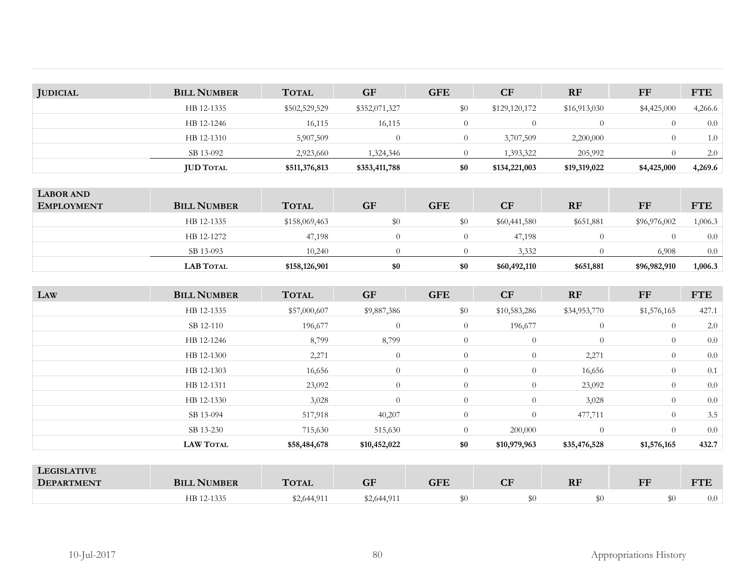| JUDICIAL | BILL NUMBER | TOTAL | GF | GFE | CF | RF | FF | FTE |
|---|---|---|---|---|---|---|---|---|
| | HB 12-1335 | $502,529,529 | $352,071,327 | $0 | $129,120,172 | $16,913,030 | $4,425,000 | 4,266.6 |
| | HB 12-1246 | 16,115 | 16,115 | 0 | 0 | 0 | 0 | 0.0 |
| | HB 12-1310 | 5,907,509 | 0 | 0 | 3,707,509 | 2,200,000 | 0 | 1.0 |
| | SB 13-092 | 2,923,660 | 1,324,346 | 0 | 1,393,322 | 205,992 | 0 | 2.0 |
| | **JUD TOTAL** | **$511,376,813** | **$353,411,788** | **$0** | **$134,221,003** | **$19,319,022** | **$4,425,000** | **4,269.6** |

| LABOR AND EMPLOYMENT | BILL NUMBER | TOTAL | GF | GFE | CF | RF | FF | FTE |
|---|---|---|---|---|---|---|---|---|
| | HB 12-1335 | $158,069,463 | $0 | $0 | $60,441,580 | $651,881 | $96,976,002 | 1,006.3 |
| | HB 12-1272 | 47,198 | 0 | 0 | 47,198 | 0 | 0 | 0.0 |
| | SB 13-093 | 10,240 | 0 | 0 | 3,332 | 0 | 6,908 | 0.0 |
| | **LAB TOTAL** | **$158,126,901** | **$0** | **$0** | **$60,492,110** | **$651,881** | **$96,982,910** | **1,006.3** |

| LAW | BILL NUMBER | TOTAL | GF | GFE | CF | RF | FF | FTE |
|---|---|---|---|---|---|---|---|---|
| | HB 12-1335 | $57,000,607 | $9,887,386 | $0 | $10,583,286 | $34,953,770 | $1,576,165 | 427.1 |
| | SB 12-110 | 196,677 | 0 | 0 | 196,677 | 0 | 0 | 2.0 |
| | HB 12-1246 | 8,799 | 8,799 | 0 | 0 | 0 | 0 | 0.0 |
| | HB 12-1300 | 2,271 | 0 | 0 | 0 | 2,271 | 0 | 0.0 |
| | HB 12-1303 | 16,656 | 0 | 0 | 0 | 16,656 | 0 | 0.1 |
| | HB 12-1311 | 23,092 | 0 | 0 | 0 | 23,092 | 0 | 0.0 |
| | HB 12-1330 | 3,028 | 0 | 0 | 0 | 3,028 | 0 | 0.0 |
| | SB 13-094 | 517,918 | 40,207 | 0 | 0 | 477,711 | 0 | 3.5 |
| | SB 13-230 | 715,630 | 515,630 | 0 | 200,000 | 0 | 0 | 0.0 |
| | **LAW TOTAL** | **$58,484,678** | **$10,452,022** | **$0** | **$10,979,963** | **$35,476,528** | **$1,576,165** | **432.7** |

| LEGISLATIVE DEPARTMENT | BILL NUMBER | TOTAL | GF | GFE | CF | RF | FF | FTE |
|---|---|---|---|---|---|---|---|---|
| | HB 12-1335 | $2,644,911 | $2,644,911 | $0 | $0 | $0 | $0 | 0.0 |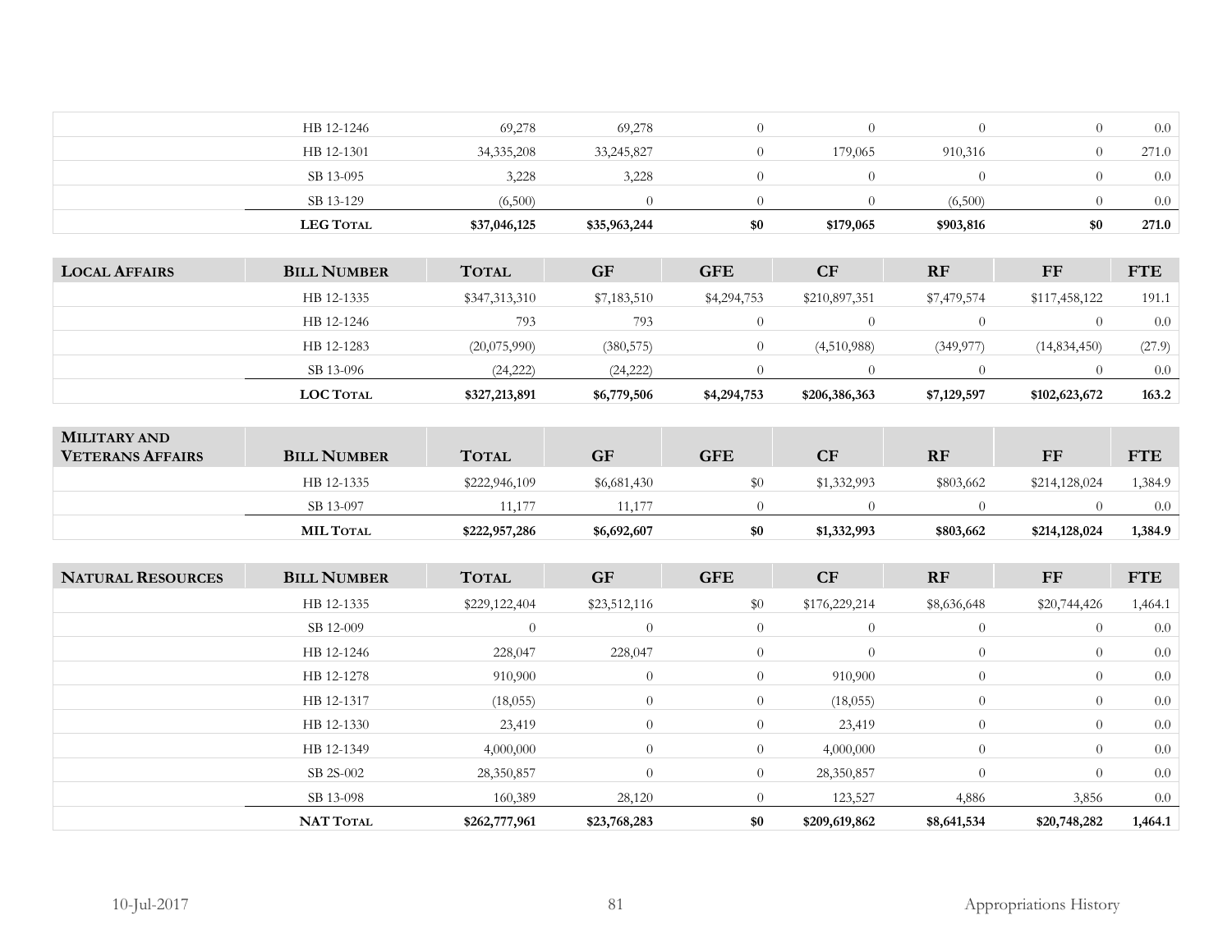| | HB 12-1246 | 69,278 | 69,278 | 0 | 0 | 0 | 0 | 0.0 |
|---|---|---|---|---|---|---|---|---|
| | HB 12-1301 | 34,335,208 | 33,245,827 | 0 | 179,065 | 910,316 | 0 | 271.0 |
| | SB 13-095 | 3,228 | 3,228 | 0 | 0 | 0 | 0 | 0.0 |
| | SB 13-129 | (6,500) | 0 | 0 | 0 | (6,500) | 0 | 0.0 |
| | **LEG Total** | **$37,046,125** | **$35,963,244** | **$0** | **$179,065** | **$903,816** | **$0** | **271.0** |

| **Local Affairs** | **Bill Number** | **Total** | **GF** | **GFE** | **CF** | **RF** | **FF** | **FTE** |
|---|---|---|---|---|---|---|---|---|
| | HB 12-1335 | $347,313,310 | $7,183,510 | $4,294,753 | $210,897,351 | $7,479,574 | $117,458,122 | 191.1 |
| | HB 12-1246 | 793 | 793 | 0 | 0 | 0 | 0 | 0.0 |
| | HB 12-1283 | (20,075,990) | (380,575) | 0 | (4,510,988) | (349,977) | (14,834,450) | (27.9) |
| | SB 13-096 | (24,222) | (24,222) | 0 | 0 | 0 | 0 | 0.0 |
| | **LOC Total** | **$327,213,891** | **$6,779,506** | **$4,294,753** | **$206,386,363** | **$7,129,597** | **$102,623,672** | **163.2** |

| **Military and Veterans Affairs** | **Bill Number** | **Total** | **GF** | **GFE** | **CF** | **RF** | **FF** | **FTE** |
|---|---|---|---|---|---|---|---|---|
| | HB 12-1335 | $222,946,109 | $6,681,430 | $0 | $1,332,993 | $803,662 | $214,128,024 | 1,384.9 |
| | SB 13-097 | 11,177 | 11,177 | 0 | 0 | 0 | 0 | 0.0 |
| | **MIL Total** | **$222,957,286** | **$6,692,607** | **$0** | **$1,332,993** | **$803,662** | **$214,128,024** | **1,384.9** |

| **Natural Resources** | **Bill Number** | **Total** | **GF** | **GFE** | **CF** | **RF** | **FF** | **FTE** |
|---|---|---|---|---|---|---|---|---|
| | HB 12-1335 | $229,122,404 | $23,512,116 | $0 | $176,229,214 | $8,636,648 | $20,744,426 | 1,464.1 |
| | SB 12-009 | 0 | 0 | 0 | 0 | 0 | 0 | 0.0 |
| | HB 12-1246 | 228,047 | 228,047 | 0 | 0 | 0 | 0 | 0.0 |
| | HB 12-1278 | 910,900 | 0 | 0 | 910,900 | 0 | 0 | 0.0 |
| | HB 12-1317 | (18,055) | 0 | 0 | (18,055) | 0 | 0 | 0.0 |
| | HB 12-1330 | 23,419 | 0 | 0 | 23,419 | 0 | 0 | 0.0 |
| | HB 12-1349 | 4,000,000 | 0 | 0 | 4,000,000 | 0 | 0 | 0.0 |
| | SB 2S-002 | 28,350,857 | 0 | 0 | 28,350,857 | 0 | 0 | 0.0 |
| | SB 13-098 | 160,389 | 28,120 | 0 | 123,527 | 4,886 | 3,856 | 0.0 |
| | **NAT Total** | **$262,777,961** | **$23,768,283** | **$0** | **$209,619,862** | **$8,641,534** | **$20,748,282** | **1,464.1** |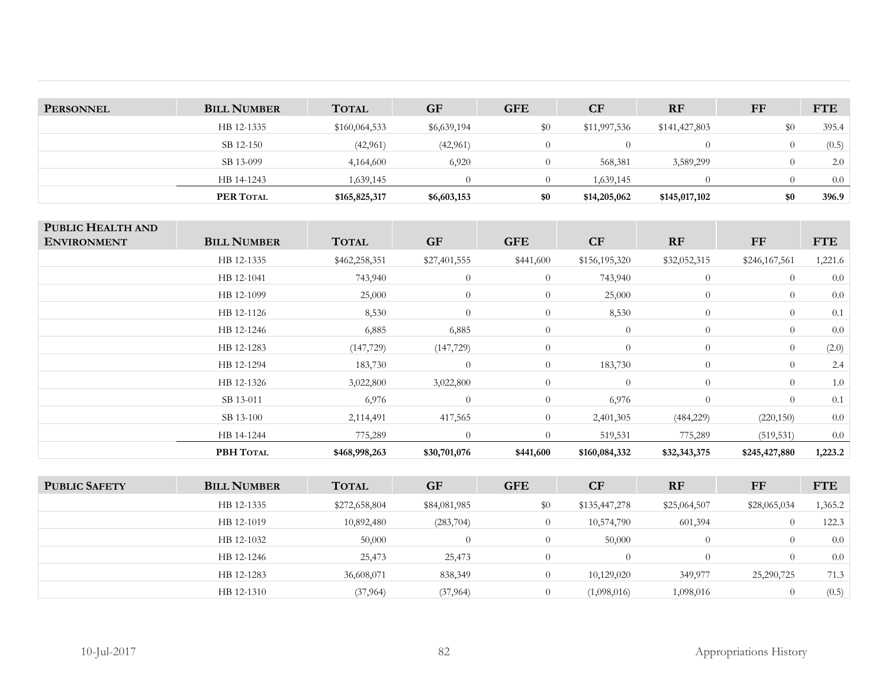| PERSONNEL | BILL NUMBER | TOTAL | GF | GFE | CF | RF | FF | FTE |
|---|---|---|---|---|---|---|---|---|
| | HB 12-1335 | $160,064,533 | $6,639,194 | $0 | $11,997,536 | $141,427,803 | $0 | 395.4 |
| | SB 12-150 | (42,961) | (42,961) | 0 | 0 | 0 | 0 | (0.5) |
| | SB 13-099 | 4,164,600 | 6,920 | 0 | 568,381 | 3,589,299 | 0 | 2.0 |
| | HB 14-1243 | 1,639,145 | 0 | 0 | 1,639,145 | 0 | 0 | 0.0 |
| | **PER TOTAL** | **$165,825,317** | **$6,603,153** | **$0** | **$14,205,062** | **$145,017,102** | **$0** | **396.9** |

| PUBLIC HEALTH AND ENVIRONMENT | BILL NUMBER | TOTAL | GF | GFE | CF | RF | FF | FTE |
|---|---|---|---|---|---|---|---|---|
| | HB 12-1335 | $462,258,351 | $27,401,555 | $441,600 | $156,195,320 | $32,052,315 | $246,167,561 | 1,221.6 |
| | HB 12-1041 | 743,940 | 0 | 0 | 743,940 | 0 | 0 | 0.0 |
| | HB 12-1099 | 25,000 | 0 | 0 | 25,000 | 0 | 0 | 0.0 |
| | HB 12-1126 | 8,530 | 0 | 0 | 8,530 | 0 | 0 | 0.1 |
| | HB 12-1246 | 6,885 | 6,885 | 0 | 0 | 0 | 0 | 0.0 |
| | HB 12-1283 | (147,729) | (147,729) | 0 | 0 | 0 | 0 | (2.0) |
| | HB 12-1294 | 183,730 | 0 | 0 | 183,730 | 0 | 0 | 2.4 |
| | HB 12-1326 | 3,022,800 | 3,022,800 | 0 | 0 | 0 | 0 | 1.0 |
| | SB 13-011 | 6,976 | 0 | 0 | 6,976 | 0 | 0 | 0.1 |
| | SB 13-100 | 2,114,491 | 417,565 | 0 | 2,401,305 | (484,229) | (220,150) | 0.0 |
| | HB 14-1244 | 775,289 | 0 | 0 | 519,531 | 775,289 | (519,531) | 0.0 |
| | **PBH TOTAL** | **$468,998,263** | **$30,701,076** | **$441,600** | **$160,084,332** | **$32,343,375** | **$245,427,880** | **1,223.2** |

| PUBLIC SAFETY | BILL NUMBER | TOTAL | GF | GFE | CF | RF | FF | FTE |
|---|---|---|---|---|---|---|---|---|
| | HB 12-1335 | $272,658,804 | $84,081,985 | $0 | $135,447,278 | $25,064,507 | $28,065,034 | 1,365.2 |
| | HB 12-1019 | 10,892,480 | (283,704) | 0 | 10,574,790 | 601,394 | 0 | 122.3 |
| | HB 12-1032 | 50,000 | 0 | 0 | 50,000 | 0 | 0 | 0.0 |
| | HB 12-1246 | 25,473 | 25,473 | 0 | 0 | 0 | 0 | 0.0 |
| | HB 12-1283 | 36,608,071 | 838,349 | 0 | 10,129,020 | 349,977 | 25,290,725 | 71.3 |
| | HB 12-1310 | (37,964) | (37,964) | 0 | (1,098,016) | 1,098,016 | 0 | (0.5) |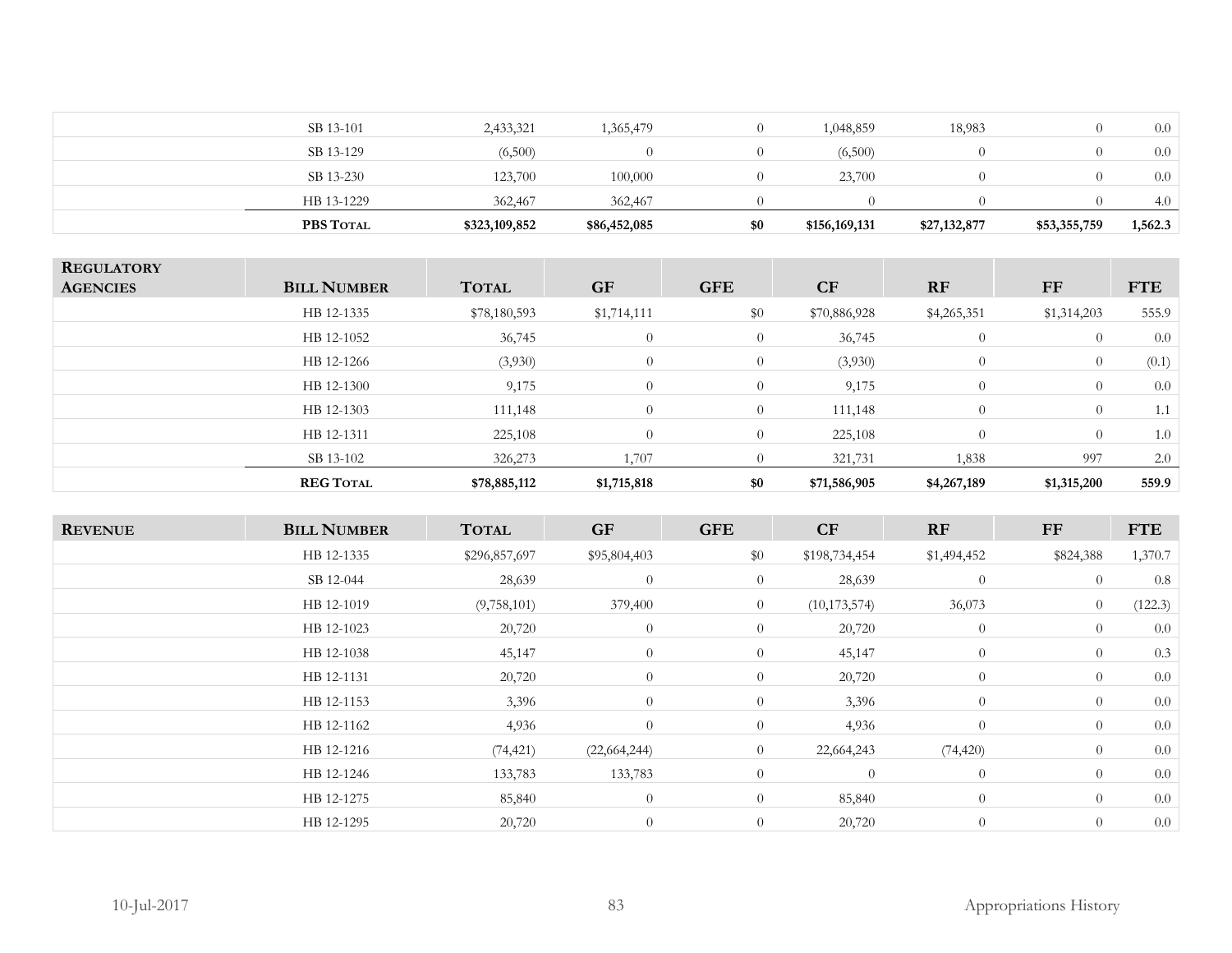| | | | | | | | | |
|---|---|---|---|---|---|---|---|---|
| | SB 13-101 | 2,433,321 | 1,365,479 | 0 | 1,048,859 | 18,983 | 0 | 0.0 |
| | SB 13-129 | (6,500) | 0 | 0 | (6,500) | 0 | 0 | 0.0 |
| | SB 13-230 | 123,700 | 100,000 | 0 | 23,700 | 0 | 0 | 0.0 |
| | HB 13-1229 | 362,467 | 362,467 | 0 | 0 | 0 | 0 | 4.0 |
| | **PBS Total** | **$323,109,852** | **$86,452,085** | **$0** | **$156,169,131** | **$27,132,877** | **$53,355,759** | **1,562.3** |

| **Regulatory Agencies** | **Bill Number** | **Total** | **GF** | **GFE** | **CF** | **RF** | **FF** | **FTE** |
|---|---|---|---|---|---|---|---|---|
| | HB 12-1335 | $78,180,593 | $1,714,111 | $0 | $70,886,928 | $4,265,351 | $1,314,203 | 555.9 |
| | HB 12-1052 | 36,745 | 0 | 0 | 36,745 | 0 | 0 | 0.0 |
| | HB 12-1266 | (3,930) | 0 | 0 | (3,930) | 0 | 0 | (0.1) |
| | HB 12-1300 | 9,175 | 0 | 0 | 9,175 | 0 | 0 | 0.0 |
| | HB 12-1303 | 111,148 | 0 | 0 | 111,148 | 0 | 0 | 1.1 |
| | HB 12-1311 | 225,108 | 0 | 0 | 225,108 | 0 | 0 | 1.0 |
| | SB 13-102 | 326,273 | 1,707 | 0 | 321,731 | 1,838 | 997 | 2.0 |
| | **REG Total** | **$78,885,112** | **$1,715,818** | **$0** | **$71,586,905** | **$4,267,189** | **$1,315,200** | **559.9** |

| **Revenue** | **Bill Number** | **Total** | **GF** | **GFE** | **CF** | **RF** | **FF** | **FTE** |
|---|---|---|---|---|---|---|---|---|
| | HB 12-1335 | $296,857,697 | $95,804,403 | $0 | $198,734,454 | $1,494,452 | $824,388 | 1,370.7 |
| | SB 12-044 | 28,639 | 0 | 0 | 28,639 | 0 | 0 | 0.8 |
| | HB 12-1019 | (9,758,101) | 379,400 | 0 | (10,173,574) | 36,073 | 0 | (122.3) |
| | HB 12-1023 | 20,720 | 0 | 0 | 20,720 | 0 | 0 | 0.0 |
| | HB 12-1038 | 45,147 | 0 | 0 | 45,147 | 0 | 0 | 0.3 |
| | HB 12-1131 | 20,720 | 0 | 0 | 20,720 | 0 | 0 | 0.0 |
| | HB 12-1153 | 3,396 | 0 | 0 | 3,396 | 0 | 0 | 0.0 |
| | HB 12-1162 | 4,936 | 0 | 0 | 4,936 | 0 | 0 | 0.0 |
| | HB 12-1216 | (74,421) | (22,664,244) | 0 | 22,664,243 | (74,420) | 0 | 0.0 |
| | HB 12-1246 | 133,783 | 133,783 | 0 | 0 | 0 | 0 | 0.0 |
| | HB 12-1275 | 85,840 | 0 | 0 | 85,840 | 0 | 0 | 0.0 |
| | HB 12-1295 | 20,720 | 0 | 0 | 20,720 | 0 | 0 | 0.0 |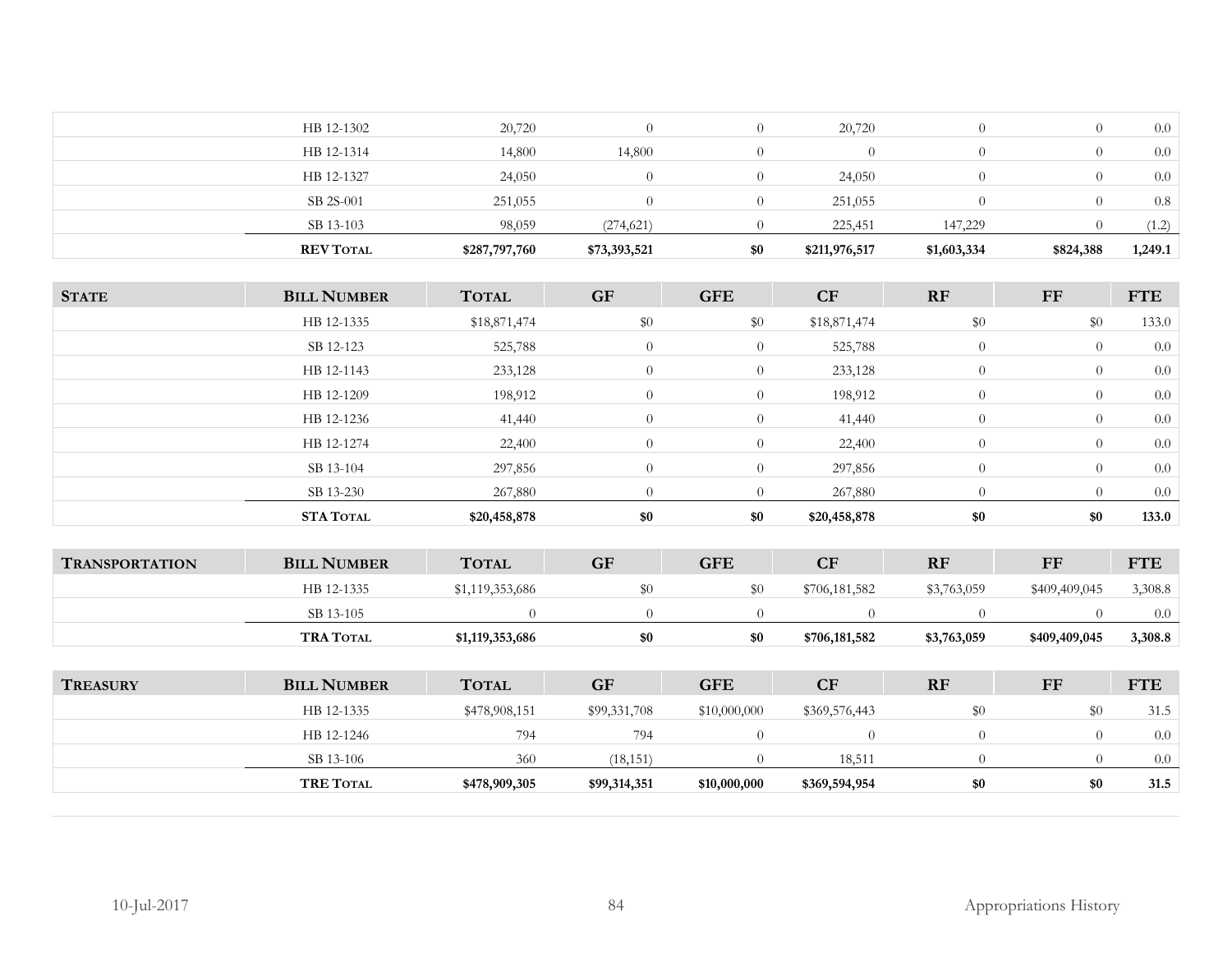| | Bill Number | Total | GF | GFE | CF | RF | FF | FTE |
|---|---|---|---|---|---|---|---|---|
| | HB 12-1302 | 20,720 | 0 | 0 | 20,720 | 0 | 0 | 0.0 |
| | HB 12-1314 | 14,800 | 14,800 | 0 | 0 | 0 | 0 | 0.0 |
| | HB 12-1327 | 24,050 | 0 | 0 | 24,050 | 0 | 0 | 0.0 |
| | SB 2S-001 | 251,055 | 0 | 0 | 251,055 | 0 | 0 | 0.8 |
| | SB 13-103 | 98,059 | (274,621) | 0 | 225,451 | 147,229 | 0 | (1.2) |
| | **REV Total** | **$287,797,760** | **$73,393,521** | **$0** | **$211,976,517** | **$1,603,334** | **$824,388** | **1,249.1** |

| State | Bill Number | Total | GF | GFE | CF | RF | FF | FTE |
|---|---|---|---|---|---|---|---|---|
| | HB 12-1335 | $18,871,474 | $0 | $0 | $18,871,474 | $0 | $0 | 133.0 |
| | SB 12-123 | 525,788 | 0 | 0 | 525,788 | 0 | 0 | 0.0 |
| | HB 12-1143 | 233,128 | 0 | 0 | 233,128 | 0 | 0 | 0.0 |
| | HB 12-1209 | 198,912 | 0 | 0 | 198,912 | 0 | 0 | 0.0 |
| | HB 12-1236 | 41,440 | 0 | 0 | 41,440 | 0 | 0 | 0.0 |
| | HB 12-1274 | 22,400 | 0 | 0 | 22,400 | 0 | 0 | 0.0 |
| | SB 13-104 | 297,856 | 0 | 0 | 297,856 | 0 | 0 | 0.0 |
| | SB 13-230 | 267,880 | 0 | 0 | 267,880 | 0 | 0 | 0.0 |
| | **STA Total** | **$20,458,878** | **$0** | **$0** | **$20,458,878** | **$0** | **$0** | **133.0** |

| Transportation | Bill Number | Total | GF | GFE | CF | RF | FF | FTE |
|---|---|---|---|---|---|---|---|---|
| | HB 12-1335 | $1,119,353,686 | $0 | $0 | $706,181,582 | $3,763,059 | $409,409,045 | 3,308.8 |
| | SB 13-105 | 0 | 0 | 0 | 0 | 0 | 0 | 0.0 |
| | **TRA Total** | **$1,119,353,686** | **$0** | **$0** | **$706,181,582** | **$3,763,059** | **$409,409,045** | **3,308.8** |

| Treasury | Bill Number | Total | GF | GFE | CF | RF | FF | FTE |
|---|---|---|---|---|---|---|---|---|
| | HB 12-1335 | $478,908,151 | $99,331,708 | $10,000,000 | $369,576,443 | $0 | $0 | 31.5 |
| | HB 12-1246 | 794 | 794 | 0 | 0 | 0 | 0 | 0.0 |
| | SB 13-106 | 360 | (18,151) | 0 | 18,511 | 0 | 0 | 0.0 |
| | **TRE Total** | **$478,909,305** | **$99,314,351** | **$10,000,000** | **$369,594,954** | **$0** | **$0** | **31.5** |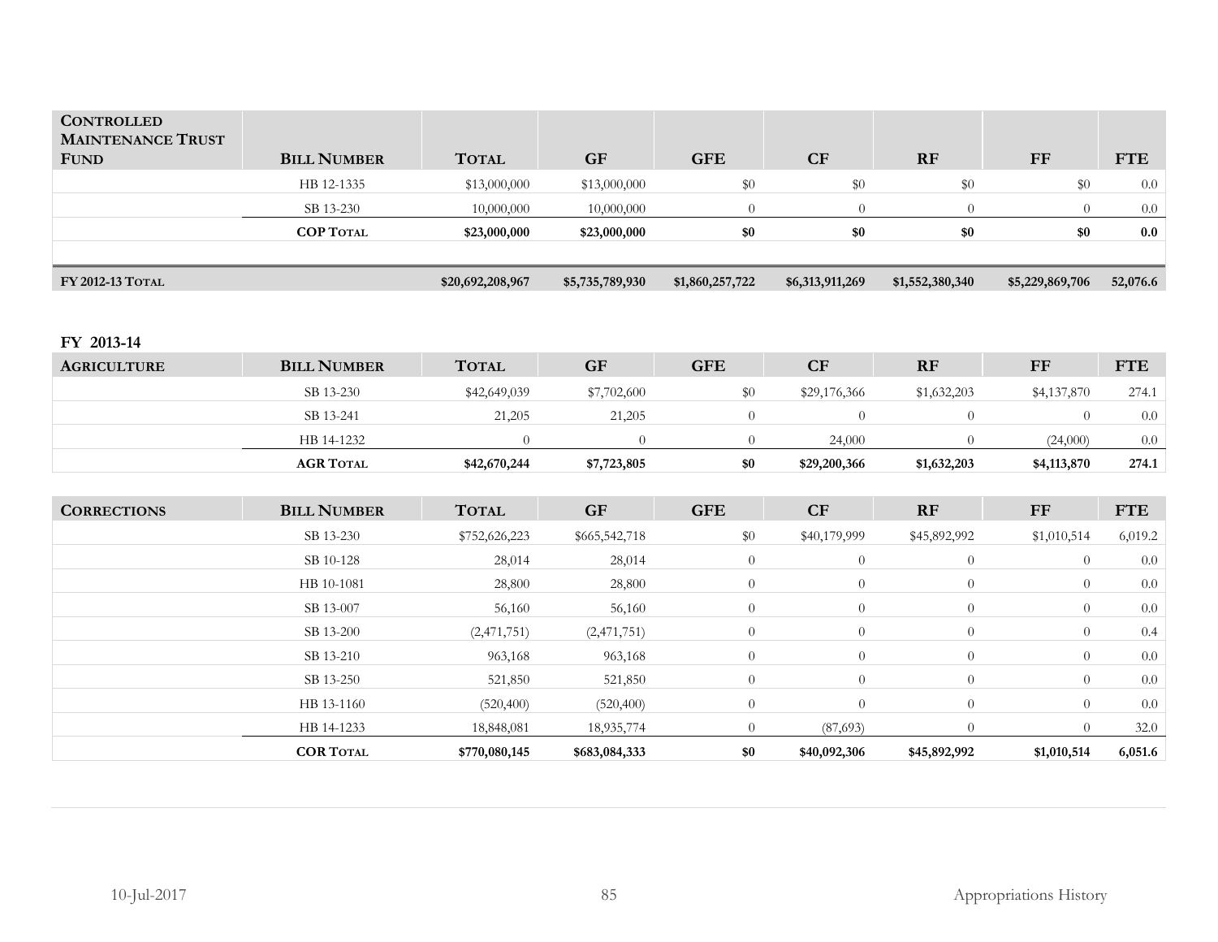| Controlled Maintenance Trust Fund | Bill Number | Total | GF | GFE | CF | RF | FF | FTE |
|---|---|---|---|---|---|---|---|---|
| | HB 12-1335 | $13,000,000 | $13,000,000 | $0 | $0 | $0 | $0 | 0.0 |
| | SB 13-230 | 10,000,000 | 10,000,000 | 0 | 0 | 0 | 0 | 0.0 |
| | **COP Total** | **$23,000,000** | **$23,000,000** | **$0** | **$0** | **$0** | **$0** | **0.0** |

| | | Total | GF | GFE | CF | RF | FF | FTE |
|---|---|---|---|---|---|---|---|---|
| **FY 2012-13 Total** | | **$20,692,208,967** | **$5,735,789,930** | **$1,860,257,722** | **$6,313,911,269** | **$1,552,380,340** | **$5,229,869,706** | **52,076.6** |

## FY 2013-14

| Agriculture | Bill Number | Total | GF | GFE | CF | RF | FF | FTE |
|---|---|---|---|---|---|---|---|---|
| | SB 13-230 | $42,649,039 | $7,702,600 | $0 | $29,176,366 | $1,632,203 | $4,137,870 | 274.1 |
| | SB 13-241 | 21,205 | 21,205 | 0 | 0 | 0 | 0 | 0.0 |
| | HB 14-1232 | 0 | 0 | 0 | 24,000 | 0 | (24,000) | 0.0 |
| | **AGR Total** | **$42,670,244** | **$7,723,805** | **$0** | **$29,200,366** | **$1,632,203** | **$4,113,870** | **274.1** |

| Corrections | Bill Number | Total | GF | GFE | CF | RF | FF | FTE |
|---|---|---|---|---|---|---|---|---|
| | SB 13-230 | $752,626,223 | $665,542,718 | $0 | $40,179,999 | $45,892,992 | $1,010,514 | 6,019.2 |
| | SB 10-128 | 28,014 | 28,014 | 0 | 0 | 0 | 0 | 0.0 |
| | HB 10-1081 | 28,800 | 28,800 | 0 | 0 | 0 | 0 | 0.0 |
| | SB 13-007 | 56,160 | 56,160 | 0 | 0 | 0 | 0 | 0.0 |
| | SB 13-200 | (2,471,751) | (2,471,751) | 0 | 0 | 0 | 0 | 0.4 |
| | SB 13-210 | 963,168 | 963,168 | 0 | 0 | 0 | 0 | 0.0 |
| | SB 13-250 | 521,850 | 521,850 | 0 | 0 | 0 | 0 | 0.0 |
| | HB 13-1160 | (520,400) | (520,400) | 0 | 0 | 0 | 0 | 0.0 |
| | HB 14-1233 | 18,848,081 | 18,935,774 | 0 | (87,693) | 0 | 0 | 32.0 |
| | **COR Total** | **$770,080,145** | **$683,084,333** | **$0** | **$40,092,306** | **$45,892,992** | **$1,010,514** | **6,051.6** |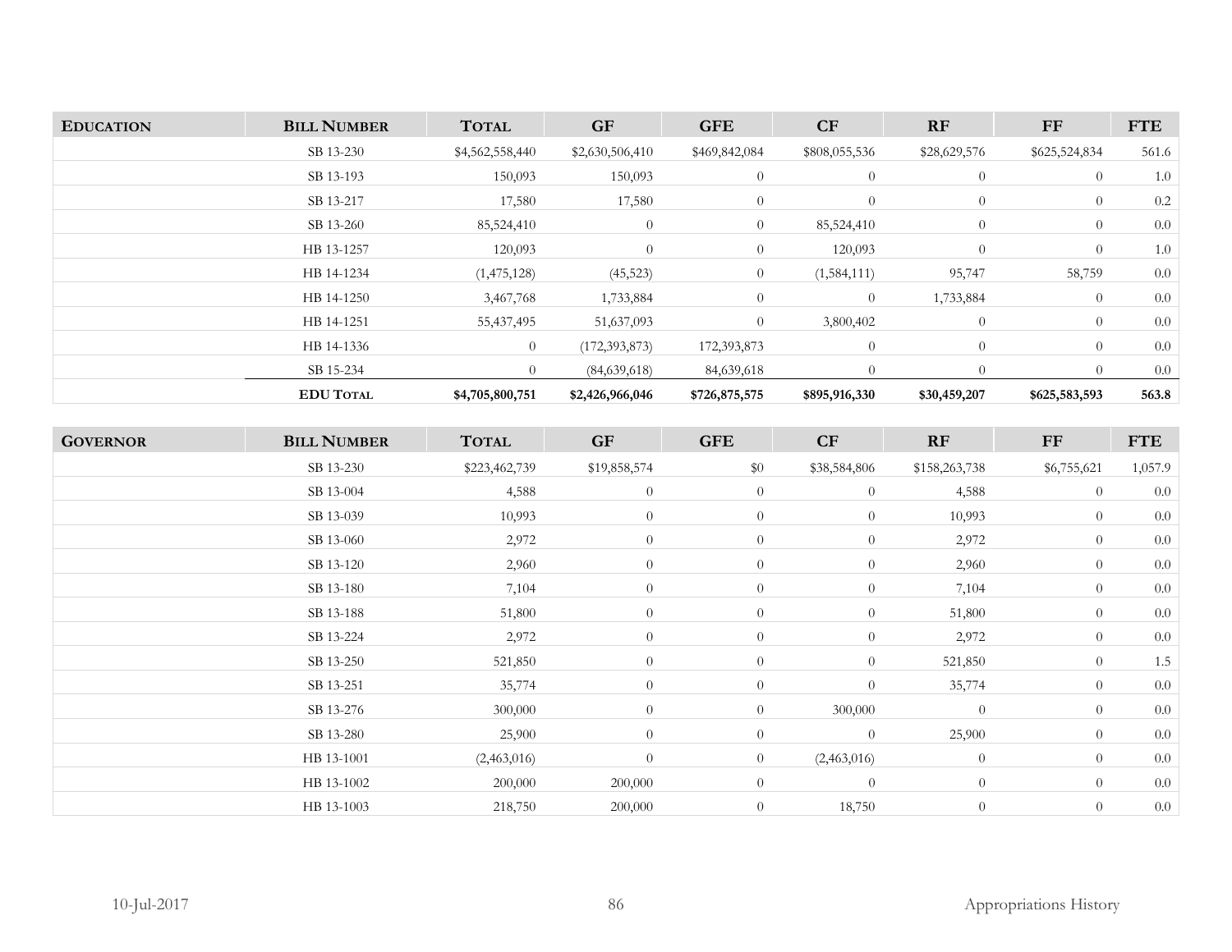| EDUCATION | BILL NUMBER | TOTAL | GF | GFE | CF | RF | FF | FTE |
|---|---|---|---|---|---|---|---|---|
| | SB 13-230 | $4,562,558,440 | $2,630,506,410 | $469,842,084 | $808,055,536 | $28,629,576 | $625,524,834 | 561.6 |
| | SB 13-193 | 150,093 | 150,093 | 0 | 0 | 0 | 0 | 1.0 |
| | SB 13-217 | 17,580 | 17,580 | 0 | 0 | 0 | 0 | 0.2 |
| | SB 13-260 | 85,524,410 | 0 | 0 | 85,524,410 | 0 | 0 | 0.0 |
| | HB 13-1257 | 120,093 | 0 | 0 | 120,093 | 0 | 0 | 1.0 |
| | HB 14-1234 | (1,475,128) | (45,523) | 0 | (1,584,111) | 95,747 | 58,759 | 0.0 |
| | HB 14-1250 | 3,467,768 | 1,733,884 | 0 | 0 | 1,733,884 | 0 | 0.0 |
| | HB 14-1251 | 55,437,495 | 51,637,093 | 0 | 3,800,402 | 0 | 0 | 0.0 |
| | HB 14-1336 | 0 | (172,393,873) | 172,393,873 | 0 | 0 | 0 | 0.0 |
| | SB 15-234 | 0 | (84,639,618) | 84,639,618 | 0 | 0 | 0 | 0.0 |
| | **EDU TOTAL** | **$4,705,800,751** | **$2,426,966,046** | **$726,875,575** | **$895,916,330** | **$30,459,207** | **$625,583,593** | **563.8** |

| GOVERNOR | BILL NUMBER | TOTAL | GF | GFE | CF | RF | FF | FTE |
|---|---|---|---|---|---|---|---|---|
| | SB 13-230 | $223,462,739 | $19,858,574 | $0 | $38,584,806 | $158,263,738 | $6,755,621 | 1,057.9 |
| | SB 13-004 | 4,588 | 0 | 0 | 0 | 4,588 | 0 | 0.0 |
| | SB 13-039 | 10,993 | 0 | 0 | 0 | 10,993 | 0 | 0.0 |
| | SB 13-060 | 2,972 | 0 | 0 | 0 | 2,972 | 0 | 0.0 |
| | SB 13-120 | 2,960 | 0 | 0 | 0 | 2,960 | 0 | 0.0 |
| | SB 13-180 | 7,104 | 0 | 0 | 0 | 7,104 | 0 | 0.0 |
| | SB 13-188 | 51,800 | 0 | 0 | 0 | 51,800 | 0 | 0.0 |
| | SB 13-224 | 2,972 | 0 | 0 | 0 | 2,972 | 0 | 0.0 |
| | SB 13-250 | 521,850 | 0 | 0 | 0 | 521,850 | 0 | 1.5 |
| | SB 13-251 | 35,774 | 0 | 0 | 0 | 35,774 | 0 | 0.0 |
| | SB 13-276 | 300,000 | 0 | 0 | 300,000 | 0 | 0 | 0.0 |
| | SB 13-280 | 25,900 | 0 | 0 | 0 | 25,900 | 0 | 0.0 |
| | HB 13-1001 | (2,463,016) | 0 | 0 | (2,463,016) | 0 | 0 | 0.0 |
| | HB 13-1002 | 200,000 | 200,000 | 0 | 0 | 0 | 0 | 0.0 |
| | HB 13-1003 | 218,750 | 200,000 | 0 | 18,750 | 0 | 0 | 0.0 |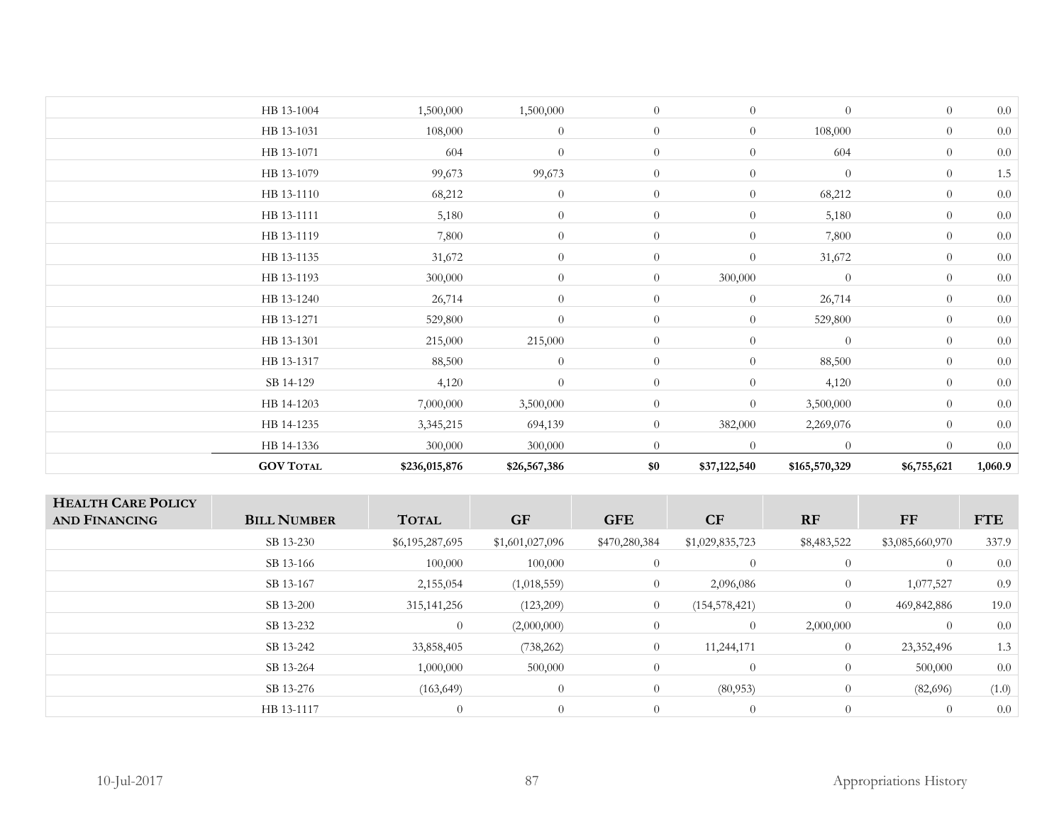| | | | | | | | | |
|---|---|---|---|---|---|---|---|---|
| | HB 13-1004 | 1,500,000 | 1,500,000 | 0 | 0 | 0 | 0 | 0.0 |
| | HB 13-1031 | 108,000 | 0 | 0 | 0 | 108,000 | 0 | 0.0 |
| | HB 13-1071 | 604 | 0 | 0 | 0 | 604 | 0 | 0.0 |
| | HB 13-1079 | 99,673 | 99,673 | 0 | 0 | 0 | 0 | 1.5 |
| | HB 13-1110 | 68,212 | 0 | 0 | 0 | 68,212 | 0 | 0.0 |
| | HB 13-1111 | 5,180 | 0 | 0 | 0 | 5,180 | 0 | 0.0 |
| | HB 13-1119 | 7,800 | 0 | 0 | 0 | 7,800 | 0 | 0.0 |
| | HB 13-1135 | 31,672 | 0 | 0 | 0 | 31,672 | 0 | 0.0 |
| | HB 13-1193 | 300,000 | 0 | 0 | 300,000 | 0 | 0 | 0.0 |
| | HB 13-1240 | 26,714 | 0 | 0 | 0 | 26,714 | 0 | 0.0 |
| | HB 13-1271 | 529,800 | 0 | 0 | 0 | 529,800 | 0 | 0.0 |
| | HB 13-1301 | 215,000 | 215,000 | 0 | 0 | 0 | 0 | 0.0 |
| | HB 13-1317 | 88,500 | 0 | 0 | 0 | 88,500 | 0 | 0.0 |
| | SB 14-129 | 4,120 | 0 | 0 | 0 | 4,120 | 0 | 0.0 |
| | HB 14-1203 | 7,000,000 | 3,500,000 | 0 | 0 | 3,500,000 | 0 | 0.0 |
| | HB 14-1235 | 3,345,215 | 694,139 | 0 | 382,000 | 2,269,076 | 0 | 0.0 |
| | HB 14-1336 | 300,000 | 300,000 | 0 | 0 | 0 | 0 | 0.0 |
| | **GOV TOTAL** | **$236,015,876** | **$26,567,386** | **$0** | **$37,122,540** | **$165,570,329** | **$6,755,621** | **1,060.9** |

| HEALTH CARE POLICY AND FINANCING | BILL NUMBER | TOTAL | GF | GFE | CF | RF | FF | FTE |
|---|---|---|---|---|---|---|---|---|
| | SB 13-230 | $6,195,287,695 | $1,601,027,096 | $470,280,384 | $1,029,835,723 | $8,483,522 | $3,085,660,970 | 337.9 |
| | SB 13-166 | 100,000 | 100,000 | 0 | 0 | 0 | 0 | 0.0 |
| | SB 13-167 | 2,155,054 | (1,018,559) | 0 | 2,096,086 | 0 | 1,077,527 | 0.9 |
| | SB 13-200 | 315,141,256 | (123,209) | 0 | (154,578,421) | 0 | 469,842,886 | 19.0 |
| | SB 13-232 | 0 | (2,000,000) | 0 | 0 | 2,000,000 | 0 | 0.0 |
| | SB 13-242 | 33,858,405 | (738,262) | 0 | 11,244,171 | 0 | 23,352,496 | 1.3 |
| | SB 13-264 | 1,000,000 | 500,000 | 0 | 0 | 0 | 500,000 | 0.0 |
| | SB 13-276 | (163,649) | 0 | 0 | (80,953) | 0 | (82,696) | (1.0) |
| | HB 13-1117 | 0 | 0 | 0 | 0 | 0 | 0 | 0.0 |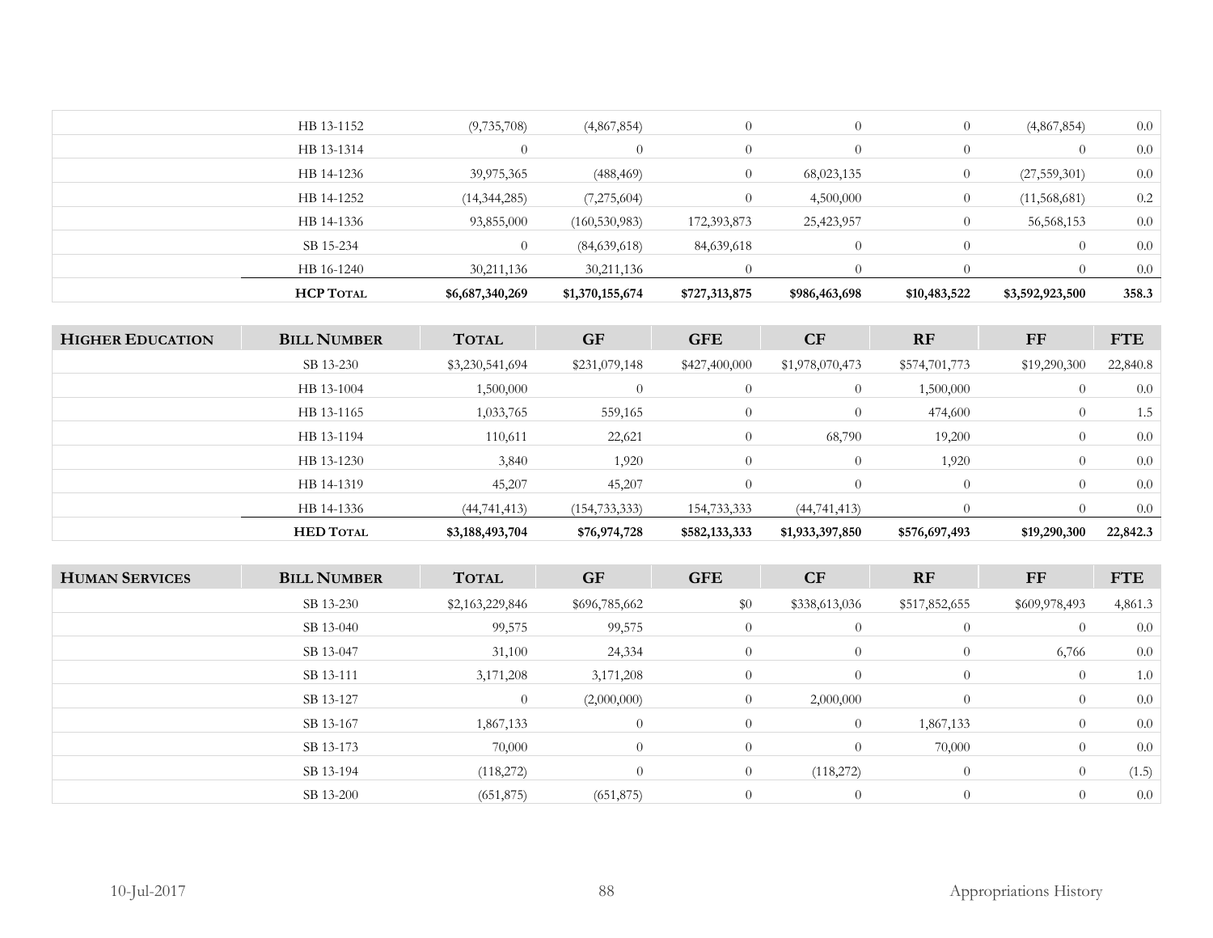| | | | | | | | | |
|---|---|---|---|---|---|---|---|---|
| | HB 13-1152 | (9,735,708) | (4,867,854) | 0 | 0 | 0 | (4,867,854) | 0.0 |
| | HB 13-1314 | 0 | 0 | 0 | 0 | 0 | 0 | 0.0 |
| | HB 14-1236 | 39,975,365 | (488,469) | 0 | 68,023,135 | 0 | (27,559,301) | 0.0 |
| | HB 14-1252 | (14,344,285) | (7,275,604) | 0 | 4,500,000 | 0 | (11,568,681) | 0.2 |
| | HB 14-1336 | 93,855,000 | (160,530,983) | 172,393,873 | 25,423,957 | 0 | 56,568,153 | 0.0 |
| | SB 15-234 | 0 | (84,639,618) | 84,639,618 | 0 | 0 | 0 | 0.0 |
| | HB 16-1240 | 30,211,136 | 30,211,136 | 0 | 0 | 0 | 0 | 0.0 |
| | **HCP Total** | **$6,687,340,269** | **$1,370,155,674** | **$727,313,875** | **$986,463,698** | **$10,483,522** | **$3,592,923,500** | **358.3** |

| **Higher Education** | **Bill Number** | **Total** | **GF** | **GFE** | **CF** | **RF** | **FF** | **FTE** |
|---|---|---|---|---|---|---|---|---|
| | SB 13-230 | $3,230,541,694 | $231,079,148 | $427,400,000 | $1,978,070,473 | $574,701,773 | $19,290,300 | 22,840.8 |
| | HB 13-1004 | 1,500,000 | 0 | 0 | 0 | 1,500,000 | 0 | 0.0 |
| | HB 13-1165 | 1,033,765 | 559,165 | 0 | 0 | 474,600 | 0 | 1.5 |
| | HB 13-1194 | 110,611 | 22,621 | 0 | 68,790 | 19,200 | 0 | 0.0 |
| | HB 13-1230 | 3,840 | 1,920 | 0 | 0 | 1,920 | 0 | 0.0 |
| | HB 14-1319 | 45,207 | 45,207 | 0 | 0 | 0 | 0 | 0.0 |
| | HB 14-1336 | (44,741,413) | (154,733,333) | 154,733,333 | (44,741,413) | 0 | 0 | 0.0 |
| | **HED Total** | **$3,188,493,704** | **$76,974,728** | **$582,133,333** | **$1,933,397,850** | **$576,697,493** | **$19,290,300** | **22,842.3** |

| **Human Services** | **Bill Number** | **Total** | **GF** | **GFE** | **CF** | **RF** | **FF** | **FTE** |
|---|---|---|---|---|---|---|---|---|
| | SB 13-230 | $2,163,229,846 | $696,785,662 | $0 | $338,613,036 | $517,852,655 | $609,978,493 | 4,861.3 |
| | SB 13-040 | 99,575 | 99,575 | 0 | 0 | 0 | 0 | 0.0 |
| | SB 13-047 | 31,100 | 24,334 | 0 | 0 | 0 | 6,766 | 0.0 |
| | SB 13-111 | 3,171,208 | 3,171,208 | 0 | 0 | 0 | 0 | 1.0 |
| | SB 13-127 | 0 | (2,000,000) | 0 | 2,000,000 | 0 | 0 | 0.0 |
| | SB 13-167 | 1,867,133 | 0 | 0 | 0 | 1,867,133 | 0 | 0.0 |
| | SB 13-173 | 70,000 | 0 | 0 | 0 | 70,000 | 0 | 0.0 |
| | SB 13-194 | (118,272) | 0 | 0 | (118,272) | 0 | 0 | (1.5) |
| | SB 13-200 | (651,875) | (651,875) | 0 | 0 | 0 | 0 | 0.0 |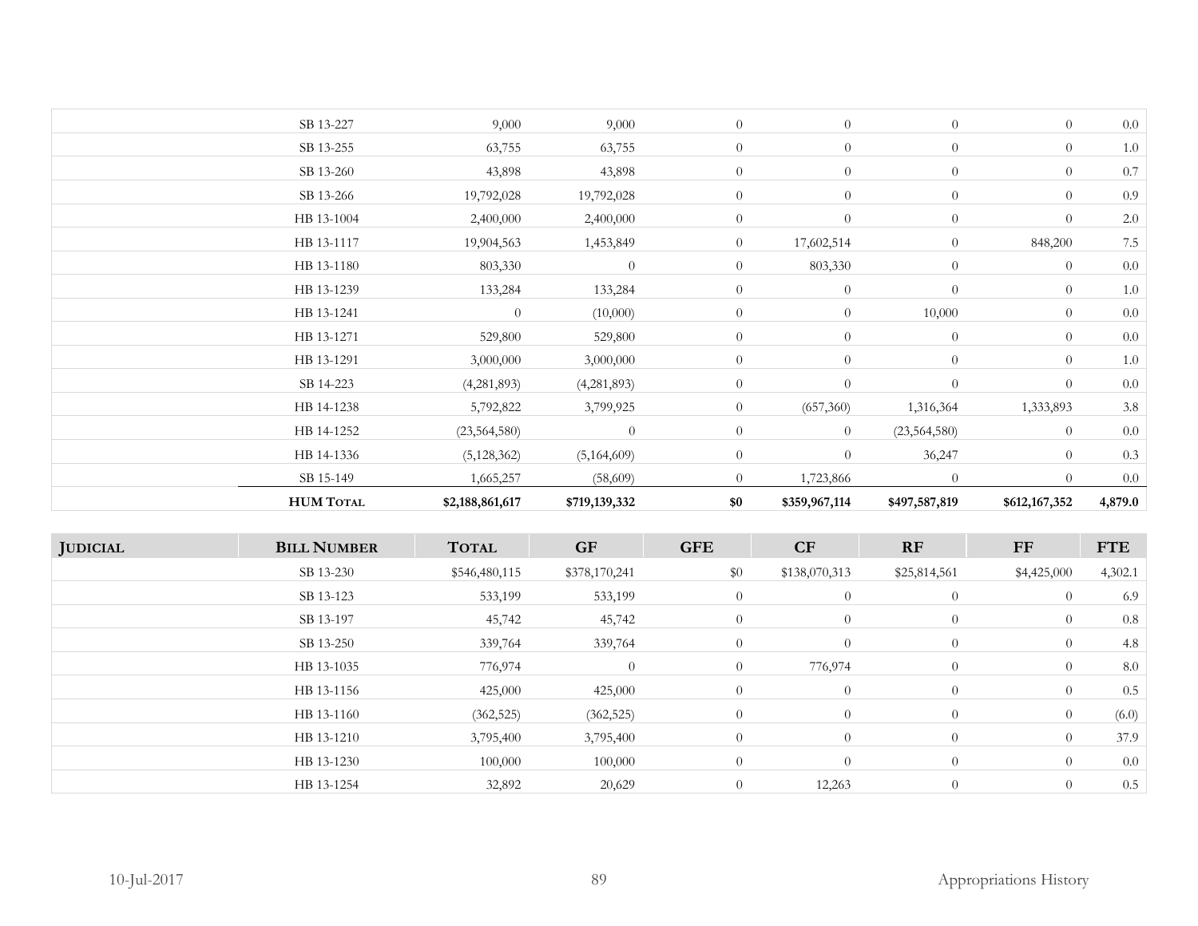| | | | | | | | | |
|---|---|---|---|---|---|---|---|---|
| | SB 13-227 | 9,000 | 9,000 | 0 | 0 | 0 | 0 | 0.0 |
| | SB 13-255 | 63,755 | 63,755 | 0 | 0 | 0 | 0 | 1.0 |
| | SB 13-260 | 43,898 | 43,898 | 0 | 0 | 0 | 0 | 0.7 |
| | SB 13-266 | 19,792,028 | 19,792,028 | 0 | 0 | 0 | 0 | 0.9 |
| | HB 13-1004 | 2,400,000 | 2,400,000 | 0 | 0 | 0 | 0 | 2.0 |
| | HB 13-1117 | 19,904,563 | 1,453,849 | 0 | 17,602,514 | 0 | 848,200 | 7.5 |
| | HB 13-1180 | 803,330 | 0 | 0 | 803,330 | 0 | 0 | 0.0 |
| | HB 13-1239 | 133,284 | 133,284 | 0 | 0 | 0 | 0 | 1.0 |
| | HB 13-1241 | 0 | (10,000) | 0 | 0 | 10,000 | 0 | 0.0 |
| | HB 13-1271 | 529,800 | 529,800 | 0 | 0 | 0 | 0 | 0.0 |
| | HB 13-1291 | 3,000,000 | 3,000,000 | 0 | 0 | 0 | 0 | 1.0 |
| | SB 14-223 | (4,281,893) | (4,281,893) | 0 | 0 | 0 | 0 | 0.0 |
| | HB 14-1238 | 5,792,822 | 3,799,925 | 0 | (657,360) | 1,316,364 | 1,333,893 | 3.8 |
| | HB 14-1252 | (23,564,580) | 0 | 0 | 0 | (23,564,580) | 0 | 0.0 |
| | HB 14-1336 | (5,128,362) | (5,164,609) | 0 | 0 | 36,247 | 0 | 0.3 |
| | SB 15-149 | 1,665,257 | (58,609) | 0 | 1,723,866 | 0 | 0 | 0.0 |
| | **HUM TOTAL** | **$2,188,861,617** | **$719,139,332** | **$0** | **$359,967,114** | **$497,587,819** | **$612,167,352** | **4,879.0** |

| JUDICIAL | BILL NUMBER | TOTAL | GF | GFE | CF | RF | FF | FTE |
|---|---|---|---|---|---|---|---|---|
| | SB 13-230 | $546,480,115 | $378,170,241 | $0 | $138,070,313 | $25,814,561 | $4,425,000 | 4,302.1 |
| | SB 13-123 | 533,199 | 533,199 | 0 | 0 | 0 | 0 | 6.9 |
| | SB 13-197 | 45,742 | 45,742 | 0 | 0 | 0 | 0 | 0.8 |
| | SB 13-250 | 339,764 | 339,764 | 0 | 0 | 0 | 0 | 4.8 |
| | HB 13-1035 | 776,974 | 0 | 0 | 776,974 | 0 | 0 | 8.0 |
| | HB 13-1156 | 425,000 | 425,000 | 0 | 0 | 0 | 0 | 0.5 |
| | HB 13-1160 | (362,525) | (362,525) | 0 | 0 | 0 | 0 | (6.0) |
| | HB 13-1210 | 3,795,400 | 3,795,400 | 0 | 0 | 0 | 0 | 37.9 |
| | HB 13-1230 | 100,000 | 100,000 | 0 | 0 | 0 | 0 | 0.0 |
| | HB 13-1254 | 32,892 | 20,629 | 0 | 12,263 | 0 | 0 | 0.5 |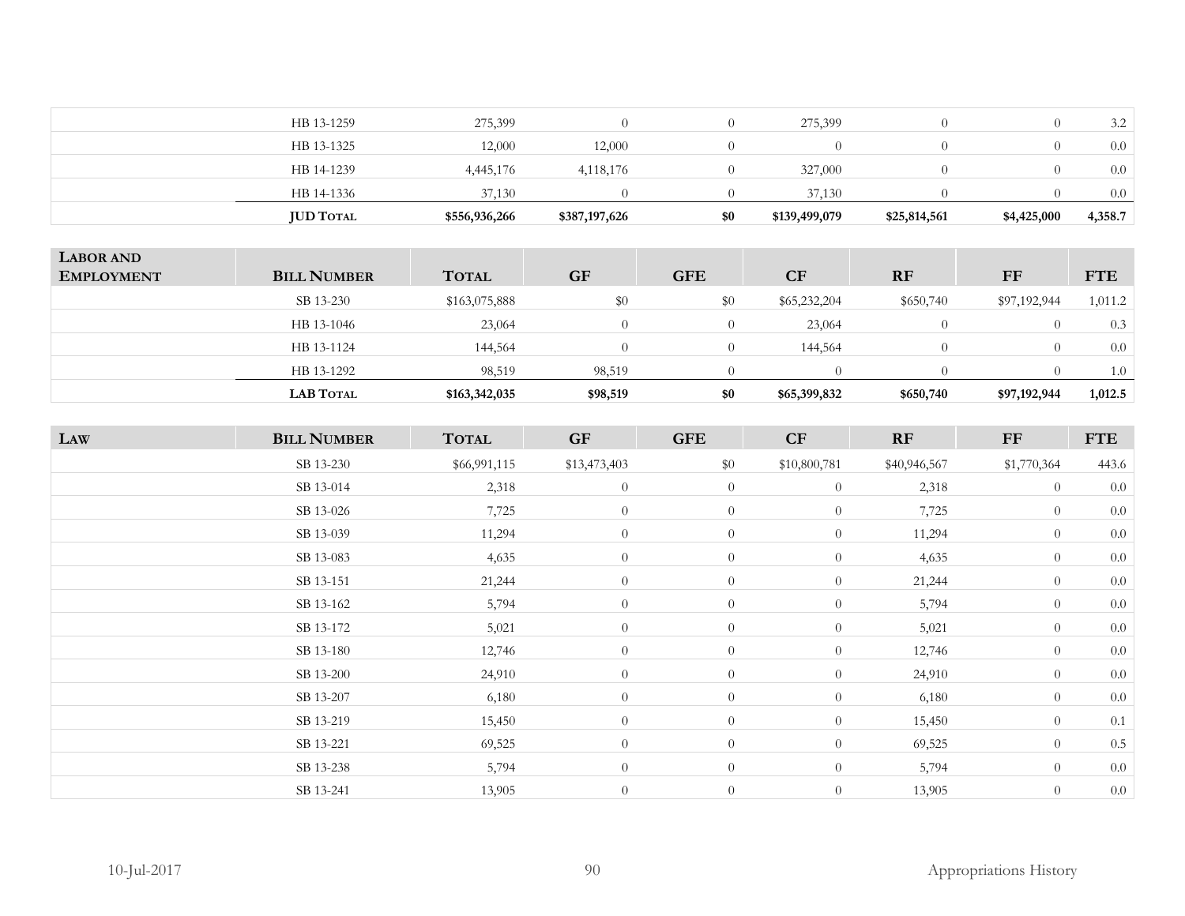| | Bill Number | Total | GF | GFE | CF | RF | FF | FTE |
|---|---|---|---|---|---|---|---|---|
| | HB 13-1259 | 275,399 | 0 | 0 | 275,399 | 0 | 0 | 3.2 |
| | HB 13-1325 | 12,000 | 12,000 | 0 | 0 | 0 | 0 | 0.0 |
| | HB 14-1239 | 4,445,176 | 4,118,176 | 0 | 327,000 | 0 | 0 | 0.0 |
| | HB 14-1336 | 37,130 | 0 | 0 | 37,130 | 0 | 0 | 0.0 |
| | **JUD Total** | **$556,936,266** | **$387,197,626** | **$0** | **$139,499,079** | **$25,814,561** | **$4,425,000** | **4,358.7** |

| **Labor and Employment** | **Bill Number** | **Total** | **GF** | **GFE** | **CF** | **RF** | **FF** | **FTE** |
|---|---|---|---|---|---|---|---|---|
| | SB 13-230 | $163,075,888 | $0 | $0 | $65,232,204 | $650,740 | $97,192,944 | 1,011.2 |
| | HB 13-1046 | 23,064 | 0 | 0 | 23,064 | 0 | 0 | 0.3 |
| | HB 13-1124 | 144,564 | 0 | 0 | 144,564 | 0 | 0 | 0.0 |
| | HB 13-1292 | 98,519 | 98,519 | 0 | 0 | 0 | 0 | 1.0 |
| | **LAB Total** | **$163,342,035** | **$98,519** | **$0** | **$65,399,832** | **$650,740** | **$97,192,944** | **1,012.5** |

| **Law** | **Bill Number** | **Total** | **GF** | **GFE** | **CF** | **RF** | **FF** | **FTE** |
|---|---|---|---|---|---|---|---|---|
| | SB 13-230 | $66,991,115 | $13,473,403 | $0 | $10,800,781 | $40,946,567 | $1,770,364 | 443.6 |
| | SB 13-014 | 2,318 | 0 | 0 | 0 | 2,318 | 0 | 0.0 |
| | SB 13-026 | 7,725 | 0 | 0 | 0 | 7,725 | 0 | 0.0 |
| | SB 13-039 | 11,294 | 0 | 0 | 0 | 11,294 | 0 | 0.0 |
| | SB 13-083 | 4,635 | 0 | 0 | 0 | 4,635 | 0 | 0.0 |
| | SB 13-151 | 21,244 | 0 | 0 | 0 | 21,244 | 0 | 0.0 |
| | SB 13-162 | 5,794 | 0 | 0 | 0 | 5,794 | 0 | 0.0 |
| | SB 13-172 | 5,021 | 0 | 0 | 0 | 5,021 | 0 | 0.0 |
| | SB 13-180 | 12,746 | 0 | 0 | 0 | 12,746 | 0 | 0.0 |
| | SB 13-200 | 24,910 | 0 | 0 | 0 | 24,910 | 0 | 0.0 |
| | SB 13-207 | 6,180 | 0 | 0 | 0 | 6,180 | 0 | 0.0 |
| | SB 13-219 | 15,450 | 0 | 0 | 0 | 15,450 | 0 | 0.1 |
| | SB 13-221 | 69,525 | 0 | 0 | 0 | 69,525 | 0 | 0.5 |
| | SB 13-238 | 5,794 | 0 | 0 | 0 | 5,794 | 0 | 0.0 |
| | SB 13-241 | 13,905 | 0 | 0 | 0 | 13,905 | 0 | 0.0 |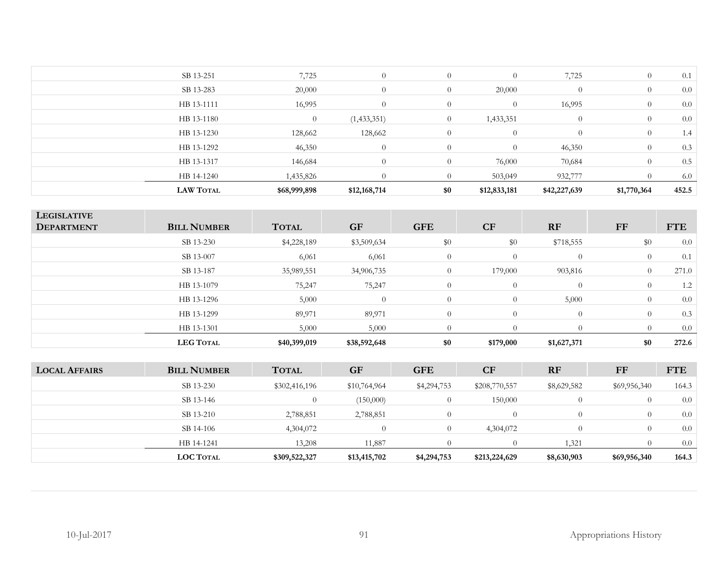| | | | | | | | | |
|---|---|---|---|---|---|---|---|---|
| | SB 13-251 | 7,725 | 0 | 0 | 0 | 7,725 | 0 | 0.1 |
| | SB 13-283 | 20,000 | 0 | 0 | 20,000 | 0 | 0 | 0.0 |
| | HB 13-1111 | 16,995 | 0 | 0 | 0 | 16,995 | 0 | 0.0 |
| | HB 13-1180 | 0 | (1,433,351) | 0 | 1,433,351 | 0 | 0 | 0.0 |
| | HB 13-1230 | 128,662 | 128,662 | 0 | 0 | 0 | 0 | 1.4 |
| | HB 13-1292 | 46,350 | 0 | 0 | 0 | 46,350 | 0 | 0.3 |
| | HB 13-1317 | 146,684 | 0 | 0 | 76,000 | 70,684 | 0 | 0.5 |
| | HB 14-1240 | 1,435,826 | 0 | 0 | 503,049 | 932,777 | 0 | 6.0 |
| | **LAW TOTAL** | **$68,999,898** | **$12,168,714** | **$0** | **$12,833,181** | **$42,227,639** | **$1,770,364** | **452.5** |

| LEGISLATIVE DEPARTMENT | BILL NUMBER | TOTAL | GF | GFE | CF | RF | FF | FTE |
|---|---|---|---|---|---|---|---|---|
| | SB 13-230 | $4,228,189 | $3,509,634 | $0 | $0 | $718,555 | $0 | 0.0 |
| | SB 13-007 | 6,061 | 6,061 | 0 | 0 | 0 | 0 | 0.1 |
| | SB 13-187 | 35,989,551 | 34,906,735 | 0 | 179,000 | 903,816 | 0 | 271.0 |
| | HB 13-1079 | 75,247 | 75,247 | 0 | 0 | 0 | 0 | 1.2 |
| | HB 13-1296 | 5,000 | 0 | 0 | 0 | 5,000 | 0 | 0.0 |
| | HB 13-1299 | 89,971 | 89,971 | 0 | 0 | 0 | 0 | 0.3 |
| | HB 13-1301 | 5,000 | 5,000 | 0 | 0 | 0 | 0 | 0.0 |
| | **LEG TOTAL** | **$40,399,019** | **$38,592,648** | **$0** | **$179,000** | **$1,627,371** | **$0** | **272.6** |

| LOCAL AFFAIRS | BILL NUMBER | TOTAL | GF | GFE | CF | RF | FF | FTE |
|---|---|---|---|---|---|---|---|---|
| | SB 13-230 | $302,416,196 | $10,764,964 | $4,294,753 | $208,770,557 | $8,629,582 | $69,956,340 | 164.3 |
| | SB 13-146 | 0 | (150,000) | 0 | 150,000 | 0 | 0 | 0.0 |
| | SB 13-210 | 2,788,851 | 2,788,851 | 0 | 0 | 0 | 0 | 0.0 |
| | SB 14-106 | 4,304,072 | 0 | 0 | 4,304,072 | 0 | 0 | 0.0 |
| | HB 14-1241 | 13,208 | 11,887 | 0 | 0 | 1,321 | 0 | 0.0 |
| | **LOC TOTAL** | **$309,522,327** | **$13,415,702** | **$4,294,753** | **$213,224,629** | **$8,630,903** | **$69,956,340** | **164.3** |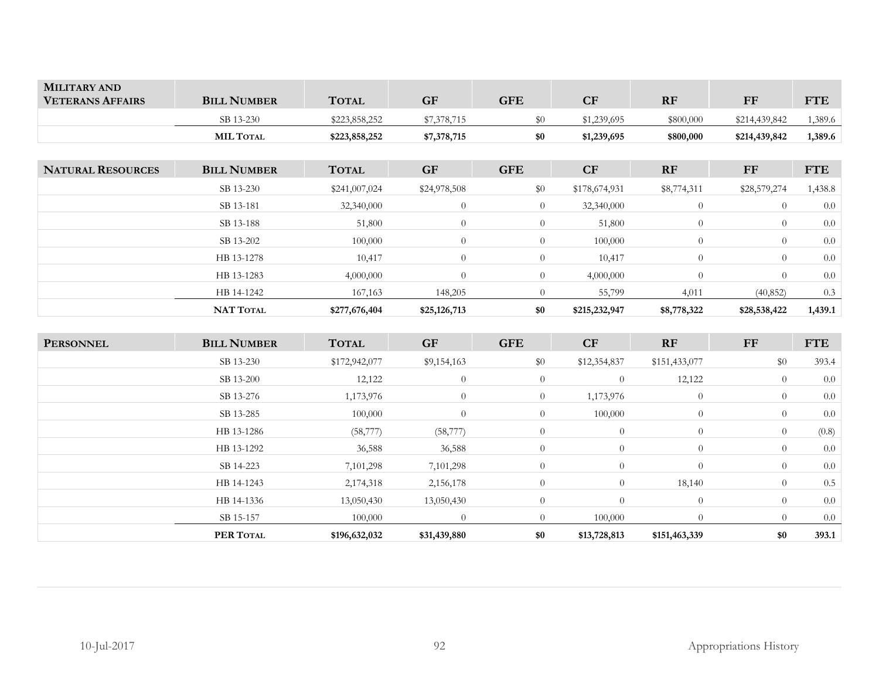| MILITARY AND VETERANS AFFAIRS | BILL NUMBER | TOTAL | GF | GFE | CF | RF | FF | FTE |
|---|---|---|---|---|---|---|---|---|
| | SB 13-230 | $223,858,252 | $7,378,715 | $0 | $1,239,695 | $800,000 | $214,439,842 | 1,389.6 |
| | **MIL TOTAL** | **$223,858,252** | **$7,378,715** | **$0** | **$1,239,695** | **$800,000** | **$214,439,842** | **1,389.6** |

| NATURAL RESOURCES | BILL NUMBER | TOTAL | GF | GFE | CF | RF | FF | FTE |
|---|---|---|---|---|---|---|---|---|
| | SB 13-230 | $241,007,024 | $24,978,508 | $0 | $178,674,931 | $8,774,311 | $28,579,274 | 1,438.8 |
| | SB 13-181 | 32,340,000 | 0 | 0 | 32,340,000 | 0 | 0 | 0.0 |
| | SB 13-188 | 51,800 | 0 | 0 | 51,800 | 0 | 0 | 0.0 |
| | SB 13-202 | 100,000 | 0 | 0 | 100,000 | 0 | 0 | 0.0 |
| | HB 13-1278 | 10,417 | 0 | 0 | 10,417 | 0 | 0 | 0.0 |
| | HB 13-1283 | 4,000,000 | 0 | 0 | 4,000,000 | 0 | 0 | 0.0 |
| | HB 14-1242 | 167,163 | 148,205 | 0 | 55,799 | 4,011 | (40,852) | 0.3 |
| | **NAT TOTAL** | **$277,676,404** | **$25,126,713** | **$0** | **$215,232,947** | **$8,778,322** | **$28,538,422** | **1,439.1** |

| PERSONNEL | BILL NUMBER | TOTAL | GF | GFE | CF | RF | FF | FTE |
|---|---|---|---|---|---|---|---|---|
| | SB 13-230 | $172,942,077 | $9,154,163 | $0 | $12,354,837 | $151,433,077 | $0 | 393.4 |
| | SB 13-200 | 12,122 | 0 | 0 | 0 | 12,122 | 0 | 0.0 |
| | SB 13-276 | 1,173,976 | 0 | 0 | 1,173,976 | 0 | 0 | 0.0 |
| | SB 13-285 | 100,000 | 0 | 0 | 100,000 | 0 | 0 | 0.0 |
| | HB 13-1286 | (58,777) | (58,777) | 0 | 0 | 0 | 0 | (0.8) |
| | HB 13-1292 | 36,588 | 36,588 | 0 | 0 | 0 | 0 | 0.0 |
| | SB 14-223 | 7,101,298 | 7,101,298 | 0 | 0 | 0 | 0 | 0.0 |
| | HB 14-1243 | 2,174,318 | 2,156,178 | 0 | 0 | 18,140 | 0 | 0.5 |
| | HB 14-1336 | 13,050,430 | 13,050,430 | 0 | 0 | 0 | 0 | 0.0 |
| | SB 15-157 | 100,000 | 0 | 0 | 100,000 | 0 | 0 | 0.0 |
| | **PER TOTAL** | **$196,632,032** | **$31,439,880** | **$0** | **$13,728,813** | **$151,463,339** | **$0** | **393.1** |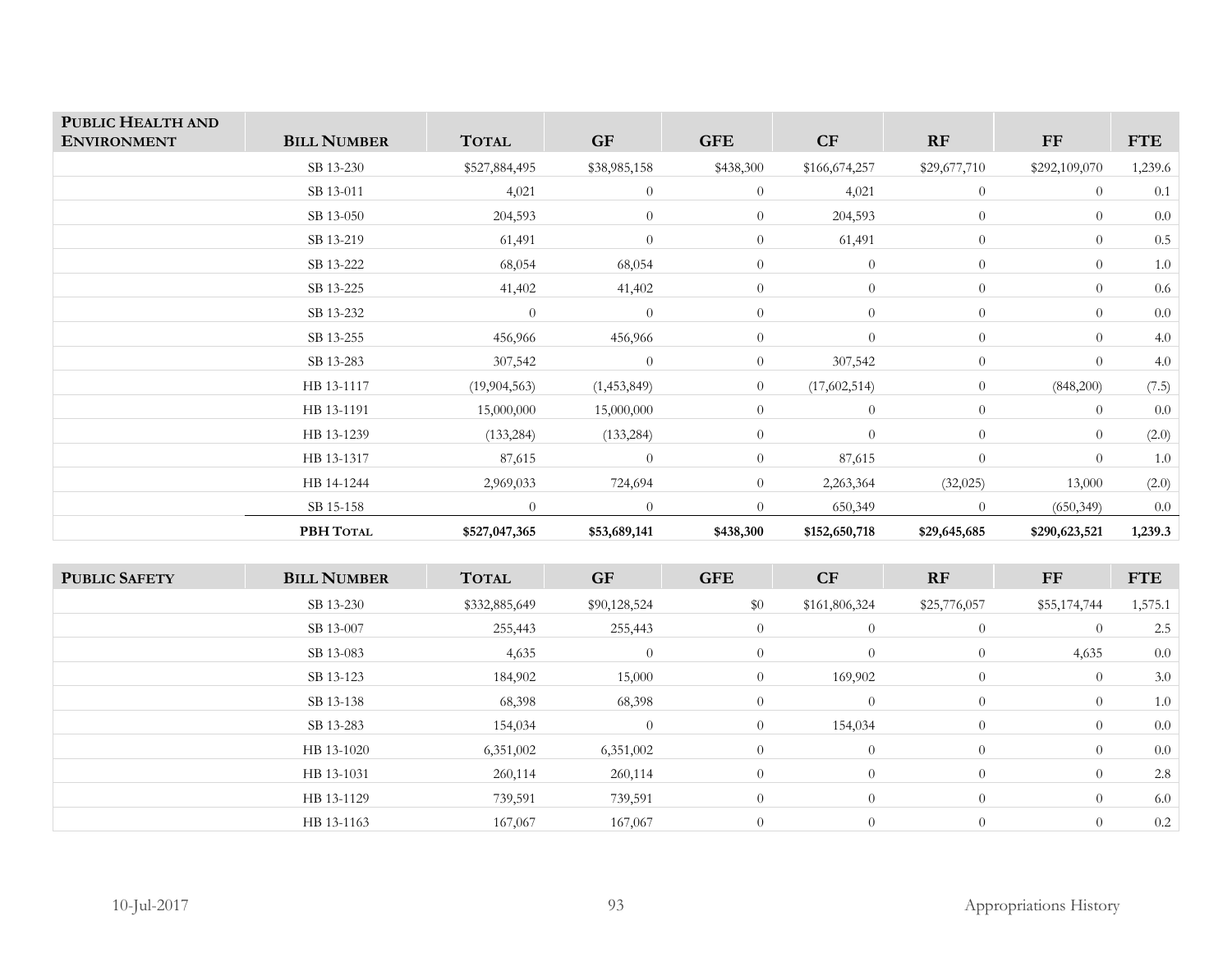| PUBLIC HEALTH AND ENVIRONMENT | BILL NUMBER | TOTAL | GF | GFE | CF | RF | FF | FTE |
|---|---|---|---|---|---|---|---|---|
| | SB 13-230 | $527,884,495 | $38,985,158 | $438,300 | $166,674,257 | $29,677,710 | $292,109,070 | 1,239.6 |
| | SB 13-011 | 4,021 | 0 | 0 | 4,021 | 0 | 0 | 0.1 |
| | SB 13-050 | 204,593 | 0 | 0 | 204,593 | 0 | 0 | 0.0 |
| | SB 13-219 | 61,491 | 0 | 0 | 61,491 | 0 | 0 | 0.5 |
| | SB 13-222 | 68,054 | 68,054 | 0 | 0 | 0 | 0 | 1.0 |
| | SB 13-225 | 41,402 | 41,402 | 0 | 0 | 0 | 0 | 0.6 |
| | SB 13-232 | 0 | 0 | 0 | 0 | 0 | 0 | 0.0 |
| | SB 13-255 | 456,966 | 456,966 | 0 | 0 | 0 | 0 | 4.0 |
| | SB 13-283 | 307,542 | 0 | 0 | 307,542 | 0 | 0 | 4.0 |
| | HB 13-1117 | (19,904,563) | (1,453,849) | 0 | (17,602,514) | 0 | (848,200) | (7.5) |
| | HB 13-1191 | 15,000,000 | 15,000,000 | 0 | 0 | 0 | 0 | 0.0 |
| | HB 13-1239 | (133,284) | (133,284) | 0 | 0 | 0 | 0 | (2.0) |
| | HB 13-1317 | 87,615 | 0 | 0 | 87,615 | 0 | 0 | 1.0 |
| | HB 14-1244 | 2,969,033 | 724,694 | 0 | 2,263,364 | (32,025) | 13,000 | (2.0) |
| | SB 15-158 | 0 | 0 | 0 | 650,349 | 0 | (650,349) | 0.0 |
| | **PBH TOTAL** | **$527,047,365** | **$53,689,141** | **$438,300** | **$152,650,718** | **$29,645,685** | **$290,623,521** | **1,239.3** |

| PUBLIC SAFETY | BILL NUMBER | TOTAL | GF | GFE | CF | RF | FF | FTE |
|---|---|---|---|---|---|---|---|---|
| | SB 13-230 | $332,885,649 | $90,128,524 | $0 | $161,806,324 | $25,776,057 | $55,174,744 | 1,575.1 |
| | SB 13-007 | 255,443 | 255,443 | 0 | 0 | 0 | 0 | 2.5 |
| | SB 13-083 | 4,635 | 0 | 0 | 0 | 0 | 4,635 | 0.0 |
| | SB 13-123 | 184,902 | 15,000 | 0 | 169,902 | 0 | 0 | 3.0 |
| | SB 13-138 | 68,398 | 68,398 | 0 | 0 | 0 | 0 | 1.0 |
| | SB 13-283 | 154,034 | 0 | 0 | 154,034 | 0 | 0 | 0.0 |
| | HB 13-1020 | 6,351,002 | 6,351,002 | 0 | 0 | 0 | 0 | 0.0 |
| | HB 13-1031 | 260,114 | 260,114 | 0 | 0 | 0 | 0 | 2.8 |
| | HB 13-1129 | 739,591 | 739,591 | 0 | 0 | 0 | 0 | 6.0 |
| | HB 13-1163 | 167,067 | 167,067 | 0 | 0 | 0 | 0 | 0.2 |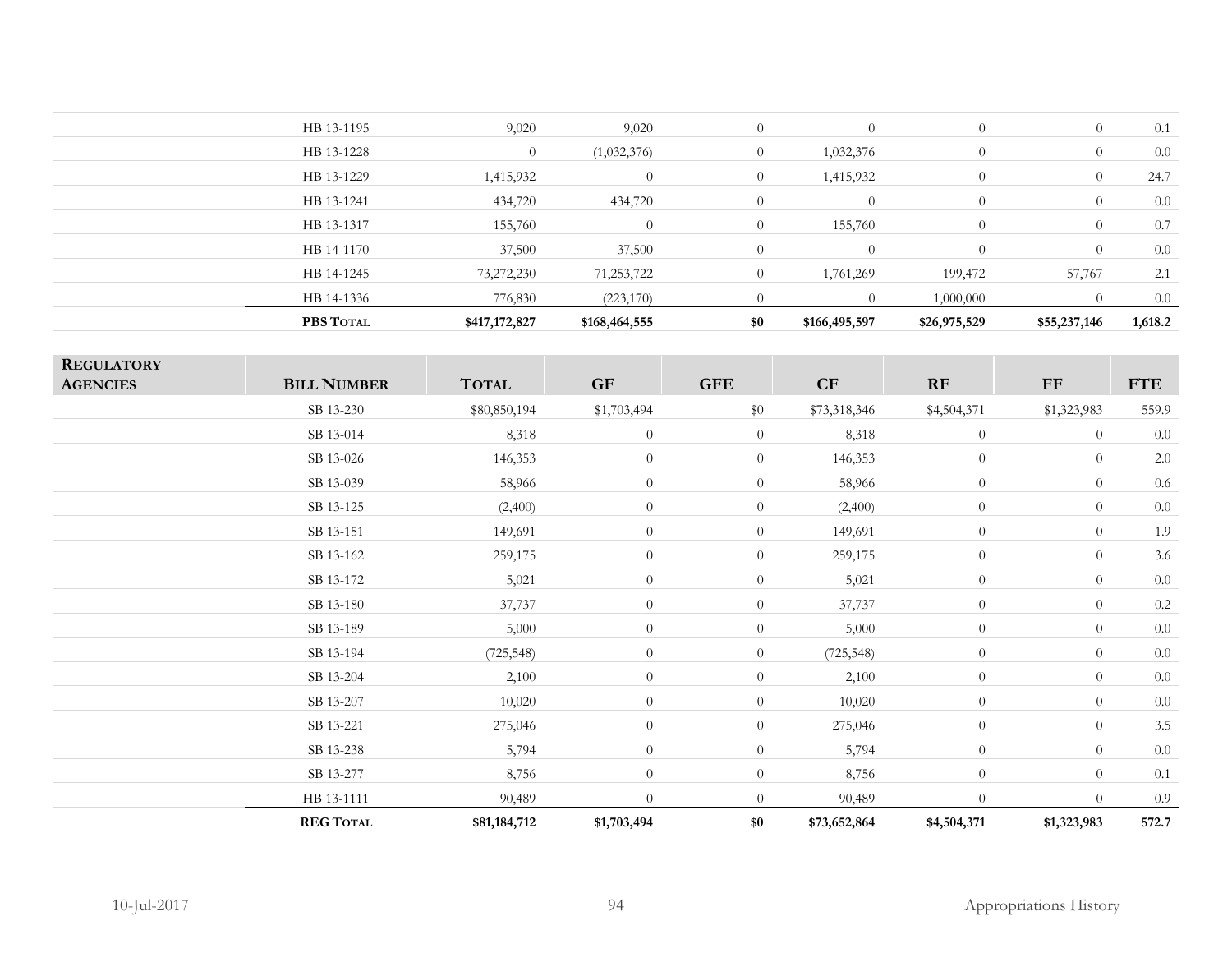| | | | | | | | | |
|---|---|---|---|---|---|---|---|---|
| | HB 13-1195 | 9,020 | 9,020 | 0 | 0 | 0 | 0 | 0.1 |
| | HB 13-1228 | 0 | (1,032,376) | 0 | 1,032,376 | 0 | 0 | 0.0 |
| | HB 13-1229 | 1,415,932 | 0 | 0 | 1,415,932 | 0 | 0 | 24.7 |
| | HB 13-1241 | 434,720 | 434,720 | 0 | 0 | 0 | 0 | 0.0 |
| | HB 13-1317 | 155,760 | 0 | 0 | 155,760 | 0 | 0 | 0.7 |
| | HB 14-1170 | 37,500 | 37,500 | 0 | 0 | 0 | 0 | 0.0 |
| | HB 14-1245 | 73,272,230 | 71,253,722 | 0 | 1,761,269 | 199,472 | 57,767 | 2.1 |
| | HB 14-1336 | 776,830 | (223,170) | 0 | 0 | 1,000,000 | 0 | 0.0 |
| | **PBS TOTAL** | **$417,172,827** | **$168,464,555** | **$0** | **$166,495,597** | **$26,975,529** | **$55,237,146** | **1,618.2** |

| REGULATORY AGENCIES | BILL NUMBER | TOTAL | GF | GFE | CF | RF | FF | FTE |
|---|---|---|---|---|---|---|---|---|
| | SB 13-230 | $80,850,194 | $1,703,494 | $0 | $73,318,346 | $4,504,371 | $1,323,983 | 559.9 |
| | SB 13-014 | 8,318 | 0 | 0 | 8,318 | 0 | 0 | 0.0 |
| | SB 13-026 | 146,353 | 0 | 0 | 146,353 | 0 | 0 | 2.0 |
| | SB 13-039 | 58,966 | 0 | 0 | 58,966 | 0 | 0 | 0.6 |
| | SB 13-125 | (2,400) | 0 | 0 | (2,400) | 0 | 0 | 0.0 |
| | SB 13-151 | 149,691 | 0 | 0 | 149,691 | 0 | 0 | 1.9 |
| | SB 13-162 | 259,175 | 0 | 0 | 259,175 | 0 | 0 | 3.6 |
| | SB 13-172 | 5,021 | 0 | 0 | 5,021 | 0 | 0 | 0.0 |
| | SB 13-180 | 37,737 | 0 | 0 | 37,737 | 0 | 0 | 0.2 |
| | SB 13-189 | 5,000 | 0 | 0 | 5,000 | 0 | 0 | 0.0 |
| | SB 13-194 | (725,548) | 0 | 0 | (725,548) | 0 | 0 | 0.0 |
| | SB 13-204 | 2,100 | 0 | 0 | 2,100 | 0 | 0 | 0.0 |
| | SB 13-207 | 10,020 | 0 | 0 | 10,020 | 0 | 0 | 0.0 |
| | SB 13-221 | 275,046 | 0 | 0 | 275,046 | 0 | 0 | 3.5 |
| | SB 13-238 | 5,794 | 0 | 0 | 5,794 | 0 | 0 | 0.0 |
| | SB 13-277 | 8,756 | 0 | 0 | 8,756 | 0 | 0 | 0.1 |
| | HB 13-1111 | 90,489 | 0 | 0 | 90,489 | 0 | 0 | 0.9 |
| | **REG TOTAL** | **$81,184,712** | **$1,703,494** | **$0** | **$73,652,864** | **$4,504,371** | **$1,323,983** | **572.7** |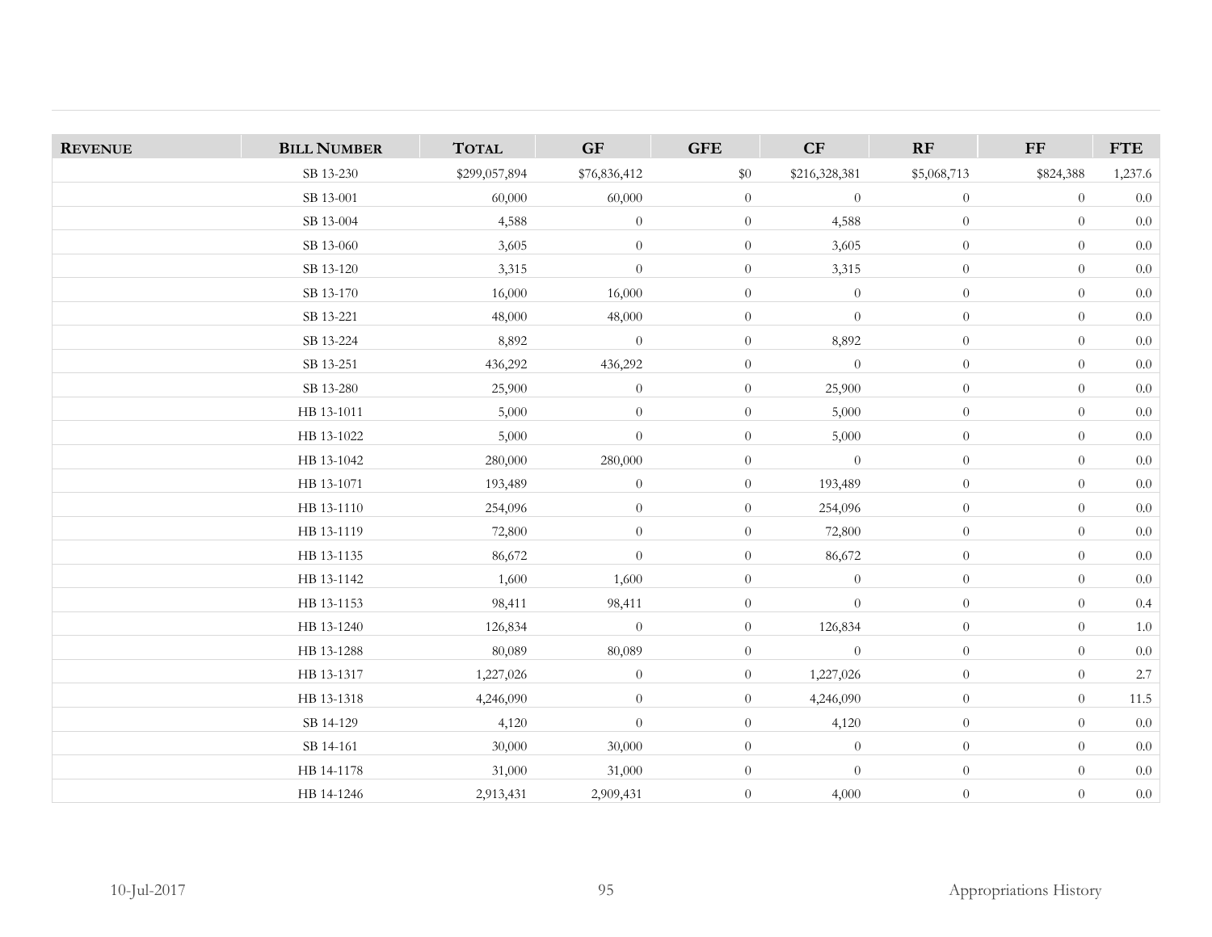| REVENUE | BILL NUMBER | TOTAL | GF | GFE | CF | RF | FF | FTE |
|---|---|---|---|---|---|---|---|---|
| | SB 13-230 | $299,057,894 | $76,836,412 | $0 | $216,328,381 | $5,068,713 | $824,388 | 1,237.6 |
| | SB 13-001 | 60,000 | 60,000 | 0 | 0 | 0 | 0 | 0.0 |
| | SB 13-004 | 4,588 | 0 | 0 | 4,588 | 0 | 0 | 0.0 |
| | SB 13-060 | 3,605 | 0 | 0 | 3,605 | 0 | 0 | 0.0 |
| | SB 13-120 | 3,315 | 0 | 0 | 3,315 | 0 | 0 | 0.0 |
| | SB 13-170 | 16,000 | 16,000 | 0 | 0 | 0 | 0 | 0.0 |
| | SB 13-221 | 48,000 | 48,000 | 0 | 0 | 0 | 0 | 0.0 |
| | SB 13-224 | 8,892 | 0 | 0 | 8,892 | 0 | 0 | 0.0 |
| | SB 13-251 | 436,292 | 436,292 | 0 | 0 | 0 | 0 | 0.0 |
| | SB 13-280 | 25,900 | 0 | 0 | 25,900 | 0 | 0 | 0.0 |
| | HB 13-1011 | 5,000 | 0 | 0 | 5,000 | 0 | 0 | 0.0 |
| | HB 13-1022 | 5,000 | 0 | 0 | 5,000 | 0 | 0 | 0.0 |
| | HB 13-1042 | 280,000 | 280,000 | 0 | 0 | 0 | 0 | 0.0 |
| | HB 13-1071 | 193,489 | 0 | 0 | 193,489 | 0 | 0 | 0.0 |
| | HB 13-1110 | 254,096 | 0 | 0 | 254,096 | 0 | 0 | 0.0 |
| | HB 13-1119 | 72,800 | 0 | 0 | 72,800 | 0 | 0 | 0.0 |
| | HB 13-1135 | 86,672 | 0 | 0 | 86,672 | 0 | 0 | 0.0 |
| | HB 13-1142 | 1,600 | 1,600 | 0 | 0 | 0 | 0 | 0.0 |
| | HB 13-1153 | 98,411 | 98,411 | 0 | 0 | 0 | 0 | 0.4 |
| | HB 13-1240 | 126,834 | 0 | 0 | 126,834 | 0 | 0 | 1.0 |
| | HB 13-1288 | 80,089 | 80,089 | 0 | 0 | 0 | 0 | 0.0 |
| | HB 13-1317 | 1,227,026 | 0 | 0 | 1,227,026 | 0 | 0 | 2.7 |
| | HB 13-1318 | 4,246,090 | 0 | 0 | 4,246,090 | 0 | 0 | 11.5 |
| | SB 14-129 | 4,120 | 0 | 0 | 4,120 | 0 | 0 | 0.0 |
| | SB 14-161 | 30,000 | 30,000 | 0 | 0 | 0 | 0 | 0.0 |
| | HB 14-1178 | 31,000 | 31,000 | 0 | 0 | 0 | 0 | 0.0 |
| | HB 14-1246 | 2,913,431 | 2,909,431 | 0 | 4,000 | 0 | 0 | 0.0 |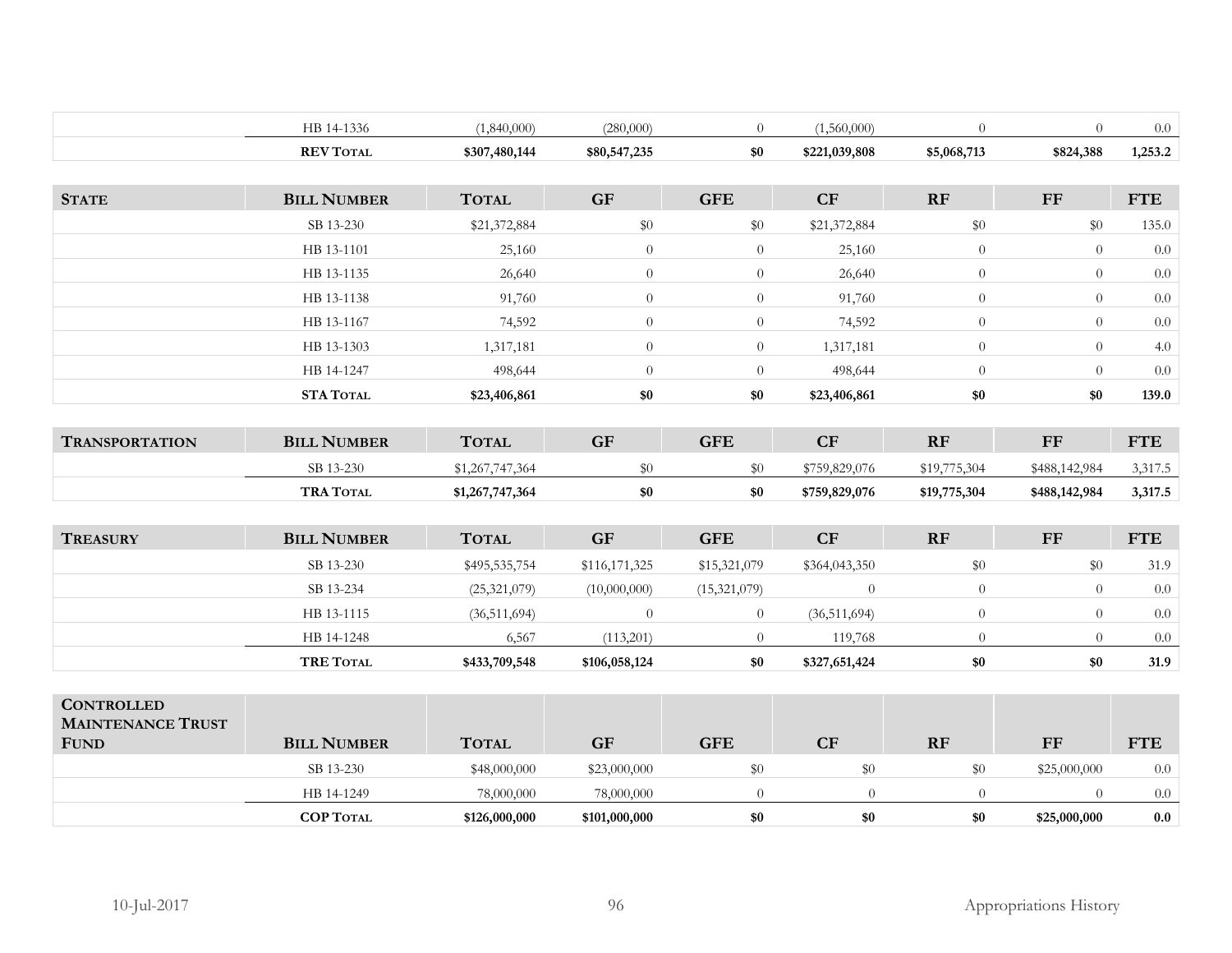| | Bill Number | Total | GF | GFE | CF | RF | FF | FTE |
|---|---|---|---|---|---|---|---|---|
| | HB 14-1336 | (1,840,000) | (280,000) | 0 | (1,560,000) | 0 | 0 | 0.0 |
| | **REV Total** | **$307,480,144** | **$80,547,235** | **$0** | **$221,039,808** | **$5,068,713** | **$824,388** | **1,253.2** |

| **State** | **Bill Number** | **Total** | **GF** | **GFE** | **CF** | **RF** | **FF** | **FTE** |
|---|---|---|---|---|---|---|---|---|
| | SB 13-230 | $21,372,884 | $0 | $0 | $21,372,884 | $0 | $0 | 135.0 |
| | HB 13-1101 | 25,160 | 0 | 0 | 25,160 | 0 | 0 | 0.0 |
| | HB 13-1135 | 26,640 | 0 | 0 | 26,640 | 0 | 0 | 0.0 |
| | HB 13-1138 | 91,760 | 0 | 0 | 91,760 | 0 | 0 | 0.0 |
| | HB 13-1167 | 74,592 | 0 | 0 | 74,592 | 0 | 0 | 0.0 |
| | HB 13-1303 | 1,317,181 | 0 | 0 | 1,317,181 | 0 | 0 | 4.0 |
| | HB 14-1247 | 498,644 | 0 | 0 | 498,644 | 0 | 0 | 0.0 |
| | **STA Total** | **$23,406,861** | **$0** | **$0** | **$23,406,861** | **$0** | **$0** | **139.0** |

| **Transportation** | **Bill Number** | **Total** | **GF** | **GFE** | **CF** | **RF** | **FF** | **FTE** |
|---|---|---|---|---|---|---|---|---|
| | SB 13-230 | $1,267,747,364 | $0 | $0 | $759,829,076 | $19,775,304 | $488,142,984 | 3,317.5 |
| | **TRA Total** | **$1,267,747,364** | **$0** | **$0** | **$759,829,076** | **$19,775,304** | **$488,142,984** | **3,317.5** |

| **Treasury** | **Bill Number** | **Total** | **GF** | **GFE** | **CF** | **RF** | **FF** | **FTE** |
|---|---|---|---|---|---|---|---|---|
| | SB 13-230 | $495,535,754 | $116,171,325 | $15,321,079 | $364,043,350 | $0 | $0 | 31.9 |
| | SB 13-234 | (25,321,079) | (10,000,000) | (15,321,079) | 0 | 0 | 0 | 0.0 |
| | HB 13-1115 | (36,511,694) | 0 | 0 | (36,511,694) | 0 | 0 | 0.0 |
| | HB 14-1248 | 6,567 | (113,201) | 0 | 119,768 | 0 | 0 | 0.0 |
| | **TRE Total** | **$433,709,548** | **$106,058,124** | **$0** | **$327,651,424** | **$0** | **$0** | **31.9** |

| **Controlled Maintenance Trust Fund** | **Bill Number** | **Total** | **GF** | **GFE** | **CF** | **RF** | **FF** | **FTE** |
|---|---|---|---|---|---|---|---|---|
| | SB 13-230 | $48,000,000 | $23,000,000 | $0 | $0 | $0 | $25,000,000 | 0.0 |
| | HB 14-1249 | 78,000,000 | 78,000,000 | 0 | 0 | 0 | 0 | 0.0 |
| | **COP Total** | **$126,000,000** | **$101,000,000** | **$0** | **$0** | **$0** | **$25,000,000** | **0.0** |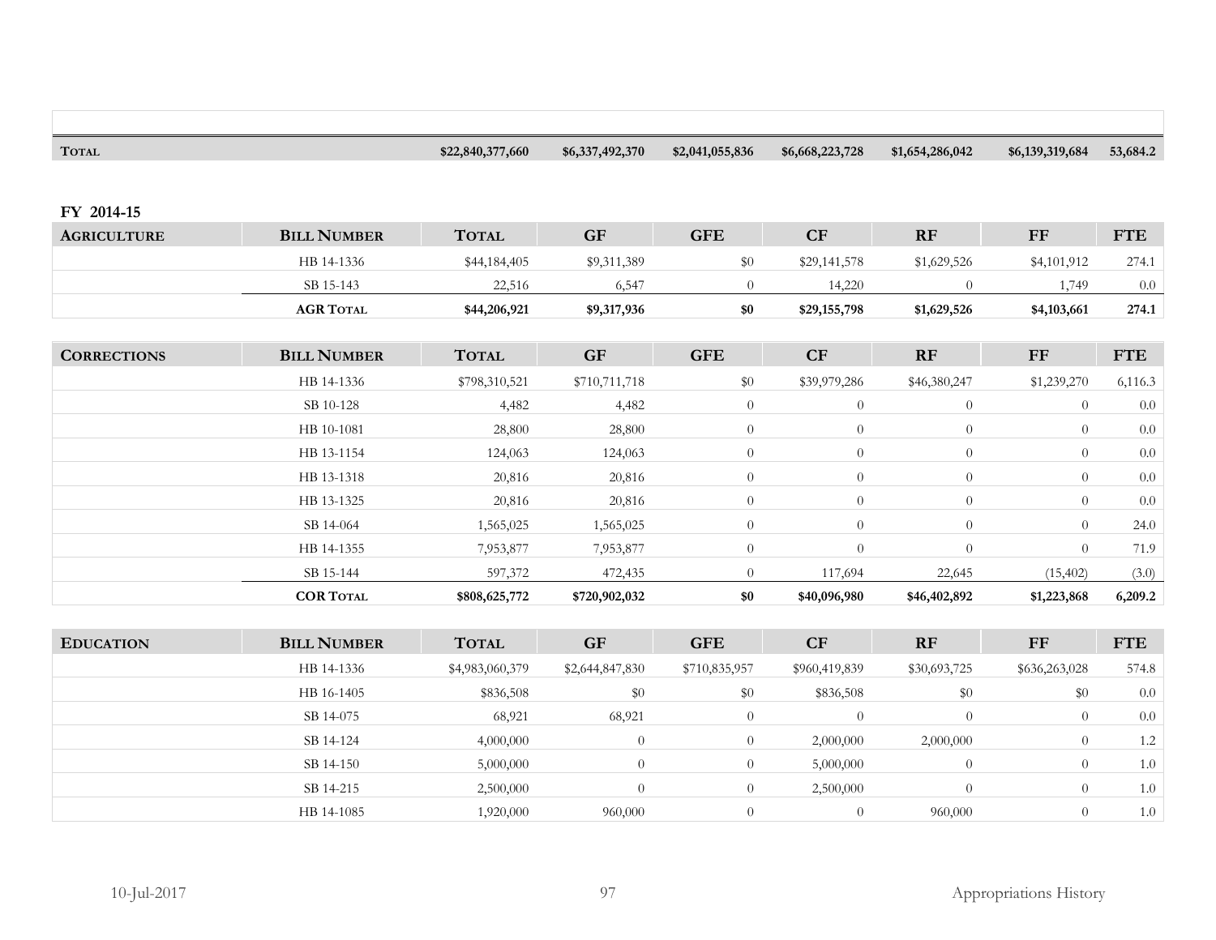| | | | | | | | | |
|---|---|---|---|---|---|---|---|---|
| **TOTAL** | | **$22,840,377,660** | **$6,337,492,370** | **$2,041,055,836** | **$6,668,223,728** | **$1,654,286,042** | **$6,139,319,684** | **53,684.2** |

**FY 2014-15**

| AGRICULTURE | BILL NUMBER | TOTAL | GF | GFE | CF | RF | FF | FTE |
|---|---|---|---|---|---|---|---|---|
| | HB 14-1336 | $44,184,405 | $9,311,389 | $0 | $29,141,578 | $1,629,526 | $4,101,912 | 274.1 |
| | SB 15-143 | 22,516 | 6,547 | 0 | 14,220 | 0 | 1,749 | 0.0 |
| | **AGR TOTAL** | **$44,206,921** | **$9,317,936** | **$0** | **$29,155,798** | **$1,629,526** | **$4,103,661** | **274.1** |

| CORRECTIONS | BILL NUMBER | TOTAL | GF | GFE | CF | RF | FF | FTE |
|---|---|---|---|---|---|---|---|---|
| | HB 14-1336 | $798,310,521 | $710,711,718 | $0 | $39,979,286 | $46,380,247 | $1,239,270 | 6,116.3 |
| | SB 10-128 | 4,482 | 4,482 | 0 | 0 | 0 | 0 | 0.0 |
| | HB 10-1081 | 28,800 | 28,800 | 0 | 0 | 0 | 0 | 0.0 |
| | HB 13-1154 | 124,063 | 124,063 | 0 | 0 | 0 | 0 | 0.0 |
| | HB 13-1318 | 20,816 | 20,816 | 0 | 0 | 0 | 0 | 0.0 |
| | HB 13-1325 | 20,816 | 20,816 | 0 | 0 | 0 | 0 | 0.0 |
| | SB 14-064 | 1,565,025 | 1,565,025 | 0 | 0 | 0 | 0 | 24.0 |
| | HB 14-1355 | 7,953,877 | 7,953,877 | 0 | 0 | 0 | 0 | 71.9 |
| | SB 15-144 | 597,372 | 472,435 | 0 | 117,694 | 22,645 | (15,402) | (3.0) |
| | **COR TOTAL** | **$808,625,772** | **$720,902,032** | **$0** | **$40,096,980** | **$46,402,892** | **$1,223,868** | **6,209.2** |

| EDUCATION | BILL NUMBER | TOTAL | GF | GFE | CF | RF | FF | FTE |
|---|---|---|---|---|---|---|---|---|
| | HB 14-1336 | $4,983,060,379 | $2,644,847,830 | $710,835,957 | $960,419,839 | $30,693,725 | $636,263,028 | 574.8 |
| | HB 16-1405 | $836,508 | $0 | $0 | $836,508 | $0 | $0 | 0.0 |
| | SB 14-075 | 68,921 | 68,921 | 0 | 0 | 0 | 0 | 0.0 |
| | SB 14-124 | 4,000,000 | 0 | 0 | 2,000,000 | 2,000,000 | 0 | 1.2 |
| | SB 14-150 | 5,000,000 | 0 | 0 | 5,000,000 | 0 | 0 | 1.0 |
| | SB 14-215 | 2,500,000 | 0 | 0 | 2,500,000 | 0 | 0 | 1.0 |
| | HB 14-1085 | 1,920,000 | 960,000 | 0 | 0 | 960,000 | 0 | 1.0 |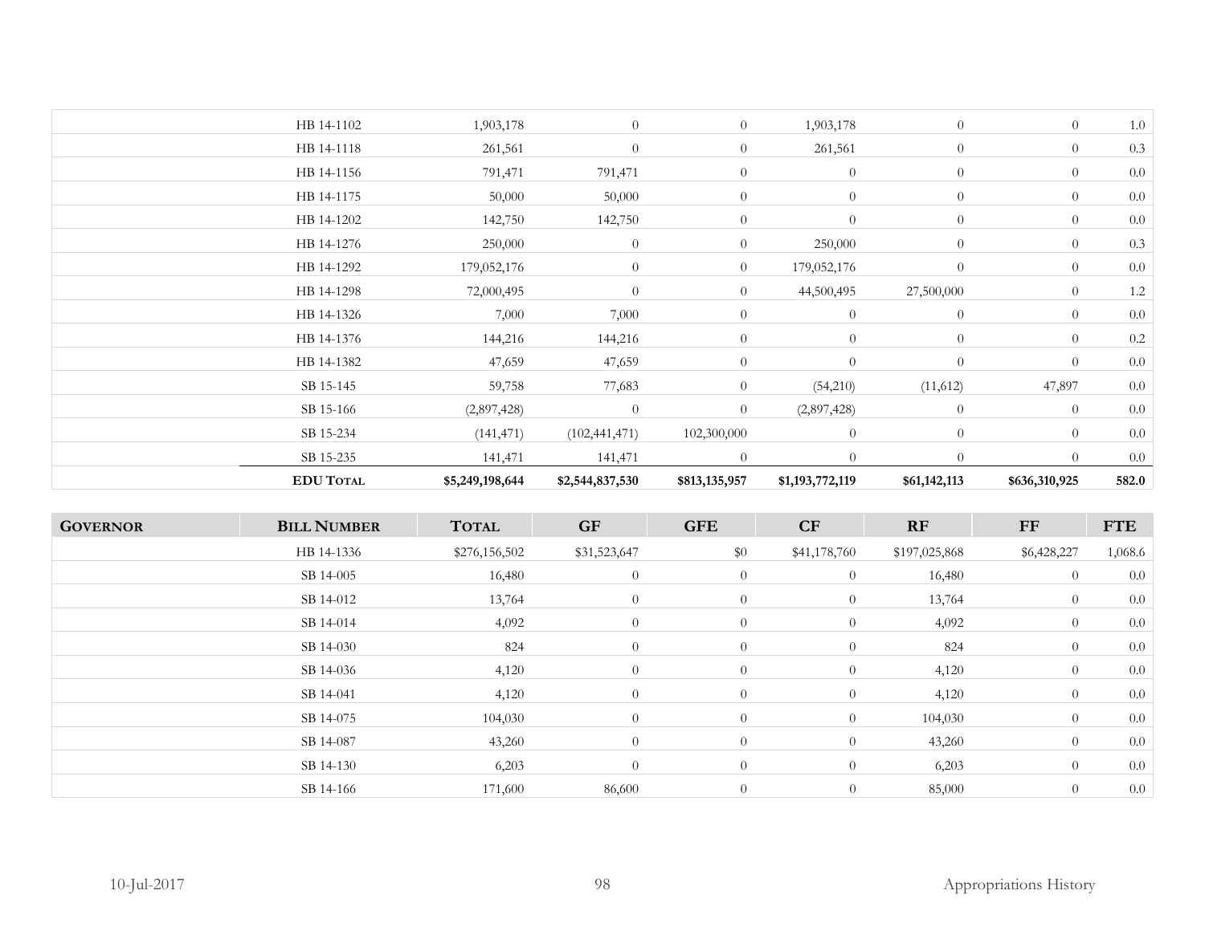| | Bill Number | Total | GF | GFE | CF | RF | FF | FTE |
|---|---|---|---|---|---|---|---|---|
| | HB 14-1102 | 1,903,178 | 0 | 0 | 1,903,178 | 0 | 0 | 1.0 |
| | HB 14-1118 | 261,561 | 0 | 0 | 261,561 | 0 | 0 | 0.3 |
| | HB 14-1156 | 791,471 | 791,471 | 0 | 0 | 0 | 0 | 0.0 |
| | HB 14-1175 | 50,000 | 50,000 | 0 | 0 | 0 | 0 | 0.0 |
| | HB 14-1202 | 142,750 | 142,750 | 0 | 0 | 0 | 0 | 0.0 |
| | HB 14-1276 | 250,000 | 0 | 0 | 250,000 | 0 | 0 | 0.3 |
| | HB 14-1292 | 179,052,176 | 0 | 0 | 179,052,176 | 0 | 0 | 0.0 |
| | HB 14-1298 | 72,000,495 | 0 | 0 | 44,500,495 | 27,500,000 | 0 | 1.2 |
| | HB 14-1326 | 7,000 | 7,000 | 0 | 0 | 0 | 0 | 0.0 |
| | HB 14-1376 | 144,216 | 144,216 | 0 | 0 | 0 | 0 | 0.2 |
| | HB 14-1382 | 47,659 | 47,659 | 0 | 0 | 0 | 0 | 0.0 |
| | SB 15-145 | 59,758 | 77,683 | 0 | (54,210) | (11,612) | 47,897 | 0.0 |
| | SB 15-166 | (2,897,428) | 0 | 0 | (2,897,428) | 0 | 0 | 0.0 |
| | SB 15-234 | (141,471) | (102,441,471) | 102,300,000 | 0 | 0 | 0 | 0.0 |
| | SB 15-235 | 141,471 | 141,471 | 0 | 0 | 0 | 0 | 0.0 |
| | **EDU Total** | **$5,249,198,644** | **$2,544,837,530** | **$813,135,957** | **$1,193,772,119** | **$61,142,113** | **$636,310,925** | **582.0** |

| Governor | Bill Number | Total | GF | GFE | CF | RF | FF | FTE |
|---|---|---|---|---|---|---|---|---|
| | HB 14-1336 | $276,156,502 | $31,523,647 | $0 | $41,178,760 | $197,025,868 | $6,428,227 | 1,068.6 |
| | SB 14-005 | 16,480 | 0 | 0 | 0 | 16,480 | 0 | 0.0 |
| | SB 14-012 | 13,764 | 0 | 0 | 0 | 13,764 | 0 | 0.0 |
| | SB 14-014 | 4,092 | 0 | 0 | 0 | 4,092 | 0 | 0.0 |
| | SB 14-030 | 824 | 0 | 0 | 0 | 824 | 0 | 0.0 |
| | SB 14-036 | 4,120 | 0 | 0 | 0 | 4,120 | 0 | 0.0 |
| | SB 14-041 | 4,120 | 0 | 0 | 0 | 4,120 | 0 | 0.0 |
| | SB 14-075 | 104,030 | 0 | 0 | 0 | 104,030 | 0 | 0.0 |
| | SB 14-087 | 43,260 | 0 | 0 | 0 | 43,260 | 0 | 0.0 |
| | SB 14-130 | 6,203 | 0 | 0 | 0 | 6,203 | 0 | 0.0 |
| | SB 14-166 | 171,600 | 86,600 | 0 | 0 | 85,000 | 0 | 0.0 |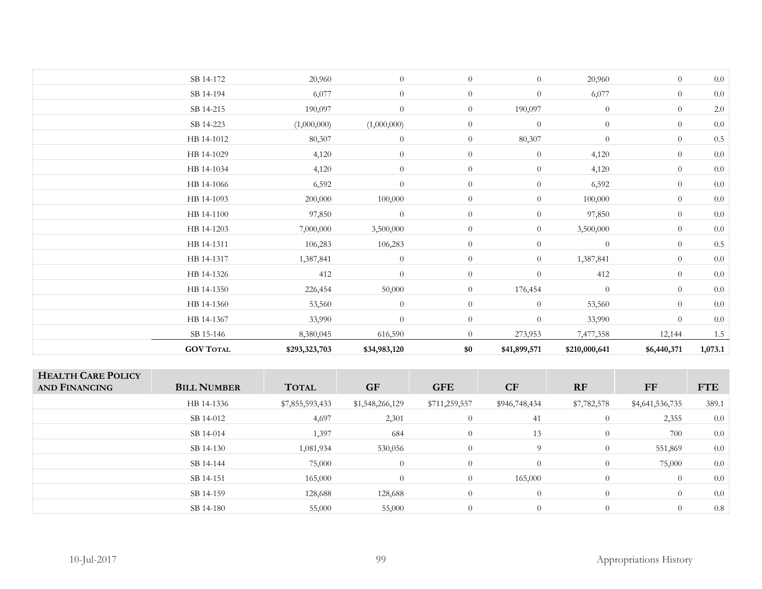| | | | | | | | | |
|---|---|---|---|---|---|---|---|---|
| | SB 14-172 | 20,960 | 0 | 0 | 0 | 20,960 | 0 | 0.0 |
| | SB 14-194 | 6,077 | 0 | 0 | 0 | 6,077 | 0 | 0.0 |
| | SB 14-215 | 190,097 | 0 | 0 | 190,097 | 0 | 0 | 2.0 |
| | SB 14-223 | (1,000,000) | (1,000,000) | 0 | 0 | 0 | 0 | 0.0 |
| | HB 14-1012 | 80,307 | 0 | 0 | 80,307 | 0 | 0 | 0.5 |
| | HB 14-1029 | 4,120 | 0 | 0 | 0 | 4,120 | 0 | 0.0 |
| | HB 14-1034 | 4,120 | 0 | 0 | 0 | 4,120 | 0 | 0.0 |
| | HB 14-1066 | 6,592 | 0 | 0 | 0 | 6,592 | 0 | 0.0 |
| | HB 14-1093 | 200,000 | 100,000 | 0 | 0 | 100,000 | 0 | 0.0 |
| | HB 14-1100 | 97,850 | 0 | 0 | 0 | 97,850 | 0 | 0.0 |
| | HB 14-1203 | 7,000,000 | 3,500,000 | 0 | 0 | 3,500,000 | 0 | 0.0 |
| | HB 14-1311 | 106,283 | 106,283 | 0 | 0 | 0 | 0 | 0.5 |
| | HB 14-1317 | 1,387,841 | 0 | 0 | 0 | 1,387,841 | 0 | 0.0 |
| | HB 14-1326 | 412 | 0 | 0 | 0 | 412 | 0 | 0.0 |
| | HB 14-1350 | 226,454 | 50,000 | 0 | 176,454 | 0 | 0 | 0.0 |
| | HB 14-1360 | 53,560 | 0 | 0 | 0 | 53,560 | 0 | 0.0 |
| | HB 14-1367 | 33,990 | 0 | 0 | 0 | 33,990 | 0 | 0.0 |
| | SB 15-146 | 8,380,045 | 616,590 | 0 | 273,953 | 7,477,358 | 12,144 | 1.5 |
| | **GOV TOTAL** | **$293,323,703** | **$34,983,120** | **$0** | **$41,899,571** | **$210,000,641** | **$6,440,371** | **1,073.1** |

| **HEALTH CARE POLICY AND FINANCING** | **BILL NUMBER** | **TOTAL** | **GF** | **GFE** | **CF** | **RF** | **FF** | **FTE** |
|---|---|---|---|---|---|---|---|---|
| | HB 14-1336 | $7,855,593,433 | $1,548,266,129 | $711,259,557 | $946,748,434 | $7,782,578 | $4,641,536,735 | 389.1 |
| | SB 14-012 | 4,697 | 2,301 | 0 | 41 | 0 | 2,355 | 0.0 |
| | SB 14-014 | 1,397 | 684 | 0 | 13 | 0 | 700 | 0.0 |
| | SB 14-130 | 1,081,934 | 530,056 | 0 | 9 | 0 | 551,869 | 0.0 |
| | SB 14-144 | 75,000 | 0 | 0 | 0 | 0 | 75,000 | 0.0 |
| | SB 14-151 | 165,000 | 0 | 0 | 165,000 | 0 | 0 | 0.0 |
| | SB 14-159 | 128,688 | 128,688 | 0 | 0 | 0 | 0 | 0.0 |
| | SB 14-180 | 55,000 | 55,000 | 0 | 0 | 0 | 0 | 0.8 |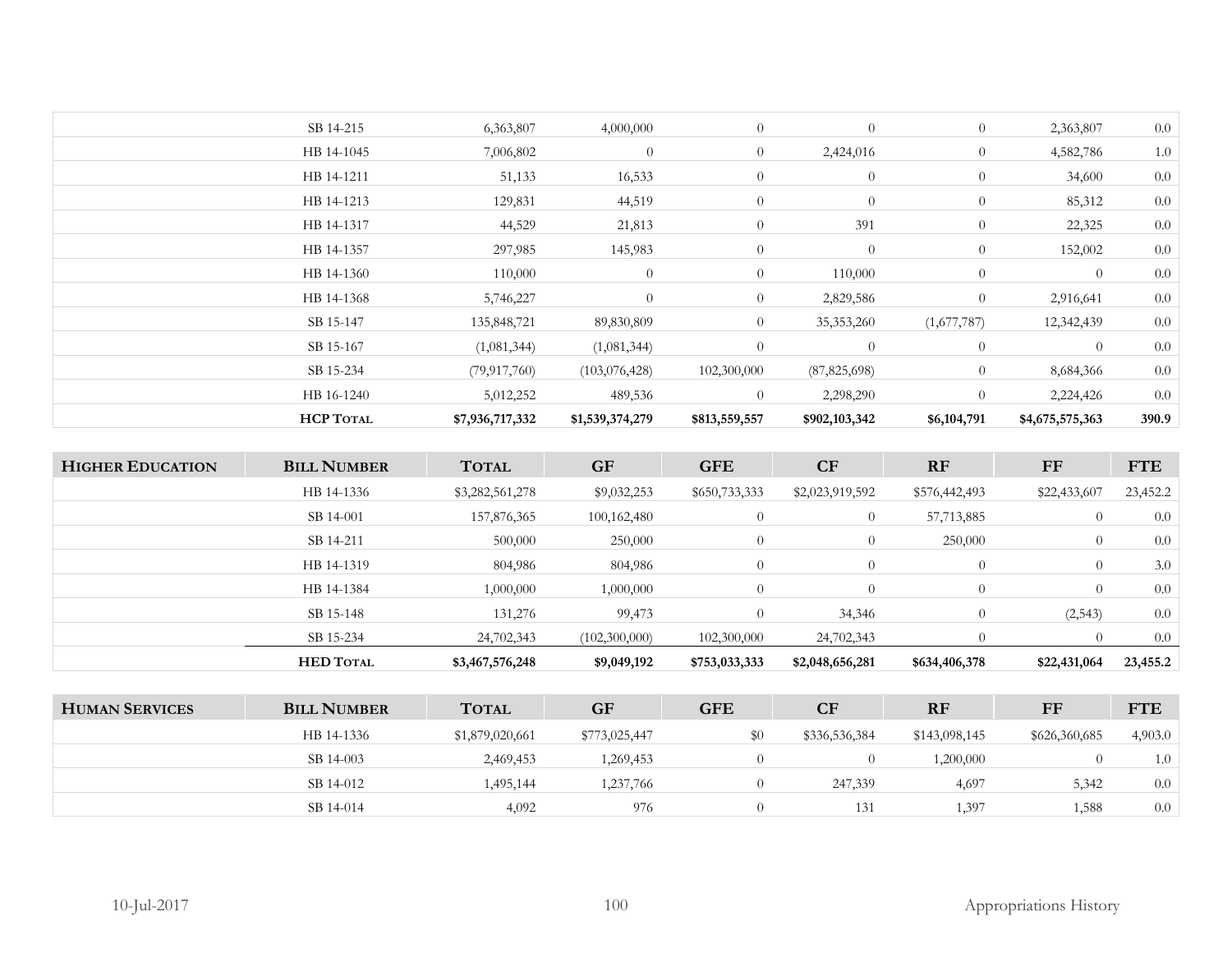| | | | | | | | | |
|---|---|---|---|---|---|---|---|---|
| | SB 14-215 | 6,363,807 | 4,000,000 | 0 | 0 | 0 | 2,363,807 | 0.0 |
| | HB 14-1045 | 7,006,802 | 0 | 0 | 2,424,016 | 0 | 4,582,786 | 1.0 |
| | HB 14-1211 | 51,133 | 16,533 | 0 | 0 | 0 | 34,600 | 0.0 |
| | HB 14-1213 | 129,831 | 44,519 | 0 | 0 | 0 | 85,312 | 0.0 |
| | HB 14-1317 | 44,529 | 21,813 | 0 | 391 | 0 | 22,325 | 0.0 |
| | HB 14-1357 | 297,985 | 145,983 | 0 | 0 | 0 | 152,002 | 0.0 |
| | HB 14-1360 | 110,000 | 0 | 0 | 110,000 | 0 | 0 | 0.0 |
| | HB 14-1368 | 5,746,227 | 0 | 0 | 2,829,586 | 0 | 2,916,641 | 0.0 |
| | SB 15-147 | 135,848,721 | 89,830,809 | 0 | 35,353,260 | (1,677,787) | 12,342,439 | 0.0 |
| | SB 15-167 | (1,081,344) | (1,081,344) | 0 | 0 | 0 | 0 | 0.0 |
| | SB 15-234 | (79,917,760) | (103,076,428) | 102,300,000 | (87,825,698) | 0 | 8,684,366 | 0.0 |
| | HB 16-1240 | 5,012,252 | 489,536 | 0 | 2,298,290 | 0 | 2,224,426 | 0.0 |
| | **HCP Total** | **$7,936,717,332** | **$1,539,374,279** | **$813,559,557** | **$902,103,342** | **$6,104,791** | **$4,675,575,363** | **390.9** |

| Higher Education | Bill Number | Total | GF | GFE | CF | RF | FF | FTE |
|---|---|---|---|---|---|---|---|---|
| | HB 14-1336 | $3,282,561,278 | $9,032,253 | $650,733,333 | $2,023,919,592 | $576,442,493 | $22,433,607 | 23,452.2 |
| | SB 14-001 | 157,876,365 | 100,162,480 | 0 | 0 | 57,713,885 | 0 | 0.0 |
| | SB 14-211 | 500,000 | 250,000 | 0 | 0 | 250,000 | 0 | 0.0 |
| | HB 14-1319 | 804,986 | 804,986 | 0 | 0 | 0 | 0 | 3.0 |
| | HB 14-1384 | 1,000,000 | 1,000,000 | 0 | 0 | 0 | 0 | 0.0 |
| | SB 15-148 | 131,276 | 99,473 | 0 | 34,346 | 0 | (2,543) | 0.0 |
| | SB 15-234 | 24,702,343 | (102,300,000) | 102,300,000 | 24,702,343 | 0 | 0 | 0.0 |
| | **HED Total** | **$3,467,576,248** | **$9,049,192** | **$753,033,333** | **$2,048,656,281** | **$634,406,378** | **$22,431,064** | **23,455.2** |

| Human Services | Bill Number | Total | GF | GFE | CF | RF | FF | FTE |
|---|---|---|---|---|---|---|---|---|
| | HB 14-1336 | $1,879,020,661 | $773,025,447 | $0 | $336,536,384 | $143,098,145 | $626,360,685 | 4,903.0 |
| | SB 14-003 | 2,469,453 | 1,269,453 | 0 | 0 | 1,200,000 | 0 | 1.0 |
| | SB 14-012 | 1,495,144 | 1,237,766 | 0 | 247,339 | 4,697 | 5,342 | 0.0 |
| | SB 14-014 | 4,092 | 976 | 0 | 131 | 1,397 | 1,588 | 0.0 |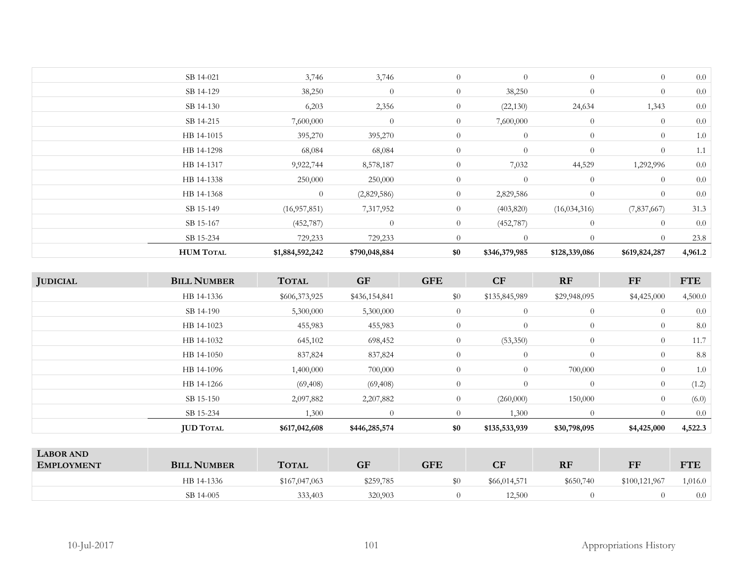| | Bill Number | Total | GF | GFE | CF | RF | FF | FTE |
|---|---|---|---|---|---|---|---|---|
| | SB 14-021 | 3,746 | 3,746 | 0 | 0 | 0 | 0 | 0.0 |
| | SB 14-129 | 38,250 | 0 | 0 | 38,250 | 0 | 0 | 0.0 |
| | SB 14-130 | 6,203 | 2,356 | 0 | (22,130) | 24,634 | 1,343 | 0.0 |
| | SB 14-215 | 7,600,000 | 0 | 0 | 7,600,000 | 0 | 0 | 0.0 |
| | HB 14-1015 | 395,270 | 395,270 | 0 | 0 | 0 | 0 | 1.0 |
| | HB 14-1298 | 68,084 | 68,084 | 0 | 0 | 0 | 0 | 1.1 |
| | HB 14-1317 | 9,922,744 | 8,578,187 | 0 | 7,032 | 44,529 | 1,292,996 | 0.0 |
| | HB 14-1338 | 250,000 | 250,000 | 0 | 0 | 0 | 0 | 0.0 |
| | HB 14-1368 | 0 | (2,829,586) | 0 | 2,829,586 | 0 | 0 | 0.0 |
| | SB 15-149 | (16,957,851) | 7,317,952 | 0 | (403,820) | (16,034,316) | (7,837,667) | 31.3 |
| | SB 15-167 | (452,787) | 0 | 0 | (452,787) | 0 | 0 | 0.0 |
| | SB 15-234 | 729,233 | 729,233 | 0 | 0 | 0 | 0 | 23.8 |
| | **HUM Total** | **$1,884,592,242** | **$790,048,884** | **$0** | **$346,379,985** | **$128,339,086** | **$619,824,287** | **4,961.2** |

| Judicial | Bill Number | Total | GF | GFE | CF | RF | FF | FTE |
|---|---|---|---|---|---|---|---|---|
| | HB 14-1336 | $606,373,925 | $436,154,841 | $0 | $135,845,989 | $29,948,095 | $4,425,000 | 4,500.0 |
| | SB 14-190 | 5,300,000 | 5,300,000 | 0 | 0 | 0 | 0 | 0.0 |
| | HB 14-1023 | 455,983 | 455,983 | 0 | 0 | 0 | 0 | 8.0 |
| | HB 14-1032 | 645,102 | 698,452 | 0 | (53,350) | 0 | 0 | 11.7 |
| | HB 14-1050 | 837,824 | 837,824 | 0 | 0 | 0 | 0 | 8.8 |
| | HB 14-1096 | 1,400,000 | 700,000 | 0 | 0 | 700,000 | 0 | 1.0 |
| | HB 14-1266 | (69,408) | (69,408) | 0 | 0 | 0 | 0 | (1.2) |
| | SB 15-150 | 2,097,882 | 2,207,882 | 0 | (260,000) | 150,000 | 0 | (6.0) |
| | SB 15-234 | 1,300 | 0 | 0 | 1,300 | 0 | 0 | 0.0 |
| | **JUD Total** | **$617,042,608** | **$446,285,574** | **$0** | **$135,533,939** | **$30,798,095** | **$4,425,000** | **4,522.3** |

| Labor and Employment | Bill Number | Total | GF | GFE | CF | RF | FF | FTE |
|---|---|---|---|---|---|---|---|---|
| | HB 14-1336 | $167,047,063 | $259,785 | $0 | $66,014,571 | $650,740 | $100,121,967 | 1,016.0 |
| | SB 14-005 | 333,403 | 320,903 | 0 | 12,500 | 0 | 0 | 0.0 |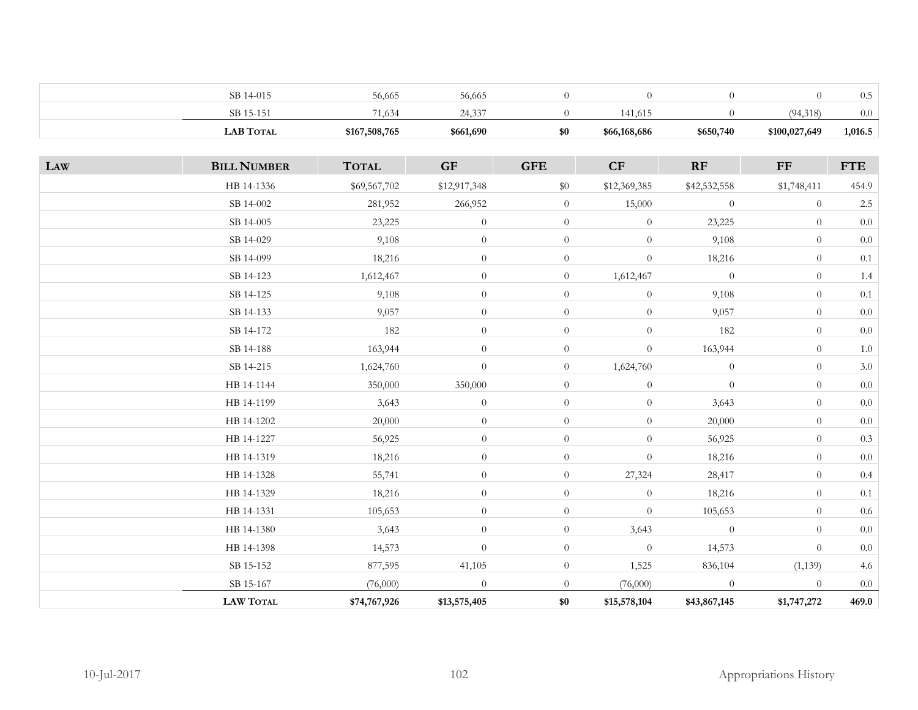| | Bill Number | Total | GF | GFE | CF | RF | FF | FTE |
|---|---|---|---|---|---|---|---|---|
| | SB 14-015 | 56,665 | 56,665 | 0 | 0 | 0 | 0 | 0.5 |
| | SB 15-151 | 71,634 | 24,337 | 0 | 141,615 | 0 | (94,318) | 0.0 |
| | **LAB Total** | **$167,508,765** | **$661,690** | **$0** | **$66,168,686** | **$650,740** | **$100,027,649** | **1,016.5** |

| Law | Bill Number | Total | GF | GFE | CF | RF | FF | FTE |
|---|---|---|---|---|---|---|---|---|
| | HB 14-1336 | $69,567,702 | $12,917,348 | $0 | $12,369,385 | $42,532,558 | $1,748,411 | 454.9 |
| | SB 14-002 | 281,952 | 266,952 | 0 | 15,000 | 0 | 0 | 2.5 |
| | SB 14-005 | 23,225 | 0 | 0 | 0 | 23,225 | 0 | 0.0 |
| | SB 14-029 | 9,108 | 0 | 0 | 0 | 9,108 | 0 | 0.0 |
| | SB 14-099 | 18,216 | 0 | 0 | 0 | 18,216 | 0 | 0.1 |
| | SB 14-123 | 1,612,467 | 0 | 0 | 1,612,467 | 0 | 0 | 1.4 |
| | SB 14-125 | 9,108 | 0 | 0 | 0 | 9,108 | 0 | 0.1 |
| | SB 14-133 | 9,057 | 0 | 0 | 0 | 9,057 | 0 | 0.0 |
| | SB 14-172 | 182 | 0 | 0 | 0 | 182 | 0 | 0.0 |
| | SB 14-188 | 163,944 | 0 | 0 | 0 | 163,944 | 0 | 1.0 |
| | SB 14-215 | 1,624,760 | 0 | 0 | 1,624,760 | 0 | 0 | 3.0 |
| | HB 14-1144 | 350,000 | 350,000 | 0 | 0 | 0 | 0 | 0.0 |
| | HB 14-1199 | 3,643 | 0 | 0 | 0 | 3,643 | 0 | 0.0 |
| | HB 14-1202 | 20,000 | 0 | 0 | 0 | 20,000 | 0 | 0.0 |
| | HB 14-1227 | 56,925 | 0 | 0 | 0 | 56,925 | 0 | 0.3 |
| | HB 14-1319 | 18,216 | 0 | 0 | 0 | 18,216 | 0 | 0.0 |
| | HB 14-1328 | 55,741 | 0 | 0 | 27,324 | 28,417 | 0 | 0.4 |
| | HB 14-1329 | 18,216 | 0 | 0 | 0 | 18,216 | 0 | 0.1 |
| | HB 14-1331 | 105,653 | 0 | 0 | 0 | 105,653 | 0 | 0.6 |
| | HB 14-1380 | 3,643 | 0 | 0 | 3,643 | 0 | 0 | 0.0 |
| | HB 14-1398 | 14,573 | 0 | 0 | 0 | 14,573 | 0 | 0.0 |
| | SB 15-152 | 877,595 | 41,105 | 0 | 1,525 | 836,104 | (1,139) | 4.6 |
| | SB 15-167 | (76,000) | 0 | 0 | (76,000) | 0 | 0 | 0.0 |
| | **LAW Total** | **$74,767,926** | **$13,575,405** | **$0** | **$15,578,104** | **$43,867,145** | **$1,747,272** | **469.0** |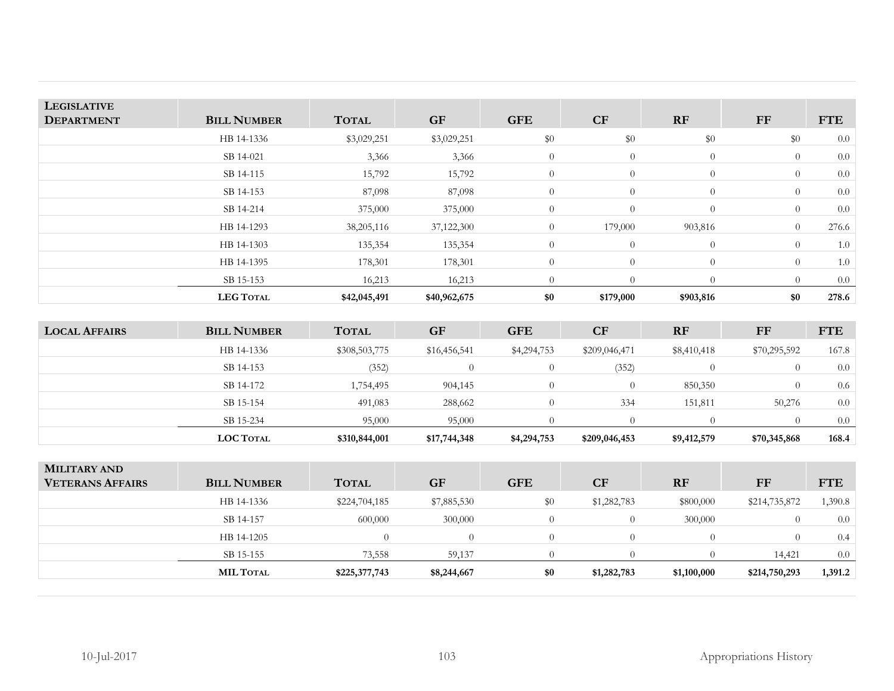| LEGISLATIVE DEPARTMENT | BILL NUMBER | TOTAL | GF | GFE | CF | RF | FF | FTE |
|---|---|---|---|---|---|---|---|---|
| | HB 14-1336 | $3,029,251 | $3,029,251 | $0 | $0 | $0 | $0 | 0.0 |
| | SB 14-021 | 3,366 | 3,366 | 0 | 0 | 0 | 0 | 0.0 |
| | SB 14-115 | 15,792 | 15,792 | 0 | 0 | 0 | 0 | 0.0 |
| | SB 14-153 | 87,098 | 87,098 | 0 | 0 | 0 | 0 | 0.0 |
| | SB 14-214 | 375,000 | 375,000 | 0 | 0 | 0 | 0 | 0.0 |
| | HB 14-1293 | 38,205,116 | 37,122,300 | 0 | 179,000 | 903,816 | 0 | 276.6 |
| | HB 14-1303 | 135,354 | 135,354 | 0 | 0 | 0 | 0 | 1.0 |
| | HB 14-1395 | 178,301 | 178,301 | 0 | 0 | 0 | 0 | 1.0 |
| | SB 15-153 | 16,213 | 16,213 | 0 | 0 | 0 | 0 | 0.0 |
| | **LEG TOTAL** | **$42,045,491** | **$40,962,675** | **$0** | **$179,000** | **$903,816** | **$0** | **278.6** |

| LOCAL AFFAIRS | BILL NUMBER | TOTAL | GF | GFE | CF | RF | FF | FTE |
|---|---|---|---|---|---|---|---|---|
| | HB 14-1336 | $308,503,775 | $16,456,541 | $4,294,753 | $209,046,471 | $8,410,418 | $70,295,592 | 167.8 |
| | SB 14-153 | (352) | 0 | 0 | (352) | 0 | 0 | 0.0 |
| | SB 14-172 | 1,754,495 | 904,145 | 0 | 0 | 850,350 | 0 | 0.6 |
| | SB 15-154 | 491,083 | 288,662 | 0 | 334 | 151,811 | 50,276 | 0.0 |
| | SB 15-234 | 95,000 | 95,000 | 0 | 0 | 0 | 0 | 0.0 |
| | **LOC TOTAL** | **$310,844,001** | **$17,744,348** | **$4,294,753** | **$209,046,453** | **$9,412,579** | **$70,345,868** | **168.4** |

| MILITARY AND VETERANS AFFAIRS | BILL NUMBER | TOTAL | GF | GFE | CF | RF | FF | FTE |
|---|---|---|---|---|---|---|---|---|
| | HB 14-1336 | $224,704,185 | $7,885,530 | $0 | $1,282,783 | $800,000 | $214,735,872 | 1,390.8 |
| | SB 14-157 | 600,000 | 300,000 | 0 | 0 | 300,000 | 0 | 0.0 |
| | HB 14-1205 | 0 | 0 | 0 | 0 | 0 | 0 | 0.4 |
| | SB 15-155 | 73,558 | 59,137 | 0 | 0 | 0 | 14,421 | 0.0 |
| | **MIL TOTAL** | **$225,377,743** | **$8,244,667** | **$0** | **$1,282,783** | **$1,100,000** | **$214,750,293** | **1,391.2** |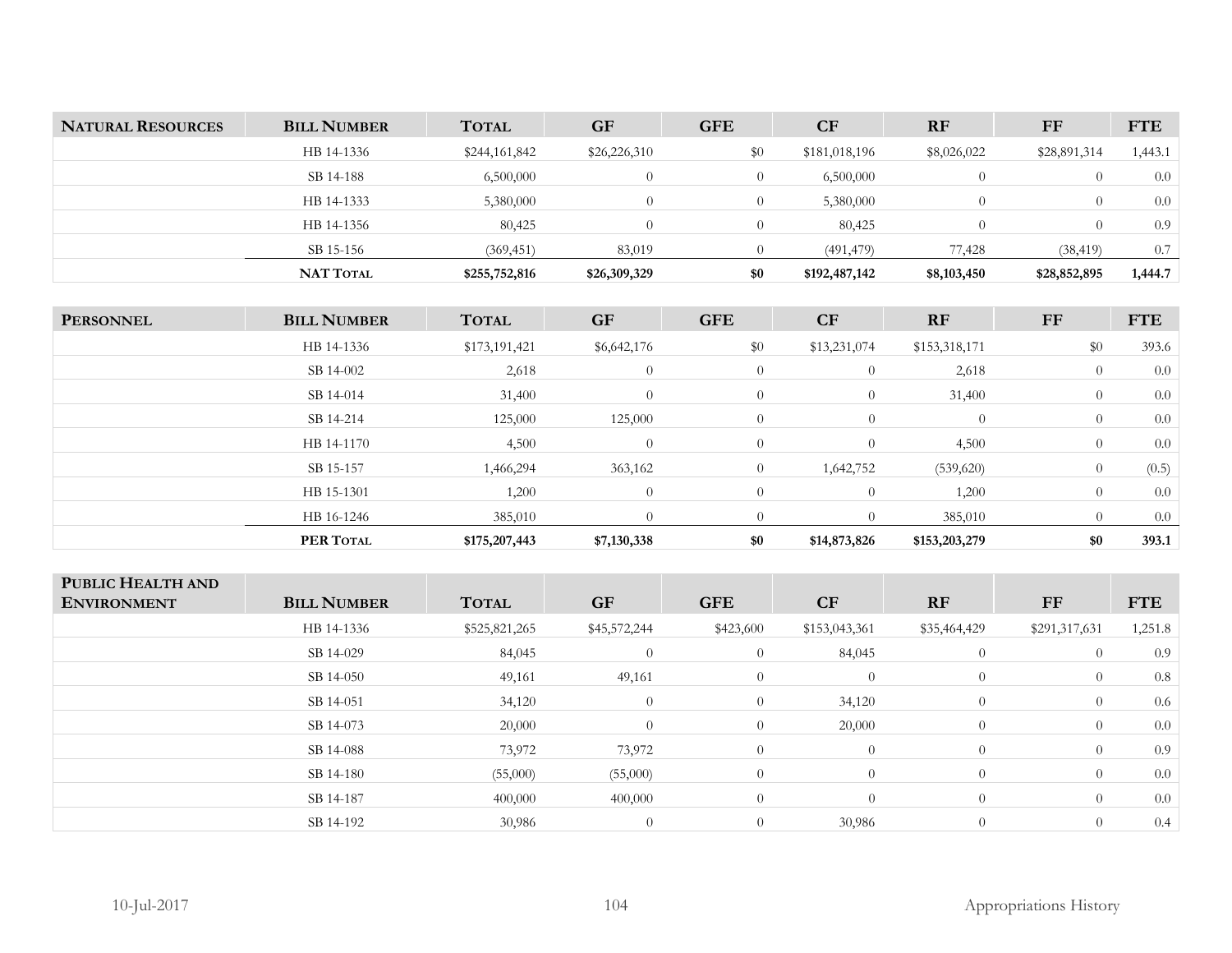| Natural Resources | Bill Number | Total | GF | GFE | CF | RF | FF | FTE |
|---|---|---|---|---|---|---|---|---|
| | HB 14-1336 | $244,161,842 | $26,226,310 | $0 | $181,018,196 | $8,026,022 | $28,891,314 | 1,443.1 |
| | SB 14-188 | 6,500,000 | 0 | 0 | 6,500,000 | 0 | 0 | 0.0 |
| | HB 14-1333 | 5,380,000 | 0 | 0 | 5,380,000 | 0 | 0 | 0.0 |
| | HB 14-1356 | 80,425 | 0 | 0 | 80,425 | 0 | 0 | 0.9 |
| | SB 15-156 | (369,451) | 83,019 | 0 | (491,479) | 77,428 | (38,419) | 0.7 |
| | **NAT Total** | **$255,752,816** | **$26,309,329** | **$0** | **$192,487,142** | **$8,103,450** | **$28,852,895** | **1,444.7** |

| Personnel | Bill Number | Total | GF | GFE | CF | RF | FF | FTE |
|---|---|---|---|---|---|---|---|---|
| | HB 14-1336 | $173,191,421 | $6,642,176 | $0 | $13,231,074 | $153,318,171 | $0 | 393.6 |
| | SB 14-002 | 2,618 | 0 | 0 | 0 | 2,618 | 0 | 0.0 |
| | SB 14-014 | 31,400 | 0 | 0 | 0 | 31,400 | 0 | 0.0 |
| | SB 14-214 | 125,000 | 125,000 | 0 | 0 | 0 | 0 | 0.0 |
| | HB 14-1170 | 4,500 | 0 | 0 | 0 | 4,500 | 0 | 0.0 |
| | SB 15-157 | 1,466,294 | 363,162 | 0 | 1,642,752 | (539,620) | 0 | (0.5) |
| | HB 15-1301 | 1,200 | 0 | 0 | 0 | 1,200 | 0 | 0.0 |
| | HB 16-1246 | 385,010 | 0 | 0 | 0 | 385,010 | 0 | 0.0 |
| | **PER Total** | **$175,207,443** | **$7,130,338** | **$0** | **$14,873,826** | **$153,203,279** | **$0** | **393.1** |

| Public Health and Environment | Bill Number | Total | GF | GFE | CF | RF | FF | FTE |
|---|---|---|---|---|---|---|---|---|
| | HB 14-1336 | $525,821,265 | $45,572,244 | $423,600 | $153,043,361 | $35,464,429 | $291,317,631 | 1,251.8 |
| | SB 14-029 | 84,045 | 0 | 0 | 84,045 | 0 | 0 | 0.9 |
| | SB 14-050 | 49,161 | 49,161 | 0 | 0 | 0 | 0 | 0.8 |
| | SB 14-051 | 34,120 | 0 | 0 | 34,120 | 0 | 0 | 0.6 |
| | SB 14-073 | 20,000 | 0 | 0 | 20,000 | 0 | 0 | 0.0 |
| | SB 14-088 | 73,972 | 73,972 | 0 | 0 | 0 | 0 | 0.9 |
| | SB 14-180 | (55,000) | (55,000) | 0 | 0 | 0 | 0 | 0.0 |
| | SB 14-187 | 400,000 | 400,000 | 0 | 0 | 0 | 0 | 0.0 |
| | SB 14-192 | 30,986 | 0 | 0 | 30,986 | 0 | 0 | 0.4 |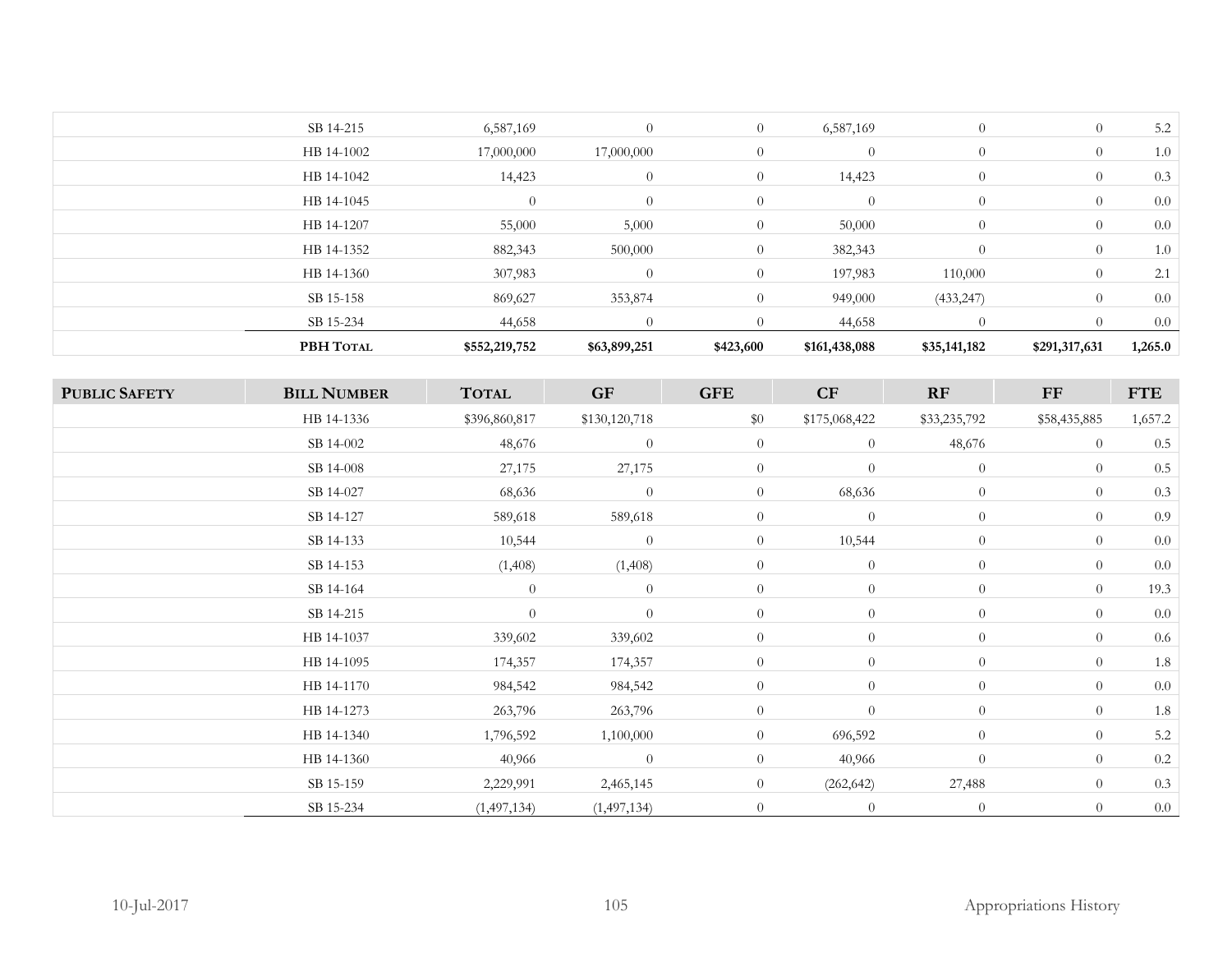| | | | | | | | | |
|---|---|---|---|---|---|---|---|---|
| | SB 14-215 | 6,587,169 | 0 | 0 | 6,587,169 | 0 | 0 | 5.2 |
| | HB 14-1002 | 17,000,000 | 17,000,000 | 0 | 0 | 0 | 0 | 1.0 |
| | HB 14-1042 | 14,423 | 0 | 0 | 14,423 | 0 | 0 | 0.3 |
| | HB 14-1045 | 0 | 0 | 0 | 0 | 0 | 0 | 0.0 |
| | HB 14-1207 | 55,000 | 5,000 | 0 | 50,000 | 0 | 0 | 0.0 |
| | HB 14-1352 | 882,343 | 500,000 | 0 | 382,343 | 0 | 0 | 1.0 |
| | HB 14-1360 | 307,983 | 0 | 0 | 197,983 | 110,000 | 0 | 2.1 |
| | SB 15-158 | 869,627 | 353,874 | 0 | 949,000 | (433,247) | 0 | 0.0 |
| | SB 15-234 | 44,658 | 0 | 0 | 44,658 | 0 | 0 | 0.0 |
| | **PBH TOTAL** | **$552,219,752** | **$63,899,251** | **$423,600** | **$161,438,088** | **$35,141,182** | **$291,317,631** | **1,265.0** |

| PUBLIC SAFETY | BILL NUMBER | TOTAL | GF | GFE | CF | RF | FF | FTE |
|---|---|---|---|---|---|---|---|---|
| | HB 14-1336 | $396,860,817 | $130,120,718 | $0 | $175,068,422 | $33,235,792 | $58,435,885 | 1,657.2 |
| | SB 14-002 | 48,676 | 0 | 0 | 0 | 48,676 | 0 | 0.5 |
| | SB 14-008 | 27,175 | 27,175 | 0 | 0 | 0 | 0 | 0.5 |
| | SB 14-027 | 68,636 | 0 | 0 | 68,636 | 0 | 0 | 0.3 |
| | SB 14-127 | 589,618 | 589,618 | 0 | 0 | 0 | 0 | 0.9 |
| | SB 14-133 | 10,544 | 0 | 0 | 10,544 | 0 | 0 | 0.0 |
| | SB 14-153 | (1,408) | (1,408) | 0 | 0 | 0 | 0 | 0.0 |
| | SB 14-164 | 0 | 0 | 0 | 0 | 0 | 0 | 19.3 |
| | SB 14-215 | 0 | 0 | 0 | 0 | 0 | 0 | 0.0 |
| | HB 14-1037 | 339,602 | 339,602 | 0 | 0 | 0 | 0 | 0.6 |
| | HB 14-1095 | 174,357 | 174,357 | 0 | 0 | 0 | 0 | 1.8 |
| | HB 14-1170 | 984,542 | 984,542 | 0 | 0 | 0 | 0 | 0.0 |
| | HB 14-1273 | 263,796 | 263,796 | 0 | 0 | 0 | 0 | 1.8 |
| | HB 14-1340 | 1,796,592 | 1,100,000 | 0 | 696,592 | 0 | 0 | 5.2 |
| | HB 14-1360 | 40,966 | 0 | 0 | 40,966 | 0 | 0 | 0.2 |
| | SB 15-159 | 2,229,991 | 2,465,145 | 0 | (262,642) | 27,488 | 0 | 0.3 |
| | SB 15-234 | (1,497,134) | (1,497,134) | 0 | 0 | 0 | 0 | 0.0 |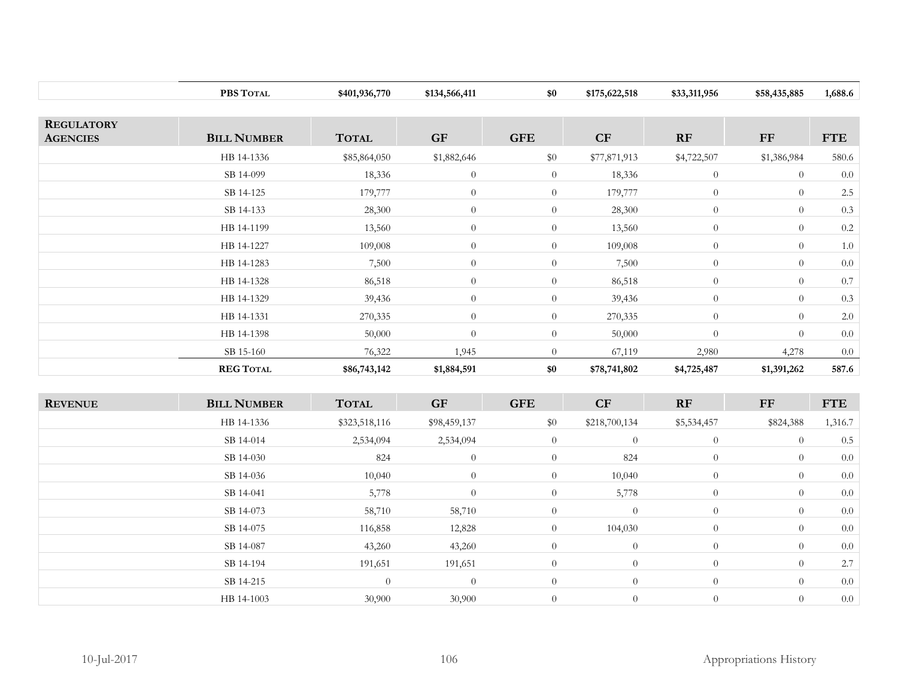| | PBS Total | $401,936,770 | $134,566,411 | $0 | $175,622,518 | $33,311,956 | $58,435,885 | 1,688.6 |
|---|---|---|---|---|---|---|---|---|

| Regulatory Agencies | Bill Number | Total | GF | GFE | CF | RF | FF | FTE |
|---|---|---|---|---|---|---|---|---|
| | HB 14-1336 | $85,864,050 | $1,882,646 | $0 | $77,871,913 | $4,722,507 | $1,386,984 | 580.6 |
| | SB 14-099 | 18,336 | 0 | 0 | 18,336 | 0 | 0 | 0.0 |
| | SB 14-125 | 179,777 | 0 | 0 | 179,777 | 0 | 0 | 2.5 |
| | SB 14-133 | 28,300 | 0 | 0 | 28,300 | 0 | 0 | 0.3 |
| | HB 14-1199 | 13,560 | 0 | 0 | 13,560 | 0 | 0 | 0.2 |
| | HB 14-1227 | 109,008 | 0 | 0 | 109,008 | 0 | 0 | 1.0 |
| | HB 14-1283 | 7,500 | 0 | 0 | 7,500 | 0 | 0 | 0.0 |
| | HB 14-1328 | 86,518 | 0 | 0 | 86,518 | 0 | 0 | 0.7 |
| | HB 14-1329 | 39,436 | 0 | 0 | 39,436 | 0 | 0 | 0.3 |
| | HB 14-1331 | 270,335 | 0 | 0 | 270,335 | 0 | 0 | 2.0 |
| | HB 14-1398 | 50,000 | 0 | 0 | 50,000 | 0 | 0 | 0.0 |
| | SB 15-160 | 76,322 | 1,945 | 0 | 67,119 | 2,980 | 4,278 | 0.0 |
| | REG Total | $86,743,142 | $1,884,591 | $0 | $78,741,802 | $4,725,487 | $1,391,262 | 587.6 |

| Revenue | Bill Number | Total | GF | GFE | CF | RF | FF | FTE |
|---|---|---|---|---|---|---|---|---|
| | HB 14-1336 | $323,518,116 | $98,459,137 | $0 | $218,700,134 | $5,534,457 | $824,388 | 1,316.7 |
| | SB 14-014 | 2,534,094 | 2,534,094 | 0 | 0 | 0 | 0 | 0.5 |
| | SB 14-030 | 824 | 0 | 0 | 824 | 0 | 0 | 0.0 |
| | SB 14-036 | 10,040 | 0 | 0 | 10,040 | 0 | 0 | 0.0 |
| | SB 14-041 | 5,778 | 0 | 0 | 5,778 | 0 | 0 | 0.0 |
| | SB 14-073 | 58,710 | 58,710 | 0 | 0 | 0 | 0 | 0.0 |
| | SB 14-075 | 116,858 | 12,828 | 0 | 104,030 | 0 | 0 | 0.0 |
| | SB 14-087 | 43,260 | 43,260 | 0 | 0 | 0 | 0 | 0.0 |
| | SB 14-194 | 191,651 | 191,651 | 0 | 0 | 0 | 0 | 2.7 |
| | SB 14-215 | 0 | 0 | 0 | 0 | 0 | 0 | 0.0 |
| | HB 14-1003 | 30,900 | 30,900 | 0 | 0 | 0 | 0 | 0.0 |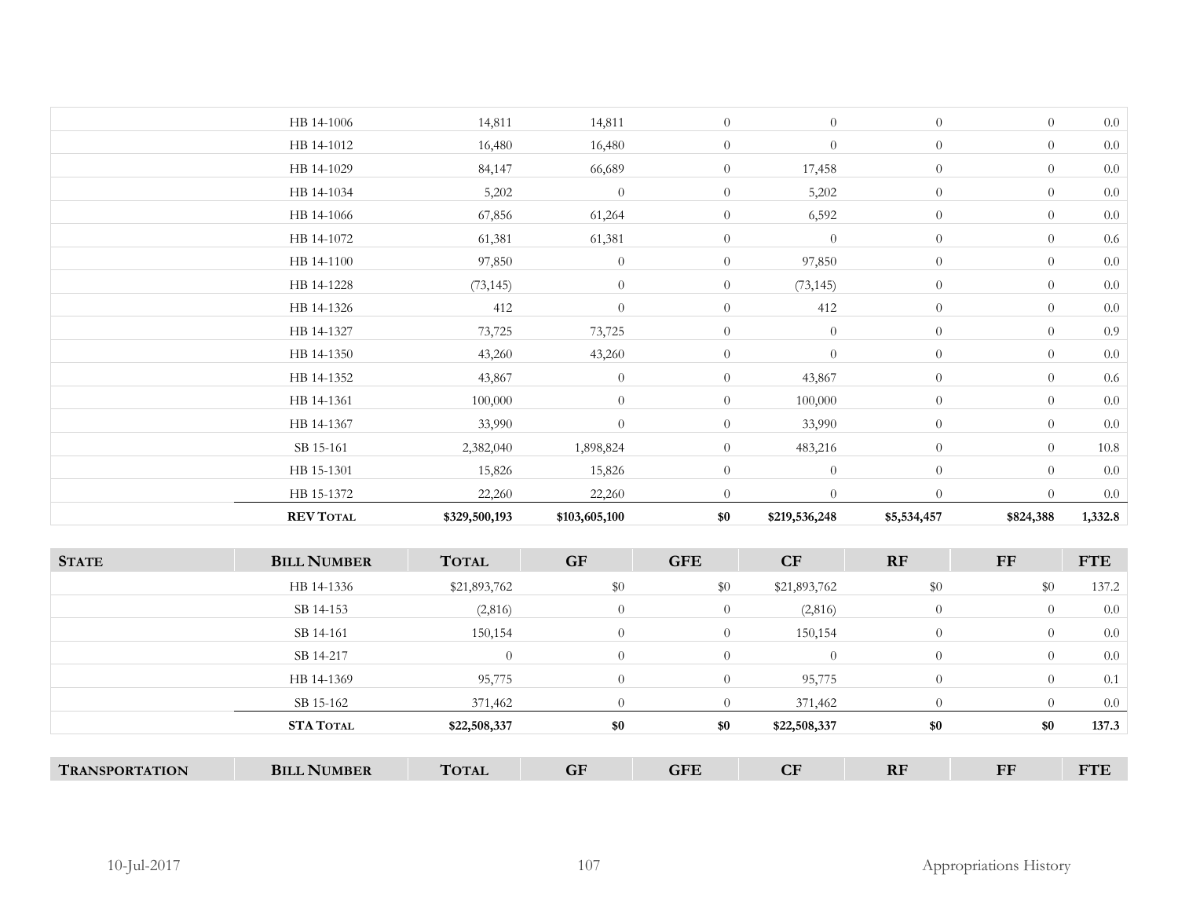| | | | | | | | | |
|---|---|---|---|---|---|---|---|---|
| | HB 14-1006 | 14,811 | 14,811 | 0 | 0 | 0 | 0 | 0.0 |
| | HB 14-1012 | 16,480 | 16,480 | 0 | 0 | 0 | 0 | 0.0 |
| | HB 14-1029 | 84,147 | 66,689 | 0 | 17,458 | 0 | 0 | 0.0 |
| | HB 14-1034 | 5,202 | 0 | 0 | 5,202 | 0 | 0 | 0.0 |
| | HB 14-1066 | 67,856 | 61,264 | 0 | 6,592 | 0 | 0 | 0.0 |
| | HB 14-1072 | 61,381 | 61,381 | 0 | 0 | 0 | 0 | 0.6 |
| | HB 14-1100 | 97,850 | 0 | 0 | 97,850 | 0 | 0 | 0.0 |
| | HB 14-1228 | (73,145) | 0 | 0 | (73,145) | 0 | 0 | 0.0 |
| | HB 14-1326 | 412 | 0 | 0 | 412 | 0 | 0 | 0.0 |
| | HB 14-1327 | 73,725 | 73,725 | 0 | 0 | 0 | 0 | 0.9 |
| | HB 14-1350 | 43,260 | 43,260 | 0 | 0 | 0 | 0 | 0.0 |
| | HB 14-1352 | 43,867 | 0 | 0 | 43,867 | 0 | 0 | 0.6 |
| | HB 14-1361 | 100,000 | 0 | 0 | 100,000 | 0 | 0 | 0.0 |
| | HB 14-1367 | 33,990 | 0 | 0 | 33,990 | 0 | 0 | 0.0 |
| | SB 15-161 | 2,382,040 | 1,898,824 | 0 | 483,216 | 0 | 0 | 10.8 |
| | HB 15-1301 | 15,826 | 15,826 | 0 | 0 | 0 | 0 | 0.0 |
| | HB 15-1372 | 22,260 | 22,260 | 0 | 0 | 0 | 0 | 0.0 |
| | **REV TOTAL** | **$329,500,193** | **$103,605,100** | **$0** | **$219,536,248** | **$5,534,457** | **$824,388** | **1,332.8** |

| STATE | BILL NUMBER | TOTAL | GF | GFE | CF | RF | FF | FTE |
|---|---|---|---|---|---|---|---|---|
| | HB 14-1336 | $21,893,762 | $0 | $0 | $21,893,762 | $0 | $0 | 137.2 |
| | SB 14-153 | (2,816) | 0 | 0 | (2,816) | 0 | 0 | 0.0 |
| | SB 14-161 | 150,154 | 0 | 0 | 150,154 | 0 | 0 | 0.0 |
| | SB 14-217 | 0 | 0 | 0 | 0 | 0 | 0 | 0.0 |
| | HB 14-1369 | 95,775 | 0 | 0 | 95,775 | 0 | 0 | 0.1 |
| | SB 15-162 | 371,462 | 0 | 0 | 371,462 | 0 | 0 | 0.0 |
| | **STA TOTAL** | **$22,508,337** | **$0** | **$0** | **$22,508,337** | **$0** | **$0** | **137.3** |

| TRANSPORTATION | BILL NUMBER | TOTAL | GF | GFE | CF | RF | FF | FTE |
|---|---|---|---|---|---|---|---|---|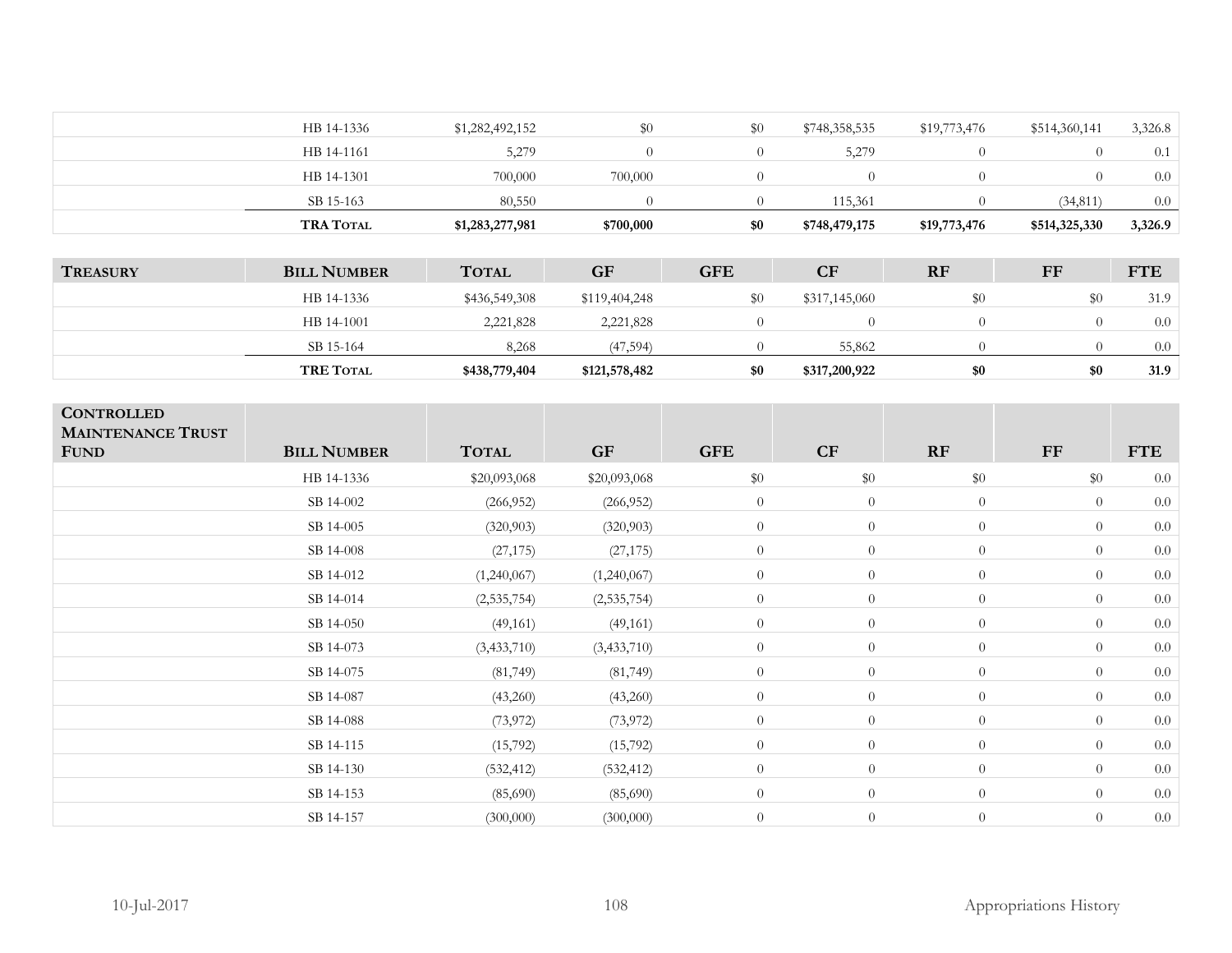| | HB 14-1336 | $1,282,492,152 | $0 | $0 | $748,358,535 | $19,773,476 | $514,360,141 | 3,326.8 |
|---|---|---|---|---|---|---|---|---|
| | HB 14-1161 | 5,279 | 0 | 0 | 5,279 | 0 | 0 | 0.1 |
| | HB 14-1301 | 700,000 | 700,000 | 0 | 0 | 0 | 0 | 0.0 |
| | SB 15-163 | 80,550 | 0 | 0 | 115,361 | 0 | (34,811) | 0.0 |
| | **TRA Total** | **$1,283,277,981** | **$700,000** | **$0** | **$748,479,175** | **$19,773,476** | **$514,325,330** | **3,326.9** |

| **Treasury** | **Bill Number** | **Total** | **GF** | **GFE** | **CF** | **RF** | **FF** | **FTE** |
|---|---|---|---|---|---|---|---|---|
| | HB 14-1336 | $436,549,308 | $119,404,248 | $0 | $317,145,060 | $0 | $0 | 31.9 |
| | HB 14-1001 | 2,221,828 | 2,221,828 | 0 | 0 | 0 | 0 | 0.0 |
| | SB 15-164 | 8,268 | (47,594) | 0 | 55,862 | 0 | 0 | 0.0 |
| | **TRE Total** | **$438,779,404** | **$121,578,482** | **$0** | **$317,200,922** | **$0** | **$0** | **31.9** |

| **Controlled Maintenance Trust Fund** | **Bill Number** | **Total** | **GF** | **GFE** | **CF** | **RF** | **FF** | **FTE** |
|---|---|---|---|---|---|---|---|---|
| | HB 14-1336 | $20,093,068 | $20,093,068 | $0 | $0 | $0 | $0 | 0.0 |
| | SB 14-002 | (266,952) | (266,952) | 0 | 0 | 0 | 0 | 0.0 |
| | SB 14-005 | (320,903) | (320,903) | 0 | 0 | 0 | 0 | 0.0 |
| | SB 14-008 | (27,175) | (27,175) | 0 | 0 | 0 | 0 | 0.0 |
| | SB 14-012 | (1,240,067) | (1,240,067) | 0 | 0 | 0 | 0 | 0.0 |
| | SB 14-014 | (2,535,754) | (2,535,754) | 0 | 0 | 0 | 0 | 0.0 |
| | SB 14-050 | (49,161) | (49,161) | 0 | 0 | 0 | 0 | 0.0 |
| | SB 14-073 | (3,433,710) | (3,433,710) | 0 | 0 | 0 | 0 | 0.0 |
| | SB 14-075 | (81,749) | (81,749) | 0 | 0 | 0 | 0 | 0.0 |
| | SB 14-087 | (43,260) | (43,260) | 0 | 0 | 0 | 0 | 0.0 |
| | SB 14-088 | (73,972) | (73,972) | 0 | 0 | 0 | 0 | 0.0 |
| | SB 14-115 | (15,792) | (15,792) | 0 | 0 | 0 | 0 | 0.0 |
| | SB 14-130 | (532,412) | (532,412) | 0 | 0 | 0 | 0 | 0.0 |
| | SB 14-153 | (85,690) | (85,690) | 0 | 0 | 0 | 0 | 0.0 |
| | SB 14-157 | (300,000) | (300,000) | 0 | 0 | 0 | 0 | 0.0 |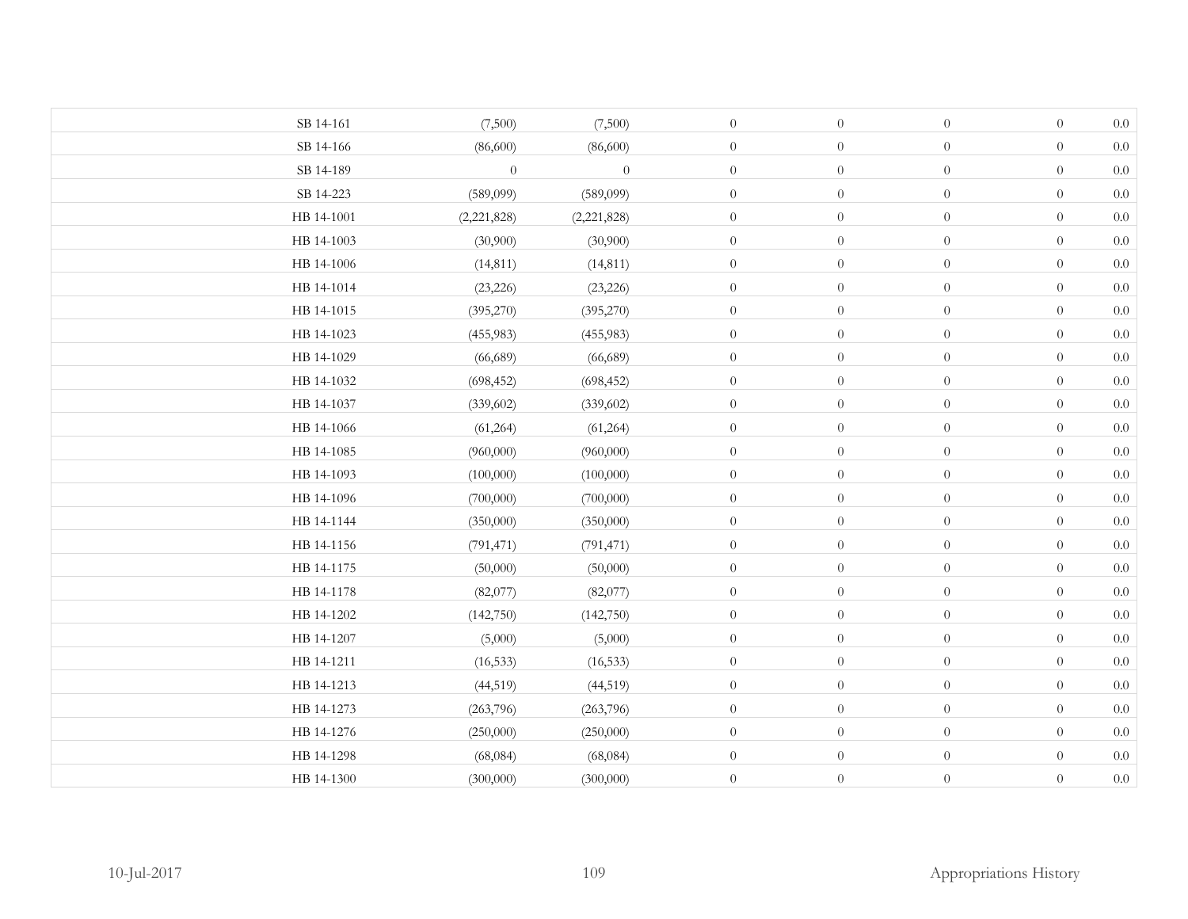| | | | | | | | |
|---|---|---|---|---|---|---|---|
| SB 14-161 | (7,500) | (7,500) | 0 | 0 | 0 | 0 | 0.0 |
| SB 14-166 | (86,600) | (86,600) | 0 | 0 | 0 | 0 | 0.0 |
| SB 14-189 | 0 | 0 | 0 | 0 | 0 | 0 | 0.0 |
| SB 14-223 | (589,099) | (589,099) | 0 | 0 | 0 | 0 | 0.0 |
| HB 14-1001 | (2,221,828) | (2,221,828) | 0 | 0 | 0 | 0 | 0.0 |
| HB 14-1003 | (30,900) | (30,900) | 0 | 0 | 0 | 0 | 0.0 |
| HB 14-1006 | (14,811) | (14,811) | 0 | 0 | 0 | 0 | 0.0 |
| HB 14-1014 | (23,226) | (23,226) | 0 | 0 | 0 | 0 | 0.0 |
| HB 14-1015 | (395,270) | (395,270) | 0 | 0 | 0 | 0 | 0.0 |
| HB 14-1023 | (455,983) | (455,983) | 0 | 0 | 0 | 0 | 0.0 |
| HB 14-1029 | (66,689) | (66,689) | 0 | 0 | 0 | 0 | 0.0 |
| HB 14-1032 | (698,452) | (698,452) | 0 | 0 | 0 | 0 | 0.0 |
| HB 14-1037 | (339,602) | (339,602) | 0 | 0 | 0 | 0 | 0.0 |
| HB 14-1066 | (61,264) | (61,264) | 0 | 0 | 0 | 0 | 0.0 |
| HB 14-1085 | (960,000) | (960,000) | 0 | 0 | 0 | 0 | 0.0 |
| HB 14-1093 | (100,000) | (100,000) | 0 | 0 | 0 | 0 | 0.0 |
| HB 14-1096 | (700,000) | (700,000) | 0 | 0 | 0 | 0 | 0.0 |
| HB 14-1144 | (350,000) | (350,000) | 0 | 0 | 0 | 0 | 0.0 |
| HB 14-1156 | (791,471) | (791,471) | 0 | 0 | 0 | 0 | 0.0 |
| HB 14-1175 | (50,000) | (50,000) | 0 | 0 | 0 | 0 | 0.0 |
| HB 14-1178 | (82,077) | (82,077) | 0 | 0 | 0 | 0 | 0.0 |
| HB 14-1202 | (142,750) | (142,750) | 0 | 0 | 0 | 0 | 0.0 |
| HB 14-1207 | (5,000) | (5,000) | 0 | 0 | 0 | 0 | 0.0 |
| HB 14-1211 | (16,533) | (16,533) | 0 | 0 | 0 | 0 | 0.0 |
| HB 14-1213 | (44,519) | (44,519) | 0 | 0 | 0 | 0 | 0.0 |
| HB 14-1273 | (263,796) | (263,796) | 0 | 0 | 0 | 0 | 0.0 |
| HB 14-1276 | (250,000) | (250,000) | 0 | 0 | 0 | 0 | 0.0 |
| HB 14-1298 | (68,084) | (68,084) | 0 | 0 | 0 | 0 | 0.0 |
| HB 14-1300 | (300,000) | (300,000) | 0 | 0 | 0 | 0 | 0.0 |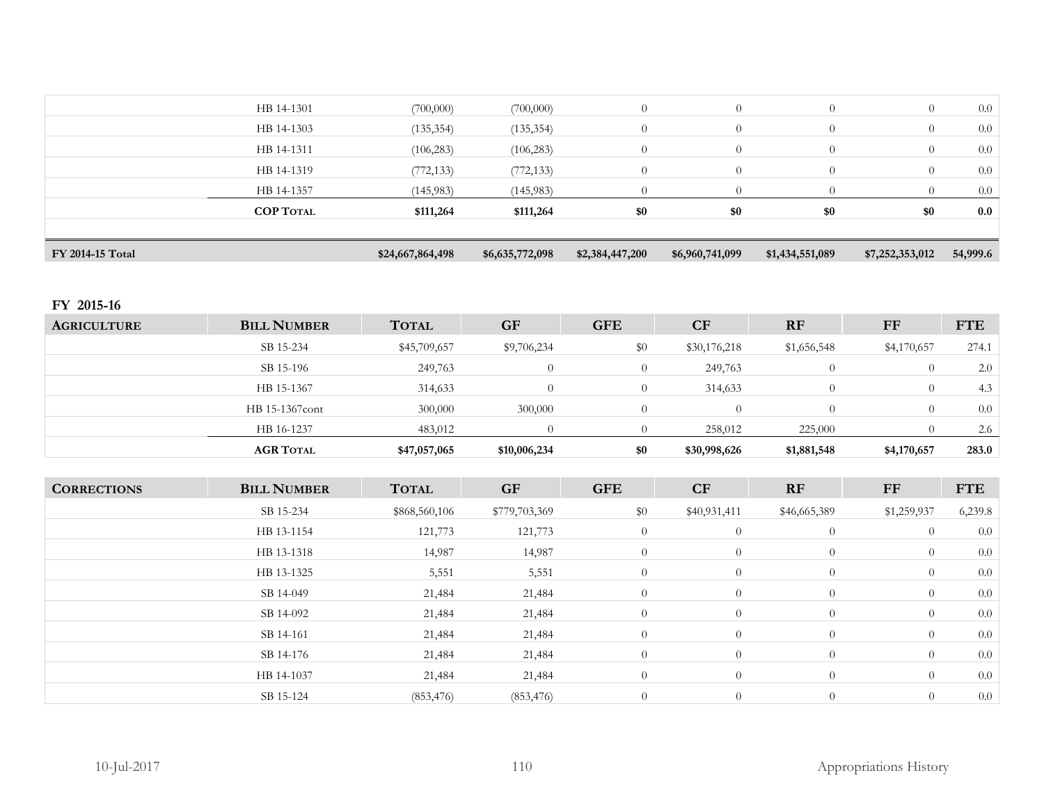| | | | | | | | | |
|---|---|---|---|---|---|---|---|---|
| | HB 14-1301 | (700,000) | (700,000) | 0 | 0 | 0 | 0 | 0.0 |
| | HB 14-1303 | (135,354) | (135,354) | 0 | 0 | 0 | 0 | 0.0 |
| | HB 14-1311 | (106,283) | (106,283) | 0 | 0 | 0 | 0 | 0.0 |
| | HB 14-1319 | (772,133) | (772,133) | 0 | 0 | 0 | 0 | 0.0 |
| | HB 14-1357 | (145,983) | (145,983) | 0 | 0 | 0 | 0 | 0.0 |
| | **COP Total** | **$111,264** | **$111,264** | **$0** | **$0** | **$0** | **$0** | **0.0** |
| **FY 2014-15 Total** | | **$24,667,864,498** | **$6,635,772,098** | **$2,384,447,200** | **$6,960,741,099** | **$1,434,551,089** | **$7,252,353,012** | **54,999.6** |

## FY 2015-16

| Agriculture | Bill Number | Total | GF | GFE | CF | RF | FF | FTE |
|---|---|---|---|---|---|---|---|---|
| | SB 15-234 | $45,709,657 | $9,706,234 | $0 | $30,176,218 | $1,656,548 | $4,170,657 | 274.1 |
| | SB 15-196 | 249,763 | 0 | 0 | 249,763 | 0 | 0 | 2.0 |
| | HB 15-1367 | 314,633 | 0 | 0 | 314,633 | 0 | 0 | 4.3 |
| | HB 15-1367cont | 300,000 | 300,000 | 0 | 0 | 0 | 0 | 0.0 |
| | HB 16-1237 | 483,012 | 0 | 0 | 258,012 | 225,000 | 0 | 2.6 |
| | **AGR Total** | **$47,057,065** | **$10,006,234** | **$0** | **$30,998,626** | **$1,881,548** | **$4,170,657** | **283.0** |

| Corrections | Bill Number | Total | GF | GFE | CF | RF | FF | FTE |
|---|---|---|---|---|---|---|---|---|
| | SB 15-234 | $868,560,106 | $779,703,369 | $0 | $40,931,411 | $46,665,389 | $1,259,937 | 6,239.8 |
| | HB 13-1154 | 121,773 | 121,773 | 0 | 0 | 0 | 0 | 0.0 |
| | HB 13-1318 | 14,987 | 14,987 | 0 | 0 | 0 | 0 | 0.0 |
| | HB 13-1325 | 5,551 | 5,551 | 0 | 0 | 0 | 0 | 0.0 |
| | SB 14-049 | 21,484 | 21,484 | 0 | 0 | 0 | 0 | 0.0 |
| | SB 14-092 | 21,484 | 21,484 | 0 | 0 | 0 | 0 | 0.0 |
| | SB 14-161 | 21,484 | 21,484 | 0 | 0 | 0 | 0 | 0.0 |
| | SB 14-176 | 21,484 | 21,484 | 0 | 0 | 0 | 0 | 0.0 |
| | HB 14-1037 | 21,484 | 21,484 | 0 | 0 | 0 | 0 | 0.0 |
| | SB 15-124 | (853,476) | (853,476) | 0 | 0 | 0 | 0 | 0.0 |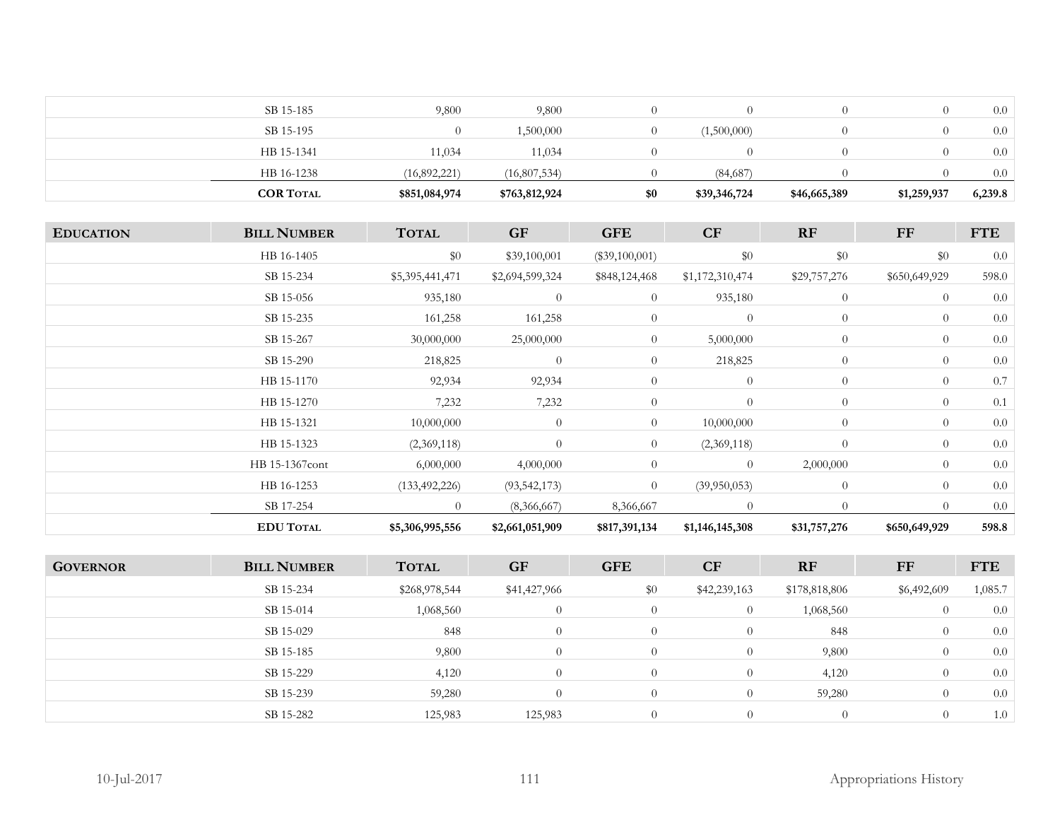| | SB 15-185 | 9,800 | 9,800 | 0 | 0 | 0 | 0 | 0.0 |
|---|---|---|---|---|---|---|---|---|
| | SB 15-195 | 0 | 1,500,000 | 0 | (1,500,000) | 0 | 0 | 0.0 |
| | HB 15-1341 | 11,034 | 11,034 | 0 | 0 | 0 | 0 | 0.0 |
| | HB 16-1238 | (16,892,221) | (16,807,534) | 0 | (84,687) | 0 | 0 | 0.0 |
| | **COR Total** | **$851,084,974** | **$763,812,924** | **$0** | **$39,346,724** | **$46,665,389** | **$1,259,937** | **6,239.8** |

| **Education** | **Bill Number** | **Total** | **GF** | **GFE** | **CF** | **RF** | **FF** | **FTE** |
|---|---|---|---|---|---|---|---|---|
| | HB 16-1405 | $0 | $39,100,001 | ($39,100,001) | $0 | $0 | $0 | 0.0 |
| | SB 15-234 | $5,395,441,471 | $2,694,599,324 | $848,124,468 | $1,172,310,474 | $29,757,276 | $650,649,929 | 598.0 |
| | SB 15-056 | 935,180 | 0 | 0 | 935,180 | 0 | 0 | 0.0 |
| | SB 15-235 | 161,258 | 161,258 | 0 | 0 | 0 | 0 | 0.0 |
| | SB 15-267 | 30,000,000 | 25,000,000 | 0 | 5,000,000 | 0 | 0 | 0.0 |
| | SB 15-290 | 218,825 | 0 | 0 | 218,825 | 0 | 0 | 0.0 |
| | HB 15-1170 | 92,934 | 92,934 | 0 | 0 | 0 | 0 | 0.7 |
| | HB 15-1270 | 7,232 | 7,232 | 0 | 0 | 0 | 0 | 0.1 |
| | HB 15-1321 | 10,000,000 | 0 | 0 | 10,000,000 | 0 | 0 | 0.0 |
| | HB 15-1323 | (2,369,118) | 0 | 0 | (2,369,118) | 0 | 0 | 0.0 |
| | HB 15-1367cont | 6,000,000 | 4,000,000 | 0 | 0 | 2,000,000 | 0 | 0.0 |
| | HB 16-1253 | (133,492,226) | (93,542,173) | 0 | (39,950,053) | 0 | 0 | 0.0 |
| | SB 17-254 | 0 | (8,366,667) | 8,366,667 | 0 | 0 | 0 | 0.0 |
| | **EDU Total** | **$5,306,995,556** | **$2,661,051,909** | **$817,391,134** | **$1,146,145,308** | **$31,757,276** | **$650,649,929** | **598.8** |

| **Governor** | **Bill Number** | **Total** | **GF** | **GFE** | **CF** | **RF** | **FF** | **FTE** |
|---|---|---|---|---|---|---|---|---|
| | SB 15-234 | $268,978,544 | $41,427,966 | $0 | $42,239,163 | $178,818,806 | $6,492,609 | 1,085.7 |
| | SB 15-014 | 1,068,560 | 0 | 0 | 0 | 1,068,560 | 0 | 0.0 |
| | SB 15-029 | 848 | 0 | 0 | 0 | 848 | 0 | 0.0 |
| | SB 15-185 | 9,800 | 0 | 0 | 0 | 9,800 | 0 | 0.0 |
| | SB 15-229 | 4,120 | 0 | 0 | 0 | 4,120 | 0 | 0.0 |
| | SB 15-239 | 59,280 | 0 | 0 | 0 | 59,280 | 0 | 0.0 |
| | SB 15-282 | 125,983 | 125,983 | 0 | 0 | 0 | 0 | 1.0 |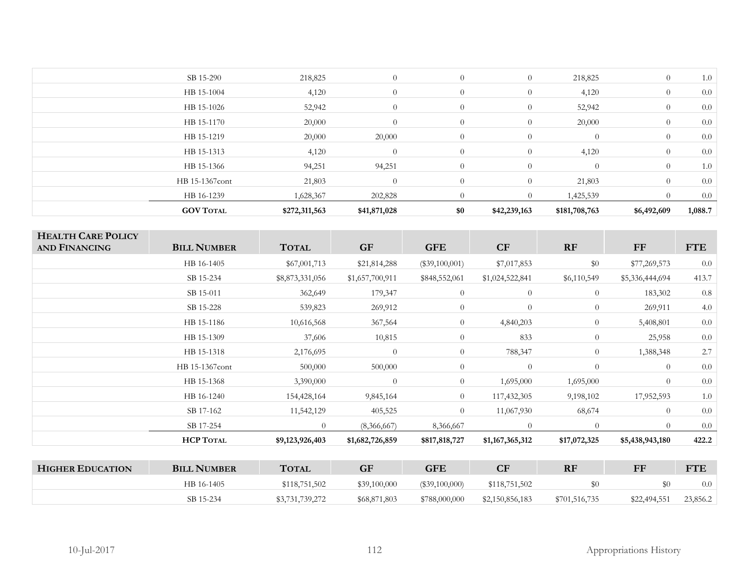| | SB 15-290 | 218,825 | 0 | 0 | 0 | 218,825 | 0 | 1.0 |
|---|---|---|---|---|---|---|---|---|
| | HB 15-1004 | 4,120 | 0 | 0 | 0 | 4,120 | 0 | 0.0 |
| | HB 15-1026 | 52,942 | 0 | 0 | 0 | 52,942 | 0 | 0.0 |
| | HB 15-1170 | 20,000 | 0 | 0 | 0 | 20,000 | 0 | 0.0 |
| | HB 15-1219 | 20,000 | 20,000 | 0 | 0 | 0 | 0 | 0.0 |
| | HB 15-1313 | 4,120 | 0 | 0 | 0 | 4,120 | 0 | 0.0 |
| | HB 15-1366 | 94,251 | 94,251 | 0 | 0 | 0 | 0 | 1.0 |
| | HB 15-1367cont | 21,803 | 0 | 0 | 0 | 21,803 | 0 | 0.0 |
| | HB 16-1239 | 1,628,367 | 202,828 | 0 | 0 | 1,425,539 | 0 | 0.0 |
| | **GOV TOTAL** | **$272,311,563** | **$41,871,028** | **$0** | **$42,239,163** | **$181,708,763** | **$6,492,609** | **1,088.7** |

| **HEALTH CARE POLICY AND FINANCING** | **BILL NUMBER** | **TOTAL** | **GF** | **GFE** | **CF** | **RF** | **FF** | **FTE** |
|---|---|---|---|---|---|---|---|---|
| | HB 16-1405 | $67,001,713 | $21,814,288 | ($39,100,001) | $7,017,853 | $0 | $77,269,573 | 0.0 |
| | SB 15-234 | $8,873,331,056 | $1,657,700,911 | $848,552,061 | $1,024,522,841 | $6,110,549 | $5,336,444,694 | 413.7 |
| | SB 15-011 | 362,649 | 179,347 | 0 | 0 | 0 | 183,302 | 0.8 |
| | SB 15-228 | 539,823 | 269,912 | 0 | 0 | 0 | 269,911 | 4.0 |
| | HB 15-1186 | 10,616,568 | 367,564 | 0 | 4,840,203 | 0 | 5,408,801 | 0.0 |
| | HB 15-1309 | 37,606 | 10,815 | 0 | 833 | 0 | 25,958 | 0.0 |
| | HB 15-1318 | 2,176,695 | 0 | 0 | 788,347 | 0 | 1,388,348 | 2.7 |
| | HB 15-1367cont | 500,000 | 500,000 | 0 | 0 | 0 | 0 | 0.0 |
| | HB 15-1368 | 3,390,000 | 0 | 0 | 1,695,000 | 1,695,000 | 0 | 0.0 |
| | HB 16-1240 | 154,428,164 | 9,845,164 | 0 | 117,432,305 | 9,198,102 | 17,952,593 | 1.0 |
| | SB 17-162 | 11,542,129 | 405,525 | 0 | 11,067,930 | 68,674 | 0 | 0.0 |
| | SB 17-254 | 0 | (8,366,667) | 8,366,667 | 0 | 0 | 0 | 0.0 |
| | **HCP TOTAL** | **$9,123,926,403** | **$1,682,726,859** | **$817,818,727** | **$1,167,365,312** | **$17,072,325** | **$5,438,943,180** | **422.2** |

| **HIGHER EDUCATION** | **BILL NUMBER** | **TOTAL** | **GF** | **GFE** | **CF** | **RF** | **FF** | **FTE** |
|---|---|---|---|---|---|---|---|---|
| | HB 16-1405 | $118,751,502 | $39,100,000 | ($39,100,000) | $118,751,502 | $0 | $0 | 0.0 |
| | SB 15-234 | $3,731,739,272 | $68,871,803 | $788,000,000 | $2,150,856,183 | $701,516,735 | $22,494,551 | 23,856.2 |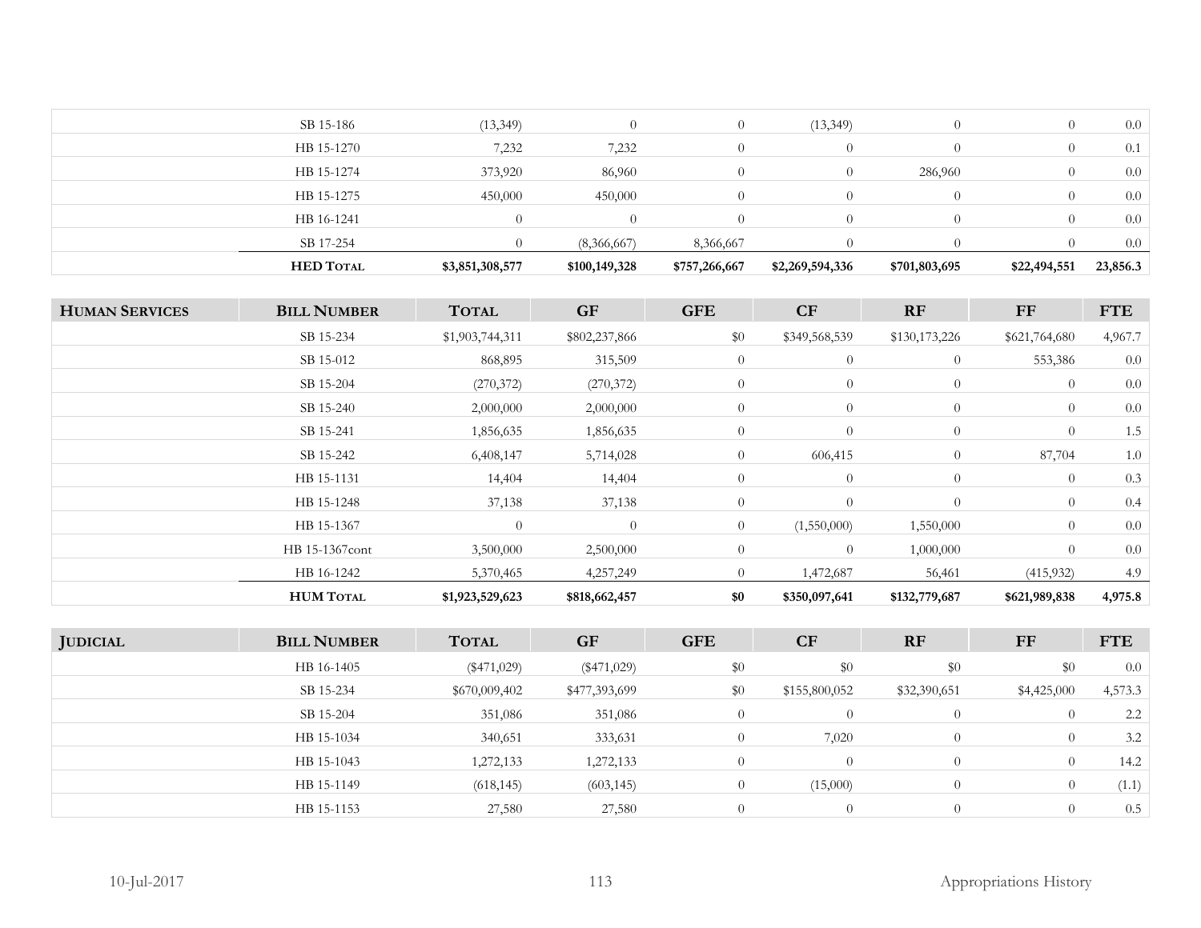| | | | | | | | | |
|---|---|---|---|---|---|---|---|---|
| | SB 15-186 | (13,349) | 0 | 0 | (13,349) | 0 | 0 | 0.0 |
| | HB 15-1270 | 7,232 | 7,232 | 0 | 0 | 0 | 0 | 0.1 |
| | HB 15-1274 | 373,920 | 86,960 | 0 | 0 | 286,960 | 0 | 0.0 |
| | HB 15-1275 | 450,000 | 450,000 | 0 | 0 | 0 | 0 | 0.0 |
| | HB 16-1241 | 0 | 0 | 0 | 0 | 0 | 0 | 0.0 |
| | SB 17-254 | 0 | (8,366,667) | 8,366,667 | 0 | 0 | 0 | 0.0 |
| | **HED Total** | **$3,851,308,577** | **$100,149,328** | **$757,266,667** | **$2,269,594,336** | **$701,803,695** | **$22,494,551** | **23,856.3** |

| Human Services | Bill Number | Total | GF | GFE | CF | RF | FF | FTE |
|---|---|---|---|---|---|---|---|---|
| | SB 15-234 | $1,903,744,311 | $802,237,866 | $0 | $349,568,539 | $130,173,226 | $621,764,680 | 4,967.7 |
| | SB 15-012 | 868,895 | 315,509 | 0 | 0 | 0 | 553,386 | 0.0 |
| | SB 15-204 | (270,372) | (270,372) | 0 | 0 | 0 | 0 | 0.0 |
| | SB 15-240 | 2,000,000 | 2,000,000 | 0 | 0 | 0 | 0 | 0.0 |
| | SB 15-241 | 1,856,635 | 1,856,635 | 0 | 0 | 0 | 0 | 1.5 |
| | SB 15-242 | 6,408,147 | 5,714,028 | 0 | 606,415 | 0 | 87,704 | 1.0 |
| | HB 15-1131 | 14,404 | 14,404 | 0 | 0 | 0 | 0 | 0.3 |
| | HB 15-1248 | 37,138 | 37,138 | 0 | 0 | 0 | 0 | 0.4 |
| | HB 15-1367 | 0 | 0 | 0 | (1,550,000) | 1,550,000 | 0 | 0.0 |
| | HB 15-1367cont | 3,500,000 | 2,500,000 | 0 | 0 | 1,000,000 | 0 | 0.0 |
| | HB 16-1242 | 5,370,465 | 4,257,249 | 0 | 1,472,687 | 56,461 | (415,932) | 4.9 |
| | **HUM Total** | **$1,923,529,623** | **$818,662,457** | **$0** | **$350,097,641** | **$132,779,687** | **$621,989,838** | **4,975.8** |

| Judicial | Bill Number | Total | GF | GFE | CF | RF | FF | FTE |
|---|---|---|---|---|---|---|---|---|
| | HB 16-1405 | ($471,029) | ($471,029) | $0 | $0 | $0 | $0 | 0.0 |
| | SB 15-234 | $670,009,402 | $477,393,699 | $0 | $155,800,052 | $32,390,651 | $4,425,000 | 4,573.3 |
| | SB 15-204 | 351,086 | 351,086 | 0 | 0 | 0 | 0 | 2.2 |
| | HB 15-1034 | 340,651 | 333,631 | 0 | 7,020 | 0 | 0 | 3.2 |
| | HB 15-1043 | 1,272,133 | 1,272,133 | 0 | 0 | 0 | 0 | 14.2 |
| | HB 15-1149 | (618,145) | (603,145) | 0 | (15,000) | 0 | 0 | (1.1) |
| | HB 15-1153 | 27,580 | 27,580 | 0 | 0 | 0 | 0 | 0.5 |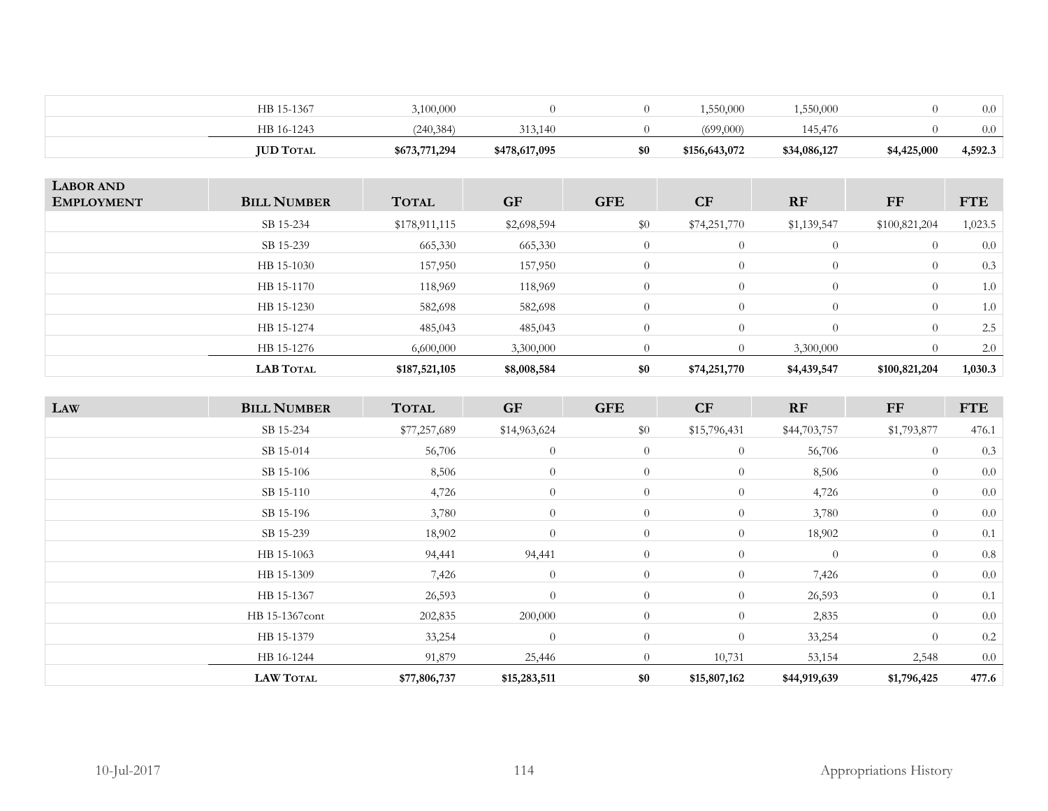| | HB 15-1367 | 3,100,000 | 0 | 0 | 1,550,000 | 1,550,000 | 0 | 0.0 |
|---|---|---|---|---|---|---|---|---|
| | HB 16-1243 | (240,384) | 313,140 | 0 | (699,000) | 145,476 | 0 | 0.0 |
| | **JUD TOTAL** | **$673,771,294** | **$478,617,095** | **$0** | **$156,643,072** | **$34,086,127** | **$4,425,000** | **4,592.3** |

| LABOR AND EMPLOYMENT | BILL NUMBER | TOTAL | GF | GFE | CF | RF | FF | FTE |
|---|---|---|---|---|---|---|---|---|
| | SB 15-234 | $178,911,115 | $2,698,594 | $0 | $74,251,770 | $1,139,547 | $100,821,204 | 1,023.5 |
| | SB 15-239 | 665,330 | 665,330 | 0 | 0 | 0 | 0 | 0.0 |
| | HB 15-1030 | 157,950 | 157,950 | 0 | 0 | 0 | 0 | 0.3 |
| | HB 15-1170 | 118,969 | 118,969 | 0 | 0 | 0 | 0 | 1.0 |
| | HB 15-1230 | 582,698 | 582,698 | 0 | 0 | 0 | 0 | 1.0 |
| | HB 15-1274 | 485,043 | 485,043 | 0 | 0 | 0 | 0 | 2.5 |
| | HB 15-1276 | 6,600,000 | 3,300,000 | 0 | 0 | 3,300,000 | 0 | 2.0 |
| | **LAB TOTAL** | **$187,521,105** | **$8,008,584** | **$0** | **$74,251,770** | **$4,439,547** | **$100,821,204** | **1,030.3** |

| LAW | BILL NUMBER | TOTAL | GF | GFE | CF | RF | FF | FTE |
|---|---|---|---|---|---|---|---|---|
| | SB 15-234 | $77,257,689 | $14,963,624 | $0 | $15,796,431 | $44,703,757 | $1,793,877 | 476.1 |
| | SB 15-014 | 56,706 | 0 | 0 | 0 | 56,706 | 0 | 0.3 |
| | SB 15-106 | 8,506 | 0 | 0 | 0 | 8,506 | 0 | 0.0 |
| | SB 15-110 | 4,726 | 0 | 0 | 0 | 4,726 | 0 | 0.0 |
| | SB 15-196 | 3,780 | 0 | 0 | 0 | 3,780 | 0 | 0.0 |
| | SB 15-239 | 18,902 | 0 | 0 | 0 | 18,902 | 0 | 0.1 |
| | HB 15-1063 | 94,441 | 94,441 | 0 | 0 | 0 | 0 | 0.8 |
| | HB 15-1309 | 7,426 | 0 | 0 | 0 | 7,426 | 0 | 0.0 |
| | HB 15-1367 | 26,593 | 0 | 0 | 0 | 26,593 | 0 | 0.1 |
| | HB 15-1367cont | 202,835 | 200,000 | 0 | 0 | 2,835 | 0 | 0.0 |
| | HB 15-1379 | 33,254 | 0 | 0 | 0 | 33,254 | 0 | 0.2 |
| | HB 16-1244 | 91,879 | 25,446 | 0 | 10,731 | 53,154 | 2,548 | 0.0 |
| | **LAW TOTAL** | **$77,806,737** | **$15,283,511** | **$0** | **$15,807,162** | **$44,919,639** | **$1,796,425** | **477.6** |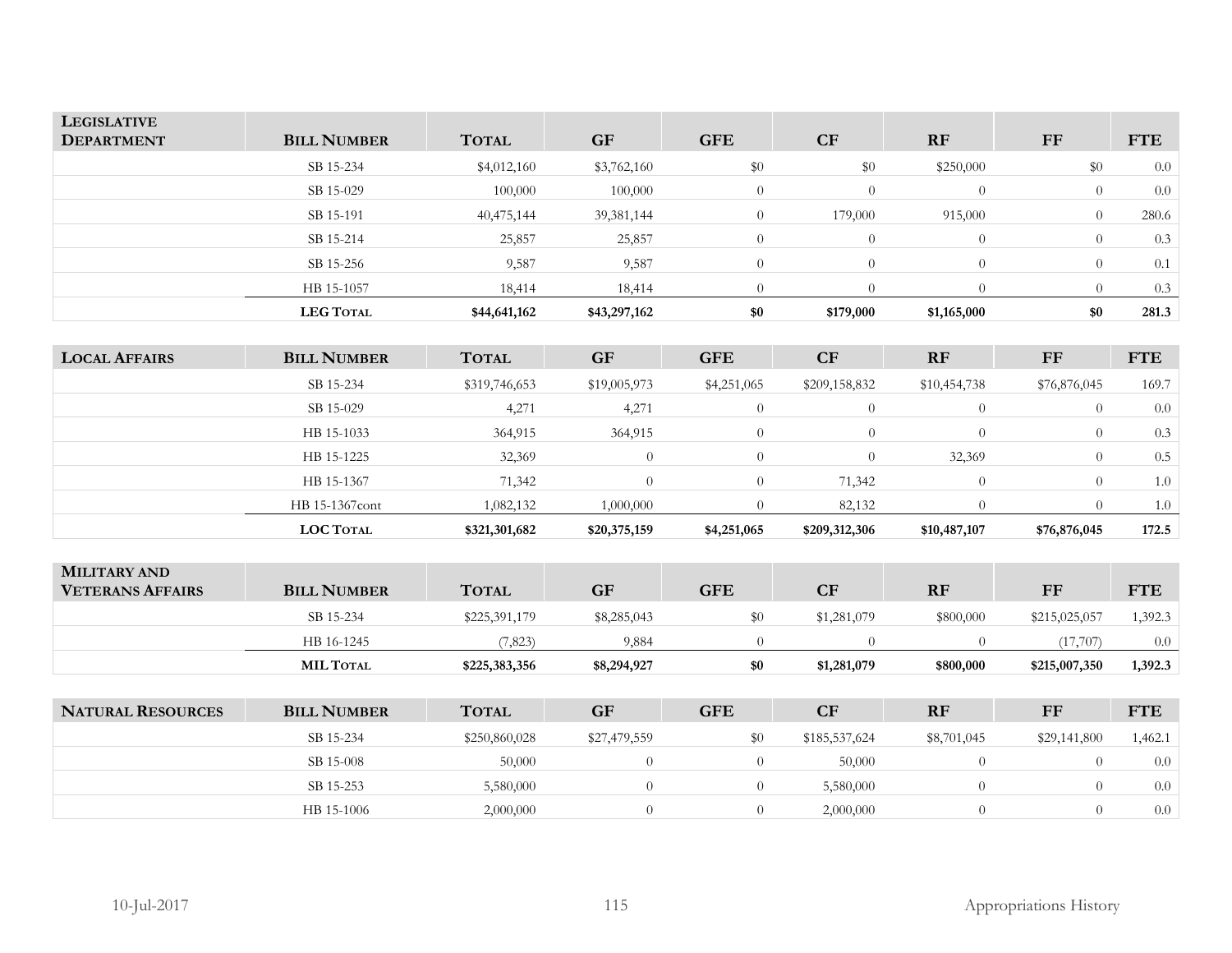| Legislative Department | Bill Number | Total | GF | GFE | CF | RF | FF | FTE |
|---|---|---|---|---|---|---|---|---|
| | SB 15-234 | $4,012,160 | $3,762,160 | $0 | $0 | $250,000 | $0 | 0.0 |
| | SB 15-029 | 100,000 | 100,000 | 0 | 0 | 0 | 0 | 0.0 |
| | SB 15-191 | 40,475,144 | 39,381,144 | 0 | 179,000 | 915,000 | 0 | 280.6 |
| | SB 15-214 | 25,857 | 25,857 | 0 | 0 | 0 | 0 | 0.3 |
| | SB 15-256 | 9,587 | 9,587 | 0 | 0 | 0 | 0 | 0.1 |
| | HB 15-1057 | 18,414 | 18,414 | 0 | 0 | 0 | 0 | 0.3 |
| | **LEG Total** | **$44,641,162** | **$43,297,162** | **$0** | **$179,000** | **$1,165,000** | **$0** | **281.3** |

| Local Affairs | Bill Number | Total | GF | GFE | CF | RF | FF | FTE |
|---|---|---|---|---|---|---|---|---|
| | SB 15-234 | $319,746,653 | $19,005,973 | $4,251,065 | $209,158,832 | $10,454,738 | $76,876,045 | 169.7 |
| | SB 15-029 | 4,271 | 4,271 | 0 | 0 | 0 | 0 | 0.0 |
| | HB 15-1033 | 364,915 | 364,915 | 0 | 0 | 0 | 0 | 0.3 |
| | HB 15-1225 | 32,369 | 0 | 0 | 0 | 32,369 | 0 | 0.5 |
| | HB 15-1367 | 71,342 | 0 | 0 | 71,342 | 0 | 0 | 1.0 |
| | HB 15-1367cont | 1,082,132 | 1,000,000 | 0 | 82,132 | 0 | 0 | 1.0 |
| | **LOC Total** | **$321,301,682** | **$20,375,159** | **$4,251,065** | **$209,312,306** | **$10,487,107** | **$76,876,045** | **172.5** |

| Military and Veterans Affairs | Bill Number | Total | GF | GFE | CF | RF | FF | FTE |
|---|---|---|---|---|---|---|---|---|
| | SB 15-234 | $225,391,179 | $8,285,043 | $0 | $1,281,079 | $800,000 | $215,025,057 | 1,392.3 |
| | HB 16-1245 | (7,823) | 9,884 | 0 | 0 | 0 | (17,707) | 0.0 |
| | **MIL Total** | **$225,383,356** | **$8,294,927** | **$0** | **$1,281,079** | **$800,000** | **$215,007,350** | **1,392.3** |

| Natural Resources | Bill Number | Total | GF | GFE | CF | RF | FF | FTE |
|---|---|---|---|---|---|---|---|---|
| | SB 15-234 | $250,860,028 | $27,479,559 | $0 | $185,537,624 | $8,701,045 | $29,141,800 | 1,462.1 |
| | SB 15-008 | 50,000 | 0 | 0 | 50,000 | 0 | 0 | 0.0 |
| | SB 15-253 | 5,580,000 | 0 | 0 | 5,580,000 | 0 | 0 | 0.0 |
| | HB 15-1006 | 2,000,000 | 0 | 0 | 2,000,000 | 0 | 0 | 0.0 |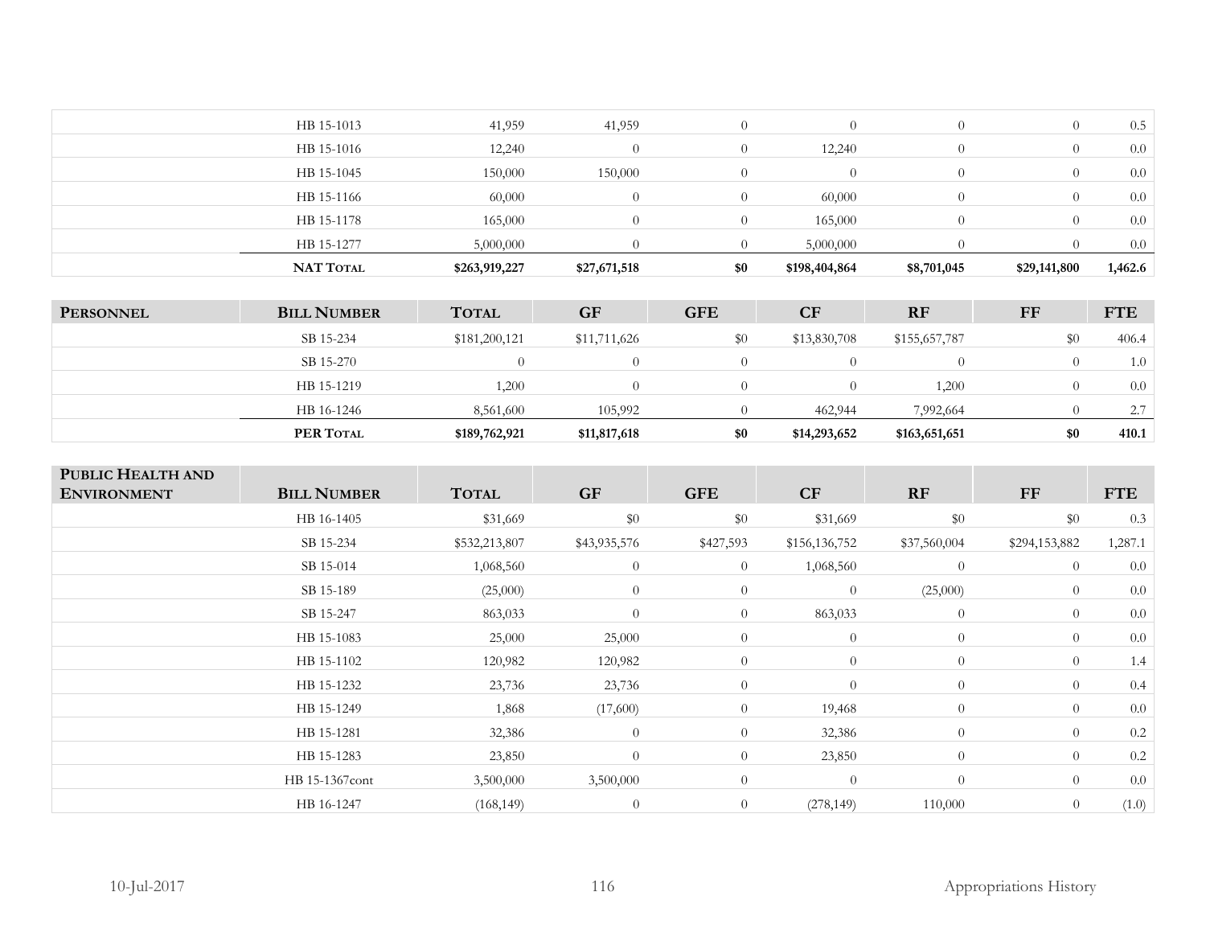| | | | | | | | | |
|---|---|---|---|---|---|---|---|---|
| | HB 15-1013 | 41,959 | 41,959 | 0 | 0 | 0 | 0 | 0.5 |
| | HB 15-1016 | 12,240 | 0 | 0 | 12,240 | 0 | 0 | 0.0 |
| | HB 15-1045 | 150,000 | 150,000 | 0 | 0 | 0 | 0 | 0.0 |
| | HB 15-1166 | 60,000 | 0 | 0 | 60,000 | 0 | 0 | 0.0 |
| | HB 15-1178 | 165,000 | 0 | 0 | 165,000 | 0 | 0 | 0.0 |
| | HB 15-1277 | 5,000,000 | 0 | 0 | 5,000,000 | 0 | 0 | 0.0 |
| | **NAT Total** | **$263,919,227** | **$27,671,518** | **$0** | **$198,404,864** | **$8,701,045** | **$29,141,800** | **1,462.6** |

| **Personnel** | **Bill Number** | **Total** | **GF** | **GFE** | **CF** | **RF** | **FF** | **FTE** |
|---|---|---|---|---|---|---|---|---|
| | SB 15-234 | $181,200,121 | $11,711,626 | $0 | $13,830,708 | $155,657,787 | $0 | 406.4 |
| | SB 15-270 | 0 | 0 | 0 | 0 | 0 | 0 | 1.0 |
| | HB 15-1219 | 1,200 | 0 | 0 | 0 | 1,200 | 0 | 0.0 |
| | HB 16-1246 | 8,561,600 | 105,992 | 0 | 462,944 | 7,992,664 | 0 | 2.7 |
| | **PER Total** | **$189,762,921** | **$11,817,618** | **$0** | **$14,293,652** | **$163,651,651** | **$0** | **410.1** |

| **Public Health and Environment** | **Bill Number** | **Total** | **GF** | **GFE** | **CF** | **RF** | **FF** | **FTE** |
|---|---|---|---|---|---|---|---|---|
| | HB 16-1405 | $31,669 | $0 | $0 | $31,669 | $0 | $0 | 0.3 |
| | SB 15-234 | $532,213,807 | $43,935,576 | $427,593 | $156,136,752 | $37,560,004 | $294,153,882 | 1,287.1 |
| | SB 15-014 | 1,068,560 | 0 | 0 | 1,068,560 | 0 | 0 | 0.0 |
| | SB 15-189 | (25,000) | 0 | 0 | 0 | (25,000) | 0 | 0.0 |
| | SB 15-247 | 863,033 | 0 | 0 | 863,033 | 0 | 0 | 0.0 |
| | HB 15-1083 | 25,000 | 25,000 | 0 | 0 | 0 | 0 | 0.0 |
| | HB 15-1102 | 120,982 | 120,982 | 0 | 0 | 0 | 0 | 1.4 |
| | HB 15-1232 | 23,736 | 23,736 | 0 | 0 | 0 | 0 | 0.4 |
| | HB 15-1249 | 1,868 | (17,600) | 0 | 19,468 | 0 | 0 | 0.0 |
| | HB 15-1281 | 32,386 | 0 | 0 | 32,386 | 0 | 0 | 0.2 |
| | HB 15-1283 | 23,850 | 0 | 0 | 23,850 | 0 | 0 | 0.2 |
| | HB 15-1367cont | 3,500,000 | 3,500,000 | 0 | 0 | 0 | 0 | 0.0 |
| | HB 16-1247 | (168,149) | 0 | 0 | (278,149) | 110,000 | 0 | (1.0) |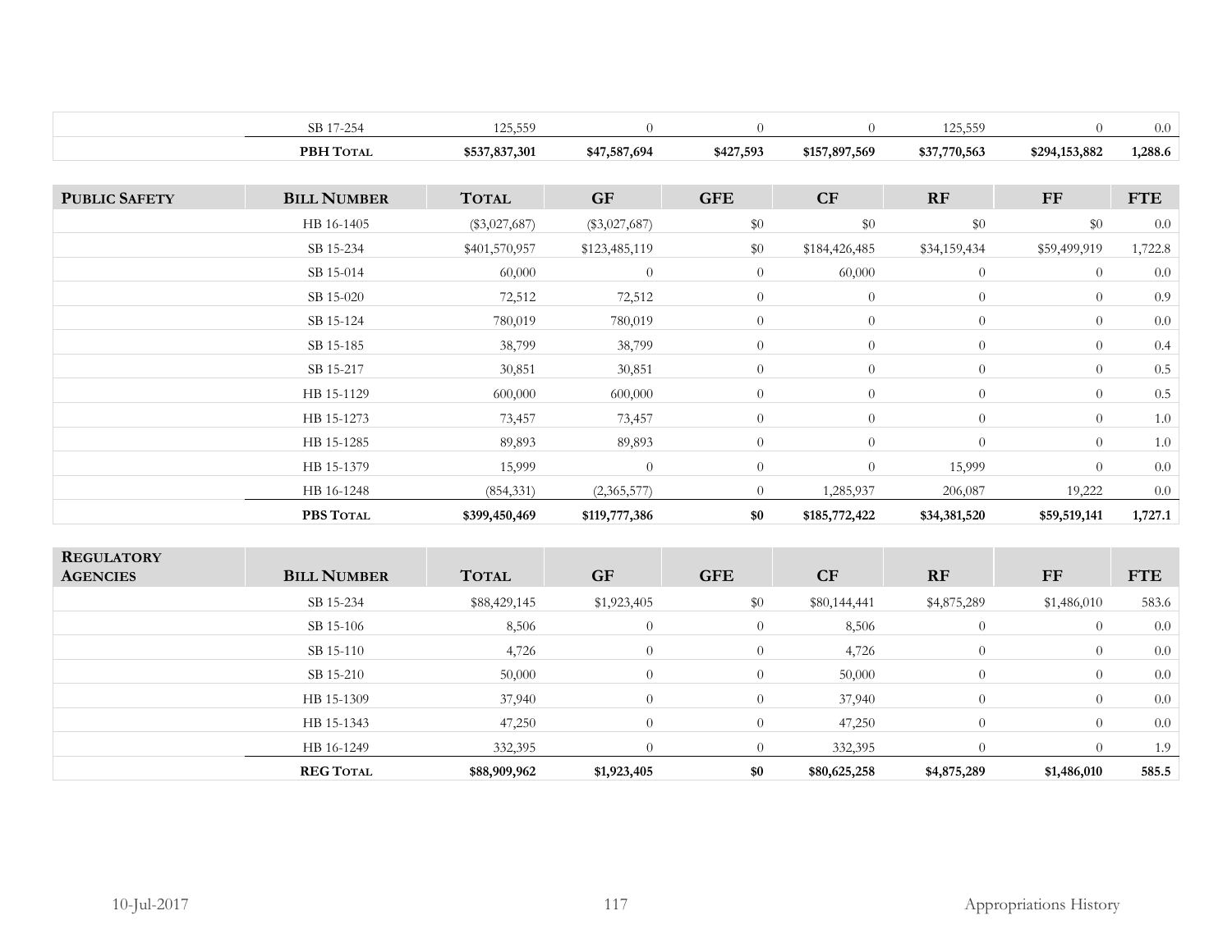| | | | | | | | | |
|---|---|---|---|---|---|---|---|---|
| | SB 17-254 | 125,559 | 0 | 0 | 0 | 125,559 | 0 | 0.0 |
| | **PBH Total** | **$537,837,301** | **$47,587,694** | **$427,593** | **$157,897,569** | **$37,770,563** | **$294,153,882** | **1,288.6** |

| **Public Safety** | **Bill Number** | **Total** | **GF** | **GFE** | **CF** | **RF** | **FF** | **FTE** |
|---|---|---|---|---|---|---|---|---|
| | HB 16-1405 | ($3,027,687) | ($3,027,687) | $0 | $0 | $0 | $0 | 0.0 |
| | SB 15-234 | $401,570,957 | $123,485,119 | $0 | $184,426,485 | $34,159,434 | $59,499,919 | 1,722.8 |
| | SB 15-014 | 60,000 | 0 | 0 | 60,000 | 0 | 0 | 0.0 |
| | SB 15-020 | 72,512 | 72,512 | 0 | 0 | 0 | 0 | 0.9 |
| | SB 15-124 | 780,019 | 780,019 | 0 | 0 | 0 | 0 | 0.0 |
| | SB 15-185 | 38,799 | 38,799 | 0 | 0 | 0 | 0 | 0.4 |
| | SB 15-217 | 30,851 | 30,851 | 0 | 0 | 0 | 0 | 0.5 |
| | HB 15-1129 | 600,000 | 600,000 | 0 | 0 | 0 | 0 | 0.5 |
| | HB 15-1273 | 73,457 | 73,457 | 0 | 0 | 0 | 0 | 1.0 |
| | HB 15-1285 | 89,893 | 89,893 | 0 | 0 | 0 | 0 | 1.0 |
| | HB 15-1379 | 15,999 | 0 | 0 | 0 | 15,999 | 0 | 0.0 |
| | HB 16-1248 | (854,331) | (2,365,577) | 0 | 1,285,937 | 206,087 | 19,222 | 0.0 |
| | **PBS Total** | **$399,450,469** | **$119,777,386** | **$0** | **$185,772,422** | **$34,381,520** | **$59,519,141** | **1,727.1** |

| **Regulatory Agencies** | **Bill Number** | **Total** | **GF** | **GFE** | **CF** | **RF** | **FF** | **FTE** |
|---|---|---|---|---|---|---|---|---|
| | SB 15-234 | $88,429,145 | $1,923,405 | $0 | $80,144,441 | $4,875,289 | $1,486,010 | 583.6 |
| | SB 15-106 | 8,506 | 0 | 0 | 8,506 | 0 | 0 | 0.0 |
| | SB 15-110 | 4,726 | 0 | 0 | 4,726 | 0 | 0 | 0.0 |
| | SB 15-210 | 50,000 | 0 | 0 | 50,000 | 0 | 0 | 0.0 |
| | HB 15-1309 | 37,940 | 0 | 0 | 37,940 | 0 | 0 | 0.0 |
| | HB 15-1343 | 47,250 | 0 | 0 | 47,250 | 0 | 0 | 0.0 |
| | HB 16-1249 | 332,395 | 0 | 0 | 332,395 | 0 | 0 | 1.9 |
| | **REG Total** | **$88,909,962** | **$1,923,405** | **$0** | **$80,625,258** | **$4,875,289** | **$1,486,010** | **585.5** |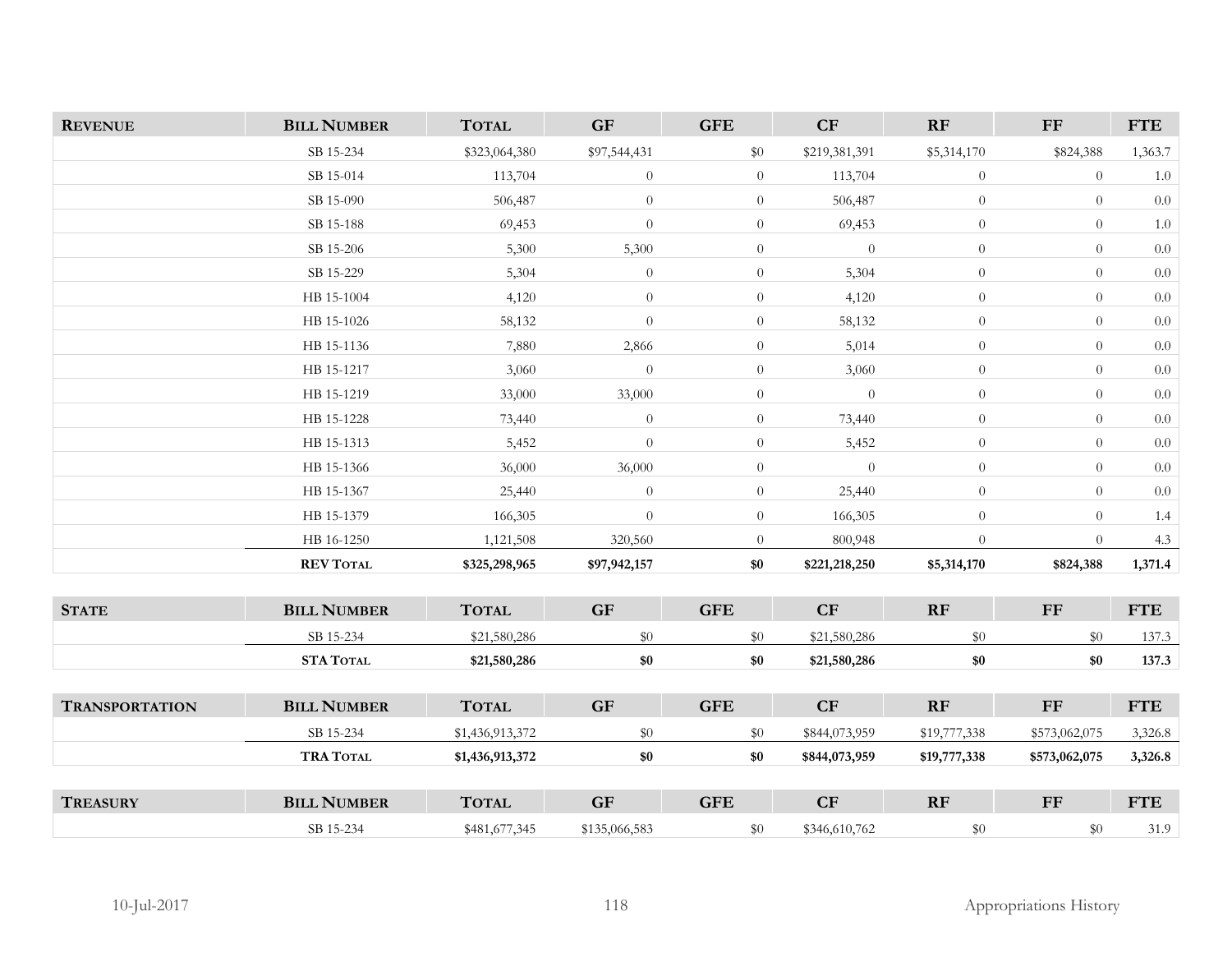| REVENUE | BILL NUMBER | TOTAL | GF | GFE | CF | RF | FF | FTE |
|---|---|---|---|---|---|---|---|---|
| | SB 15-234 | $323,064,380 | $97,544,431 | $0 | $219,381,391 | $5,314,170 | $824,388 | 1,363.7 |
| | SB 15-014 | 113,704 | 0 | 0 | 113,704 | 0 | 0 | 1.0 |
| | SB 15-090 | 506,487 | 0 | 0 | 506,487 | 0 | 0 | 0.0 |
| | SB 15-188 | 69,453 | 0 | 0 | 69,453 | 0 | 0 | 1.0 |
| | SB 15-206 | 5,300 | 5,300 | 0 | 0 | 0 | 0 | 0.0 |
| | SB 15-229 | 5,304 | 0 | 0 | 5,304 | 0 | 0 | 0.0 |
| | HB 15-1004 | 4,120 | 0 | 0 | 4,120 | 0 | 0 | 0.0 |
| | HB 15-1026 | 58,132 | 0 | 0 | 58,132 | 0 | 0 | 0.0 |
| | HB 15-1136 | 7,880 | 2,866 | 0 | 5,014 | 0 | 0 | 0.0 |
| | HB 15-1217 | 3,060 | 0 | 0 | 3,060 | 0 | 0 | 0.0 |
| | HB 15-1219 | 33,000 | 33,000 | 0 | 0 | 0 | 0 | 0.0 |
| | HB 15-1228 | 73,440 | 0 | 0 | 73,440 | 0 | 0 | 0.0 |
| | HB 15-1313 | 5,452 | 0 | 0 | 5,452 | 0 | 0 | 0.0 |
| | HB 15-1366 | 36,000 | 36,000 | 0 | 0 | 0 | 0 | 0.0 |
| | HB 15-1367 | 25,440 | 0 | 0 | 25,440 | 0 | 0 | 0.0 |
| | HB 15-1379 | 166,305 | 0 | 0 | 166,305 | 0 | 0 | 1.4 |
| | HB 16-1250 | 1,121,508 | 320,560 | 0 | 800,948 | 0 | 0 | 4.3 |
| | **REV TOTAL** | **$325,298,965** | **$97,942,157** | **$0** | **$221,218,250** | **$5,314,170** | **$824,388** | **1,371.4** |

| STATE | BILL NUMBER | TOTAL | GF | GFE | CF | RF | FF | FTE |
|---|---|---|---|---|---|---|---|---|
| | SB 15-234 | $21,580,286 | $0 | $0 | $21,580,286 | $0 | $0 | 137.3 |
| | **STA TOTAL** | **$21,580,286** | **$0** | **$0** | **$21,580,286** | **$0** | **$0** | **137.3** |

| TRANSPORTATION | BILL NUMBER | TOTAL | GF | GFE | CF | RF | FF | FTE |
|---|---|---|---|---|---|---|---|---|
| | SB 15-234 | $1,436,913,372 | $0 | $0 | $844,073,959 | $19,777,338 | $573,062,075 | 3,326.8 |
| | **TRA TOTAL** | **$1,436,913,372** | **$0** | **$0** | **$844,073,959** | **$19,777,338** | **$573,062,075** | **3,326.8** |

| TREASURY | BILL NUMBER | TOTAL | GF | GFE | CF | RF | FF | FTE |
|---|---|---|---|---|---|---|---|---|
| | SB 15-234 | $481,677,345 | $135,066,583 | $0 | $346,610,762 | $0 | $0 | 31.9 |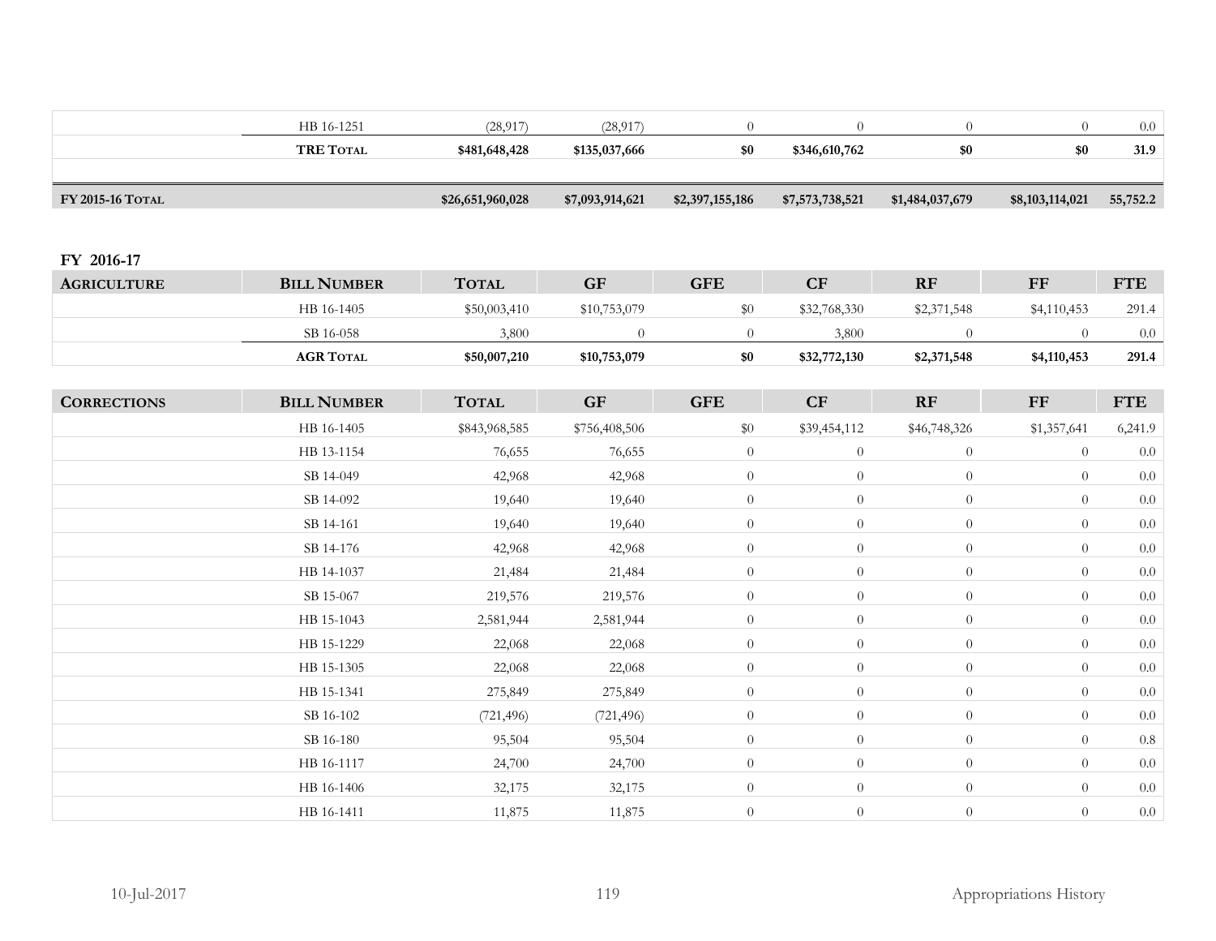| | HB 16-1251 | (28,917) | (28,917) | 0 | 0 | 0 | 0 | 0.0 |
|---|---|---|---|---|---|---|---|---|
| | **TRE Total** | **$481,648,428** | **$135,037,666** | **$0** | **$346,610,762** | **$0** | **$0** | **31.9** |
| **FY 2015-16 Total** | | **$26,651,960,028** | **$7,093,914,621** | **$2,397,155,186** | **$7,573,738,521** | **$1,484,037,679** | **$8,103,114,021** | **55,752.2** |

**FY 2016-17**

| Agriculture | Bill Number | Total | GF | GFE | CF | RF | FF | FTE |
|---|---|---|---|---|---|---|---|---|
| | HB 16-1405 | $50,003,410 | $10,753,079 | $0 | $32,768,330 | $2,371,548 | $4,110,453 | 291.4 |
| | SB 16-058 | 3,800 | 0 | 0 | 3,800 | 0 | 0 | 0.0 |
| | **AGR Total** | **$50,007,210** | **$10,753,079** | **$0** | **$32,772,130** | **$2,371,548** | **$4,110,453** | **291.4** |

| Corrections | Bill Number | Total | GF | GFE | CF | RF | FF | FTE |
|---|---|---|---|---|---|---|---|---|
| | HB 16-1405 | $843,968,585 | $756,408,506 | $0 | $39,454,112 | $46,748,326 | $1,357,641 | 6,241.9 |
| | HB 13-1154 | 76,655 | 76,655 | 0 | 0 | 0 | 0 | 0.0 |
| | SB 14-049 | 42,968 | 42,968 | 0 | 0 | 0 | 0 | 0.0 |
| | SB 14-092 | 19,640 | 19,640 | 0 | 0 | 0 | 0 | 0.0 |
| | SB 14-161 | 19,640 | 19,640 | 0 | 0 | 0 | 0 | 0.0 |
| | SB 14-176 | 42,968 | 42,968 | 0 | 0 | 0 | 0 | 0.0 |
| | HB 14-1037 | 21,484 | 21,484 | 0 | 0 | 0 | 0 | 0.0 |
| | SB 15-067 | 219,576 | 219,576 | 0 | 0 | 0 | 0 | 0.0 |
| | HB 15-1043 | 2,581,944 | 2,581,944 | 0 | 0 | 0 | 0 | 0.0 |
| | HB 15-1229 | 22,068 | 22,068 | 0 | 0 | 0 | 0 | 0.0 |
| | HB 15-1305 | 22,068 | 22,068 | 0 | 0 | 0 | 0 | 0.0 |
| | HB 15-1341 | 275,849 | 275,849 | 0 | 0 | 0 | 0 | 0.0 |
| | SB 16-102 | (721,496) | (721,496) | 0 | 0 | 0 | 0 | 0.0 |
| | SB 16-180 | 95,504 | 95,504 | 0 | 0 | 0 | 0 | 0.8 |
| | HB 16-1117 | 24,700 | 24,700 | 0 | 0 | 0 | 0 | 0.0 |
| | HB 16-1406 | 32,175 | 32,175 | 0 | 0 | 0 | 0 | 0.0 |
| | HB 16-1411 | 11,875 | 11,875 | 0 | 0 | 0 | 0 | 0.0 |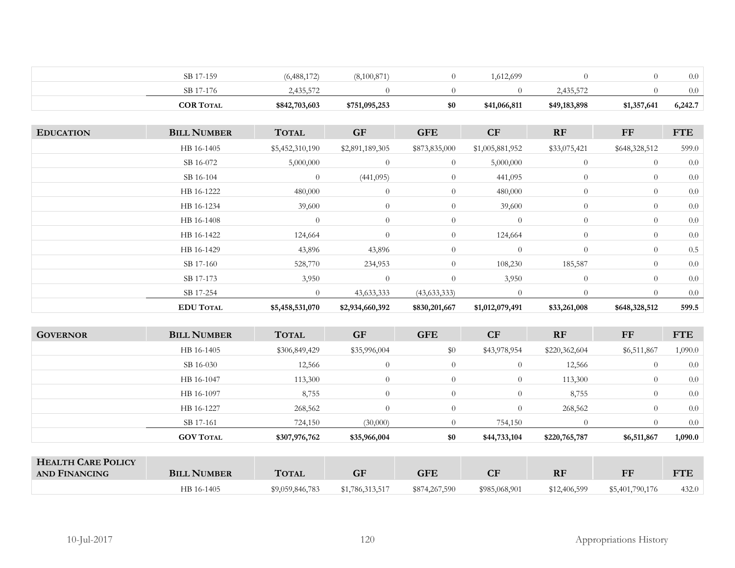| | SB 17-159 | (6,488,172) | (8,100,871) | 0 | 1,612,699 | 0 | 0 | 0.0 |
|---|---|---|---|---|---|---|---|---|
| | SB 17-176 | 2,435,572 | 0 | 0 | 0 | 2,435,572 | 0 | 0.0 |
| | **COR TOTAL** | **$842,703,603** | **$751,095,253** | **$0** | **$41,066,811** | **$49,183,898** | **$1,357,641** | **6,242.7** |

| EDUCATION | BILL NUMBER | TOTAL | GF | GFE | CF | RF | FF | FTE |
|---|---|---|---|---|---|---|---|---|
| | HB 16-1405 | $5,452,310,190 | $2,891,189,305 | $873,835,000 | $1,005,881,952 | $33,075,421 | $648,328,512 | 599.0 |
| | SB 16-072 | 5,000,000 | 0 | 0 | 5,000,000 | 0 | 0 | 0.0 |
| | SB 16-104 | 0 | (441,095) | 0 | 441,095 | 0 | 0 | 0.0 |
| | HB 16-1222 | 480,000 | 0 | 0 | 480,000 | 0 | 0 | 0.0 |
| | HB 16-1234 | 39,600 | 0 | 0 | 39,600 | 0 | 0 | 0.0 |
| | HB 16-1408 | 0 | 0 | 0 | 0 | 0 | 0 | 0.0 |
| | HB 16-1422 | 124,664 | 0 | 0 | 124,664 | 0 | 0 | 0.0 |
| | HB 16-1429 | 43,896 | 43,896 | 0 | 0 | 0 | 0 | 0.5 |
| | SB 17-160 | 528,770 | 234,953 | 0 | 108,230 | 185,587 | 0 | 0.0 |
| | SB 17-173 | 3,950 | 0 | 0 | 3,950 | 0 | 0 | 0.0 |
| | SB 17-254 | 0 | 43,633,333 | (43,633,333) | 0 | 0 | 0 | 0.0 |
| | **EDU TOTAL** | **$5,458,531,070** | **$2,934,660,392** | **$830,201,667** | **$1,012,079,491** | **$33,261,008** | **$648,328,512** | **599.5** |

| GOVERNOR | BILL NUMBER | TOTAL | GF | GFE | CF | RF | FF | FTE |
|---|---|---|---|---|---|---|---|---|
| | HB 16-1405 | $306,849,429 | $35,996,004 | $0 | $43,978,954 | $220,362,604 | $6,511,867 | 1,090.0 |
| | SB 16-030 | 12,566 | 0 | 0 | 0 | 12,566 | 0 | 0.0 |
| | HB 16-1047 | 113,300 | 0 | 0 | 0 | 113,300 | 0 | 0.0 |
| | HB 16-1097 | 8,755 | 0 | 0 | 0 | 8,755 | 0 | 0.0 |
| | HB 16-1227 | 268,562 | 0 | 0 | 0 | 268,562 | 0 | 0.0 |
| | SB 17-161 | 724,150 | (30,000) | 0 | 754,150 | 0 | 0 | 0.0 |
| | **GOV TOTAL** | **$307,976,762** | **$35,966,004** | **$0** | **$44,733,104** | **$220,765,787** | **$6,511,867** | **1,090.0** |

| HEALTH CARE POLICY AND FINANCING | BILL NUMBER | TOTAL | GF | GFE | CF | RF | FF | FTE |
|---|---|---|---|---|---|---|---|---|
| | HB 16-1405 | $9,059,846,783 | $1,786,313,517 | $874,267,590 | $985,068,901 | $12,406,599 | $5,401,790,176 | 432.0 |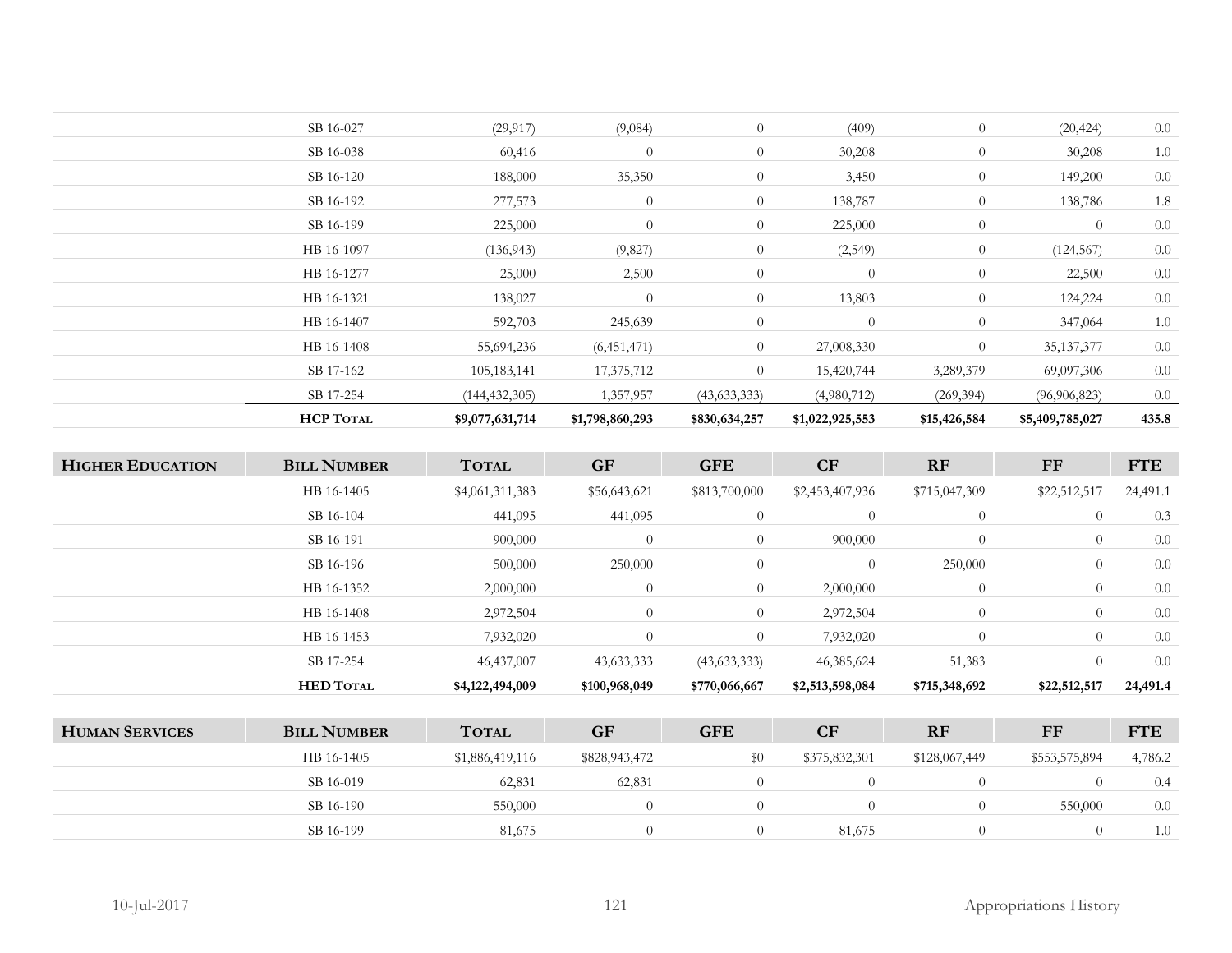| | Bill Number | Total | GF | GFE | CF | RF | FF | FTE |
|---|---|---|---|---|---|---|---|---|
| | SB 16-027 | (29,917) | (9,084) | 0 | (409) | 0 | (20,424) | 0.0 |
| | SB 16-038 | 60,416 | 0 | 0 | 30,208 | 0 | 30,208 | 1.0 |
| | SB 16-120 | 188,000 | 35,350 | 0 | 3,450 | 0 | 149,200 | 0.0 |
| | SB 16-192 | 277,573 | 0 | 0 | 138,787 | 0 | 138,786 | 1.8 |
| | SB 16-199 | 225,000 | 0 | 0 | 225,000 | 0 | 0 | 0.0 |
| | HB 16-1097 | (136,943) | (9,827) | 0 | (2,549) | 0 | (124,567) | 0.0 |
| | HB 16-1277 | 25,000 | 2,500 | 0 | 0 | 0 | 22,500 | 0.0 |
| | HB 16-1321 | 138,027 | 0 | 0 | 13,803 | 0 | 124,224 | 0.0 |
| | HB 16-1407 | 592,703 | 245,639 | 0 | 0 | 0 | 347,064 | 1.0 |
| | HB 16-1408 | 55,694,236 | (6,451,471) | 0 | 27,008,330 | 0 | 35,137,377 | 0.0 |
| | SB 17-162 | 105,183,141 | 17,375,712 | 0 | 15,420,744 | 3,289,379 | 69,097,306 | 0.0 |
| | SB 17-254 | (144,432,305) | 1,357,957 | (43,633,333) | (4,980,712) | (269,394) | (96,906,823) | 0.0 |
| | **HCP Total** | **$9,077,631,714** | **$1,798,860,293** | **$830,634,257** | **$1,022,925,553** | **$15,426,584** | **$5,409,785,027** | **435.8** |

| Higher Education | Bill Number | Total | GF | GFE | CF | RF | FF | FTE |
|---|---|---|---|---|---|---|---|---|
| | HB 16-1405 | $4,061,311,383 | $56,643,621 | $813,700,000 | $2,453,407,936 | $715,047,309 | $22,512,517 | 24,491.1 |
| | SB 16-104 | 441,095 | 441,095 | 0 | 0 | 0 | 0 | 0.3 |
| | SB 16-191 | 900,000 | 0 | 0 | 900,000 | 0 | 0 | 0.0 |
| | SB 16-196 | 500,000 | 250,000 | 0 | 0 | 250,000 | 0 | 0.0 |
| | HB 16-1352 | 2,000,000 | 0 | 0 | 2,000,000 | 0 | 0 | 0.0 |
| | HB 16-1408 | 2,972,504 | 0 | 0 | 2,972,504 | 0 | 0 | 0.0 |
| | HB 16-1453 | 7,932,020 | 0 | 0 | 7,932,020 | 0 | 0 | 0.0 |
| | SB 17-254 | 46,437,007 | 43,633,333 | (43,633,333) | 46,385,624 | 51,383 | 0 | 0.0 |
| | **HED Total** | **$4,122,494,009** | **$100,968,049** | **$770,066,667** | **$2,513,598,084** | **$715,348,692** | **$22,512,517** | **24,491.4** |

| Human Services | Bill Number | Total | GF | GFE | CF | RF | FF | FTE |
|---|---|---|---|---|---|---|---|---|
| | HB 16-1405 | $1,886,419,116 | $828,943,472 | $0 | $375,832,301 | $128,067,449 | $553,575,894 | 4,786.2 |
| | SB 16-019 | 62,831 | 62,831 | 0 | 0 | 0 | 0 | 0.4 |
| | SB 16-190 | 550,000 | 0 | 0 | 0 | 0 | 550,000 | 0.0 |
| | SB 16-199 | 81,675 | 0 | 0 | 81,675 | 0 | 0 | 1.0 |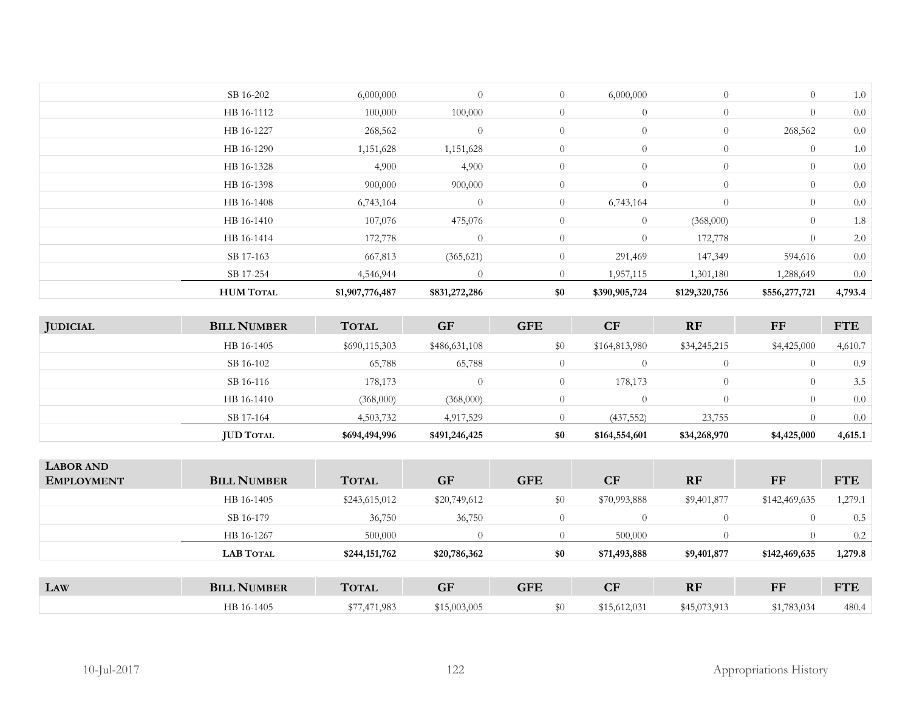| | Bill Number | Total | GF | GFE | CF | RF | FF | FTE |
|---|---|---|---|---|---|---|---|---|
| | SB 16-202 | 6,000,000 | 0 | 0 | 6,000,000 | 0 | 0 | 1.0 |
| | HB 16-1112 | 100,000 | 100,000 | 0 | 0 | 0 | 0 | 0.0 |
| | HB 16-1227 | 268,562 | 0 | 0 | 0 | 0 | 268,562 | 0.0 |
| | HB 16-1290 | 1,151,628 | 1,151,628 | 0 | 0 | 0 | 0 | 1.0 |
| | HB 16-1328 | 4,900 | 4,900 | 0 | 0 | 0 | 0 | 0.0 |
| | HB 16-1398 | 900,000 | 900,000 | 0 | 0 | 0 | 0 | 0.0 |
| | HB 16-1408 | 6,743,164 | 0 | 0 | 6,743,164 | 0 | 0 | 0.0 |
| | HB 16-1410 | 107,076 | 475,076 | 0 | 0 | (368,000) | 0 | 1.8 |
| | HB 16-1414 | 172,778 | 0 | 0 | 0 | 172,778 | 0 | 2.0 |
| | SB 17-163 | 667,813 | (365,621) | 0 | 291,469 | 147,349 | 594,616 | 0.0 |
| | SB 17-254 | 4,546,944 | 0 | 0 | 1,957,115 | 1,301,180 | 1,288,649 | 0.0 |
| | **HUM Total** | **$1,907,776,487** | **$831,272,286** | **$0** | **$390,905,724** | **$129,320,756** | **$556,277,721** | **4,793.4** |

| Judicial | Bill Number | Total | GF | GFE | CF | RF | FF | FTE |
|---|---|---|---|---|---|---|---|---|
| | HB 16-1405 | $690,115,303 | $486,631,108 | $0 | $164,813,980 | $34,245,215 | $4,425,000 | 4,610.7 |
| | SB 16-102 | 65,788 | 65,788 | 0 | 0 | 0 | 0 | 0.9 |
| | SB 16-116 | 178,173 | 0 | 0 | 178,173 | 0 | 0 | 3.5 |
| | HB 16-1410 | (368,000) | (368,000) | 0 | 0 | 0 | 0 | 0.0 |
| | SB 17-164 | 4,503,732 | 4,917,529 | 0 | (437,552) | 23,755 | 0 | 0.0 |
| | **JUD Total** | **$694,494,996** | **$491,246,425** | **$0** | **$164,554,601** | **$34,268,970** | **$4,425,000** | **4,615.1** |

| Labor and Employment | Bill Number | Total | GF | GFE | CF | RF | FF | FTE |
|---|---|---|---|---|---|---|---|---|
| | HB 16-1405 | $243,615,012 | $20,749,612 | $0 | $70,993,888 | $9,401,877 | $142,469,635 | 1,279.1 |
| | SB 16-179 | 36,750 | 36,750 | 0 | 0 | 0 | 0 | 0.5 |
| | HB 16-1267 | 500,000 | 0 | 0 | 500,000 | 0 | 0 | 0.2 |
| | **LAB Total** | **$244,151,762** | **$20,786,362** | **$0** | **$71,493,888** | **$9,401,877** | **$142,469,635** | **1,279.8** |

| Law | Bill Number | Total | GF | GFE | CF | RF | FF | FTE |
|---|---|---|---|---|---|---|---|---|
| | HB 16-1405 | $77,471,983 | $15,003,005 | $0 | $15,612,031 | $45,073,913 | $1,783,034 | 480.4 |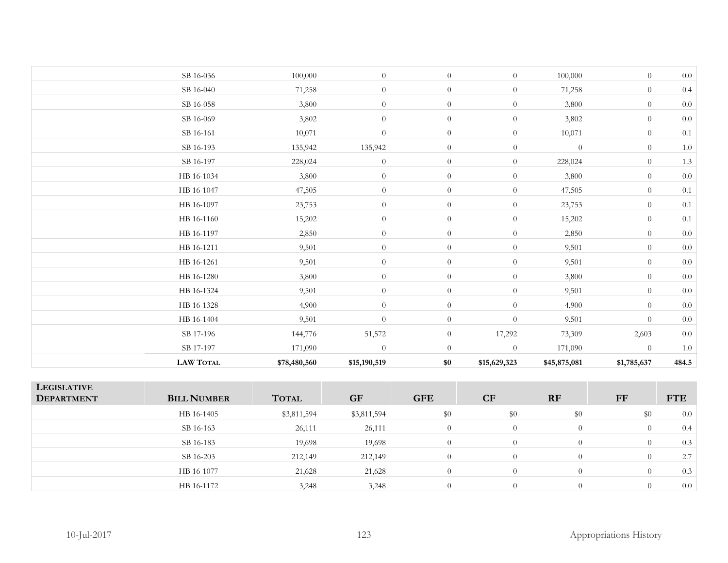| | | | | | | | | |
|---|---|---|---|---|---|---|---|---|
| | SB 16-036 | 100,000 | 0 | 0 | 0 | 100,000 | 0 | 0.0 |
| | SB 16-040 | 71,258 | 0 | 0 | 0 | 71,258 | 0 | 0.4 |
| | SB 16-058 | 3,800 | 0 | 0 | 0 | 3,800 | 0 | 0.0 |
| | SB 16-069 | 3,802 | 0 | 0 | 0 | 3,802 | 0 | 0.0 |
| | SB 16-161 | 10,071 | 0 | 0 | 0 | 10,071 | 0 | 0.1 |
| | SB 16-193 | 135,942 | 135,942 | 0 | 0 | 0 | 0 | 1.0 |
| | SB 16-197 | 228,024 | 0 | 0 | 0 | 228,024 | 0 | 1.3 |
| | HB 16-1034 | 3,800 | 0 | 0 | 0 | 3,800 | 0 | 0.0 |
| | HB 16-1047 | 47,505 | 0 | 0 | 0 | 47,505 | 0 | 0.1 |
| | HB 16-1097 | 23,753 | 0 | 0 | 0 | 23,753 | 0 | 0.1 |
| | HB 16-1160 | 15,202 | 0 | 0 | 0 | 15,202 | 0 | 0.1 |
| | HB 16-1197 | 2,850 | 0 | 0 | 0 | 2,850 | 0 | 0.0 |
| | HB 16-1211 | 9,501 | 0 | 0 | 0 | 9,501 | 0 | 0.0 |
| | HB 16-1261 | 9,501 | 0 | 0 | 0 | 9,501 | 0 | 0.0 |
| | HB 16-1280 | 3,800 | 0 | 0 | 0 | 3,800 | 0 | 0.0 |
| | HB 16-1324 | 9,501 | 0 | 0 | 0 | 9,501 | 0 | 0.0 |
| | HB 16-1328 | 4,900 | 0 | 0 | 0 | 4,900 | 0 | 0.0 |
| | HB 16-1404 | 9,501 | 0 | 0 | 0 | 9,501 | 0 | 0.0 |
| | SB 17-196 | 144,776 | 51,572 | 0 | 17,292 | 73,309 | 2,603 | 0.0 |
| | SB 17-197 | 171,090 | 0 | 0 | 0 | 171,090 | 0 | 1.0 |
| | **LAW TOTAL** | **$78,480,560** | **$15,190,519** | **$0** | **$15,629,323** | **$45,875,081** | **$1,785,637** | **484.5** |

| LEGISLATIVE DEPARTMENT | BILL NUMBER | TOTAL | GF | GFE | CF | RF | FF | FTE |
|---|---|---|---|---|---|---|---|---|
| | HB 16-1405 | $3,811,594 | $3,811,594 | $0 | $0 | $0 | $0 | 0.0 |
| | SB 16-163 | 26,111 | 26,111 | 0 | 0 | 0 | 0 | 0.4 |
| | SB 16-183 | 19,698 | 19,698 | 0 | 0 | 0 | 0 | 0.3 |
| | SB 16-203 | 212,149 | 212,149 | 0 | 0 | 0 | 0 | 2.7 |
| | HB 16-1077 | 21,628 | 21,628 | 0 | 0 | 0 | 0 | 0.3 |
| | HB 16-1172 | 3,248 | 3,248 | 0 | 0 | 0 | 0 | 0.0 |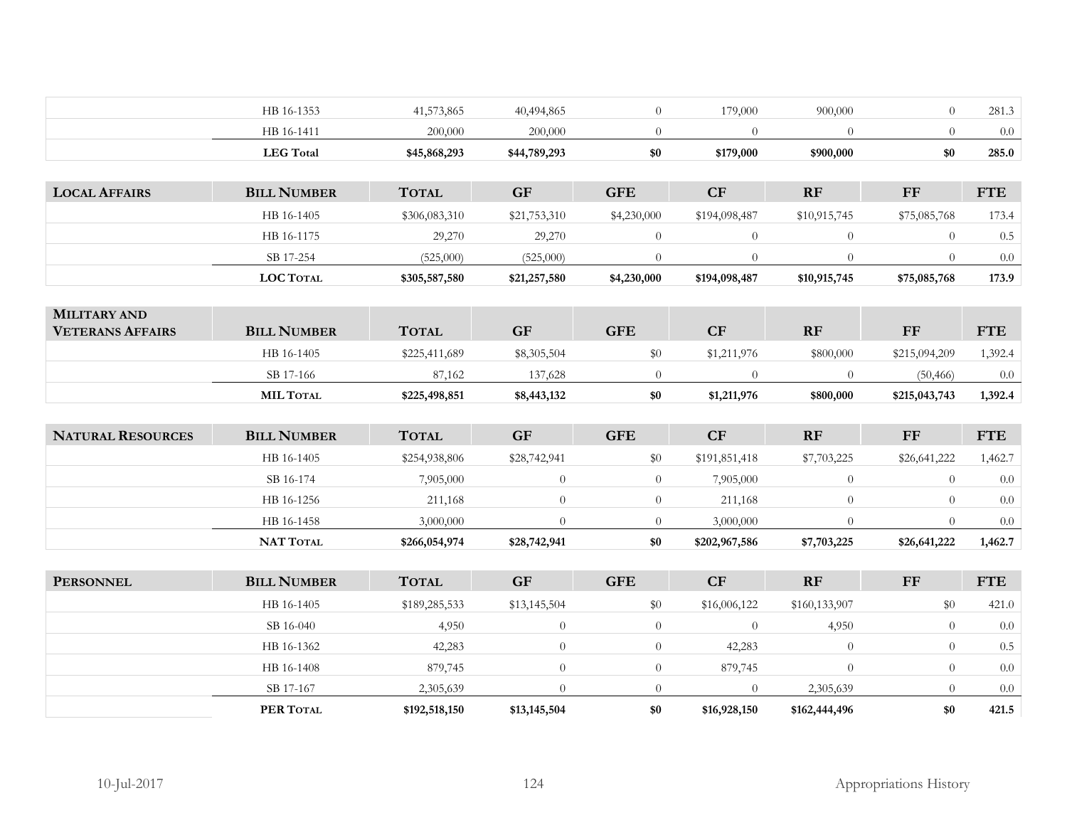| | HB 16-1353 | 41,573,865 | 40,494,865 | 0 | 179,000 | 900,000 | 0 | 281.3 |
|---|---|---|---|---|---|---|---|---|
| | HB 16-1411 | 200,000 | 200,000 | 0 | 0 | 0 | 0 | 0.0 |
| | **LEG Total** | **$45,868,293** | **$44,789,293** | **$0** | **$179,000** | **$900,000** | **$0** | **285.0** |

| **LOCAL AFFAIRS** | **BILL NUMBER** | **TOTAL** | **GF** | **GFE** | **CF** | **RF** | **FF** | **FTE** |
|---|---|---|---|---|---|---|---|---|
| | HB 16-1405 | $306,083,310 | $21,753,310 | $4,230,000 | $194,098,487 | $10,915,745 | $75,085,768 | 173.4 |
| | HB 16-1175 | 29,270 | 29,270 | 0 | 0 | 0 | 0 | 0.5 |
| | SB 17-254 | (525,000) | (525,000) | 0 | 0 | 0 | 0 | 0.0 |
| | **LOC TOTAL** | **$305,587,580** | **$21,257,580** | **$4,230,000** | **$194,098,487** | **$10,915,745** | **$75,085,768** | **173.9** |

| **MILITARY AND VETERANS AFFAIRS** | **BILL NUMBER** | **TOTAL** | **GF** | **GFE** | **CF** | **RF** | **FF** | **FTE** |
|---|---|---|---|---|---|---|---|---|
| | HB 16-1405 | $225,411,689 | $8,305,504 | $0 | $1,211,976 | $800,000 | $215,094,209 | 1,392.4 |
| | SB 17-166 | 87,162 | 137,628 | 0 | 0 | 0 | (50,466) | 0.0 |
| | **MIL TOTAL** | **$225,498,851** | **$8,443,132** | **$0** | **$1,211,976** | **$800,000** | **$215,043,743** | **1,392.4** |

| **NATURAL RESOURCES** | **BILL NUMBER** | **TOTAL** | **GF** | **GFE** | **CF** | **RF** | **FF** | **FTE** |
|---|---|---|---|---|---|---|---|---|
| | HB 16-1405 | $254,938,806 | $28,742,941 | $0 | $191,851,418 | $7,703,225 | $26,641,222 | 1,462.7 |
| | SB 16-174 | 7,905,000 | 0 | 0 | 7,905,000 | 0 | 0 | 0.0 |
| | HB 16-1256 | 211,168 | 0 | 0 | 211,168 | 0 | 0 | 0.0 |
| | HB 16-1458 | 3,000,000 | 0 | 0 | 3,000,000 | 0 | 0 | 0.0 |
| | **NAT TOTAL** | **$266,054,974** | **$28,742,941** | **$0** | **$202,967,586** | **$7,703,225** | **$26,641,222** | **1,462.7** |

| **PERSONNEL** | **BILL NUMBER** | **TOTAL** | **GF** | **GFE** | **CF** | **RF** | **FF** | **FTE** |
|---|---|---|---|---|---|---|---|---|
| | HB 16-1405 | $189,285,533 | $13,145,504 | $0 | $16,006,122 | $160,133,907 | $0 | 421.0 |
| | SB 16-040 | 4,950 | 0 | 0 | 0 | 4,950 | 0 | 0.0 |
| | HB 16-1362 | 42,283 | 0 | 0 | 42,283 | 0 | 0 | 0.5 |
| | HB 16-1408 | 879,745 | 0 | 0 | 879,745 | 0 | 0 | 0.0 |
| | SB 17-167 | 2,305,639 | 0 | 0 | 0 | 2,305,639 | 0 | 0.0 |
| | **PER TOTAL** | **$192,518,150** | **$13,145,504** | **$0** | **$16,928,150** | **$162,444,496** | **$0** | **421.5** |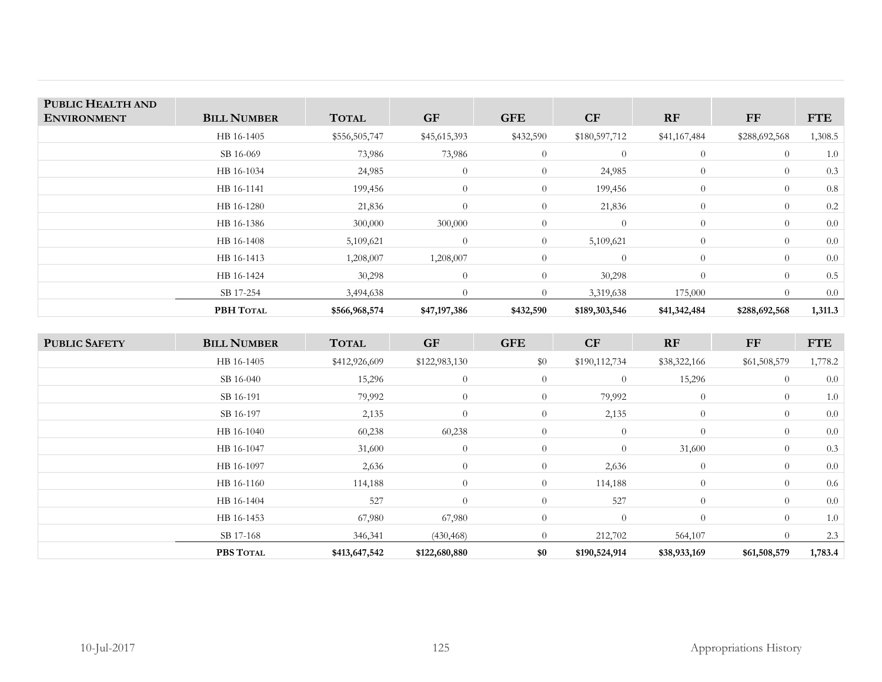| PUBLIC HEALTH AND ENVIRONMENT | BILL NUMBER | TOTAL | GF | GFE | CF | RF | FF | FTE |
|---|---|---|---|---|---|---|---|---|
| | HB 16-1405 | $556,505,747 | $45,615,393 | $432,590 | $180,597,712 | $41,167,484 | $288,692,568 | 1,308.5 |
| | SB 16-069 | 73,986 | 73,986 | 0 | 0 | 0 | 0 | 1.0 |
| | HB 16-1034 | 24,985 | 0 | 0 | 24,985 | 0 | 0 | 0.3 |
| | HB 16-1141 | 199,456 | 0 | 0 | 199,456 | 0 | 0 | 0.8 |
| | HB 16-1280 | 21,836 | 0 | 0 | 21,836 | 0 | 0 | 0.2 |
| | HB 16-1386 | 300,000 | 300,000 | 0 | 0 | 0 | 0 | 0.0 |
| | HB 16-1408 | 5,109,621 | 0 | 0 | 5,109,621 | 0 | 0 | 0.0 |
| | HB 16-1413 | 1,208,007 | 1,208,007 | 0 | 0 | 0 | 0 | 0.0 |
| | HB 16-1424 | 30,298 | 0 | 0 | 30,298 | 0 | 0 | 0.5 |
| | SB 17-254 | 3,494,638 | 0 | 0 | 3,319,638 | 175,000 | 0 | 0.0 |
| | **PBH TOTAL** | **$566,968,574** | **$47,197,386** | **$432,590** | **$189,303,546** | **$41,342,484** | **$288,692,568** | **1,311.3** |

| PUBLIC SAFETY | BILL NUMBER | TOTAL | GF | GFE | CF | RF | FF | FTE |
|---|---|---|---|---|---|---|---|---|
| | HB 16-1405 | $412,926,609 | $122,983,130 | $0 | $190,112,734 | $38,322,166 | $61,508,579 | 1,778.2 |
| | SB 16-040 | 15,296 | 0 | 0 | 0 | 15,296 | 0 | 0.0 |
| | SB 16-191 | 79,992 | 0 | 0 | 79,992 | 0 | 0 | 1.0 |
| | SB 16-197 | 2,135 | 0 | 0 | 2,135 | 0 | 0 | 0.0 |
| | HB 16-1040 | 60,238 | 60,238 | 0 | 0 | 0 | 0 | 0.0 |
| | HB 16-1047 | 31,600 | 0 | 0 | 0 | 31,600 | 0 | 0.3 |
| | HB 16-1097 | 2,636 | 0 | 0 | 2,636 | 0 | 0 | 0.0 |
| | HB 16-1160 | 114,188 | 0 | 0 | 114,188 | 0 | 0 | 0.6 |
| | HB 16-1404 | 527 | 0 | 0 | 527 | 0 | 0 | 0.0 |
| | HB 16-1453 | 67,980 | 67,980 | 0 | 0 | 0 | 0 | 1.0 |
| | SB 17-168 | 346,341 | (430,468) | 0 | 212,702 | 564,107 | 0 | 2.3 |
| | **PBS TOTAL** | **$413,647,542** | **$122,680,880** | **$0** | **$190,524,914** | **$38,933,169** | **$61,508,579** | **1,783.4** |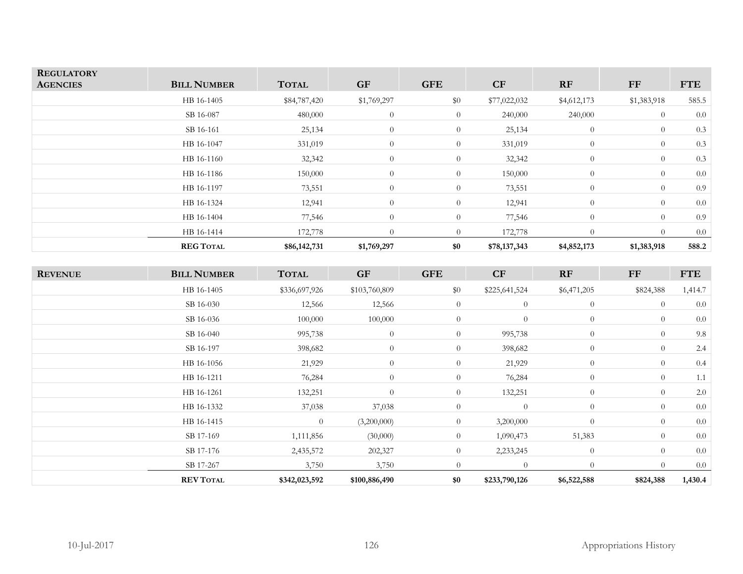| REGULATORY AGENCIES | BILL NUMBER | TOTAL | GF | GFE | CF | RF | FF | FTE |
|---|---|---|---|---|---|---|---|---|
| | HB 16-1405 | $84,787,420 | $1,769,297 | $0 | $77,022,032 | $4,612,173 | $1,383,918 | 585.5 |
| | SB 16-087 | 480,000 | 0 | 0 | 240,000 | 240,000 | 0 | 0.0 |
| | SB 16-161 | 25,134 | 0 | 0 | 25,134 | 0 | 0 | 0.3 |
| | HB 16-1047 | 331,019 | 0 | 0 | 331,019 | 0 | 0 | 0.3 |
| | HB 16-1160 | 32,342 | 0 | 0 | 32,342 | 0 | 0 | 0.3 |
| | HB 16-1186 | 150,000 | 0 | 0 | 150,000 | 0 | 0 | 0.0 |
| | HB 16-1197 | 73,551 | 0 | 0 | 73,551 | 0 | 0 | 0.9 |
| | HB 16-1324 | 12,941 | 0 | 0 | 12,941 | 0 | 0 | 0.0 |
| | HB 16-1404 | 77,546 | 0 | 0 | 77,546 | 0 | 0 | 0.9 |
| | HB 16-1414 | 172,778 | 0 | 0 | 172,778 | 0 | 0 | 0.0 |
| | **REG TOTAL** | **$86,142,731** | **$1,769,297** | **$0** | **$78,137,343** | **$4,852,173** | **$1,383,918** | **588.2** |

| REVENUE | BILL NUMBER | TOTAL | GF | GFE | CF | RF | FF | FTE |
|---|---|---|---|---|---|---|---|---|
| | HB 16-1405 | $336,697,926 | $103,760,809 | $0 | $225,641,524 | $6,471,205 | $824,388 | 1,414.7 |
| | SB 16-030 | 12,566 | 12,566 | 0 | 0 | 0 | 0 | 0.0 |
| | SB 16-036 | 100,000 | 100,000 | 0 | 0 | 0 | 0 | 0.0 |
| | SB 16-040 | 995,738 | 0 | 0 | 995,738 | 0 | 0 | 9.8 |
| | SB 16-197 | 398,682 | 0 | 0 | 398,682 | 0 | 0 | 2.4 |
| | HB 16-1056 | 21,929 | 0 | 0 | 21,929 | 0 | 0 | 0.4 |
| | HB 16-1211 | 76,284 | 0 | 0 | 76,284 | 0 | 0 | 1.1 |
| | HB 16-1261 | 132,251 | 0 | 0 | 132,251 | 0 | 0 | 2.0 |
| | HB 16-1332 | 37,038 | 37,038 | 0 | 0 | 0 | 0 | 0.0 |
| | HB 16-1415 | 0 | (3,200,000) | 0 | 3,200,000 | 0 | 0 | 0.0 |
| | SB 17-169 | 1,111,856 | (30,000) | 0 | 1,090,473 | 51,383 | 0 | 0.0 |
| | SB 17-176 | 2,435,572 | 202,327 | 0 | 2,233,245 | 0 | 0 | 0.0 |
| | SB 17-267 | 3,750 | 3,750 | 0 | 0 | 0 | 0 | 0.0 |
| | **REV TOTAL** | **$342,023,592** | **$100,886,490** | **$0** | **$233,790,126** | **$6,522,588** | **$824,388** | **1,430.4** |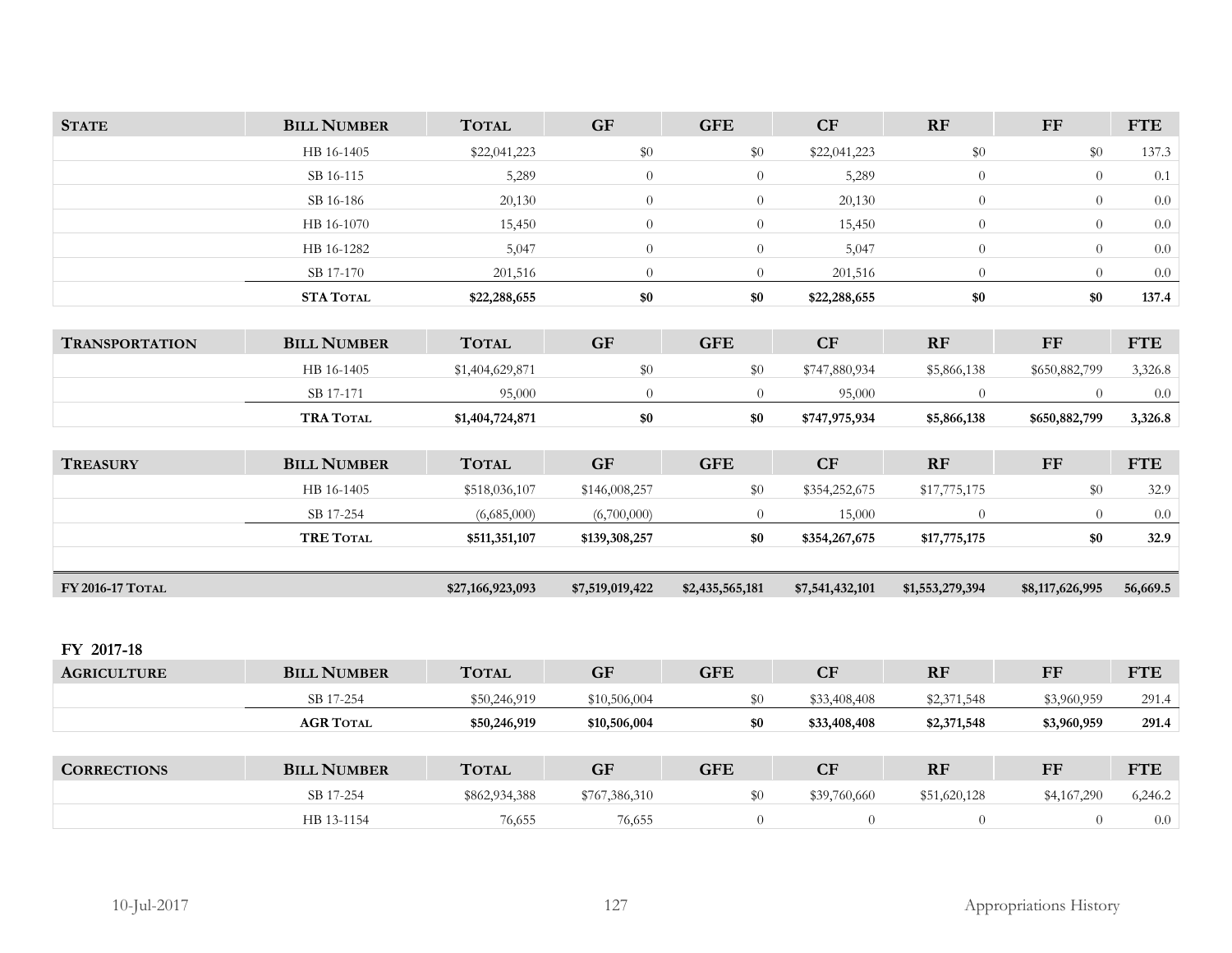| STATE | BILL NUMBER | TOTAL | GF | GFE | CF | RF | FF | FTE |
|---|---|---|---|---|---|---|---|---|
| | HB 16-1405 | $22,041,223 | $0 | $0 | $22,041,223 | $0 | $0 | 137.3 |
| | SB 16-115 | 5,289 | 0 | 0 | 5,289 | 0 | 0 | 0.1 |
| | SB 16-186 | 20,130 | 0 | 0 | 20,130 | 0 | 0 | 0.0 |
| | HB 16-1070 | 15,450 | 0 | 0 | 15,450 | 0 | 0 | 0.0 |
| | HB 16-1282 | 5,047 | 0 | 0 | 5,047 | 0 | 0 | 0.0 |
| | SB 17-170 | 201,516 | 0 | 0 | 201,516 | 0 | 0 | 0.0 |
| | **STA TOTAL** | **$22,288,655** | **$0** | **$0** | **$22,288,655** | **$0** | **$0** | **137.4** |

| TRANSPORTATION | BILL NUMBER | TOTAL | GF | GFE | CF | RF | FF | FTE |
|---|---|---|---|---|---|---|---|---|
| | HB 16-1405 | $1,404,629,871 | $0 | $0 | $747,880,934 | $5,866,138 | $650,882,799 | 3,326.8 |
| | SB 17-171 | 95,000 | 0 | 0 | 95,000 | 0 | 0 | 0.0 |
| | **TRA TOTAL** | **$1,404,724,871** | **$0** | **$0** | **$747,975,934** | **$5,866,138** | **$650,882,799** | **3,326.8** |

| TREASURY | BILL NUMBER | TOTAL | GF | GFE | CF | RF | FF | FTE |
|---|---|---|---|---|---|---|---|---|
| | HB 16-1405 | $518,036,107 | $146,008,257 | $0 | $354,252,675 | $17,775,175 | $0 | 32.9 |
| | SB 17-254 | (6,685,000) | (6,700,000) | 0 | 15,000 | 0 | 0 | 0.0 |
| | **TRE TOTAL** | **$511,351,107** | **$139,308,257** | **$0** | **$354,267,675** | **$17,775,175** | **$0** | **32.9** |

| | | | | | | | | |
|---|---|---|---|---|---|---|---|---|
| **FY 2016-17 TOTAL** | | **$27,166,923,093** | **$7,519,019,422** | **$2,435,565,181** | **$7,541,432,101** | **$1,553,279,394** | **$8,117,626,995** | **56,669.5** |

## FY 2017-18

| AGRICULTURE | BILL NUMBER | TOTAL | GF | GFE | CF | RF | FF | FTE |
|---|---|---|---|---|---|---|---|---|
| | SB 17-254 | $50,246,919 | $10,506,004 | $0 | $33,408,408 | $2,371,548 | $3,960,959 | 291.4 |
| | **AGR TOTAL** | **$50,246,919** | **$10,506,004** | **$0** | **$33,408,408** | **$2,371,548** | **$3,960,959** | **291.4** |

| CORRECTIONS | BILL NUMBER | TOTAL | GF | GFE | CF | RF | FF | FTE |
|---|---|---|---|---|---|---|---|---|
| | SB 17-254 | $862,934,388 | $767,386,310 | $0 | $39,760,660 | $51,620,128 | $4,167,290 | 6,246.2 |
| | HB 13-1154 | 76,655 | 76,655 | 0 | 0 | 0 | 0 | 0.0 |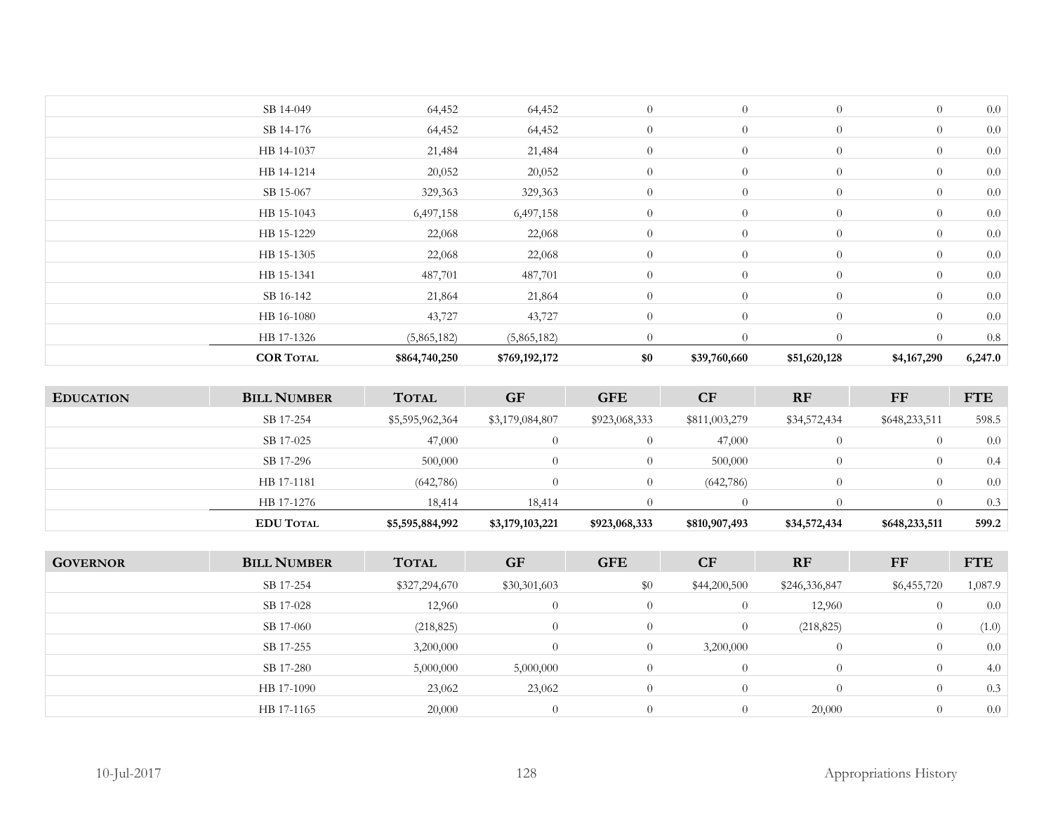| | | | | | | | | |
|---|---|---|---|---|---|---|---|---|
| | SB 14-049 | 64,452 | 64,452 | 0 | 0 | 0 | 0 | 0.0 |
| | SB 14-176 | 64,452 | 64,452 | 0 | 0 | 0 | 0 | 0.0 |
| | HB 14-1037 | 21,484 | 21,484 | 0 | 0 | 0 | 0 | 0.0 |
| | HB 14-1214 | 20,052 | 20,052 | 0 | 0 | 0 | 0 | 0.0 |
| | SB 15-067 | 329,363 | 329,363 | 0 | 0 | 0 | 0 | 0.0 |
| | HB 15-1043 | 6,497,158 | 6,497,158 | 0 | 0 | 0 | 0 | 0.0 |
| | HB 15-1229 | 22,068 | 22,068 | 0 | 0 | 0 | 0 | 0.0 |
| | HB 15-1305 | 22,068 | 22,068 | 0 | 0 | 0 | 0 | 0.0 |
| | HB 15-1341 | 487,701 | 487,701 | 0 | 0 | 0 | 0 | 0.0 |
| | SB 16-142 | 21,864 | 21,864 | 0 | 0 | 0 | 0 | 0.0 |
| | HB 16-1080 | 43,727 | 43,727 | 0 | 0 | 0 | 0 | 0.0 |
| | HB 17-1326 | (5,865,182) | (5,865,182) | 0 | 0 | 0 | 0 | 0.8 |
| | **COR TOTAL** | **$864,740,250** | **$769,192,172** | **$0** | **$39,760,660** | **$51,620,128** | **$4,167,290** | **6,247.0** |

| EDUCATION | BILL NUMBER | TOTAL | GF | GFE | CF | RF | FF | FTE |
|---|---|---|---|---|---|---|---|---|
| | SB 17-254 | $5,595,962,364 | $3,179,084,807 | $923,068,333 | $811,003,279 | $34,572,434 | $648,233,511 | 598.5 |
| | SB 17-025 | 47,000 | 0 | 0 | 47,000 | 0 | 0 | 0.0 |
| | SB 17-296 | 500,000 | 0 | 0 | 500,000 | 0 | 0 | 0.4 |
| | HB 17-1181 | (642,786) | 0 | 0 | (642,786) | 0 | 0 | 0.0 |
| | HB 17-1276 | 18,414 | 18,414 | 0 | 0 | 0 | 0 | 0.3 |
| | **EDU TOTAL** | **$5,595,884,992** | **$3,179,103,221** | **$923,068,333** | **$810,907,493** | **$34,572,434** | **$648,233,511** | **599.2** |

| GOVERNOR | BILL NUMBER | TOTAL | GF | GFE | CF | RF | FF | FTE |
|---|---|---|---|---|---|---|---|---|
| | SB 17-254 | $327,294,670 | $30,301,603 | $0 | $44,200,500 | $246,336,847 | $6,455,720 | 1,087.9 |
| | SB 17-028 | 12,960 | 0 | 0 | 0 | 12,960 | 0 | 0.0 |
| | SB 17-060 | (218,825) | 0 | 0 | 0 | (218,825) | 0 | (1.0) |
| | SB 17-255 | 3,200,000 | 0 | 0 | 3,200,000 | 0 | 0 | 0.0 |
| | SB 17-280 | 5,000,000 | 5,000,000 | 0 | 0 | 0 | 0 | 4.0 |
| | HB 17-1090 | 23,062 | 23,062 | 0 | 0 | 0 | 0 | 0.3 |
| | HB 17-1165 | 20,000 | 0 | 0 | 0 | 20,000 | 0 | 0.0 |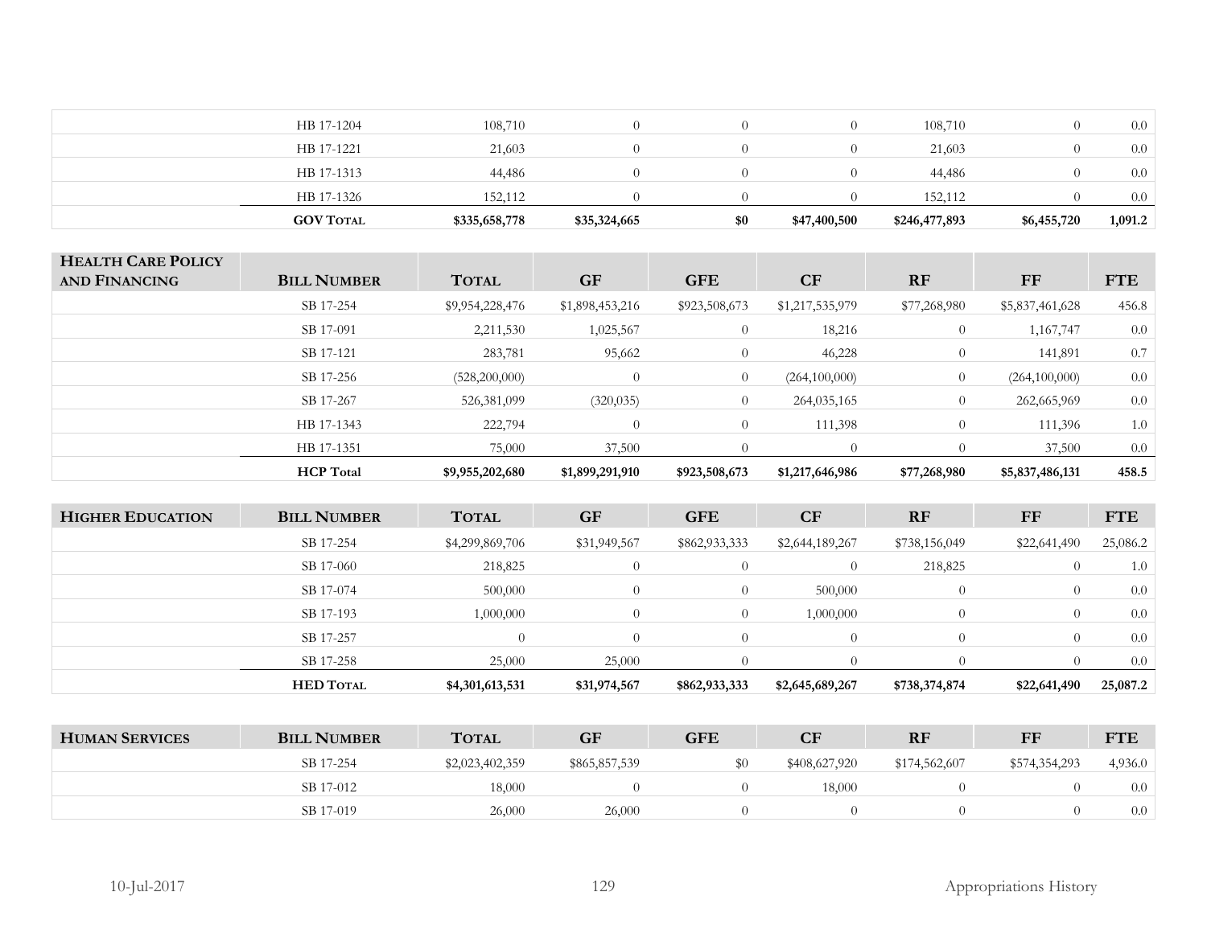| | | | | | | | | |
|---|---|---|---|---|---|---|---|---|
| | HB 17-1204 | 108,710 | 0 | 0 | 0 | 108,710 | 0 | 0.0 |
| | HB 17-1221 | 21,603 | 0 | 0 | 0 | 21,603 | 0 | 0.0 |
| | HB 17-1313 | 44,486 | 0 | 0 | 0 | 44,486 | 0 | 0.0 |
| | HB 17-1326 | 152,112 | 0 | 0 | 0 | 152,112 | 0 | 0.0 |
| | **GOV TOTAL** | **$335,658,778** | **$35,324,665** | **$0** | **$47,400,500** | **$246,477,893** | **$6,455,720** | **1,091.2** |

| HEALTH CARE POLICY AND FINANCING | BILL NUMBER | TOTAL | GF | GFE | CF | RF | FF | FTE |
|---|---|---|---|---|---|---|---|---|
| | SB 17-254 | $9,954,228,476 | $1,898,453,216 | $923,508,673 | $1,217,535,979 | $77,268,980 | $5,837,461,628 | 456.8 |
| | SB 17-091 | 2,211,530 | 1,025,567 | 0 | 18,216 | 0 | 1,167,747 | 0.0 |
| | SB 17-121 | 283,781 | 95,662 | 0 | 46,228 | 0 | 141,891 | 0.7 |
| | SB 17-256 | (528,200,000) | 0 | 0 | (264,100,000) | 0 | (264,100,000) | 0.0 |
| | SB 17-267 | 526,381,099 | (320,035) | 0 | 264,035,165 | 0 | 262,665,969 | 0.0 |
| | HB 17-1343 | 222,794 | 0 | 0 | 111,398 | 0 | 111,396 | 1.0 |
| | HB 17-1351 | 75,000 | 37,500 | 0 | 0 | 0 | 37,500 | 0.0 |
| | **HCP Total** | **$9,955,202,680** | **$1,899,291,910** | **$923,508,673** | **$1,217,646,986** | **$77,268,980** | **$5,837,486,131** | **458.5** |

| HIGHER EDUCATION | BILL NUMBER | TOTAL | GF | GFE | CF | RF | FF | FTE |
|---|---|---|---|---|---|---|---|---|
| | SB 17-254 | $4,299,869,706 | $31,949,567 | $862,933,333 | $2,644,189,267 | $738,156,049 | $22,641,490 | 25,086.2 |
| | SB 17-060 | 218,825 | 0 | 0 | 0 | 218,825 | 0 | 1.0 |
| | SB 17-074 | 500,000 | 0 | 0 | 500,000 | 0 | 0 | 0.0 |
| | SB 17-193 | 1,000,000 | 0 | 0 | 1,000,000 | 0 | 0 | 0.0 |
| | SB 17-257 | 0 | 0 | 0 | 0 | 0 | 0 | 0.0 |
| | SB 17-258 | 25,000 | 25,000 | 0 | 0 | 0 | 0 | 0.0 |
| | **HED TOTAL** | **$4,301,613,531** | **$31,974,567** | **$862,933,333** | **$2,645,689,267** | **$738,374,874** | **$22,641,490** | **25,087.2** |

| HUMAN SERVICES | BILL NUMBER | TOTAL | GF | GFE | CF | RF | FF | FTE |
|---|---|---|---|---|---|---|---|---|
| | SB 17-254 | $2,023,402,359 | $865,857,539 | $0 | $408,627,920 | $174,562,607 | $574,354,293 | 4,936.0 |
| | SB 17-012 | 18,000 | 0 | 0 | 18,000 | 0 | 0 | 0.0 |
| | SB 17-019 | 26,000 | 26,000 | 0 | 0 | 0 | 0 | 0.0 |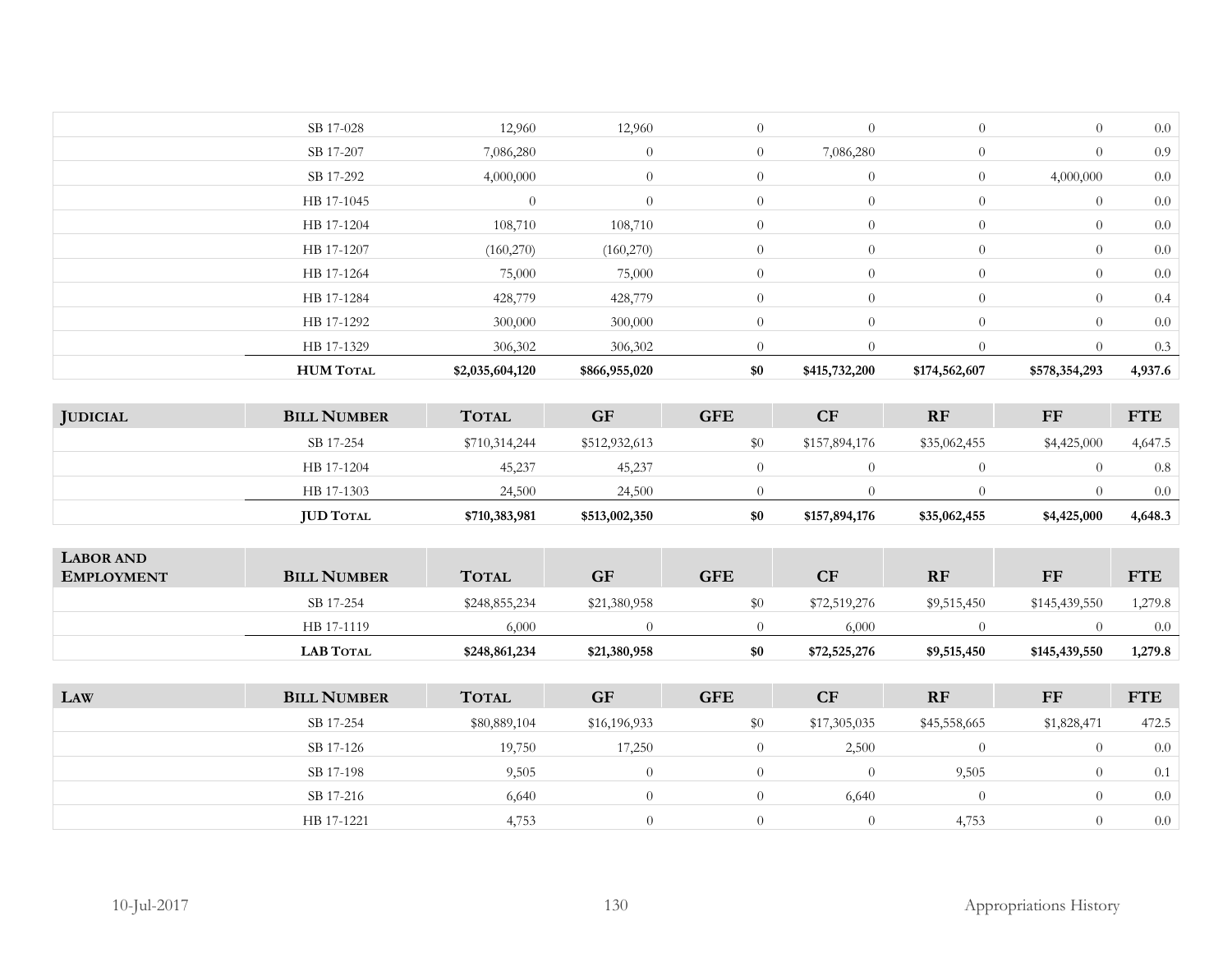| | Bill Number | Total | GF | GFE | CF | RF | FF | FTE |
|---|---|---|---|---|---|---|---|---|
| | SB 17-028 | 12,960 | 12,960 | 0 | 0 | 0 | 0 | 0.0 |
| | SB 17-207 | 7,086,280 | 0 | 0 | 7,086,280 | 0 | 0 | 0.9 |
| | SB 17-292 | 4,000,000 | 0 | 0 | 0 | 0 | 4,000,000 | 0.0 |
| | HB 17-1045 | 0 | 0 | 0 | 0 | 0 | 0 | 0.0 |
| | HB 17-1204 | 108,710 | 108,710 | 0 | 0 | 0 | 0 | 0.0 |
| | HB 17-1207 | (160,270) | (160,270) | 0 | 0 | 0 | 0 | 0.0 |
| | HB 17-1264 | 75,000 | 75,000 | 0 | 0 | 0 | 0 | 0.0 |
| | HB 17-1284 | 428,779 | 428,779 | 0 | 0 | 0 | 0 | 0.4 |
| | HB 17-1292 | 300,000 | 300,000 | 0 | 0 | 0 | 0 | 0.0 |
| | HB 17-1329 | 306,302 | 306,302 | 0 | 0 | 0 | 0 | 0.3 |
| | **HUM Total** | **$2,035,604,120** | **$866,955,020** | **$0** | **$415,732,200** | **$174,562,607** | **$578,354,293** | **4,937.6** |

| Judicial | Bill Number | Total | GF | GFE | CF | RF | FF | FTE |
|---|---|---|---|---|---|---|---|---|
| | SB 17-254 | $710,314,244 | $512,932,613 | $0 | $157,894,176 | $35,062,455 | $4,425,000 | 4,647.5 |
| | HB 17-1204 | 45,237 | 45,237 | 0 | 0 | 0 | 0 | 0.8 |
| | HB 17-1303 | 24,500 | 24,500 | 0 | 0 | 0 | 0 | 0.0 |
| | **JUD Total** | **$710,383,981** | **$513,002,350** | **$0** | **$157,894,176** | **$35,062,455** | **$4,425,000** | **4,648.3** |

| Labor and Employment | Bill Number | Total | GF | GFE | CF | RF | FF | FTE |
|---|---|---|---|---|---|---|---|---|
| | SB 17-254 | $248,855,234 | $21,380,958 | $0 | $72,519,276 | $9,515,450 | $145,439,550 | 1,279.8 |
| | HB 17-1119 | 6,000 | 0 | 0 | 6,000 | 0 | 0 | 0.0 |
| | **LAB Total** | **$248,861,234** | **$21,380,958** | **$0** | **$72,525,276** | **$9,515,450** | **$145,439,550** | **1,279.8** |

| Law | Bill Number | Total | GF | GFE | CF | RF | FF | FTE |
|---|---|---|---|---|---|---|---|---|
| | SB 17-254 | $80,889,104 | $16,196,933 | $0 | $17,305,035 | $45,558,665 | $1,828,471 | 472.5 |
| | SB 17-126 | 19,750 | 17,250 | 0 | 2,500 | 0 | 0 | 0.0 |
| | SB 17-198 | 9,505 | 0 | 0 | 0 | 9,505 | 0 | 0.1 |
| | SB 17-216 | 6,640 | 0 | 0 | 6,640 | 0 | 0 | 0.0 |
| | HB 17-1221 | 4,753 | 0 | 0 | 0 | 4,753 | 0 | 0.0 |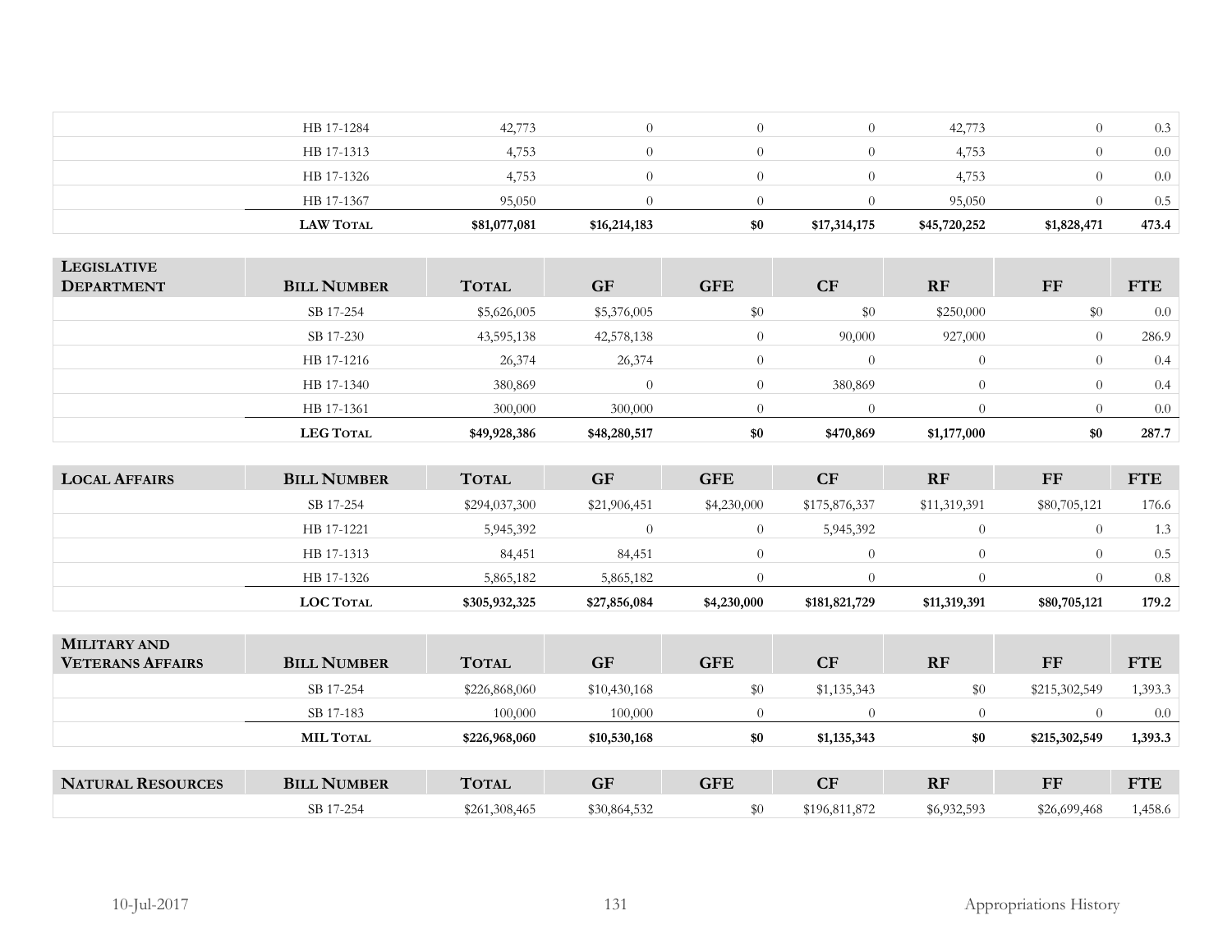| | | | | | | | | |
|---|---|---|---|---|---|---|---|---|
| | HB 17-1284 | 42,773 | 0 | 0 | 0 | 42,773 | 0 | 0.3 |
| | HB 17-1313 | 4,753 | 0 | 0 | 0 | 4,753 | 0 | 0.0 |
| | HB 17-1326 | 4,753 | 0 | 0 | 0 | 4,753 | 0 | 0.0 |
| | HB 17-1367 | 95,050 | 0 | 0 | 0 | 95,050 | 0 | 0.5 |
| | **LAW TOTAL** | **$81,077,081** | **$16,214,183** | **$0** | **$17,314,175** | **$45,720,252** | **$1,828,471** | **473.4** |

| LEGISLATIVE DEPARTMENT | BILL NUMBER | TOTAL | GF | GFE | CF | RF | FF | FTE |
|---|---|---|---|---|---|---|---|---|
| | SB 17-254 | $5,626,005 | $5,376,005 | $0 | $0 | $250,000 | $0 | 0.0 |
| | SB 17-230 | 43,595,138 | 42,578,138 | 0 | 90,000 | 927,000 | 0 | 286.9 |
| | HB 17-1216 | 26,374 | 26,374 | 0 | 0 | 0 | 0 | 0.4 |
| | HB 17-1340 | 380,869 | 0 | 0 | 380,869 | 0 | 0 | 0.4 |
| | HB 17-1361 | 300,000 | 300,000 | 0 | 0 | 0 | 0 | 0.0 |
| | **LEG TOTAL** | **$49,928,386** | **$48,280,517** | **$0** | **$470,869** | **$1,177,000** | **$0** | **287.7** |

| LOCAL AFFAIRS | BILL NUMBER | TOTAL | GF | GFE | CF | RF | FF | FTE |
|---|---|---|---|---|---|---|---|---|
| | SB 17-254 | $294,037,300 | $21,906,451 | $4,230,000 | $175,876,337 | $11,319,391 | $80,705,121 | 176.6 |
| | HB 17-1221 | 5,945,392 | 0 | 0 | 5,945,392 | 0 | 0 | 1.3 |
| | HB 17-1313 | 84,451 | 84,451 | 0 | 0 | 0 | 0 | 0.5 |
| | HB 17-1326 | 5,865,182 | 5,865,182 | 0 | 0 | 0 | 0 | 0.8 |
| | **LOC TOTAL** | **$305,932,325** | **$27,856,084** | **$4,230,000** | **$181,821,729** | **$11,319,391** | **$80,705,121** | **179.2** |

| MILITARY AND VETERANS AFFAIRS | BILL NUMBER | TOTAL | GF | GFE | CF | RF | FF | FTE |
|---|---|---|---|---|---|---|---|---|
| | SB 17-254 | $226,868,060 | $10,430,168 | $0 | $1,135,343 | $0 | $215,302,549 | 1,393.3 |
| | SB 17-183 | 100,000 | 100,000 | 0 | 0 | 0 | 0 | 0.0 |
| | **MIL TOTAL** | **$226,968,060** | **$10,530,168** | **$0** | **$1,135,343** | **$0** | **$215,302,549** | **1,393.3** |

| NATURAL RESOURCES | BILL NUMBER | TOTAL | GF | GFE | CF | RF | FF | FTE |
|---|---|---|---|---|---|---|---|---|
| | SB 17-254 | $261,308,465 | $30,864,532 | $0 | $196,811,872 | $6,932,593 | $26,699,468 | 1,458.6 |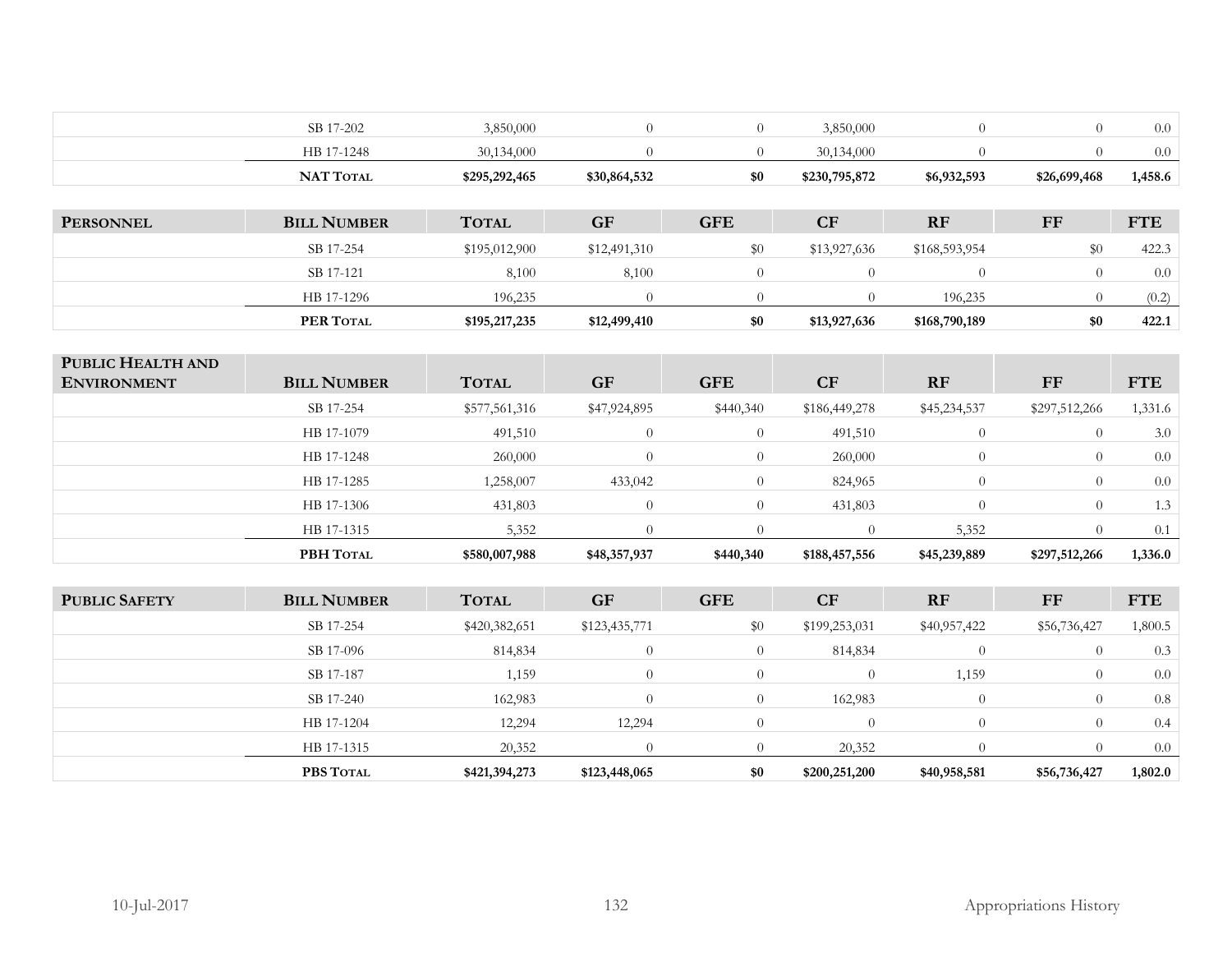| | | | | | | | | |
|---|---|---|---|---|---|---|---|---|
| | SB 17-202 | 3,850,000 | 0 | 0 | 3,850,000 | 0 | 0 | 0.0 |
| | HB 17-1248 | 30,134,000 | 0 | 0 | 30,134,000 | 0 | 0 | 0.0 |
| | **NAT Total** | **$295,292,465** | **$30,864,532** | **$0** | **$230,795,872** | **$6,932,593** | **$26,699,468** | **1,458.6** |

| **Personnel** | **Bill Number** | **Total** | **GF** | **GFE** | **CF** | **RF** | **FF** | **FTE** |
|---|---|---|---|---|---|---|---|---|
| | SB 17-254 | $195,012,900 | $12,491,310 | $0 | $13,927,636 | $168,593,954 | $0 | 422.3 |
| | SB 17-121 | 8,100 | 8,100 | 0 | 0 | 0 | 0 | 0.0 |
| | HB 17-1296 | 196,235 | 0 | 0 | 0 | 196,235 | 0 | (0.2) |
| | **PER Total** | **$195,217,235** | **$12,499,410** | **$0** | **$13,927,636** | **$168,790,189** | **$0** | **422.1** |

| **Public Health and Environment** | **Bill Number** | **Total** | **GF** | **GFE** | **CF** | **RF** | **FF** | **FTE** |
|---|---|---|---|---|---|---|---|---|
| | SB 17-254 | $577,561,316 | $47,924,895 | $440,340 | $186,449,278 | $45,234,537 | $297,512,266 | 1,331.6 |
| | HB 17-1079 | 491,510 | 0 | 0 | 491,510 | 0 | 0 | 3.0 |
| | HB 17-1248 | 260,000 | 0 | 0 | 260,000 | 0 | 0 | 0.0 |
| | HB 17-1285 | 1,258,007 | 433,042 | 0 | 824,965 | 0 | 0 | 0.0 |
| | HB 17-1306 | 431,803 | 0 | 0 | 431,803 | 0 | 0 | 1.3 |
| | HB 17-1315 | 5,352 | 0 | 0 | 0 | 5,352 | 0 | 0.1 |
| | **PBH Total** | **$580,007,988** | **$48,357,937** | **$440,340** | **$188,457,556** | **$45,239,889** | **$297,512,266** | **1,336.0** |

| **Public Safety** | **Bill Number** | **Total** | **GF** | **GFE** | **CF** | **RF** | **FF** | **FTE** |
|---|---|---|---|---|---|---|---|---|
| | SB 17-254 | $420,382,651 | $123,435,771 | $0 | $199,253,031 | $40,957,422 | $56,736,427 | 1,800.5 |
| | SB 17-096 | 814,834 | 0 | 0 | 814,834 | 0 | 0 | 0.3 |
| | SB 17-187 | 1,159 | 0 | 0 | 0 | 1,159 | 0 | 0.0 |
| | SB 17-240 | 162,983 | 0 | 0 | 162,983 | 0 | 0 | 0.8 |
| | HB 17-1204 | 12,294 | 12,294 | 0 | 0 | 0 | 0 | 0.4 |
| | HB 17-1315 | 20,352 | 0 | 0 | 20,352 | 0 | 0 | 0.0 |
| | **PBS Total** | **$421,394,273** | **$123,448,065** | **$0** | **$200,251,200** | **$40,958,581** | **$56,736,427** | **1,802.0** |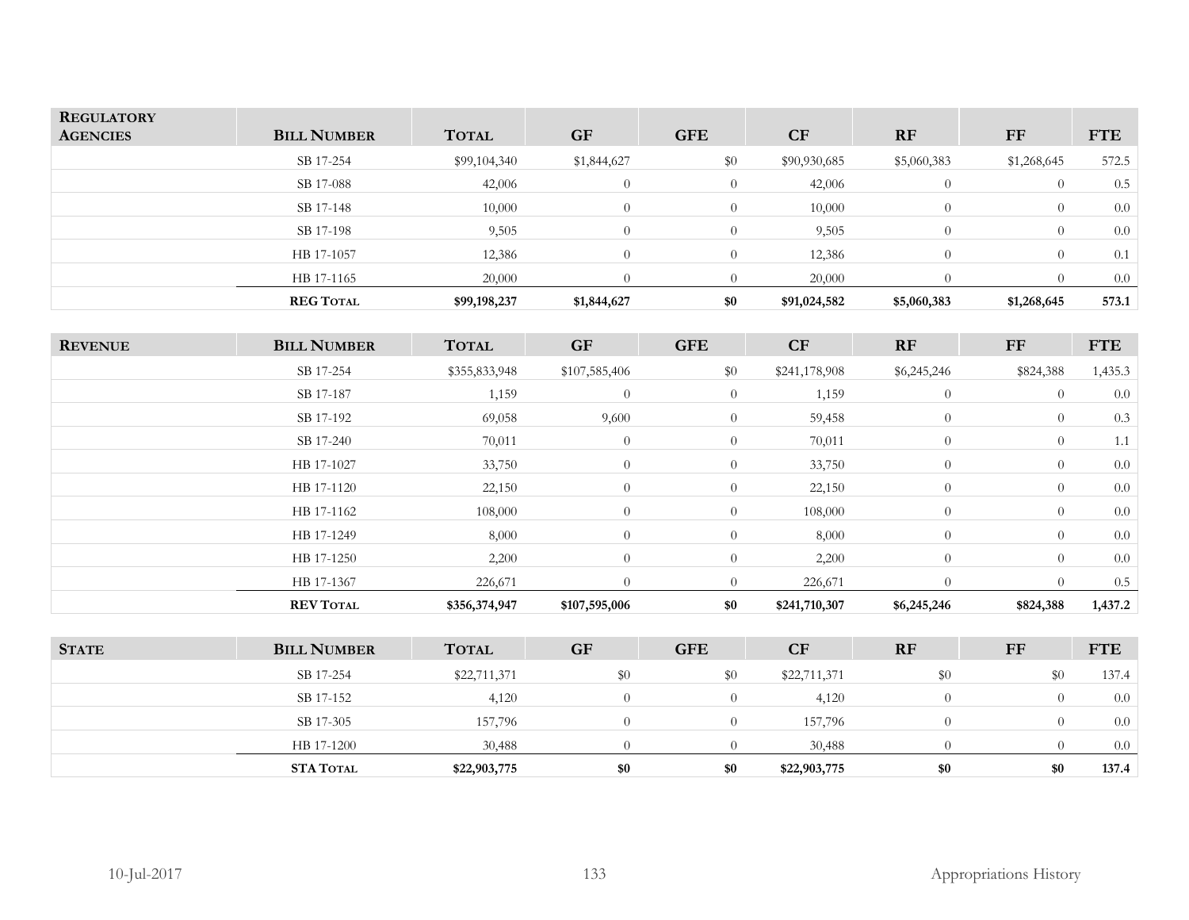| REGULATORY AGENCIES | BILL NUMBER | TOTAL | GF | GFE | CF | RF | FF | FTE |
|---|---|---|---|---|---|---|---|---|
| | SB 17-254 | $99,104,340 | $1,844,627 | $0 | $90,930,685 | $5,060,383 | $1,268,645 | 572.5 |
| | SB 17-088 | 42,006 | 0 | 0 | 42,006 | 0 | 0 | 0.5 |
| | SB 17-148 | 10,000 | 0 | 0 | 10,000 | 0 | 0 | 0.0 |
| | SB 17-198 | 9,505 | 0 | 0 | 9,505 | 0 | 0 | 0.0 |
| | HB 17-1057 | 12,386 | 0 | 0 | 12,386 | 0 | 0 | 0.1 |
| | HB 17-1165 | 20,000 | 0 | 0 | 20,000 | 0 | 0 | 0.0 |
| | **REG TOTAL** | **$99,198,237** | **$1,844,627** | **$0** | **$91,024,582** | **$5,060,383** | **$1,268,645** | **573.1** |

| REVENUE | BILL NUMBER | TOTAL | GF | GFE | CF | RF | FF | FTE |
|---|---|---|---|---|---|---|---|---|
| | SB 17-254 | $355,833,948 | $107,585,406 | $0 | $241,178,908 | $6,245,246 | $824,388 | 1,435.3 |
| | SB 17-187 | 1,159 | 0 | 0 | 1,159 | 0 | 0 | 0.0 |
| | SB 17-192 | 69,058 | 9,600 | 0 | 59,458 | 0 | 0 | 0.3 |
| | SB 17-240 | 70,011 | 0 | 0 | 70,011 | 0 | 0 | 1.1 |
| | HB 17-1027 | 33,750 | 0 | 0 | 33,750 | 0 | 0 | 0.0 |
| | HB 17-1120 | 22,150 | 0 | 0 | 22,150 | 0 | 0 | 0.0 |
| | HB 17-1162 | 108,000 | 0 | 0 | 108,000 | 0 | 0 | 0.0 |
| | HB 17-1249 | 8,000 | 0 | 0 | 8,000 | 0 | 0 | 0.0 |
| | HB 17-1250 | 2,200 | 0 | 0 | 2,200 | 0 | 0 | 0.0 |
| | HB 17-1367 | 226,671 | 0 | 0 | 226,671 | 0 | 0 | 0.5 |
| | **REV TOTAL** | **$356,374,947** | **$107,595,006** | **$0** | **$241,710,307** | **$6,245,246** | **$824,388** | **1,437.2** |

| STATE | BILL NUMBER | TOTAL | GF | GFE | CF | RF | FF | FTE |
|---|---|---|---|---|---|---|---|---|
| | SB 17-254 | $22,711,371 | $0 | $0 | $22,711,371 | $0 | $0 | 137.4 |
| | SB 17-152 | 4,120 | 0 | 0 | 4,120 | 0 | 0 | 0.0 |
| | SB 17-305 | 157,796 | 0 | 0 | 157,796 | 0 | 0 | 0.0 |
| | HB 17-1200 | 30,488 | 0 | 0 | 30,488 | 0 | 0 | 0.0 |
| | **STA TOTAL** | **$22,903,775** | **$0** | **$0** | **$22,903,775** | **$0** | **$0** | **137.4** |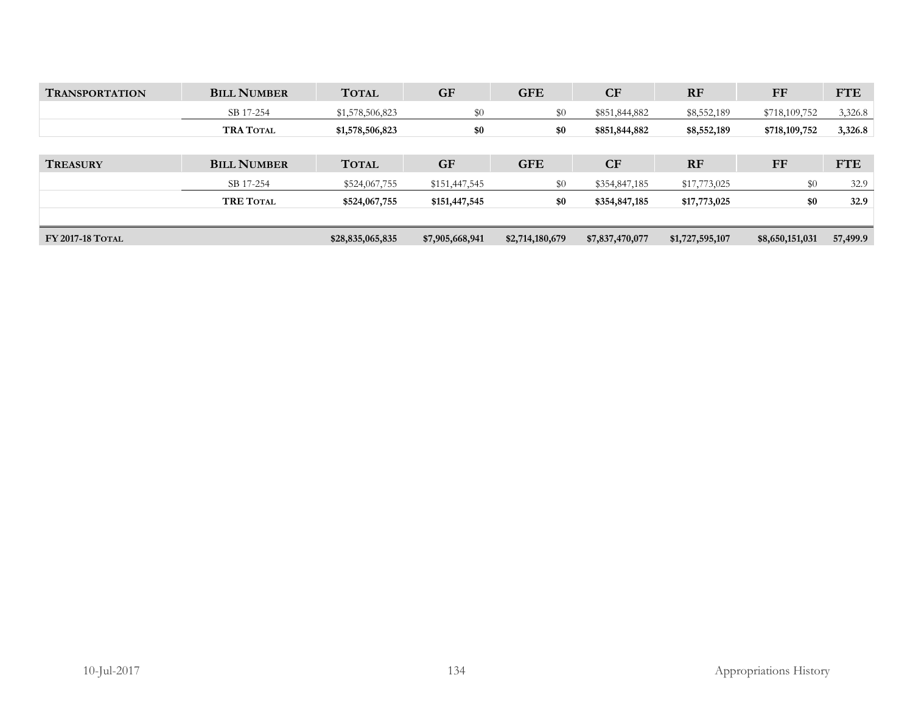| TRANSPORTATION | BILL NUMBER | TOTAL | GF | GFE | CF | RF | FF | FTE |
|---|---|---|---|---|---|---|---|---|
| | SB 17-254 | $1,578,506,823 | $0 | $0 | $851,844,882 | $8,552,189 | $718,109,752 | 3,326.8 |
| | **TRA TOTAL** | **$1,578,506,823** | **$0** | **$0** | **$851,844,882** | **$8,552,189** | **$718,109,752** | **3,326.8** |

| TREASURY | BILL NUMBER | TOTAL | GF | GFE | CF | RF | FF | FTE |
|---|---|---|---|---|---|---|---|---|
| | SB 17-254 | $524,067,755 | $151,447,545 | $0 | $354,847,185 | $17,773,025 | $0 | 32.9 |
| | **TRE TOTAL** | **$524,067,755** | **$151,447,545** | **$0** | **$354,847,185** | **$17,773,025** | **$0** | **32.9** |
| | | | | | | | | |
| **FY 2017-18 TOTAL** | | **$28,835,065,835** | **$7,905,668,941** | **$2,714,180,679** | **$7,837,470,077** | **$1,727,595,107** | **$8,650,151,031** | **57,499.9** |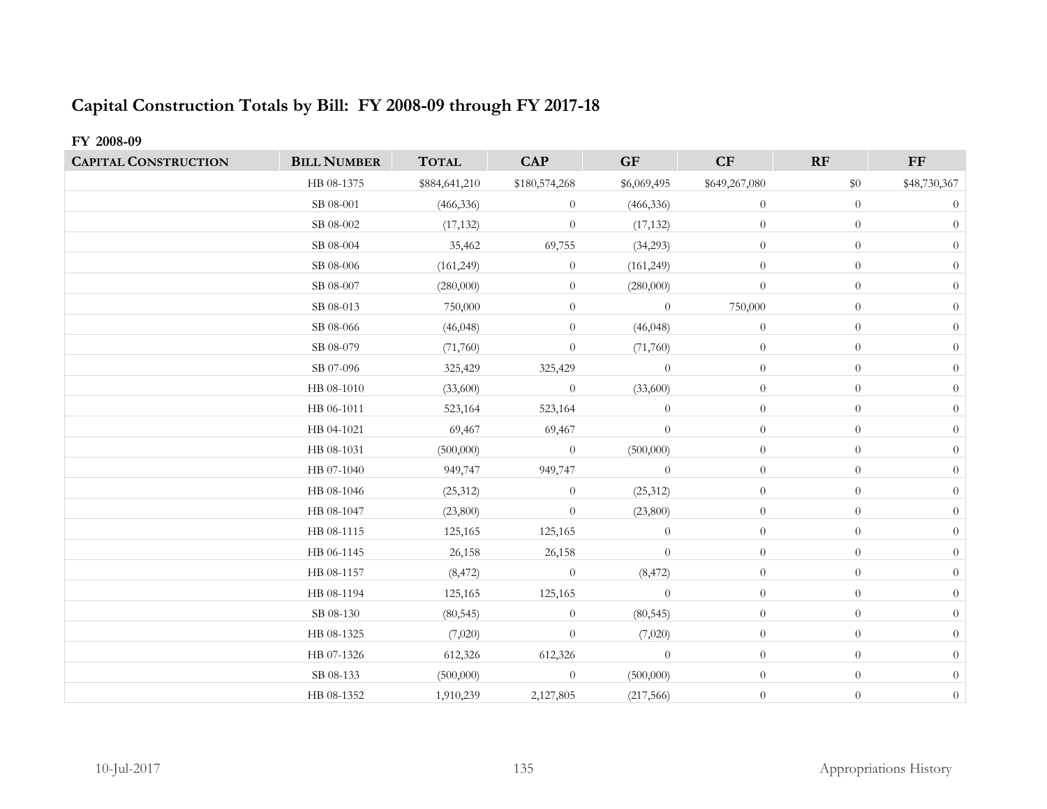## Capital Construction Totals by Bill: FY 2008-09 through FY 2017-18

### FY 2008-09

| Capital Construction | Bill Number | Total | CAP | GF | CF | RF | FF |
|---|---|---|---|---|---|---|---|
| | HB 08-1375 | $884,641,210 | $180,574,268 | $6,069,495 | $649,267,080 | $0 | $48,730,367 |
| | SB 08-001 | (466,336) | 0 | (466,336) | 0 | 0 | 0 |
| | SB 08-002 | (17,132) | 0 | (17,132) | 0 | 0 | 0 |
| | SB 08-004 | 35,462 | 69,755 | (34,293) | 0 | 0 | 0 |
| | SB 08-006 | (161,249) | 0 | (161,249) | 0 | 0 | 0 |
| | SB 08-007 | (280,000) | 0 | (280,000) | 0 | 0 | 0 |
| | SB 08-013 | 750,000 | 0 | 0 | 750,000 | 0 | 0 |
| | SB 08-066 | (46,048) | 0 | (46,048) | 0 | 0 | 0 |
| | SB 08-079 | (71,760) | 0 | (71,760) | 0 | 0 | 0 |
| | SB 07-096 | 325,429 | 325,429 | 0 | 0 | 0 | 0 |
| | HB 08-1010 | (33,600) | 0 | (33,600) | 0 | 0 | 0 |
| | HB 06-1011 | 523,164 | 523,164 | 0 | 0 | 0 | 0 |
| | HB 04-1021 | 69,467 | 69,467 | 0 | 0 | 0 | 0 |
| | HB 08-1031 | (500,000) | 0 | (500,000) | 0 | 0 | 0 |
| | HB 07-1040 | 949,747 | 949,747 | 0 | 0 | 0 | 0 |
| | HB 08-1046 | (25,312) | 0 | (25,312) | 0 | 0 | 0 |
| | HB 08-1047 | (23,800) | 0 | (23,800) | 0 | 0 | 0 |
| | HB 08-1115 | 125,165 | 125,165 | 0 | 0 | 0 | 0 |
| | HB 06-1145 | 26,158 | 26,158 | 0 | 0 | 0 | 0 |
| | HB 08-1157 | (8,472) | 0 | (8,472) | 0 | 0 | 0 |
| | HB 08-1194 | 125,165 | 125,165 | 0 | 0 | 0 | 0 |
| | SB 08-130 | (80,545) | 0 | (80,545) | 0 | 0 | 0 |
| | HB 08-1325 | (7,020) | 0 | (7,020) | 0 | 0 | 0 |
| | HB 07-1326 | 612,326 | 612,326 | 0 | 0 | 0 | 0 |
| | SB 08-133 | (500,000) | 0 | (500,000) | 0 | 0 | 0 |
| | HB 08-1352 | 1,910,239 | 2,127,805 | (217,566) | 0 | 0 | 0 |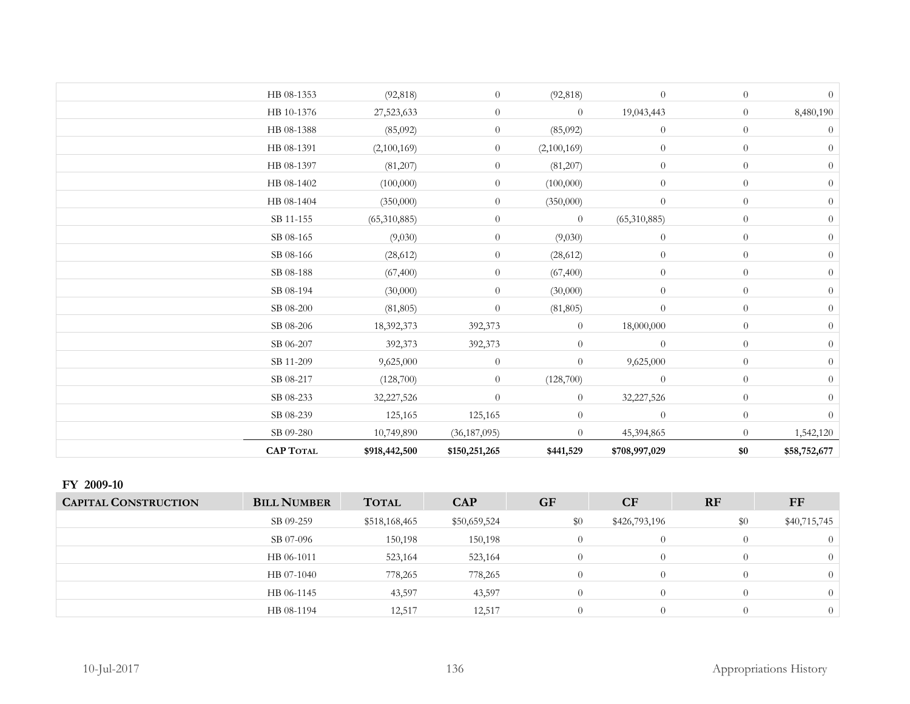| | HB 08-1353 | (92,818) | 0 | (92,818) | 0 | 0 | 0 |
|---|---|---|---|---|---|---|---|
| | HB 10-1376 | 27,523,633 | 0 | 0 | 19,043,443 | 0 | 8,480,190 |
| | HB 08-1388 | (85,092) | 0 | (85,092) | 0 | 0 | 0 |
| | HB 08-1391 | (2,100,169) | 0 | (2,100,169) | 0 | 0 | 0 |
| | HB 08-1397 | (81,207) | 0 | (81,207) | 0 | 0 | 0 |
| | HB 08-1402 | (100,000) | 0 | (100,000) | 0 | 0 | 0 |
| | HB 08-1404 | (350,000) | 0 | (350,000) | 0 | 0 | 0 |
| | SB 11-155 | (65,310,885) | 0 | 0 | (65,310,885) | 0 | 0 |
| | SB 08-165 | (9,030) | 0 | (9,030) | 0 | 0 | 0 |
| | SB 08-166 | (28,612) | 0 | (28,612) | 0 | 0 | 0 |
| | SB 08-188 | (67,400) | 0 | (67,400) | 0 | 0 | 0 |
| | SB 08-194 | (30,000) | 0 | (30,000) | 0 | 0 | 0 |
| | SB 08-200 | (81,805) | 0 | (81,805) | 0 | 0 | 0 |
| | SB 08-206 | 18,392,373 | 392,373 | 0 | 18,000,000 | 0 | 0 |
| | SB 06-207 | 392,373 | 392,373 | 0 | 0 | 0 | 0 |
| | SB 11-209 | 9,625,000 | 0 | 0 | 9,625,000 | 0 | 0 |
| | SB 08-217 | (128,700) | 0 | (128,700) | 0 | 0 | 0 |
| | SB 08-233 | 32,227,526 | 0 | 0 | 32,227,526 | 0 | 0 |
| | SB 08-239 | 125,165 | 125,165 | 0 | 0 | 0 | 0 |
| | SB 09-280 | 10,749,890 | (36,187,095) | 0 | 45,394,865 | 0 | 1,542,120 |
| | **CAP TOTAL** | **$918,442,500** | **$150,251,265** | **$441,529** | **$708,997,029** | **$0** | **$58,752,677** |

**FY 2009-10**

| CAPITAL CONSTRUCTION | BILL NUMBER | TOTAL | CAP | GF | CF | RF | FF |
|---|---|---|---|---|---|---|---|
| | SB 09-259 | $518,168,465 | $50,659,524 | $0 | $426,793,196 | $0 | $40,715,745 |
| | SB 07-096 | 150,198 | 150,198 | 0 | 0 | 0 | 0 |
| | HB 06-1011 | 523,164 | 523,164 | 0 | 0 | 0 | 0 |
| | HB 07-1040 | 778,265 | 778,265 | 0 | 0 | 0 | 0 |
| | HB 06-1145 | 43,597 | 43,597 | 0 | 0 | 0 | 0 |
| | HB 08-1194 | 12,517 | 12,517 | 0 | 0 | 0 | 0 |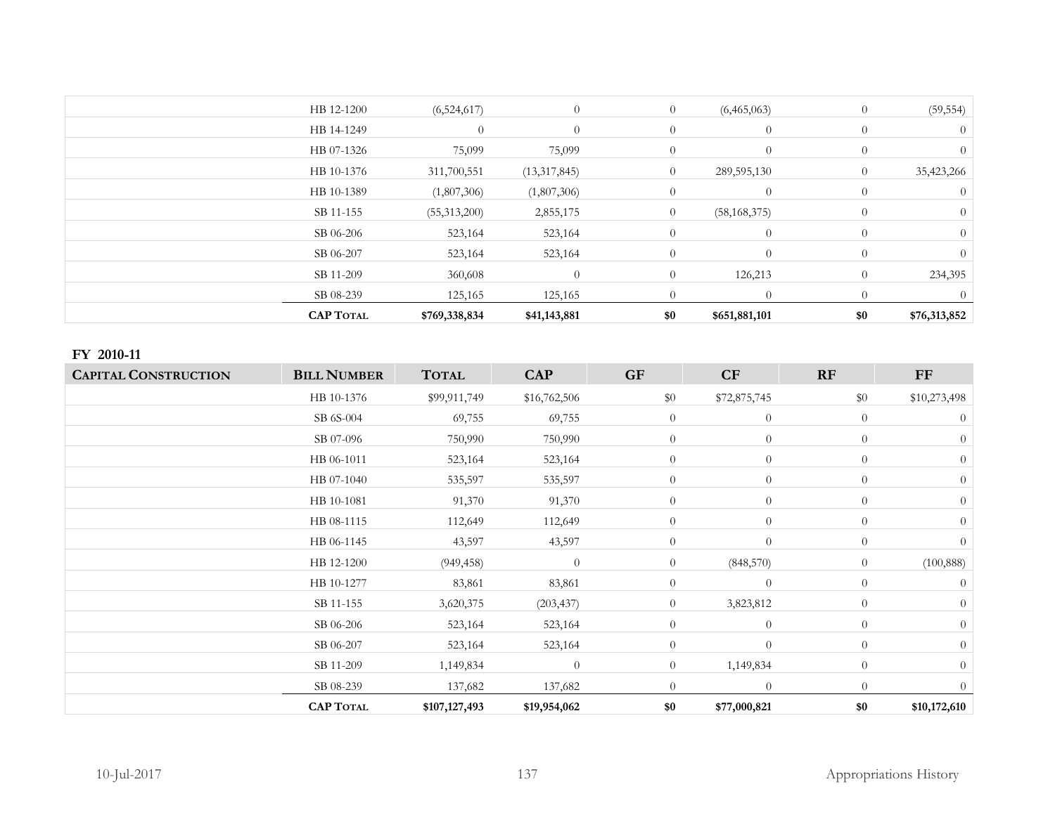| | | | | | | | |
|---|---|---|---|---|---|---|---|
| | HB 12-1200 | (6,524,617) | 0 | 0 | (6,465,063) | 0 | (59,554) |
| | HB 14-1249 | 0 | 0 | 0 | 0 | 0 | 0 |
| | HB 07-1326 | 75,099 | 75,099 | 0 | 0 | 0 | 0 |
| | HB 10-1376 | 311,700,551 | (13,317,845) | 0 | 289,595,130 | 0 | 35,423,266 |
| | HB 10-1389 | (1,807,306) | (1,807,306) | 0 | 0 | 0 | 0 |
| | SB 11-155 | (55,313,200) | 2,855,175 | 0 | (58,168,375) | 0 | 0 |
| | SB 06-206 | 523,164 | 523,164 | 0 | 0 | 0 | 0 |
| | SB 06-207 | 523,164 | 523,164 | 0 | 0 | 0 | 0 |
| | SB 11-209 | 360,608 | 0 | 0 | 126,213 | 0 | 234,395 |
| | SB 08-239 | 125,165 | 125,165 | 0 | 0 | 0 | 0 |
| | **CAP TOTAL** | **$769,338,834** | **$41,143,881** | **$0** | **$651,881,101** | **$0** | **$76,313,852** |

**FY 2010-11**

| CAPITAL CONSTRUCTION | BILL NUMBER | TOTAL | CAP | GF | CF | RF | FF |
|---|---|---|---|---|---|---|---|
| | HB 10-1376 | $99,911,749 | $16,762,506 | $0 | $72,875,745 | $0 | $10,273,498 |
| | SB 6S-004 | 69,755 | 69,755 | 0 | 0 | 0 | 0 |
| | SB 07-096 | 750,990 | 750,990 | 0 | 0 | 0 | 0 |
| | HB 06-1011 | 523,164 | 523,164 | 0 | 0 | 0 | 0 |
| | HB 07-1040 | 535,597 | 535,597 | 0 | 0 | 0 | 0 |
| | HB 10-1081 | 91,370 | 91,370 | 0 | 0 | 0 | 0 |
| | HB 08-1115 | 112,649 | 112,649 | 0 | 0 | 0 | 0 |
| | HB 06-1145 | 43,597 | 43,597 | 0 | 0 | 0 | 0 |
| | HB 12-1200 | (949,458) | 0 | 0 | (848,570) | 0 | (100,888) |
| | HB 10-1277 | 83,861 | 83,861 | 0 | 0 | 0 | 0 |
| | SB 11-155 | 3,620,375 | (203,437) | 0 | 3,823,812 | 0 | 0 |
| | SB 06-206 | 523,164 | 523,164 | 0 | 0 | 0 | 0 |
| | SB 06-207 | 523,164 | 523,164 | 0 | 0 | 0 | 0 |
| | SB 11-209 | 1,149,834 | 0 | 0 | 1,149,834 | 0 | 0 |
| | SB 08-239 | 137,682 | 137,682 | 0 | 0 | 0 | 0 |
| | **CAP TOTAL** | **$107,127,493** | **$19,954,062** | **$0** | **$77,000,821** | **$0** | **$10,172,610** |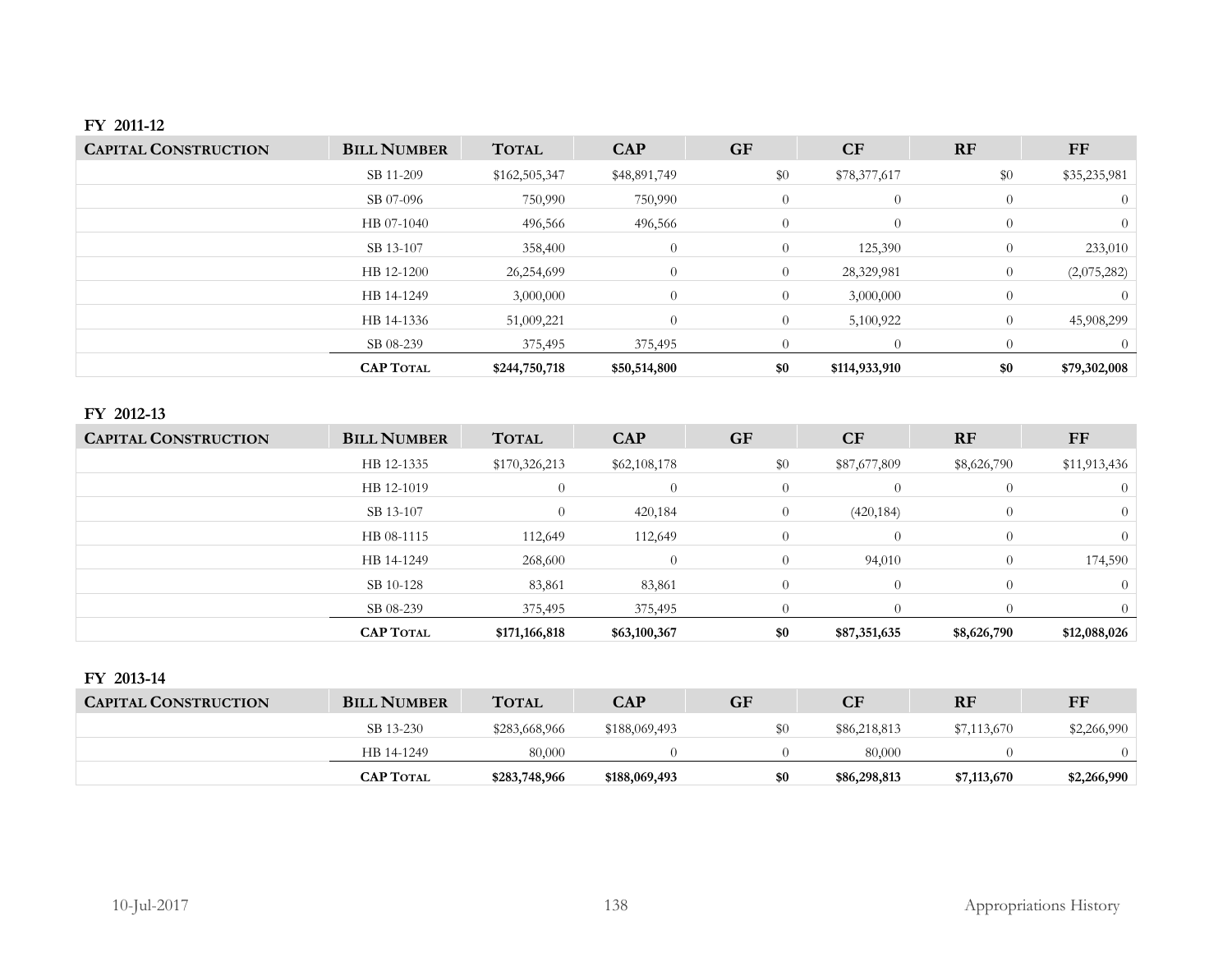**FY 2011-12**

| Capital Construction | Bill Number | Total | CAP | GF | CF | RF | FF |
|---|---|---|---|---|---|---|---|
| | SB 11-209 | $162,505,347 | $48,891,749 | $0 | $78,377,617 | $0 | $35,235,981 |
| | SB 07-096 | 750,990 | 750,990 | 0 | 0 | 0 | 0 |
| | HB 07-1040 | 496,566 | 496,566 | 0 | 0 | 0 | 0 |
| | SB 13-107 | 358,400 | 0 | 0 | 125,390 | 0 | 233,010 |
| | HB 12-1200 | 26,254,699 | 0 | 0 | 28,329,981 | 0 | (2,075,282) |
| | HB 14-1249 | 3,000,000 | 0 | 0 | 3,000,000 | 0 | 0 |
| | HB 14-1336 | 51,009,221 | 0 | 0 | 5,100,922 | 0 | 45,908,299 |
| | SB 08-239 | 375,495 | 375,495 | 0 | 0 | 0 | 0 |
| | **CAP Total** | **$244,750,718** | **$50,514,800** | **$0** | **$114,933,910** | **$0** | **$79,302,008** |

**FY 2012-13**

| Capital Construction | Bill Number | Total | CAP | GF | CF | RF | FF |
|---|---|---|---|---|---|---|---|
| | HB 12-1335 | $170,326,213 | $62,108,178 | $0 | $87,677,809 | $8,626,790 | $11,913,436 |
| | HB 12-1019 | 0 | 0 | 0 | 0 | 0 | 0 |
| | SB 13-107 | 0 | 420,184 | 0 | (420,184) | 0 | 0 |
| | HB 08-1115 | 112,649 | 112,649 | 0 | 0 | 0 | 0 |
| | HB 14-1249 | 268,600 | 0 | 0 | 94,010 | 0 | 174,590 |
| | SB 10-128 | 83,861 | 83,861 | 0 | 0 | 0 | 0 |
| | SB 08-239 | 375,495 | 375,495 | 0 | 0 | 0 | 0 |
| | **CAP Total** | **$171,166,818** | **$63,100,367** | **$0** | **$87,351,635** | **$8,626,790** | **$12,088,026** |

**FY 2013-14**

| Capital Construction | Bill Number | Total | CAP | GF | CF | RF | FF |
|---|---|---|---|---|---|---|---|
| | SB 13-230 | $283,668,966 | $188,069,493 | $0 | $86,218,813 | $7,113,670 | $2,266,990 |
| | HB 14-1249 | 80,000 | 0 | 0 | 80,000 | 0 | 0 |
| | **CAP Total** | **$283,748,966** | **$188,069,493** | **$0** | **$86,298,813** | **$7,113,670** | **$2,266,990** |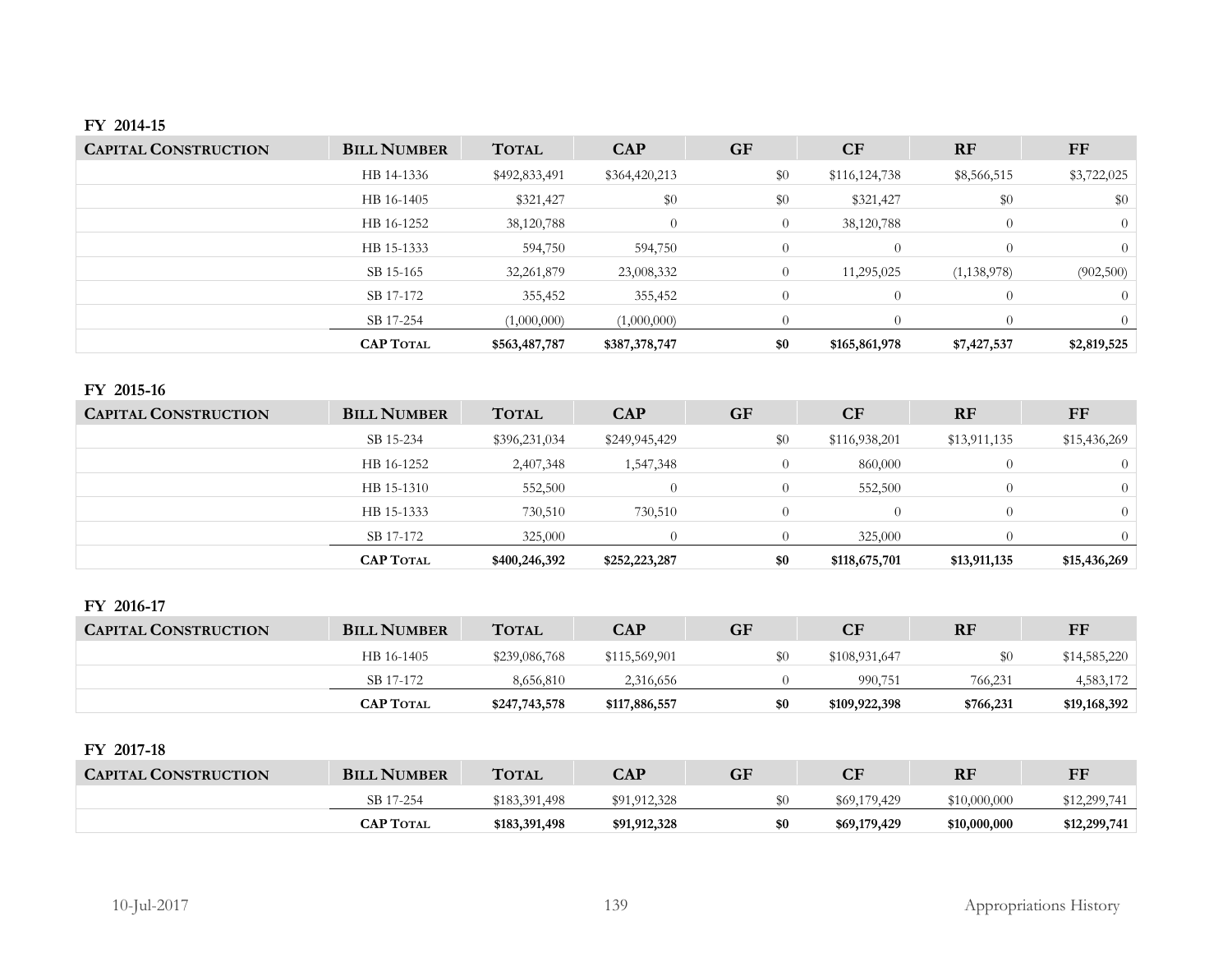**FY 2014-15**

| Capital Construction | Bill Number | Total | CAP | GF | CF | RF | FF |
|---|---|---|---|---|---|---|---|
| | HB 14-1336 | $492,833,491 | $364,420,213 | $0 | $116,124,738 | $8,566,515 | $3,722,025 |
| | HB 16-1405 | $321,427 | $0 | $0 | $321,427 | $0 | $0 |
| | HB 16-1252 | 38,120,788 | 0 | 0 | 38,120,788 | 0 | 0 |
| | HB 15-1333 | 594,750 | 594,750 | 0 | 0 | 0 | 0 |
| | SB 15-165 | 32,261,879 | 23,008,332 | 0 | 11,295,025 | (1,138,978) | (902,500) |
| | SB 17-172 | 355,452 | 355,452 | 0 | 0 | 0 | 0 |
| | SB 17-254 | (1,000,000) | (1,000,000) | 0 | 0 | 0 | 0 |
| | **CAP Total** | **$563,487,787** | **$387,378,747** | **$0** | **$165,861,978** | **$7,427,537** | **$2,819,525** |

**FY 2015-16**

| Capital Construction | Bill Number | Total | CAP | GF | CF | RF | FF |
|---|---|---|---|---|---|---|---|
| | SB 15-234 | $396,231,034 | $249,945,429 | $0 | $116,938,201 | $13,911,135 | $15,436,269 |
| | HB 16-1252 | 2,407,348 | 1,547,348 | 0 | 860,000 | 0 | 0 |
| | HB 15-1310 | 552,500 | 0 | 0 | 552,500 | 0 | 0 |
| | HB 15-1333 | 730,510 | 730,510 | 0 | 0 | 0 | 0 |
| | SB 17-172 | 325,000 | 0 | 0 | 325,000 | 0 | 0 |
| | **CAP Total** | **$400,246,392** | **$252,223,287** | **$0** | **$118,675,701** | **$13,911,135** | **$15,436,269** |

**FY 2016-17**

| Capital Construction | Bill Number | Total | CAP | GF | CF | RF | FF |
|---|---|---|---|---|---|---|---|
| | HB 16-1405 | $239,086,768 | $115,569,901 | $0 | $108,931,647 | $0 | $14,585,220 |
| | SB 17-172 | 8,656,810 | 2,316,656 | 0 | 990,751 | 766,231 | 4,583,172 |
| | **CAP Total** | **$247,743,578** | **$117,886,557** | **$0** | **$109,922,398** | **$766,231** | **$19,168,392** |

**FY 2017-18**

| Capital Construction | Bill Number | Total | CAP | GF | CF | RF | FF |
|---|---|---|---|---|---|---|---|
| | SB 17-254 | $183,391,498 | $91,912,328 | $0 | $69,179,429 | $10,000,000 | $12,299,741 |
| | **CAP Total** | **$183,391,498** | **$91,912,328** | **$0** | **$69,179,429** | **$10,000,000** | **$12,299,741** |